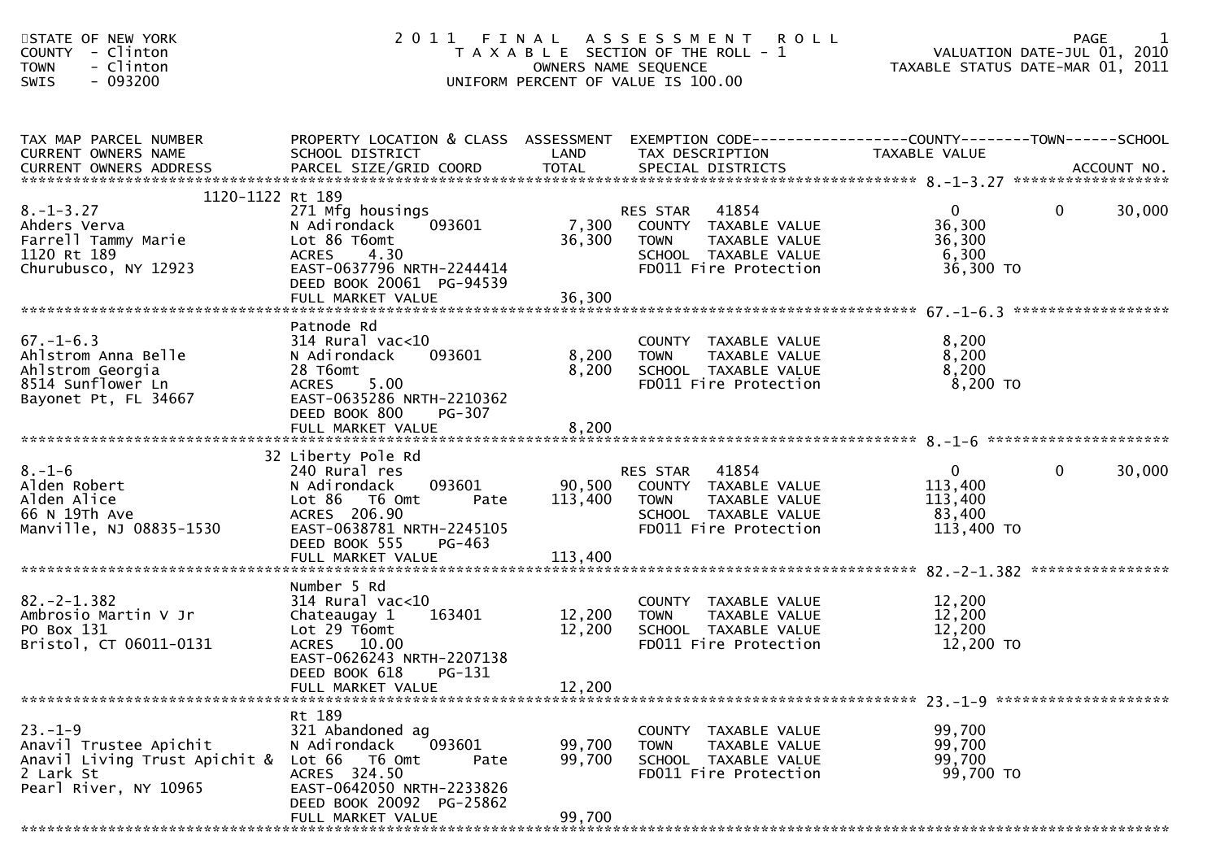STATE OF NEW YORK
COUNTY - Clinton
TOWN - Clinton
SWIS - 093200

# 2011 FINAL ASSESSMENT ROLL

TAXABLE SECTION OF THE ROLL - 1
OWNERS NAME SEQUENCE
UNIFORM PERCENT OF VALUE IS 100.00

VALUATION DATE-JUL 01, 2010
TAXABLE STATUS DATE-MAR 01, 2011

| TAX MAP PARCEL NUMBER / CURRENT OWNERS NAME / CURRENT OWNERS ADDRESS | PROPERTY LOCATION & CLASS / SCHOOL DISTRICT / PARCEL SIZE/GRID COORD | ASSESSMENT LAND / TOTAL | EXEMPTION CODE / TAX DESCRIPTION / SPECIAL DISTRICTS | COUNTY | TOWN | SCHOOL / ACCOUNT NO. |
|---|---|---|---|---|---|---|
| **8.-1-3.27** | 1120-1122 Rt 189 | | | | | |
| 8.-1-3.27 | 271 Mfg housings | | RES STAR 41854 | 0 | 0 | 30,000 |
| Ahders Verva | N Adirondack 093601 | 7,300 | COUNTY TAXABLE VALUE | 36,300 | | |
| Farrell Tammy Marie | Lot 86 T6omt | 36,300 | TOWN TAXABLE VALUE | 36,300 | | |
| 1120 Rt 189 | ACRES 4.30 | | SCHOOL TAXABLE VALUE | 6,300 | | |
| Churubusco, NY 12923 | EAST-0637796 NRTH-2244414 | | FD011 Fire Protection | 36,300 TO | | |
| | DEED BOOK 20061 PG-94539 | | | | | |
| | FULL MARKET VALUE | 36,300 | | | | |
| **67.-1-6.3** | Patnode Rd | | | | | |
| 67.-1-6.3 | 314 Rural vac<10 | | COUNTY TAXABLE VALUE | 8,200 | | |
| Ahlstrom Anna Belle | N Adirondack 093601 | 8,200 | TOWN TAXABLE VALUE | 8,200 | | |
| Ahlstrom Georgia | 28 T6omt | 8,200 | SCHOOL TAXABLE VALUE | 8,200 | | |
| 8514 Sunflower Ln | ACRES 5.00 | | FD011 Fire Protection | 8,200 TO | | |
| Bayonet Pt, FL 34667 | EAST-0635286 NRTH-2210362 | | | | | |
| | DEED BOOK 800 PG-307 | | | | | |
| | FULL MARKET VALUE | 8,200 | | | | |
| **8.-1-6** | 32 Liberty Pole Rd | | | | | |
| 8.-1-6 | 240 Rural res | | RES STAR 41854 | 0 | 0 | 30,000 |
| Alden Robert | N Adirondack 093601 | 90,500 | COUNTY TAXABLE VALUE | 113,400 | | |
| Alden Alice | Lot 86 T6 Omt Pate | 113,400 | TOWN TAXABLE VALUE | 113,400 | | |
| 66 N 19Th Ave | ACRES 206.90 | | SCHOOL TAXABLE VALUE | 83,400 | | |
| Manville, NJ 08835-1530 | EAST-0638781 NRTH-2245105 | | FD011 Fire Protection | 113,400 TO | | |
| | DEED BOOK 555 PG-463 | | | | | |
| | FULL MARKET VALUE | 113,400 | | | | |
| **82.-2-1.382** | Number 5 Rd | | | | | |
| 82.-2-1.382 | 314 Rural vac<10 | | COUNTY TAXABLE VALUE | 12,200 | | |
| Ambrosio Martin V Jr | Chateaugay 1 163401 | 12,200 | TOWN TAXABLE VALUE | 12,200 | | |
| PO Box 131 | Lot 29 T6omt | 12,200 | SCHOOL TAXABLE VALUE | 12,200 | | |
| Bristol, CT 06011-0131 | ACRES 10.00 | | FD011 Fire Protection | 12,200 TO | | |
| | EAST-0626243 NRTH-2207138 | | | | | |
| | DEED BOOK 618 PG-131 | | | | | |
| | FULL MARKET VALUE | 12,200 | | | | |
| **23.-1-9** | Rt 189 | | | | | |
| 23.-1-9 | 321 Abandoned ag | | COUNTY TAXABLE VALUE | 99,700 | | |
| Anavil Trustee Apichit | N Adirondack 093601 | 99,700 | TOWN TAXABLE VALUE | 99,700 | | |
| Anavil Living Trust Apichit & | Lot 66 T6 Omt Pate | 99,700 | SCHOOL TAXABLE VALUE | 99,700 | | |
| 2 Lark St | ACRES 324.50 | | FD011 Fire Protection | 99,700 TO | | |
| Pearl River, NY 10965 | EAST-0642050 NRTH-2233826 | | | | | |
| | DEED BOOK 20092 PG-25862 | | | | | |
| | FULL MARKET VALUE | 99,700 | | | | |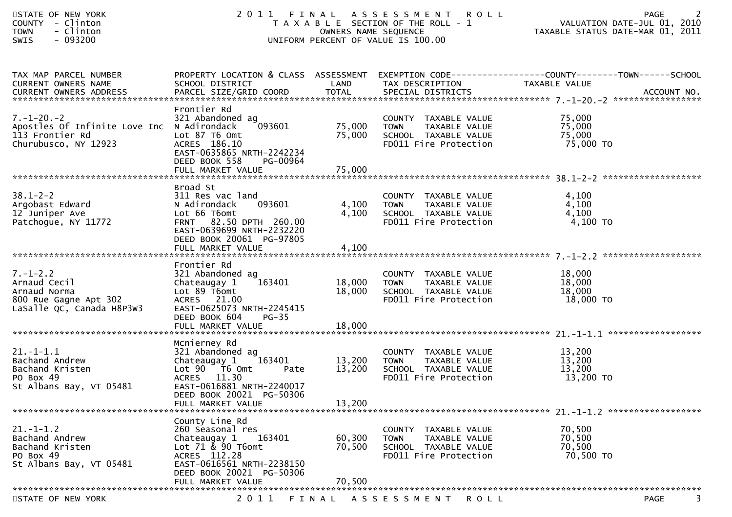STATE OF NEW YORK
COUNTY - Clinton
TOWN - Clinton
SWIS - 093200

# 2011 FINAL ASSESSMENT ROLL

TAXABLE SECTION OF THE ROLL - 1
OWNERS NAME SEQUENCE
UNIFORM PERCENT OF VALUE IS 100.00

VALUATION DATE-JUL 01, 2010
TAXABLE STATUS DATE-MAR 01, 2011

| TAX MAP PARCEL NUMBER / CURRENT OWNERS NAME / CURRENT OWNERS ADDRESS | PROPERTY LOCATION & CLASS / SCHOOL DISTRICT / PARCEL SIZE/GRID COORD | ASSESSMENT LAND | TOTAL | EXEMPTION CODE / TAX DESCRIPTION / SPECIAL DISTRICTS | COUNTY / TOWN / SCHOOL TAXABLE VALUE | ACCOUNT NO. |
|---|---|---|---|---|---|---|
| **7.-1-20.-2** | Frontier Rd | | | | | |
| 7.-1-20.-2 | 321 Abandoned ag | | | COUNTY TAXABLE VALUE | 75,000 | |
| Apostles Of Infinite Love Inc | N Adirondack 093601 | 75,000 | | TOWN TAXABLE VALUE | 75,000 | |
| 113 Frontier Rd | Lot 87 T6 Omt | | 75,000 | SCHOOL TAXABLE VALUE | 75,000 | |
| Churubusco, NY 12923 | ACRES 186.10 | | | FD011 Fire Protection | 75,000 TO | |
| | EAST-0635865 NRTH-2242234 | | | | | |
| | DEED BOOK 558 PG-00964 | | | | | |
| | FULL MARKET VALUE | | 75,000 | | | |
| **38.1-2-2** | Broad St | | | | | |
| 38.1-2-2 | 311 Res vac land | | | COUNTY TAXABLE VALUE | 4,100 | |
| Argobast Edward | N Adirondack 093601 | 4,100 | | TOWN TAXABLE VALUE | 4,100 | |
| 12 Juniper Ave | Lot 66 T6omt | | 4,100 | SCHOOL TAXABLE VALUE | 4,100 | |
| Patchogue, NY 11772 | FRNT 82.50 DPTH 260.00 | | | FD011 Fire Protection | 4,100 TO | |
| | EAST-0639699 NRTH-2232220 | | | | | |
| | DEED BOOK 20061 PG-97805 | | | | | |
| | FULL MARKET VALUE | | 4,100 | | | |
| **7.-1-2.2** | Frontier Rd | | | | | |
| 7.-1-2.2 | 321 Abandoned ag | | | COUNTY TAXABLE VALUE | 18,000 | |
| Arnaud Cecil | Chateaugay 1 163401 | 18,000 | | TOWN TAXABLE VALUE | 18,000 | |
| Arnaud Norma | Lot 89 T6omt | | 18,000 | SCHOOL TAXABLE VALUE | 18,000 | |
| 800 Rue Gagne Apt 302 | ACRES 21.00 | | | FD011 Fire Protection | 18,000 TO | |
| LaSalle QC, Canada H8P3W3 | EAST-0625073 NRTH-2245415 | | | | | |
| | DEED BOOK 604 PG-35 | | | | | |
| | FULL MARKET VALUE | | 18,000 | | | |
| **21.-1-1.1** | Mcnierney Rd | | | | | |
| 21.-1-1.1 | 321 Abandoned ag | | | COUNTY TAXABLE VALUE | 13,200 | |
| Bachand Andrew | Chateaugay 1 163401 | 13,200 | | TOWN TAXABLE VALUE | 13,200 | |
| Bachand Kristen | Lot 90 T6 Omt Pate | | 13,200 | SCHOOL TAXABLE VALUE | 13,200 | |
| PO Box 49 | ACRES 11.30 | | | FD011 Fire Protection | 13,200 TO | |
| St Albans Bay, VT 05481 | EAST-0616881 NRTH-2240017 | | | | | |
| | DEED BOOK 20021 PG-50306 | | | | | |
| | FULL MARKET VALUE | | 13,200 | | | |
| **21.-1-1.2** | County Line Rd | | | | | |
| 21.-1-1.2 | 260 Seasonal res | | | COUNTY TAXABLE VALUE | 70,500 | |
| Bachand Andrew | Chateaugay 1 163401 | 60,300 | | TOWN TAXABLE VALUE | 70,500 | |
| Bachand Kristen | Lot 71 & 90 T6omt | | 70,500 | SCHOOL TAXABLE VALUE | 70,500 | |
| PO Box 49 | ACRES 112.28 | | | FD011 Fire Protection | 70,500 TO | |
| St Albans Bay, VT 05481 | EAST-0616561 NRTH-2238150 | | | | | |
| | DEED BOOK 20021 PG-50306 | | | | | |
| | FULL MARKET VALUE | | 70,500 | | | |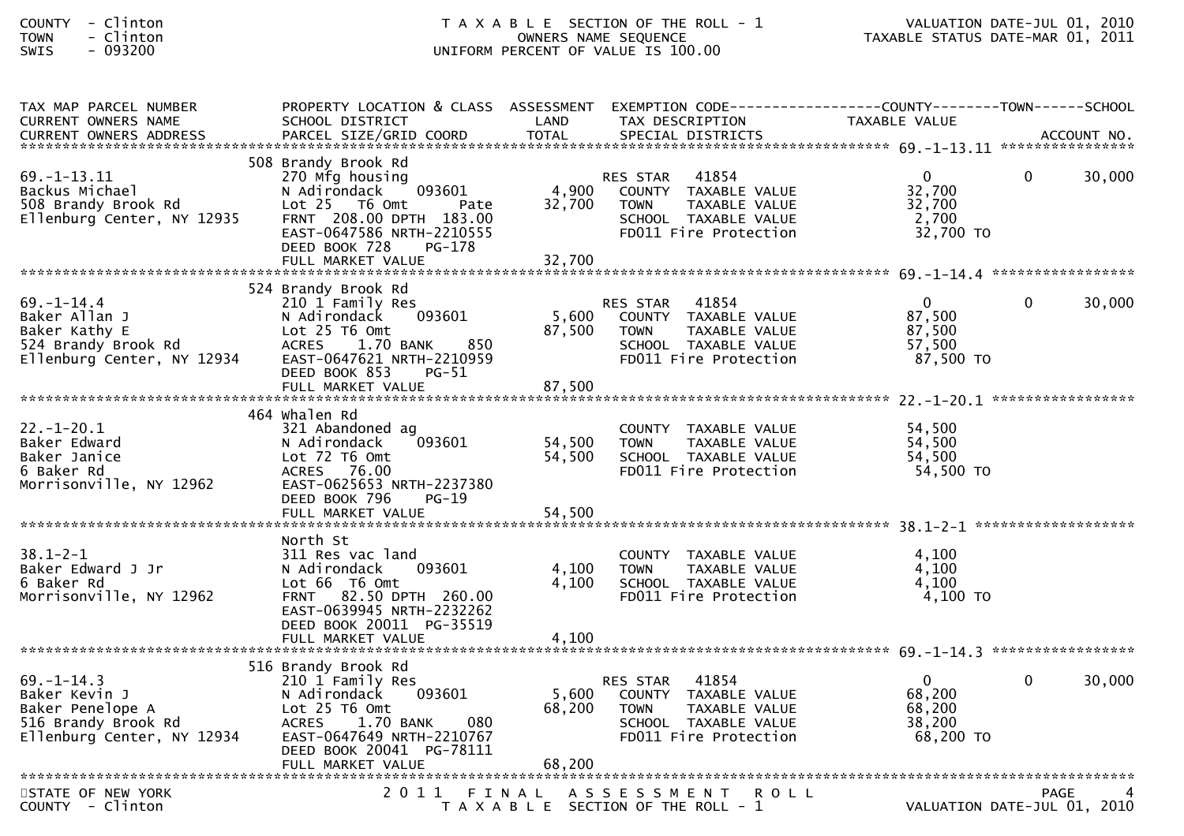COUNTY - Clinton
TOWN - Clinton
SWIS - 093200

T A X A B L E SECTION OF THE ROLL - 1
OWNERS NAME SEQUENCE
UNIFORM PERCENT OF VALUE IS 100.00

VALUATION DATE-JUL 01, 2010
TAXABLE STATUS DATE-MAR 01, 2011

| TAX MAP PARCEL NUMBER / CURRENT OWNERS NAME / CURRENT OWNERS ADDRESS | PROPERTY LOCATION & CLASS / SCHOOL DISTRICT / PARCEL SIZE/GRID COORD | ASSESSMENT LAND / TOTAL | EXEMPTION CODE / TAX DESCRIPTION / SPECIAL DISTRICTS | COUNTY TAXABLE VALUE | TOWN | SCHOOL | ACCOUNT NO. |
|---|---|---|---|---|---|---|---|
| 69.-1-13.11 | 508 Brandy Brook Rd | | | | | | |
| | 270 Mfg housing | | RES STAR 41854 | 0 | 0 | 30,000 | |
| Backus Michael | N Adirondack 093601 | 4,900 | COUNTY TAXABLE VALUE | 32,700 | | | |
| 508 Brandy Brook Rd | Lot 25 T6 Omt Pate | 32,700 | TOWN TAXABLE VALUE | 32,700 | | | |
| Ellenburg Center, NY 12935 | FRNT 208.00 DPTH 183.00 | | SCHOOL TAXABLE VALUE | 2,700 | | | |
| | EAST-0647586 NRTH-2210555 | | FD011 Fire Protection | 32,700 TO | | | |
| | DEED BOOK 728 PG-178 | | | | | | |
| | FULL MARKET VALUE | 32,700 | | | | | |
| 69.-1-14.4 | 524 Brandy Brook Rd | | | | | | |
| | 210 1 Family Res | | RES STAR 41854 | 0 | 0 | 30,000 | |
| Baker Allan J | N Adirondack 093601 | 5,600 | COUNTY TAXABLE VALUE | 87,500 | | | |
| Baker Kathy E | Lot 25 T6 Omt | 87,500 | TOWN TAXABLE VALUE | 87,500 | | | |
| 524 Brandy Brook Rd | ACRES 1.70 BANK 850 | | SCHOOL TAXABLE VALUE | 57,500 | | | |
| Ellenburg Center, NY 12934 | EAST-0647621 NRTH-2210959 | | FD011 Fire Protection | 87,500 TO | | | |
| | DEED BOOK 853 PG-51 | | | | | | |
| | FULL MARKET VALUE | 87,500 | | | | | |
| 22.-1-20.1 | 464 Whalen Rd | | | | | | |
| | 321 Abandoned ag | | COUNTY TAXABLE VALUE | 54,500 | | | |
| Baker Edward | N Adirondack 093601 | 54,500 | TOWN TAXABLE VALUE | 54,500 | | | |
| Baker Janice | Lot 72 T6 Omt | 54,500 | SCHOOL TAXABLE VALUE | 54,500 | | | |
| 6 Baker Rd | ACRES 76.00 | | FD011 Fire Protection | 54,500 TO | | | |
| Morrisonville, NY 12962 | EAST-0625653 NRTH-2237380 | | | | | | |
| | DEED BOOK 796 PG-19 | | | | | | |
| | FULL MARKET VALUE | 54,500 | | | | | |
| 38.1-2-1 | North St | | | | | | |
| | 311 Res vac land | | COUNTY TAXABLE VALUE | 4,100 | | | |
| Baker Edward J Jr | N Adirondack 093601 | 4,100 | TOWN TAXABLE VALUE | 4,100 | | | |
| 6 Baker Rd | Lot 66 T6 Omt | 4,100 | SCHOOL TAXABLE VALUE | 4,100 | | | |
| Morrisonville, NY 12962 | FRNT 82.50 DPTH 260.00 | | FD011 Fire Protection | 4,100 TO | | | |
| | EAST-0639945 NRTH-2232262 | | | | | | |
| | DEED BOOK 20011 PG-35519 | | | | | | |
| | FULL MARKET VALUE | 4,100 | | | | | |
| 69.-1-14.3 | 516 Brandy Brook Rd | | | | | | |
| | 210 1 Family Res | | RES STAR 41854 | 0 | 0 | 30,000 | |
| Baker Kevin J | N Adirondack 093601 | 5,600 | COUNTY TAXABLE VALUE | 68,200 | | | |
| Baker Penelope A | Lot 25 T6 Omt | 68,200 | TOWN TAXABLE VALUE | 68,200 | | | |
| 516 Brandy Brook Rd | ACRES 1.70 BANK 080 | | SCHOOL TAXABLE VALUE | 38,200 | | | |
| Ellenburg Center, NY 12934 | EAST-0647649 NRTH-2210767 | | FD011 Fire Protection | 68,200 TO | | | |
| | DEED BOOK 20041 PG-78111 | | | | | | |
| | FULL MARKET VALUE | 68,200 | | | | | |

STATE OF NEW YORK
COUNTY - Clinton

2 0 1 1 F I N A L A S S E S S M E N T R O L L
T A X A B L E SECTION OF THE ROLL - 1

VALUATION DATE-JUL 01, 2010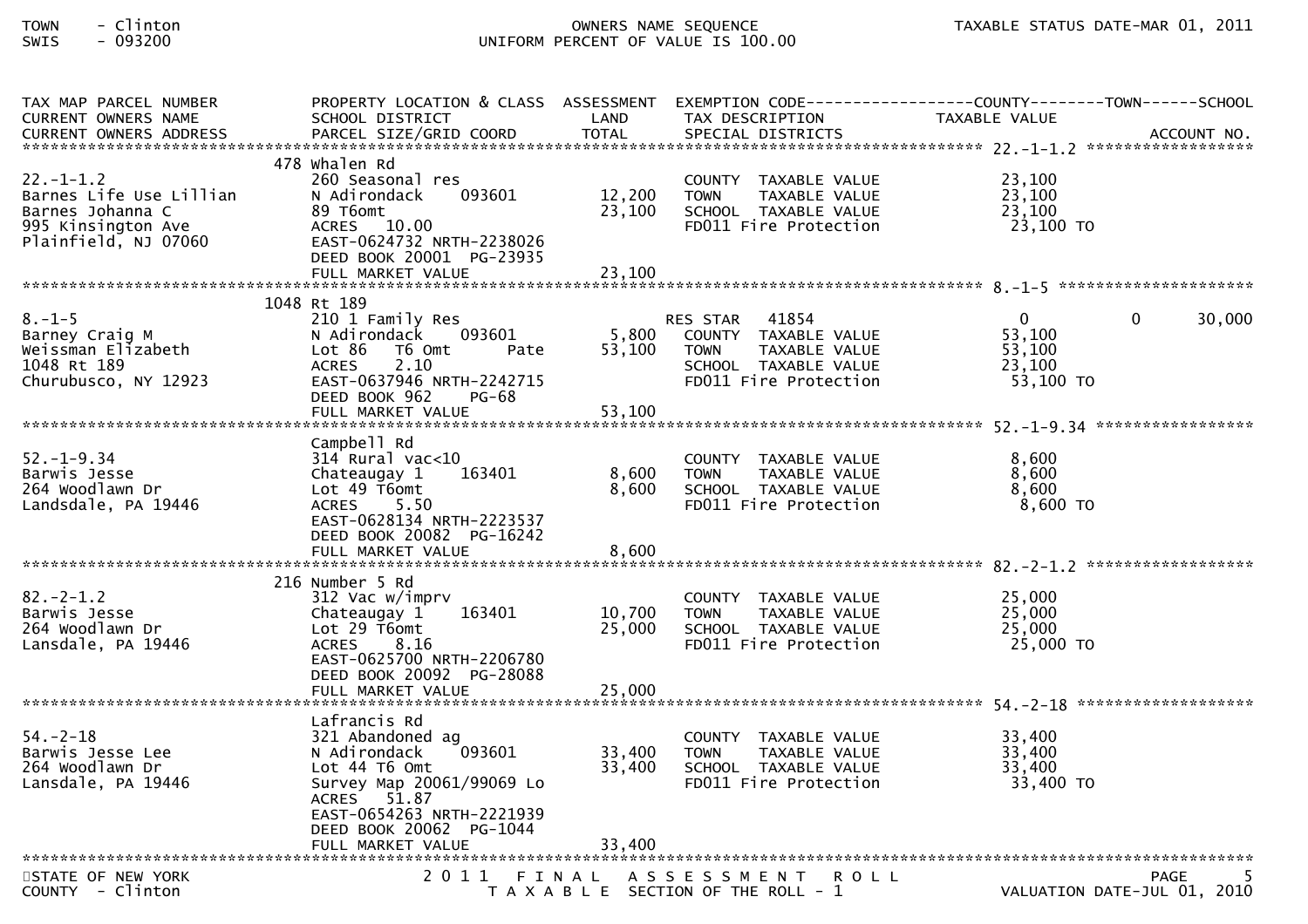| TAX MAP PARCEL NUMBER<br>CURRENT OWNERS NAME<br>CURRENT OWNERS ADDRESS | PROPERTY LOCATION & CLASS<br>SCHOOL DISTRICT<br>PARCEL SIZE/GRID COORD | ASSESSMENT<br>LAND<br>TOTAL | EXEMPTION CODE<br>TAX DESCRIPTION<br>SPECIAL DISTRICTS | COUNTY<br>TAXABLE VALUE | TOWN | SCHOOL<br>ACCOUNT NO. |
|---|---|---|---|---|---|---|
| 22.-1-1.2 | 478 Whalen Rd | | | | | |
| 22.-1-1.2 | 260 Seasonal res | | COUNTY TAXABLE VALUE | 23,100 | | |
| Barnes Life Use Lillian | N Adirondack 093601 | 12,200 | TOWN TAXABLE VALUE | 23,100 | | |
| Barnes Johanna C | 89 T6omt | 23,100 | SCHOOL TAXABLE VALUE | 23,100 | | |
| 995 Kinsington Ave | ACRES 10.00 | | FD011 Fire Protection | 23,100 TO | | |
| Plainfield, NJ 07060 | EAST-0624732 NRTH-2238026 | | | | | |
| | DEED BOOK 20001 PG-23935 | | | | | |
| | FULL MARKET VALUE | 23,100 | | | | |
| 8.-1-5 | 1048 Rt 189 | | | | | |
| 8.-1-5 | 210 1 Family Res | | RES STAR 41854 | 0 | 0 | 30,000 |
| Barney Craig M | N Adirondack 093601 | 5,800 | COUNTY TAXABLE VALUE | 53,100 | | |
| Weissman Elizabeth | Lot 86 T6 Omt Pate | 53,100 | TOWN TAXABLE VALUE | 53,100 | | |
| 1048 Rt 189 | ACRES 2.10 | | SCHOOL TAXABLE VALUE | 23,100 | | |
| Churubusco, NY 12923 | EAST-0637946 NRTH-2242715 | | FD011 Fire Protection | 53,100 TO | | |
| | DEED BOOK 962 PG-68 | | | | | |
| | FULL MARKET VALUE | 53,100 | | | | |
| 52.-1-9.34 | Campbell Rd | | | | | |
| 52.-1-9.34 | 314 Rural vac<10 | | COUNTY TAXABLE VALUE | 8,600 | | |
| Barwis Jesse | Chateaugay 1 163401 | 8,600 | TOWN TAXABLE VALUE | 8,600 | | |
| 264 Woodlawn Dr | Lot 49 T6omt | 8,600 | SCHOOL TAXABLE VALUE | 8,600 | | |
| Landsdale, PA 19446 | ACRES 5.50 | | FD011 Fire Protection | 8,600 TO | | |
| | EAST-0628134 NRTH-2223537 | | | | | |
| | DEED BOOK 20082 PG-16242 | | | | | |
| | FULL MARKET VALUE | 8,600 | | | | |
| 82.-2-1.2 | 216 Number 5 Rd | | | | | |
| 82.-2-1.2 | 312 Vac w/imprv | | COUNTY TAXABLE VALUE | 25,000 | | |
| Barwis Jesse | Chateaugay 1 163401 | 10,700 | TOWN TAXABLE VALUE | 25,000 | | |
| 264 Woodlawn Dr | Lot 29 T6omt | 25,000 | SCHOOL TAXABLE VALUE | 25,000 | | |
| Lansdale, PA 19446 | ACRES 8.16 | | FD011 Fire Protection | 25,000 TO | | |
| | EAST-0625700 NRTH-2206780 | | | | | |
| | DEED BOOK 20092 PG-28088 | | | | | |
| | FULL MARKET VALUE | 25,000 | | | | |
| 54.-2-18 | Lafrancis Rd | | | | | |
| 54.-2-18 | 321 Abandoned ag | | COUNTY TAXABLE VALUE | 33,400 | | |
| Barwis Jesse Lee | N Adirondack 093601 | 33,400 | TOWN TAXABLE VALUE | 33,400 | | |
| 264 Woodlawn Dr | Lot 44 T6 Omt | 33,400 | SCHOOL TAXABLE VALUE | 33,400 | | |
| Lansdale, PA 19446 | Survey Map 20061/99069 Lo | | FD011 Fire Protection | 33,400 TO | | |
| | ACRES 51.87 | | | | | |
| | EAST-0654263 NRTH-2221939 | | | | | |
| | DEED BOOK 20062 PG-1044 | | | | | |
| | FULL MARKET VALUE | 33,400 | | | | |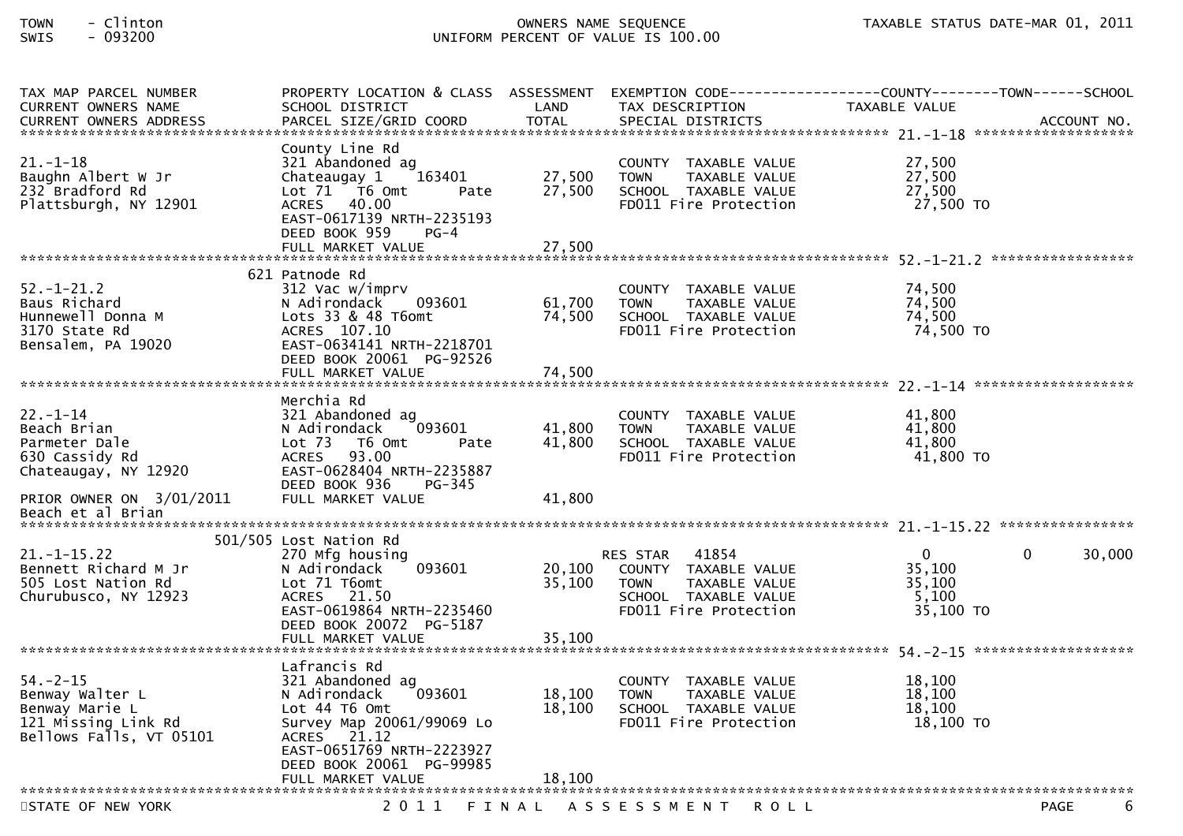TOWN - Clinton
SWIS - 093200

OWNERS NAME SEQUENCE
UNIFORM PERCENT OF VALUE IS 100.00

TAXABLE STATUS DATE-MAR 01, 2011

| TAX MAP PARCEL NUMBER / CURRENT OWNERS NAME / CURRENT OWNERS ADDRESS | PROPERTY LOCATION & CLASS / SCHOOL DISTRICT / PARCEL SIZE/GRID COORD | ASSESSMENT LAND / TOTAL | EXEMPTION CODE / TAX DESCRIPTION / SPECIAL DISTRICTS | COUNTY TAXABLE VALUE | TOWN | SCHOOL |
|---|---|---|---|---|---|---|
| **21.-1-18** | County Line Rd | | | | | |
| 21.-1-18 | 321 Abandoned ag | | COUNTY TAXABLE VALUE | 27,500 | | |
| Baughn Albert W Jr | Chateaugay 1 163401 | 27,500 | TOWN TAXABLE VALUE | 27,500 | | |
| 232 Bradford Rd | Lot 71 T6 Omt Pate | 27,500 | SCHOOL TAXABLE VALUE | 27,500 | | |
| Plattsburgh, NY 12901 | ACRES 40.00 | | FD011 Fire Protection | 27,500 TO | | |
| | EAST-0617139 NRTH-2235193 | | | | | |
| | DEED BOOK 959 PG-4 | | | | | |
| | FULL MARKET VALUE | 27,500 | | | | |
| **52.-1-21.2** | 621 Patnode Rd | | | | | |
| 52.-1-21.2 | 312 Vac w/imprv | | COUNTY TAXABLE VALUE | 74,500 | | |
| Baus Richard | N Adirondack 093601 | 61,700 | TOWN TAXABLE VALUE | 74,500 | | |
| Hunnewell Donna M | Lots 33 & 48 T6omt | 74,500 | SCHOOL TAXABLE VALUE | 74,500 | | |
| 3170 State Rd | ACRES 107.10 | | FD011 Fire Protection | 74,500 TO | | |
| Bensalem, PA 19020 | EAST-0634141 NRTH-2218701 | | | | | |
| | DEED BOOK 20061 PG-92526 | | | | | |
| | FULL MARKET VALUE | 74,500 | | | | |
| **22.-1-14** | Merchia Rd | | | | | |
| 22.-1-14 | 321 Abandoned ag | | COUNTY TAXABLE VALUE | 41,800 | | |
| Beach Brian | N Adirondack 093601 | 41,800 | TOWN TAXABLE VALUE | 41,800 | | |
| Parmeter Dale | Lot 73 T6 Omt Pate | 41,800 | SCHOOL TAXABLE VALUE | 41,800 | | |
| 630 Cassidy Rd | ACRES 93.00 | | FD011 Fire Protection | 41,800 TO | | |
| Chateaugay, NY 12920 | EAST-0628404 NRTH-2235887 | | | | | |
| | DEED BOOK 936 PG-345 | | | | | |
| PRIOR OWNER ON 3/01/2011 | FULL MARKET VALUE | 41,800 | | | | |
| Beach et al Brian | | | | | | |
| **21.-1-15.22** | 501/505 Lost Nation Rd | | | | | |
| 21.-1-15.22 | 270 Mfg housing | | RES STAR 41854 | 0 | 0 | 30,000 |
| Bennett Richard M Jr | N Adirondack 093601 | 20,100 | COUNTY TAXABLE VALUE | 35,100 | | |
| 505 Lost Nation Rd | Lot 71 T6omt | 35,100 | TOWN TAXABLE VALUE | 35,100 | | |
| Churubusco, NY 12923 | ACRES 21.50 | | SCHOOL TAXABLE VALUE | 5,100 | | |
| | EAST-0619864 NRTH-2235460 | | FD011 Fire Protection | 35,100 TO | | |
| | DEED BOOK 20072 PG-5187 | | | | | |
| | FULL MARKET VALUE | 35,100 | | | | |
| **54.-2-15** | Lafrancis Rd | | | | | |
| 54.-2-15 | 321 Abandoned ag | | COUNTY TAXABLE VALUE | 18,100 | | |
| Benway Walter L | N Adirondack 093601 | 18,100 | TOWN TAXABLE VALUE | 18,100 | | |
| Benway Marie L | Lot 44 T6 Omt | 18,100 | SCHOOL TAXABLE VALUE | 18,100 | | |
| 121 Missing Link Rd | Survey Map 20061/99069 Lo | | FD011 Fire Protection | 18,100 TO | | |
| Bellows Falls, VT 05101 | ACRES 21.12 | | | | | |
| | EAST-0651769 NRTH-2223927 | | | | | |
| | DEED BOOK 20061 PG-99985 | | | | | |
| | FULL MARKET VALUE | 18,100 | | | | |

STATE OF NEW YORK — 2011 FINAL ASSESSMENT ROLL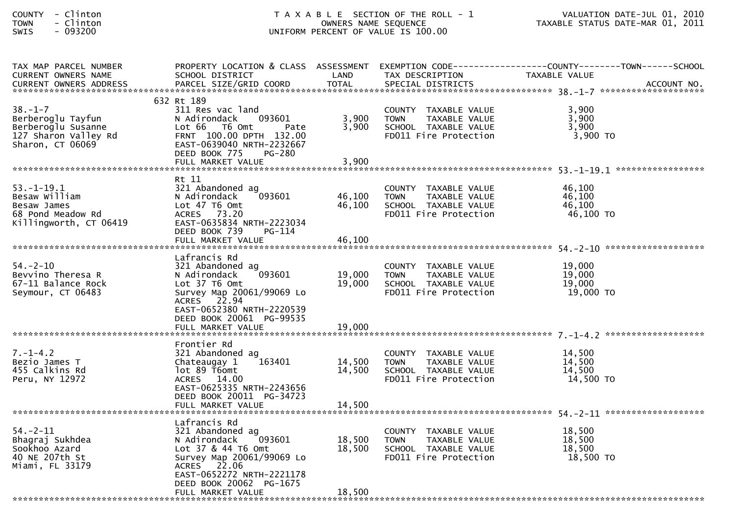COUNTY - Clinton
TOWN - Clinton
SWIS - 093200

T A X A B L E SECTION OF THE ROLL - 1
OWNERS NAME SEQUENCE
UNIFORM PERCENT OF VALUE IS 100.00

VALUATION DATE-JUL 01, 2010
TAXABLE STATUS DATE-MAR 01, 2011

| TAX MAP PARCEL NUMBER / CURRENT OWNERS NAME / CURRENT OWNERS ADDRESS | PROPERTY LOCATION & CLASS / SCHOOL DISTRICT / PARCEL SIZE/GRID COORD | ASSESSMENT LAND / TOTAL | EXEMPTION CODE / TAX DESCRIPTION / SPECIAL DISTRICTS | TAXABLE VALUE (COUNTY--------TOWN------SCHOOL) | ACCOUNT NO. |
|---|---|---|---|---|---|
| 38.-1-7 | 632 Rt 189 | | | | |
| Berberoglu Tayfun | 311 Res vac land | | COUNTY TAXABLE VALUE | 3,900 | |
| Berberoglu Susanne | N Adirondack 093601 | 3,900 | TOWN TAXABLE VALUE | 3,900 | |
| 127 Sharon Valley Rd | Lot 66 T6 Omt Pate | 3,900 | SCHOOL TAXABLE VALUE | 3,900 | |
| Sharon, CT 06069 | FRNT 100.00 DPTH 132.00 | | FD011 Fire Protection | 3,900 TO | |
| | EAST-0639040 NRTH-2232667 | | | | |
| | DEED BOOK 775 PG-280 | | | | |
| | FULL MARKET VALUE | 3,900 | | | |
| 53.-1-19.1 | Rt 11 | | | | |
| Besaw William | 321 Abandoned ag | | COUNTY TAXABLE VALUE | 46,100 | |
| Besaw James | N Adirondack 093601 | 46,100 | TOWN TAXABLE VALUE | 46,100 | |
| 68 Pond Meadow Rd | Lot 47 T6 Omt | 46,100 | SCHOOL TAXABLE VALUE | 46,100 | |
| Killingworth, CT 06419 | ACRES 73.20 | | FD011 Fire Protection | 46,100 TO | |
| | EAST-0635834 NRTH-2223034 | | | | |
| | DEED BOOK 739 PG-114 | | | | |
| | FULL MARKET VALUE | 46,100 | | | |
| 54.-2-10 | Lafrancis Rd | | | | |
| Bevvino Theresa R | 321 Abandoned ag | | COUNTY TAXABLE VALUE | 19,000 | |
| 67-11 Balance Rock | N Adirondack 093601 | 19,000 | TOWN TAXABLE VALUE | 19,000 | |
| Seymour, CT 06483 | Lot 37 T6 Omt | 19,000 | SCHOOL TAXABLE VALUE | 19,000 | |
| | Survey Map 20061/99069 Lo | | FD011 Fire Protection | 19,000 TO | |
| | ACRES 22.94 | | | | |
| | EAST-0652380 NRTH-2220539 | | | | |
| | DEED BOOK 20061 PG-99535 | | | | |
| | FULL MARKET VALUE | 19,000 | | | |
| 7.-1-4.2 | Frontier Rd | | | | |
| Bezio James T | 321 Abandoned ag | | COUNTY TAXABLE VALUE | 14,500 | |
| 455 Calkins Rd | Chateaugay 1 163401 | 14,500 | TOWN TAXABLE VALUE | 14,500 | |
| Peru, NY 12972 | lot 89 T6omt | 14,500 | SCHOOL TAXABLE VALUE | 14,500 | |
| | ACRES 14.00 | | FD011 Fire Protection | 14,500 TO | |
| | EAST-0625335 NRTH-2243656 | | | | |
| | DEED BOOK 20011 PG-34723 | | | | |
| | FULL MARKET VALUE | 14,500 | | | |
| 54.-2-11 | Lafrancis Rd | | | | |
| Bhagraj Sukhdea | 321 Abandoned ag | | COUNTY TAXABLE VALUE | 18,500 | |
| Sookhoo Azard | N Adirondack 093601 | 18,500 | TOWN TAXABLE VALUE | 18,500 | |
| 40 NE 207th St | Lot 37 & 44 T6 Omt | 18,500 | SCHOOL TAXABLE VALUE | 18,500 | |
| Miami, FL 33179 | Survey Map 20061/99069 Lo | | FD011 Fire Protection | 18,500 TO | |
| | ACRES 22.06 | | | | |
| | EAST-0652272 NRTH-2221178 | | | | |
| | DEED BOOK 20062 PG-1675 | | | | |
| | FULL MARKET VALUE | 18,500 | | | |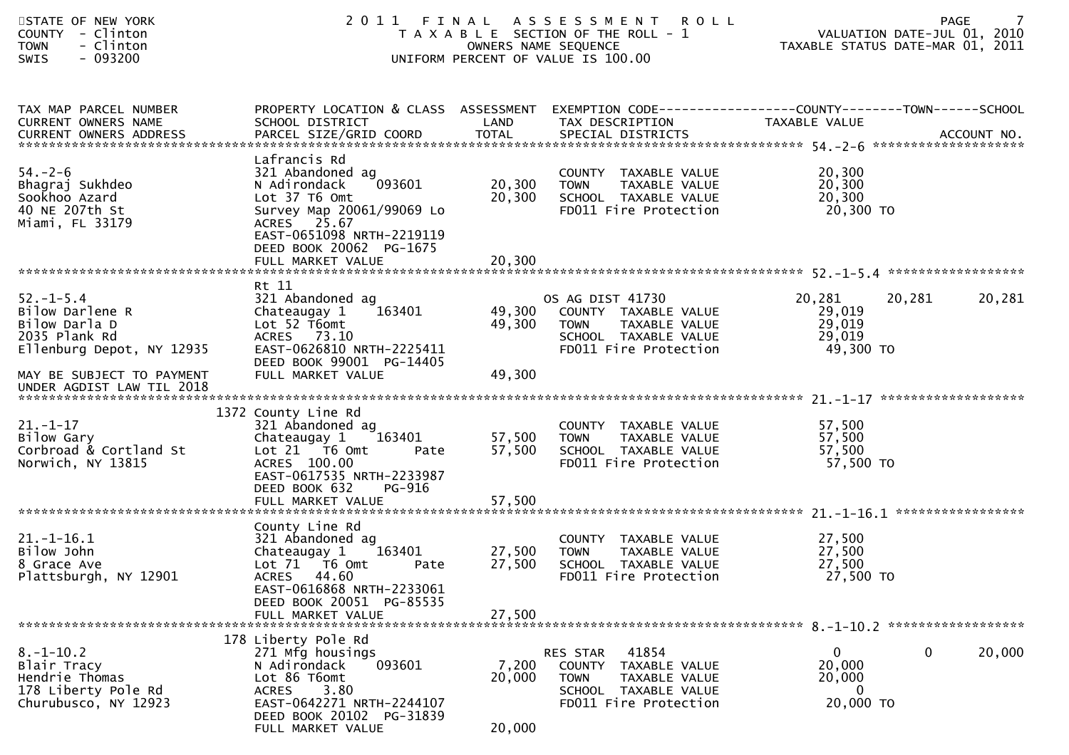STATE OF NEW YORK
COUNTY - Clinton
TOWN - Clinton
SWIS - 093200

# 2011 FINAL ASSESSMENT ROLL

TAXABLE SECTION OF THE ROLL - 1
OWNERS NAME SEQUENCE
UNIFORM PERCENT OF VALUE IS 100.00

VALUATION DATE-JUL 01, 2010
TAXABLE STATUS DATE-MAR 01, 2011

| TAX MAP PARCEL NUMBER / CURRENT OWNERS NAME / CURRENT OWNERS ADDRESS | PROPERTY LOCATION & CLASS / SCHOOL DISTRICT / PARCEL SIZE/GRID COORD | ASSESSMENT LAND | ASSESSMENT TOTAL | EXEMPTION CODE / TAX DESCRIPTION / SPECIAL DISTRICTS | COUNTY TAXABLE VALUE | TOWN | SCHOOL |
|---|---|---|---|---|---|---|---|
| **54.-2-6** | Lafrancis Rd | | | | | | |
| Bhagraj Sukhdeo | 321 Abandoned ag | | | COUNTY TAXABLE VALUE | 20,300 | | |
| Sookhoo Azard | N Adirondack 093601 | 20,300 | | TOWN TAXABLE VALUE | 20,300 | | |
| 40 NE 207th St | Lot 37 T6 Omt | | 20,300 | SCHOOL TAXABLE VALUE | 20,300 | | |
| Miami, FL 33179 | Survey Map 20061/99069 Lo | | | FD011 Fire Protection | 20,300 TO | | |
| | ACRES 25.67 | | | | | | |
| | EAST-0651098 NRTH-2219119 | | | | | | |
| | DEED BOOK 20062 PG-1675 | | | | | | |
| | FULL MARKET VALUE | | 20,300 | | | | |
| **52.-1-5.4** | Rt 11 | | | | | | |
| Bilow Darlene R | 321 Abandoned ag | | | OS AG DIST 41730 | 20,281 | 20,281 | 20,281 |
| Bilow Darla D | Chateaugay 1 163401 | 49,300 | | COUNTY TAXABLE VALUE | 29,019 | | |
| 2035 Plank Rd | Lot 52 T6omt | | 49,300 | TOWN TAXABLE VALUE | 29,019 | | |
| Ellenburg Depot, NY 12935 | ACRES 73.10 | | | SCHOOL TAXABLE VALUE | 29,019 | | |
| | EAST-0626810 NRTH-2225411 | | | FD011 Fire Protection | 49,300 TO | | |
| | DEED BOOK 99001 PG-14405 | | | | | | |
| MAY BE SUBJECT TO PAYMENT UNDER AGDIST LAW TIL 2018 | FULL MARKET VALUE | | 49,300 | | | | |
| **21.-1-17** | 1372 County Line Rd | | | | | | |
| Bilow Gary | 321 Abandoned ag | | | COUNTY TAXABLE VALUE | 57,500 | | |
| Corbroad & Cortland St | Chateaugay 1 163401 | 57,500 | | TOWN TAXABLE VALUE | 57,500 | | |
| Norwich, NY 13815 | Lot 21 T6 Omt Pate | | 57,500 | SCHOOL TAXABLE VALUE | 57,500 | | |
| | ACRES 100.00 | | | FD011 Fire Protection | 57,500 TO | | |
| | EAST-0617535 NRTH-2233987 | | | | | | |
| | DEED BOOK 632 PG-916 | | | | | | |
| | FULL MARKET VALUE | | 57,500 | | | | |
| **21.-1-16.1** | County Line Rd | | | | | | |
| Bilow John | 321 Abandoned ag | | | COUNTY TAXABLE VALUE | 27,500 | | |
| 8 Grace Ave | Chateaugay 1 163401 | 27,500 | | TOWN TAXABLE VALUE | 27,500 | | |
| Plattsburgh, NY 12901 | Lot 71 T6 Omt Pate | | 27,500 | SCHOOL TAXABLE VALUE | 27,500 | | |
| | ACRES 44.60 | | | FD011 Fire Protection | 27,500 TO | | |
| | EAST-0616868 NRTH-2233061 | | | | | | |
| | DEED BOOK 20051 PG-85535 | | | | | | |
| | FULL MARKET VALUE | | 27,500 | | | | |
| **8.-1-10.2** | 178 Liberty Pole Rd | | | | | | |
| Blair Tracy | 271 Mfg housings | | | RES STAR 41854 | 0 | 0 | 20,000 |
| Hendrie Thomas | N Adirondack 093601 | 7,200 | | COUNTY TAXABLE VALUE | 20,000 | | |
| 178 Liberty Pole Rd | Lot 86 T6omt | | 20,000 | TOWN TAXABLE VALUE | 20,000 | | |
| Churubusco, NY 12923 | ACRES 3.80 | | | SCHOOL TAXABLE VALUE | 0 | | |
| | EAST-0642271 NRTH-2244107 | | | FD011 Fire Protection | 20,000 TO | | |
| | DEED BOOK 20102 PG-31839 | | | | | | |
| | FULL MARKET VALUE | | 20,000 | | | | |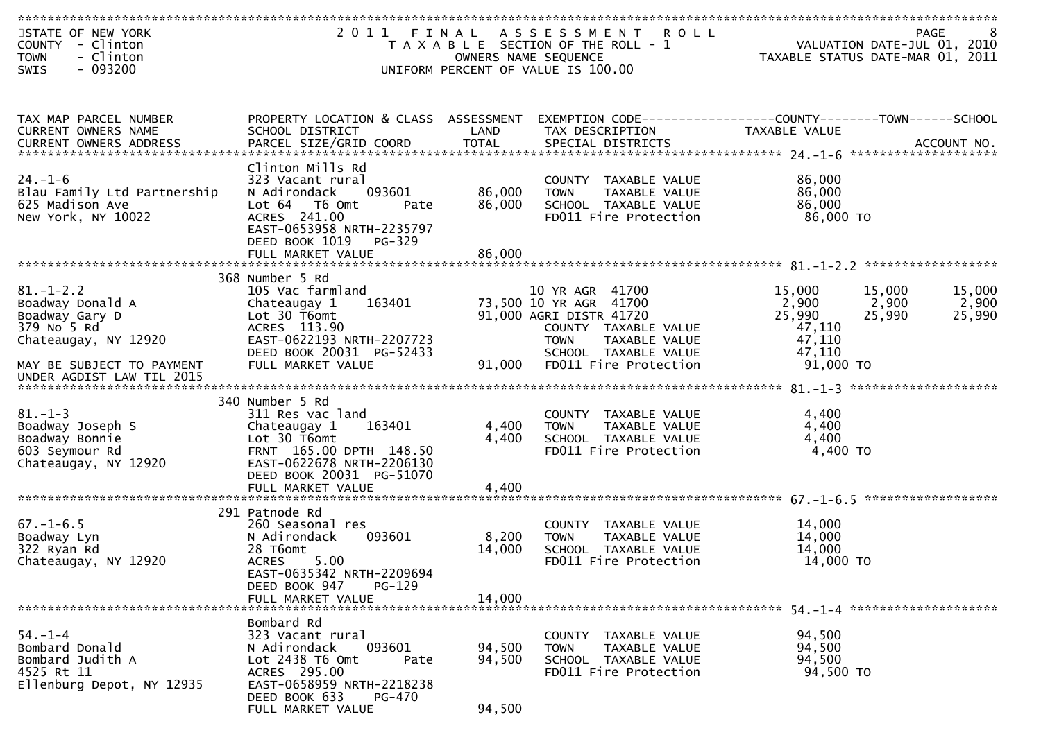STATE OF NEW YORK
COUNTY - Clinton
TOWN - Clinton
SWIS - 093200

2011 FINAL ASSESSMENT ROLL
TAXABLE SECTION OF THE ROLL - 1
OWNERS NAME SEQUENCE
UNIFORM PERCENT OF VALUE IS 100.00

VALUATION DATE-JUL 01, 2010
TAXABLE STATUS DATE-MAR 01, 2011

| TAX MAP PARCEL NUMBER / CURRENT OWNERS NAME / CURRENT OWNERS ADDRESS | PROPERTY LOCATION & CLASS / SCHOOL DISTRICT / PARCEL SIZE/GRID COORD | ASSESSMENT LAND / TOTAL | EXEMPTION CODE / TAX DESCRIPTION / SPECIAL DISTRICTS | COUNTY TAXABLE VALUE | TOWN | SCHOOL | ACCOUNT NO. |
|---|---|---|---|---|---|---|---|
| **24.-1-6** | Clinton Mills Rd | | | | | | |
| 24.-1-6 | 323 Vacant rural | | COUNTY TAXABLE VALUE | 86,000 | | | |
| Blau Family Ltd Partnership | N Adirondack 093601 | 86,000 | TOWN TAXABLE VALUE | 86,000 | | | |
| 625 Madison Ave | Lot 64 T6 Omt Pate | 86,000 | SCHOOL TAXABLE VALUE | 86,000 | | | |
| New York, NY 10022 | ACRES 241.00 | | FD011 Fire Protection | 86,000 TO | | | |
| | EAST-0653958 NRTH-2235797 | | | | | | |
| | DEED BOOK 1019 PG-329 | | | | | | |
| | FULL MARKET VALUE | 86,000 | | | | | |
| **81.-1-2.2** | 368 Number 5 Rd | | | | | | |
| 81.-1-2.2 | 105 Vac farmland | | 10 YR AGR 41700 | 15,000 | 15,000 | 15,000 | |
| Boadway Donald A | Chateaugay 1 163401 | 73,500 | 10 YR AGR 41700 | 2,900 | 2,900 | 2,900 | |
| Boadway Gary D | Lot 30 T6omt | 91,000 | AGRI DISTR 41720 | 25,990 | 25,990 | 25,990 | |
| 379 No 5 Rd | ACRES 113.90 | | COUNTY TAXABLE VALUE | 47,110 | | | |
| Chateaugay, NY 12920 | EAST-0622193 NRTH-2207723 | | TOWN TAXABLE VALUE | 47,110 | | | |
| | DEED BOOK 20031 PG-52433 | | SCHOOL TAXABLE VALUE | 47,110 | | | |
| MAY BE SUBJECT TO PAYMENT UNDER AGDIST LAW TIL 2015 | FULL MARKET VALUE | 91,000 | FD011 Fire Protection | 91,000 TO | | | |
| **81.-1-3** | 340 Number 5 Rd | | | | | | |
| 81.-1-3 | 311 Res vac land | | COUNTY TAXABLE VALUE | 4,400 | | | |
| Boadway Joseph S | Chateaugay 1 163401 | 4,400 | TOWN TAXABLE VALUE | 4,400 | | | |
| Boadway Bonnie | Lot 30 T6omt | 4,400 | SCHOOL TAXABLE VALUE | 4,400 | | | |
| 603 Seymour Rd | FRNT 165.00 DPTH 148.50 | | FD011 Fire Protection | 4,400 TO | | | |
| Chateaugay, NY 12920 | EAST-0622678 NRTH-2206130 | | | | | | |
| | DEED BOOK 20031 PG-51070 | | | | | | |
| | FULL MARKET VALUE | 4,400 | | | | | |
| **67.-1-6.5** | 291 Patnode Rd | | | | | | |
| 67.-1-6.5 | 260 Seasonal res | | COUNTY TAXABLE VALUE | 14,000 | | | |
| Boadway Lyn | N Adirondack 093601 | 8,200 | TOWN TAXABLE VALUE | 14,000 | | | |
| 322 Ryan Rd | 28 T6omt | 14,000 | SCHOOL TAXABLE VALUE | 14,000 | | | |
| Chateaugay, NY 12920 | ACRES 5.00 | | FD011 Fire Protection | 14,000 TO | | | |
| | EAST-0635342 NRTH-2209694 | | | | | | |
| | DEED BOOK 947 PG-129 | | | | | | |
| | FULL MARKET VALUE | 14,000 | | | | | |
| **54.-1-4** | Bombard Rd | | | | | | |
| 54.-1-4 | 323 Vacant rural | | COUNTY TAXABLE VALUE | 94,500 | | | |
| Bombard Donald | N Adirondack 093601 | 94,500 | TOWN TAXABLE VALUE | 94,500 | | | |
| Bombard Judith A | Lot 2438 T6 Omt Pate | 94,500 | SCHOOL TAXABLE VALUE | 94,500 | | | |
| 4525 Rt 11 | ACRES 295.00 | | FD011 Fire Protection | 94,500 TO | | | |
| Ellenburg Depot, NY 12935 | EAST-0658959 NRTH-2218238 | | | | | | |
| | DEED BOOK 633 PG-470 | | | | | | |
| | FULL MARKET VALUE | 94,500 | | | | | |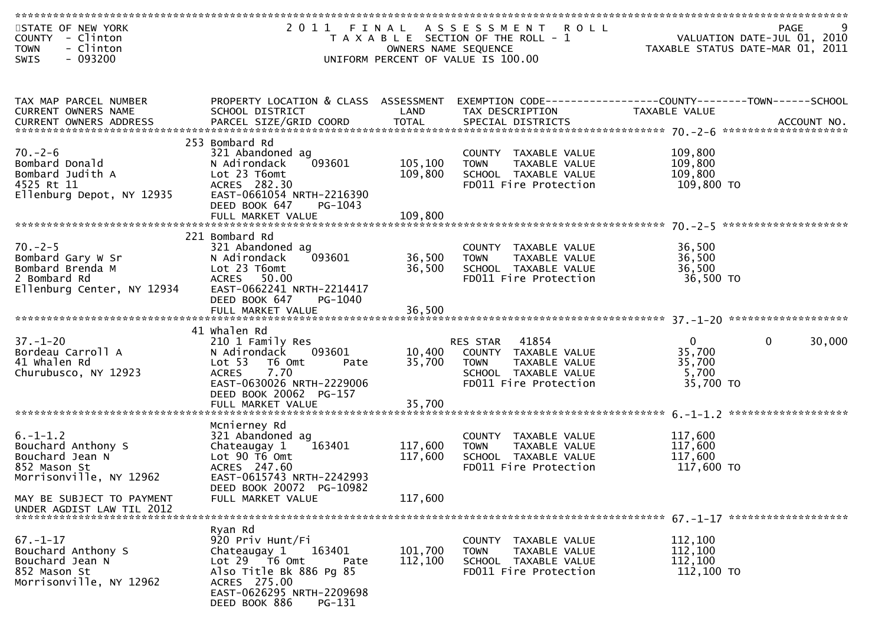STATE OF NEW YORK
COUNTY - Clinton
TOWN - Clinton
SWIS - 093200

# 2011 FINAL ASSESSMENT ROLL
T A X A B L E SECTION OF THE ROLL - 1
OWNERS NAME SEQUENCE
UNIFORM PERCENT OF VALUE IS 100.00

VALUATION DATE-JUL 01, 2010
TAXABLE STATUS DATE-MAR 01, 2011

| TAX MAP PARCEL NUMBER / CURRENT OWNERS NAME / CURRENT OWNERS ADDRESS | PROPERTY LOCATION & CLASS / SCHOOL DISTRICT / PARCEL SIZE/GRID COORD | ASSESSMENT LAND / TOTAL | EXEMPTION CODE / TAX DESCRIPTION / SPECIAL DISTRICTS | COUNTY TAXABLE VALUE | TOWN | SCHOOL | ACCOUNT NO. |
|---|---|---|---|---|---|---|---|
| **70.-2-6** | 253 Bombard Rd | | | | | | |
| 70.-2-6 | 321 Abandoned ag | | COUNTY TAXABLE VALUE | 109,800 | | | |
| Bombard Donald | N Adirondack 093601 | 105,100 | TOWN TAXABLE VALUE | 109,800 | | | |
| Bombard Judith A | Lot 23 T6omt | 109,800 | SCHOOL TAXABLE VALUE | 109,800 | | | |
| 4525 Rt 11 | ACRES 282.30 | | FD011 Fire Protection | 109,800 TO | | | |
| Ellenburg Depot, NY 12935 | EAST-0661054 NRTH-2216390 | | | | | | |
| | DEED BOOK 647 PG-1043 | | | | | | |
| | FULL MARKET VALUE | 109,800 | | | | | |
| **70.-2-5** | 221 Bombard Rd | | | | | | |
| 70.-2-5 | 321 Abandoned ag | | COUNTY TAXABLE VALUE | 36,500 | | | |
| Bombard Gary W Sr | N Adirondack 093601 | 36,500 | TOWN TAXABLE VALUE | 36,500 | | | |
| Bombard Brenda M | Lot 23 T6omt | 36,500 | SCHOOL TAXABLE VALUE | 36,500 | | | |
| 2 Bombard Rd | ACRES 50.00 | | FD011 Fire Protection | 36,500 TO | | | |
| Ellenburg Center, NY 12934 | EAST-0662241 NRTH-2214417 | | | | | | |
| | DEED BOOK 647 PG-1040 | | | | | | |
| | FULL MARKET VALUE | 36,500 | | | | | |
| **37.-1-20** | 41 Whalen Rd | | | | | | |
| 37.-1-20 | 210 1 Family Res | | RES STAR 41854 | 0 | 0 | 30,000 | |
| Bordeau Carroll A | N Adirondack 093601 | 10,400 | COUNTY TAXABLE VALUE | 35,700 | | | |
| 41 Whalen Rd | Lot 53 T6 Omt Pate | 35,700 | TOWN TAXABLE VALUE | 35,700 | | | |
| Churubusco, NY 12923 | ACRES 7.70 | | SCHOOL TAXABLE VALUE | 5,700 | | | |
| | EAST-0630026 NRTH-2229006 | | FD011 Fire Protection | 35,700 TO | | | |
| | DEED BOOK 20062 PG-157 | | | | | | |
| | FULL MARKET VALUE | 35,700 | | | | | |
| **6.-1-1.2** | Mcnierney Rd | | | | | | |
| 6.-1-1.2 | 321 Abandoned ag | | COUNTY TAXABLE VALUE | 117,600 | | | |
| Bouchard Anthony S | Chateaugay 1 163401 | 117,600 | TOWN TAXABLE VALUE | 117,600 | | | |
| Bouchard Jean N | Lot 90 T6 Omt | 117,600 | SCHOOL TAXABLE VALUE | 117,600 | | | |
| 852 Mason St | ACRES 247.60 | | FD011 Fire Protection | 117,600 TO | | | |
| Morrisonville, NY 12962 | EAST-0615743 NRTH-2242993 | | | | | | |
| | DEED BOOK 20072 PG-10982 | | | | | | |
| MAY BE SUBJECT TO PAYMENT | FULL MARKET VALUE | 117,600 | | | | | |
| UNDER AGDIST LAW TIL 2012 | | | | | | | |
| **67.-1-17** | Ryan Rd | | | | | | |
| 67.-1-17 | 920 Priv Hunt/Fi | | COUNTY TAXABLE VALUE | 112,100 | | | |
| Bouchard Anthony S | Chateaugay 1 163401 | 101,700 | TOWN TAXABLE VALUE | 112,100 | | | |
| Bouchard Jean N | Lot 29 T6 Omt Pate | 112,100 | SCHOOL TAXABLE VALUE | 112,100 | | | |
| 852 Mason St | Also Title Bk 886 Pg 85 | | FD011 Fire Protection | 112,100 TO | | | |
| Morrisonville, NY 12962 | ACRES 275.00 | | | | | | |
| | EAST-0626295 NRTH-2209698 | | | | | | |
| | DEED BOOK 886 PG-131 | | | | | | |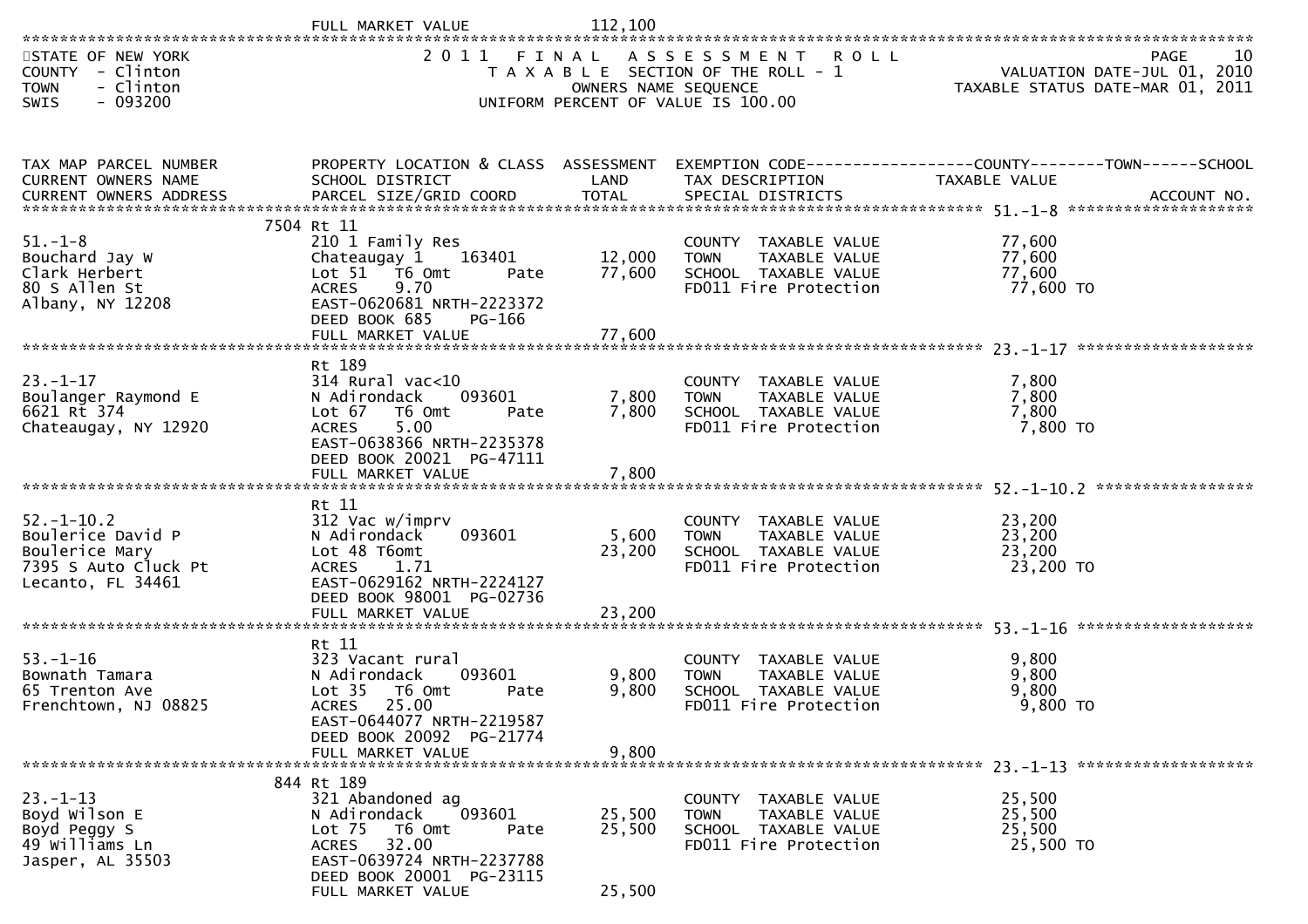FULL MARKET VALUE 112,100

STATE OF NEW YORK
COUNTY - Clinton
TOWN - Clinton
SWIS - 093200

2011 FINAL ASSESSMENT ROLL
TAXABLE SECTION OF THE ROLL - 1
OWNERS NAME SEQUENCE
UNIFORM PERCENT OF VALUE IS 100.00

VALUATION DATE-JUL 01, 2010
TAXABLE STATUS DATE-MAR 01, 2011

| TAX MAP PARCEL NUMBER / CURRENT OWNERS NAME / CURRENT OWNERS ADDRESS | PROPERTY LOCATION & CLASS / SCHOOL DISTRICT / PARCEL SIZE/GRID COORD | ASSESSMENT LAND | TOTAL | EXEMPTION CODE / TAX DESCRIPTION / SPECIAL DISTRICTS | TAXABLE VALUE (COUNTY / TOWN / SCHOOL) | ACCOUNT NO. |
|---|---|---|---|---|---|---|
| 51.-1-8 | 7504 Rt 11 | | | | | |
| 51.-1-8 | 210 1 Family Res | | | COUNTY TAXABLE VALUE | 77,600 | |
| Bouchard Jay W | Chateaugay 1 163401 | 12,000 | | TOWN TAXABLE VALUE | 77,600 | |
| Clark Herbert | Lot 51 T6 Omt Pate | | 77,600 | SCHOOL TAXABLE VALUE | 77,600 | |
| 80 S Allen St | ACRES 9.70 | | | FD011 Fire Protection | 77,600 TO | |
| Albany, NY 12208 | EAST-0620681 NRTH-2223372 | | | | | |
| | DEED BOOK 685 PG-166 | | | | | |
| | FULL MARKET VALUE | | 77,600 | | | |
| 23.-1-17 | Rt 189 | | | | | |
| 23.-1-17 | 314 Rural vac<10 | | | COUNTY TAXABLE VALUE | 7,800 | |
| Boulanger Raymond E | N Adirondack 093601 | 7,800 | | TOWN TAXABLE VALUE | 7,800 | |
| 6621 Rt 374 | Lot 67 T6 Omt Pate | | 7,800 | SCHOOL TAXABLE VALUE | 7,800 | |
| Chateaugay, NY 12920 | ACRES 5.00 | | | FD011 Fire Protection | 7,800 TO | |
| | EAST-0638366 NRTH-2235378 | | | | | |
| | DEED BOOK 20021 PG-47111 | | | | | |
| | FULL MARKET VALUE | | 7,800 | | | |
| 52.-1-10.2 | Rt 11 | | | | | |
| 52.-1-10.2 | 312 Vac w/imprv | | | COUNTY TAXABLE VALUE | 23,200 | |
| Boulerice David P | N Adirondack 093601 | 5,600 | | TOWN TAXABLE VALUE | 23,200 | |
| Boulerice Mary | Lot 48 T6omt | | 23,200 | SCHOOL TAXABLE VALUE | 23,200 | |
| 7395 S Auto Cluck Pt | ACRES 1.71 | | | FD011 Fire Protection | 23,200 TO | |
| Lecanto, FL 34461 | EAST-0629162 NRTH-2224127 | | | | | |
| | DEED BOOK 98001 PG-02736 | | | | | |
| | FULL MARKET VALUE | | 23,200 | | | |
| 53.-1-16 | Rt 11 | | | | | |
| 53.-1-16 | 323 Vacant rural | | | COUNTY TAXABLE VALUE | 9,800 | |
| Bownath Tamara | N Adirondack 093601 | 9,800 | | TOWN TAXABLE VALUE | 9,800 | |
| 65 Trenton Ave | Lot 35 T6 Omt Pate | | 9,800 | SCHOOL TAXABLE VALUE | 9,800 | |
| Frenchtown, NJ 08825 | ACRES 25.00 | | | FD011 Fire Protection | 9,800 TO | |
| | EAST-0644077 NRTH-2219587 | | | | | |
| | DEED BOOK 20092 PG-21774 | | | | | |
| | FULL MARKET VALUE | | 9,800 | | | |
| 23.-1-13 | 844 Rt 189 | | | | | |
| 23.-1-13 | 321 Abandoned ag | | | COUNTY TAXABLE VALUE | 25,500 | |
| Boyd Wilson E | N Adirondack 093601 | 25,500 | | TOWN TAXABLE VALUE | 25,500 | |
| Boyd Peggy S | Lot 75 T6 Omt Pate | | 25,500 | SCHOOL TAXABLE VALUE | 25,500 | |
| 49 Williams Ln | ACRES 32.00 | | | FD011 Fire Protection | 25,500 TO | |
| Jasper, AL 35503 | EAST-0639724 NRTH-2237788 | | | | | |
| | DEED BOOK 20001 PG-23115 | | | | | |
| | FULL MARKET VALUE | | 25,500 | | | |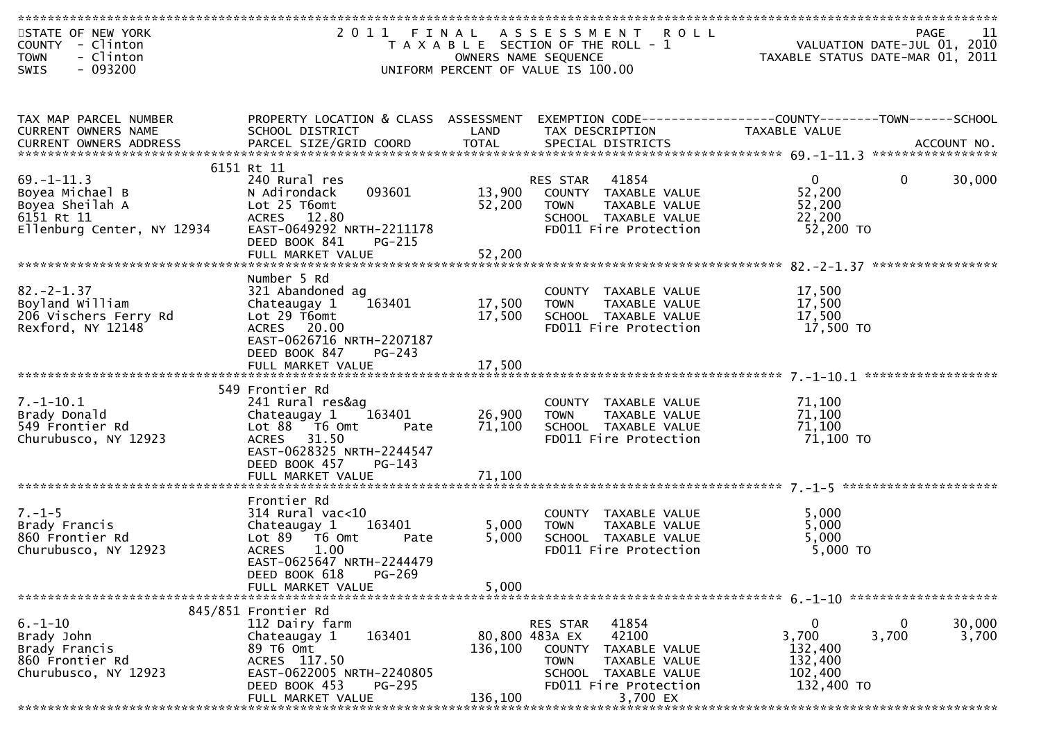STATE OF NEW YORK
COUNTY - Clinton
TOWN - Clinton
SWIS - 093200

# 2011 FINAL ASSESSMENT ROLL

TAXABLE SECTION OF THE ROLL - 1
OWNERS NAME SEQUENCE
UNIFORM PERCENT OF VALUE IS 100.00

VALUATION DATE-JUL 01, 2010
TAXABLE STATUS DATE-MAR 01, 2011

| TAX MAP PARCEL NUMBER / CURRENT OWNERS NAME / CURRENT OWNERS ADDRESS | PROPERTY LOCATION & CLASS / SCHOOL DISTRICT / PARCEL SIZE/GRID COORD | ASSESSMENT LAND / TOTAL | EXEMPTION CODE / TAX DESCRIPTION / SPECIAL DISTRICTS | COUNTY TAXABLE VALUE | TOWN | SCHOOL / ACCOUNT NO. |
|---|---|---|---|---|---|---|
| 69.-1-11.3 | 6151 Rt 11 | | | | | |
| | 240 Rural res | | RES STAR 41854 | 0 | 0 | 30,000 |
| Boyea Michael B | N Adirondack 093601 | 13,900 | COUNTY TAXABLE VALUE | 52,200 | | |
| Boyea Sheilah A | Lot 25 T6omt | 52,200 | TOWN TAXABLE VALUE | 52,200 | | |
| 6151 Rt 11 | ACRES 12.80 | | SCHOOL TAXABLE VALUE | 22,200 | | |
| Ellenburg Center, NY 12934 | EAST-0649292 NRTH-2211178 | | FD011 Fire Protection | 52,200 TO | | |
| | DEED BOOK 841 PG-215 | | | | | |
| | FULL MARKET VALUE | 52,200 | | | | |
| 82.-2-1.37 | Number 5 Rd | | | | | |
| | 321 Abandoned ag | | COUNTY TAXABLE VALUE | 17,500 | | |
| Boyland William | Chateaugay 1 163401 | 17,500 | TOWN TAXABLE VALUE | 17,500 | | |
| 206 Vischers Ferry Rd | Lot 29 T6omt | 17,500 | SCHOOL TAXABLE VALUE | 17,500 | | |
| Rexford, NY 12148 | ACRES 20.00 | | FD011 Fire Protection | 17,500 TO | | |
| | EAST-0626716 NRTH-2207187 | | | | | |
| | DEED BOOK 847 PG-243 | | | | | |
| | FULL MARKET VALUE | 17,500 | | | | |
| 7.-1-10.1 | 549 Frontier Rd | | | | | |
| | 241 Rural res&ag | | COUNTY TAXABLE VALUE | 71,100 | | |
| Brady Donald | Chateaugay 1 163401 | 26,900 | TOWN TAXABLE VALUE | 71,100 | | |
| 549 Frontier Rd | Lot 88 T6 Omt Pate | 71,100 | SCHOOL TAXABLE VALUE | 71,100 | | |
| Churubusco, NY 12923 | ACRES 31.50 | | FD011 Fire Protection | 71,100 TO | | |
| | EAST-0628325 NRTH-2244547 | | | | | |
| | DEED BOOK 457 PG-143 | | | | | |
| | FULL MARKET VALUE | 71,100 | | | | |
| 7.-1-5 | Frontier Rd | | | | | |
| | 314 Rural vac<10 | | COUNTY TAXABLE VALUE | 5,000 | | |
| Brady Francis | Chateaugay 1 163401 | 5,000 | TOWN TAXABLE VALUE | 5,000 | | |
| 860 Frontier Rd | Lot 89 T6 Omt Pate | 5,000 | SCHOOL TAXABLE VALUE | 5,000 | | |
| Churubusco, NY 12923 | ACRES 1.00 | | FD011 Fire Protection | 5,000 TO | | |
| | EAST-0625647 NRTH-2244479 | | | | | |
| | DEED BOOK 618 PG-269 | | | | | |
| | FULL MARKET VALUE | 5,000 | | | | |
| 6.-1-10 | 845/851 Frontier Rd | | | | | |
| | 112 Dairy farm | | RES STAR 41854 | 0 | 0 | 30,000 |
| Brady John | Chateaugay 1 163401 | 80,800 | 483A EX 42100 | 3,700 | 3,700 | 3,700 |
| Brady Francis | 89 T6 Omt | 136,100 | COUNTY TAXABLE VALUE | 132,400 | | |
| 860 Frontier Rd | ACRES 117.50 | | TOWN TAXABLE VALUE | 132,400 | | |
| Churubusco, NY 12923 | EAST-0622005 NRTH-2240805 | | SCHOOL TAXABLE VALUE | 102,400 | | |
| | DEED BOOK 453 PG-295 | | FD011 Fire Protection | 132,400 TO | | |
| | FULL MARKET VALUE | 136,100 | 3,700 EX | | | |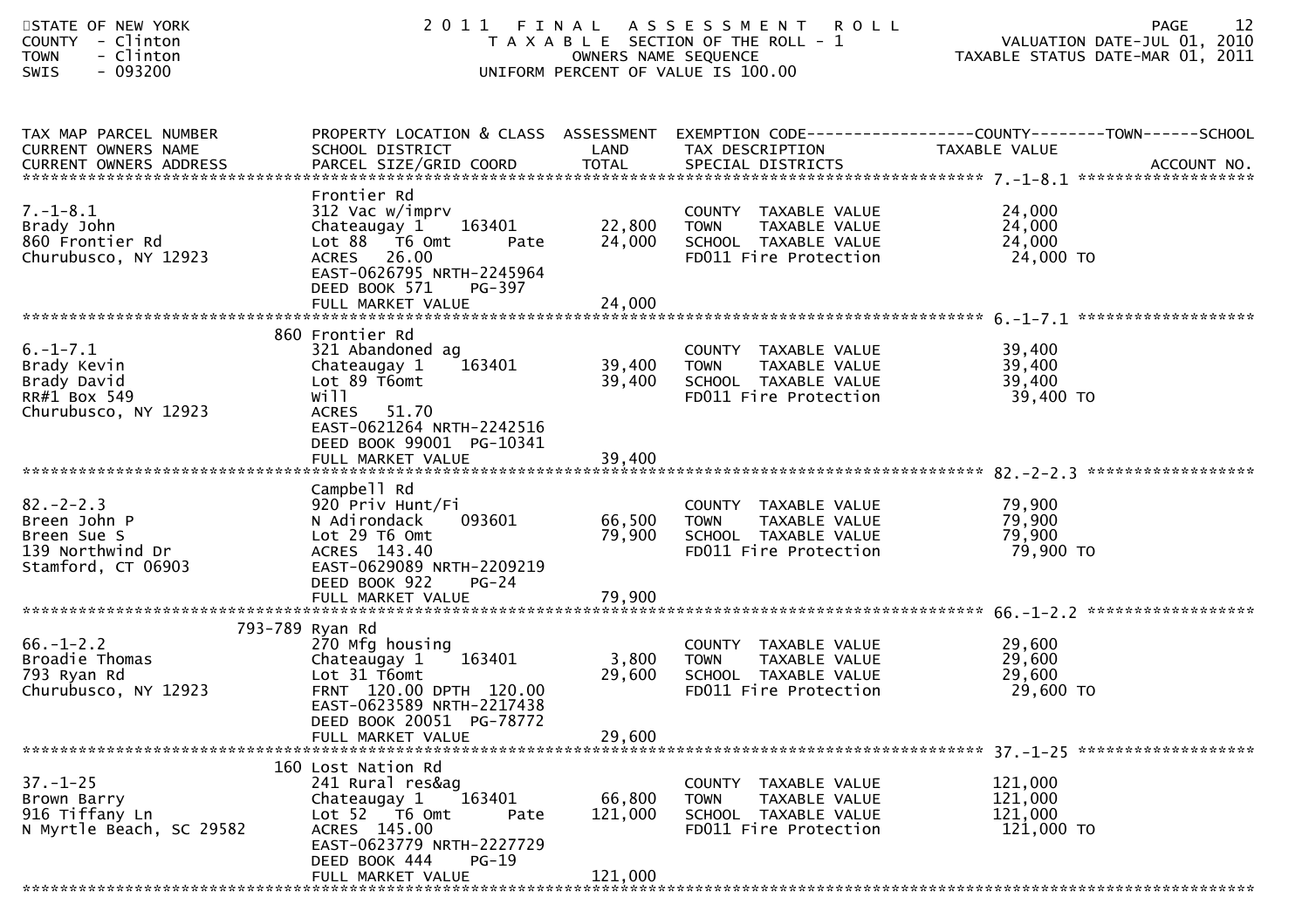STATE OF NEW YORK
COUNTY - Clinton
TOWN - Clinton
SWIS - 093200

# 2011 FINAL ASSESSMENT ROLL
TAXABLE SECTION OF THE ROLL - 1
OWNERS NAME SEQUENCE
UNIFORM PERCENT OF VALUE IS 100.00

VALUATION DATE-JUL 01, 2010
TAXABLE STATUS DATE-MAR 01, 2011

| TAX MAP PARCEL NUMBER / CURRENT OWNERS NAME / CURRENT OWNERS ADDRESS | PROPERTY LOCATION & CLASS / SCHOOL DISTRICT / PARCEL SIZE/GRID COORD | ASSESSMENT LAND | TOTAL | EXEMPTION CODE / TAX DESCRIPTION / SPECIAL DISTRICTS | COUNTY--------TOWN------SCHOOL TAXABLE VALUE | ACCOUNT NO. |
|---|---|---|---|---|---|---|
| 7.-1-8.1 | Frontier Rd | | | | | |
| 7.-1-8.1 | 312 Vac w/imprv | | | COUNTY TAXABLE VALUE | 24,000 | |
| Brady John | Chateaugay 1 163401 | 22,800 | | TOWN TAXABLE VALUE | 24,000 | |
| 860 Frontier Rd | Lot 88 T6 Omt Pate | | 24,000 | SCHOOL TAXABLE VALUE | 24,000 | |
| Churubusco, NY 12923 | ACRES 26.00 | | | FD011 Fire Protection | 24,000 TO | |
| | EAST-0626795 NRTH-2245964 | | | | | |
| | DEED BOOK 571 PG-397 | | | | | |
| | FULL MARKET VALUE | | 24,000 | | | |
| 6.-1-7.1 | 860 Frontier Rd | | | | | |
| 6.-1-7.1 | 321 Abandoned ag | | | COUNTY TAXABLE VALUE | 39,400 | |
| Brady Kevin | Chateaugay 1 163401 | 39,400 | | TOWN TAXABLE VALUE | 39,400 | |
| Brady David | Lot 89 T6omt | | 39,400 | SCHOOL TAXABLE VALUE | 39,400 | |
| RR#1 Box 549 | Will | | | FD011 Fire Protection | 39,400 TO | |
| Churubusco, NY 12923 | ACRES 51.70 | | | | | |
| | EAST-0621264 NRTH-2242516 | | | | | |
| | DEED BOOK 99001 PG-10341 | | | | | |
| | FULL MARKET VALUE | | 39,400 | | | |
| 82.-2-2.3 | Campbell Rd | | | | | |
| 82.-2-2.3 | 920 Priv Hunt/Fi | | | COUNTY TAXABLE VALUE | 79,900 | |
| Breen John P | N Adirondack 093601 | 66,500 | | TOWN TAXABLE VALUE | 79,900 | |
| Breen Sue S | Lot 29 T6 Omt | | 79,900 | SCHOOL TAXABLE VALUE | 79,900 | |
| 139 Northwind Dr | ACRES 143.40 | | | FD011 Fire Protection | 79,900 TO | |
| Stamford, CT 06903 | EAST-0629089 NRTH-2209219 | | | | | |
| | DEED BOOK 922 PG-24 | | | | | |
| | FULL MARKET VALUE | | 79,900 | | | |
| 66.-1-2.2 | 793-789 Ryan Rd | | | | | |
| 66.-1-2.2 | 270 Mfg housing | | | COUNTY TAXABLE VALUE | 29,600 | |
| Broadie Thomas | Chateaugay 1 163401 | 3,800 | | TOWN TAXABLE VALUE | 29,600 | |
| 793 Ryan Rd | Lot 31 T6omt | | 29,600 | SCHOOL TAXABLE VALUE | 29,600 | |
| Churubusco, NY 12923 | FRNT 120.00 DPTH 120.00 | | | FD011 Fire Protection | 29,600 TO | |
| | EAST-0623589 NRTH-2217438 | | | | | |
| | DEED BOOK 20051 PG-78772 | | | | | |
| | FULL MARKET VALUE | | 29,600 | | | |
| 37.-1-25 | 160 Lost Nation Rd | | | | | |
| 37.-1-25 | 241 Rural res&ag | | | COUNTY TAXABLE VALUE | 121,000 | |
| Brown Barry | Chateaugay 1 163401 | 66,800 | | TOWN TAXABLE VALUE | 121,000 | |
| 916 Tiffany Ln | Lot 52 T6 Omt Pate | | 121,000 | SCHOOL TAXABLE VALUE | 121,000 | |
| N Myrtle Beach, SC 29582 | ACRES 145.00 | | | FD011 Fire Protection | 121,000 TO | |
| | EAST-0623779 NRTH-2227729 | | | | | |
| | DEED BOOK 444 PG-19 | | | | | |
| | FULL MARKET VALUE | | 121,000 | | | |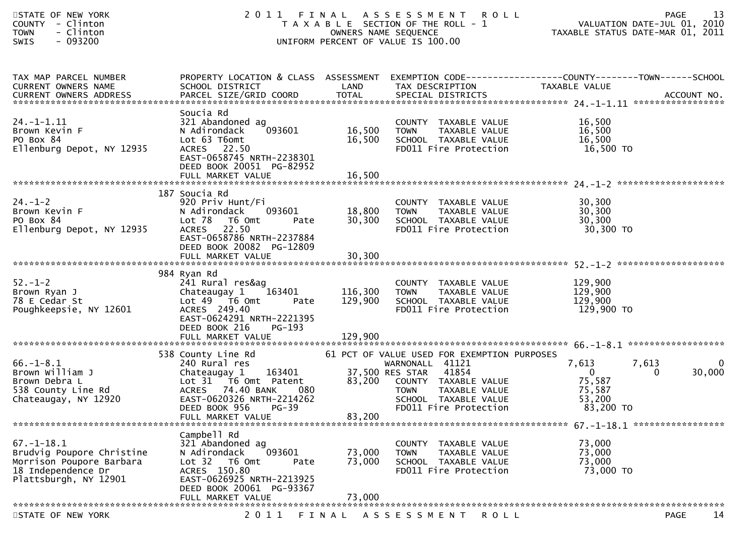| TAX MAP PARCEL NUMBER / CURRENT OWNERS NAME / CURRENT OWNERS ADDRESS | PROPERTY LOCATION & CLASS / SCHOOL DISTRICT / PARCEL SIZE/GRID COORD | ASSESSMENT LAND / TOTAL | EXEMPTION CODE / TAX DESCRIPTION / SPECIAL DISTRICTS | COUNTY TAXABLE VALUE | TOWN | SCHOOL | ACCOUNT NO. |
|---|---|---|---|---|---|---|---|
| **24.-1-1.11** | Soucia Rd | | | | | | |
| 24.-1-1.11 | 321 Abandoned ag | | COUNTY TAXABLE VALUE | 16,500 | | | |
| Brown Kevin F | N Adirondack 093601 | 16,500 | TOWN TAXABLE VALUE | 16,500 | | | |
| PO Box 84 | Lot 63 T6omt | 16,500 | SCHOOL TAXABLE VALUE | 16,500 | | | |
| Ellenburg Depot, NY 12935 | ACRES 22.50 | | FD011 Fire Protection | 16,500 TO | | | |
| | EAST-0658745 NRTH-2238301 | | | | | | |
| | DEED BOOK 20051 PG-82952 | | | | | | |
| | FULL MARKET VALUE | 16,500 | | | | | |
| **24.-1-2** | 187 Soucia Rd | | | | | | |
| 24.-1-2 | 920 Priv Hunt/Fi | | COUNTY TAXABLE VALUE | 30,300 | | | |
| Brown Kevin F | N Adirondack 093601 | 18,800 | TOWN TAXABLE VALUE | 30,300 | | | |
| PO Box 84 | Lot 78 T6 Omt Pate | 30,300 | SCHOOL TAXABLE VALUE | 30,300 | | | |
| Ellenburg Depot, NY 12935 | ACRES 22.50 | | FD011 Fire Protection | 30,300 TO | | | |
| | EAST-0658786 NRTH-2237884 | | | | | | |
| | DEED BOOK 20082 PG-12809 | | | | | | |
| | FULL MARKET VALUE | 30,300 | | | | | |
| **52.-1-2** | 984 Ryan Rd | | | | | | |
| 52.-1-2 | 241 Rural res&ag | | COUNTY TAXABLE VALUE | 129,900 | | | |
| Brown Ryan J | Chateaugay 1 163401 | 116,300 | TOWN TAXABLE VALUE | 129,900 | | | |
| 78 E Cedar St | Lot 49 T6 Omt Pate | 129,900 | SCHOOL TAXABLE VALUE | 129,900 | | | |
| Poughkeepsie, NY 12601 | ACRES 249.40 | | FD011 Fire Protection | 129,900 TO | | | |
| | EAST-0624291 NRTH-2221395 | | | | | | |
| | DEED BOOK 216 PG-193 | | | | | | |
| | FULL MARKET VALUE | 129,900 | | | | | |
| **66.-1-8.1** | 538 County Line Rd | | 61 PCT OF VALUE USED FOR EXEMPTION PURPOSES | | | | |
| 66.-1-8.1 | 240 Rural res | | WARNONALL 41121 | 7,613 | 7,613 | 0 | |
| Brown William J | Chateaugay 1 163401 | 37,500 | RES STAR 41854 | 0 | 0 | 30,000 | |
| Brown Debra L | Lot 31 T6 Omt Patent | 83,200 | COUNTY TAXABLE VALUE | 75,587 | | | |
| 538 County Line Rd | ACRES 74.40 BANK 080 | | TOWN TAXABLE VALUE | 75,587 | | | |
| Chateaugay, NY 12920 | EAST-0620326 NRTH-2214262 | | SCHOOL TAXABLE VALUE | 53,200 | | | |
| | DEED BOOK 956 PG-39 | | FD011 Fire Protection | 83,200 TO | | | |
| | FULL MARKET VALUE | 83,200 | | | | | |
| **67.-1-18.1** | Campbell Rd | | | | | | |
| 67.-1-18.1 | 321 Abandoned ag | | COUNTY TAXABLE VALUE | 73,000 | | | |
| Brudvig Poupore Christine | N Adirondack 093601 | 73,000 | TOWN TAXABLE VALUE | 73,000 | | | |
| Morrison Poupore Barbara | Lot 32 T6 Omt Pate | 73,000 | SCHOOL TAXABLE VALUE | 73,000 | | | |
| 18 Independence Dr | ACRES 150.80 | | FD011 Fire Protection | 73,000 TO | | | |
| Plattsburgh, NY 12901 | EAST-0626925 NRTH-2213925 | | | | | | |
| | DEED BOOK 20061 PG-93367 | | | | | | |
| | FULL MARKET VALUE | 73,000 | | | | | |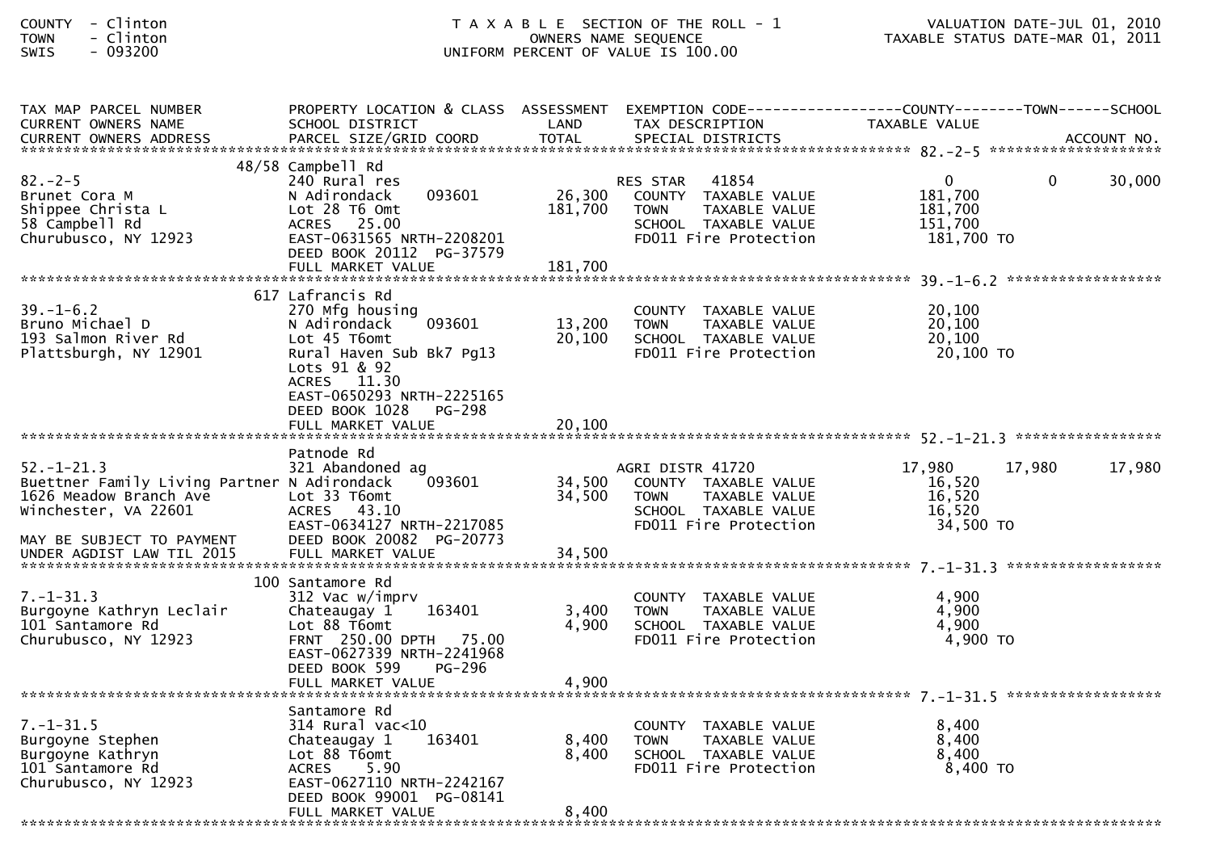COUNTY - Clinton
TOWN - Clinton
SWIS - 093200

TAXABLE SECTION OF THE ROLL - 1
OWNERS NAME SEQUENCE
UNIFORM PERCENT OF VALUE IS 100.00

VALUATION DATE-JUL 01, 2010
TAXABLE STATUS DATE-MAR 01, 2011

| TAX MAP PARCEL NUMBER<br>CURRENT OWNERS NAME<br>CURRENT OWNERS ADDRESS | PROPERTY LOCATION & CLASS<br>SCHOOL DISTRICT<br>PARCEL SIZE/GRID COORD | ASSESSMENT LAND | TOTAL | EXEMPTION CODE<br>TAX DESCRIPTION<br>SPECIAL DISTRICTS | COUNTY<br>TAXABLE VALUE | TOWN | SCHOOL<br>ACCOUNT NO. |
|---|---|---|---|---|---|---|---|
| **82.-2-5** | 48/58 Campbell Rd | | | | | | |
| 82.-2-5 | 240 Rural res | | | RES STAR 41854 | 0 | 0 | 30,000 |
| Brunet Cora M | N Adirondack 093601 | 26,300 | | COUNTY TAXABLE VALUE | 181,700 | | |
| Shippee Christa L | Lot 28 T6 Omt | | 181,700 | TOWN TAXABLE VALUE | 181,700 | | |
| 58 Campbell Rd | ACRES 25.00 | | | SCHOOL TAXABLE VALUE | 151,700 | | |
| Churubusco, NY 12923 | EAST-0631565 NRTH-2208201 | | | FD011 Fire Protection | 181,700 TO | | |
| | DEED BOOK 20112 PG-37579 | | | | | | |
| | FULL MARKET VALUE | | 181,700 | | | | |
| **39.-1-6.2** | 617 Lafrancis Rd | | | | | | |
| 39.-1-6.2 | 270 Mfg housing | | | COUNTY TAXABLE VALUE | 20,100 | | |
| Bruno Michael D | N Adirondack 093601 | 13,200 | | TOWN TAXABLE VALUE | 20,100 | | |
| 193 Salmon River Rd | Lot 45 T6omt | | 20,100 | SCHOOL TAXABLE VALUE | 20,100 | | |
| Plattsburgh, NY 12901 | Rural Haven Sub Bk7 Pg13 | | | FD011 Fire Protection | 20,100 TO | | |
| | Lots 91 & 92 | | | | | | |
| | ACRES 11.30 | | | | | | |
| | EAST-0650293 NRTH-2225165 | | | | | | |
| | DEED BOOK 1028 PG-298 | | | | | | |
| | FULL MARKET VALUE | | 20,100 | | | | |
| **52.-1-21.3** | Patnode Rd | | | | | | |
| 52.-1-21.3 | 321 Abandoned ag | | | AGRI DISTR 41720 | 17,980 | 17,980 | 17,980 |
| Buettner Family Living Partner | N Adirondack 093601 | 34,500 | | COUNTY TAXABLE VALUE | 16,520 | | |
| 1626 Meadow Branch Ave | Lot 33 T6omt | | 34,500 | TOWN TAXABLE VALUE | 16,520 | | |
| Winchester, VA 22601 | ACRES 43.10 | | | SCHOOL TAXABLE VALUE | 16,520 | | |
| | EAST-0634127 NRTH-2217085 | | | FD011 Fire Protection | 34,500 TO | | |
| MAY BE SUBJECT TO PAYMENT | DEED BOOK 20082 PG-20773 | | | | | | |
| UNDER AGDIST LAW TIL 2015 | FULL MARKET VALUE | | 34,500 | | | | |
| **7.-1-31.3** | 100 Santamore Rd | | | | | | |
| 7.-1-31.3 | 312 Vac w/imprv | | | COUNTY TAXABLE VALUE | 4,900 | | |
| Burgoyne Kathryn Leclair | Chateaugay 1 163401 | 3,400 | | TOWN TAXABLE VALUE | 4,900 | | |
| 101 Santamore Rd | Lot 88 T6omt | | 4,900 | SCHOOL TAXABLE VALUE | 4,900 | | |
| Churubusco, NY 12923 | FRNT 250.00 DPTH 75.00 | | | FD011 Fire Protection | 4,900 TO | | |
| | EAST-0627339 NRTH-2241968 | | | | | | |
| | DEED BOOK 599 PG-296 | | | | | | |
| | FULL MARKET VALUE | | 4,900 | | | | |
| **7.-1-31.5** | Santamore Rd | | | | | | |
| 7.-1-31.5 | 314 Rural vac<10 | | | COUNTY TAXABLE VALUE | 8,400 | | |
| Burgoyne Stephen | Chateaugay 1 163401 | 8,400 | | TOWN TAXABLE VALUE | 8,400 | | |
| Burgoyne Kathryn | Lot 88 T6omt | | 8,400 | SCHOOL TAXABLE VALUE | 8,400 | | |
| 101 Santamore Rd | ACRES 5.90 | | | FD011 Fire Protection | 8,400 TO | | |
| Churubusco, NY 12923 | EAST-0627110 NRTH-2242167 | | | | | | |
| | DEED BOOK 99001 PG-08141 | | | | | | |
| | FULL MARKET VALUE | | 8,400 | | | | |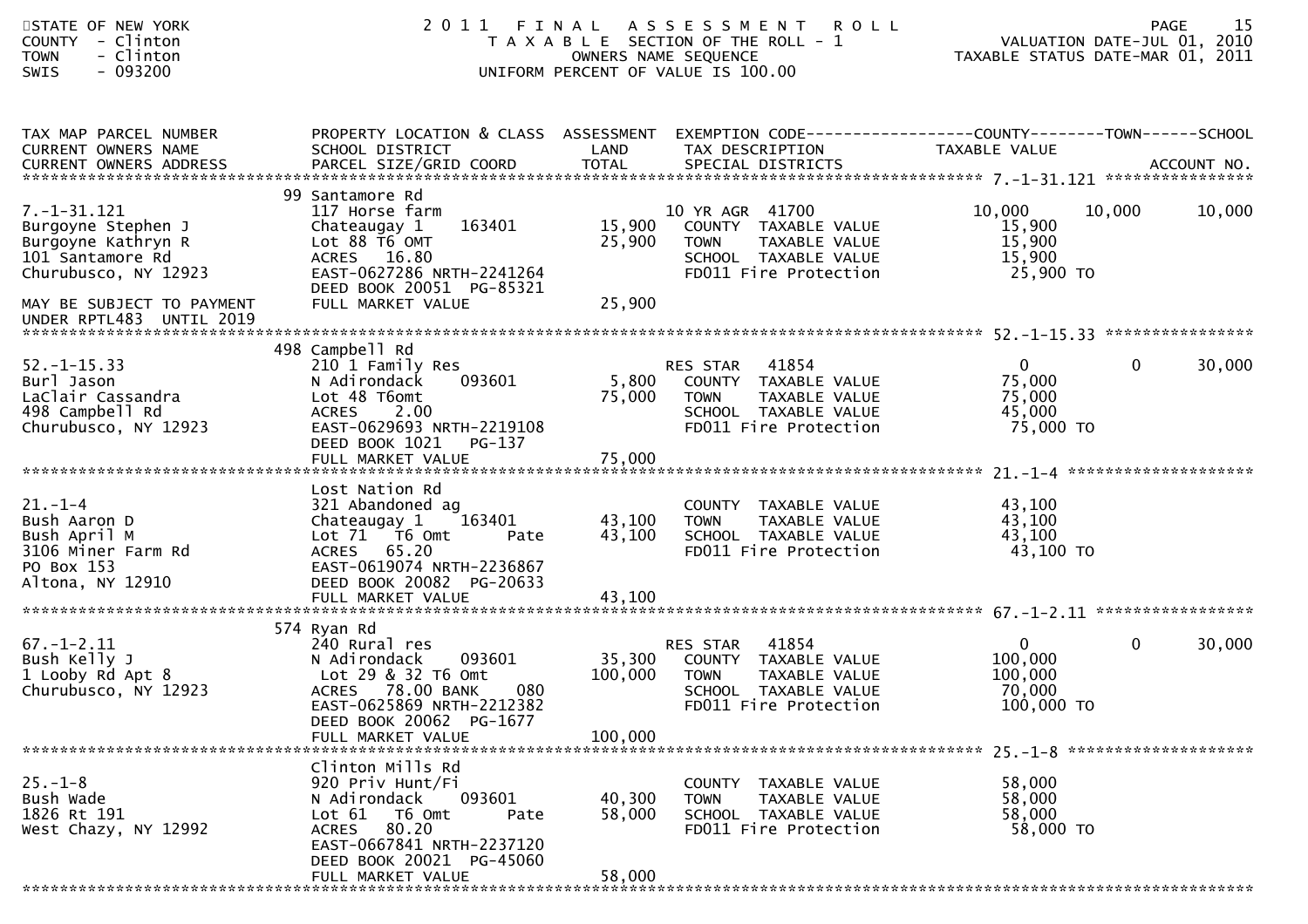STATE OF NEW YORK
COUNTY - Clinton
TOWN - Clinton
SWIS - 093200

# 2011 FINAL ASSESSMENT ROLL

TAXABLE SECTION OF THE ROLL - 1
OWNERS NAME SEQUENCE
UNIFORM PERCENT OF VALUE IS 100.00

VALUATION DATE-JUL 01, 2010
TAXABLE STATUS DATE-MAR 01, 2011

| TAX MAP PARCEL NUMBER / CURRENT OWNERS NAME / CURRENT OWNERS ADDRESS | PROPERTY LOCATION & CLASS / SCHOOL DISTRICT / PARCEL SIZE/GRID COORD | ASSESSMENT LAND | TOTAL | EXEMPTION CODE / TAX DESCRIPTION / SPECIAL DISTRICTS | COUNTY TAXABLE VALUE | TOWN | SCHOOL | ACCOUNT NO. |
|---|---|---|---|---|---|---|---|---|
| 7.-1-31.121 | 99 Santamore Rd | | | | | | | |
| 7.-1-31.121 | 117 Horse farm | | | 10 YR AGR 41700 | 10,000 | 10,000 | 10,000 | |
| Burgoyne Stephen J | Chateaugay 1 163401 | 15,900 | | COUNTY TAXABLE VALUE | 15,900 | | | |
| Burgoyne Kathryn R | Lot 88 T6 OMT | | 25,900 | TOWN TAXABLE VALUE | 15,900 | | | |
| 101 Santamore Rd | ACRES 16.80 | | | SCHOOL TAXABLE VALUE | 15,900 | | | |
| Churubusco, NY 12923 | EAST-0627286 NRTH-2241264 | | | FD011 Fire Protection | 25,900 TO | | | |
| | DEED BOOK 20051 PG-85321 | | | | | | | |
| MAY BE SUBJECT TO PAYMENT UNDER RPTL483 UNTIL 2019 | FULL MARKET VALUE | | 25,900 | | | | | |
| 52.-1-15.33 | 498 Campbell Rd | | | | | | | |
| 52.-1-15.33 | 210 1 Family Res | | | RES STAR 41854 | 0 | 0 | 30,000 | |
| Burl Jason | N Adirondack 093601 | 5,800 | | COUNTY TAXABLE VALUE | 75,000 | | | |
| LaClair Cassandra | Lot 48 T6omt | | 75,000 | TOWN TAXABLE VALUE | 75,000 | | | |
| 498 Campbell Rd | ACRES 2.00 | | | SCHOOL TAXABLE VALUE | 45,000 | | | |
| Churubusco, NY 12923 | EAST-0629693 NRTH-2219108 | | | FD011 Fire Protection | 75,000 TO | | | |
| | DEED BOOK 1021 PG-137 | | | | | | | |
| | FULL MARKET VALUE | | 75,000 | | | | | |
| 21.-1-4 | Lost Nation Rd | | | | | | | |
| 21.-1-4 | 321 Abandoned ag | | | COUNTY TAXABLE VALUE | 43,100 | | | |
| Bush Aaron D | Chateaugay 1 163401 | 43,100 | | TOWN TAXABLE VALUE | 43,100 | | | |
| Bush April M | Lot 71 T6 Omt Pate | | 43,100 | SCHOOL TAXABLE VALUE | 43,100 | | | |
| 3106 Miner Farm Rd | ACRES 65.20 | | | FD011 Fire Protection | 43,100 TO | | | |
| PO Box 153 | EAST-0619074 NRTH-2236867 | | | | | | | |
| Altona, NY 12910 | DEED BOOK 20082 PG-20633 | | | | | | | |
| | FULL MARKET VALUE | | 43,100 | | | | | |
| 67.-1-2.11 | 574 Ryan Rd | | | | | | | |
| 67.-1-2.11 | 240 Rural res | | | RES STAR 41854 | 0 | 0 | 30,000 | |
| Bush Kelly J | N Adirondack 093601 | 35,300 | | COUNTY TAXABLE VALUE | 100,000 | | | |
| 1 Looby Rd Apt 8 | Lot 29 & 32 T6 Omt | | 100,000 | TOWN TAXABLE VALUE | 100,000 | | | |
| Churubusco, NY 12923 | ACRES 78.00 BANK 080 | | | SCHOOL TAXABLE VALUE | 70,000 | | | |
| | EAST-0625869 NRTH-2212382 | | | FD011 Fire Protection | 100,000 TO | | | |
| | DEED BOOK 20062 PG-1677 | | | | | | | |
| | FULL MARKET VALUE | | 100,000 | | | | | |
| 25.-1-8 | Clinton Mills Rd | | | | | | | |
| 25.-1-8 | 920 Priv Hunt/Fi | | | COUNTY TAXABLE VALUE | 58,000 | | | |
| Bush Wade | N Adirondack 093601 | 40,300 | | TOWN TAXABLE VALUE | 58,000 | | | |
| 1826 Rt 191 | Lot 61 T6 Omt Pate | | 58,000 | SCHOOL TAXABLE VALUE | 58,000 | | | |
| West Chazy, NY 12992 | ACRES 80.20 | | | FD011 Fire Protection | 58,000 TO | | | |
| | EAST-0667841 NRTH-2237120 | | | | | | | |
| | DEED BOOK 20021 PG-45060 | | | | | | | |
| | FULL MARKET VALUE | | 58,000 | | | | | |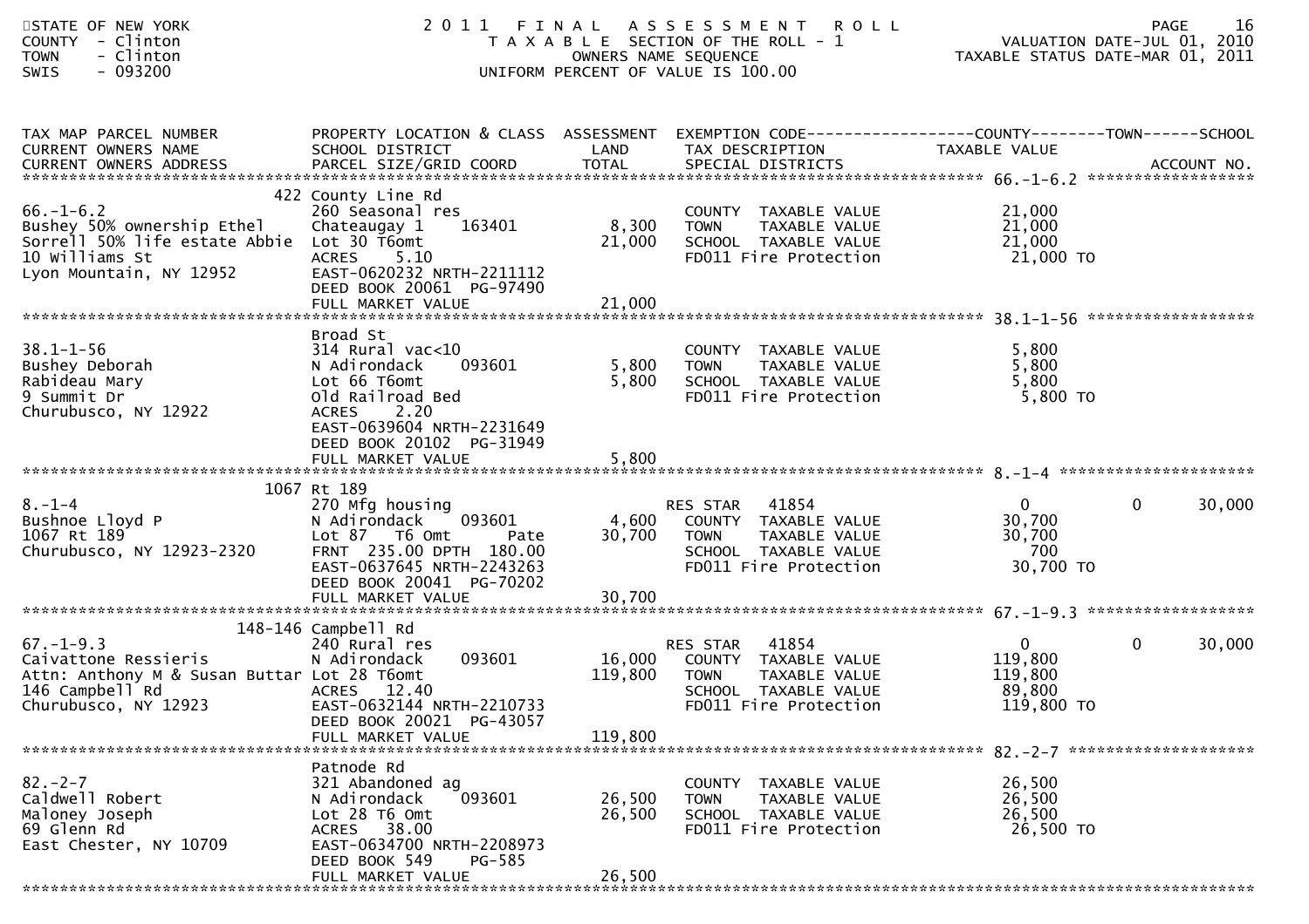STATE OF NEW YORK
COUNTY - Clinton
TOWN - Clinton
SWIS - 093200

# 2011 FINAL ASSESSMENT ROLL

TAXABLE SECTION OF THE ROLL - 1
OWNERS NAME SEQUENCE
UNIFORM PERCENT OF VALUE IS 100.00

VALUATION DATE-JUL 01, 2010
TAXABLE STATUS DATE-MAR 01, 2011

| TAX MAP PARCEL NUMBER / CURRENT OWNERS NAME / CURRENT OWNERS ADDRESS | PROPERTY LOCATION & CLASS / SCHOOL DISTRICT / PARCEL SIZE/GRID COORD | ASSESSMENT LAND / TOTAL | EXEMPTION CODE / TAX DESCRIPTION / SPECIAL DISTRICTS | COUNTY TAXABLE VALUE | TOWN | SCHOOL | ACCOUNT NO. |
|---|---|---|---|---|---|---|---|
| 66.-1-6.2 | 422 County Line Rd | | | | | | |
| 66.-1-6.2 | 260 Seasonal res | | COUNTY TAXABLE VALUE | 21,000 | | | |
| Bushey 50% ownership Ethel | Chateaugay 1 163401 | 8,300 | TOWN TAXABLE VALUE | 21,000 | | | |
| Sorrell 50% life estate Abbie | Lot 30 T6omt | 21,000 | SCHOOL TAXABLE VALUE | 21,000 | | | |
| 10 Williams St | ACRES 5.10 | | FD011 Fire Protection | 21,000 TO | | | |
| Lyon Mountain, NY 12952 | EAST-0620232 NRTH-2211112 | | | | | | |
| | DEED BOOK 20061 PG-97490 | | | | | | |
| | FULL MARKET VALUE | 21,000 | | | | | |
| 38.1-1-56 | Broad St | | | | | | |
| 38.1-1-56 | 314 Rural vac<10 | | COUNTY TAXABLE VALUE | 5,800 | | | |
| Bushey Deborah | N Adirondack 093601 | 5,800 | TOWN TAXABLE VALUE | 5,800 | | | |
| Rabideau Mary | Lot 66 T6omt | 5,800 | SCHOOL TAXABLE VALUE | 5,800 | | | |
| 9 Summit Dr | Old Railroad Bed | | FD011 Fire Protection | 5,800 TO | | | |
| Churubusco, NY 12922 | ACRES 2.20 | | | | | | |
| | EAST-0639604 NRTH-2231649 | | | | | | |
| | DEED BOOK 20102 PG-31949 | | | | | | |
| | FULL MARKET VALUE | 5,800 | | | | | |
| 8.-1-4 | 1067 Rt 189 | | | | | | |
| 8.-1-4 | 270 Mfg housing | | RES STAR 41854 | 0 | 0 | 30,000 | |
| Bushnoe Lloyd P | N Adirondack 093601 | 4,600 | COUNTY TAXABLE VALUE | 30,700 | | | |
| 1067 Rt 189 | Lot 87 T6 Omt Pate | 30,700 | TOWN TAXABLE VALUE | 30,700 | | | |
| Churubusco, NY 12923-2320 | FRNT 235.00 DPTH 180.00 | | SCHOOL TAXABLE VALUE | 700 | | | |
| | EAST-0637645 NRTH-2243263 | | FD011 Fire Protection | 30,700 TO | | | |
| | DEED BOOK 20041 PG-70202 | | | | | | |
| | FULL MARKET VALUE | 30,700 | | | | | |
| 67.-1-9.3 | 148-146 Campbell Rd | | | | | | |
| 67.-1-9.3 | 240 Rural res | | RES STAR 41854 | 0 | 0 | 30,000 | |
| Caivattone Ressieris | N Adirondack 093601 | 16,000 | COUNTY TAXABLE VALUE | 119,800 | | | |
| Attn: Anthony M & Susan Buttar | Lot 28 T6omt | 119,800 | TOWN TAXABLE VALUE | 119,800 | | | |
| 146 Campbell Rd | ACRES 12.40 | | SCHOOL TAXABLE VALUE | 89,800 | | | |
| Churubusco, NY 12923 | EAST-0632144 NRTH-2210733 | | FD011 Fire Protection | 119,800 TO | | | |
| | DEED BOOK 20021 PG-43057 | | | | | | |
| | FULL MARKET VALUE | 119,800 | | | | | |
| 82.-2-7 | Patnode Rd | | | | | | |
| 82.-2-7 | 321 Abandoned ag | | COUNTY TAXABLE VALUE | 26,500 | | | |
| Caldwell Robert | N Adirondack 093601 | 26,500 | TOWN TAXABLE VALUE | 26,500 | | | |
| Maloney Joseph | Lot 28 T6 Omt | 26,500 | SCHOOL TAXABLE VALUE | 26,500 | | | |
| 69 Glenn Rd | ACRES 38.00 | | FD011 Fire Protection | 26,500 TO | | | |
| East Chester, NY 10709 | EAST-0634700 NRTH-2208973 | | | | | | |
| | DEED BOOK 549 PG-585 | | | | | | |
| | FULL MARKET VALUE | 26,500 | | | | | |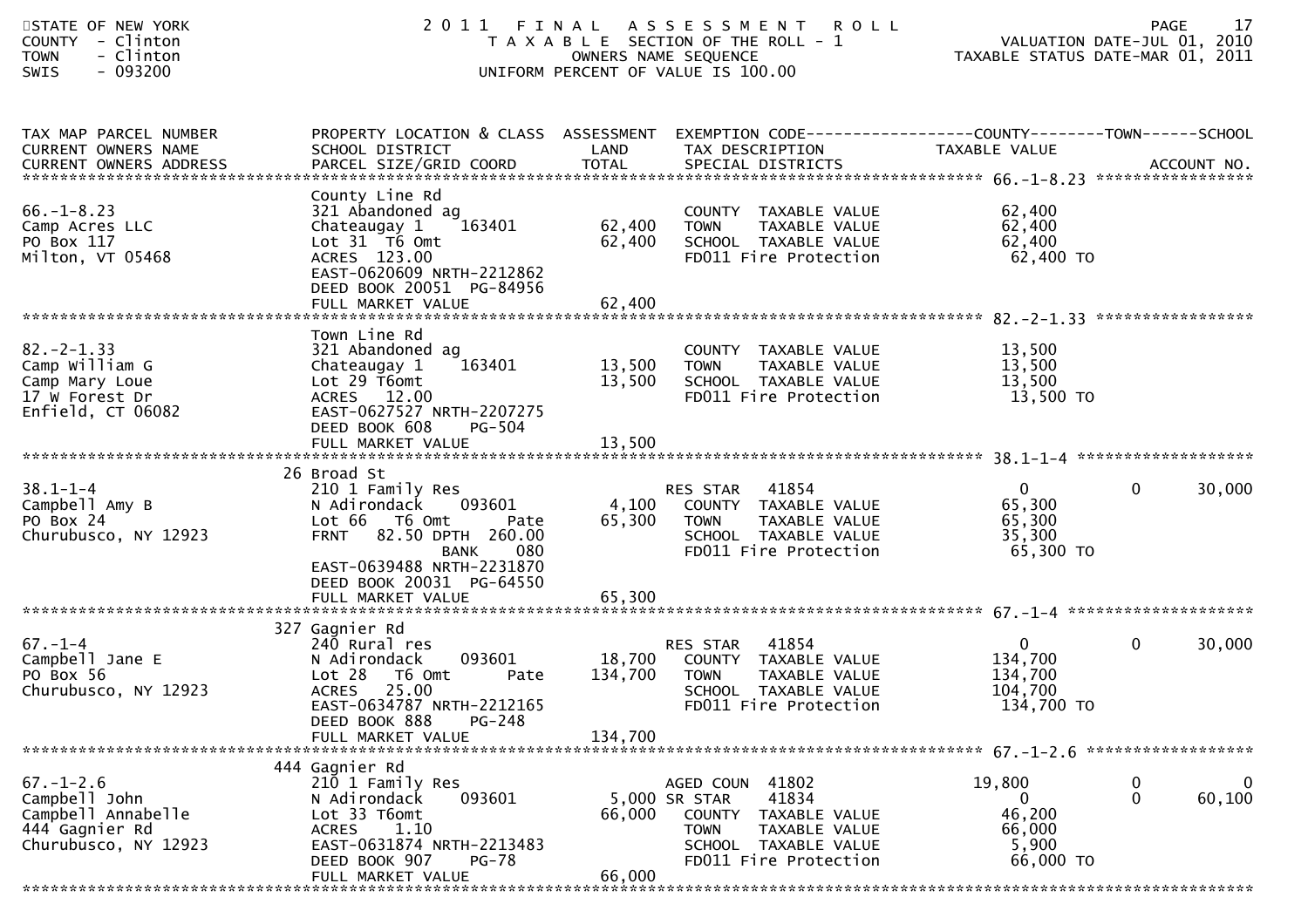STATE OF NEW YORK
COUNTY - Clinton
TOWN - Clinton
SWIS - 093200

# 2011 FINAL ASSESSMENT ROLL

TAXABLE SECTION OF THE ROLL - 1
OWNERS NAME SEQUENCE
UNIFORM PERCENT OF VALUE IS 100.00

VALUATION DATE-JUL 01, 2010
TAXABLE STATUS DATE-MAR 01, 2011

| TAX MAP PARCEL NUMBER / CURRENT OWNERS NAME / CURRENT OWNERS ADDRESS | PROPERTY LOCATION & CLASS / SCHOOL DISTRICT / PARCEL SIZE/GRID COORD | ASSESSMENT LAND | ASSESSMENT TOTAL | EXEMPTION CODE / TAX DESCRIPTION / SPECIAL DISTRICTS | COUNTY TAXABLE VALUE | TOWN | SCHOOL | ACCOUNT NO. |
|---|---|---|---|---|---|---|---|---|
| 66.-1-8.23 | County Line Rd | | | | | | | |
| 66.-1-8.23 | 321 Abandoned ag | | | COUNTY TAXABLE VALUE | 62,400 | | | |
| Camp Acres LLC | Chateaugay 1 163401 | 62,400 | | TOWN TAXABLE VALUE | 62,400 | | | |
| PO Box 117 | Lot 31 T6 Omt | | 62,400 | SCHOOL TAXABLE VALUE | 62,400 | | | |
| Milton, VT 05468 | ACRES 123.00 | | | FD011 Fire Protection | 62,400 TO | | | |
| | EAST-0620609 NRTH-2212862 | | | | | | | |
| | DEED BOOK 20051 PG-84956 | | | | | | | |
| | FULL MARKET VALUE | | 62,400 | | | | | |
| 82.-2-1.33 | Town Line Rd | | | | | | | |
| 82.-2-1.33 | 321 Abandoned ag | | | COUNTY TAXABLE VALUE | 13,500 | | | |
| Camp William G | Chateaugay 1 163401 | 13,500 | | TOWN TAXABLE VALUE | 13,500 | | | |
| Camp Mary Loue | Lot 29 T6omt | | 13,500 | SCHOOL TAXABLE VALUE | 13,500 | | | |
| 17 W Forest Dr | ACRES 12.00 | | | FD011 Fire Protection | 13,500 TO | | | |
| Enfield, CT 06082 | EAST-0627527 NRTH-2207275 | | | | | | | |
| | DEED BOOK 608 PG-504 | | | | | | | |
| | FULL MARKET VALUE | | 13,500 | | | | | |
| 38.1-1-4 | 26 Broad St | | | | | | | |
| 38.1-1-4 | 210 1 Family Res | | | RES STAR 41854 | 0 | 0 | 30,000 | |
| Campbell Amy B | N Adirondack 093601 | 4,100 | | COUNTY TAXABLE VALUE | 65,300 | | | |
| PO Box 24 | Lot 66 T6 Omt Pate | | 65,300 | TOWN TAXABLE VALUE | 65,300 | | | |
| Churubusco, NY 12923 | FRNT 82.50 DPTH 260.00 | | | SCHOOL TAXABLE VALUE | 35,300 | | | |
| | BANK 080 | | | FD011 Fire Protection | 65,300 TO | | | |
| | EAST-0639488 NRTH-2231870 | | | | | | | |
| | DEED BOOK 20031 PG-64550 | | | | | | | |
| | FULL MARKET VALUE | | 65,300 | | | | | |
| 67.-1-4 | 327 Gagnier Rd | | | | | | | |
| 67.-1-4 | 240 Rural res | | | RES STAR 41854 | 0 | 0 | 30,000 | |
| Campbell Jane E | N Adirondack 093601 | 18,700 | | COUNTY TAXABLE VALUE | 134,700 | | | |
| PO Box 56 | Lot 28 T6 Omt Pate | | 134,700 | TOWN TAXABLE VALUE | 134,700 | | | |
| Churubusco, NY 12923 | ACRES 25.00 | | | SCHOOL TAXABLE VALUE | 104,700 | | | |
| | EAST-0634787 NRTH-2212165 | | | FD011 Fire Protection | 134,700 TO | | | |
| | DEED BOOK 888 PG-248 | | | | | | | |
| | FULL MARKET VALUE | | 134,700 | | | | | |
| 67.-1-2.6 | 444 Gagnier Rd | | | | | | | |
| 67.-1-2.6 | 210 1 Family Res | | | AGED COUN 41802 | 19,800 | 0 | 0 | |
| Campbell John | N Adirondack 093601 | 5,000 | | SR STAR 41834 | 0 | 0 | 60,100 | |
| Campbell Annabelle | Lot 33 T6omt | | 66,000 | COUNTY TAXABLE VALUE | 46,200 | | | |
| 444 Gagnier Rd | ACRES 1.10 | | | TOWN TAXABLE VALUE | 66,000 | | | |
| Churubusco, NY 12923 | EAST-0631874 NRTH-2213483 | | | SCHOOL TAXABLE VALUE | 5,900 | | | |
| | DEED BOOK 907 PG-78 | | | FD011 Fire Protection | 66,000 TO | | | |
| | FULL MARKET VALUE | | 66,000 | | | | | |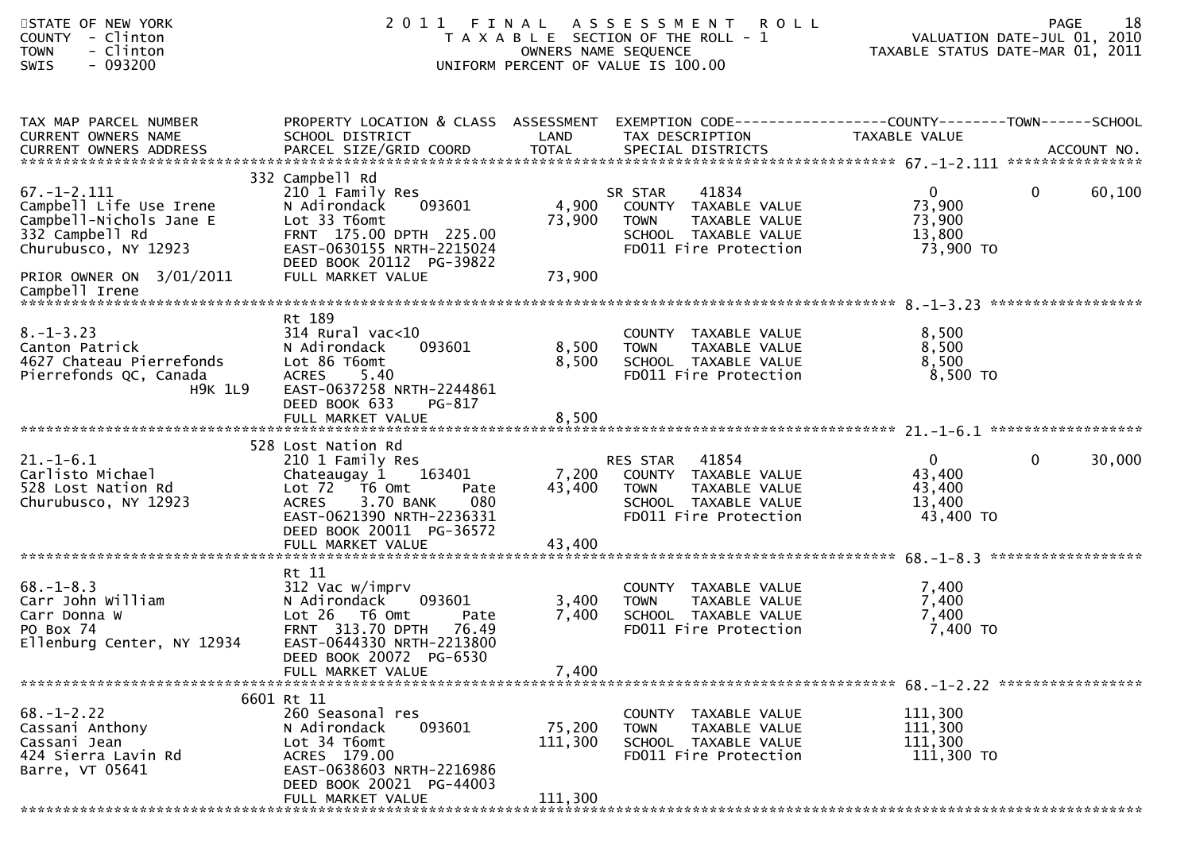STATE OF NEW YORK
COUNTY - Clinton
TOWN - Clinton
SWIS - 093200

# 2011 FINAL ASSESSMENT ROLL
TAXABLE SECTION OF THE ROLL - 1
OWNERS NAME SEQUENCE
UNIFORM PERCENT OF VALUE IS 100.00

VALUATION DATE-JUL 01, 2010
TAXABLE STATUS DATE-MAR 01, 2011

| TAX MAP PARCEL NUMBER / CURRENT OWNERS NAME / CURRENT OWNERS ADDRESS | PROPERTY LOCATION & CLASS / SCHOOL DISTRICT / PARCEL SIZE/GRID COORD | ASSESSMENT LAND / TOTAL | EXEMPTION CODE / TAX DESCRIPTION / SPECIAL DISTRICTS | COUNTY TAXABLE VALUE | TOWN | SCHOOL / ACCOUNT NO. |
|---|---|---|---|---|---|---|
| **67.-1-2.111** | 332 Campbell Rd | | | | | |
| 67.-1-2.111 | 210 1 Family Res | | SR STAR 41834 | 0 | 0 | 60,100 |
| Campbell Life Use Irene | N Adirondack 093601 | 4,900 | COUNTY TAXABLE VALUE | 73,900 | | |
| Campbell-Nichols Jane E | Lot 33 T6omt | 73,900 | TOWN TAXABLE VALUE | 73,900 | | |
| 332 Campbell Rd | FRNT 175.00 DPTH 225.00 | | SCHOOL TAXABLE VALUE | 13,800 | | |
| Churubusco, NY 12923 | EAST-0630155 NRTH-2215024 | | FD011 Fire Protection | 73,900 TO | | |
| | DEED BOOK 20112 PG-39822 | | | | | |
| PRIOR OWNER ON 3/01/2011 | FULL MARKET VALUE | 73,900 | | | | |
| Campbell Irene | | | | | | |
| **8.-1-3.23** | Rt 189 | | | | | |
| 8.-1-3.23 | 314 Rural vac<10 | | COUNTY TAXABLE VALUE | 8,500 | | |
| Canton Patrick | N Adirondack 093601 | 8,500 | TOWN TAXABLE VALUE | 8,500 | | |
| 4627 Chateau Pierrefonds | Lot 86 T6omt | 8,500 | SCHOOL TAXABLE VALUE | 8,500 | | |
| Pierrefonds QC, Canada | ACRES 5.40 | | FD011 Fire Protection | 8,500 TO | | |
| H9K 1L9 | EAST-0637258 NRTH-2244861 | | | | | |
| | DEED BOOK 633 PG-817 | | | | | |
| | FULL MARKET VALUE | 8,500 | | | | |
| **21.-1-6.1** | 528 Lost Nation Rd | | | | | |
| 21.-1-6.1 | 210 1 Family Res | | RES STAR 41854 | 0 | 0 | 30,000 |
| Carlisto Michael | Chateaugay 1 163401 | 7,200 | COUNTY TAXABLE VALUE | 43,400 | | |
| 528 Lost Nation Rd | Lot 72 T6 Omt Pate | 43,400 | TOWN TAXABLE VALUE | 43,400 | | |
| Churubusco, NY 12923 | ACRES 3.70 BANK 080 | | SCHOOL TAXABLE VALUE | 13,400 | | |
| | EAST-0621390 NRTH-2236331 | | FD011 Fire Protection | 43,400 TO | | |
| | DEED BOOK 20011 PG-36572 | | | | | |
| | FULL MARKET VALUE | 43,400 | | | | |
| **68.-1-8.3** | Rt 11 | | | | | |
| 68.-1-8.3 | 312 Vac w/imprv | | COUNTY TAXABLE VALUE | 7,400 | | |
| Carr John William | N Adirondack 093601 | 3,400 | TOWN TAXABLE VALUE | 7,400 | | |
| Carr Donna W | Lot 26 T6 Omt Pate | 7,400 | SCHOOL TAXABLE VALUE | 7,400 | | |
| PO Box 74 | FRNT 313.70 DPTH 76.49 | | FD011 Fire Protection | 7,400 TO | | |
| Ellenburg Center, NY 12934 | EAST-0644330 NRTH-2213800 | | | | | |
| | DEED BOOK 20072 PG-6530 | | | | | |
| | FULL MARKET VALUE | 7,400 | | | | |
| **68.-1-2.22** | 6601 Rt 11 | | | | | |
| 68.-1-2.22 | 260 Seasonal res | | COUNTY TAXABLE VALUE | 111,300 | | |
| Cassani Anthony | N Adirondack 093601 | 75,200 | TOWN TAXABLE VALUE | 111,300 | | |
| Cassani Jean | Lot 34 T6omt | 111,300 | SCHOOL TAXABLE VALUE | 111,300 | | |
| 424 Sierra Lavin Rd | ACRES 179.00 | | FD011 Fire Protection | 111,300 TO | | |
| Barre, VT 05641 | EAST-0638603 NRTH-2216986 | | | | | |
| | DEED BOOK 20021 PG-44003 | | | | | |
| | FULL MARKET VALUE | 111,300 | | | | |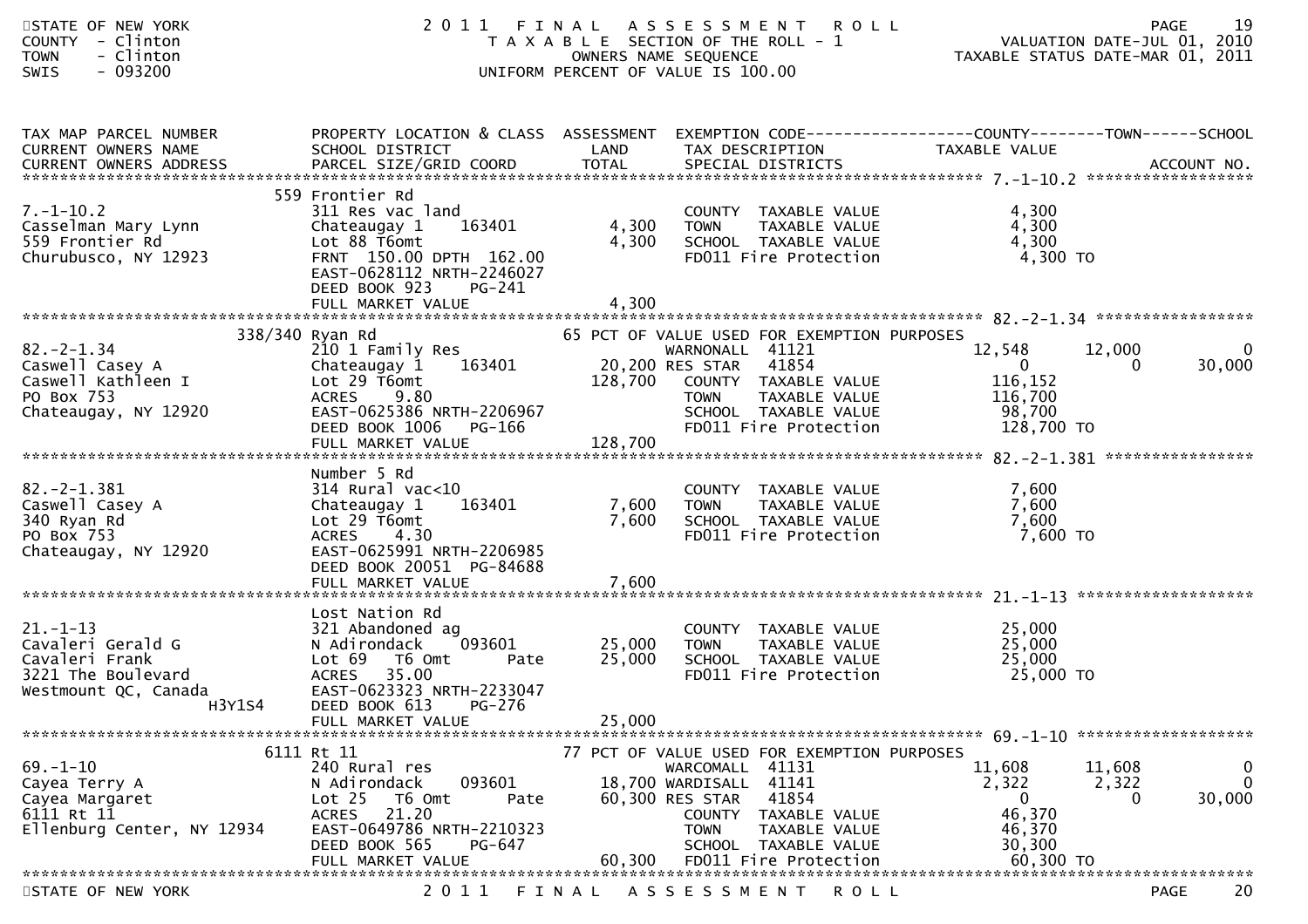STATE OF NEW YORK
COUNTY - Clinton
TOWN - Clinton
SWIS - 093200

# 2011 FINAL ASSESSMENT ROLL

TAXABLE SECTION OF THE ROLL - 1
OWNERS NAME SEQUENCE
UNIFORM PERCENT OF VALUE IS 100.00

VALUATION DATE-JUL 01, 2010
TAXABLE STATUS DATE-MAR 01, 2011

| TAX MAP PARCEL NUMBER / CURRENT OWNERS NAME / CURRENT OWNERS ADDRESS | PROPERTY LOCATION & CLASS / SCHOOL DISTRICT / PARCEL SIZE/GRID COORD | ASSESSMENT LAND | TOTAL | EXEMPTION CODE / TAX DESCRIPTION / SPECIAL DISTRICTS | COUNTY TAXABLE VALUE | TOWN | SCHOOL | ACCOUNT NO. |
|---|---|---|---|---|---|---|---|---|
| 7.-1-10.2 | 559 Frontier Rd | | | | | | | |
| 7.-1-10.2 | 311 Res vac land | | | COUNTY TAXABLE VALUE | 4,300 | | | |
| Casselman Mary Lynn | Chateaugay 1 163401 | 4,300 | | TOWN TAXABLE VALUE | 4,300 | | | |
| 559 Frontier Rd | Lot 88 T6omt | | 4,300 | SCHOOL TAXABLE VALUE | 4,300 | | | |
| Churubusco, NY 12923 | FRNT 150.00 DPTH 162.00 | | | FD011 Fire Protection | 4,300 TO | | | |
| | EAST-0628112 NRTH-2246027 | | | | | | | |
| | DEED BOOK 923 PG-241 | | | | | | | |
| | FULL MARKET VALUE | | 4,300 | | | | | |
| 82.-2-1.34 | 338/340 Ryan Rd | | | 65 PCT OF VALUE USED FOR EXEMPTION PURPOSES | | | | |
| 82.-2-1.34 | 210 1 Family Res | | | WARNONALL 41121 | 12,548 | 12,000 | 0 | |
| Caswell Casey A | Chateaugay 1 163401 | 20,200 | | RES STAR 41854 | 0 | 0 | 30,000 | |
| Caswell Kathleen I | Lot 29 T6omt | | 128,700 | COUNTY TAXABLE VALUE | 116,152 | | | |
| PO Box 753 | ACRES 9.80 | | | TOWN TAXABLE VALUE | 116,700 | | | |
| Chateaugay, NY 12920 | EAST-0625386 NRTH-2206967 | | | SCHOOL TAXABLE VALUE | 98,700 | | | |
| | DEED BOOK 1006 PG-166 | | | FD011 Fire Protection | 128,700 TO | | | |
| | FULL MARKET VALUE | | 128,700 | | | | | |
| 82.-2-1.381 | Number 5 Rd | | | | | | | |
| 82.-2-1.381 | 314 Rural vac<10 | | | COUNTY TAXABLE VALUE | 7,600 | | | |
| Caswell Casey A | Chateaugay 1 163401 | 7,600 | | TOWN TAXABLE VALUE | 7,600 | | | |
| 340 Ryan Rd | Lot 29 T6omt | | 7,600 | SCHOOL TAXABLE VALUE | 7,600 | | | |
| PO Box 753 | ACRES 4.30 | | | FD011 Fire Protection | 7,600 TO | | | |
| Chateaugay, NY 12920 | EAST-0625991 NRTH-2206985 | | | | | | | |
| | DEED BOOK 20051 PG-84688 | | | | | | | |
| | FULL MARKET VALUE | | 7,600 | | | | | |
| 21.-1-13 | Lost Nation Rd | | | | | | | |
| 21.-1-13 | 321 Abandoned ag | | | COUNTY TAXABLE VALUE | 25,000 | | | |
| Cavaleri Gerald G | N Adirondack 093601 | 25,000 | | TOWN TAXABLE VALUE | 25,000 | | | |
| Cavaleri Frank | Lot 69 T6 Omt Pate | | 25,000 | SCHOOL TAXABLE VALUE | 25,000 | | | |
| 3221 The Boulevard | ACRES 35.00 | | | FD011 Fire Protection | 25,000 TO | | | |
| Westmount QC, Canada H3Y1S4 | EAST-0623323 NRTH-2233047 | | | | | | | |
| | DEED BOOK 613 PG-276 | | | | | | | |
| | FULL MARKET VALUE | | 25,000 | | | | | |
| 69.-1-10 | 6111 Rt 11 | | | 77 PCT OF VALUE USED FOR EXEMPTION PURPOSES | | | | |
| 69.-1-10 | 240 Rural res | | | WARCOMALL 41131 | 11,608 | 11,608 | 0 | |
| Cayea Terry A | N Adirondack 093601 | 18,700 | | WARDISALL 41141 | 2,322 | 2,322 | 0 | |
| Cayea Margaret | Lot 25 T6 Omt Pate | | 60,300 | RES STAR 41854 | 0 | 0 | 30,000 | |
| 6111 Rt 11 | ACRES 21.20 | | | COUNTY TAXABLE VALUE | 46,370 | | | |
| Ellenburg Center, NY 12934 | EAST-0649786 NRTH-2210323 | | | TOWN TAXABLE VALUE | 46,370 | | | |
| | DEED BOOK 565 PG-647 | | | SCHOOL TAXABLE VALUE | 30,300 | | | |
| | FULL MARKET VALUE | | 60,300 | FD011 Fire Protection | 60,300 TO | | | |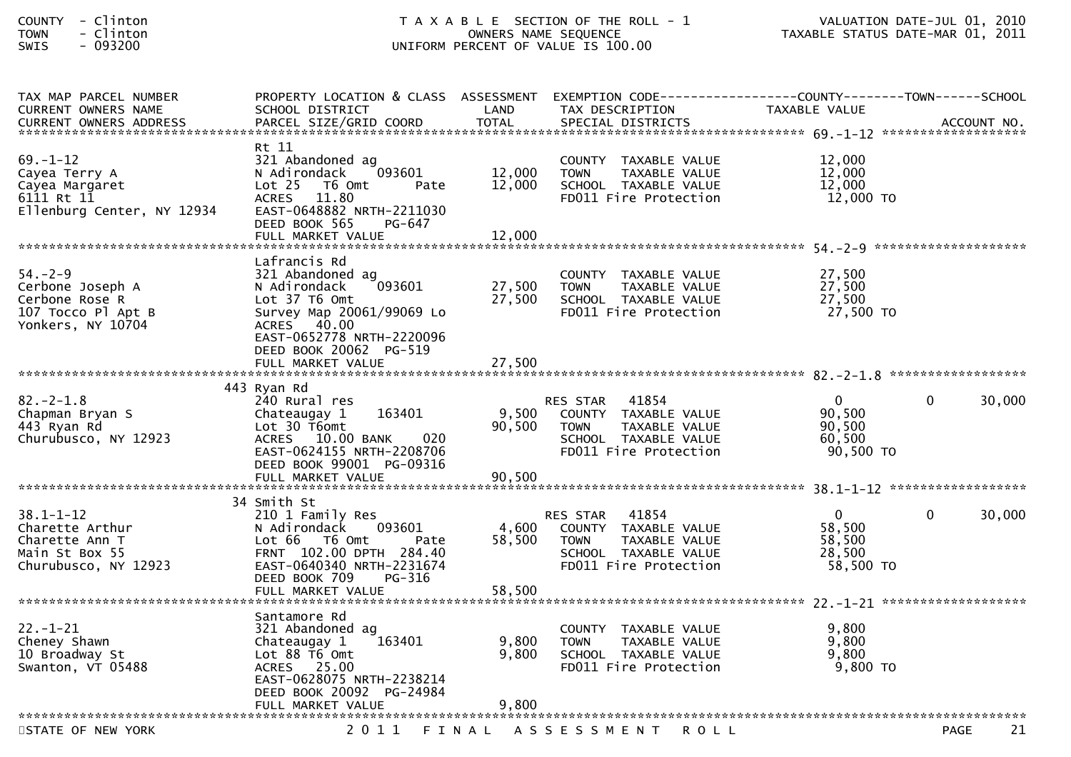COUNTY - Clinton
TOWN - Clinton
SWIS - 093200

T A X A B L E SECTION OF THE ROLL - 1
OWNERS NAME SEQUENCE
UNIFORM PERCENT OF VALUE IS 100.00

VALUATION DATE-JUL 01, 2010
TAXABLE STATUS DATE-MAR 01, 2011

| TAX MAP PARCEL NUMBER / CURRENT OWNERS NAME / CURRENT OWNERS ADDRESS | PROPERTY LOCATION & CLASS / SCHOOL DISTRICT / PARCEL SIZE/GRID COORD | ASSESSMENT LAND / TOTAL | EXEMPTION CODE / TAX DESCRIPTION / SPECIAL DISTRICTS | COUNTY TAXABLE VALUE | TOWN | SCHOOL / ACCOUNT NO. |
|---|---|---|---|---|---|---|
| **69.-1-12** | | | | | | |
| 69.-1-12 | Rt 11 | | | | | |
| Cayea Terry A | 321 Abandoned ag | | COUNTY TAXABLE VALUE | 12,000 | | |
| Cayea Margaret | N Adirondack 093601 | 12,000 | TOWN TAXABLE VALUE | 12,000 | | |
| 6111 Rt 11 | Lot 25 T6 Omt Pate | 12,000 | SCHOOL TAXABLE VALUE | 12,000 | | |
| Ellenburg Center, NY 12934 | ACRES 11.80 | | FD011 Fire Protection | 12,000 TO | | |
| | EAST-0648882 NRTH-2211030 | | | | | |
| | DEED BOOK 565 PG-647 | | | | | |
| | FULL MARKET VALUE | 12,000 | | | | |
| **54.-2-9** | | | | | | |
| 54.-2-9 | Lafrancis Rd | | | | | |
| Cerbone Joseph A | 321 Abandoned ag | | COUNTY TAXABLE VALUE | 27,500 | | |
| Cerbone Rose R | N Adirondack 093601 | 27,500 | TOWN TAXABLE VALUE | 27,500 | | |
| 107 Tocco Pl Apt B | Lot 37 T6 Omt | 27,500 | SCHOOL TAXABLE VALUE | 27,500 | | |
| Yonkers, NY 10704 | Survey Map 20061/99069 Lo | | FD011 Fire Protection | 27,500 TO | | |
| | ACRES 40.00 | | | | | |
| | EAST-0652778 NRTH-2220096 | | | | | |
| | DEED BOOK 20062 PG-519 | | | | | |
| | FULL MARKET VALUE | 27,500 | | | | |
| **82.-2-1.8** | | | | | | |
| 82.-2-1.8 | 443 Ryan Rd | | | | | |
| Chapman Bryan S | 240 Rural res | | RES STAR 41854 | 0 | 0 | 30,000 |
| 443 Ryan Rd | Chateaugay 1 163401 | 9,500 | COUNTY TAXABLE VALUE | 90,500 | | |
| Churubusco, NY 12923 | Lot 30 T6omt | 90,500 | TOWN TAXABLE VALUE | 90,500 | | |
| | ACRES 10.00 BANK 020 | | SCHOOL TAXABLE VALUE | 60,500 | | |
| | EAST-0624155 NRTH-2208706 | | FD011 Fire Protection | 90,500 TO | | |
| | DEED BOOK 99001 PG-09316 | | | | | |
| | FULL MARKET VALUE | 90,500 | | | | |
| **38.1-1-12** | | | | | | |
| 38.1-1-12 | 34 Smith St | | | | | |
| Charette Arthur | 210 1 Family Res | | RES STAR 41854 | 0 | 0 | 30,000 |
| Charette Ann T | N Adirondack 093601 | 4,600 | COUNTY TAXABLE VALUE | 58,500 | | |
| Main St Box 55 | Lot 66 T6 Omt Pate | 58,500 | TOWN TAXABLE VALUE | 58,500 | | |
| Churubusco, NY 12923 | FRNT 102.00 DPTH 284.40 | | SCHOOL TAXABLE VALUE | 28,500 | | |
| | EAST-0640340 NRTH-2231674 | | FD011 Fire Protection | 58,500 TO | | |
| | DEED BOOK 709 PG-316 | | | | | |
| | FULL MARKET VALUE | 58,500 | | | | |
| **22.-1-21** | | | | | | |
| 22.-1-21 | Santamore Rd | | | | | |
| Cheney Shawn | 321 Abandoned ag | | COUNTY TAXABLE VALUE | 9,800 | | |
| 10 Broadway St | Chateaugay 1 163401 | 9,800 | TOWN TAXABLE VALUE | 9,800 | | |
| Swanton, VT 05488 | Lot 88 T6 Omt | 9,800 | SCHOOL TAXABLE VALUE | 9,800 | | |
| | ACRES 25.00 | | FD011 Fire Protection | 9,800 TO | | |
| | EAST-0628075 NRTH-2238214 | | | | | |
| | DEED BOOK 20092 PG-24984 | | | | | |
| | FULL MARKET VALUE | 9,800 | | | | |

STATE OF NEW YORK — 2011 FINAL ASSESSMENT ROLL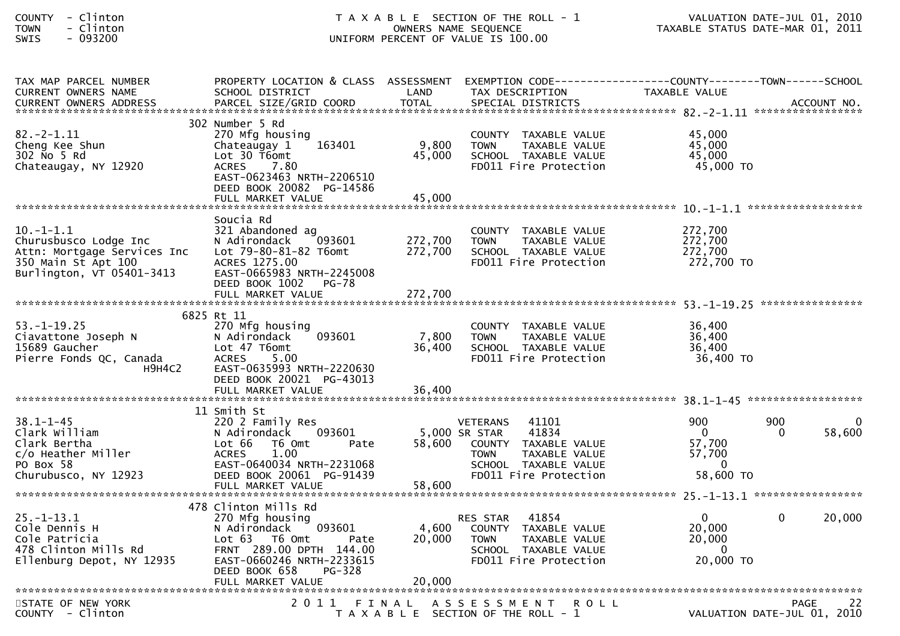| TAX MAP PARCEL NUMBER<br>CURRENT OWNERS NAME<br>CURRENT OWNERS ADDRESS | PROPERTY LOCATION & CLASS<br>SCHOOL DISTRICT<br>PARCEL SIZE/GRID COORD | ASSESSMENT<br>LAND<br>TOTAL | EXEMPTION CODE<br>TAX DESCRIPTION<br>SPECIAL DISTRICTS | COUNTY<br>TAXABLE VALUE | TOWN | SCHOOL<br><br>ACCOUNT NO. |
|---|---|---|---|---|---|---|
| **82.-2-1.11** | | | | | | |
| | 302 Number 5 Rd | | | | | |
| 82.-2-1.11 | 270 Mfg housing | | COUNTY TAXABLE VALUE | 45,000 | | |
| Cheng Kee Shun | Chateaugay 1 163401 | 9,800 | TOWN TAXABLE VALUE | 45,000 | | |
| 302 No 5 Rd | Lot 30 T6omt | 45,000 | SCHOOL TAXABLE VALUE | 45,000 | | |
| Chateaugay, NY 12920 | ACRES 7.80 | | FD011 Fire Protection | 45,000 TO | | |
| | EAST-0623463 NRTH-2206510 | | | | | |
| | DEED BOOK 20082 PG-14586 | | | | | |
| | FULL MARKET VALUE | 45,000 | | | | |
| **10.-1-1.1** | | | | | | |
| | Soucia Rd | | | | | |
| 10.-1-1.1 | 321 Abandoned ag | | COUNTY TAXABLE VALUE | 272,700 | | |
| Churusbusco Lodge Inc | N Adirondack 093601 | 272,700 | TOWN TAXABLE VALUE | 272,700 | | |
| Attn: Mortgage Services Inc | Lot 79-80-81-82 T6omt | 272,700 | SCHOOL TAXABLE VALUE | 272,700 | | |
| 350 Main St Apt 100 | ACRES 1275.00 | | FD011 Fire Protection | 272,700 TO | | |
| Burlington, VT 05401-3413 | EAST-0665983 NRTH-2245008 | | | | | |
| | DEED BOOK 1002 PG-78 | | | | | |
| | FULL MARKET VALUE | 272,700 | | | | |
| **53.-1-19.25** | | | | | | |
| | 6825 Rt 11 | | | | | |
| 53.-1-19.25 | 270 Mfg housing | | COUNTY TAXABLE VALUE | 36,400 | | |
| Ciavattone Joseph N | N Adirondack 093601 | 7,800 | TOWN TAXABLE VALUE | 36,400 | | |
| 15689 Gaucher | Lot 47 T6omt | 36,400 | SCHOOL TAXABLE VALUE | 36,400 | | |
| Pierre Fonds QC, Canada H9H4C2 | ACRES 5.00 | | FD011 Fire Protection | 36,400 TO | | |
| | EAST-0635993 NRTH-2220630 | | | | | |
| | DEED BOOK 20021 PG-43013 | | | | | |
| | FULL MARKET VALUE | 36,400 | | | | |
| **38.1-1-45** | | | | | | |
| | 11 Smith St | | | | | |
| 38.1-1-45 | 220 2 Family Res | | VETERANS 41101 | 900 | 900 | 0 |
| Clark William | N Adirondack 093601 | 5,000 | SR STAR 41834 | 0 | 0 | 58,600 |
| Clark Bertha | Lot 66 T6 Omt Pate | 58,600 | COUNTY TAXABLE VALUE | 57,700 | | |
| c/o Heather Miller | ACRES 1.00 | | TOWN TAXABLE VALUE | 57,700 | | |
| PO Box 58 | EAST-0640034 NRTH-2231068 | | SCHOOL TAXABLE VALUE | 0 | | |
| Churubusco, NY 12923 | DEED BOOK 20061 PG-91439 | | FD011 Fire Protection | 58,600 TO | | |
| | FULL MARKET VALUE | 58,600 | | | | |
| **25.-1-13.1** | | | | | | |
| | 478 Clinton Mills Rd | | | | | |
| 25.-1-13.1 | 270 Mfg housing | | RES STAR 41854 | 0 | 0 | 20,000 |
| Cole Dennis H | N Adirondack 093601 | 4,600 | COUNTY TAXABLE VALUE | 20,000 | | |
| Cole Patricia | Lot 63 T6 Omt Pate | 20,000 | TOWN TAXABLE VALUE | 20,000 | | |
| 478 Clinton Mills Rd | FRNT 289.00 DPTH 144.00 | | SCHOOL TAXABLE VALUE | 0 | | |
| Ellenburg Depot, NY 12935 | EAST-0660246 NRTH-2233615 | | FD011 Fire Protection | 20,000 TO | | |
| | DEED BOOK 658 PG-328 | | | | | |
| | FULL MARKET VALUE | 20,000 | | | | |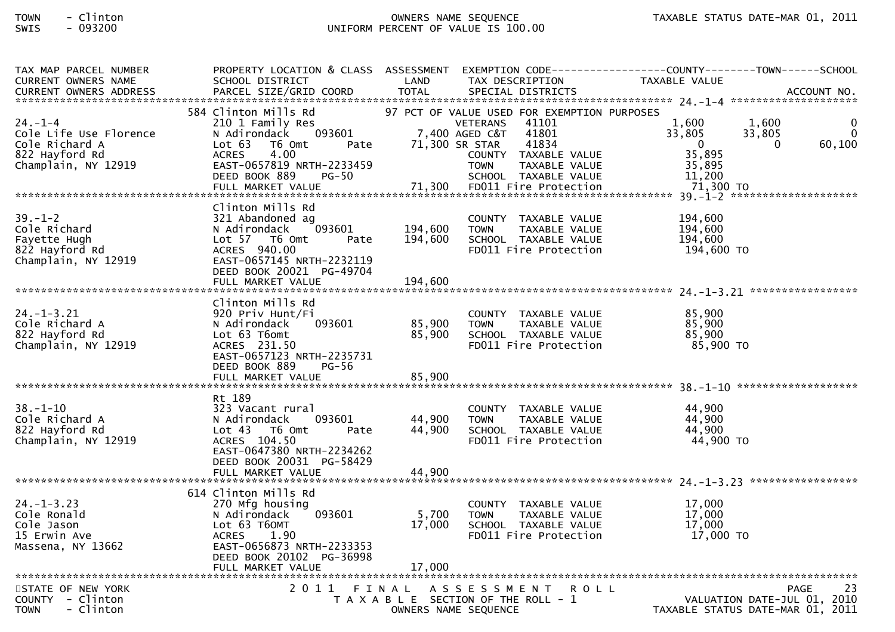TOWN - Clinton
SWIS - 093200

OWNERS NAME SEQUENCE
UNIFORM PERCENT OF VALUE IS 100.00

| TAX MAP PARCEL NUMBER / CURRENT OWNERS NAME / CURRENT OWNERS ADDRESS | PROPERTY LOCATION & CLASS / SCHOOL DISTRICT / PARCEL SIZE/GRID COORD | ASSESSMENT LAND | ASSESSMENT TOTAL | EXEMPTION CODE / TAX DESCRIPTION / SPECIAL DISTRICTS | COUNTY TAXABLE VALUE | TOWN | SCHOOL |
|---|---|---|---|---|---|---|---|
| 24.-1-4 | 584 Clinton Mills Rd | | | 97 PCT OF VALUE USED FOR EXEMPTION PURPOSES | | | |
| Cole Life Use Florence | 210 1 Family Res | | | VETERANS 41101 | 1,600 | 1,600 | 0 |
| Cole Richard A | N Adirondack 093601 | 7,400 | | AGED C&T 41801 | 33,805 | 33,805 | 0 |
| 822 Hayford Rd | Lot 63 T6 Omt Pate | | 71,300 | SR STAR 41834 | 0 | 0 | 60,100 |
| Champlain, NY 12919 | ACRES 4.00 | | | COUNTY TAXABLE VALUE | 35,895 | | |
| | EAST-0657819 NRTH-2233459 | | | TOWN TAXABLE VALUE | 35,895 | | |
| | DEED BOOK 889 PG-50 | | | SCHOOL TAXABLE VALUE | 11,200 | | |
| | FULL MARKET VALUE | | 71,300 | FD011 Fire Protection | 71,300 TO | | |
| 39.-1-2 | Clinton Mills Rd | | | | | | |
| Cole Richard | 321 Abandoned ag | | | COUNTY TAXABLE VALUE | 194,600 | | |
| Fayette Hugh | N Adirondack 093601 | 194,600 | | TOWN TAXABLE VALUE | 194,600 | | |
| 822 Hayford Rd | Lot 57 T6 Omt Pate | | 194,600 | SCHOOL TAXABLE VALUE | 194,600 | | |
| Champlain, NY 12919 | ACRES 940.00 | | | FD011 Fire Protection | 194,600 TO | | |
| | EAST-0657145 NRTH-2232119 | | | | | | |
| | DEED BOOK 20021 PG-49704 | | | | | | |
| | FULL MARKET VALUE | | 194,600 | | | | |
| 24.-1-3.21 | Clinton Mills Rd | | | | | | |
| Cole Richard A | 920 Priv Hunt/Fi | | | COUNTY TAXABLE VALUE | 85,900 | | |
| 822 Hayford Rd | N Adirondack 093601 | 85,900 | | TOWN TAXABLE VALUE | 85,900 | | |
| Champlain, NY 12919 | Lot 63 T6omt | | 85,900 | SCHOOL TAXABLE VALUE | 85,900 | | |
| | ACRES 231.50 | | | FD011 Fire Protection | 85,900 TO | | |
| | EAST-0657123 NRTH-2235731 | | | | | | |
| | DEED BOOK 889 PG-56 | | | | | | |
| | FULL MARKET VALUE | | 85,900 | | | | |
| 38.-1-10 | Rt 189 | | | | | | |
| Cole Richard A | 323 Vacant rural | | | COUNTY TAXABLE VALUE | 44,900 | | |
| 822 Hayford Rd | N Adirondack 093601 | 44,900 | | TOWN TAXABLE VALUE | 44,900 | | |
| Champlain, NY 12919 | Lot 43 T6 Omt Pate | | 44,900 | SCHOOL TAXABLE VALUE | 44,900 | | |
| | ACRES 104.50 | | | FD011 Fire Protection | 44,900 TO | | |
| | EAST-0647380 NRTH-2234262 | | | | | | |
| | DEED BOOK 20031 PG-58429 | | | | | | |
| | FULL MARKET VALUE | | 44,900 | | | | |
| 24.-1-3.23 | 614 Clinton Mills Rd | | | | | | |
| Cole Ronald | 270 Mfg housing | | | COUNTY TAXABLE VALUE | 17,000 | | |
| Cole Jason | N Adirondack 093601 | 5,700 | | TOWN TAXABLE VALUE | 17,000 | | |
| 15 Erwin Ave | Lot 63 T6OMT | | 17,000 | SCHOOL TAXABLE VALUE | 17,000 | | |
| Massena, NY 13662 | ACRES 1.90 | | | FD011 Fire Protection | 17,000 TO | | |
| | EAST-0656873 NRTH-2233353 | | | | | | |
| | DEED BOOK 20102 PG-36998 | | | | | | |
| | FULL MARKET VALUE | | 17,000 | | | | |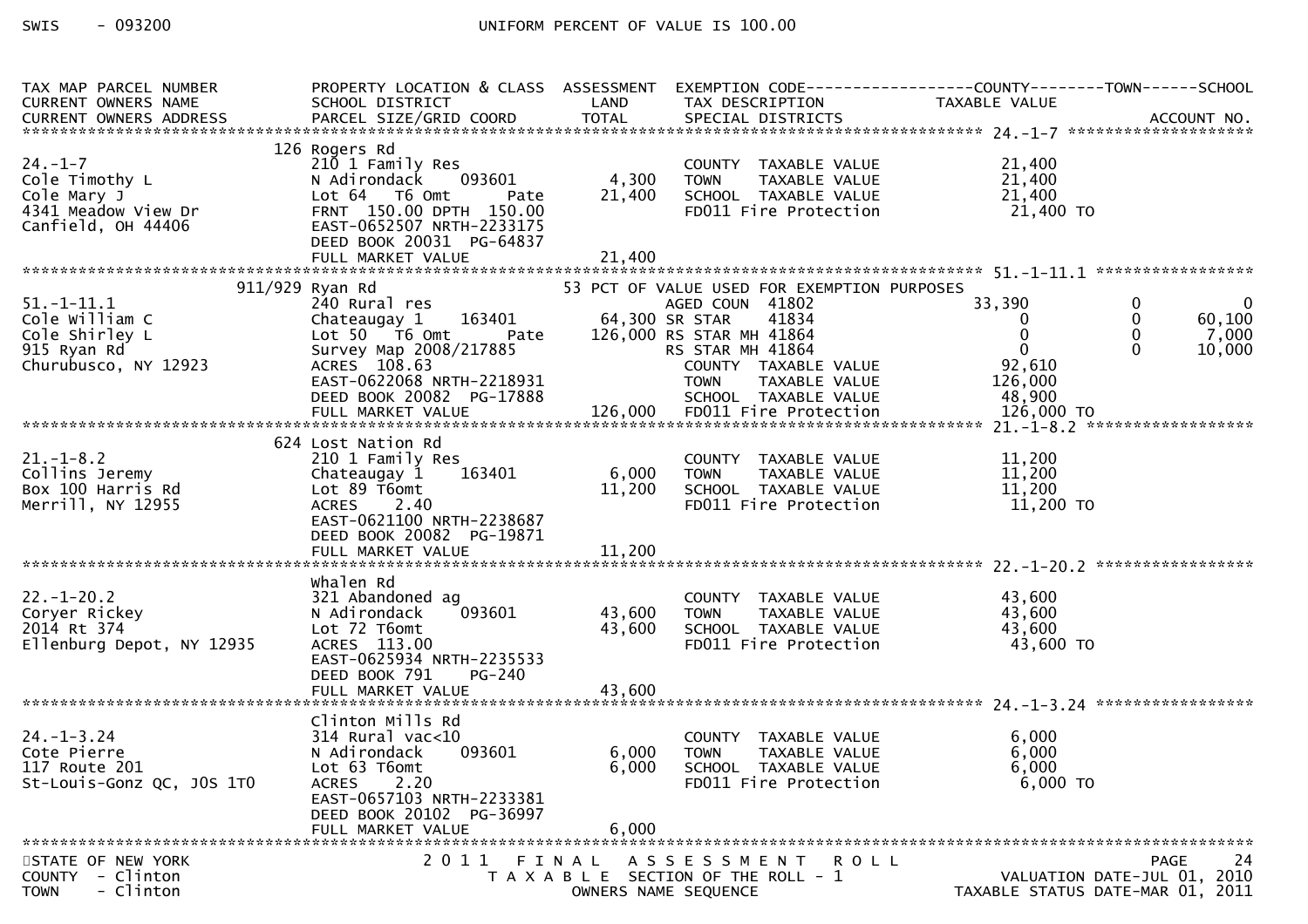SWIS - 093200 UNIFORM PERCENT OF VALUE IS 100.00

| TAX MAP PARCEL NUMBER / CURRENT OWNERS NAME / CURRENT OWNERS ADDRESS | PROPERTY LOCATION & CLASS / SCHOOL DISTRICT / PARCEL SIZE/GRID COORD | ASSESSMENT LAND | TOTAL | EXEMPTION CODE / TAX DESCRIPTION / SPECIAL DISTRICTS | COUNTY TAXABLE VALUE | TOWN | SCHOOL / ACCOUNT NO. |
|---|---|---|---|---|---|---|---|
| **24.-1-7** | 126 Rogers Rd | | | | | | |
| 24.-1-7 | 210 1 Family Res | | | COUNTY TAXABLE VALUE | 21,400 | | |
| Cole Timothy L | N Adirondack 093601 | 4,300 | | TOWN TAXABLE VALUE | 21,400 | | |
| Cole Mary J | Lot 64 T6 Omt Pate | | 21,400 | SCHOOL TAXABLE VALUE | 21,400 | | |
| 4341 Meadow View Dr | FRNT 150.00 DPTH 150.00 | | | FD011 Fire Protection | 21,400 TO | | |
| Canfield, OH 44406 | EAST-0652507 NRTH-2233175 | | | | | | |
| | DEED BOOK 20031 PG-64837 | | | | | | |
| | FULL MARKET VALUE | | 21,400 | | | | |
| **51.-1-11.1** | 911/929 Ryan Rd | | | 53 PCT OF VALUE USED FOR EXEMPTION PURPOSES | | | |
| 51.-1-11.1 | 240 Rural res | | | AGED COUN 41802 | 33,390 | 0 | 0 |
| Cole William C | Chateaugay 1 163401 | 64,300 | | SR STAR 41834 | 0 | 0 | 60,100 |
| Cole Shirley L | Lot 50 T6 Omt Pate | | 126,000 | RS STAR MH 41864 | 0 | 0 | 7,000 |
| 915 Ryan Rd | Survey Map 2008/217885 | | | RS STAR MH 41864 | 0 | 0 | 10,000 |
| Churubusco, NY 12923 | ACRES 108.63 | | | COUNTY TAXABLE VALUE | 92,610 | | |
| | EAST-0622068 NRTH-2218931 | | | TOWN TAXABLE VALUE | 126,000 | | |
| | DEED BOOK 20082 PG-17888 | | | SCHOOL TAXABLE VALUE | 48,900 | | |
| | FULL MARKET VALUE | | 126,000 | FD011 Fire Protection | 126,000 TO | | |
| **21.-1-8.2** | 624 Lost Nation Rd | | | | | | |
| 21.-1-8.2 | 210 1 Family Res | | | COUNTY TAXABLE VALUE | 11,200 | | |
| Collins Jeremy | Chateaugay 1 163401 | 6,000 | | TOWN TAXABLE VALUE | 11,200 | | |
| Box 100 Harris Rd | Lot 89 T6omt | | 11,200 | SCHOOL TAXABLE VALUE | 11,200 | | |
| Merrill, NY 12955 | ACRES 2.40 | | | FD011 Fire Protection | 11,200 TO | | |
| | EAST-0621100 NRTH-2238687 | | | | | | |
| | DEED BOOK 20082 PG-19871 | | | | | | |
| | FULL MARKET VALUE | | 11,200 | | | | |
| **22.-1-20.2** | Whalen Rd | | | | | | |
| 22.-1-20.2 | 321 Abandoned ag | | | COUNTY TAXABLE VALUE | 43,600 | | |
| Coryer Rickey | N Adirondack 093601 | 43,600 | | TOWN TAXABLE VALUE | 43,600 | | |
| 2014 Rt 374 | Lot 72 T6omt | | 43,600 | SCHOOL TAXABLE VALUE | 43,600 | | |
| Ellenburg Depot, NY 12935 | ACRES 113.00 | | | FD011 Fire Protection | 43,600 TO | | |
| | EAST-0625934 NRTH-2235533 | | | | | | |
| | DEED BOOK 791 PG-240 | | | | | | |
| | FULL MARKET VALUE | | 43,600 | | | | |
| **24.-1-3.24** | Clinton Mills Rd | | | | | | |
| 24.-1-3.24 | 314 Rural vac<10 | | | COUNTY TAXABLE VALUE | 6,000 | | |
| Cote Pierre | N Adirondack 093601 | 6,000 | | TOWN TAXABLE VALUE | 6,000 | | |
| 117 Route 201 | Lot 63 T6omt | | 6,000 | SCHOOL TAXABLE VALUE | 6,000 | | |
| St-Louis-Gonz QC, J0S 1T0 | ACRES 2.20 | | | FD011 Fire Protection | 6,000 TO | | |
| | EAST-0657103 NRTH-2233381 | | | | | | |
| | DEED BOOK 20102 PG-36997 | | | | | | |
| | FULL MARKET VALUE | | 6,000 | | | | |

STATE OF NEW YORK — COUNTY - Clinton — TOWN - Clinton

2011 FINAL ASSESSMENT ROLL — TAXABLE SECTION OF THE ROLL - 1 — OWNERS NAME SEQUENCE

VALUATION DATE-JUL 01, 2010 — TAXABLE STATUS DATE-MAR 01, 2011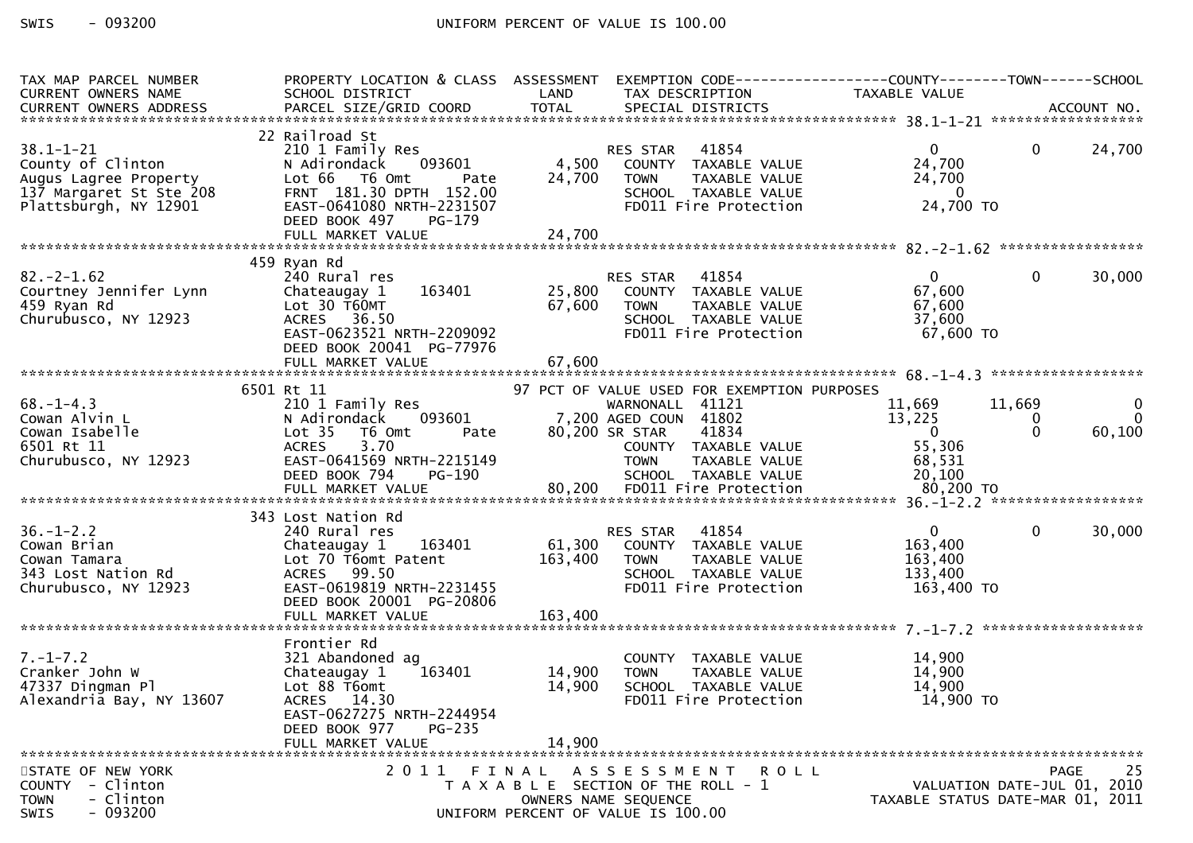SWIS - 093200 UNIFORM PERCENT OF VALUE IS 100.00

| TAX MAP PARCEL NUMBER / CURRENT OWNERS NAME / CURRENT OWNERS ADDRESS | PROPERTY LOCATION & CLASS / SCHOOL DISTRICT / PARCEL SIZE/GRID COORD | ASSESSMENT LAND | TOTAL | EXEMPTION CODE / TAX DESCRIPTION / SPECIAL DISTRICTS | COUNTY TAXABLE VALUE | TOWN | SCHOOL |
|---|---|---|---|---|---|---|---|
| **38.1-1-21** | 22 Railroad St | | | | | | |
| 38.1-1-21 | 210 1 Family Res | | | RES STAR 41854 | 0 | 0 | 24,700 |
| County of Clinton | N Adirondack 093601 | 4,500 | | COUNTY TAXABLE VALUE | 24,700 | | |
| Augus Lagree Property | Lot 66 T6 Omt Pate | | 24,700 | TOWN TAXABLE VALUE | 24,700 | | |
| 137 Margaret St Ste 208 | FRNT 181.30 DPTH 152.00 | | | SCHOOL TAXABLE VALUE | 0 | | |
| Plattsburgh, NY 12901 | EAST-0641080 NRTH-2231507 | | | FD011 Fire Protection | 24,700 TO | | |
| | DEED BOOK 497 PG-179 | | | | | | |
| | FULL MARKET VALUE | | 24,700 | | | | |
| **82.-2-1.62** | 459 Ryan Rd | | | | | | |
| 82.-2-1.62 | 240 Rural res | | | RES STAR 41854 | 0 | 0 | 30,000 |
| Courtney Jennifer Lynn | Chateaugay 1 163401 | 25,800 | | COUNTY TAXABLE VALUE | 67,600 | | |
| 459 Ryan Rd | Lot 30 T60MT | | 67,600 | TOWN TAXABLE VALUE | 67,600 | | |
| Churubusco, NY 12923 | ACRES 36.50 | | | SCHOOL TAXABLE VALUE | 37,600 | | |
| | EAST-0623521 NRTH-2209092 | | | FD011 Fire Protection | 67,600 TO | | |
| | DEED BOOK 20041 PG-77976 | | | | | | |
| | FULL MARKET VALUE | | 67,600 | | | | |
| **68.-1-4.3** | 6501 Rt 11 | | | 97 PCT OF VALUE USED FOR EXEMPTION PURPOSES | | | |
| 68.-1-4.3 | 210 1 Family Res | | | WARNONALL 41121 | 11,669 | 11,669 | 0 |
| Cowan Alvin L | N Adirondack 093601 | 7,200 | | AGED COUN 41802 | 13,225 | 0 | 0 |
| Cowan Isabelle | Lot 35 T6 Omt Pate | | 80,200 | SR STAR 41834 | 0 | 0 | 60,100 |
| 6501 Rt 11 | ACRES 3.70 | | | COUNTY TAXABLE VALUE | 55,306 | | |
| Churubusco, NY 12923 | EAST-0641569 NRTH-2215149 | | | TOWN TAXABLE VALUE | 68,531 | | |
| | DEED BOOK 794 PG-190 | | | SCHOOL TAXABLE VALUE | 20,100 | | |
| | FULL MARKET VALUE | | 80,200 | FD011 Fire Protection | 80,200 TO | | |
| **36.-1-2.2** | 343 Lost Nation Rd | | | | | | |
| 36.-1-2.2 | 240 Rural res | | | RES STAR 41854 | 0 | 0 | 30,000 |
| Cowan Brian | Chateaugay 1 163401 | 61,300 | | COUNTY TAXABLE VALUE | 163,400 | | |
| Cowan Tamara | Lot 70 T6omt Patent | | 163,400 | TOWN TAXABLE VALUE | 163,400 | | |
| 343 Lost Nation Rd | ACRES 99.50 | | | SCHOOL TAXABLE VALUE | 133,400 | | |
| Churubusco, NY 12923 | EAST-0619819 NRTH-2231455 | | | FD011 Fire Protection | 163,400 TO | | |
| | DEED BOOK 20001 PG-20806 | | | | | | |
| | FULL MARKET VALUE | | 163,400 | | | | |
| **7.-1-7.2** | Frontier Rd | | | | | | |
| 7.-1-7.2 | 321 Abandoned ag | | | COUNTY TAXABLE VALUE | 14,900 | | |
| Cranker John W | Chateaugay 1 163401 | 14,900 | | TOWN TAXABLE VALUE | 14,900 | | |
| 47337 Dingman Pl | Lot 88 T6omt | | 14,900 | SCHOOL TAXABLE VALUE | 14,900 | | |
| Alexandria Bay, NY 13607 | ACRES 14.30 | | | FD011 Fire Protection | 14,900 TO | | |
| | EAST-0627275 NRTH-2244954 | | | | | | |
| | DEED BOOK 977 PG-235 | | | | | | |
| | FULL MARKET VALUE | | 14,900 | | | | |

STATE OF NEW YORK — 2011 FINAL ASSESSMENT ROLL — PAGE 25
COUNTY - Clinton — TAXABLE SECTION OF THE ROLL - 1 — VALUATION DATE-JUL 01, 2010
TOWN - Clinton — OWNERS NAME SEQUENCE — TAXABLE STATUS DATE-MAR 01, 2011
SWIS - 093200 — UNIFORM PERCENT OF VALUE IS 100.00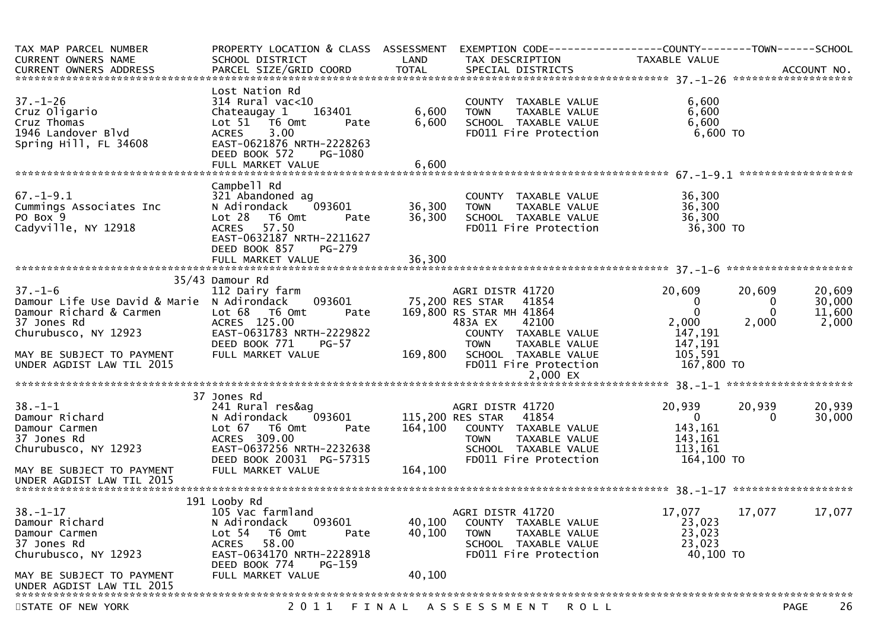| TAX MAP PARCEL NUMBER<br>CURRENT OWNERS NAME<br>CURRENT OWNERS ADDRESS | PROPERTY LOCATION & CLASS<br>SCHOOL DISTRICT<br>PARCEL SIZE/GRID COORD | ASSESSMENT<br>LAND<br>TOTAL | EXEMPTION CODE<br>TAX DESCRIPTION<br>SPECIAL DISTRICTS | COUNTY<br>TAXABLE VALUE | TOWN | SCHOOL<br><br>ACCOUNT NO. |
|---|---|---|---|---|---|---|
| **37.-1-26** | Lost Nation Rd | | | | | |
| 37.-1-26 | 314 Rural vac<10 | | COUNTY TAXABLE VALUE | 6,600 | | |
| Cruz Oligario | Chateaugay 1 163401 | 6,600 | TOWN TAXABLE VALUE | 6,600 | | |
| Cruz Thomas | Lot 51 T6 Omt Pate | 6,600 | SCHOOL TAXABLE VALUE | 6,600 | | |
| 1946 Landover Blvd | ACRES 3.00 | | FD011 Fire Protection | 6,600 TO | | |
| Spring Hill, FL 34608 | EAST-0621876 NRTH-2228263 | | | | | |
| | DEED BOOK 572 PG-1080 | | | | | |
| | FULL MARKET VALUE | 6,600 | | | | |
| **67.-1-9.1** | Campbell Rd | | | | | |
| 67.-1-9.1 | 321 Abandoned ag | | COUNTY TAXABLE VALUE | 36,300 | | |
| Cummings Associates Inc | N Adirondack 093601 | 36,300 | TOWN TAXABLE VALUE | 36,300 | | |
| PO Box 9 | Lot 28 T6 Omt Pate | 36,300 | SCHOOL TAXABLE VALUE | 36,300 | | |
| Cadyville, NY 12918 | ACRES 57.50 | | FD011 Fire Protection | 36,300 TO | | |
| | EAST-0632187 NRTH-2211627 | | | | | |
| | DEED BOOK 857 PG-279 | | | | | |
| | FULL MARKET VALUE | 36,300 | | | | |
| **37.-1-6** | 35/43 Damour Rd | | | | | |
| 37.-1-6 | 112 Dairy farm | | AGRI DISTR 41720 | 20,609 | 20,609 | 20,609 |
| Damour Life Use David & Marie | N Adirondack 093601 | 75,200 | RES STAR 41854 | 0 | 0 | 30,000 |
| Damour Richard & Carmen | Lot 68 T6 Omt Pate | 169,800 | RS STAR MH 41864 | 0 | 0 | 11,600 |
| 37 Jones Rd | ACRES 125.00 | | 483A EX 42100 | 2,000 | 2,000 | 2,000 |
| Churubusco, NY 12923 | EAST-0631783 NRTH-2229822 | | COUNTY TAXABLE VALUE | 147,191 | | |
| | DEED BOOK 771 PG-57 | | TOWN TAXABLE VALUE | 147,191 | | |
| MAY BE SUBJECT TO PAYMENT | FULL MARKET VALUE | 169,800 | SCHOOL TAXABLE VALUE | 105,591 | | |
| UNDER AGDIST LAW TIL 2015 | | | FD011 Fire Protection | 167,800 TO | | |
| | | | 2,000 EX | | | |
| **38.-1-1** | 37 Jones Rd | | | | | |
| 38.-1-1 | 241 Rural res&ag | | AGRI DISTR 41720 | 20,939 | 20,939 | 20,939 |
| Damour Richard | N Adirondack 093601 | 115,200 | RES STAR 41854 | 0 | 0 | 30,000 |
| Damour Carmen | Lot 67 T6 Omt Pate | 164,100 | COUNTY TAXABLE VALUE | 143,161 | | |
| 37 Jones Rd | ACRES 309.00 | | TOWN TAXABLE VALUE | 143,161 | | |
| Churubusco, NY 12923 | EAST-0637256 NRTH-2232638 | | SCHOOL TAXABLE VALUE | 113,161 | | |
| | DEED BOOK 20031 PG-57315 | | FD011 Fire Protection | 164,100 TO | | |
| MAY BE SUBJECT TO PAYMENT | FULL MARKET VALUE | 164,100 | | | | |
| UNDER AGDIST LAW TIL 2015 | | | | | | |
| **38.-1-17** | 191 Looby Rd | | | | | |
| 38.-1-17 | 105 Vac farmland | | AGRI DISTR 41720 | 17,077 | 17,077 | 17,077 |
| Damour Richard | N Adirondack 093601 | 40,100 | COUNTY TAXABLE VALUE | 23,023 | | |
| Damour Carmen | Lot 54 T6 Omt Pate | 40,100 | TOWN TAXABLE VALUE | 23,023 | | |
| 37 Jones Rd | ACRES 58.00 | | SCHOOL TAXABLE VALUE | 23,023 | | |
| Churubusco, NY 12923 | EAST-0634170 NRTH-2228918 | | FD011 Fire Protection | 40,100 TO | | |
| | DEED BOOK 774 PG-159 | | | | | |
| MAY BE SUBJECT TO PAYMENT | FULL MARKET VALUE | 40,100 | | | | |
| UNDER AGDIST LAW TIL 2015 | | | | | | |

STATE OF NEW YORK — 2011 FINAL ASSESSMENT ROLL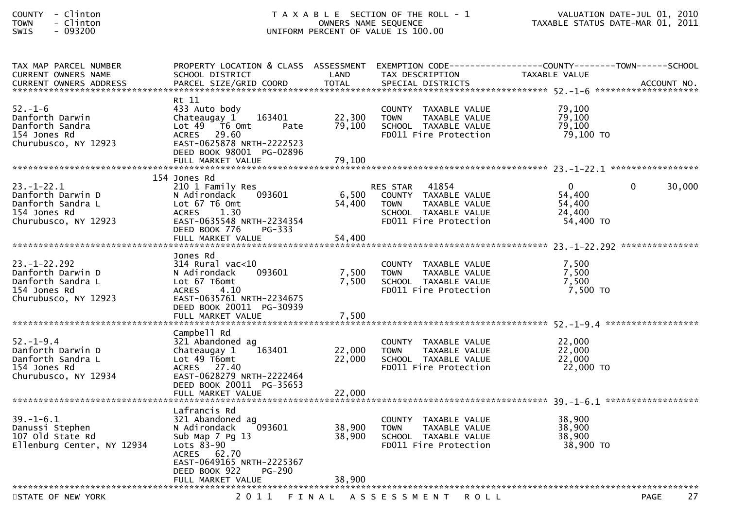COUNTY - Clinton
TOWN - Clinton
SWIS - 093200

T A X A B L E SECTION OF THE ROLL - 1
OWNERS NAME SEQUENCE
UNIFORM PERCENT OF VALUE IS 100.00

VALUATION DATE-JUL 01, 2010
TAXABLE STATUS DATE-MAR 01, 2011

| TAX MAP PARCEL NUMBER / CURRENT OWNERS NAME / CURRENT OWNERS ADDRESS | PROPERTY LOCATION & CLASS / SCHOOL DISTRICT / PARCEL SIZE/GRID COORD | ASSESSMENT LAND / TOTAL | EXEMPTION CODE / TAX DESCRIPTION / SPECIAL DISTRICTS | COUNTY TAXABLE VALUE | TOWN | SCHOOL / ACCOUNT NO. |
|---|---|---|---|---|---|---|
| **52.-1-6** | Rt 11 | | | | | |
| 52.-1-6 | 433 Auto body | | COUNTY TAXABLE VALUE | 79,100 | | |
| Danforth Darwin | Chateaugay 1 163401 | 22,300 | TOWN TAXABLE VALUE | 79,100 | | |
| Danforth Sandra | Lot 49 T6 Omt Pate | 79,100 | SCHOOL TAXABLE VALUE | 79,100 | | |
| 154 Jones Rd | ACRES 29.60 | | FD011 Fire Protection | 79,100 TO | | |
| Churubusco, NY 12923 | EAST-0625878 NRTH-2222523 | | | | | |
| | DEED BOOK 98001 PG-02896 | | | | | |
| | FULL MARKET VALUE | 79,100 | | | | |
| **23.-1-22.1** | 154 Jones Rd | | | | | |
| 23.-1-22.1 | 210 1 Family Res | | RES STAR 41854 | 0 | 0 | 30,000 |
| Danforth Darwin D | N Adirondack 093601 | 6,500 | COUNTY TAXABLE VALUE | 54,400 | | |
| Danforth Sandra L | Lot 67 T6 Omt | 54,400 | TOWN TAXABLE VALUE | 54,400 | | |
| 154 Jones Rd | ACRES 1.30 | | SCHOOL TAXABLE VALUE | 24,400 | | |
| Churubusco, NY 12923 | EAST-0635548 NRTH-2234354 | | FD011 Fire Protection | 54,400 TO | | |
| | DEED BOOK 776 PG-333 | | | | | |
| | FULL MARKET VALUE | 54,400 | | | | |
| **23.-1-22.292** | Jones Rd | | | | | |
| 23.-1-22.292 | 314 Rural vac<10 | | COUNTY TAXABLE VALUE | 7,500 | | |
| Danforth Darwin D | N Adirondack 093601 | 7,500 | TOWN TAXABLE VALUE | 7,500 | | |
| Danforth Sandra L | Lot 67 T6omt | 7,500 | SCHOOL TAXABLE VALUE | 7,500 | | |
| 154 Jones Rd | ACRES 4.10 | | FD011 Fire Protection | 7,500 TO | | |
| Churubusco, NY 12923 | EAST-0635761 NRTH-2234675 | | | | | |
| | DEED BOOK 20011 PG-30939 | | | | | |
| | FULL MARKET VALUE | 7,500 | | | | |
| **52.-1-9.4** | Campbell Rd | | | | | |
| 52.-1-9.4 | 321 Abandoned ag | | COUNTY TAXABLE VALUE | 22,000 | | |
| Danforth Darwin D | Chateaugay 1 163401 | 22,000 | TOWN TAXABLE VALUE | 22,000 | | |
| Danforth Sandra L | Lot 49 T6omt | 22,000 | SCHOOL TAXABLE VALUE | 22,000 | | |
| 154 Jones Rd | ACRES 27.40 | | FD011 Fire Protection | 22,000 TO | | |
| Churubusco, NY 12934 | EAST-0628279 NRTH-2222464 | | | | | |
| | DEED BOOK 20011 PG-35653 | | | | | |
| | FULL MARKET VALUE | 22,000 | | | | |
| **39.-1-6.1** | Lafrancis Rd | | | | | |
| 39.-1-6.1 | 321 Abandoned ag | | COUNTY TAXABLE VALUE | 38,900 | | |
| Danussi Stephen | N Adirondack 093601 | 38,900 | TOWN TAXABLE VALUE | 38,900 | | |
| 107 Old State Rd | Sub Map 7 Pg 13 | 38,900 | SCHOOL TAXABLE VALUE | 38,900 | | |
| Ellenburg Center, NY 12934 | Lots 83-90 | | FD011 Fire Protection | 38,900 TO | | |
| | ACRES 62.70 | | | | | |
| | EAST-0649165 NRTH-2225367 | | | | | |
| | DEED BOOK 922 PG-290 | | | | | |
| | FULL MARKET VALUE | 38,900 | | | | |

STATE OF NEW YORK — 2011 FINAL ASSESSMENT ROLL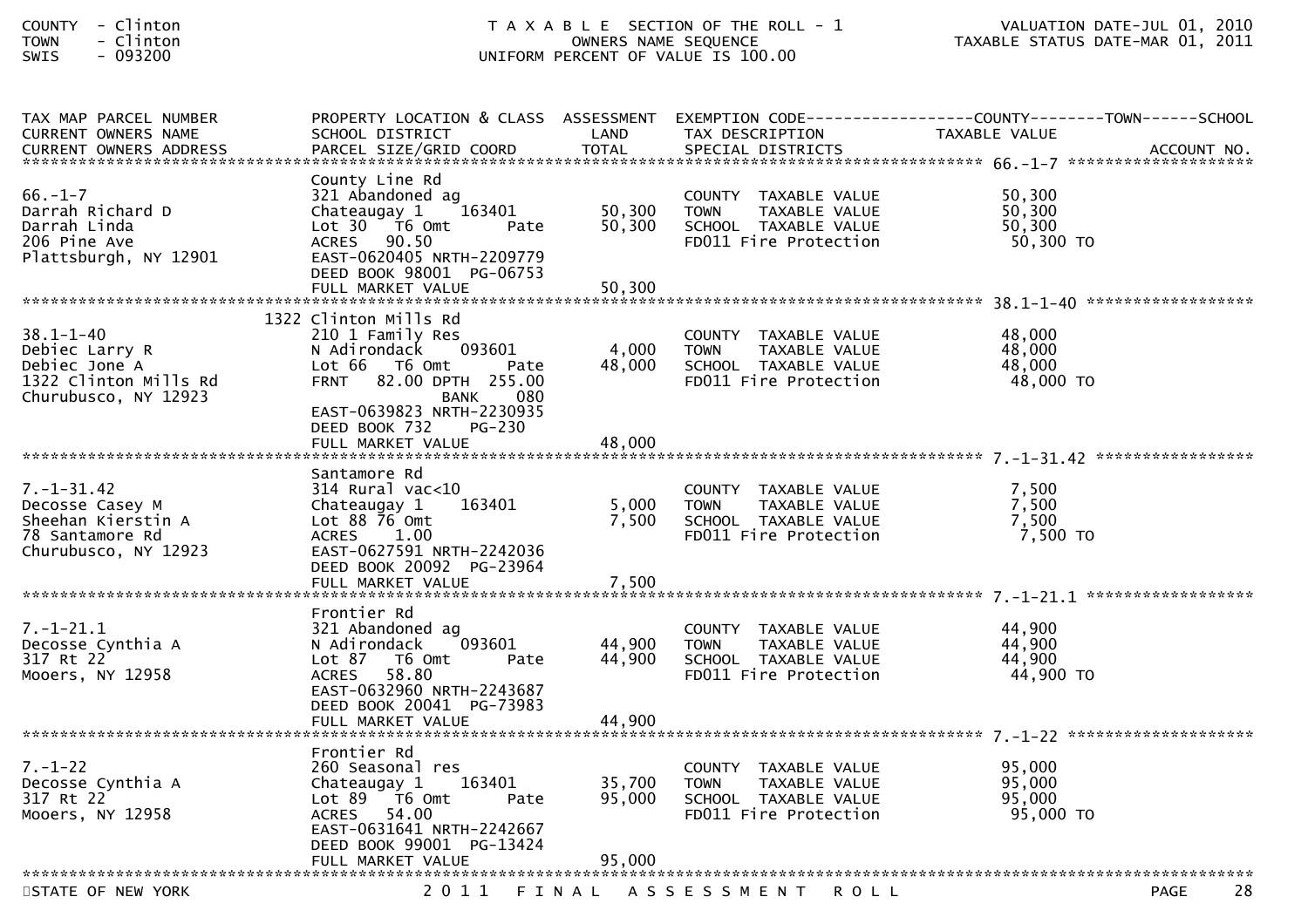COUNTY - Clinton
TOWN - Clinton
SWIS - 093200

T A X A B L E SECTION OF THE ROLL - 1
OWNERS NAME SEQUENCE
UNIFORM PERCENT OF VALUE IS 100.00

VALUATION DATE-JUL 01, 2010
TAXABLE STATUS DATE-MAR 01, 2011

| TAX MAP PARCEL NUMBER / CURRENT OWNERS NAME / CURRENT OWNERS ADDRESS | PROPERTY LOCATION & CLASS / SCHOOL DISTRICT / PARCEL SIZE/GRID COORD | ASSESSMENT LAND / TOTAL | EXEMPTION CODE / TAX DESCRIPTION / SPECIAL DISTRICTS | TAXABLE VALUE (COUNTY--TOWN--SCHOOL) / ACCOUNT NO. |
|---|---|---|---|---|
| **66.-1-7** | County Line Rd | | | |
| 66.-1-7 | 321 Abandoned ag | | COUNTY TAXABLE VALUE | 50,300 |
| Darrah Richard D | Chateaugay 1 163401 | 50,300 | TOWN TAXABLE VALUE | 50,300 |
| Darrah Linda | Lot 30 T6 Omt Pate | 50,300 | SCHOOL TAXABLE VALUE | 50,300 |
| 206 Pine Ave | ACRES 90.50 | | FD011 Fire Protection | 50,300 TO |
| Plattsburgh, NY 12901 | EAST-0620405 NRTH-2209779 | | | |
| | DEED BOOK 98001 PG-06753 | | | |
| | FULL MARKET VALUE | 50,300 | | |
| **38.1-1-40** | 1322 Clinton Mills Rd | | | |
| 38.1-1-40 | 210 1 Family Res | | COUNTY TAXABLE VALUE | 48,000 |
| Debiec Larry R | N Adirondack 093601 | 4,000 | TOWN TAXABLE VALUE | 48,000 |
| Debiec Jone A | Lot 66 T6 Omt Pate | 48,000 | SCHOOL TAXABLE VALUE | 48,000 |
| 1322 Clinton Mills Rd | FRNT 82.00 DPTH 255.00 | | FD011 Fire Protection | 48,000 TO |
| Churubusco, NY 12923 | BANK 080 | | | |
| | EAST-0639823 NRTH-2230935 | | | |
| | DEED BOOK 732 PG-230 | | | |
| | FULL MARKET VALUE | 48,000 | | |
| **7.-1-31.42** | Santamore Rd | | | |
| 7.-1-31.42 | 314 Rural vac<10 | | COUNTY TAXABLE VALUE | 7,500 |
| Decosse Casey M | Chateaugay 1 163401 | 5,000 | TOWN TAXABLE VALUE | 7,500 |
| Sheehan Kierstin A | Lot 88 76 Omt | 7,500 | SCHOOL TAXABLE VALUE | 7,500 |
| 78 Santamore Rd | ACRES 1.00 | | FD011 Fire Protection | 7,500 TO |
| Churubusco, NY 12923 | EAST-0627591 NRTH-2242036 | | | |
| | DEED BOOK 20092 PG-23964 | | | |
| | FULL MARKET VALUE | 7,500 | | |
| **7.-1-21.1** | Frontier Rd | | | |
| 7.-1-21.1 | 321 Abandoned ag | | COUNTY TAXABLE VALUE | 44,900 |
| Decosse Cynthia A | N Adirondack 093601 | 44,900 | TOWN TAXABLE VALUE | 44,900 |
| 317 Rt 22 | Lot 87 T6 Omt Pate | 44,900 | SCHOOL TAXABLE VALUE | 44,900 |
| Mooers, NY 12958 | ACRES 58.80 | | FD011 Fire Protection | 44,900 TO |
| | EAST-0632960 NRTH-2243687 | | | |
| | DEED BOOK 20041 PG-73983 | | | |
| | FULL MARKET VALUE | 44,900 | | |
| **7.-1-22** | Frontier Rd | | | |
| 7.-1-22 | 260 Seasonal res | | COUNTY TAXABLE VALUE | 95,000 |
| Decosse Cynthia A | Chateaugay 1 163401 | 35,700 | TOWN TAXABLE VALUE | 95,000 |
| 317 Rt 22 | Lot 89 T6 Omt Pate | 95,000 | SCHOOL TAXABLE VALUE | 95,000 |
| Mooers, NY 12958 | ACRES 54.00 | | FD011 Fire Protection | 95,000 TO |
| | EAST-0631641 NRTH-2242667 | | | |
| | DEED BOOK 99001 PG-13424 | | | |
| | FULL MARKET VALUE | 95,000 | | |

STATE OF NEW YORK — 2011 FINAL ASSESSMENT ROLL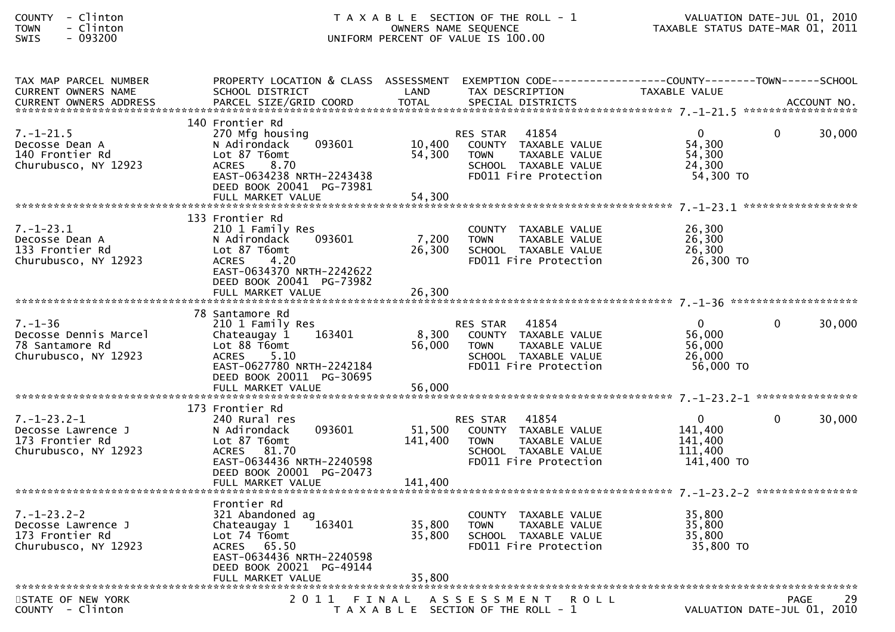COUNTY - Clinton
TOWN - Clinton
SWIS - 093200

T A X A B L E SECTION OF THE ROLL - 1
OWNERS NAME SEQUENCE
UNIFORM PERCENT OF VALUE IS 100.00

VALUATION DATE-JUL 01, 2010
TAXABLE STATUS DATE-MAR 01, 2011

| TAX MAP PARCEL NUMBER / CURRENT OWNERS NAME / CURRENT OWNERS ADDRESS | PROPERTY LOCATION & CLASS / SCHOOL DISTRICT / PARCEL SIZE/GRID COORD | ASSESSMENT LAND / TOTAL | EXEMPTION CODE / TAX DESCRIPTION / SPECIAL DISTRICTS | COUNTY TAXABLE VALUE | TOWN | SCHOOL / ACCOUNT NO. |
|---|---|---|---|---|---|---|
| **7.-1-21.5** | 140 Frontier Rd | | | | | |
| 7.-1-21.5 | 270 Mfg housing | | RES STAR 41854 | 0 | 0 | 30,000 |
| Decosse Dean A | N Adirondack 093601 | 10,400 | COUNTY TAXABLE VALUE | 54,300 | | |
| 140 Frontier Rd | Lot 87 T6omt | 54,300 | TOWN TAXABLE VALUE | 54,300 | | |
| Churubusco, NY 12923 | ACRES 8.70 | | SCHOOL TAXABLE VALUE | 24,300 | | |
| | EAST-0634238 NRTH-2243438 | | FD011 Fire Protection | 54,300 TO | | |
| | DEED BOOK 20041 PG-73981 | | | | | |
| | FULL MARKET VALUE | 54,300 | | | | |
| **7.-1-23.1** | 133 Frontier Rd | | | | | |
| 7.-1-23.1 | 210 1 Family Res | | COUNTY TAXABLE VALUE | 26,300 | | |
| Decosse Dean A | N Adirondack 093601 | 7,200 | TOWN TAXABLE VALUE | 26,300 | | |
| 133 Frontier Rd | Lot 87 T6omt | 26,300 | SCHOOL TAXABLE VALUE | 26,300 | | |
| Churubusco, NY 12923 | ACRES 4.20 | | FD011 Fire Protection | 26,300 TO | | |
| | EAST-0634370 NRTH-2242622 | | | | | |
| | DEED BOOK 20041 PG-73982 | | | | | |
| | FULL MARKET VALUE | 26,300 | | | | |
| **7.-1-36** | 78 Santamore Rd | | | | | |
| 7.-1-36 | 210 1 Family Res | | RES STAR 41854 | 0 | 0 | 30,000 |
| Decosse Dennis Marcel | Chateaugay 1 163401 | 8,300 | COUNTY TAXABLE VALUE | 56,000 | | |
| 78 Santamore Rd | Lot 88 T6omt | 56,000 | TOWN TAXABLE VALUE | 56,000 | | |
| Churubusco, NY 12923 | ACRES 5.10 | | SCHOOL TAXABLE VALUE | 26,000 | | |
| | EAST-0627780 NRTH-2242184 | | FD011 Fire Protection | 56,000 TO | | |
| | DEED BOOK 20011 PG-30695 | | | | | |
| | FULL MARKET VALUE | 56,000 | | | | |
| **7.-1-23.2-1** | 173 Frontier Rd | | | | | |
| 7.-1-23.2-1 | 240 Rural res | | RES STAR 41854 | 0 | 0 | 30,000 |
| Decosse Lawrence J | N Adirondack 093601 | 51,500 | COUNTY TAXABLE VALUE | 141,400 | | |
| 173 Frontier Rd | Lot 87 T6omt | 141,400 | TOWN TAXABLE VALUE | 141,400 | | |
| Churubusco, NY 12923 | ACRES 81.70 | | SCHOOL TAXABLE VALUE | 111,400 | | |
| | EAST-0634436 NRTH-2240598 | | FD011 Fire Protection | 141,400 TO | | |
| | DEED BOOK 20001 PG-20473 | | | | | |
| | FULL MARKET VALUE | 141,400 | | | | |
| **7.-1-23.2-2** | Frontier Rd | | | | | |
| 7.-1-23.2-2 | 321 Abandoned ag | | COUNTY TAXABLE VALUE | 35,800 | | |
| Decosse Lawrence J | Chateaugay 1 163401 | 35,800 | TOWN TAXABLE VALUE | 35,800 | | |
| 173 Frontier Rd | Lot 74 T6omt | 35,800 | SCHOOL TAXABLE VALUE | 35,800 | | |
| Churubusco, NY 12923 | ACRES 65.50 | | FD011 Fire Protection | 35,800 TO | | |
| | EAST-0634436 NRTH-2240598 | | | | | |
| | DEED BOOK 20021 PG-49144 | | | | | |
| | FULL MARKET VALUE | 35,800 | | | | |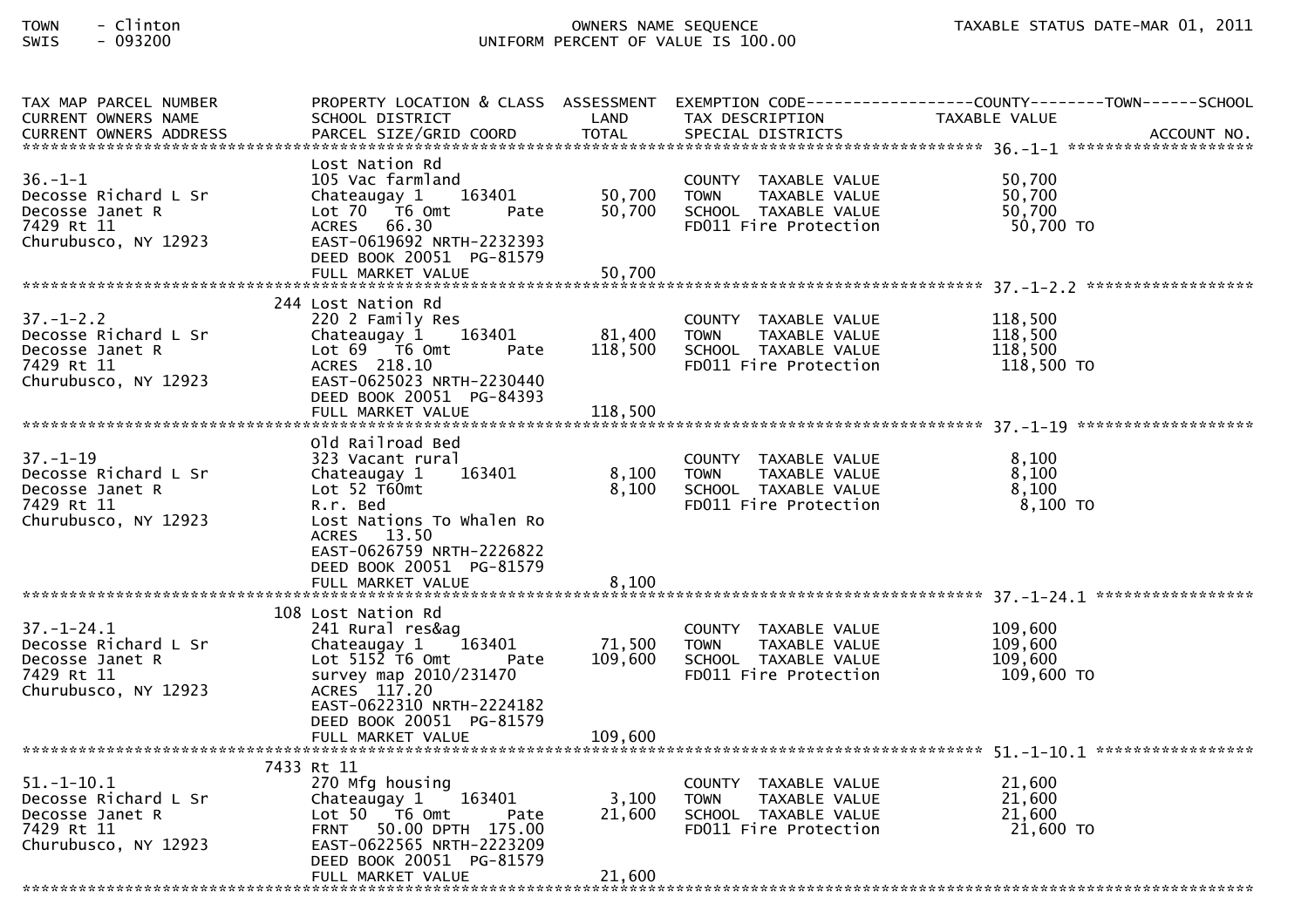TOWN - Clinton
SWIS - 093200

OWNERS NAME SEQUENCE
UNIFORM PERCENT OF VALUE IS 100.00

TAXABLE STATUS DATE-MAR 01, 2011

| TAX MAP PARCEL NUMBER / CURRENT OWNERS NAME / CURRENT OWNERS ADDRESS | PROPERTY LOCATION & CLASS / SCHOOL DISTRICT / PARCEL SIZE/GRID COORD | ASSESSMENT LAND | ASSESSMENT TOTAL | EXEMPTION CODE / TAX DESCRIPTION / SPECIAL DISTRICTS | TAXABLE VALUE (COUNTY / TOWN / SCHOOL) | ACCOUNT NO. |
|---|---|---|---|---|---|---|
| 36.-1-1 | Lost Nation Rd | | | | | |
| 36.-1-1 | 105 Vac farmland | | | COUNTY TAXABLE VALUE | 50,700 | |
| Decosse Richard L Sr | Chateaugay 1 163401 | 50,700 | | TOWN TAXABLE VALUE | 50,700 | |
| Decosse Janet R | Lot 70 T6 Omt Pate | | 50,700 | SCHOOL TAXABLE VALUE | 50,700 | |
| 7429 Rt 11 | ACRES 66.30 | | | FD011 Fire Protection | 50,700 TO | |
| Churubusco, NY 12923 | EAST-0619692 NRTH-2232393 | | | | | |
| | DEED BOOK 20051 PG-81579 | | | | | |
| | FULL MARKET VALUE | | 50,700 | | | |
| 37.-1-2.2 | 244 Lost Nation Rd | | | | | |
| 37.-1-2.2 | 220 2 Family Res | | | COUNTY TAXABLE VALUE | 118,500 | |
| Decosse Richard L Sr | Chateaugay 1 163401 | 81,400 | | TOWN TAXABLE VALUE | 118,500 | |
| Decosse Janet R | Lot 69 T6 Omt Pate | | 118,500 | SCHOOL TAXABLE VALUE | 118,500 | |
| 7429 Rt 11 | ACRES 218.10 | | | FD011 Fire Protection | 118,500 TO | |
| Churubusco, NY 12923 | EAST-0625023 NRTH-2230440 | | | | | |
| | DEED BOOK 20051 PG-84393 | | | | | |
| | FULL MARKET VALUE | | 118,500 | | | |
| 37.-1-19 | Old Railroad Bed | | | | | |
| 37.-1-19 | 323 Vacant rural | | | COUNTY TAXABLE VALUE | 8,100 | |
| Decosse Richard L Sr | Chateaugay 1 163401 | 8,100 | | TOWN TAXABLE VALUE | 8,100 | |
| Decosse Janet R | Lot 52 T60mt | | 8,100 | SCHOOL TAXABLE VALUE | 8,100 | |
| 7429 Rt 11 | R.r. Bed | | | FD011 Fire Protection | 8,100 TO | |
| Churubusco, NY 12923 | Lost Nations To Whalen Ro | | | | | |
| | ACRES 13.50 | | | | | |
| | EAST-0626759 NRTH-2226822 | | | | | |
| | DEED BOOK 20051 PG-81579 | | | | | |
| | FULL MARKET VALUE | | 8,100 | | | |
| 37.-1-24.1 | 108 Lost Nation Rd | | | | | |
| 37.-1-24.1 | 241 Rural res&ag | | | COUNTY TAXABLE VALUE | 109,600 | |
| Decosse Richard L Sr | Chateaugay 1 163401 | 71,500 | | TOWN TAXABLE VALUE | 109,600 | |
| Decosse Janet R | Lot 5152 T6 Omt Pate | | 109,600 | SCHOOL TAXABLE VALUE | 109,600 | |
| 7429 Rt 11 | survey map 2010/231470 | | | FD011 Fire Protection | 109,600 TO | |
| Churubusco, NY 12923 | ACRES 117.20 | | | | | |
| | EAST-0622310 NRTH-2224182 | | | | | |
| | DEED BOOK 20051 PG-81579 | | | | | |
| | FULL MARKET VALUE | | 109,600 | | | |
| 51.-1-10.1 | 7433 Rt 11 | | | | | |
| 51.-1-10.1 | 270 Mfg housing | | | COUNTY TAXABLE VALUE | 21,600 | |
| Decosse Richard L Sr | Chateaugay 1 163401 | 3,100 | | TOWN TAXABLE VALUE | 21,600 | |
| Decosse Janet R | Lot 50 T6 Omt Pate | | 21,600 | SCHOOL TAXABLE VALUE | 21,600 | |
| 7429 Rt 11 | FRNT 50.00 DPTH 175.00 | | | FD011 Fire Protection | 21,600 TO | |
| Churubusco, NY 12923 | EAST-0622565 NRTH-2223209 | | | | | |
| | DEED BOOK 20051 PG-81579 | | | | | |
| | FULL MARKET VALUE | | 21,600 | | | |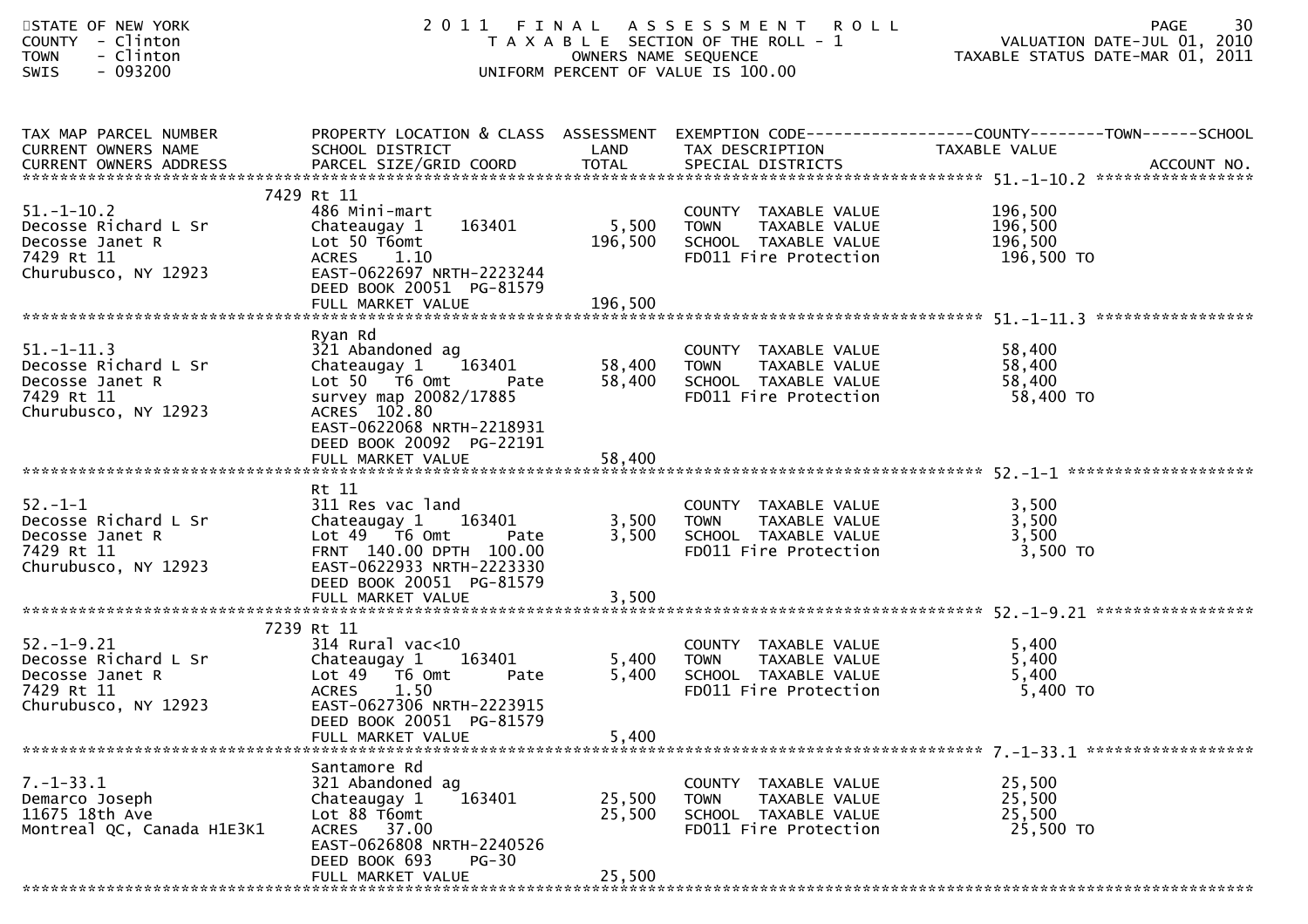STATE OF NEW YORK
COUNTY - Clinton
TOWN - Clinton
SWIS - 093200

# 2011 FINAL ASSESSMENT ROLL

TAXABLE SECTION OF THE ROLL - 1
OWNERS NAME SEQUENCE
UNIFORM PERCENT OF VALUE IS 100.00

VALUATION DATE-JUL 01, 2010
TAXABLE STATUS DATE-MAR 01, 2011

| TAX MAP PARCEL NUMBER / CURRENT OWNERS NAME / CURRENT OWNERS ADDRESS | PROPERTY LOCATION & CLASS / SCHOOL DISTRICT / PARCEL SIZE/GRID COORD | ASSESSMENT LAND | TOTAL | EXEMPTION CODE / TAX DESCRIPTION / SPECIAL DISTRICTS | TAXABLE VALUE (COUNTY / TOWN / SCHOOL) | ACCOUNT NO. |
|---|---|---|---|---|---|---|
| 51.-1-10.2 | 7429 Rt 11 | | | | | |
| 51.-1-10.2 | 486 Mini-mart | | | COUNTY TAXABLE VALUE | 196,500 | |
| Decosse Richard L Sr | Chateaugay 1 163401 | 5,500 | | TOWN TAXABLE VALUE | 196,500 | |
| Decosse Janet R | Lot 50 T6omt | | 196,500 | SCHOOL TAXABLE VALUE | 196,500 | |
| 7429 Rt 11 | ACRES 1.10 | | | FD011 Fire Protection | 196,500 TO | |
| Churubusco, NY 12923 | EAST-0622697 NRTH-2223244 | | | | | |
| | DEED BOOK 20051 PG-81579 | | | | | |
| | FULL MARKET VALUE | | 196,500 | | | |
| 51.-1-11.3 | Ryan Rd | | | | | |
| 51.-1-11.3 | 321 Abandoned ag | | | COUNTY TAXABLE VALUE | 58,400 | |
| Decosse Richard L Sr | Chateaugay 1 163401 | 58,400 | | TOWN TAXABLE VALUE | 58,400 | |
| Decosse Janet R | Lot 50 T6 Omt Pate | | 58,400 | SCHOOL TAXABLE VALUE | 58,400 | |
| 7429 Rt 11 | survey map 20082/17885 | | | FD011 Fire Protection | 58,400 TO | |
| Churubusco, NY 12923 | ACRES 102.80 | | | | | |
| | EAST-0622068 NRTH-2218931 | | | | | |
| | DEED BOOK 20092 PG-22191 | | | | | |
| | FULL MARKET VALUE | | 58,400 | | | |
| 52.-1-1 | Rt 11 | | | | | |
| 52.-1-1 | 311 Res vac land | | | COUNTY TAXABLE VALUE | 3,500 | |
| Decosse Richard L Sr | Chateaugay 1 163401 | 3,500 | | TOWN TAXABLE VALUE | 3,500 | |
| Decosse Janet R | Lot 49 T6 Omt Pate | | 3,500 | SCHOOL TAXABLE VALUE | 3,500 | |
| 7429 Rt 11 | FRNT 140.00 DPTH 100.00 | | | FD011 Fire Protection | 3,500 TO | |
| Churubusco, NY 12923 | EAST-0622933 NRTH-2223330 | | | | | |
| | DEED BOOK 20051 PG-81579 | | | | | |
| | FULL MARKET VALUE | | 3,500 | | | |
| 52.-1-9.21 | 7239 Rt 11 | | | | | |
| 52.-1-9.21 | 314 Rural vac<10 | | | COUNTY TAXABLE VALUE | 5,400 | |
| Decosse Richard L Sr | Chateaugay 1 163401 | 5,400 | | TOWN TAXABLE VALUE | 5,400 | |
| Decosse Janet R | Lot 49 T6 Omt Pate | | 5,400 | SCHOOL TAXABLE VALUE | 5,400 | |
| 7429 Rt 11 | ACRES 1.50 | | | FD011 Fire Protection | 5,400 TO | |
| Churubusco, NY 12923 | EAST-0627306 NRTH-2223915 | | | | | |
| | DEED BOOK 20051 PG-81579 | | | | | |
| | FULL MARKET VALUE | | 5,400 | | | |
| 7.-1-33.1 | Santamore Rd | | | | | |
| 7.-1-33.1 | 321 Abandoned ag | | | COUNTY TAXABLE VALUE | 25,500 | |
| Demarco Joseph | Chateaugay 1 163401 | 25,500 | | TOWN TAXABLE VALUE | 25,500 | |
| 11675 18th Ave | Lot 88 T6omt | | 25,500 | SCHOOL TAXABLE VALUE | 25,500 | |
| Montreal QC, Canada H1E3K1 | ACRES 37.00 | | | FD011 Fire Protection | 25,500 TO | |
| | EAST-0626808 NRTH-2240526 | | | | | |
| | DEED BOOK 693 PG-30 | | | | | |
| | FULL MARKET VALUE | | 25,500 | | | |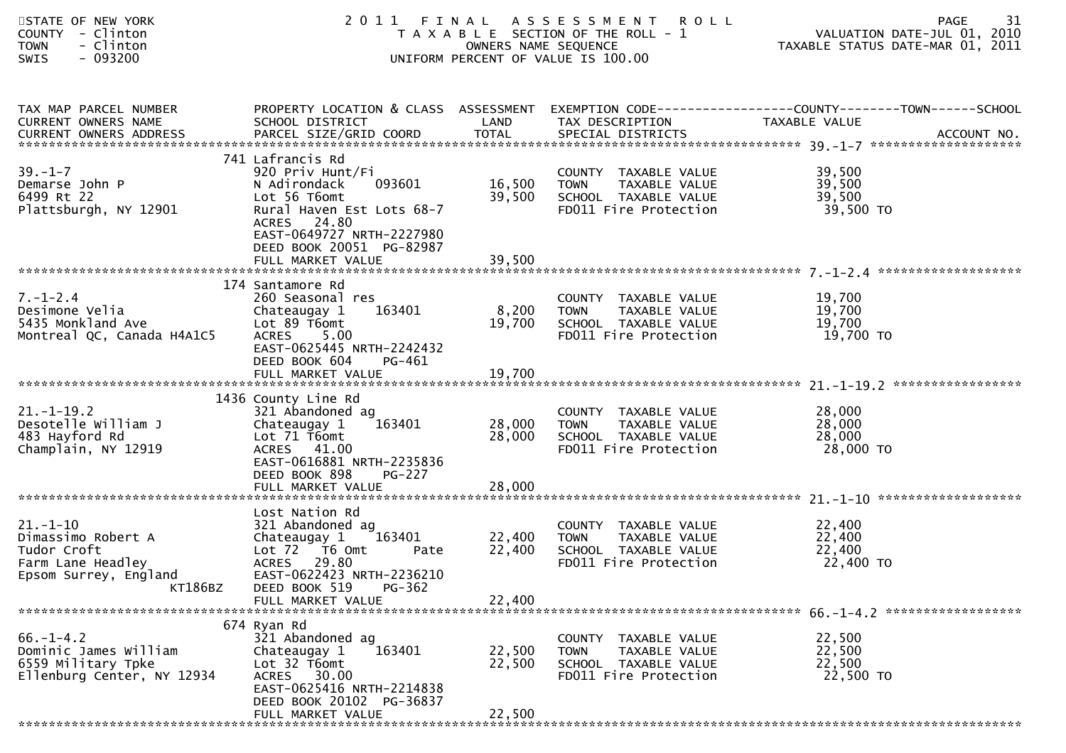STATE OF NEW YORK
COUNTY - Clinton
TOWN - Clinton
SWIS - 093200

# 2011 FINAL ASSESSMENT ROLL

TAXABLE SECTION OF THE ROLL - 1
OWNERS NAME SEQUENCE
UNIFORM PERCENT OF VALUE IS 100.00

VALUATION DATE-JUL 01, 2010
TAXABLE STATUS DATE-MAR 01, 2011

| TAX MAP PARCEL NUMBER / CURRENT OWNERS NAME / CURRENT OWNERS ADDRESS | PROPERTY LOCATION & CLASS / SCHOOL DISTRICT / PARCEL SIZE/GRID COORD | ASSESSMENT LAND | TOTAL | EXEMPTION CODE / TAX DESCRIPTION / SPECIAL DISTRICTS | TAXABLE VALUE (COUNTY--TOWN--SCHOOL) | ACCOUNT NO. |
|---|---|---|---|---|---|---|
| 39.-1-7 | 741 Lafrancis Rd | | | | | |
| 39.-1-7 | 920 Priv Hunt/Fi | | | COUNTY TAXABLE VALUE | 39,500 | |
| Demarse John P | N Adirondack 093601 | 16,500 | | TOWN TAXABLE VALUE | 39,500 | |
| 6499 Rt 22 | Lot 56 T6omt | | 39,500 | SCHOOL TAXABLE VALUE | 39,500 | |
| Plattsburgh, NY 12901 | Rural Haven Est Lots 68-7 | | | FD011 Fire Protection | 39,500 TO | |
| | ACRES 24.80 | | | | | |
| | EAST-0649727 NRTH-2227980 | | | | | |
| | DEED BOOK 20051 PG-82987 | | | | | |
| | FULL MARKET VALUE | | 39,500 | | | |
| 7.-1-2.4 | 174 Santamore Rd | | | | | |
| 7.-1-2.4 | 260 Seasonal res | | | COUNTY TAXABLE VALUE | 19,700 | |
| Desimone Velia | Chateaugay 1 163401 | 8,200 | | TOWN TAXABLE VALUE | 19,700 | |
| 5435 Monkland Ave | Lot 89 T6omt | | 19,700 | SCHOOL TAXABLE VALUE | 19,700 | |
| Montreal QC, Canada H4A1C5 | ACRES 5.00 | | | FD011 Fire Protection | 19,700 TO | |
| | EAST-0625445 NRTH-2242432 | | | | | |
| | DEED BOOK 604 PG-461 | | | | | |
| | FULL MARKET VALUE | | 19,700 | | | |
| 21.-1-19.2 | 1436 County Line Rd | | | | | |
| 21.-1-19.2 | 321 Abandoned ag | | | COUNTY TAXABLE VALUE | 28,000 | |
| Desotelle William J | Chateaugay 1 163401 | 28,000 | | TOWN TAXABLE VALUE | 28,000 | |
| 483 Hayford Rd | Lot 71 T6omt | | 28,000 | SCHOOL TAXABLE VALUE | 28,000 | |
| Champlain, NY 12919 | ACRES 41.00 | | | FD011 Fire Protection | 28,000 TO | |
| | EAST-0616881 NRTH-2235836 | | | | | |
| | DEED BOOK 898 PG-227 | | | | | |
| | FULL MARKET VALUE | | 28,000 | | | |
| 21.-1-10 | Lost Nation Rd | | | | | |
| 21.-1-10 | 321 Abandoned ag | | | COUNTY TAXABLE VALUE | 22,400 | |
| Dimassimo Robert A | Chateaugay 1 163401 | 22,400 | | TOWN TAXABLE VALUE | 22,400 | |
| Tudor Croft | Lot 72 T6 Omt Pate | | 22,400 | SCHOOL TAXABLE VALUE | 22,400 | |
| Farm Lane Headley | ACRES 29.80 | | | FD011 Fire Protection | 22,400 TO | |
| Epsom Surrey, England KT186BZ | EAST-0622423 NRTH-2236210 | | | | | |
| | DEED BOOK 519 PG-362 | | | | | |
| | FULL MARKET VALUE | | 22,400 | | | |
| 66.-1-4.2 | 674 Ryan Rd | | | | | |
| 66.-1-4.2 | 321 Abandoned ag | | | COUNTY TAXABLE VALUE | 22,500 | |
| Dominic James William | Chateaugay 1 163401 | 22,500 | | TOWN TAXABLE VALUE | 22,500 | |
| 6559 Military Tpke | Lot 32 T6omt | | 22,500 | SCHOOL TAXABLE VALUE | 22,500 | |
| Ellenburg Center, NY 12934 | ACRES 30.00 | | | FD011 Fire Protection | 22,500 TO | |
| | EAST-0625416 NRTH-2214838 | | | | | |
| | DEED BOOK 20102 PG-36837 | | | | | |
| | FULL MARKET VALUE | | 22,500 | | | |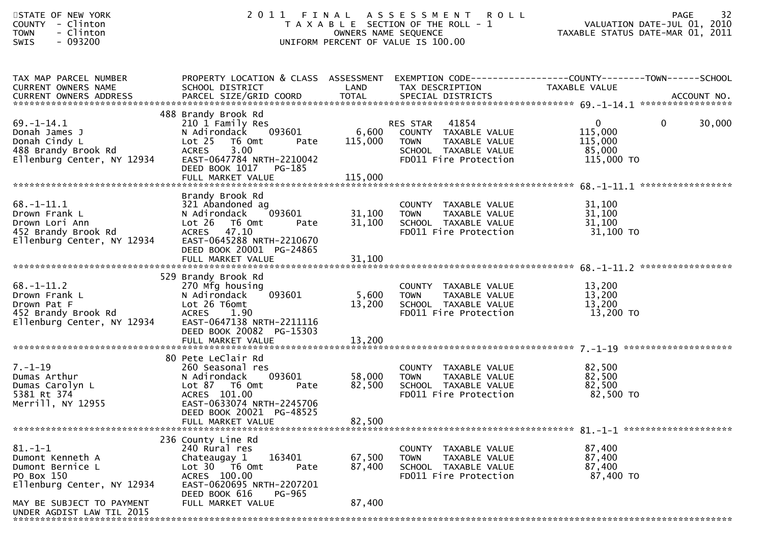STATE OF NEW YORK
COUNTY - Clinton
TOWN - Clinton
SWIS - 093200

# 2011 FINAL ASSESSMENT ROLL

TAXABLE SECTION OF THE ROLL - 1
OWNERS NAME SEQUENCE
UNIFORM PERCENT OF VALUE IS 100.00

VALUATION DATE-JUL 01, 2010
TAXABLE STATUS DATE-MAR 01, 2011

| TAX MAP PARCEL NUMBER / CURRENT OWNERS NAME / CURRENT OWNERS ADDRESS | PROPERTY LOCATION & CLASS / SCHOOL DISTRICT / PARCEL SIZE/GRID COORD | ASSESSMENT LAND / TOTAL | EXEMPTION CODE / TAX DESCRIPTION / SPECIAL DISTRICTS | COUNTY TAXABLE VALUE | TOWN | SCHOOL |
|---|---|---|---|---|---|---|
| **69.-1-14.1** | 488 Brandy Brook Rd | | | | | |
| | 210 1 Family Res | | RES STAR 41854 | 0 | 0 | 30,000 |
| Donah James J | N Adirondack 093601 | 6,600 | COUNTY TAXABLE VALUE | 115,000 | | |
| Donah Cindy L | Lot 25 T6 Omt Pate | 115,000 | TOWN TAXABLE VALUE | 115,000 | | |
| 488 Brandy Brook Rd | ACRES 3.00 | | SCHOOL TAXABLE VALUE | 85,000 | | |
| Ellenburg Center, NY 12934 | EAST-0647784 NRTH-2210042 | | FD011 Fire Protection | 115,000 TO | | |
| | DEED BOOK 1017 PG-185 | | | | | |
| | FULL MARKET VALUE | 115,000 | | | | |
| **68.-1-11.1** | Brandy Brook Rd | | | | | |
| | 321 Abandoned ag | | COUNTY TAXABLE VALUE | 31,100 | | |
| Drown Frank L | N Adirondack 093601 | 31,100 | TOWN TAXABLE VALUE | 31,100 | | |
| Drown Lori Ann | Lot 26 T6 Omt Pate | 31,100 | SCHOOL TAXABLE VALUE | 31,100 | | |
| 452 Brandy Brook Rd | ACRES 47.10 | | FD011 Fire Protection | 31,100 TO | | |
| Ellenburg Center, NY 12934 | EAST-0645288 NRTH-2210670 | | | | | |
| | DEED BOOK 20001 PG-24865 | | | | | |
| | FULL MARKET VALUE | 31,100 | | | | |
| **68.-1-11.2** | 529 Brandy Brook Rd | | | | | |
| | 270 Mfg housing | | COUNTY TAXABLE VALUE | 13,200 | | |
| Drown Frank L | N Adirondack 093601 | 5,600 | TOWN TAXABLE VALUE | 13,200 | | |
| Drown Pat F | Lot 26 T6omt | 13,200 | SCHOOL TAXABLE VALUE | 13,200 | | |
| 452 Brandy Brook Rd | ACRES 1.90 | | FD011 Fire Protection | 13,200 TO | | |
| Ellenburg Center, NY 12934 | EAST-0647138 NRTH-2211116 | | | | | |
| | DEED BOOK 20082 PG-15303 | | | | | |
| | FULL MARKET VALUE | 13,200 | | | | |
| **7.-1-19** | 80 Pete LeClair Rd | | | | | |
| | 260 Seasonal res | | COUNTY TAXABLE VALUE | 82,500 | | |
| Dumas Arthur | N Adirondack 093601 | 58,000 | TOWN TAXABLE VALUE | 82,500 | | |
| Dumas Carolyn L | Lot 87 T6 Omt Pate | 82,500 | SCHOOL TAXABLE VALUE | 82,500 | | |
| 5381 Rt 374 | ACRES 101.00 | | FD011 Fire Protection | 82,500 TO | | |
| Merrill, NY 12955 | EAST-0633074 NRTH-2245706 | | | | | |
| | DEED BOOK 20021 PG-48525 | | | | | |
| | FULL MARKET VALUE | 82,500 | | | | |
| **81.-1-1** | 236 County Line Rd | | | | | |
| | 240 Rural res | | COUNTY TAXABLE VALUE | 87,400 | | |
| Dumont Kenneth A | Chateaugay 1 163401 | 67,500 | TOWN TAXABLE VALUE | 87,400 | | |
| Dumont Bernice L | Lot 30 T6 Omt Pate | 87,400 | SCHOOL TAXABLE VALUE | 87,400 | | |
| PO Box 150 | ACRES 100.00 | | FD011 Fire Protection | 87,400 TO | | |
| Ellenburg Center, NY 12934 | EAST-0620695 NRTH-2207201 | | | | | |
| | DEED BOOK 616 PG-965 | | | | | |
| MAY BE SUBJECT TO PAYMENT UNDER AGDIST LAW TIL 2015 | FULL MARKET VALUE | 87,400 | | | | |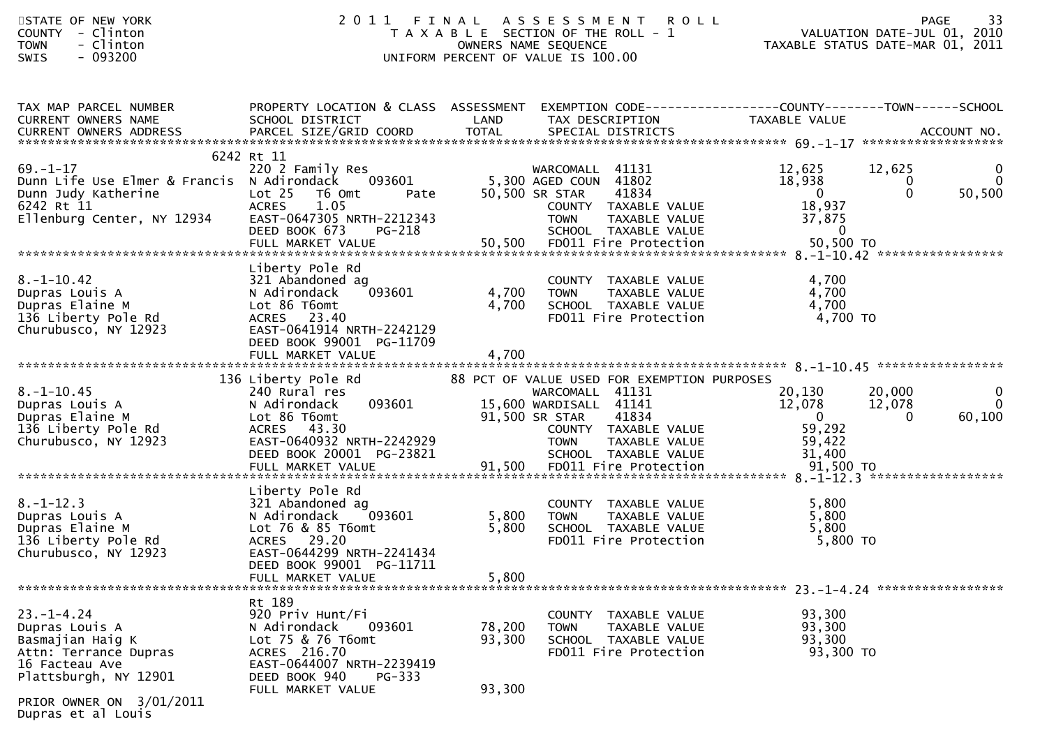STATE OF NEW YORK
COUNTY - Clinton
TOWN - Clinton
SWIS - 093200

# 2011 FINAL ASSESSMENT ROLL

TAXABLE SECTION OF THE ROLL - 1
OWNERS NAME SEQUENCE
UNIFORM PERCENT OF VALUE IS 100.00

VALUATION DATE-JUL 01, 2010
TAXABLE STATUS DATE-MAR 01, 2011

| TAX MAP PARCEL NUMBER / CURRENT OWNERS NAME / CURRENT OWNERS ADDRESS | PROPERTY LOCATION & CLASS / SCHOOL DISTRICT / PARCEL SIZE/GRID COORD | ASSESSMENT LAND | TOTAL | EXEMPTION CODE / TAX DESCRIPTION / SPECIAL DISTRICTS | COUNTY TAXABLE VALUE | TOWN | SCHOOL |
|---|---|---|---|---|---|---|---|
| **69.-1-17** | 6242 Rt 11 | | | | | | |
| 69.-1-17 | 220 2 Family Res | | | WARCOMALL 41131 | 12,625 | 12,625 | 0 |
| Dunn Life Use Elmer & Francis | N Adirondack 093601 | 5,300 | | AGED COUN 41802 | 18,938 | 0 | 0 |
| Dunn Judy Katherine | Lot 25 T6 Omt Pate | | 50,500 | SR STAR 41834 | 0 | 0 | 50,500 |
| 6242 Rt 11 | ACRES 1.05 | | | COUNTY TAXABLE VALUE | 18,937 | | |
| Ellenburg Center, NY 12934 | EAST-0647305 NRTH-2212343 | | | TOWN TAXABLE VALUE | 37,875 | | |
| | DEED BOOK 673 PG-218 | | | SCHOOL TAXABLE VALUE | 0 | | |
| | FULL MARKET VALUE | | 50,500 | FD011 Fire Protection | 50,500 TO | | |
| **8.-1-10.42** | Liberty Pole Rd | | | | | | |
| 8.-1-10.42 | 321 Abandoned ag | | | COUNTY TAXABLE VALUE | 4,700 | | |
| Dupras Louis A | N Adirondack 093601 | 4,700 | | TOWN TAXABLE VALUE | 4,700 | | |
| Dupras Elaine M | Lot 86 T6omt | | 4,700 | SCHOOL TAXABLE VALUE | 4,700 | | |
| 136 Liberty Pole Rd | ACRES 23.40 | | | FD011 Fire Protection | 4,700 TO | | |
| Churubusco, NY 12923 | EAST-0641914 NRTH-2242129 | | | | | | |
| | DEED BOOK 99001 PG-11709 | | | | | | |
| | FULL MARKET VALUE | | 4,700 | | | | |
| **8.-1-10.45** | 136 Liberty Pole Rd | | | 88 PCT OF VALUE USED FOR EXEMPTION PURPOSES | | | |
| 8.-1-10.45 | 240 Rural res | | | WARCOMALL 41131 | 20,130 | 20,000 | 0 |
| Dupras Louis A | N Adirondack 093601 | 15,600 | | WARDISALL 41141 | 12,078 | 12,078 | 0 |
| Dupras Elaine M | Lot 86 T6omt | | 91,500 | SR STAR 41834 | 0 | 0 | 60,100 |
| 136 Liberty Pole Rd | ACRES 43.30 | | | COUNTY TAXABLE VALUE | 59,292 | | |
| Churubusco, NY 12923 | EAST-0640932 NRTH-2242929 | | | TOWN TAXABLE VALUE | 59,422 | | |
| | DEED BOOK 20001 PG-23821 | | | SCHOOL TAXABLE VALUE | 31,400 | | |
| | FULL MARKET VALUE | | 91,500 | FD011 Fire Protection | 91,500 TO | | |
| **8.-1-12.3** | Liberty Pole Rd | | | | | | |
| 8.-1-12.3 | 321 Abandoned ag | | | COUNTY TAXABLE VALUE | 5,800 | | |
| Dupras Louis A | N Adirondack 093601 | 5,800 | | TOWN TAXABLE VALUE | 5,800 | | |
| Dupras Elaine M | Lot 76 & 85 T6omt | | 5,800 | SCHOOL TAXABLE VALUE | 5,800 | | |
| 136 Liberty Pole Rd | ACRES 29.20 | | | FD011 Fire Protection | 5,800 TO | | |
| Churubusco, NY 12923 | EAST-0644299 NRTH-2241434 | | | | | | |
| | DEED BOOK 99001 PG-11711 | | | | | | |
| | FULL MARKET VALUE | | 5,800 | | | | |
| **23.-1-4.24** | Rt 189 | | | | | | |
| 23.-1-4.24 | 920 Priv Hunt/Fi | | | COUNTY TAXABLE VALUE | 93,300 | | |
| Dupras Louis A | N Adirondack 093601 | 78,200 | | TOWN TAXABLE VALUE | 93,300 | | |
| Basmajian Haig K | Lot 75 & 76 T6omt | | 93,300 | SCHOOL TAXABLE VALUE | 93,300 | | |
| Attn: Terrance Dupras | ACRES 216.70 | | | FD011 Fire Protection | 93,300 TO | | |
| 16 Facteau Ave | EAST-0644007 NRTH-2239419 | | | | | | |
| Plattsburgh, NY 12901 | DEED BOOK 940 PG-333 | | | | | | |
| | FULL MARKET VALUE | | 93,300 | | | | |
| PRIOR OWNER ON 3/01/2011 | | | | | | | |
| Dupras et al Louis | | | | | | | |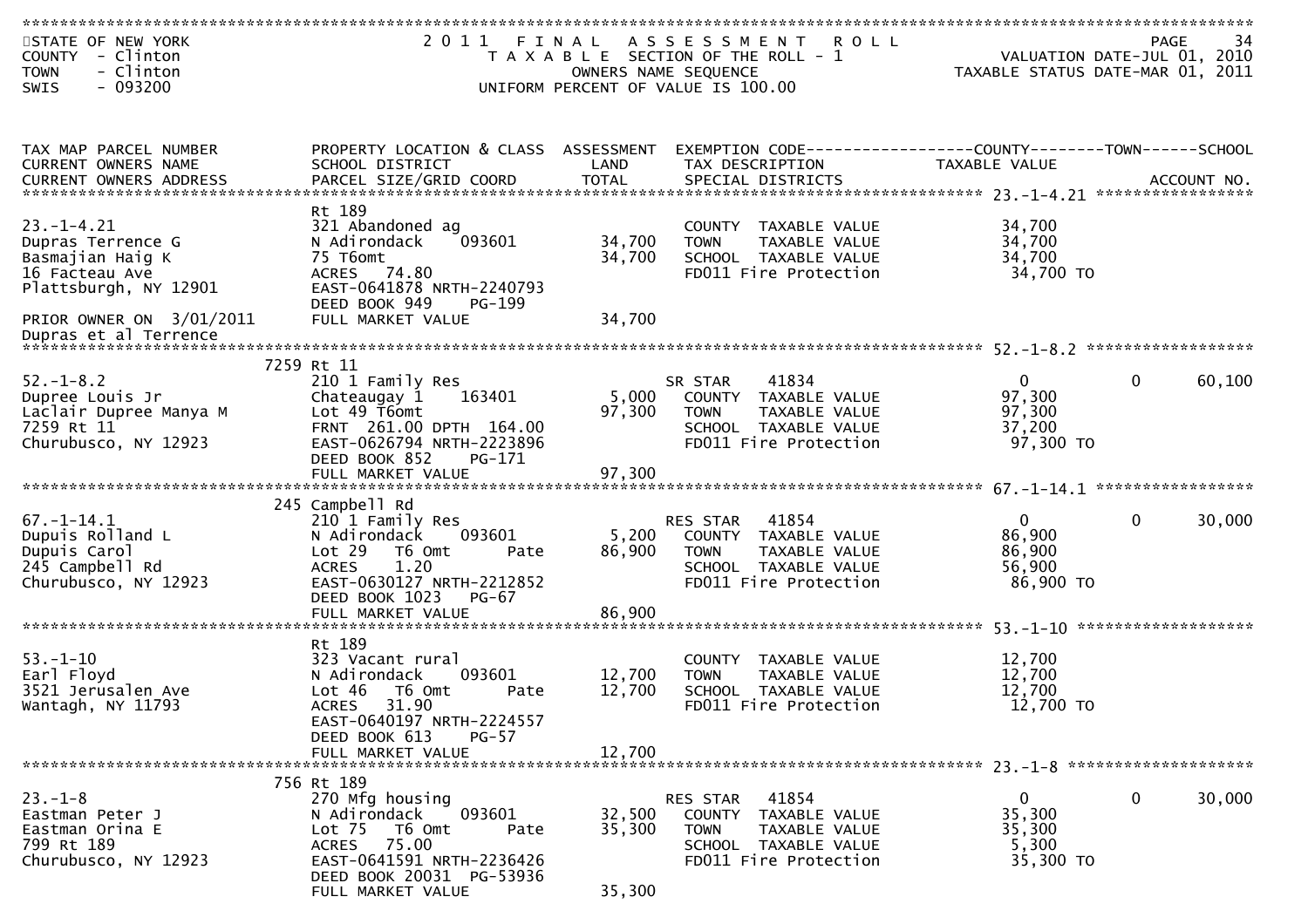STATE OF NEW YORK
COUNTY - Clinton
TOWN - Clinton
SWIS - 093200

2011 FINAL ASSESSMENT ROLL
TAXABLE SECTION OF THE ROLL - 1
OWNERS NAME SEQUENCE
UNIFORM PERCENT OF VALUE IS 100.00

VALUATION DATE-JUL 01, 2010
TAXABLE STATUS DATE-MAR 01, 2011

| TAX MAP PARCEL NUMBER / CURRENT OWNERS NAME / CURRENT OWNERS ADDRESS | PROPERTY LOCATION & CLASS / SCHOOL DISTRICT / PARCEL SIZE/GRID COORD | ASSESSMENT LAND / TOTAL | EXEMPTION CODE / TAX DESCRIPTION / SPECIAL DISTRICTS | COUNTY TAXABLE VALUE | TOWN | SCHOOL |
|---|---|---|---|---|---|---|
| **23.-1-4.21** | Rt 189 | | | | | |
| 23.-1-4.21 | 321 Abandoned ag | | COUNTY TAXABLE VALUE | 34,700 | | |
| Dupras Terrence G | N Adirondack 093601 | 34,700 | TOWN TAXABLE VALUE | 34,700 | | |
| Basmajian Haig K | 75 T6omt | 34,700 | SCHOOL TAXABLE VALUE | 34,700 | | |
| 16 Facteau Ave | ACRES 74.80 | | FD011 Fire Protection | 34,700 TO | | |
| Plattsburgh, NY 12901 | EAST-0641878 NRTH-2240793 | | | | | |
| | DEED BOOK 949 PG-199 | | | | | |
| PRIOR OWNER ON 3/01/2011 | FULL MARKET VALUE | 34,700 | | | | |
| Dupras et al Terrence | | | | | | |
| **52.-1-8.2** | 7259 Rt 11 | | | | | |
| 52.-1-8.2 | 210 1 Family Res | | SR STAR 41834 | 0 | 0 | 60,100 |
| Dupree Louis Jr | Chateaugay 1 163401 | 5,000 | COUNTY TAXABLE VALUE | 97,300 | | |
| Laclair Dupree Manya M | Lot 49 T6omt | 97,300 | TOWN TAXABLE VALUE | 97,300 | | |
| 7259 Rt 11 | FRNT 261.00 DPTH 164.00 | | SCHOOL TAXABLE VALUE | 37,200 | | |
| Churubusco, NY 12923 | EAST-0626794 NRTH-2223896 | | FD011 Fire Protection | 97,300 TO | | |
| | DEED BOOK 852 PG-171 | | | | | |
| | FULL MARKET VALUE | 97,300 | | | | |
| **67.-1-14.1** | 245 Campbell Rd | | | | | |
| 67.-1-14.1 | 210 1 Family Res | | RES STAR 41854 | 0 | 0 | 30,000 |
| Dupuis Rolland L | N Adirondack 093601 | 5,200 | COUNTY TAXABLE VALUE | 86,900 | | |
| Dupuis Carol | Lot 29 T6 Omt Pate | 86,900 | TOWN TAXABLE VALUE | 86,900 | | |
| 245 Campbell Rd | ACRES 1.20 | | SCHOOL TAXABLE VALUE | 56,900 | | |
| Churubusco, NY 12923 | EAST-0630127 NRTH-2212852 | | FD011 Fire Protection | 86,900 TO | | |
| | DEED BOOK 1023 PG-67 | | | | | |
| | FULL MARKET VALUE | 86,900 | | | | |
| **53.-1-10** | Rt 189 | | | | | |
| 53.-1-10 | 323 Vacant rural | | COUNTY TAXABLE VALUE | 12,700 | | |
| Earl Floyd | N Adirondack 093601 | 12,700 | TOWN TAXABLE VALUE | 12,700 | | |
| 3521 Jerusalen Ave | Lot 46 T6 Omt Pate | 12,700 | SCHOOL TAXABLE VALUE | 12,700 | | |
| Wantagh, NY 11793 | ACRES 31.90 | | FD011 Fire Protection | 12,700 TO | | |
| | EAST-0640197 NRTH-2224557 | | | | | |
| | DEED BOOK 613 PG-57 | | | | | |
| | FULL MARKET VALUE | 12,700 | | | | |
| **23.-1-8** | 756 Rt 189 | | | | | |
| 23.-1-8 | 270 Mfg housing | | RES STAR 41854 | 0 | 0 | 30,000 |
| Eastman Peter J | N Adirondack 093601 | 32,500 | COUNTY TAXABLE VALUE | 35,300 | | |
| Eastman Orina E | Lot 75 T6 Omt Pate | 35,300 | TOWN TAXABLE VALUE | 35,300 | | |
| 799 Rt 189 | ACRES 75.00 | | SCHOOL TAXABLE VALUE | 5,300 | | |
| Churubusco, NY 12923 | EAST-0641591 NRTH-2236426 | | FD011 Fire Protection | 35,300 TO | | |
| | DEED BOOK 20031 PG-53936 | | | | | |
| | FULL MARKET VALUE | 35,300 | | | | |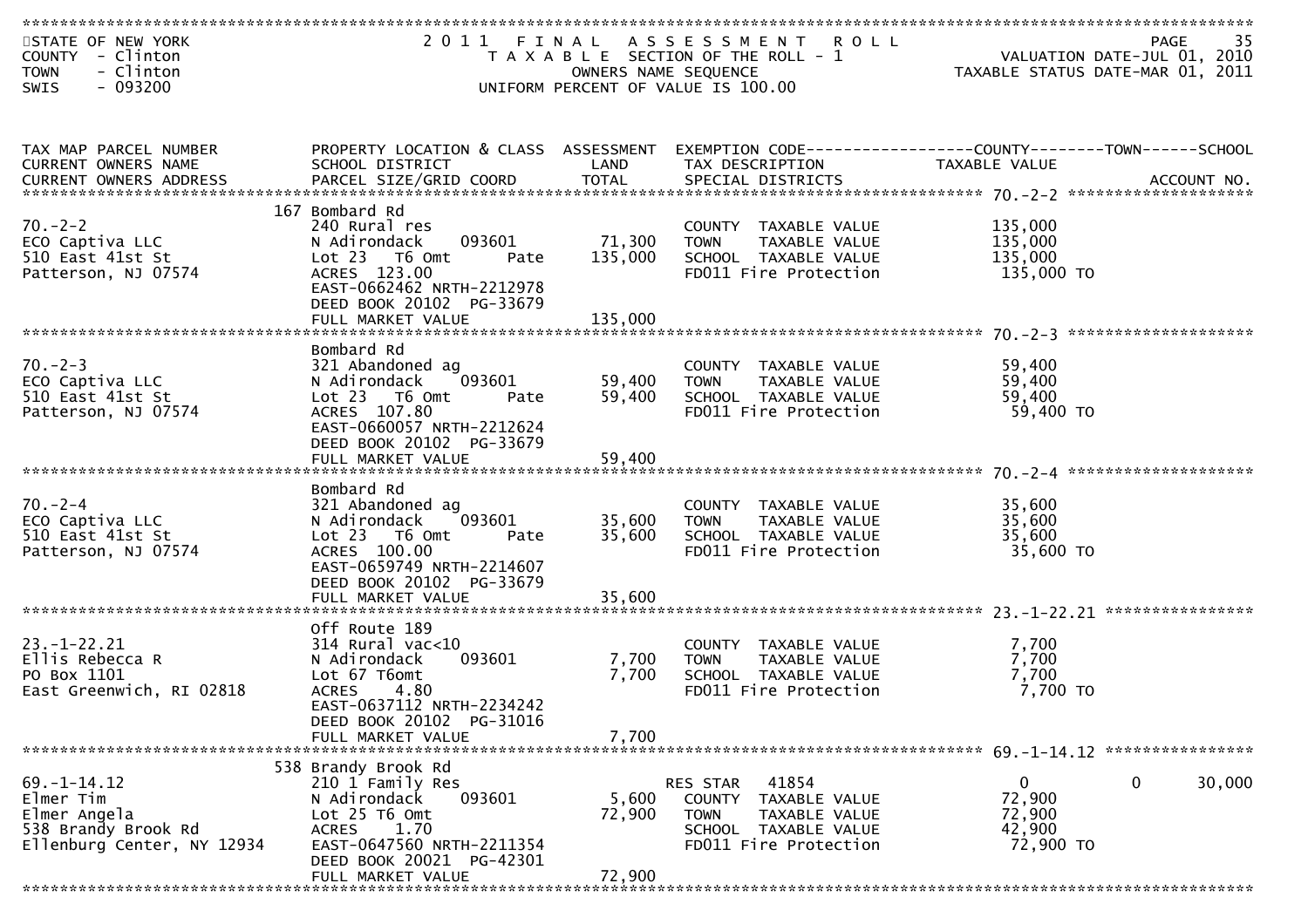STATE OF NEW YORK
COUNTY - Clinton
TOWN - Clinton
SWIS - 093200

2011 FINAL ASSESSMENT ROLL
TAXABLE SECTION OF THE ROLL - 1
OWNERS NAME SEQUENCE
UNIFORM PERCENT OF VALUE IS 100.00

VALUATION DATE-JUL 01, 2010
TAXABLE STATUS DATE-MAR 01, 2011

| TAX MAP PARCEL NUMBER / CURRENT OWNERS NAME / CURRENT OWNERS ADDRESS | PROPERTY LOCATION & CLASS / SCHOOL DISTRICT / PARCEL SIZE/GRID COORD | ASSESSMENT LAND | TOTAL | EXEMPTION CODE / TAX DESCRIPTION / SPECIAL DISTRICTS | COUNTY TAXABLE VALUE | TOWN | SCHOOL | ACCOUNT NO. |
|---|---|---|---|---|---|---|---|---|
| **70.-2-2** | 167 Bombard Rd | | | | | | | |
| 70.-2-2 | 240 Rural res | | | COUNTY TAXABLE VALUE | 135,000 | | | |
| ECO Captiva LLC | N Adirondack 093601 | 71,300 | | TOWN TAXABLE VALUE | 135,000 | | | |
| 510 East 41st St | Lot 23 T6 Omt Pate | | 135,000 | SCHOOL TAXABLE VALUE | 135,000 | | | |
| Patterson, NJ 07574 | ACRES 123.00 | | | FD011 Fire Protection | 135,000 TO | | | |
| | EAST-0662462 NRTH-2212978 | | | | | | | |
| | DEED BOOK 20102 PG-33679 | | | | | | | |
| | FULL MARKET VALUE | | 135,000 | | | | | |
| **70.-2-3** | Bombard Rd | | | | | | | |
| 70.-2-3 | 321 Abandoned ag | | | COUNTY TAXABLE VALUE | 59,400 | | | |
| ECO Captiva LLC | N Adirondack 093601 | 59,400 | | TOWN TAXABLE VALUE | 59,400 | | | |
| 510 East 41st St | Lot 23 T6 Omt Pate | | 59,400 | SCHOOL TAXABLE VALUE | 59,400 | | | |
| Patterson, NJ 07574 | ACRES 107.80 | | | FD011 Fire Protection | 59,400 TO | | | |
| | EAST-0660057 NRTH-2212624 | | | | | | | |
| | DEED BOOK 20102 PG-33679 | | | | | | | |
| | FULL MARKET VALUE | | 59,400 | | | | | |
| **70.-2-4** | Bombard Rd | | | | | | | |
| 70.-2-4 | 321 Abandoned ag | | | COUNTY TAXABLE VALUE | 35,600 | | | |
| ECO Captiva LLC | N Adirondack 093601 | 35,600 | | TOWN TAXABLE VALUE | 35,600 | | | |
| 510 East 41st St | Lot 23 T6 Omt Pate | | 35,600 | SCHOOL TAXABLE VALUE | 35,600 | | | |
| Patterson, NJ 07574 | ACRES 100.00 | | | FD011 Fire Protection | 35,600 TO | | | |
| | EAST-0659749 NRTH-2214607 | | | | | | | |
| | DEED BOOK 20102 PG-33679 | | | | | | | |
| | FULL MARKET VALUE | | 35,600 | | | | | |
| **23.-1-22.21** | Off Route 189 | | | | | | | |
| 23.-1-22.21 | 314 Rural vac<10 | | | COUNTY TAXABLE VALUE | 7,700 | | | |
| Ellis Rebecca R | N Adirondack 093601 | 7,700 | | TOWN TAXABLE VALUE | 7,700 | | | |
| PO Box 1101 | Lot 67 T6omt | | 7,700 | SCHOOL TAXABLE VALUE | 7,700 | | | |
| East Greenwich, RI 02818 | ACRES 4.80 | | | FD011 Fire Protection | 7,700 TO | | | |
| | EAST-0637112 NRTH-2234242 | | | | | | | |
| | DEED BOOK 20102 PG-31016 | | | | | | | |
| | FULL MARKET VALUE | | 7,700 | | | | | |
| **69.-1-14.12** | 538 Brandy Brook Rd | | | | | | | |
| 69.-1-14.12 | 210 1 Family Res | | | RES STAR 41854 | 0 | 0 | 30,000 | |
| Elmer Tim | N Adirondack 093601 | 5,600 | | COUNTY TAXABLE VALUE | 72,900 | | | |
| Elmer Angela | Lot 25 T6 Omt | | 72,900 | TOWN TAXABLE VALUE | 72,900 | | | |
| 538 Brandy Brook Rd | ACRES 1.70 | | | SCHOOL TAXABLE VALUE | 42,900 | | | |
| Ellenburg Center, NY 12934 | EAST-0647560 NRTH-2211354 | | | FD011 Fire Protection | 72,900 TO | | | |
| | DEED BOOK 20021 PG-42301 | | | | | | | |
| | FULL MARKET VALUE | | 72,900 | | | | | |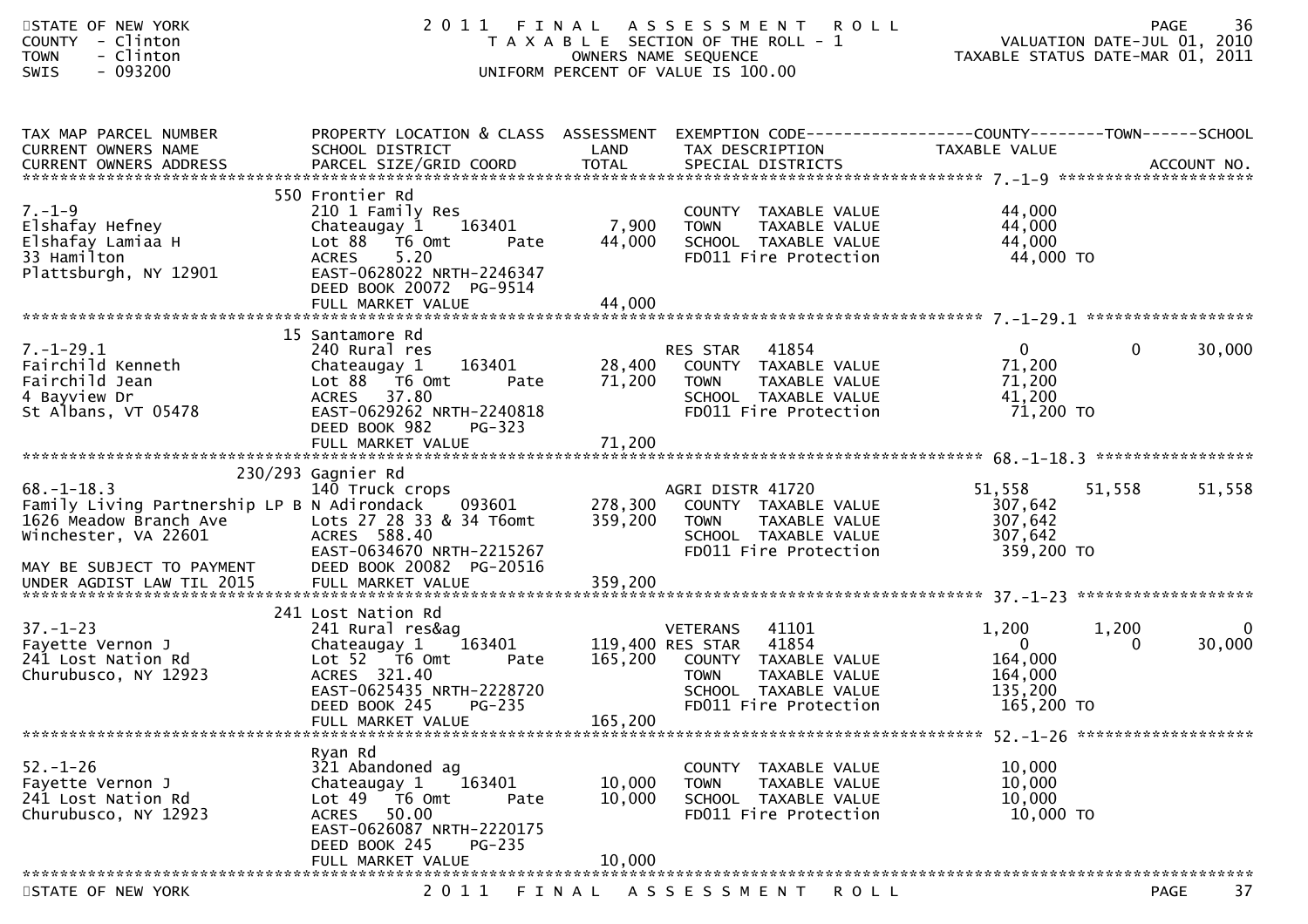STATE OF NEW YORK
COUNTY - Clinton
TOWN - Clinton
SWIS - 093200

# 2011 FINAL ASSESSMENT ROLL
TAXABLE SECTION OF THE ROLL - 1
OWNERS NAME SEQUENCE
UNIFORM PERCENT OF VALUE IS 100.00

VALUATION DATE-JUL 01, 2010
TAXABLE STATUS DATE-MAR 01, 2011

| TAX MAP PARCEL NUMBER / CURRENT OWNERS NAME / CURRENT OWNERS ADDRESS | PROPERTY LOCATION & CLASS / SCHOOL DISTRICT / PARCEL SIZE/GRID COORD | ASSESSMENT LAND / TOTAL | EXEMPTION CODE / TAX DESCRIPTION / SPECIAL DISTRICTS | COUNTY TAXABLE VALUE | TOWN | SCHOOL | ACCOUNT NO. |
|---|---|---|---|---|---|---|---|
| 7.-1-9 | 550 Frontier Rd | | | | | | |
| 7.-1-9 | 210 1 Family Res | | COUNTY TAXABLE VALUE | 44,000 | | | |
| Elshafay Hefney | Chateaugay 1 163401 | 7,900 | TOWN TAXABLE VALUE | 44,000 | | | |
| Elshafay Lamiaa H | Lot 88 T6 Omt Pate | 44,000 | SCHOOL TAXABLE VALUE | 44,000 | | | |
| 33 Hamilton | ACRES 5.20 | | FD011 Fire Protection | 44,000 TO | | | |
| Plattsburgh, NY 12901 | EAST-0628022 NRTH-2246347 | | | | | | |
| | DEED BOOK 20072 PG-9514 | | | | | | |
| | FULL MARKET VALUE | 44,000 | | | | | |
| 7.-1-29.1 | 15 Santamore Rd | | | | | | |
| 7.-1-29.1 | 240 Rural res | | RES STAR 41854 | 0 | 0 | 30,000 | |
| Fairchild Kenneth | Chateaugay 1 163401 | 28,400 | COUNTY TAXABLE VALUE | 71,200 | | | |
| Fairchild Jean | Lot 88 T6 Omt Pate | 71,200 | TOWN TAXABLE VALUE | 71,200 | | | |
| 4 Bayview Dr | ACRES 37.80 | | SCHOOL TAXABLE VALUE | 41,200 | | | |
| St Albans, VT 05478 | EAST-0629262 NRTH-2240818 | | FD011 Fire Protection | 71,200 TO | | | |
| | DEED BOOK 982 PG-323 | | | | | | |
| | FULL MARKET VALUE | 71,200 | | | | | |
| 68.-1-18.3 | 230/293 Gagnier Rd | | | | | | |
| 68.-1-18.3 | 140 Truck crops | | AGRI DISTR 41720 | 51,558 | 51,558 | 51,558 | |
| Family Living Partnership LP B | N Adirondack 093601 | 278,300 | COUNTY TAXABLE VALUE | 307,642 | | | |
| 1626 Meadow Branch Ave | Lots 27 28 33 & 34 T6omt | 359,200 | TOWN TAXABLE VALUE | 307,642 | | | |
| Winchester, VA 22601 | ACRES 588.40 | | SCHOOL TAXABLE VALUE | 307,642 | | | |
| | EAST-0634670 NRTH-2215267 | | FD011 Fire Protection | 359,200 TO | | | |
| MAY BE SUBJECT TO PAYMENT | DEED BOOK 20082 PG-20516 | | | | | | |
| UNDER AGDIST LAW TIL 2015 | FULL MARKET VALUE | 359,200 | | | | | |
| 37.-1-23 | 241 Lost Nation Rd | | | | | | |
| 37.-1-23 | 241 Rural res&ag | | VETERANS 41101 | 1,200 | 1,200 | 0 | |
| Fayette Vernon J | Chateaugay 1 163401 | 119,400 | RES STAR 41854 | 0 | 0 | 30,000 | |
| 241 Lost Nation Rd | Lot 52 T6 Omt Pate | 165,200 | COUNTY TAXABLE VALUE | 164,000 | | | |
| Churubusco, NY 12923 | ACRES 321.40 | | TOWN TAXABLE VALUE | 164,000 | | | |
| | EAST-0625435 NRTH-2228720 | | SCHOOL TAXABLE VALUE | 135,200 | | | |
| | DEED BOOK 245 PG-235 | | FD011 Fire Protection | 165,200 TO | | | |
| | FULL MARKET VALUE | 165,200 | | | | | |
| 52.-1-26 | Ryan Rd | | | | | | |
| 52.-1-26 | 321 Abandoned ag | | COUNTY TAXABLE VALUE | 10,000 | | | |
| Fayette Vernon J | Chateaugay 1 163401 | 10,000 | TOWN TAXABLE VALUE | 10,000 | | | |
| 241 Lost Nation Rd | Lot 49 T6 Omt Pate | 10,000 | SCHOOL TAXABLE VALUE | 10,000 | | | |
| Churubusco, NY 12923 | ACRES 50.00 | | FD011 Fire Protection | 10,000 TO | | | |
| | EAST-0626087 NRTH-2220175 | | | | | | |
| | DEED BOOK 245 PG-235 | | | | | | |
| | FULL MARKET VALUE | 10,000 | | | | | |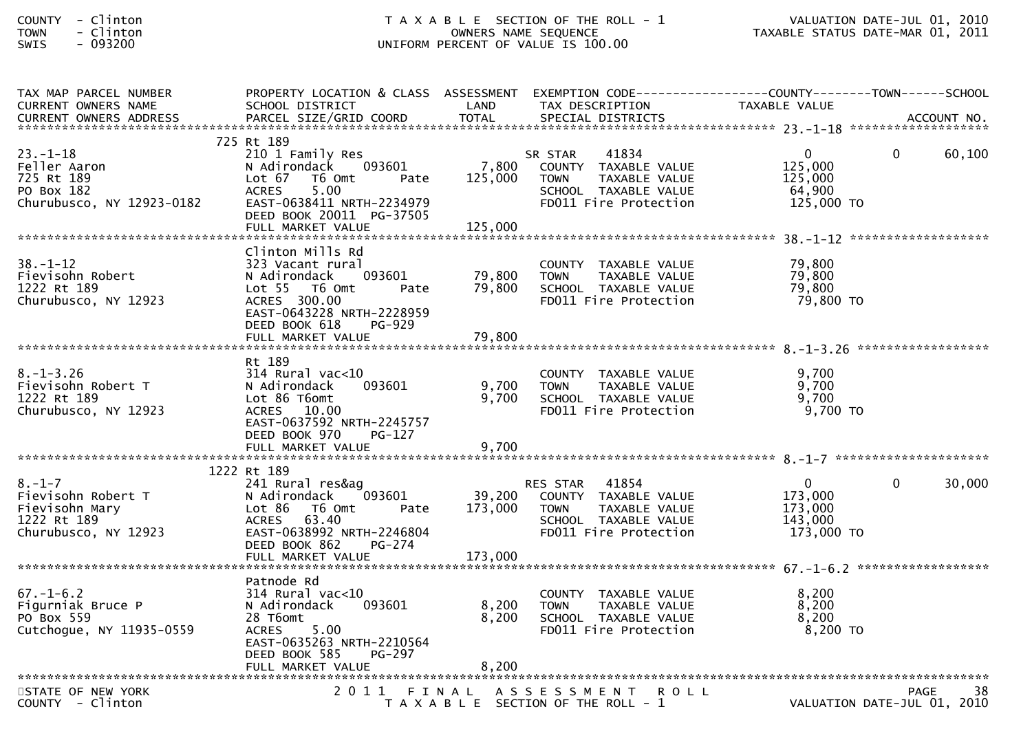COUNTY - Clinton
TOWN - Clinton
SWIS - 093200

T A X A B L E SECTION OF THE ROLL - 1
OWNERS NAME SEQUENCE
UNIFORM PERCENT OF VALUE IS 100.00

VALUATION DATE-JUL 01, 2010
TAXABLE STATUS DATE-MAR 01, 2011

| TAX MAP PARCEL NUMBER / CURRENT OWNERS NAME / CURRENT OWNERS ADDRESS | PROPERTY LOCATION & CLASS / SCHOOL DISTRICT / PARCEL SIZE/GRID COORD | ASSESSMENT LAND / TOTAL | EXEMPTION CODE / TAX DESCRIPTION / SPECIAL DISTRICTS | COUNTY TAXABLE VALUE | TOWN | SCHOOL / ACCOUNT NO. |
|---|---|---|---|---|---|---|
| 23.-1-18 | 725 Rt 189 | | | | | |
| 23.-1-18 | 210 1 Family Res | | SR STAR 41834 | 0 | 0 | 60,100 |
| Feller Aaron | N Adirondack 093601 | 7,800 | COUNTY TAXABLE VALUE | 125,000 | | |
| 725 Rt 189 | Lot 67 T6 Omt Pate | 125,000 | TOWN TAXABLE VALUE | 125,000 | | |
| PO Box 182 | ACRES 5.00 | | SCHOOL TAXABLE VALUE | 64,900 | | |
| Churubusco, NY 12923-0182 | EAST-0638411 NRTH-2234979 | | FD011 Fire Protection | 125,000 TO | | |
| | DEED BOOK 20011 PG-37505 | | | | | |
| | FULL MARKET VALUE | 125,000 | | | | |
| 38.-1-12 | Clinton Mills Rd | | | | | |
| 38.-1-12 | 323 Vacant rural | | COUNTY TAXABLE VALUE | 79,800 | | |
| Fievisohn Robert | N Adirondack 093601 | 79,800 | TOWN TAXABLE VALUE | 79,800 | | |
| 1222 Rt 189 | Lot 55 T6 Omt Pate | 79,800 | SCHOOL TAXABLE VALUE | 79,800 | | |
| Churubusco, NY 12923 | ACRES 300.00 | | FD011 Fire Protection | 79,800 TO | | |
| | EAST-0643228 NRTH-2228959 | | | | | |
| | DEED BOOK 618 PG-929 | | | | | |
| | FULL MARKET VALUE | 79,800 | | | | |
| 8.-1-3.26 | Rt 189 | | | | | |
| 8.-1-3.26 | 314 Rural vac<10 | | COUNTY TAXABLE VALUE | 9,700 | | |
| Fievisohn Robert T | N Adirondack 093601 | 9,700 | TOWN TAXABLE VALUE | 9,700 | | |
| 1222 Rt 189 | Lot 86 T6omt | 9,700 | SCHOOL TAXABLE VALUE | 9,700 | | |
| Churubusco, NY 12923 | ACRES 10.00 | | FD011 Fire Protection | 9,700 TO | | |
| | EAST-0637592 NRTH-2245757 | | | | | |
| | DEED BOOK 970 PG-127 | | | | | |
| | FULL MARKET VALUE | 9,700 | | | | |
| 8.-1-7 | 1222 Rt 189 | | | | | |
| 8.-1-7 | 241 Rural res&ag | | RES STAR 41854 | 0 | 0 | 30,000 |
| Fievisohn Robert T | N Adirondack 093601 | 39,200 | COUNTY TAXABLE VALUE | 173,000 | | |
| Fievisohn Mary | Lot 86 T6 Omt Pate | 173,000 | TOWN TAXABLE VALUE | 173,000 | | |
| 1222 Rt 189 | ACRES 63.40 | | SCHOOL TAXABLE VALUE | 143,000 | | |
| Churubusco, NY 12923 | EAST-0638992 NRTH-2246804 | | FD011 Fire Protection | 173,000 TO | | |
| | DEED BOOK 862 PG-274 | | | | | |
| | FULL MARKET VALUE | 173,000 | | | | |
| 67.-1-6.2 | Patnode Rd | | | | | |
| 67.-1-6.2 | 314 Rural vac<10 | | COUNTY TAXABLE VALUE | 8,200 | | |
| Figurniak Bruce P | N Adirondack 093601 | 8,200 | TOWN TAXABLE VALUE | 8,200 | | |
| PO Box 559 | 28 T6omt | 8,200 | SCHOOL TAXABLE VALUE | 8,200 | | |
| Cutchogue, NY 11935-0559 | ACRES 5.00 | | FD011 Fire Protection | 8,200 TO | | |
| | EAST-0635263 NRTH-2210564 | | | | | |
| | DEED BOOK 585 PG-297 | | | | | |
| | FULL MARKET VALUE | 8,200 | | | | |

STATE OF NEW YORK
COUNTY - Clinton

2011 FINAL ASSESSMENT ROLL
T A X A B L E SECTION OF THE ROLL - 1

VALUATION DATE-JUL 01, 2010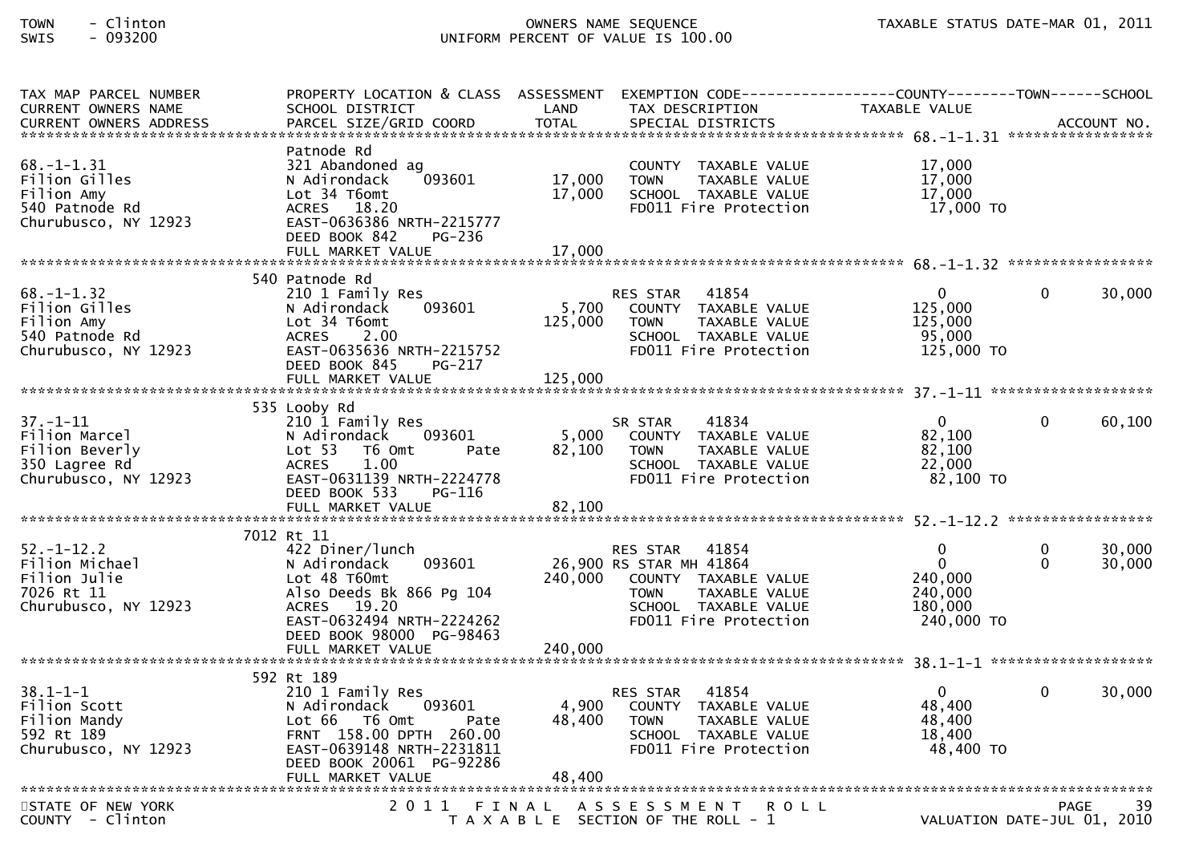TOWN - Clinton
SWIS - 093200

OWNERS NAME SEQUENCE
UNIFORM PERCENT OF VALUE IS 100.00

TAXABLE STATUS DATE-MAR 01, 2011

| TAX MAP PARCEL NUMBER / CURRENT OWNERS NAME / CURRENT OWNERS ADDRESS | PROPERTY LOCATION & CLASS / SCHOOL DISTRICT / PARCEL SIZE/GRID COORD | ASSESSMENT LAND / TOTAL | EXEMPTION CODE / TAX DESCRIPTION / SPECIAL DISTRICTS | COUNTY TAXABLE VALUE | TOWN | SCHOOL | ACCOUNT NO. |
|---|---|---|---|---|---|---|---|
| **68.-1-1.31** | Patnode Rd | | | | | | |
| 68.-1-1.31 | 321 Abandoned ag | | COUNTY TAXABLE VALUE | 17,000 | | | |
| Filion Gilles | N Adirondack 093601 | 17,000 | TOWN TAXABLE VALUE | 17,000 | | | |
| Filion Amy | Lot 34 T6omt | 17,000 | SCHOOL TAXABLE VALUE | 17,000 | | | |
| 540 Patnode Rd | ACRES 18.20 | | FD011 Fire Protection | 17,000 TO | | | |
| Churubusco, NY 12923 | EAST-0636386 NRTH-2215777 | | | | | | |
| | DEED BOOK 842 PG-236 | | | | | | |
| | FULL MARKET VALUE | 17,000 | | | | | |
| **68.-1-1.32** | 540 Patnode Rd | | | | | | |
| 68.-1-1.32 | 210 1 Family Res | | RES STAR 41854 | 0 | 0 | 30,000 | |
| Filion Gilles | N Adirondack 093601 | 5,700 | COUNTY TAXABLE VALUE | 125,000 | | | |
| Filion Amy | Lot 34 T6omt | 125,000 | TOWN TAXABLE VALUE | 125,000 | | | |
| 540 Patnode Rd | ACRES 2.00 | | SCHOOL TAXABLE VALUE | 95,000 | | | |
| Churubusco, NY 12923 | EAST-0635636 NRTH-2215752 | | FD011 Fire Protection | 125,000 TO | | | |
| | DEED BOOK 845 PG-217 | | | | | | |
| | FULL MARKET VALUE | 125,000 | | | | | |
| **37.-1-11** | 535 Looby Rd | | | | | | |
| 37.-1-11 | 210 1 Family Res | | SR STAR 41834 | 0 | 0 | 60,100 | |
| Filion Marcel | N Adirondack 093601 | 5,000 | COUNTY TAXABLE VALUE | 82,100 | | | |
| Filion Beverly | Lot 53 T6 Omt Pate | 82,100 | TOWN TAXABLE VALUE | 82,100 | | | |
| 350 Lagree Rd | ACRES 1.00 | | SCHOOL TAXABLE VALUE | 22,000 | | | |
| Churubusco, NY 12923 | EAST-0631139 NRTH-2224778 | | FD011 Fire Protection | 82,100 TO | | | |
| | DEED BOOK 533 PG-116 | | | | | | |
| | FULL MARKET VALUE | 82,100 | | | | | |
| **52.-1-12.2** | 7012 Rt 11 | | | | | | |
| 52.-1-12.2 | 422 Diner/lunch | | RES STAR 41854 | 0 | 0 | 30,000 | |
| Filion Michael | N Adirondack 093601 | 26,900 | RS STAR MH 41864 | 0 | 0 | 30,000 | |
| Filion Julie | Lot 48 T60mt | 240,000 | COUNTY TAXABLE VALUE | 240,000 | | | |
| 7026 Rt 11 | Also Deeds Bk 866 Pg 104 | | TOWN TAXABLE VALUE | 240,000 | | | |
| Churubusco, NY 12923 | ACRES 19.20 | | SCHOOL TAXABLE VALUE | 180,000 | | | |
| | EAST-0632494 NRTH-2224262 | | FD011 Fire Protection | 240,000 TO | | | |
| | DEED BOOK 98000 PG-98463 | | | | | | |
| | FULL MARKET VALUE | 240,000 | | | | | |
| **38.1-1-1** | 592 Rt 189 | | | | | | |
| 38.1-1-1 | 210 1 Family Res | | RES STAR 41854 | 0 | 0 | 30,000 | |
| Filion Scott | N Adirondack 093601 | 4,900 | COUNTY TAXABLE VALUE | 48,400 | | | |
| Filion Mandy | Lot 66 T6 Omt Pate | 48,400 | TOWN TAXABLE VALUE | 48,400 | | | |
| 592 Rt 189 | FRNT 158.00 DPTH 260.00 | | SCHOOL TAXABLE VALUE | 18,400 | | | |
| Churubusco, NY 12923 | EAST-0639148 NRTH-2231811 | | FD011 Fire Protection | 48,400 TO | | | |
| | DEED BOOK 20061 PG-92286 | | | | | | |
| | FULL MARKET VALUE | 48,400 | | | | | |

STATE OF NEW YORK
COUNTY - Clinton

2011 FINAL ASSESSMENT ROLL
TAXABLE SECTION OF THE ROLL - 1

VALUATION DATE-JUL 01, 2010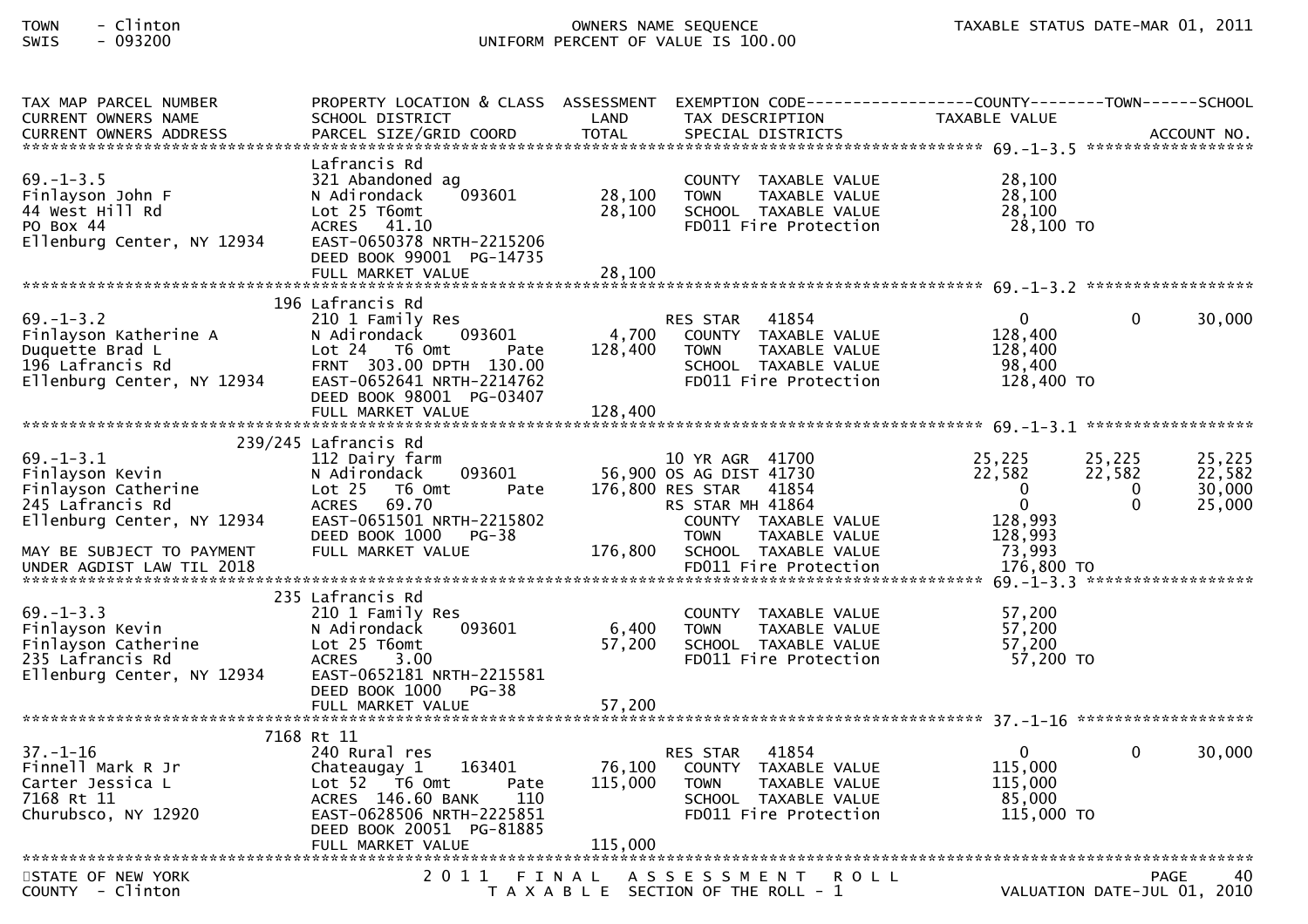TOWN - Clinton
SWIS - 093200

OWNERS NAME SEQUENCE
UNIFORM PERCENT OF VALUE IS 100.00

TAXABLE STATUS DATE-MAR 01, 2011

| TAX MAP PARCEL NUMBER / CURRENT OWNERS NAME / CURRENT OWNERS ADDRESS | PROPERTY LOCATION & CLASS / SCHOOL DISTRICT / PARCEL SIZE/GRID COORD | ASSESSMENT LAND / TOTAL | EXEMPTION CODE / TAX DESCRIPTION / SPECIAL DISTRICTS | COUNTY TAXABLE VALUE | TOWN | SCHOOL |
|---|---|---|---|---|---|---|
| **69.-1-3.5** | Lafrancis Rd | | | | | |
| 69.-1-3.5 | 321 Abandoned ag | | COUNTY TAXABLE VALUE | 28,100 | | |
| Finlayson John F | N Adirondack 093601 | 28,100 | TOWN TAXABLE VALUE | 28,100 | | |
| 44 West Hill Rd | Lot 25 T6omt | 28,100 | SCHOOL TAXABLE VALUE | 28,100 | | |
| PO Box 44 | ACRES 41.10 | | FD011 Fire Protection | 28,100 TO | | |
| Ellenburg Center, NY 12934 | EAST-0650378 NRTH-2215206 | | | | | |
| | DEED BOOK 99001 PG-14735 | | | | | |
| | FULL MARKET VALUE | 28,100 | | | | |
| **69.-1-3.2** | 196 Lafrancis Rd | | | | | |
| 69.-1-3.2 | 210 1 Family Res | | RES STAR 41854 | 0 | 0 | 30,000 |
| Finlayson Katherine A | N Adirondack 093601 | 4,700 | COUNTY TAXABLE VALUE | 128,400 | | |
| Duquette Brad L | Lot 24 T6 Omt Pate | 128,400 | TOWN TAXABLE VALUE | 128,400 | | |
| 196 Lafrancis Rd | FRNT 303.00 DPTH 130.00 | | SCHOOL TAXABLE VALUE | 98,400 | | |
| Ellenburg Center, NY 12934 | EAST-0652641 NRTH-2214762 | | FD011 Fire Protection | 128,400 TO | | |
| | DEED BOOK 98001 PG-03407 | | | | | |
| | FULL MARKET VALUE | 128,400 | | | | |
| **69.-1-3.1** | 239/245 Lafrancis Rd | | | | | |
| 69.-1-3.1 | 112 Dairy farm | | 10 YR AGR 41700 | 25,225 | 25,225 | 25,225 |
| Finlayson Kevin | N Adirondack 093601 | 56,900 | OS AG DIST 41730 | 22,582 | 22,582 | 22,582 |
| Finlayson Catherine | Lot 25 T6 Omt Pate | 176,800 | RES STAR 41854 | 0 | 0 | 30,000 |
| 245 Lafrancis Rd | ACRES 69.70 | | RS STAR MH 41864 | 0 | 0 | 25,000 |
| Ellenburg Center, NY 12934 | EAST-0651501 NRTH-2215802 | | COUNTY TAXABLE VALUE | 128,993 | | |
| | DEED BOOK 1000 PG-38 | | TOWN TAXABLE VALUE | 128,993 | | |
| MAY BE SUBJECT TO PAYMENT | FULL MARKET VALUE | 176,800 | SCHOOL TAXABLE VALUE | 73,993 | | |
| UNDER AGDIST LAW TIL 2018 | | | FD011 Fire Protection | 176,800 TO | | |
| **69.-1-3.3** | 235 Lafrancis Rd | | | | | |
| 69.-1-3.3 | 210 1 Family Res | | COUNTY TAXABLE VALUE | 57,200 | | |
| Finlayson Kevin | N Adirondack 093601 | 6,400 | TOWN TAXABLE VALUE | 57,200 | | |
| Finlayson Catherine | Lot 25 T6omt | 57,200 | SCHOOL TAXABLE VALUE | 57,200 | | |
| 235 Lafrancis Rd | ACRES 3.00 | | FD011 Fire Protection | 57,200 TO | | |
| Ellenburg Center, NY 12934 | EAST-0652181 NRTH-2215581 | | | | | |
| | DEED BOOK 1000 PG-38 | | | | | |
| | FULL MARKET VALUE | 57,200 | | | | |
| **37.-1-16** | 7168 Rt 11 | | | | | |
| 37.-1-16 | 240 Rural res | | RES STAR 41854 | 0 | 0 | 30,000 |
| Finnell Mark R Jr | Chateaugay 1 163401 | 76,100 | COUNTY TAXABLE VALUE | 115,000 | | |
| Carter Jessica L | Lot 52 T6 Omt Pate | 115,000 | TOWN TAXABLE VALUE | 115,000 | | |
| 7168 Rt 11 | ACRES 146.60 BANK 110 | | SCHOOL TAXABLE VALUE | 85,000 | | |
| Churubsco, NY 12920 | EAST-0628506 NRTH-2225851 | | FD011 Fire Protection | 115,000 TO | | |
| | DEED BOOK 20051 PG-81885 | | | | | |
| | FULL MARKET VALUE | 115,000 | | | | |

STATE OF NEW YORK
COUNTY - Clinton

2011 FINAL ASSESSMENT ROLL
TAXABLE SECTION OF THE ROLL - 1

VALUATION DATE-JUL 01, 2010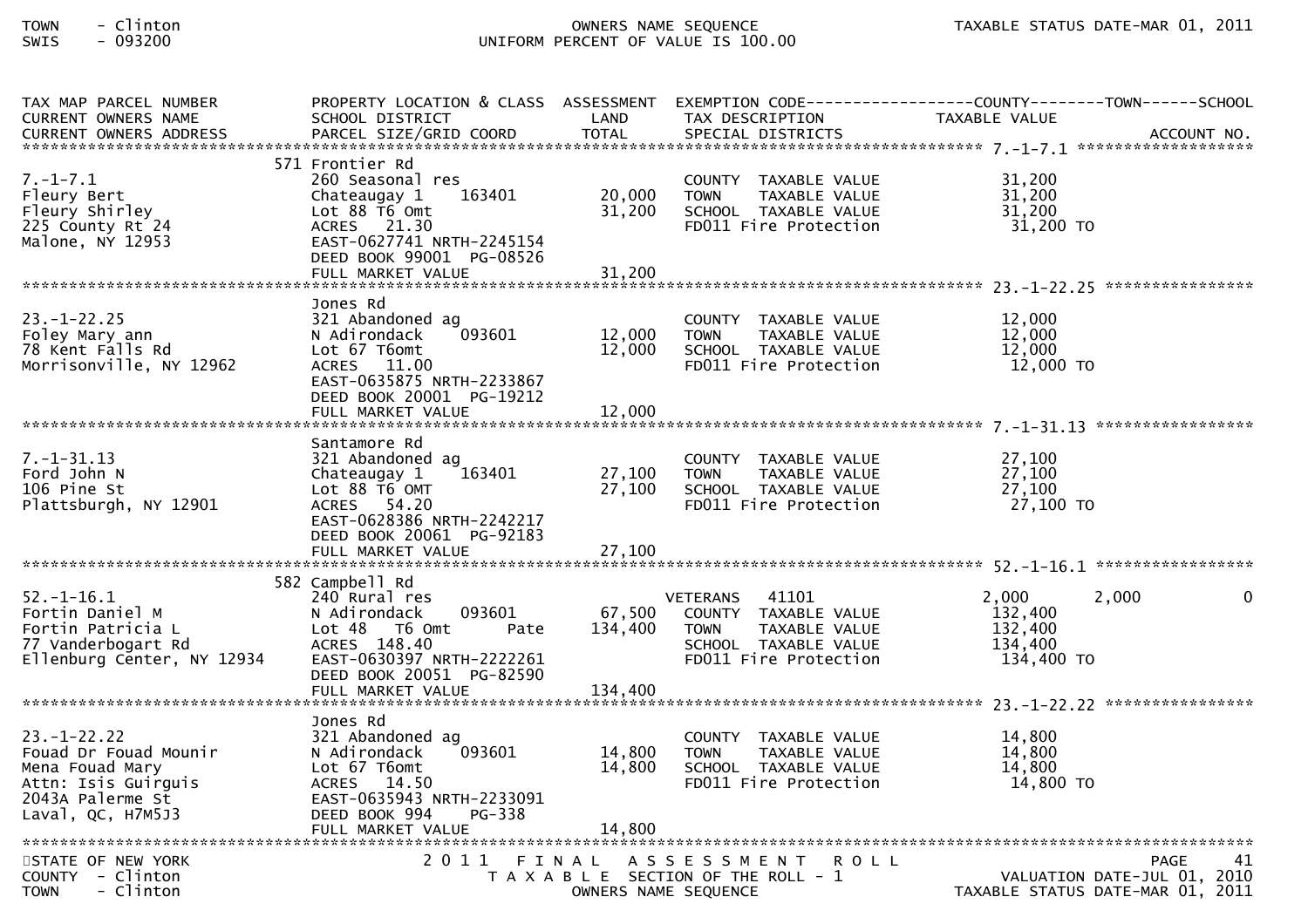TOWN - Clinton
SWIS - 093200

OWNERS NAME SEQUENCE
UNIFORM PERCENT OF VALUE IS 100.00

TAXABLE STATUS DATE-MAR 01, 2011

| TAX MAP PARCEL NUMBER / CURRENT OWNERS NAME / CURRENT OWNERS ADDRESS | PROPERTY LOCATION & CLASS / SCHOOL DISTRICT / PARCEL SIZE/GRID COORD | ASSESSMENT LAND / TOTAL | EXEMPTION CODE / TAX DESCRIPTION / SPECIAL DISTRICTS | COUNTY TAXABLE VALUE | TOWN | SCHOOL / ACCOUNT NO. |
|---|---|---|---|---|---|---|
| 7.-1-7.1 | 571 Frontier Rd | | | | | |
| | 260 Seasonal res | | COUNTY TAXABLE VALUE | 31,200 | | |
| Fleury Bert | Chateaugay 1 163401 | 20,000 | TOWN TAXABLE VALUE | 31,200 | | |
| Fleury Shirley | Lot 88 T6 Omt | 31,200 | SCHOOL TAXABLE VALUE | 31,200 | | |
| 225 County Rt 24 | ACRES 21.30 | | FD011 Fire Protection | 31,200 TO | | |
| Malone, NY 12953 | EAST-0627741 NRTH-2245154 | | | | | |
| | DEED BOOK 99001 PG-08526 | | | | | |
| | FULL MARKET VALUE | 31,200 | | | | |
| 23.-1-22.25 | Jones Rd | | | | | |
| | 321 Abandoned ag | | COUNTY TAXABLE VALUE | 12,000 | | |
| Foley Mary ann | N Adirondack 093601 | 12,000 | TOWN TAXABLE VALUE | 12,000 | | |
| 78 Kent Falls Rd | Lot 67 T6omt | 12,000 | SCHOOL TAXABLE VALUE | 12,000 | | |
| Morrisonville, NY 12962 | ACRES 11.00 | | FD011 Fire Protection | 12,000 TO | | |
| | EAST-0635875 NRTH-2233867 | | | | | |
| | DEED BOOK 20001 PG-19212 | | | | | |
| | FULL MARKET VALUE | 12,000 | | | | |
| 7.-1-31.13 | Santamore Rd | | | | | |
| | 321 Abandoned ag | | COUNTY TAXABLE VALUE | 27,100 | | |
| Ford John N | Chateaugay 1 163401 | 27,100 | TOWN TAXABLE VALUE | 27,100 | | |
| 106 Pine St | Lot 88 T6 OMT | 27,100 | SCHOOL TAXABLE VALUE | 27,100 | | |
| Plattsburgh, NY 12901 | ACRES 54.20 | | FD011 Fire Protection | 27,100 TO | | |
| | EAST-0628386 NRTH-2242217 | | | | | |
| | DEED BOOK 20061 PG-92183 | | | | | |
| | FULL MARKET VALUE | 27,100 | | | | |
| 52.-1-16.1 | 582 Campbell Rd | | | | | |
| | 240 Rural res | | VETERANS 41101 | 2,000 | 2,000 | 0 |
| Fortin Daniel M | N Adirondack 093601 | 67,500 | COUNTY TAXABLE VALUE | 132,400 | | |
| Fortin Patricia L | Lot 48 T6 Omt Pate | 134,400 | TOWN TAXABLE VALUE | 132,400 | | |
| 77 Vanderbogart Rd | ACRES 148.40 | | SCHOOL TAXABLE VALUE | 134,400 | | |
| Ellenburg Center, NY 12934 | EAST-0630397 NRTH-2222261 | | FD011 Fire Protection | 134,400 TO | | |
| | DEED BOOK 20051 PG-82590 | | | | | |
| | FULL MARKET VALUE | 134,400 | | | | |
| 23.-1-22.22 | Jones Rd | | | | | |
| | 321 Abandoned ag | | COUNTY TAXABLE VALUE | 14,800 | | |
| Fouad Dr Fouad Mounir | N Adirondack 093601 | 14,800 | TOWN TAXABLE VALUE | 14,800 | | |
| Mena Fouad Mary | Lot 67 T6omt | 14,800 | SCHOOL TAXABLE VALUE | 14,800 | | |
| Attn: Isis Guirguis | ACRES 14.50 | | FD011 Fire Protection | 14,800 TO | | |
| 2043A Palerme St | EAST-0635943 NRTH-2233091 | | | | | |
| Laval, QC, H7M5J3 | DEED BOOK 994 PG-338 | | | | | |
| | FULL MARKET VALUE | 14,800 | | | | |

STATE OF NEW YORK
COUNTY - Clinton
TOWN - Clinton

2011 FINAL ASSESSMENT ROLL
TAXABLE SECTION OF THE ROLL - 1
OWNERS NAME SEQUENCE

PAGE 41
VALUATION DATE-JUL 01, 2010
TAXABLE STATUS DATE-MAR 01, 2011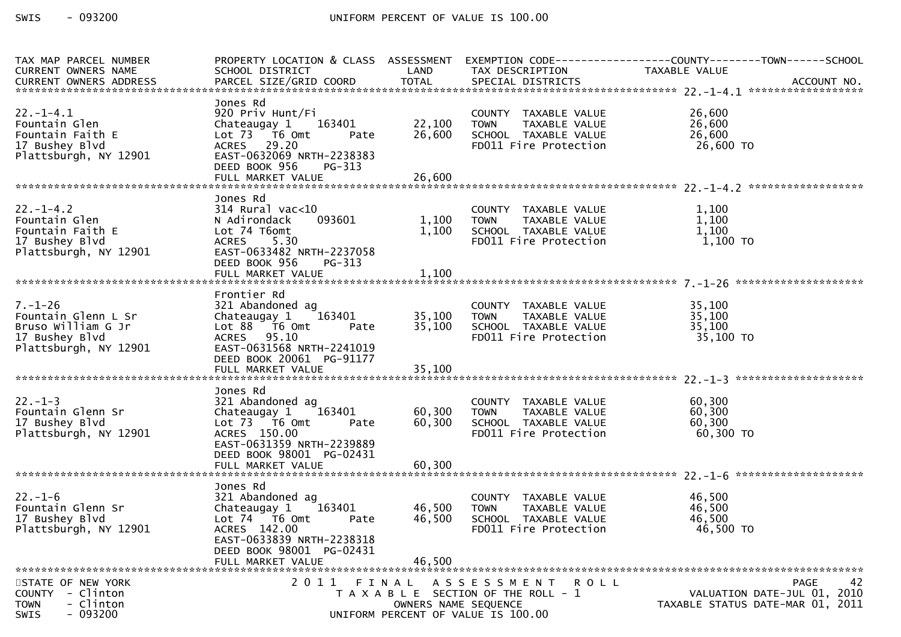| TAX MAP PARCEL NUMBER<br>CURRENT OWNERS NAME<br>CURRENT OWNERS ADDRESS | PROPERTY LOCATION & CLASS<br>SCHOOL DISTRICT<br>PARCEL SIZE/GRID COORD | ASSESSMENT<br>LAND<br>TOTAL | EXEMPTION CODE------COUNTY-------TOWN------SCHOOL<br>TAX DESCRIPTION<br>SPECIAL DISTRICTS | TAXABLE VALUE<br>ACCOUNT NO. |
|---|---|---|---|---|
| **22.-1-4.1** | | | | |
| 22.-1-4.1<br>Fountain Glen<br>Fountain Faith E<br>17 Bushey Blvd<br>Plattsburgh, NY 12901 | Jones Rd<br>920 Priv Hunt/Fi<br>Chateaugay 1 163401<br>Lot 73 T6 Omt Pate<br>ACRES 29.20<br>EAST-0632069 NRTH-2238383<br>DEED BOOK 956 PG-313<br>FULL MARKET VALUE | <br><br>22,100<br>26,600<br><br><br><br>26,600 | <br><br>COUNTY TAXABLE VALUE<br>TOWN TAXABLE VALUE<br>SCHOOL TAXABLE VALUE<br>FD011 Fire Protection | <br><br>26,600<br>26,600<br>26,600<br>26,600 TO |
| **22.-1-4.2** | | | | |
| 22.-1-4.2<br>Fountain Glen<br>Fountain Faith E<br>17 Bushey Blvd<br>Plattsburgh, NY 12901 | Jones Rd<br>314 Rural vac<10<br>N Adirondack 093601<br>Lot 74 T6omt<br>ACRES 5.30<br>EAST-0633482 NRTH-2237058<br>DEED BOOK 956 PG-313<br>FULL MARKET VALUE | <br><br>1,100<br>1,100<br><br><br><br>1,100 | <br><br>COUNTY TAXABLE VALUE<br>TOWN TAXABLE VALUE<br>SCHOOL TAXABLE VALUE<br>FD011 Fire Protection | <br><br>1,100<br>1,100<br>1,100<br>1,100 TO |
| **7.-1-26** | | | | |
| 7.-1-26<br>Fountain Glenn L Sr<br>Bruso William G Jr<br>17 Bushey Blvd<br>Plattsburgh, NY 12901 | Frontier Rd<br>321 Abandoned ag<br>Chateaugay 1 163401<br>Lot 88 T6 Omt Pate<br>ACRES 95.10<br>EAST-0631568 NRTH-2241019<br>DEED BOOK 20061 PG-91177<br>FULL MARKET VALUE | <br><br>35,100<br>35,100<br><br><br><br>35,100 | <br><br>COUNTY TAXABLE VALUE<br>TOWN TAXABLE VALUE<br>SCHOOL TAXABLE VALUE<br>FD011 Fire Protection | <br><br>35,100<br>35,100<br>35,100<br>35,100 TO |
| **22.-1-3** | | | | |
| 22.-1-3<br>Fountain Glenn Sr<br>17 Bushey Blvd<br>Plattsburgh, NY 12901 | Jones Rd<br>321 Abandoned ag<br>Chateaugay 1 163401<br>Lot 73 T6 Omt Pate<br>ACRES 150.00<br>EAST-0631359 NRTH-2239889<br>DEED BOOK 98001 PG-02431<br>FULL MARKET VALUE | <br><br>60,300<br>60,300<br><br><br><br>60,300 | <br><br>COUNTY TAXABLE VALUE<br>TOWN TAXABLE VALUE<br>SCHOOL TAXABLE VALUE<br>FD011 Fire Protection | <br><br>60,300<br>60,300<br>60,300<br>60,300 TO |
| **22.-1-6** | | | | |
| 22.-1-6<br>Fountain Glenn Sr<br>17 Bushey Blvd<br>Plattsburgh, NY 12901 | Jones Rd<br>321 Abandoned ag<br>Chateaugay 1 163401<br>Lot 74 T6 Omt Pate<br>ACRES 142.00<br>EAST-0633839 NRTH-2238318<br>DEED BOOK 98001 PG-02431<br>FULL MARKET VALUE | <br><br>46,500<br>46,500<br><br><br><br>46,500 | <br><br>COUNTY TAXABLE VALUE<br>TOWN TAXABLE VALUE<br>SCHOOL TAXABLE VALUE<br>FD011 Fire Protection | <br><br>46,500<br>46,500<br>46,500<br>46,500 TO |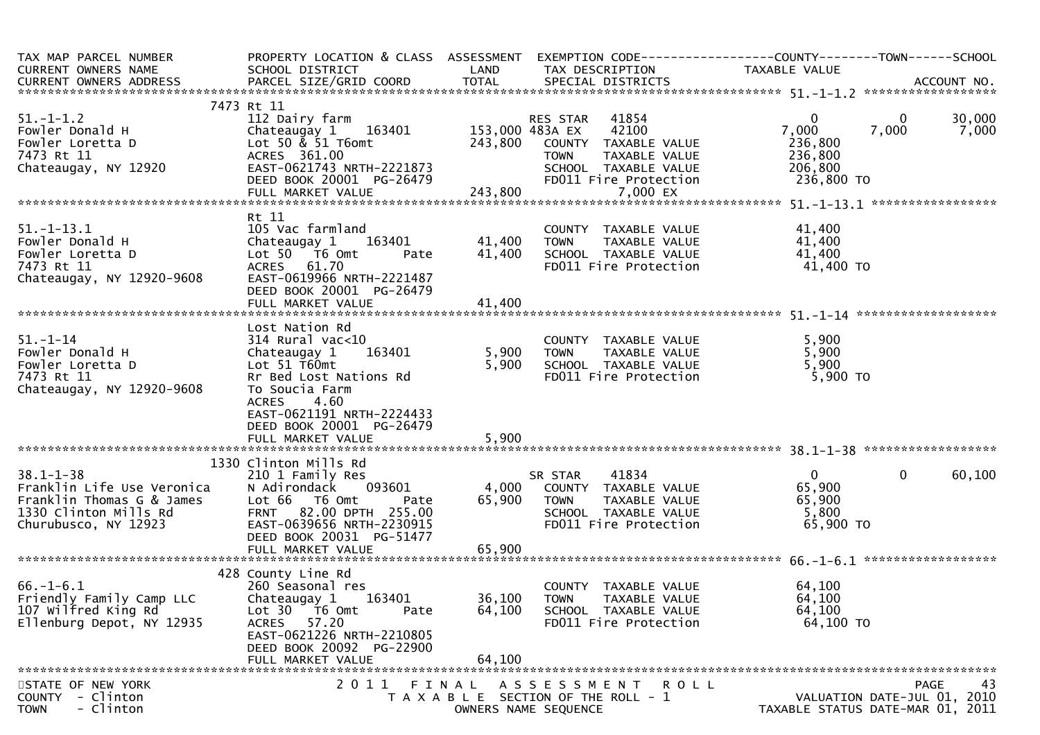| TAX MAP PARCEL NUMBER<br>CURRENT OWNERS NAME<br>CURRENT OWNERS ADDRESS | PROPERTY LOCATION & CLASS<br>SCHOOL DISTRICT<br>PARCEL SIZE/GRID COORD | ASSESSMENT<br>LAND<br>TOTAL | EXEMPTION CODE<br>TAX DESCRIPTION<br>SPECIAL DISTRICTS | COUNTY<br>TAXABLE VALUE | TOWN | SCHOOL<br><br>ACCOUNT NO. |
|---|---|---|---|---|---|---|
| **51.-1-1.2** | 7473 Rt 11 | | | | | |
| 51.-1-1.2 | 112 Dairy farm | | RES STAR 41854 | 0 | 0 | 30,000 |
| Fowler Donald H | Chateaugay 1 163401 | 153,000 | 483A EX 42100 | 7,000 | 7,000 | 7,000 |
| Fowler Loretta D | Lot 50 & 51 T6omt | 243,800 | COUNTY TAXABLE VALUE | 236,800 | | |
| 7473 Rt 11 | ACRES 361.00 | | TOWN TAXABLE VALUE | 236,800 | | |
| Chateaugay, NY 12920 | EAST-0621743 NRTH-2221873 | | SCHOOL TAXABLE VALUE | 206,800 | | |
| | DEED BOOK 20001 PG-26479 | | FD011 Fire Protection | 236,800 TO | | |
| | FULL MARKET VALUE | 243,800 | 7,000 EX | | | |
| **51.-1-13.1** | Rt 11 | | | | | |
| 51.-1-13.1 | 105 Vac farmland | | COUNTY TAXABLE VALUE | 41,400 | | |
| Fowler Donald H | Chateaugay 1 163401 | 41,400 | TOWN TAXABLE VALUE | 41,400 | | |
| Fowler Loretta D | Lot 50 T6 Omt Pate | 41,400 | SCHOOL TAXABLE VALUE | 41,400 | | |
| 7473 Rt 11 | ACRES 61.70 | | FD011 Fire Protection | 41,400 TO | | |
| Chateaugay, NY 12920-9608 | EAST-0619966 NRTH-2221487 | | | | | |
| | DEED BOOK 20001 PG-26479 | | | | | |
| | FULL MARKET VALUE | 41,400 | | | | |
| **51.-1-14** | Lost Nation Rd | | | | | |
| 51.-1-14 | 314 Rural vac<10 | | COUNTY TAXABLE VALUE | 5,900 | | |
| Fowler Donald H | Chateaugay 1 163401 | 5,900 | TOWN TAXABLE VALUE | 5,900 | | |
| Fowler Loretta D | Lot 51 T60mt | 5,900 | SCHOOL TAXABLE VALUE | 5,900 | | |
| 7473 Rt 11 | Rr Bed Lost Nations Rd | | FD011 Fire Protection | 5,900 TO | | |
| Chateaugay, NY 12920-9608 | To Soucia Farm | | | | | |
| | ACRES 4.60 | | | | | |
| | EAST-0621191 NRTH-2224433 | | | | | |
| | DEED BOOK 20001 PG-26479 | | | | | |
| | FULL MARKET VALUE | 5,900 | | | | |
| **38.1-1-38** | 1330 Clinton Mills Rd | | | | | |
| 38.1-1-38 | 210 1 Family Res | | SR STAR 41834 | 0 | 0 | 60,100 |
| Franklin Life Use Veronica | N Adirondack 093601 | 4,000 | COUNTY TAXABLE VALUE | 65,900 | | |
| Franklin Thomas G & James | Lot 66 T6 Omt Pate | 65,900 | TOWN TAXABLE VALUE | 65,900 | | |
| 1330 Clinton Mills Rd | FRNT 82.00 DPTH 255.00 | | SCHOOL TAXABLE VALUE | 5,800 | | |
| Churubusco, NY 12923 | EAST-0639656 NRTH-2230915 | | FD011 Fire Protection | 65,900 TO | | |
| | DEED BOOK 20031 PG-51477 | | | | | |
| | FULL MARKET VALUE | 65,900 | | | | |
| **66.-1-6.1** | 428 County Line Rd | | | | | |
| 66.-1-6.1 | 260 Seasonal res | | COUNTY TAXABLE VALUE | 64,100 | | |
| Friendly Family Camp LLC | Chateaugay 1 163401 | 36,100 | TOWN TAXABLE VALUE | 64,100 | | |
| 107 Wilfred King Rd | Lot 30 T6 Omt Pate | 64,100 | SCHOOL TAXABLE VALUE | 64,100 | | |
| Ellenburg Depot, NY 12935 | ACRES 57.20 | | FD011 Fire Protection | 64,100 TO | | |
| | EAST-0621226 NRTH-2210805 | | | | | |
| | DEED BOOK 20092 PG-22900 | | | | | |
| | FULL MARKET VALUE | 64,100 | | | | |

STATE OF NEW YORK
COUNTY - Clinton
TOWN - Clinton

2011 FINAL ASSESSMENT ROLL
TAXABLE SECTION OF THE ROLL - 1
OWNERS NAME SEQUENCE

VALUATION DATE-JUL 01, 2010
TAXABLE STATUS DATE-MAR 01, 2011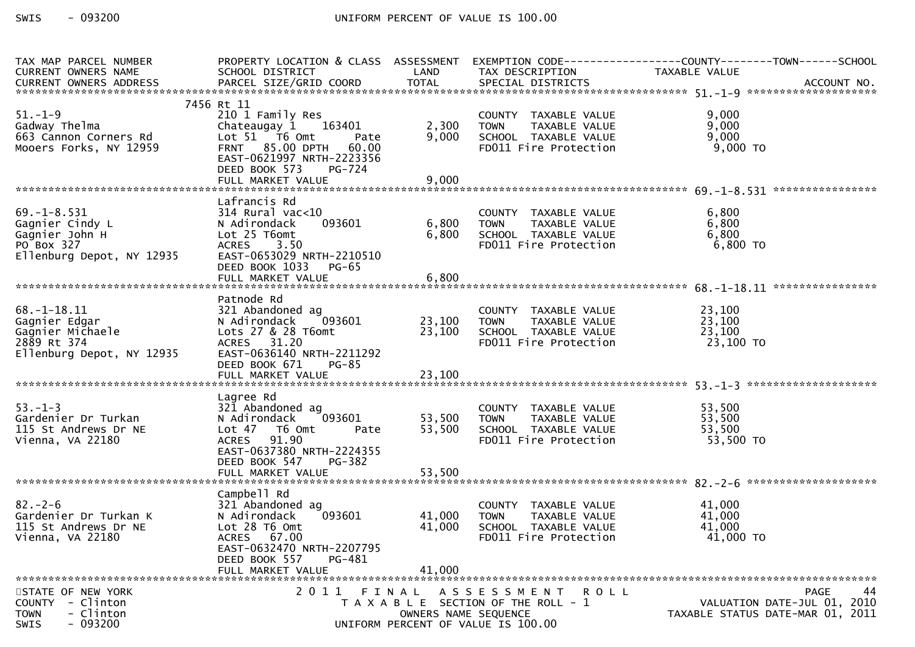| TAX MAP PARCEL NUMBER<br>CURRENT OWNERS NAME<br>CURRENT OWNERS ADDRESS | PROPERTY LOCATION & CLASS<br>SCHOOL DISTRICT<br>PARCEL SIZE/GRID COORD | ASSESSMENT<br>LAND<br>TOTAL | EXEMPTION CODE------------------COUNTY--------TOWN------SCHOOL<br>TAX DESCRIPTION<br>SPECIAL DISTRICTS | TAXABLE VALUE | ACCOUNT NO. |
|---|---|---|---|---|---|
| **51.-1-9** | 7456 Rt 11 | | | | |
| 51.-1-9 | 210 1 Family Res | | COUNTY TAXABLE VALUE | 9,000 | |
| Gadway Thelma | Chateaugay 1 163401 | 2,300 | TOWN TAXABLE VALUE | 9,000 | |
| 663 Cannon Corners Rd | Lot 51 T6 Omt Pate | 9,000 | SCHOOL TAXABLE VALUE | 9,000 | |
| Mooers Forks, NY 12959 | FRNT 85.00 DPTH 60.00 | | FD011 Fire Protection | 9,000 TO | |
| | EAST-0621997 NRTH-2223356 | | | | |
| | DEED BOOK 573 PG-724 | | | | |
| | FULL MARKET VALUE | 9,000 | | | |
| **69.-1-8.531** | Lafrancis Rd | | | | |
| 69.-1-8.531 | 314 Rural vac<10 | | COUNTY TAXABLE VALUE | 6,800 | |
| Gagnier Cindy L | N Adirondack 093601 | 6,800 | TOWN TAXABLE VALUE | 6,800 | |
| Gagnier John H | Lot 25 T6omt | 6,800 | SCHOOL TAXABLE VALUE | 6,800 | |
| PO Box 327 | ACRES 3.50 | | FD011 Fire Protection | 6,800 TO | |
| Ellenburg Depot, NY 12935 | EAST-0653029 NRTH-2210510 | | | | |
| | DEED BOOK 1033 PG-65 | | | | |
| | FULL MARKET VALUE | 6,800 | | | |
| **68.-1-18.11** | Patnode Rd | | | | |
| 68.-1-18.11 | 321 Abandoned ag | | COUNTY TAXABLE VALUE | 23,100 | |
| Gagnier Edgar | N Adirondack 093601 | 23,100 | TOWN TAXABLE VALUE | 23,100 | |
| Gagnier Michaele | Lots 27 & 28 T6omt | 23,100 | SCHOOL TAXABLE VALUE | 23,100 | |
| 2889 Rt 374 | ACRES 31.20 | | FD011 Fire Protection | 23,100 TO | |
| Ellenburg Depot, NY 12935 | EAST-0636140 NRTH-2211292 | | | | |
| | DEED BOOK 671 PG-85 | | | | |
| | FULL MARKET VALUE | 23,100 | | | |
| **53.-1-3** | Lagree Rd | | | | |
| 53.-1-3 | 321 Abandoned ag | | COUNTY TAXABLE VALUE | 53,500 | |
| Gardenier Dr Turkan | N Adirondack 093601 | 53,500 | TOWN TAXABLE VALUE | 53,500 | |
| 115 St Andrews Dr NE | Lot 47 T6 Omt Pate | 53,500 | SCHOOL TAXABLE VALUE | 53,500 | |
| Vienna, VA 22180 | ACRES 91.90 | | FD011 Fire Protection | 53,500 TO | |
| | EAST-0637380 NRTH-2224355 | | | | |
| | DEED BOOK 547 PG-382 | | | | |
| | FULL MARKET VALUE | 53,500 | | | |
| **82.-2-6** | Campbell Rd | | | | |
| 82.-2-6 | 321 Abandoned ag | | COUNTY TAXABLE VALUE | 41,000 | |
| Gardenier Dr Turkan K | N Adirondack 093601 | 41,000 | TOWN TAXABLE VALUE | 41,000 | |
| 115 St Andrews Dr NE | Lot 28 T6 Omt | 41,000 | SCHOOL TAXABLE VALUE | 41,000 | |
| Vienna, VA 22180 | ACRES 67.00 | | FD011 Fire Protection | 41,000 TO | |
| | EAST-0632470 NRTH-2207795 | | | | |
| | DEED BOOK 557 PG-481 | | | | |
| | FULL MARKET VALUE | 41,000 | | | |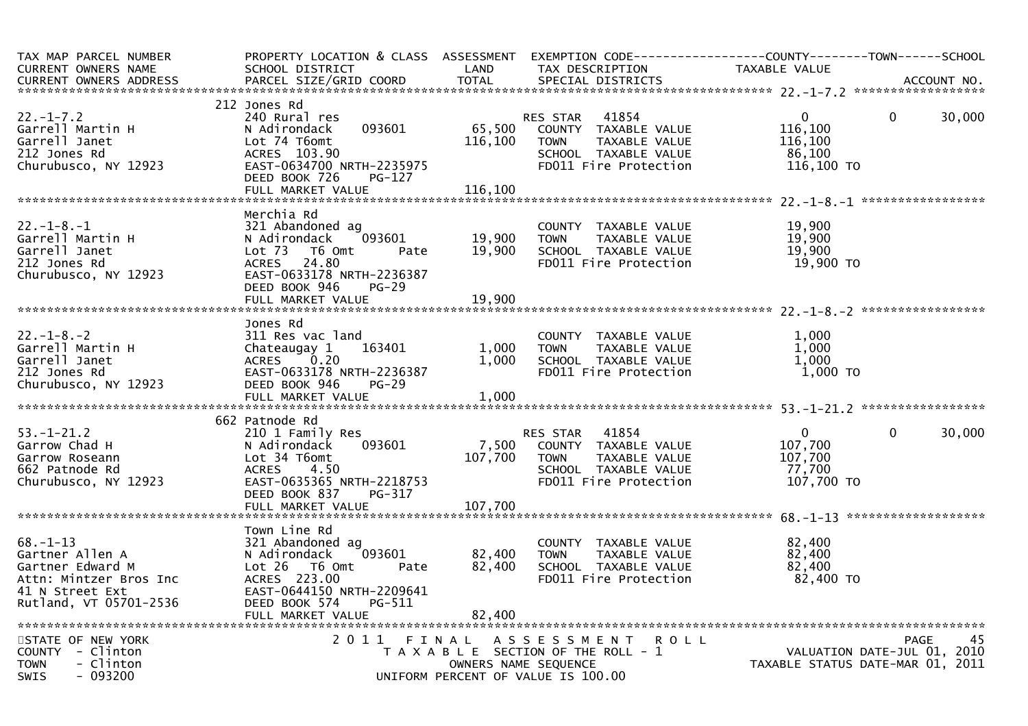| TAX MAP PARCEL NUMBER<br>CURRENT OWNERS NAME<br>CURRENT OWNERS ADDRESS | PROPERTY LOCATION & CLASS<br>SCHOOL DISTRICT<br>PARCEL SIZE/GRID COORD | ASSESSMENT<br>LAND<br>TOTAL | EXEMPTION CODE<br>TAX DESCRIPTION<br>SPECIAL DISTRICTS | COUNTY<br>TAXABLE VALUE | TOWN | SCHOOL<br>ACCOUNT NO. |
|---|---|---|---|---|---|---|
| **22.-1-7.2** | 212 Jones Rd | | | | | |
| 22.-1-7.2 | 240 Rural res | | RES STAR 41854 | 0 | 0 | 30,000 |
| Garrell Martin H | N Adirondack 093601 | 65,500 | COUNTY TAXABLE VALUE | 116,100 | | |
| Garrell Janet | Lot 74 T6omt | 116,100 | TOWN TAXABLE VALUE | 116,100 | | |
| 212 Jones Rd | ACRES 103.90 | | SCHOOL TAXABLE VALUE | 86,100 | | |
| Churubusco, NY 12923 | EAST-0634700 NRTH-2235975 | | FD011 Fire Protection | 116,100 TO | | |
| | DEED BOOK 726 PG-127 | | | | | |
| | FULL MARKET VALUE | 116,100 | | | | |
| **22.-1-8.-1** | Merchia Rd | | | | | |
| 22.-1-8.-1 | 321 Abandoned ag | | COUNTY TAXABLE VALUE | 19,900 | | |
| Garrell Martin H | N Adirondack 093601 | 19,900 | TOWN TAXABLE VALUE | 19,900 | | |
| Garrell Janet | Lot 73 T6 Omt Pate | 19,900 | SCHOOL TAXABLE VALUE | 19,900 | | |
| 212 Jones Rd | ACRES 24.80 | | FD011 Fire Protection | 19,900 TO | | |
| Churubusco, NY 12923 | EAST-0633178 NRTH-2236387 | | | | | |
| | DEED BOOK 946 PG-29 | | | | | |
| | FULL MARKET VALUE | 19,900 | | | | |
| **22.-1-8.-2** | Jones Rd | | | | | |
| 22.-1-8.-2 | 311 Res vac land | | COUNTY TAXABLE VALUE | 1,000 | | |
| Garrell Martin H | Chateaugay 1 163401 | 1,000 | TOWN TAXABLE VALUE | 1,000 | | |
| Garrell Janet | ACRES 0.20 | 1,000 | SCHOOL TAXABLE VALUE | 1,000 | | |
| 212 Jones Rd | EAST-0633178 NRTH-2236387 | | FD011 Fire Protection | 1,000 TO | | |
| Churubusco, NY 12923 | DEED BOOK 946 PG-29 | | | | | |
| | FULL MARKET VALUE | 1,000 | | | | |
| **53.-1-21.2** | 662 Patnode Rd | | | | | |
| 53.-1-21.2 | 210 1 Family Res | | RES STAR 41854 | 0 | 0 | 30,000 |
| Garrow Chad H | N Adirondack 093601 | 7,500 | COUNTY TAXABLE VALUE | 107,700 | | |
| Garrow Roseann | Lot 34 T6omt | 107,700 | TOWN TAXABLE VALUE | 107,700 | | |
| 662 Patnode Rd | ACRES 4.50 | | SCHOOL TAXABLE VALUE | 77,700 | | |
| Churubusco, NY 12923 | EAST-0635365 NRTH-2218753 | | FD011 Fire Protection | 107,700 TO | | |
| | DEED BOOK 837 PG-317 | | | | | |
| | FULL MARKET VALUE | 107,700 | | | | |
| **68.-1-13** | Town Line Rd | | | | | |
| 68.-1-13 | 321 Abandoned ag | | COUNTY TAXABLE VALUE | 82,400 | | |
| Gartner Allen A | N Adirondack 093601 | 82,400 | TOWN TAXABLE VALUE | 82,400 | | |
| Gartner Edward M | Lot 26 T6 Omt Pate | 82,400 | SCHOOL TAXABLE VALUE | 82,400 | | |
| Attn: Mintzer Bros Inc | ACRES 223.00 | | FD011 Fire Protection | 82,400 TO | | |
| 41 N Street Ext | EAST-0644150 NRTH-2209641 | | | | | |
| Rutland, VT 05701-2536 | DEED BOOK 574 PG-511 | | | | | |
| | FULL MARKET VALUE | 82,400 | | | | |

STATE OF NEW YORK
COUNTY - Clinton
TOWN - Clinton
SWIS - 093200

2011 FINAL ASSESSMENT ROLL
TAXABLE SECTION OF THE ROLL - 1
OWNERS NAME SEQUENCE
UNIFORM PERCENT OF VALUE IS 100.00

VALUATION DATE-JUL 01, 2010
TAXABLE STATUS DATE-MAR 01, 2011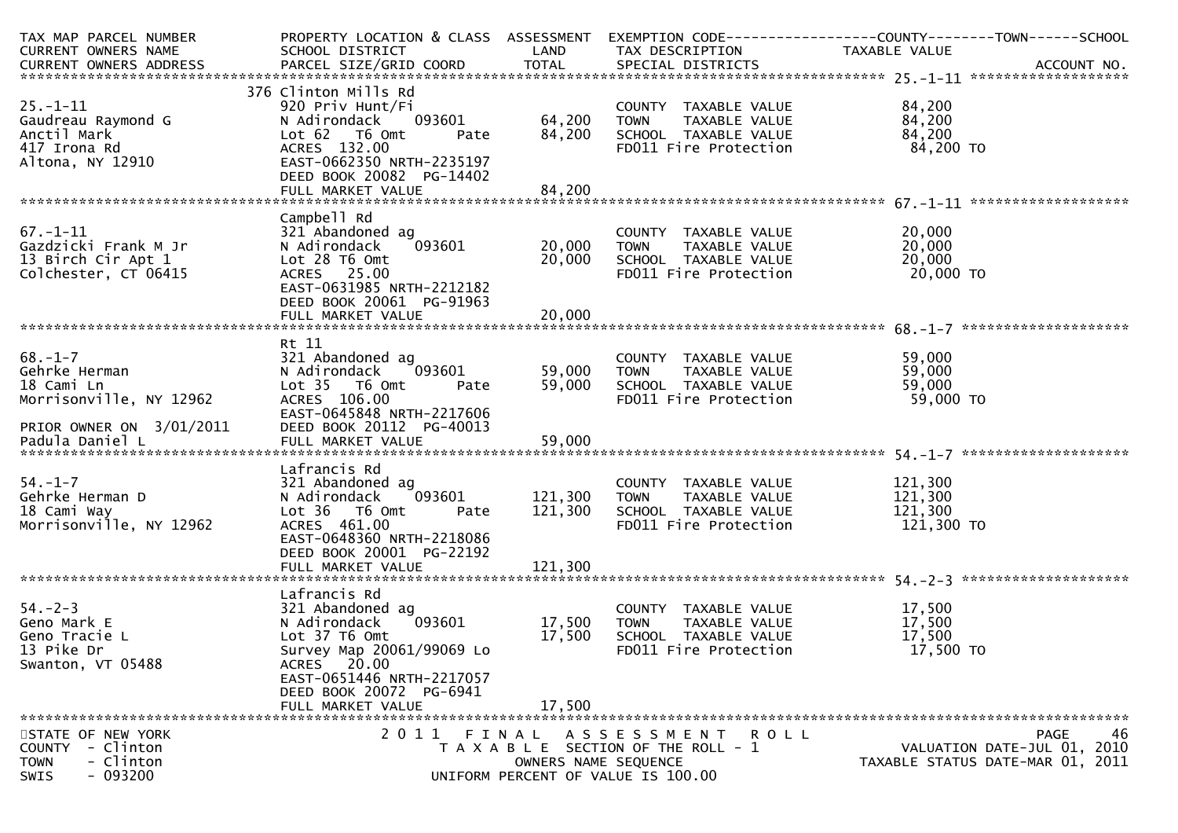| TAX MAP PARCEL NUMBER<br>CURRENT OWNERS NAME<br>CURRENT OWNERS ADDRESS | PROPERTY LOCATION & CLASS<br>SCHOOL DISTRICT<br>PARCEL SIZE/GRID COORD | ASSESSMENT<br>LAND<br>TOTAL | EXEMPTION CODE<br>TAX DESCRIPTION<br>SPECIAL DISTRICTS | COUNTY--------TOWN------SCHOOL<br>TAXABLE VALUE<br>ACCOUNT NO. |
|---|---|---|---|---|
| **25.-1-11** | 376 Clinton Mills Rd | | | |
| 25.-1-11 | 920 Priv Hunt/Fi | | COUNTY TAXABLE VALUE | 84,200 |
| Gaudreau Raymond G | N Adirondack 093601 | 64,200 | TOWN TAXABLE VALUE | 84,200 |
| Anctil Mark | Lot 62 T6 Omt Pate | 84,200 | SCHOOL TAXABLE VALUE | 84,200 |
| 417 Irona Rd | ACRES 132.00 | | FD011 Fire Protection | 84,200 TO |
| Altona, NY 12910 | EAST-0662350 NRTH-2235197 | | | |
| | DEED BOOK 20082 PG-14402 | | | |
| | FULL MARKET VALUE | 84,200 | | |
| **67.-1-11** | Campbell Rd | | | |
| 67.-1-11 | 321 Abandoned ag | | COUNTY TAXABLE VALUE | 20,000 |
| Gazdzicki Frank M Jr | N Adirondack 093601 | 20,000 | TOWN TAXABLE VALUE | 20,000 |
| 13 Birch Cir Apt 1 | Lot 28 T6 Omt | 20,000 | SCHOOL TAXABLE VALUE | 20,000 |
| Colchester, CT 06415 | ACRES 25.00 | | FD011 Fire Protection | 20,000 TO |
| | EAST-0631985 NRTH-2212182 | | | |
| | DEED BOOK 20061 PG-91963 | | | |
| | FULL MARKET VALUE | 20,000 | | |
| **68.-1-7** | Rt 11 | | | |
| 68.-1-7 | 321 Abandoned ag | | COUNTY TAXABLE VALUE | 59,000 |
| Gehrke Herman | N Adirondack 093601 | 59,000 | TOWN TAXABLE VALUE | 59,000 |
| 18 Cami Ln | Lot 35 T6 Omt Pate | 59,000 | SCHOOL TAXABLE VALUE | 59,000 |
| Morrisonville, NY 12962 | ACRES 106.00 | | FD011 Fire Protection | 59,000 TO |
| | EAST-0645848 NRTH-2217606 | | | |
| PRIOR OWNER ON 3/01/2011 | DEED BOOK 20112 PG-40013 | | | |
| Padula Daniel L | FULL MARKET VALUE | 59,000 | | |
| **54.-1-7** | Lafrancis Rd | | | |
| 54.-1-7 | 321 Abandoned ag | | COUNTY TAXABLE VALUE | 121,300 |
| Gehrke Herman D | N Adirondack 093601 | 121,300 | TOWN TAXABLE VALUE | 121,300 |
| 18 Cami Way | Lot 36 T6 Omt Pate | 121,300 | SCHOOL TAXABLE VALUE | 121,300 |
| Morrisonville, NY 12962 | ACRES 461.00 | | FD011 Fire Protection | 121,300 TO |
| | EAST-0648360 NRTH-2218086 | | | |
| | DEED BOOK 20001 PG-22192 | | | |
| | FULL MARKET VALUE | 121,300 | | |
| **54.-2-3** | Lafrancis Rd | | | |
| 54.-2-3 | 321 Abandoned ag | | COUNTY TAXABLE VALUE | 17,500 |
| Geno Mark E | N Adirondack 093601 | 17,500 | TOWN TAXABLE VALUE | 17,500 |
| Geno Tracie L | Lot 37 T6 Omt | 17,500 | SCHOOL TAXABLE VALUE | 17,500 |
| 13 Pike Dr | Survey Map 20061/99069 Lo | | FD011 Fire Protection | 17,500 TO |
| Swanton, VT 05488 | ACRES 20.00 | | | |
| | EAST-0651446 NRTH-2217057 | | | |
| | DEED BOOK 20072 PG-6941 | | | |
| | FULL MARKET VALUE | 17,500 | | |

STATE OF NEW YORK
COUNTY - Clinton
TOWN - Clinton
SWIS - 093200

2011 FINAL ASSESSMENT ROLL
TAXABLE SECTION OF THE ROLL - 1
OWNERS NAME SEQUENCE
UNIFORM PERCENT OF VALUE IS 100.00

VALUATION DATE-JUL 01, 2010
TAXABLE STATUS DATE-MAR 01, 2011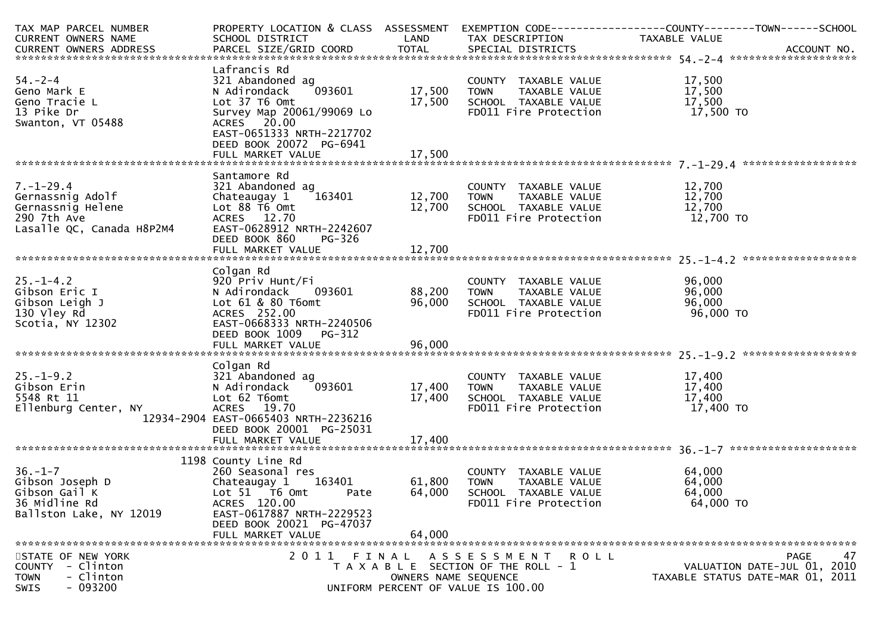| TAX MAP PARCEL NUMBER<br>CURRENT OWNERS NAME<br>CURRENT OWNERS ADDRESS | PROPERTY LOCATION & CLASS<br>SCHOOL DISTRICT<br>PARCEL SIZE/GRID COORD | ASSESSMENT<br>LAND<br>TOTAL | EXEMPTION CODE<br>TAX DESCRIPTION<br>SPECIAL DISTRICTS | COUNTY--------TOWN------SCHOOL<br>TAXABLE VALUE<br>ACCOUNT NO. |
|---|---|---|---|---|
| **54.-2-4** | Lafrancis Rd | | | |
| 54.-2-4 | 321 Abandoned ag | | COUNTY TAXABLE VALUE | 17,500 |
| Geno Mark E | N Adirondack 093601 | 17,500 | TOWN TAXABLE VALUE | 17,500 |
| Geno Tracie L | Lot 37 T6 Omt | 17,500 | SCHOOL TAXABLE VALUE | 17,500 |
| 13 Pike Dr | Survey Map 20061/99069 Lo | | FD011 Fire Protection | 17,500 TO |
| Swanton, VT 05488 | ACRES 20.00 | | | |
| | EAST-0651333 NRTH-2217702 | | | |
| | DEED BOOK 20072 PG-6941 | | | |
| | FULL MARKET VALUE | 17,500 | | |
| **7.-1-29.4** | Santamore Rd | | | |
| 7.-1-29.4 | 321 Abandoned ag | | COUNTY TAXABLE VALUE | 12,700 |
| Gernassnig Adolf | Chateaugay 1 163401 | 12,700 | TOWN TAXABLE VALUE | 12,700 |
| Gernassnig Helene | Lot 88 T6 Omt | 12,700 | SCHOOL TAXABLE VALUE | 12,700 |
| 290 7th Ave | ACRES 12.70 | | FD011 Fire Protection | 12,700 TO |
| Lasalle QC, Canada H8P2M4 | EAST-0628912 NRTH-2242607 | | | |
| | DEED BOOK 860 PG-326 | | | |
| | FULL MARKET VALUE | 12,700 | | |
| **25.-1-4.2** | Colgan Rd | | | |
| 25.-1-4.2 | 920 Priv Hunt/Fi | | COUNTY TAXABLE VALUE | 96,000 |
| Gibson Eric I | N Adirondack 093601 | 88,200 | TOWN TAXABLE VALUE | 96,000 |
| Gibson Leigh J | Lot 61 & 80 T6omt | 96,000 | SCHOOL TAXABLE VALUE | 96,000 |
| 130 Vley Rd | ACRES 252.00 | | FD011 Fire Protection | 96,000 TO |
| Scotia, NY 12302 | EAST-0668333 NRTH-2240506 | | | |
| | DEED BOOK 1009 PG-312 | | | |
| | FULL MARKET VALUE | 96,000 | | |
| **25.-1-9.2** | Colgan Rd | | | |
| 25.-1-9.2 | 321 Abandoned ag | | COUNTY TAXABLE VALUE | 17,400 |
| Gibson Erin | N Adirondack 093601 | 17,400 | TOWN TAXABLE VALUE | 17,400 |
| 5548 Rt 11 | Lot 62 T6omt | 17,400 | SCHOOL TAXABLE VALUE | 17,400 |
| Ellenburg Center, NY | ACRES 19.70 | | FD011 Fire Protection | 17,400 TO |
| 12934-2904 | EAST-0665403 NRTH-2236216 | | | |
| | DEED BOOK 20001 PG-25031 | | | |
| | FULL MARKET VALUE | 17,400 | | |
| **36.-1-7** | 1198 County Line Rd | | | |
| 36.-1-7 | 260 Seasonal res | | COUNTY TAXABLE VALUE | 64,000 |
| Gibson Joseph D | Chateaugay 1 163401 | 61,800 | TOWN TAXABLE VALUE | 64,000 |
| Gibson Gail K | Lot 51 T6 Omt Pate | 64,000 | SCHOOL TAXABLE VALUE | 64,000 |
| 36 Midline Rd | ACRES 120.00 | | FD011 Fire Protection | 64,000 TO |
| Ballston Lake, NY 12019 | EAST-0617887 NRTH-2229523 | | | |
| | DEED BOOK 20021 PG-47037 | | | |
| | FULL MARKET VALUE | 64,000 | | |

STATE OF NEW YORK
COUNTY - Clinton
TOWN - Clinton
SWIS - 093200

2011 FINAL ASSESSMENT ROLL
TAXABLE SECTION OF THE ROLL - 1
OWNERS NAME SEQUENCE
UNIFORM PERCENT OF VALUE IS 100.00

VALUATION DATE-JUL 01, 2010
TAXABLE STATUS DATE-MAR 01, 2011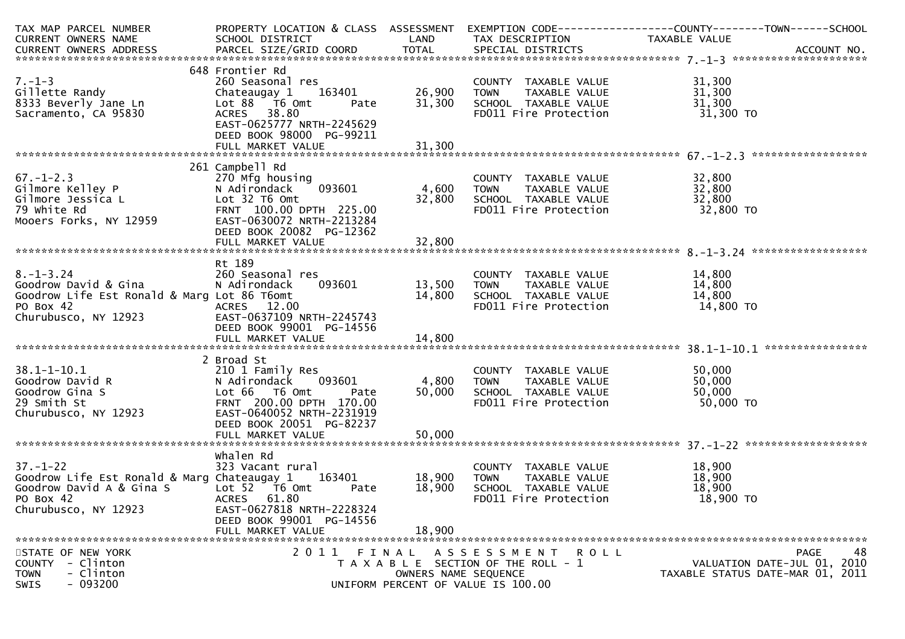| TAX MAP PARCEL NUMBER<br>CURRENT OWNERS NAME<br>CURRENT OWNERS ADDRESS | PROPERTY LOCATION & CLASS<br>SCHOOL DISTRICT<br>PARCEL SIZE/GRID COORD | ASSESSMENT<br>LAND<br>TOTAL | EXEMPTION CODE------------------COUNTY--------TOWN------SCHOOL<br>TAX DESCRIPTION<br>SPECIAL DISTRICTS | TAXABLE VALUE | ACCOUNT NO. |
|---|---|---|---|---|---|
| **7.-1-3** | | | | | |
| | 648 Frontier Rd | | | | |
| 7.-1-3 | 260 Seasonal res | | COUNTY TAXABLE VALUE | 31,300 | |
| Gillette Randy | Chateaugay 1 163401 | 26,900 | TOWN TAXABLE VALUE | 31,300 | |
| 8333 Beverly Jane Ln | Lot 88 T6 Omt Pate | 31,300 | SCHOOL TAXABLE VALUE | 31,300 | |
| Sacramento, CA 95830 | ACRES 38.80 | | FD011 Fire Protection | 31,300 TO | |
| | EAST-0625777 NRTH-2245629 | | | | |
| | DEED BOOK 98000 PG-99211 | | | | |
| | FULL MARKET VALUE | 31,300 | | | |
| **67.-1-2.3** | | | | | |
| | 261 Campbell Rd | | | | |
| 67.-1-2.3 | 270 Mfg housing | | COUNTY TAXABLE VALUE | 32,800 | |
| Gilmore Kelley P | N Adirondack 093601 | 4,600 | TOWN TAXABLE VALUE | 32,800 | |
| Gilmore Jessica L | Lot 32 T6 Omt | 32,800 | SCHOOL TAXABLE VALUE | 32,800 | |
| 79 White Rd | FRNT 100.00 DPTH 225.00 | | FD011 Fire Protection | 32,800 TO | |
| Mooers Forks, NY 12959 | EAST-0630072 NRTH-2213284 | | | | |
| | DEED BOOK 20082 PG-12362 | | | | |
| | FULL MARKET VALUE | 32,800 | | | |
| **8.-1-3.24** | | | | | |
| | Rt 189 | | | | |
| 8.-1-3.24 | 260 Seasonal res | | COUNTY TAXABLE VALUE | 14,800 | |
| Goodrow David & Gina | N Adirondack 093601 | 13,500 | TOWN TAXABLE VALUE | 14,800 | |
| Goodrow Life Est Ronald & Marg | Lot 86 T6omt | 14,800 | SCHOOL TAXABLE VALUE | 14,800 | |
| PO Box 42 | ACRES 12.00 | | FD011 Fire Protection | 14,800 TO | |
| Churubusco, NY 12923 | EAST-0637109 NRTH-2245743 | | | | |
| | DEED BOOK 99001 PG-14556 | | | | |
| | FULL MARKET VALUE | 14,800 | | | |
| **38.1-1-10.1** | | | | | |
| | 2 Broad St | | | | |
| 38.1-1-10.1 | 210 1 Family Res | | COUNTY TAXABLE VALUE | 50,000 | |
| Goodrow David R | N Adirondack 093601 | 4,800 | TOWN TAXABLE VALUE | 50,000 | |
| Goodrow Gina S | Lot 66 T6 Omt Pate | 50,000 | SCHOOL TAXABLE VALUE | 50,000 | |
| 29 Smith St | FRNT 200.00 DPTH 170.00 | | FD011 Fire Protection | 50,000 TO | |
| Churubusco, NY 12923 | EAST-0640052 NRTH-2231919 | | | | |
| | DEED BOOK 20051 PG-82237 | | | | |
| | FULL MARKET VALUE | 50,000 | | | |
| **37.-1-22** | | | | | |
| | Whalen Rd | | | | |
| 37.-1-22 | 323 Vacant rural | | COUNTY TAXABLE VALUE | 18,900 | |
| Goodrow Life Est Ronald & Marg | Chateaugay 1 163401 | 18,900 | TOWN TAXABLE VALUE | 18,900 | |
| Goodrow David A & Gina S | Lot 52 T6 Omt Pate | 18,900 | SCHOOL TAXABLE VALUE | 18,900 | |
| PO Box 42 | ACRES 61.80 | | FD011 Fire Protection | 18,900 TO | |
| Churubusco, NY 12923 | EAST-0627818 NRTH-2228324 | | | | |
| | DEED BOOK 99001 PG-14556 | | | | |
| | FULL MARKET VALUE | 18,900 | | | |

STATE OF NEW YORK
COUNTY - Clinton
TOWN - Clinton
SWIS - 093200

2011 FINAL ASSESSMENT ROLL
TAXABLE SECTION OF THE ROLL - 1
OWNERS NAME SEQUENCE
UNIFORM PERCENT OF VALUE IS 100.00

PAGE 48
VALUATION DATE-JUL 01, 2010
TAXABLE STATUS DATE-MAR 01, 2011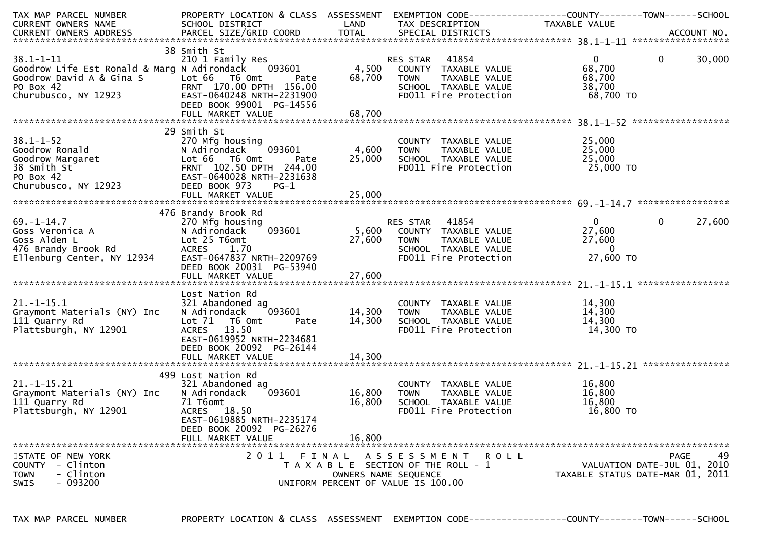| TAX MAP PARCEL NUMBER<br>CURRENT OWNERS NAME<br>CURRENT OWNERS ADDRESS | PROPERTY LOCATION & CLASS<br>SCHOOL DISTRICT<br>PARCEL SIZE/GRID COORD | ASSESSMENT<br>LAND<br>TOTAL | EXEMPTION CODE<br>TAX DESCRIPTION<br>SPECIAL DISTRICTS | COUNTY<br>TAXABLE VALUE | TOWN | SCHOOL<br><br>ACCOUNT NO. |
|---|---|---|---|---|---|---|
| **38.1-1-11** | 38 Smith St | | | | | |
| 38.1-1-11 | 210 1 Family Res | | RES STAR 41854 | 0 | 0 | 30,000 |
| Goodrow Life Est Ronald & Marg | N Adirondack 093601 | 4,500 | COUNTY TAXABLE VALUE | 68,700 | | |
| Goodrow David A & Gina S | Lot 66 T6 Omt Pate | 68,700 | TOWN TAXABLE VALUE | 68,700 | | |
| PO Box 42 | FRNT 170.00 DPTH 156.00 | | SCHOOL TAXABLE VALUE | 38,700 | | |
| Churubusco, NY 12923 | EAST-0640248 NRTH-2231900 | | FD011 Fire Protection | 68,700 TO | | |
| | DEED BOOK 99001 PG-14556 | | | | | |
| | FULL MARKET VALUE | 68,700 | | | | |
| **38.1-1-52** | 29 Smith St | | | | | |
| 38.1-1-52 | 270 Mfg housing | | COUNTY TAXABLE VALUE | 25,000 | | |
| Goodrow Ronald | N Adirondack 093601 | 4,600 | TOWN TAXABLE VALUE | 25,000 | | |
| Goodrow Margaret | Lot 66 T6 Omt Pate | 25,000 | SCHOOL TAXABLE VALUE | 25,000 | | |
| 38 Smith St | FRNT 102.50 DPTH 244.00 | | FD011 Fire Protection | 25,000 TO | | |
| PO Box 42 | EAST-0640028 NRTH-2231638 | | | | | |
| Churubusco, NY 12923 | DEED BOOK 973 PG-1 | | | | | |
| | FULL MARKET VALUE | 25,000 | | | | |
| **69.-1-14.7** | 476 Brandy Brook Rd | | | | | |
| 69.-1-14.7 | 270 Mfg housing | | RES STAR 41854 | 0 | 0 | 27,600 |
| Goss Veronica A | N Adirondack 093601 | 5,600 | COUNTY TAXABLE VALUE | 27,600 | | |
| Goss Alden L | Lot 25 T6omt | 27,600 | TOWN TAXABLE VALUE | 27,600 | | |
| 476 Brandy Brook Rd | ACRES 1.70 | | SCHOOL TAXABLE VALUE | 0 | | |
| Ellenburg Center, NY 12934 | EAST-0647837 NRTH-2209769 | | FD011 Fire Protection | 27,600 TO | | |
| | DEED BOOK 20031 PG-53940 | | | | | |
| | FULL MARKET VALUE | 27,600 | | | | |
| **21.-1-15.1** | Lost Nation Rd | | | | | |
| 21.-1-15.1 | 321 Abandoned ag | | COUNTY TAXABLE VALUE | 14,300 | | |
| Graymont Materials (NY) Inc | N Adirondack 093601 | 14,300 | TOWN TAXABLE VALUE | 14,300 | | |
| 111 Quarry Rd | Lot 71 T6 Omt Pate | 14,300 | SCHOOL TAXABLE VALUE | 14,300 | | |
| Plattsburgh, NY 12901 | ACRES 13.50 | | FD011 Fire Protection | 14,300 TO | | |
| | EAST-0619952 NRTH-2234681 | | | | | |
| | DEED BOOK 20092 PG-26144 | | | | | |
| | FULL MARKET VALUE | 14,300 | | | | |
| **21.-1-15.21** | 499 Lost Nation Rd | | | | | |
| 21.-1-15.21 | 321 Abandoned ag | | COUNTY TAXABLE VALUE | 16,800 | | |
| Graymont Materials (NY) Inc | N Adirondack 093601 | 16,800 | TOWN TAXABLE VALUE | 16,800 | | |
| 111 Quarry Rd | 71 T6omt | 16,800 | SCHOOL TAXABLE VALUE | 16,800 | | |
| Plattsburgh, NY 12901 | ACRES 18.50 | | FD011 Fire Protection | 16,800 TO | | |
| | EAST-0619885 NRTH-2235174 | | | | | |
| | DEED BOOK 20092 PG-26276 | | | | | |
| | FULL MARKET VALUE | 16,800 | | | | |

STATE OF NEW YORK
COUNTY - Clinton
TOWN - Clinton
SWIS - 093200

2011 FINAL ASSESSMENT ROLL
TAXABLE SECTION OF THE ROLL - 1
OWNERS NAME SEQUENCE
UNIFORM PERCENT OF VALUE IS 100.00

PAGE 49
VALUATION DATE-JUL 01, 2010
TAXABLE STATUS DATE-MAR 01, 2011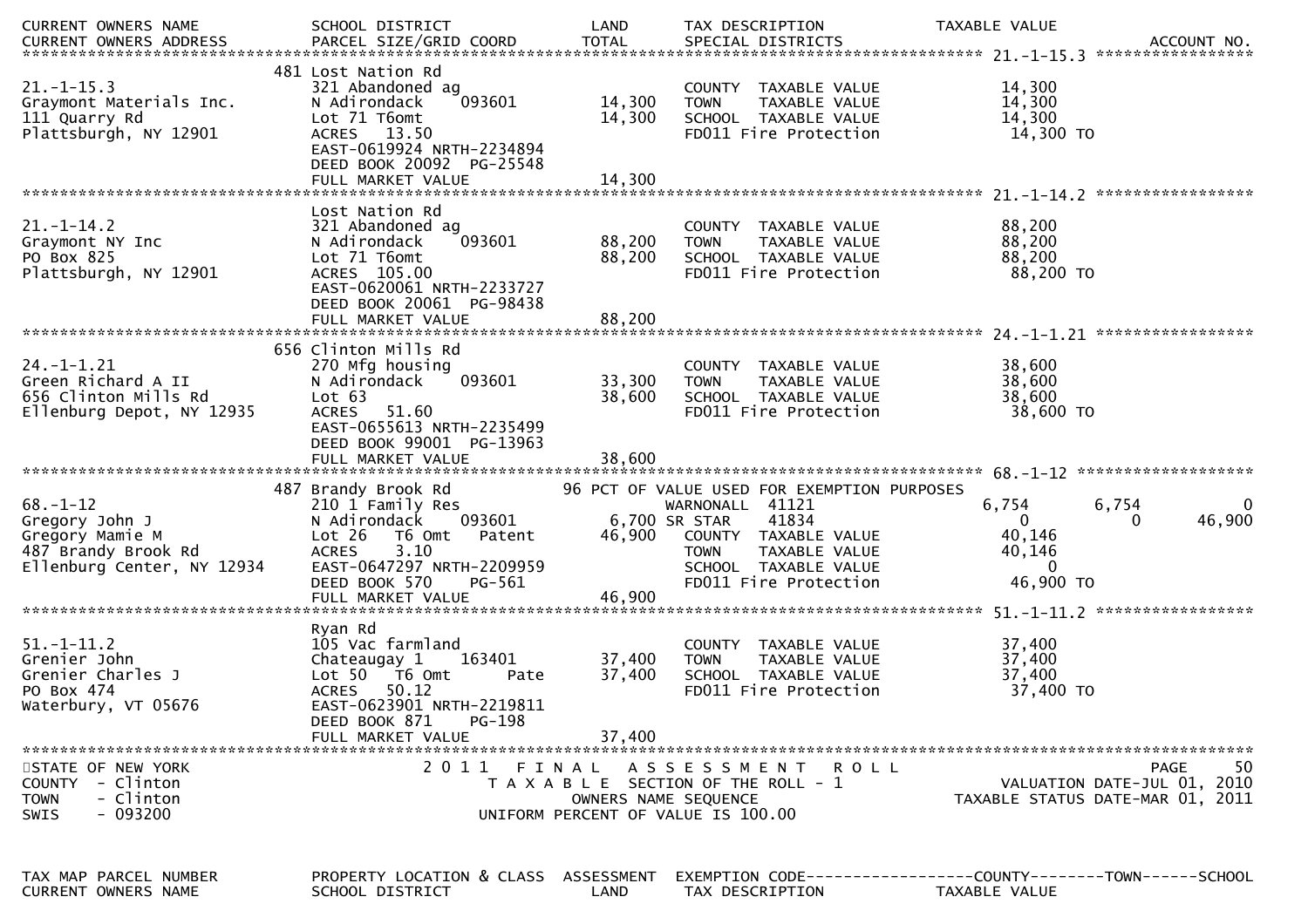| CURRENT OWNERS NAME<br>CURRENT OWNERS ADDRESS | SCHOOL DISTRICT<br>PARCEL SIZE/GRID COORD | LAND<br>TOTAL | TAX DESCRIPTION<br>SPECIAL DISTRICTS | TAXABLE VALUE<br>ACCOUNT NO. |
|---|---|---|---|---|

**21.-1-15.3**

| | | | | |
|---|---|---|---|---|
| | 481 Lost Nation Rd | | | |
| 21.-1-15.3 | 321 Abandoned ag | | COUNTY TAXABLE VALUE | 14,300 |
| Graymont Materials Inc. | N Adirondack 093601 | 14,300 | TOWN TAXABLE VALUE | 14,300 |
| 111 Quarry Rd | Lot 71 T6omt | 14,300 | SCHOOL TAXABLE VALUE | 14,300 |
| Plattsburgh, NY 12901 | ACRES 13.50 | | FD011 Fire Protection | 14,300 TO |
| | EAST-0619924 NRTH-2234894 | | | |
| | DEED BOOK 20092 PG-25548 | | | |
| | FULL MARKET VALUE | 14,300 | | |

**21.-1-14.2**

| | | | | |
|---|---|---|---|---|
| | Lost Nation Rd | | | |
| 21.-1-14.2 | 321 Abandoned ag | | COUNTY TAXABLE VALUE | 88,200 |
| Graymont NY Inc | N Adirondack 093601 | 88,200 | TOWN TAXABLE VALUE | 88,200 |
| PO Box 825 | Lot 71 T6omt | 88,200 | SCHOOL TAXABLE VALUE | 88,200 |
| Plattsburgh, NY 12901 | ACRES 105.00 | | FD011 Fire Protection | 88,200 TO |
| | EAST-0620061 NRTH-2233727 | | | |
| | DEED BOOK 20061 PG-98438 | | | |
| | FULL MARKET VALUE | 88,200 | | |

**24.-1-1.21**

| | | | | |
|---|---|---|---|---|
| | 656 Clinton Mills Rd | | | |
| 24.-1-1.21 | 270 Mfg housing | | COUNTY TAXABLE VALUE | 38,600 |
| Green Richard A II | N Adirondack 093601 | 33,300 | TOWN TAXABLE VALUE | 38,600 |
| 656 Clinton Mills Rd | Lot 63 | 38,600 | SCHOOL TAXABLE VALUE | 38,600 |
| Ellenburg Depot, NY 12935 | ACRES 51.60 | | FD011 Fire Protection | 38,600 TO |
| | EAST-0655613 NRTH-2235499 | | | |
| | DEED BOOK 99001 PG-13963 | | | |
| | FULL MARKET VALUE | 38,600 | | |

**68.-1-12**

| | | | | | | |
|---|---|---|---|---|---|---|
| | 487 Brandy Brook Rd | | 96 PCT OF VALUE USED FOR EXEMPTION PURPOSES | | | |
| 68.-1-12 | 210 1 Family Res | | WARNONALL 41121 | 6,754 | 6,754 | 0 |
| Gregory John J | N Adirondack 093601 | 6,700 | SR STAR 41834 | 0 | 0 | 46,900 |
| Gregory Mamie M | Lot 26 T6 Omt Patent | 46,900 | COUNTY TAXABLE VALUE | 40,146 | | |
| 487 Brandy Brook Rd | ACRES 3.10 | | TOWN TAXABLE VALUE | 40,146 | | |
| Ellenburg Center, NY 12934 | EAST-0647297 NRTH-2209959 | | SCHOOL TAXABLE VALUE | 0 | | |
| | DEED BOOK 570 PG-561 | | FD011 Fire Protection | 46,900 TO | | |
| | FULL MARKET VALUE | 46,900 | | | | |

**51.-1-11.2**

| | | | | |
|---|---|---|---|---|
| | Ryan Rd | | | |
| 51.-1-11.2 | 105 Vac farmland | | COUNTY TAXABLE VALUE | 37,400 |
| Grenier John | Chateaugay 1 163401 | 37,400 | TOWN TAXABLE VALUE | 37,400 |
| Grenier Charles J | Lot 50 T6 Omt Pate | 37,400 | SCHOOL TAXABLE VALUE | 37,400 |
| PO Box 474 | ACRES 50.12 | | FD011 Fire Protection | 37,400 TO |
| Waterbury, VT 05676 | EAST-0623901 NRTH-2219811 | | | |
| | DEED BOOK 871 PG-198 | | | |
| | FULL MARKET VALUE | 37,400 | | |

STATE OF NEW YORK
COUNTY - Clinton
TOWN - Clinton
SWIS - 093200

2011 FINAL ASSESSMENT ROLL
TAXABLE SECTION OF THE ROLL - 1
OWNERS NAME SEQUENCE
UNIFORM PERCENT OF VALUE IS 100.00

PAGE 50
VALUATION DATE-JUL 01, 2010
TAXABLE STATUS DATE-MAR 01, 2011

| TAX MAP PARCEL NUMBER<br>CURRENT OWNERS NAME | PROPERTY LOCATION & CLASS<br>SCHOOL DISTRICT | ASSESSMENT<br>LAND | EXEMPTION CODE------------------COUNTY--------TOWN------SCHOOL<br>TAX DESCRIPTION | TAXABLE VALUE |
|---|---|---|---|---|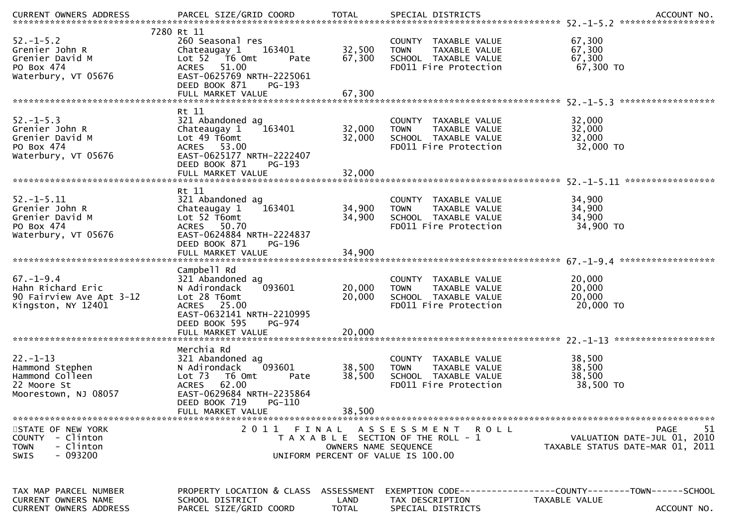| TAX MAP PARCEL NUMBER<br>CURRENT OWNERS NAME<br>CURRENT OWNERS ADDRESS | PROPERTY LOCATION & CLASS<br>SCHOOL DISTRICT<br>PARCEL SIZE/GRID COORD | ASSESSMENT<br>LAND<br>TOTAL | EXEMPTION CODE<br>TAX DESCRIPTION<br>SPECIAL DISTRICTS | COUNTY--------TOWN------SCHOOL<br>TAXABLE VALUE<br>ACCOUNT NO. |
|---|---|---|---|---|
| **52.-1-5.2** | 7280 Rt 11 | | | |
| 52.-1-5.2 | 260 Seasonal res | | COUNTY TAXABLE VALUE | 67,300 |
| Grenier John R | Chateaugay 1 163401 | 32,500 | TOWN TAXABLE VALUE | 67,300 |
| Grenier David M | Lot 52 T6 Omt Pate | 67,300 | SCHOOL TAXABLE VALUE | 67,300 |
| PO Box 474 | ACRES 51.00 | | FD011 Fire Protection | 67,300 TO |
| Waterbury, VT 05676 | EAST-0625769 NRTH-2225061 | | | |
| | DEED BOOK 871 PG-193 | | | |
| | FULL MARKET VALUE | 67,300 | | |
| **52.-1-5.3** | Rt 11 | | | |
| 52.-1-5.3 | 321 Abandoned ag | | COUNTY TAXABLE VALUE | 32,000 |
| Grenier John R | Chateaugay 1 163401 | 32,000 | TOWN TAXABLE VALUE | 32,000 |
| Grenier David M | Lot 49 T6omt | 32,000 | SCHOOL TAXABLE VALUE | 32,000 |
| PO Box 474 | ACRES 53.00 | | FD011 Fire Protection | 32,000 TO |
| Waterbury, VT 05676 | EAST-0625177 NRTH-2222407 | | | |
| | DEED BOOK 871 PG-193 | | | |
| | FULL MARKET VALUE | 32,000 | | |
| **52.-1-5.11** | Rt 11 | | | |
| 52.-1-5.11 | 321 Abandoned ag | | COUNTY TAXABLE VALUE | 34,900 |
| Grenier John R | Chateaugay 1 163401 | 34,900 | TOWN TAXABLE VALUE | 34,900 |
| Grenier David M | Lot 52 T6omt | 34,900 | SCHOOL TAXABLE VALUE | 34,900 |
| PO Box 474 | ACRES 50.70 | | FD011 Fire Protection | 34,900 TO |
| Waterbury, VT 05676 | EAST-0624884 NRTH-2224837 | | | |
| | DEED BOOK 871 PG-196 | | | |
| | FULL MARKET VALUE | 34,900 | | |
| **67.-1-9.4** | Campbell Rd | | | |
| 67.-1-9.4 | 321 Abandoned ag | | COUNTY TAXABLE VALUE | 20,000 |
| Hahn Richard Eric | N Adirondack 093601 | 20,000 | TOWN TAXABLE VALUE | 20,000 |
| 90 Fairview Ave Apt 3-12 | Lot 28 T6omt | 20,000 | SCHOOL TAXABLE VALUE | 20,000 |
| Kingston, NY 12401 | ACRES 25.00 | | FD011 Fire Protection | 20,000 TO |
| | EAST-0632141 NRTH-2210995 | | | |
| | DEED BOOK 595 PG-974 | | | |
| | FULL MARKET VALUE | 20,000 | | |
| **22.-1-13** | Merchia Rd | | | |
| 22.-1-13 | 321 Abandoned ag | | COUNTY TAXABLE VALUE | 38,500 |
| Hammond Stephen | N Adirondack 093601 | 38,500 | TOWN TAXABLE VALUE | 38,500 |
| Hammond Colleen | Lot 73 T6 Omt Pate | 38,500 | SCHOOL TAXABLE VALUE | 38,500 |
| 22 Moore St | ACRES 62.00 | | FD011 Fire Protection | 38,500 TO |
| Moorestown, NJ 08057 | EAST-0629684 NRTH-2235864 | | | |
| | DEED BOOK 719 PG-110 | | | |
| | FULL MARKET VALUE | 38,500 | | |

STATE OF NEW YORK
COUNTY - Clinton
TOWN - Clinton
SWIS - 093200

2011 FINAL ASSESSMENT ROLL
TAXABLE SECTION OF THE ROLL - 1
OWNERS NAME SEQUENCE
UNIFORM PERCENT OF VALUE IS 100.00

VALUATION DATE-JUL 01, 2010
TAXABLE STATUS DATE-MAR 01, 2011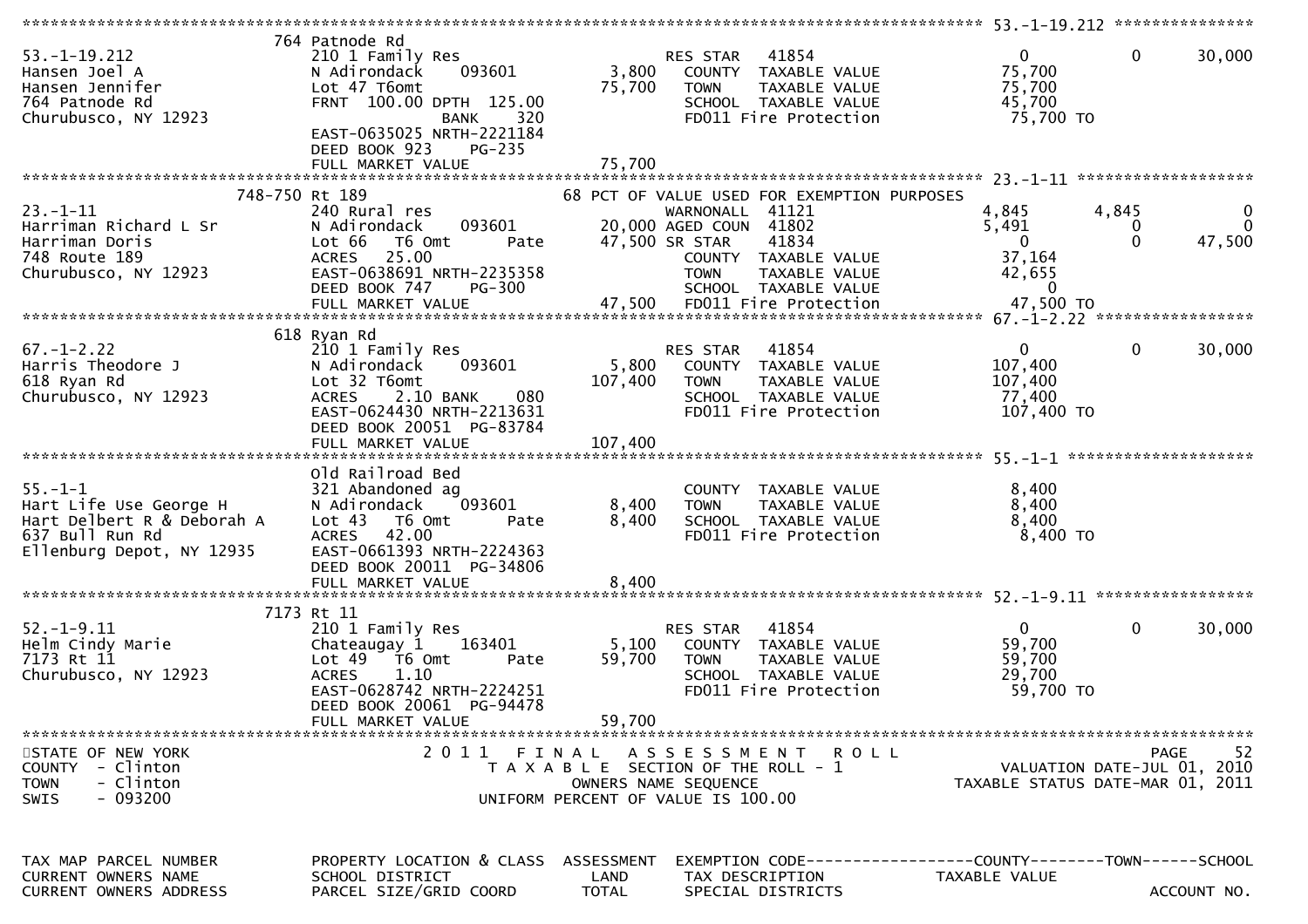```
******************************************************************************************************* 53.-1-19.212 ***************
                    764 Patnode Rd
53.-1-19.212        210 1 Family Res                     RES STAR   41854                 0          0       30,000
Hansen Joel A       N Adirondack    093601        3,800    COUNTY  TAXABLE VALUE         75,700
Hansen Jennifer     Lot 47 T6omt                 75,700    TOWN    TAXABLE VALUE         75,700
764 Patnode Rd      FRNT 100.00 DPTH 125.00                SCHOOL  TAXABLE VALUE         45,700
Churubusco, NY 12923          BANK     320                 FD011 Fire Protection          75,700 TO
                    EAST-0635025 NRTH-2221184
                    DEED BOOK 923    PG-235
                    FULL MARKET VALUE            75,700
******************************************************************************************************* 23.-1-11 *******************
                748-750 Rt 189                    68 PCT OF VALUE USED FOR EXEMPTION PURPOSES
23.-1-11            240 Rural res                        WARNONALL  41121             4,845      4,845            0
Harriman Richard L Sr N Adirondack  093601       20,000 AGED COUN  41802              5,491          0            0
Harriman Doris      Lot 66  T6 Omt      Pate     47,500 SR STAR    41834                  0          0       47,500
748 Route 189       ACRES  25.00                           COUNTY  TAXABLE VALUE         37,164
Churubusco, NY 12923 EAST-0638691 NRTH-2235358             TOWN    TAXABLE VALUE         42,655
                    DEED BOOK 747    PG-300                SCHOOL  TAXABLE VALUE              0
                    FULL MARKET VALUE            47,500    FD011 Fire Protection          47,500 TO
******************************************************************************************************* 67.-1-2.22 *****************
                    618 Ryan Rd
67.-1-2.22          210 1 Family Res                     RES STAR   41854                 0          0       30,000
Harris Theodore J   N Adirondack    093601        5,800    COUNTY  TAXABLE VALUE        107,400
618 Ryan Rd         Lot 32 T6omt                107,400    TOWN    TAXABLE VALUE        107,400
Churubusco, NY 12923 ACRES   2.10 BANK    080              SCHOOL  TAXABLE VALUE         77,400
                    EAST-0624430 NRTH-2213631              FD011 Fire Protection         107,400 TO
                    DEED BOOK 20051 PG-83784
                    FULL MARKET VALUE           107,400
******************************************************************************************************* 55.-1-1 ********************
                    Old Railroad Bed
55.-1-1             321 Abandoned ag                       COUNTY  TAXABLE VALUE          8,400
Hart Life Use George H N Adirondack  093601       8,400    TOWN    TAXABLE VALUE          8,400
Hart Delbert R & Deborah A Lot 43  T6 Omt   Pate  8,400    SCHOOL  TAXABLE VALUE          8,400
637 Bull Run Rd     ACRES  42.00                           FD011 Fire Protection           8,400 TO
Ellenburg Depot, NY 12935 EAST-0661393 NRTH-2224363
                    DEED BOOK 20011 PG-34806
                    FULL MARKET VALUE             8,400
******************************************************************************************************* 52.-1-9.11 *****************
                    7173 Rt 11
52.-1-9.11          210 1 Family Res                     RES STAR   41854                 0          0       30,000
Helm Cindy Marie    Chateaugay 1    163401        5,100    COUNTY  TAXABLE VALUE         59,700
7173 Rt 11          Lot 49  T6 Omt      Pate     59,700    TOWN    TAXABLE VALUE         59,700
Churubusco, NY 12923 ACRES   1.10                          SCHOOL  TAXABLE VALUE         29,700
                    EAST-0628742 NRTH-2224251              FD011 Fire Protection          59,700 TO
                    DEED BOOK 20061 PG-94478
                    FULL MARKET VALUE            59,700
************************************************************************************************************************************
STATE OF NEW YORK                  2 0 1 1   F I N A L   A S S E S S M E N T   R O L L                              PAGE     52
COUNTY  - Clinton                      T A X A B L E  SECTION OF THE ROLL - 1                      VALUATION DATE-JUL 01, 2010
TOWN    - Clinton                            OWNERS NAME SEQUENCE                                TAXABLE STATUS DATE-MAR 01, 2011
SWIS    - 093200                       UNIFORM PERCENT OF VALUE IS 100.00


TAX MAP PARCEL NUMBER        PROPERTY LOCATION & CLASS  ASSESSMENT  EXEMPTION CODE------------------COUNTY--------TOWN------SCHOOL
CURRENT OWNERS NAME          SCHOOL DISTRICT                  LAND     TAX DESCRIPTION               TAXABLE VALUE
CURRENT OWNERS ADDRESS       PARCEL SIZE/GRID COORD          TOTAL     SPECIAL DISTRICTS                                ACCOUNT NO.
```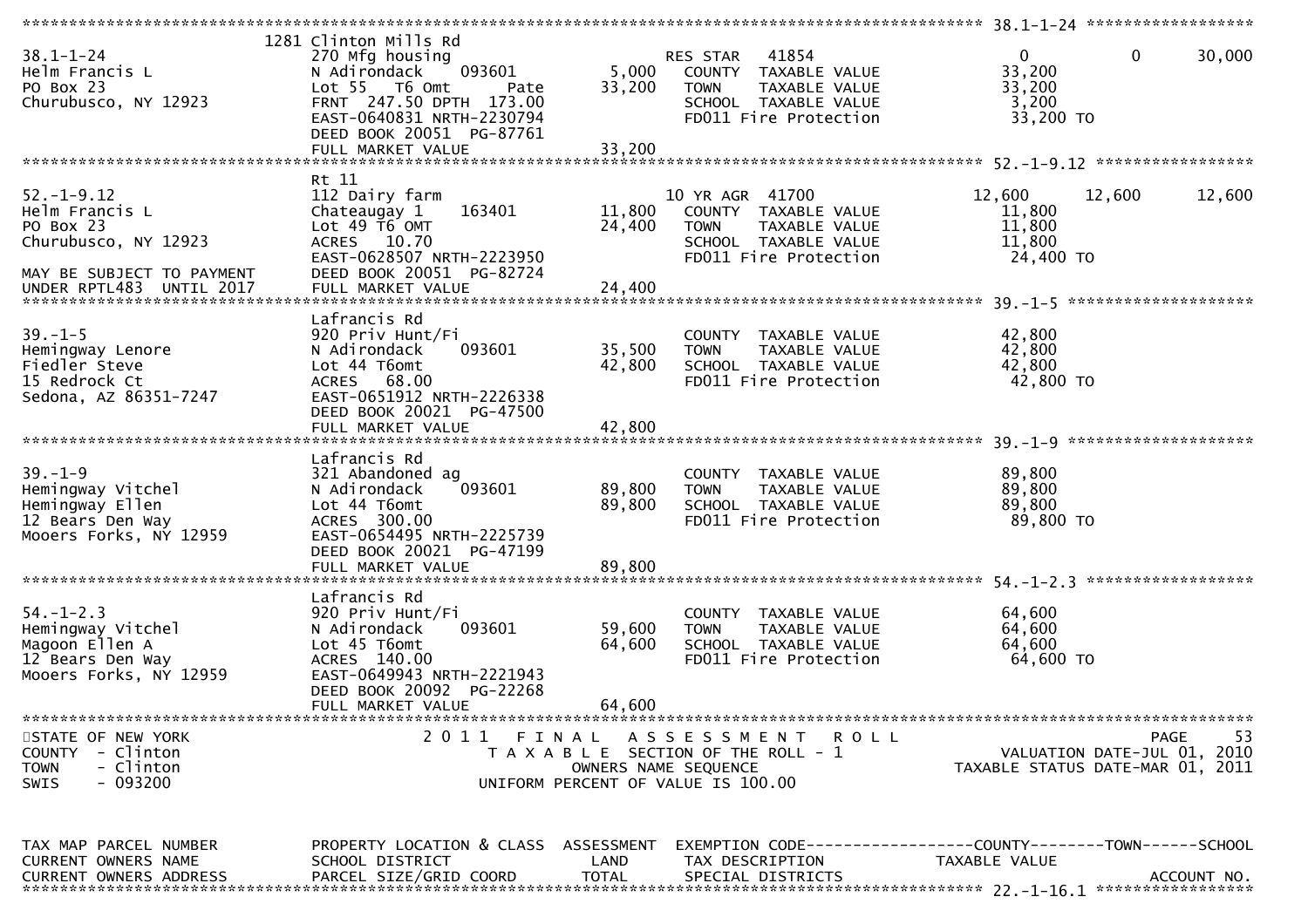```
******************************************************************************************************* 38.1-1-24 ******************
                    1281 Clinton Mills Rd
38.1-1-24           270 Mfg housing                      RES STAR   41854                  0           0       30,000
Helm Francis L      N Adirondack      093601      5,000   COUNTY  TAXABLE VALUE        33,200
PO Box 23           Lot 55   T6 Omt         Pate  33,200   TOWN    TAXABLE VALUE        33,200
Churubusco, NY 12923 FRNT 247.50 DPTH 173.00               SCHOOL  TAXABLE VALUE         3,200
                    EAST-0640831 NRTH-2230794              FD011 Fire Protection        33,200 TO
                    DEED BOOK 20051  PG-87761
                    FULL MARKET VALUE             33,200
******************************************************************************************************* 52.-1-9.12 *****************
                    Rt 11
52.-1-9.12          112 Dairy farm                       10 YR AGR  41700              12,600      12,600      12,600
Helm Francis L      Chateaugay 1      163401     11,800   COUNTY  TAXABLE VALUE        11,800
PO Box 23           Lot 49 T6 OMT                24,400   TOWN    TAXABLE VALUE        11,800
Churubusco, NY 12923 ACRES  10.70                          SCHOOL  TAXABLE VALUE        11,800
                    EAST-0628507 NRTH-2223950              FD011 Fire Protection        24,400 TO
MAY BE SUBJECT TO PAYMENT DEED BOOK 20051  PG-82724
UNDER RPTL483  UNTIL 2017 FULL MARKET VALUE       24,400
******************************************************************************************************* 39.-1-5 ********************
                    Lafrancis Rd
39.-1-5             920 Priv Hunt/Fi                      COUNTY  TAXABLE VALUE        42,800
Hemingway Lenore    N Adirondack      093601     35,500   TOWN    TAXABLE VALUE        42,800
Fiedler Steve       Lot 44 T6omt                 42,800   SCHOOL  TAXABLE VALUE        42,800
15 Redrock Ct       ACRES  68.00                          FD011 Fire Protection        42,800 TO
Sedona, AZ 86351-7247 EAST-0651912 NRTH-2226338
                    DEED BOOK 20021  PG-47500
                    FULL MARKET VALUE             42,800
******************************************************************************************************* 39.-1-9 ********************
                    Lafrancis Rd
39.-1-9             321 Abandoned ag                      COUNTY  TAXABLE VALUE        89,800
Hemingway Vitchel   N Adirondack      093601     89,800   TOWN    TAXABLE VALUE        89,800
Hemingway Ellen     Lot 44 T6omt                 89,800   SCHOOL  TAXABLE VALUE        89,800
12 Bears Den Way    ACRES 300.00                          FD011 Fire Protection        89,800 TO
Mooers Forks, NY 12959 EAST-0654495 NRTH-2225739
                    DEED BOOK 20021  PG-47199
                    FULL MARKET VALUE             89,800
******************************************************************************************************* 54.-1-2.3 ******************
                    Lafrancis Rd
54.-1-2.3           920 Priv Hunt/Fi                      COUNTY  TAXABLE VALUE        64,600
Hemingway Vitchel   N Adirondack      093601     59,600   TOWN    TAXABLE VALUE        64,600
Magoon Ellen A      Lot 45 T6omt                 64,600   SCHOOL  TAXABLE VALUE        64,600
12 Bears Den Way    ACRES 140.00                          FD011 Fire Protection        64,600 TO
Mooers Forks, NY 12959 EAST-0649943 NRTH-2221943
                    DEED BOOK 20092  PG-22268
                    FULL MARKET VALUE             64,600
************************************************************************************************************************************
STATE OF NEW YORK              2 0 1 1   F I N A L   A S S E S S M E N T   R O L L                          PAGE     53
COUNTY  - Clinton                 T A X A B L E  SECTION OF THE ROLL - 1                   VALUATION DATE-JUL 01, 2010
TOWN    - Clinton                        OWNERS NAME SEQUENCE                         TAXABLE STATUS DATE-MAR 01, 2011
SWIS    - 093200                  UNIFORM PERCENT OF VALUE IS 100.00


TAX MAP PARCEL NUMBER     PROPERTY LOCATION & CLASS  ASSESSMENT  EXEMPTION CODE------------------COUNTY--------TOWN------SCHOOL
CURRENT OWNERS NAME       SCHOOL DISTRICT               LAND     TAX DESCRIPTION            TAXABLE VALUE
CURRENT OWNERS ADDRESS    PARCEL SIZE/GRID COORD       TOTAL     SPECIAL DISTRICTS                                   ACCOUNT NO.
******************************************************************************************************* 22.-1-16.1 *****************
```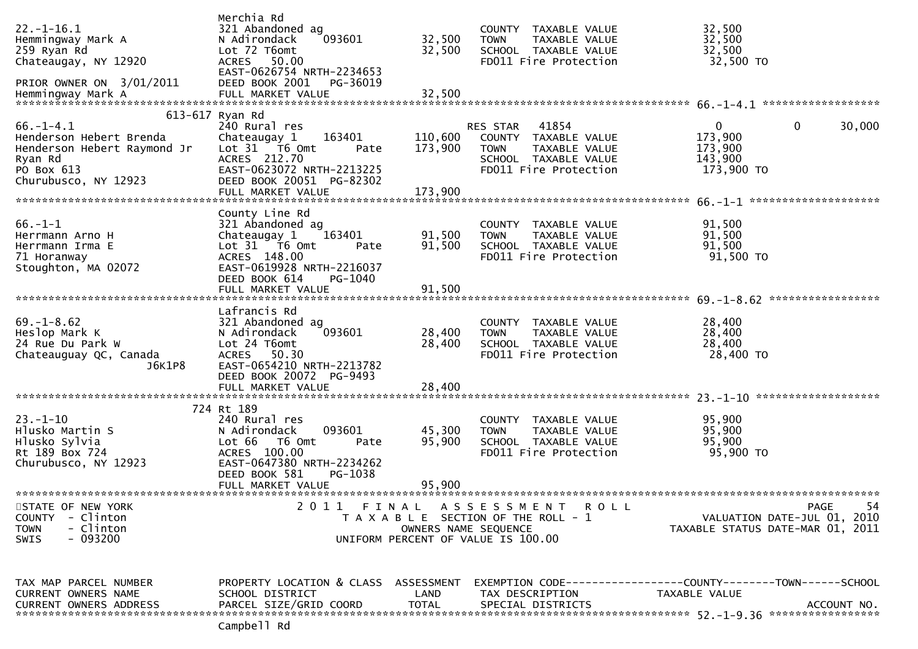```
                                   Merchia Rd
22.-1-16.1                         321 Abandoned ag                              COUNTY  TAXABLE VALUE               32,500
Hemmingway Mark A                  N Adirondack    093601          32,500        TOWN    TAXABLE VALUE               32,500
259 Ryan Rd                        Lot 72 T6omt                    32,500        SCHOOL  TAXABLE VALUE               32,500
Chateaugay, NY 12920               ACRES   50.00                                 FD011 Fire Protection                32,500 TO
                                   EAST-0626754 NRTH-2234653
PRIOR OWNER ON  3/01/2011          DEED BOOK 2001    PG-36019
Hemmingway Mark A                  FULL MARKET VALUE               32,500
******************************************************************************************************* 66.-1-4.1 ******************
                          613-617 Ryan Rd
66.-1-4.1                          240 Rural res                                 RES STAR    41854                     0            0      30,000
Henderson Hebert Brenda            Chateaugay 1    163401         110,600        COUNTY  TAXABLE VALUE              173,900
Henderson Hebert Raymond Jr        Lot 31   T6 Omt          Pate  173,900        TOWN    TAXABLE VALUE              173,900
Ryan Rd                            ACRES  212.70                                 SCHOOL  TAXABLE VALUE              143,900
PO Box 613                         EAST-0623072 NRTH-2213225                     FD011 Fire Protection               173,900 TO
Churubusco, NY 12923               DEED BOOK 20051  PG-82302
                                   FULL MARKET VALUE              173,900
******************************************************************************************************* 66.-1-1 ********************
                                   County Line Rd
66.-1-1                            321 Abandoned ag                              COUNTY  TAXABLE VALUE               91,500
Herrmann Arno H                    Chateaugay 1    163401          91,500        TOWN    TAXABLE VALUE               91,500
Herrmann Irma E                    Lot 31   T6 Omt          Pate   91,500        SCHOOL  TAXABLE VALUE               91,500
71 Horanway                        ACRES  148.00                                 FD011 Fire Protection                91,500 TO
Stoughton, MA 02072                EAST-0619928 NRTH-2216037
                                   DEED BOOK 614     PG-1040
                                   FULL MARKET VALUE               91,500
******************************************************************************************************* 69.-1-8.62 *****************
                                   Lafrancis Rd
69.-1-8.62                         321 Abandoned ag                              COUNTY  TAXABLE VALUE               28,400
Heslop Mark K                      N Adirondack    093601          28,400        TOWN    TAXABLE VALUE               28,400
24 Rue Du Park W                   Lot 24 T6omt                    28,400        SCHOOL  TAXABLE VALUE               28,400
Chateauguay QC, Canada             ACRES   50.30                                 FD011 Fire Protection                28,400 TO
                      J6K1P8       EAST-0654210 NRTH-2213782
                                   DEED BOOK 20072  PG-9493
                                   FULL MARKET VALUE               28,400
******************************************************************************************************* 23.-1-10 *******************
                              724 Rt 189
23.-1-10                           240 Rural res                                 COUNTY  TAXABLE VALUE               95,900
Hlusko Martin S                    N Adirondack    093601          45,300        TOWN    TAXABLE VALUE               95,900
Hlusko Sylvia                      Lot 66   T6 Omt          Pate   95,900        SCHOOL  TAXABLE VALUE               95,900
Rt 189 Box 724                     ACRES  100.00                                 FD011 Fire Protection                95,900 TO
Churubusco, NY 12923               EAST-0647380 NRTH-2234262
                                   DEED BOOK 581     PG-1038
                                   FULL MARKET VALUE               95,900
************************************************************************************************************************************
STATE OF NEW YORK                     2 0 1 1   F I N A L   A S S E S S M E N T   R O L L                                  PAGE     54
COUNTY  - Clinton                          T A X A B L E  SECTION OF THE ROLL - 1                          VALUATION DATE-JUL 01, 2010
TOWN    - Clinton                                OWNERS NAME SEQUENCE                                  TAXABLE STATUS DATE-MAR 01, 2011
SWIS    - 093200                          UNIFORM PERCENT OF VALUE IS 100.00


TAX MAP PARCEL NUMBER              PROPERTY LOCATION & CLASS  ASSESSMENT  EXEMPTION CODE------------------COUNTY--------TOWN------SCHOOL
CURRENT OWNERS NAME                SCHOOL DISTRICT               LAND      TAX DESCRIPTION                 TAXABLE VALUE
CURRENT OWNERS ADDRESS             PARCEL SIZE/GRID COORD       TOTAL      SPECIAL DISTRICTS                                  ACCOUNT NO.
******************************************************************************************************* 52.-1-9.36 *****************
                                   Campbell Rd
```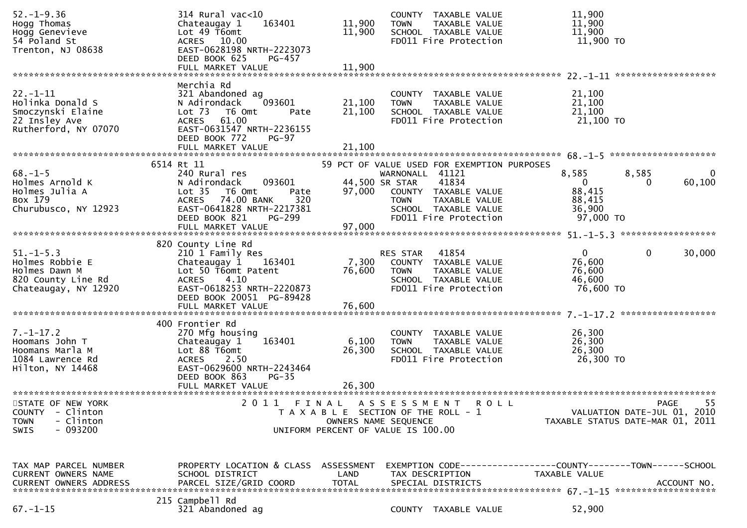```
52.-1-9.36                  314 Rural vac<10                          COUNTY  TAXABLE VALUE          11,900
Hogg Thomas                 Chateaugay 1     163401        11,900     TOWN    TAXABLE VALUE          11,900
Hogg Genevieve              Lot 49 T6omt                   11,900     SCHOOL  TAXABLE VALUE          11,900
54 Poland St                ACRES   10.00                             FD011 Fire Protection           11,900 TO
Trenton, NJ 08638           EAST-0628198 NRTH-2223073
                            DEED BOOK 625    PG-457
                            FULL MARKET VALUE              11,900
******************************************************************************************************* 22.-1-11 *******************
                            Merchia Rd
22.-1-11                    321 Abandoned ag                          COUNTY  TAXABLE VALUE          21,100
Holinka Donald S            N Adirondack    093601         21,100     TOWN    TAXABLE VALUE          21,100
Smoczynski Elaine           Lot 73   T6 Omt        Pate    21,100     SCHOOL  TAXABLE VALUE          21,100
22 Insley Ave               ACRES   61.00                             FD011 Fire Protection           21,100 TO
Rutherford, NY 07070        EAST-0631547 NRTH-2236155
                            DEED BOOK 772    PG-97
                            FULL MARKET VALUE              21,100
******************************************************************************************************* 68.-1-5 ********************
                          6514 Rt 11                          59 PCT OF VALUE USED FOR EXEMPTION PURPOSES
68.-1-5                     240 Rural res                            WARNONALL  41121               8,585        8,585            0
Holmes Arnold K             N Adirondack    093601         44,500 SR STAR    41834                   0            0       60,100
Holmes Julia A              Lot 35   T6 Omt        Pate    97,000     COUNTY  TAXABLE VALUE          88,415
Box 179                     ACRES   74.00 BANK     320                TOWN    TAXABLE VALUE          88,415
Churubusco, NY 12923        EAST-0641828 NRTH-2217381                 SCHOOL  TAXABLE VALUE          36,900
                            DEED BOOK 821    PG-299                   FD011 Fire Protection           97,000 TO
                            FULL MARKET VALUE              97,000
******************************************************************************************************* 51.-1-5.3 ******************
                          820 County Line Rd
51.-1-5.3                   210 1 Family Res                         RES STAR   41854                    0            0       30,000
Holmes Robbie E             Chateaugay 1     163401         7,300     COUNTY  TAXABLE VALUE          76,600
Holmes Dawn M               Lot 50 T6omt Patent            76,600     TOWN    TAXABLE VALUE          76,600
820 County Line Rd          ACRES    4.10                             SCHOOL  TAXABLE VALUE          46,600
Chateaugay, NY 12920        EAST-0618253 NRTH-2220873                 FD011 Fire Protection           76,600 TO
                            DEED BOOK 20051  PG-89428
                            FULL MARKET VALUE              76,600
******************************************************************************************************* 7.-1-17.2 ******************
                          400 Frontier Rd
7.-1-17.2                   270 Mfg housing                           COUNTY  TAXABLE VALUE          26,300
Hoomans John T              Chateaugay 1     163401         6,100     TOWN    TAXABLE VALUE          26,300
Hoomans Marla M             Lot 88 T6omt                   26,300     SCHOOL  TAXABLE VALUE          26,300
1084 Lawrence Rd            ACRES    2.50                             FD011 Fire Protection           26,300 TO
Hilton, NY 14468            EAST-0629600 NRTH-2243464
                            DEED BOOK 863    PG-35
                            FULL MARKET VALUE              26,300
************************************************************************************************************************************
STATE OF NEW YORK                      2 0 1 1   F I N A L   A S S E S S M E N T   R O L L                              PAGE    55
COUNTY  - Clinton                          T A X A B L E  SECTION OF THE ROLL - 1                        VALUATION DATE-JUL 01, 2010
TOWN    - Clinton                                  OWNERS NAME SEQUENCE                             TAXABLE STATUS DATE-MAR 01, 2011
SWIS    - 093200                          UNIFORM PERCENT OF VALUE IS 100.00


TAX MAP PARCEL NUMBER       PROPERTY LOCATION & CLASS  ASSESSMENT  EXEMPTION CODE------------------COUNTY--------TOWN------SCHOOL
CURRENT OWNERS NAME         SCHOOL DISTRICT               LAND      TAX DESCRIPTION              TAXABLE VALUE
CURRENT OWNERS ADDRESS      PARCEL SIZE/GRID COORD       TOTAL      SPECIAL DISTRICTS                                  ACCOUNT NO.
******************************************************************************************************* 67.-1-15 *******************
                          215 Campbell Rd
67.-1-15                    321 Abandoned ag                          COUNTY  TAXABLE VALUE          52,900
```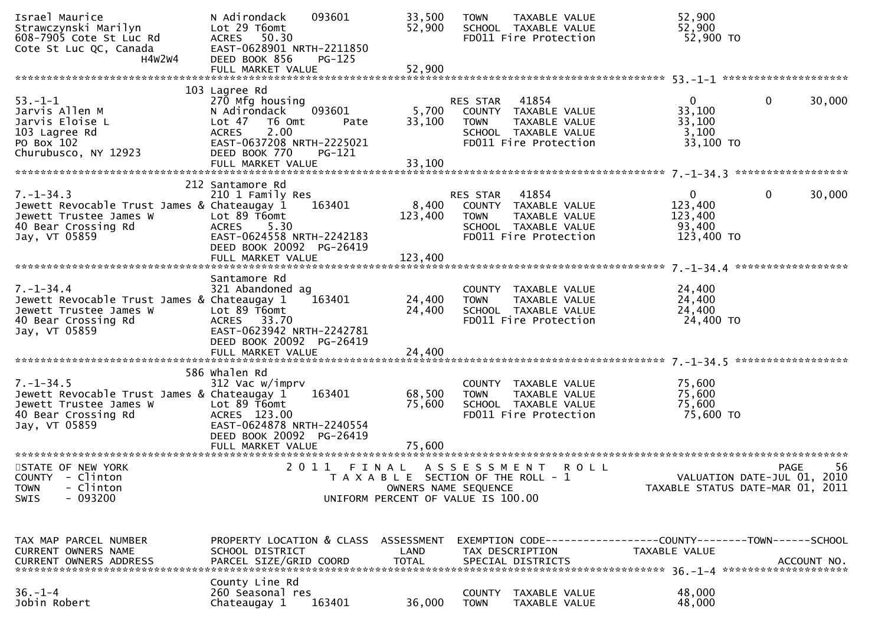```
Israel Maurice                    N Adirondack     093601          33,500   TOWN    TAXABLE VALUE              52,900
Strawczynski Marilyn              Lot 29 T6omt                     52,900   SCHOOL  TAXABLE VALUE              52,900
608-7905 Cote St Luc Rd           ACRES   50.30                             FD011 Fire Protection              52,900 TO
Cote St Luc QC, Canada            EAST-0628901 NRTH-2211850
               H4W2W4             DEED BOOK 856     PG-125
                                  FULL MARKET VALUE                52,900
******************************************************************************************************* 53.-1-1 ********************
                          103 Lagree Rd
53.-1-1                           270 Mfg housing                           RES STAR    41854                  0           0      30,000
Jarvis Allen M                    N Adirondack     093601           5,700   COUNTY  TAXABLE VALUE              33,100
Jarvis Eloise L                   Lot 47   T6 Omt        Pate      33,100   TOWN    TAXABLE VALUE              33,100
103 Lagree Rd                     ACRES    2.00                             SCHOOL  TAXABLE VALUE               3,100
PO Box 102                        EAST-0637208 NRTH-2225021                 FD011 Fire Protection              33,100 TO
Churubusco, NY 12923              DEED BOOK 770     PG-121
                                  FULL MARKET VALUE                33,100
******************************************************************************************************* 7.-1-34.3 ******************
                          212 Santamore Rd
7.-1-34.3                         210 1 Family Res                          RES STAR    41854                  0           0      30,000
Jewett Revocable Trust James & Chateaugay 1     163401          8,400   COUNTY  TAXABLE VALUE             123,400
Jewett Trustee James W            Lot 89 T6omt                    123,400   TOWN    TAXABLE VALUE             123,400
40 Bear Crossing Rd               ACRES    5.30                             SCHOOL  TAXABLE VALUE              93,400
Jay, VT 05859                     EAST-0624558 NRTH-2242183                 FD011 Fire Protection             123,400 TO
                                  DEED BOOK 20092  PG-26419
                                  FULL MARKET VALUE               123,400
******************************************************************************************************* 7.-1-34.4 ******************
                                  Santamore Rd
7.-1-34.4                         321 Abandoned ag                          COUNTY  TAXABLE VALUE              24,400
Jewett Revocable Trust James & Chateaugay 1     163401         24,400   TOWN    TAXABLE VALUE              24,400
Jewett Trustee James W            Lot 89 T6omt                     24,400   SCHOOL  TAXABLE VALUE              24,400
40 Bear Crossing Rd               ACRES   33.70                             FD011 Fire Protection              24,400 TO
Jay, VT 05859                     EAST-0623942 NRTH-2242781
                                  DEED BOOK 20092  PG-26419
                                  FULL MARKET VALUE                24,400
******************************************************************************************************* 7.-1-34.5 ******************
                          586 Whalen Rd
7.-1-34.5                         312 Vac w/imprv                           COUNTY  TAXABLE VALUE              75,600
Jewett Revocable Trust James & Chateaugay 1     163401         68,500   TOWN    TAXABLE VALUE              75,600
Jewett Trustee James W            Lot 89 T6omt                     75,600   SCHOOL  TAXABLE VALUE              75,600
40 Bear Crossing Rd               ACRES  123.00                             FD011 Fire Protection              75,600 TO
Jay, VT 05859                     EAST-0624878 NRTH-2240554
                                  DEED BOOK 20092  PG-26419
                                  FULL MARKET VALUE                75,600
************************************************************************************************************************************
STATE OF NEW YORK                          2 0 1 1   F I N A L   A S S E S S M E N T   R O L L                            PAGE     56
COUNTY  - Clinton                            T A X A B L E  SECTION OF THE ROLL - 1                  VALUATION DATE-JUL 01, 2010
TOWN    - Clinton                                  OWNERS NAME SEQUENCE                         TAXABLE STATUS DATE-MAR 01, 2011
SWIS    - 093200                           UNIFORM PERCENT OF VALUE IS 100.00


TAX MAP PARCEL NUMBER             PROPERTY LOCATION & CLASS  ASSESSMENT  EXEMPTION CODE------------------COUNTY--------TOWN------SCHOOL
CURRENT OWNERS NAME               SCHOOL DISTRICT               LAND      TAX DESCRIPTION              TAXABLE VALUE
CURRENT OWNERS ADDRESS            PARCEL SIZE/GRID COORD        TOTAL     SPECIAL DISTRICTS                                 ACCOUNT NO.
******************************************************************************************************* 36.-1-4 ********************
                                  County Line Rd
36.-1-4                           260 Seasonal res                          COUNTY  TAXABLE VALUE              48,000
Jobin Robert                      Chateaugay 1     163401          36,000   TOWN    TAXABLE VALUE              48,000
```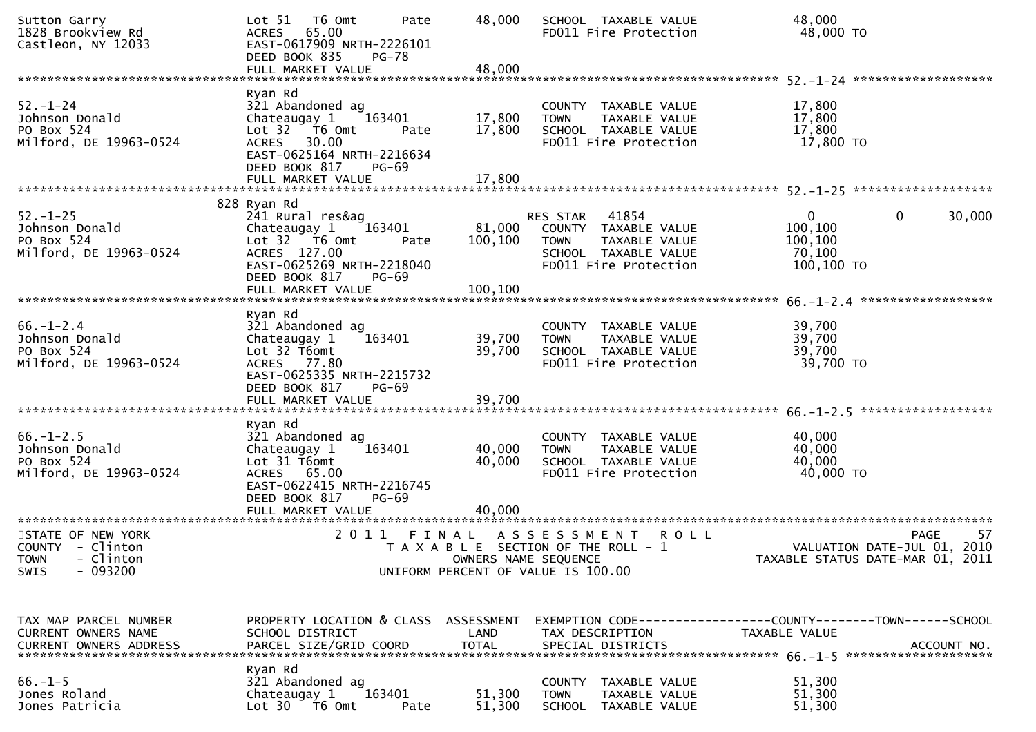```
Sutton Garry                   Lot 51   T6 Omt       Pate       48,000    SCHOOL  TAXABLE VALUE                48,000
1828 Brookview Rd              ACRES   65.00                              FD011 Fire Protection                 48,000 TO
Castleon, NY 12033             EAST-0617909 NRTH-2226101
                               DEED BOOK 835    PG-78
                               FULL MARKET VALUE                48,000
******************************************************************************************************* 52.-1-24 ******************
                               Ryan Rd
52.-1-24                       321 Abandoned ag                           COUNTY  TAXABLE VALUE                17,800
Johnson Donald                 Chateaugay 1    163401           17,800    TOWN    TAXABLE VALUE                17,800
PO Box 524                     Lot 32   T6 Omt       Pate       17,800    SCHOOL  TAXABLE VALUE                17,800
Milford, DE 19963-0524         ACRES   30.00                              FD011 Fire Protection                 17,800 TO
                               EAST-0625164 NRTH-2216634
                               DEED BOOK 817    PG-69
                               FULL MARKET VALUE                17,800
******************************************************************************************************* 52.-1-25 ******************
                           828 Ryan Rd
52.-1-25                       241 Rural res&ag                           RES STAR   41854                     0            0      30,000
Johnson Donald                 Chateaugay 1    163401           81,000    COUNTY  TAXABLE VALUE               100,100
PO Box 524                     Lot 32   T6 Omt       Pate      100,100    TOWN    TAXABLE VALUE               100,100
Milford, DE 19963-0524         ACRES  127.00                              SCHOOL  TAXABLE VALUE                70,100
                               EAST-0625269 NRTH-2218040                  FD011 Fire Protection                100,100 TO
                               DEED BOOK 817    PG-69
                               FULL MARKET VALUE               100,100
******************************************************************************************************* 66.-1-2.4 *****************
                               Ryan Rd
66.-1-2.4                      321 Abandoned ag                           COUNTY  TAXABLE VALUE                39,700
Johnson Donald                 Chateaugay 1    163401           39,700    TOWN    TAXABLE VALUE                39,700
PO Box 524                     Lot 32 T6omt                     39,700    SCHOOL  TAXABLE VALUE                39,700
Milford, DE 19963-0524         ACRES   77.80                              FD011 Fire Protection                 39,700 TO
                               EAST-0625335 NRTH-2215732
                               DEED BOOK 817    PG-69
                               FULL MARKET VALUE                39,700
******************************************************************************************************* 66.-1-2.5 *****************
                               Ryan Rd
66.-1-2.5                      321 Abandoned ag                           COUNTY  TAXABLE VALUE                40,000
Johnson Donald                 Chateaugay 1    163401           40,000    TOWN    TAXABLE VALUE                40,000
PO Box 524                     Lot 31 T6omt                     40,000    SCHOOL  TAXABLE VALUE                40,000
Milford, DE 19963-0524         ACRES   65.00                              FD011 Fire Protection                 40,000 TO
                               EAST-0622415 NRTH-2216745
                               DEED BOOK 817    PG-69
                               FULL MARKET VALUE                40,000
************************************************************************************************************************************
STATE OF NEW YORK                       2 0 1 1   F I N A L   A S S E S S M E N T   R O L L                              PAGE    57
COUNTY  - Clinton                          T A X A B L E  SECTION OF THE ROLL - 1                         VALUATION DATE-JUL 01, 2010
TOWN    - Clinton                                 OWNERS NAME SEQUENCE                             TAXABLE STATUS DATE-MAR 01, 2011
SWIS    - 093200                           UNIFORM PERCENT OF VALUE IS 100.00


TAX MAP PARCEL NUMBER          PROPERTY LOCATION & CLASS  ASSESSMENT  EXEMPTION CODE------------------COUNTY--------TOWN------SCHOOL
CURRENT OWNERS NAME            SCHOOL DISTRICT               LAND      TAX DESCRIPTION              TAXABLE VALUE
CURRENT OWNERS ADDRESS         PARCEL SIZE/GRID COORD       TOTAL      SPECIAL DISTRICTS                                   ACCOUNT NO.
******************************************************************************************************* 66.-1-5 *******************
                               Ryan Rd
66.-1-5                        321 Abandoned ag                           COUNTY  TAXABLE VALUE                51,300
Jones Roland                   Chateaugay 1    163401           51,300    TOWN    TAXABLE VALUE                51,300
Jones Patricia                 Lot 30   T6 Omt       Pate       51,300    SCHOOL  TAXABLE VALUE                51,300
```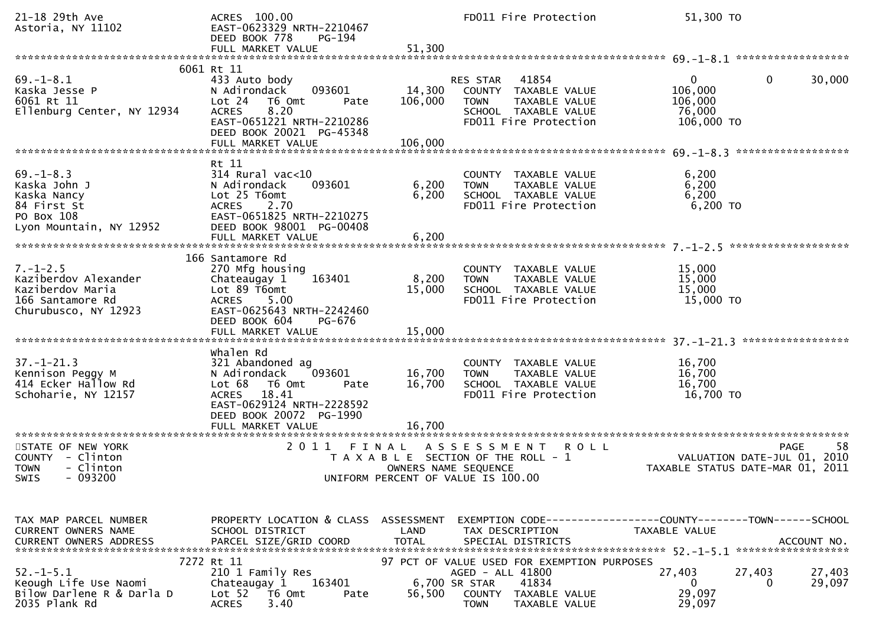```
21-18 29th Ave                 ACRES 100.00                              FD011 Fire Protection              51,300 TO
Astoria, NY 11102              EAST-0623329 NRTH-2210467
                               DEED BOOK 778     PG-194
                               FULL MARKET VALUE                 51,300
******************************************************************************************************* 69.-1-8.1 ******************
                     6061 Rt 11
69.-1-8.1                      433 Auto body                             RES STAR   41854                 0          0       30,000
Kaska Jesse P                  N Adirondack      093601       14,300     COUNTY  TAXABLE VALUE          106,000
6061 Rt 11                     Lot 24   T6 Omt        Pate   106,000     TOWN    TAXABLE VALUE          106,000
Ellenburg Center, NY 12934     ACRES     8.20                            SCHOOL  TAXABLE VALUE           76,000
                               EAST-0651221 NRTH-2210286                 FD011 Fire Protection          106,000 TO
                               DEED BOOK 20021  PG-45348
                               FULL MARKET VALUE                106,000
******************************************************************************************************* 69.-1-8.3 ******************
                               Rt 11
69.-1-8.3                      314 Rural vac<10                          COUNTY  TAXABLE VALUE            6,200
Kaska John J                   N Adirondack      093601        6,200     TOWN    TAXABLE VALUE            6,200
Kaska Nancy                    Lot 25 T6omt                    6,200     SCHOOL  TAXABLE VALUE            6,200
84 First St                    ACRES     2.70                            FD011 Fire Protection            6,200 TO
PO Box 108                     EAST-0651825 NRTH-2210275
Lyon Mountain, NY 12952        DEED BOOK 98001  PG-00408
                               FULL MARKET VALUE                  6,200
******************************************************************************************************* 7.-1-2.5 *******************
                      166 Santamore Rd
7.-1-2.5                       270 Mfg housing                           COUNTY  TAXABLE VALUE           15,000
Kaziberdov Alexander           Chateaugay 1      163401        8,200     TOWN    TAXABLE VALUE           15,000
Kaziberdov Maria               Lot 89 T6omt                   15,000     SCHOOL  TAXABLE VALUE           15,000
166 Santamore Rd               ACRES     5.00                            FD011 Fire Protection           15,000 TO
Churubusco, NY 12923           EAST-0625643 NRTH-2242460
                               DEED BOOK 604     PG-676
                               FULL MARKET VALUE                 15,000
******************************************************************************************************* 37.-1-21.3 *****************
                               Whalen Rd
37.-1-21.3                     321 Abandoned ag                          COUNTY  TAXABLE VALUE           16,700
Kennison Peggy M               N Adirondack      093601       16,700     TOWN    TAXABLE VALUE           16,700
414 Ecker Hallow Rd            Lot 68   T6 Omt        Pate    16,700     SCHOOL  TAXABLE VALUE           16,700
Schoharie, NY 12157            ACRES    18.41                            FD011 Fire Protection           16,700 TO
                               EAST-0629124 NRTH-2228592
                               DEED BOOK 20072  PG-1990
                               FULL MARKET VALUE                 16,700
************************************************************************************************************************************
STATE OF NEW YORK                    2 0 1 1   F I N A L   A S S E S S M E N T   R O L L                                PAGE     58
COUNTY  - Clinton                         T A X A B L E  SECTION OF THE ROLL - 1                       VALUATION DATE-JUL 01, 2010
TOWN    - Clinton                                  OWNERS NAME SEQUENCE                              TAXABLE STATUS DATE-MAR 01, 2011
SWIS    - 093200                             UNIFORM PERCENT OF VALUE IS 100.00



TAX MAP PARCEL NUMBER          PROPERTY LOCATION & CLASS  ASSESSMENT  EXEMPTION CODE------------------COUNTY--------TOWN------SCHOOL
CURRENT OWNERS NAME            SCHOOL DISTRICT               LAND      TAX DESCRIPTION                TAXABLE VALUE
CURRENT OWNERS ADDRESS         PARCEL SIZE/GRID COORD        TOTAL     SPECIAL DISTRICTS                                  ACCOUNT NO.
******************************************************************************************************* 52.-1-5.1 ******************
                     7272 Rt 11                              97 PCT OF VALUE USED FOR EXEMPTION PURPOSES
52.-1-5.1                      210 1 Family Res                          AGED - ALL 41800             27,403      27,403       27,403
Keough Life Use Naomi          Chateaugay 1      163401        6,700 SR STAR    41834                     0           0       29,097
Bilow Darlene R & Darla D      Lot 52   T6 Omt        Pate    56,500     COUNTY  TAXABLE VALUE           29,097
2035 Plank Rd                  ACRES     3.40                            TOWN    TAXABLE VALUE           29,097
```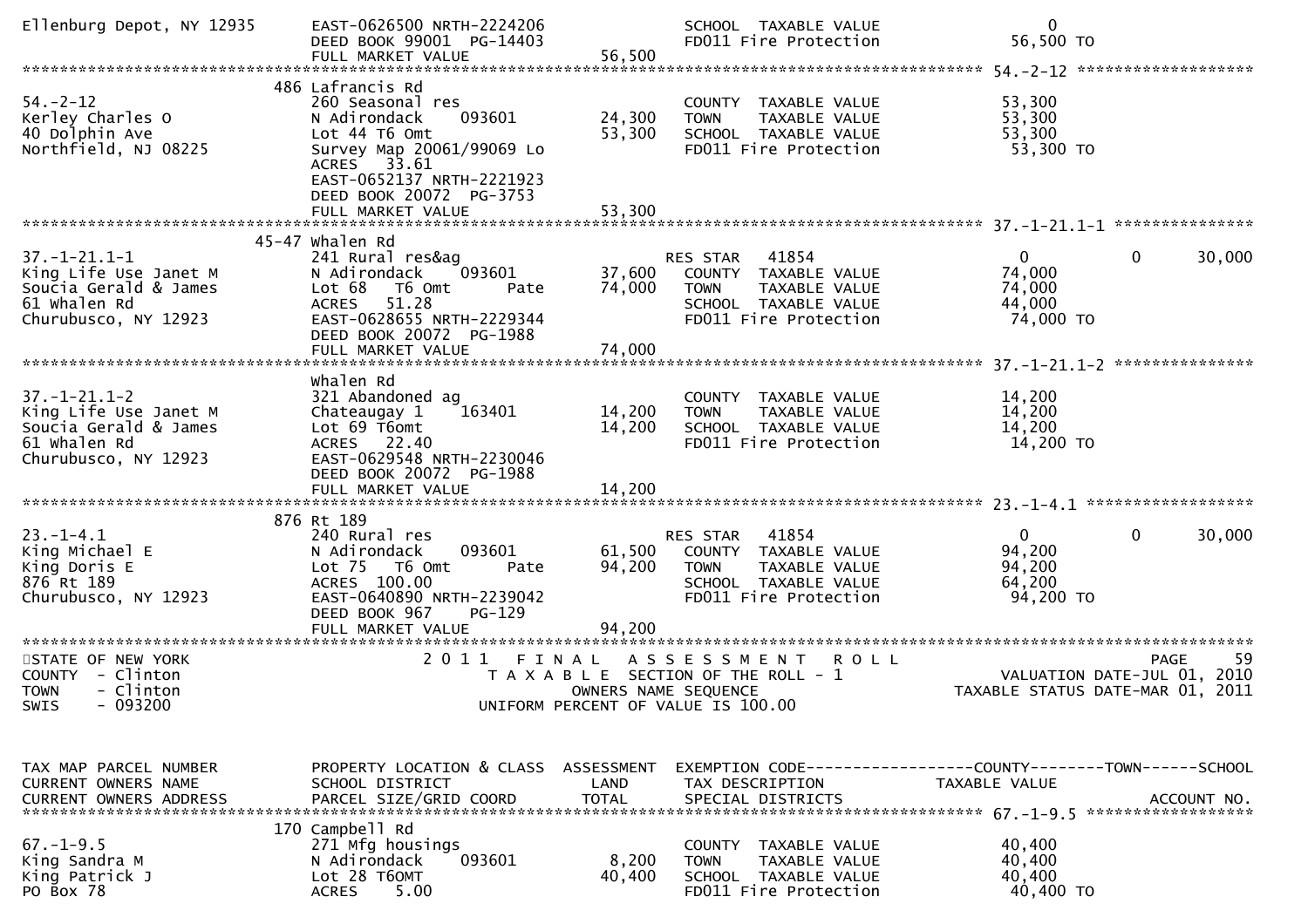```
Ellenburg Depot, NY 12935      EAST-0626500 NRTH-2224206              SCHOOL  TAXABLE VALUE                   0
                               DEED BOOK 99001  PG-14403              FD011 Fire Protection              56,500 TO
                               FULL MARKET VALUE               56,500
******************************************************************************************************* 54.-2-12 ******************
                             486 Lafrancis Rd
54.-2-12                       260 Seasonal res                        COUNTY  TAXABLE VALUE              53,300
Kerley Charles O               N Adirondack     093601       24,300    TOWN    TAXABLE VALUE              53,300
40 Dolphin Ave                 Lot 44 T6 Omt                 53,300    SCHOOL  TAXABLE VALUE              53,300
Northfield, NJ 08225           Survey Map 20061/99069 Lo               FD011 Fire Protection              53,300 TO
                               ACRES   33.61
                               EAST-0652137 NRTH-2221923
                               DEED BOOK 20072  PG-3753
                               FULL MARKET VALUE               53,300
******************************************************************************************************* 37.-1-21.1-1 ***************
                             45-47 Whalen Rd
37.-1-21.1-1                   241 Rural res&ag                   RES STAR   41854                   0            0       30,000
King Life Use Janet M          N Adirondack     093601       37,600    COUNTY  TAXABLE VALUE              74,000
Soucia Gerald & James          Lot 68   T6 Omt        Pate   74,000    TOWN    TAXABLE VALUE              74,000
61 Whalen Rd                   ACRES   51.28                           SCHOOL  TAXABLE VALUE              44,000
Churubusco, NY 12923           EAST-0628655 NRTH-2229344               FD011 Fire Protection              74,000 TO
                               DEED BOOK 20072  PG-1988
                               FULL MARKET VALUE               74,000
******************************************************************************************************* 37.-1-21.1-2 ***************
                               Whalen Rd
37.-1-21.1-2                   321 Abandoned ag                        COUNTY  TAXABLE VALUE              14,200
King Life Use Janet M          Chateaugay 1     163401       14,200    TOWN    TAXABLE VALUE              14,200
Soucia Gerald & James          Lot 69 T6omt                  14,200    SCHOOL  TAXABLE VALUE              14,200
61 Whalen Rd                   ACRES   22.40                           FD011 Fire Protection              14,200 TO
Churubusco, NY 12923           EAST-0629548 NRTH-2230046
                               DEED BOOK 20072  PG-1988
                               FULL MARKET VALUE               14,200
******************************************************************************************************* 23.-1-4.1 *****************
                             876 Rt 189
23.-1-4.1                      240 Rural res                      RES STAR   41854                   0            0       30,000
King Michael E                 N Adirondack     093601       61,500    COUNTY  TAXABLE VALUE              94,200
King Doris E                   Lot 75   T6 Omt        Pate   94,200    TOWN    TAXABLE VALUE              94,200
876 Rt 189                     ACRES  100.00                           SCHOOL  TAXABLE VALUE              64,200
Churubusco, NY 12923           EAST-0640890 NRTH-2239042               FD011 Fire Protection              94,200 TO
                               DEED BOOK 967    PG-129
                               FULL MARKET VALUE               94,200
************************************************************************************************************************************
STATE OF NEW YORK                     2 0 1 1   F I N A L   A S S E S S M E N T   R O L L                          PAGE     59
COUNTY  - Clinton                        T A X A B L E  SECTION OF THE ROLL - 1                     VALUATION DATE-JUL 01, 2010
TOWN    - Clinton                              OWNERS NAME SEQUENCE                              TAXABLE STATUS DATE-MAR 01, 2011
SWIS    - 093200                        UNIFORM PERCENT OF VALUE IS 100.00


TAX MAP PARCEL NUMBER          PROPERTY LOCATION & CLASS  ASSESSMENT  EXEMPTION CODE------------------COUNTY--------TOWN------SCHOOL
CURRENT OWNERS NAME            SCHOOL DISTRICT               LAND      TAX DESCRIPTION            TAXABLE VALUE
CURRENT OWNERS ADDRESS         PARCEL SIZE/GRID COORD        TOTAL     SPECIAL DISTRICTS                                  ACCOUNT NO.
******************************************************************************************************* 67.-1-9.5 *****************
                             170 Campbell Rd
67.-1-9.5                      271 Mfg housings                        COUNTY  TAXABLE VALUE              40,400
King Sandra M                  N Adirondack     093601        8,200    TOWN    TAXABLE VALUE              40,400
King Patrick J                 Lot 28 T6OMT                  40,400    SCHOOL  TAXABLE VALUE              40,400
PO Box 78                      ACRES    5.00                           FD011 Fire Protection              40,400 TO
```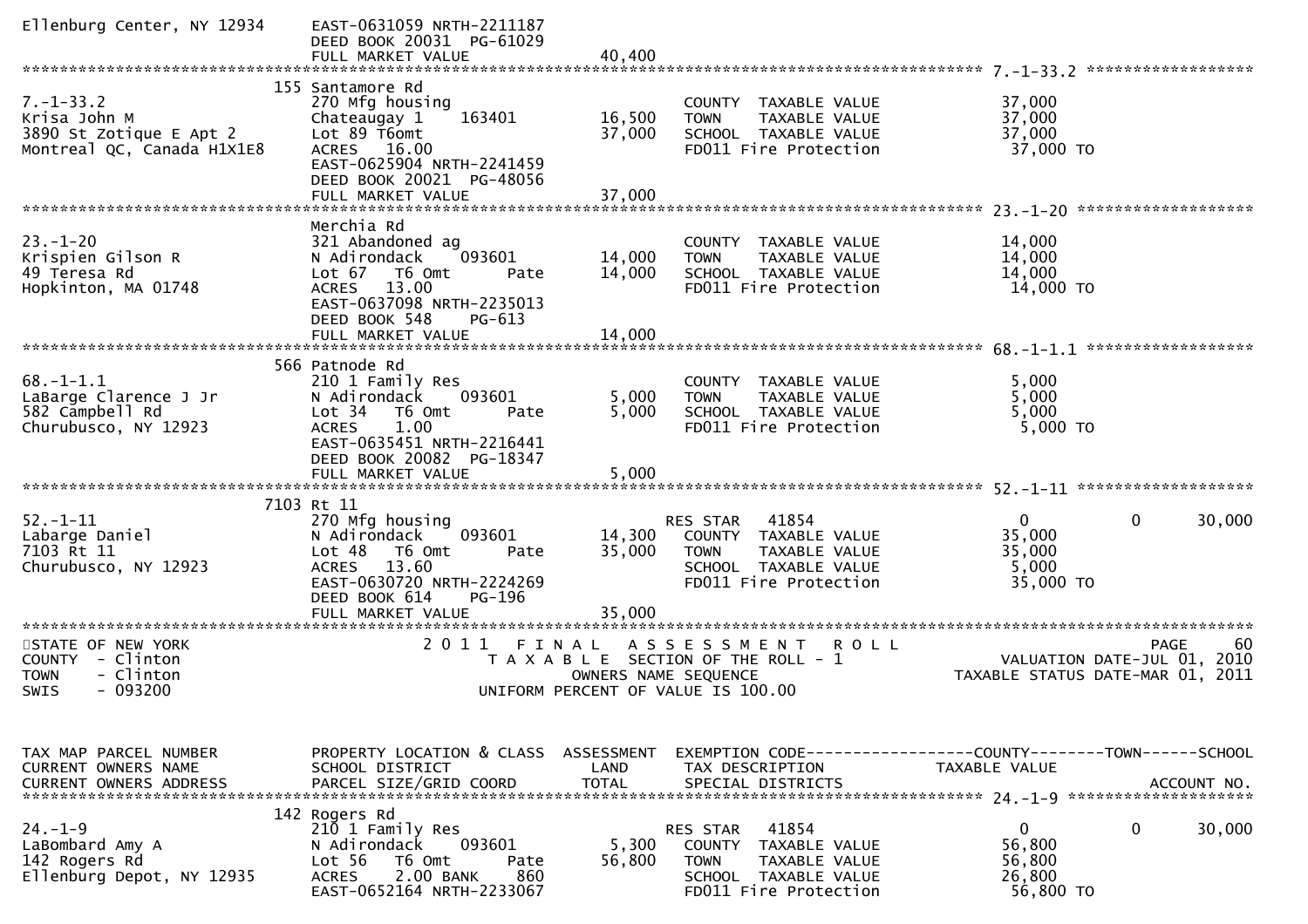```
Ellenburg Center, NY 12934     EAST-0631059 NRTH-2211187
                               DEED BOOK 20031  PG-61029
                               FULL MARKET VALUE              40,400
******************************************************************************************************* 7.-1-33.2 ******************
                             155 Santamore Rd
7.-1-33.2                      270 Mfg housing                          COUNTY  TAXABLE VALUE            37,000
Krisa John M                   Chateaugay 1    163401     16,500        TOWN    TAXABLE VALUE            37,000
3890 St Zotique E Apt 2        Lot 89 T6omt               37,000        SCHOOL  TAXABLE VALUE            37,000
Montreal QC, Canada H1X1E8     ACRES   16.00                            FD011 Fire Protection             37,000 TO
                               EAST-0625904 NRTH-2241459
                               DEED BOOK 20021  PG-48056
                               FULL MARKET VALUE              37,000
******************************************************************************************************* 23.-1-20 *******************
                               Merchia Rd
23.-1-20                       321 Abandoned ag                         COUNTY  TAXABLE VALUE            14,000
Krispien Gilson R              N Adirondack    093601     14,000        TOWN    TAXABLE VALUE            14,000
49 Teresa Rd                   Lot 67  T6 Omt      Pate   14,000        SCHOOL  TAXABLE VALUE            14,000
Hopkinton, MA 01748            ACRES   13.00                            FD011 Fire Protection             14,000 TO
                               EAST-0637098 NRTH-2235013
                               DEED BOOK 548    PG-613
                               FULL MARKET VALUE              14,000
******************************************************************************************************* 68.-1-1.1 ******************
                             566 Patnode Rd
68.-1-1.1                      210 1 Family Res                         COUNTY  TAXABLE VALUE             5,000
LaBarge Clarence J Jr          N Adirondack    093601      5,000        TOWN    TAXABLE VALUE             5,000
582 Campbell Rd                Lot 34  T6 Omt      Pate    5,000        SCHOOL  TAXABLE VALUE             5,000
Churubusco, NY 12923           ACRES    1.00                            FD011 Fire Protection              5,000 TO
                               EAST-0635451 NRTH-2216441
                               DEED BOOK 20082  PG-18347
                               FULL MARKET VALUE               5,000
******************************************************************************************************* 52.-1-11 *******************
                            7103 Rt 11
52.-1-11                       270 Mfg housing                         RES STAR   41854                  0            0        30,000
Labarge Daniel                 N Adirondack    093601     14,300        COUNTY  TAXABLE VALUE            35,000
7103 Rt 11                     Lot 48  T6 Omt      Pate   35,000        TOWN    TAXABLE VALUE            35,000
Churubusco, NY 12923           ACRES   13.60                            SCHOOL  TAXABLE VALUE             5,000
                               EAST-0630720 NRTH-2224269                FD011 Fire Protection             35,000 TO
                               DEED BOOK 614    PG-196
                               FULL MARKET VALUE              35,000
************************************************************************************************************************************
STATE OF NEW YORK                         2 0 1 1   F I N A L   A S S E S S M E N T   R O L L                                 PAGE    60
COUNTY  - Clinton                              T A X A B L E  SECTION OF THE ROLL - 1                     VALUATION DATE-JUL 01, 2010
TOWN    - Clinton                                    OWNERS NAME SEQUENCE                              TAXABLE STATUS DATE-MAR 01, 2011
SWIS    - 093200                              UNIFORM PERCENT OF VALUE IS 100.00


TAX MAP PARCEL NUMBER          PROPERTY LOCATION & CLASS  ASSESSMENT  EXEMPTION CODE------------------COUNTY--------TOWN------SCHOOL
CURRENT OWNERS NAME            SCHOOL DISTRICT               LAND     TAX DESCRIPTION              TAXABLE VALUE
CURRENT OWNERS ADDRESS         PARCEL SIZE/GRID COORD        TOTAL    SPECIAL DISTRICTS                                   ACCOUNT NO.
******************************************************************************************************* 24.-1-9 ********************
                             142 Rogers Rd
24.-1-9                        210 1 Family Res                        RES STAR   41854                  0            0        30,000
LaBombard Amy A                N Adirondack    093601      5,300        COUNTY  TAXABLE VALUE            56,800
142 Rogers Rd                  Lot 56  T6 Omt      Pate   56,800        TOWN    TAXABLE VALUE            56,800
Ellenburg Depot, NY 12935      ACRES    2.00 BANK    860                SCHOOL  TAXABLE VALUE            26,800
                               EAST-0652164 NRTH-2233067                FD011 Fire Protection             56,800 TO
```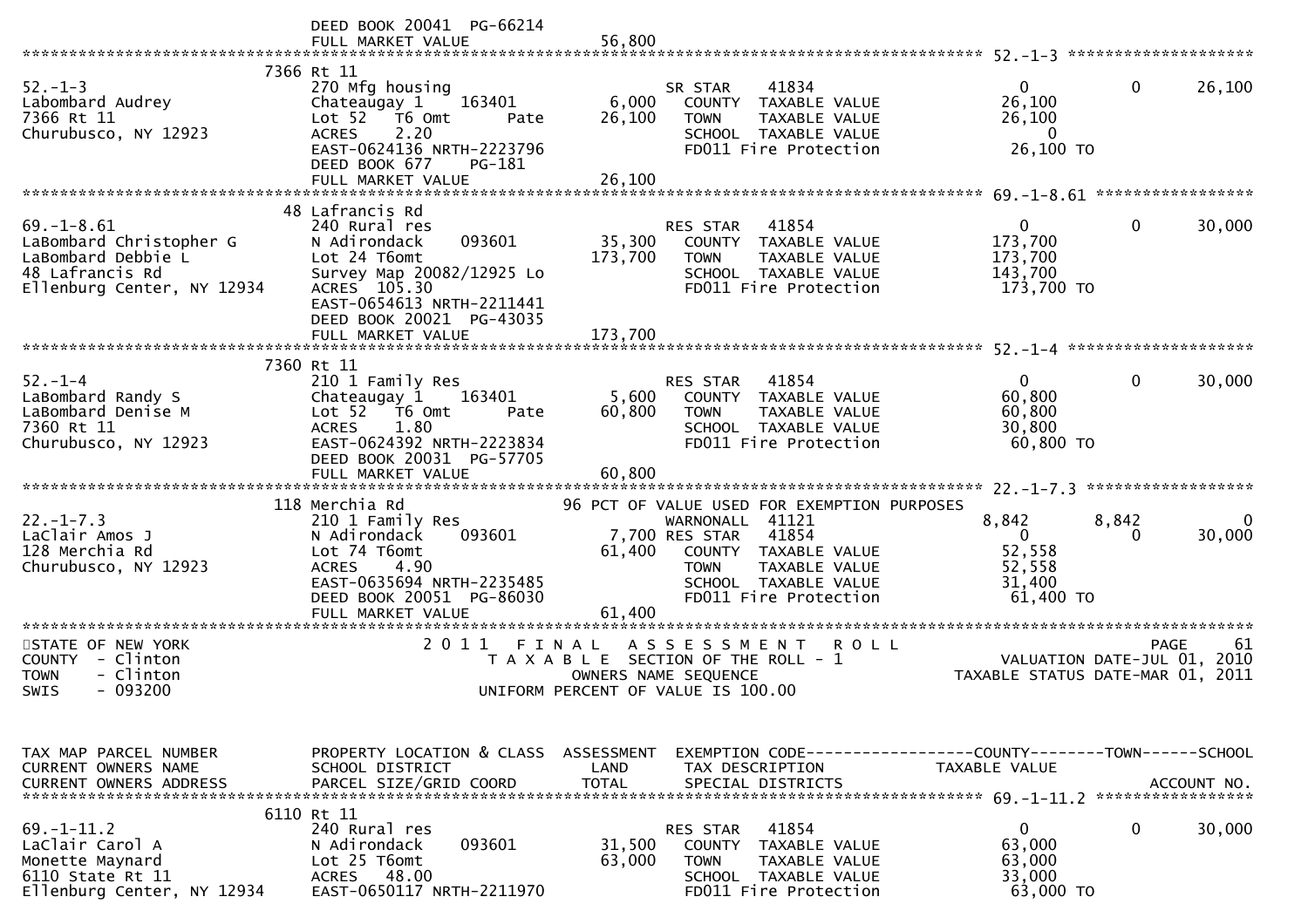```
                               DEED BOOK 20041  PG-66214
                               FULL MARKET VALUE                 56,800
******************************************************************************************************* 52.-1-3 ********************
                           7366 Rt 11
52.-1-3                        270 Mfg housing                         SR STAR     41834                    0            0       26,100
Labombard Audrey               Chateaugay 1     163401         6,000    COUNTY  TAXABLE VALUE          26,100
7366 Rt 11                     Lot 52   T6 Omt        Pate    26,100    TOWN    TAXABLE VALUE          26,100
Churubusco, NY 12923           ACRES     2.20                           SCHOOL  TAXABLE VALUE               0
                               EAST-0624136 NRTH-2223796                FD011 Fire Protection           26,100 TO
                               DEED BOOK 677     PG-181
                               FULL MARKET VALUE                 26,100
******************************************************************************************************* 69.-1-8.61 *****************
                            48 Lafrancis Rd
69.-1-8.61                     240 Rural res                           RES STAR    41854                    0            0       30,000
LaBombard Christopher G        N Adirondack     093601        35,300    COUNTY  TAXABLE VALUE         173,700
LaBombard Debbie L             Lot 24 T6omt                  173,700    TOWN    TAXABLE VALUE         173,700
48 Lafrancis Rd                Survey Map 20082/12925 Lo                SCHOOL  TAXABLE VALUE         143,700
Ellenburg Center, NY 12934     ACRES  105.30                            FD011 Fire Protection          173,700 TO
                               EAST-0654613 NRTH-2211441
                               DEED BOOK 20021  PG-43035
                               FULL MARKET VALUE                173,700
******************************************************************************************************* 52.-1-4 ********************
                           7360 Rt 11
52.-1-4                        210 1 Family Res                        RES STAR    41854                    0            0       30,000
LaBombard Randy S              Chateaugay 1     163401         5,600    COUNTY  TAXABLE VALUE          60,800
LaBombard Denise M             Lot 52   T6 Omt        Pate    60,800    TOWN    TAXABLE VALUE          60,800
7360 Rt 11                     ACRES     1.80                           SCHOOL  TAXABLE VALUE          30,800
Churubusco, NY 12923           EAST-0624392 NRTH-2223834                FD011 Fire Protection           60,800 TO
                               DEED BOOK 20031  PG-57705
                               FULL MARKET VALUE                 60,800
******************************************************************************************************* 22.-1-7.3 ******************
                           118 Merchia Rd                      96 PCT OF VALUE USED FOR EXEMPTION PURPOSES
22.-1-7.3                      210 1 Family Res                        WARNONALL   41121                8,842        8,842            0
LaClair Amos J                 N Adirondack     093601         7,700 RES STAR    41854                    0            0       30,000
128 Merchia Rd                 Lot 74 T6omt                   61,400    COUNTY  TAXABLE VALUE          52,558
Churubusco, NY 12923           ACRES     4.90                           TOWN    TAXABLE VALUE          52,558
                               EAST-0635694 NRTH-2235485                SCHOOL  TAXABLE VALUE          31,400
                               DEED BOOK 20051  PG-86030                FD011 Fire Protection           61,400 TO
                               FULL MARKET VALUE                 61,400
************************************************************************************************************************************
STATE OF NEW YORK                  2 0 1 1   F I N A L   A S S E S S M E N T   R O L L                                  PAGE    61
COUNTY  - Clinton                       T A X A B L E  SECTION OF THE ROLL - 1                    VALUATION DATE-JUL 01, 2010
TOWN    - Clinton                              OWNERS NAME SEQUENCE                            TAXABLE STATUS DATE-MAR 01, 2011
SWIS    - 093200                        UNIFORM PERCENT OF VALUE IS 100.00


TAX MAP PARCEL NUMBER          PROPERTY LOCATION & CLASS  ASSESSMENT  EXEMPTION CODE------------------COUNTY--------TOWN------SCHOOL
CURRENT OWNERS NAME            SCHOOL DISTRICT               LAND      TAX DESCRIPTION               TAXABLE VALUE
CURRENT OWNERS ADDRESS         PARCEL SIZE/GRID COORD        TOTAL     SPECIAL DISTRICTS                                    ACCOUNT NO.
******************************************************************************************************* 69.-1-11.2 *****************
                           6110 Rt 11
69.-1-11.2                     240 Rural res                           RES STAR    41854                    0            0       30,000
LaClair Carol A                N Adirondack     093601        31,500    COUNTY  TAXABLE VALUE          63,000
Monette Maynard                Lot 25 T6omt                   63,000    TOWN    TAXABLE VALUE          63,000
6110 State Rt 11               ACRES    48.00                           SCHOOL  TAXABLE VALUE          33,000
Ellenburg Center, NY 12934     EAST-0650117 NRTH-2211970                FD011 Fire Protection           63,000 TO
```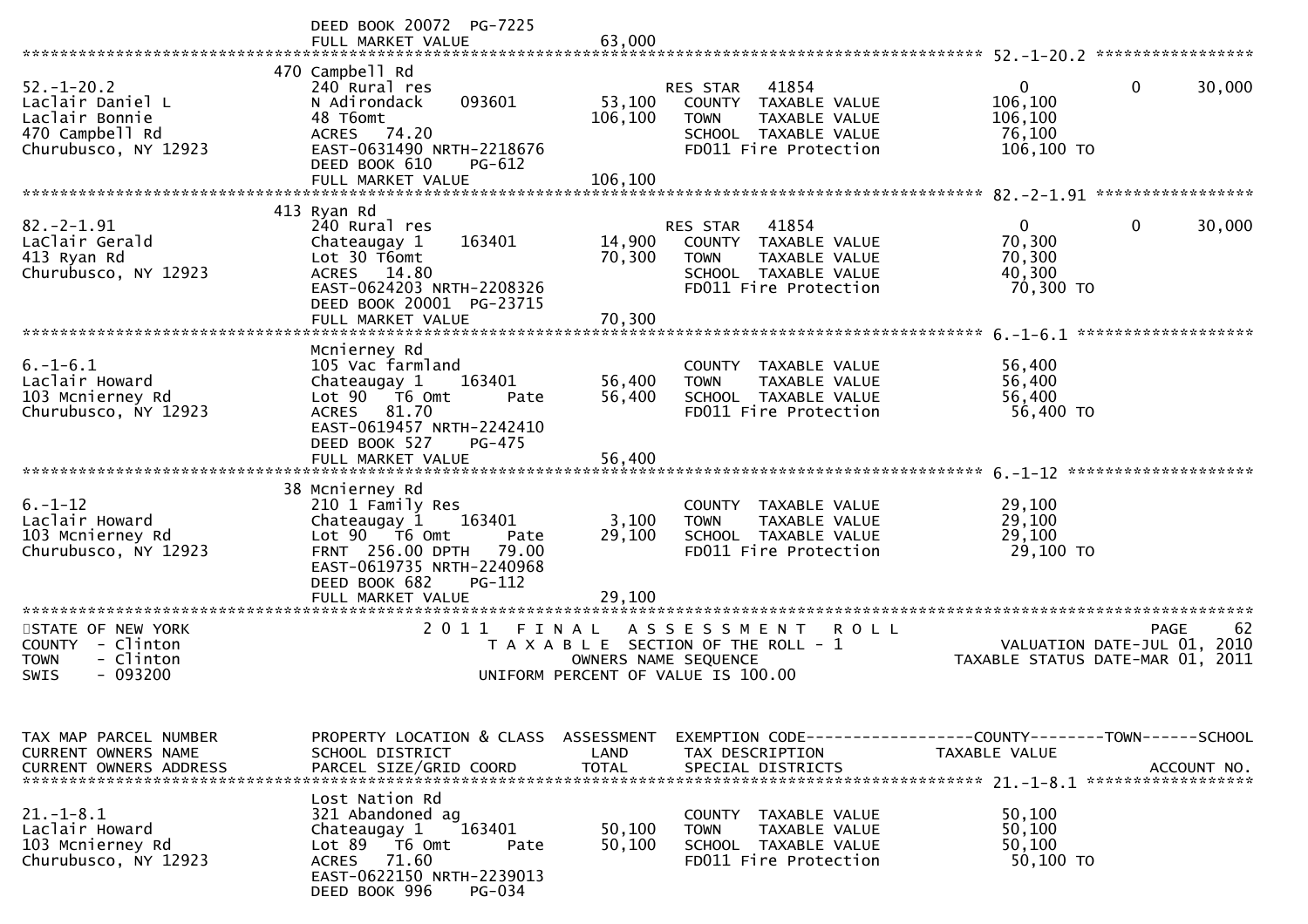```
                                 DEED BOOK 20072  PG-7225
                                 FULL MARKET VALUE              63,000
******************************************************************************************************* 52.-1-20.2 *****************
                               470 Campbell Rd
52.-1-20.2                       240 Rural res                       RES STAR   41854                     0           0      30,000
Laclair Daniel L                 N Adirondack      093601     53,100   COUNTY  TAXABLE VALUE           106,100
Laclair Bonnie                   48 T6omt                    106,100   TOWN    TAXABLE VALUE           106,100
470 Campbell Rd                  ACRES   74.20                         SCHOOL  TAXABLE VALUE            76,100
Churubusco, NY 12923             EAST-0631490 NRTH-2218676             FD011 Fire Protection            106,100 TO
                                 DEED BOOK 610     PG-612
                                 FULL MARKET VALUE             106,100
******************************************************************************************************* 82.-2-1.91 *****************
                               413 Ryan Rd
82.-2-1.91                       240 Rural res                       RES STAR   41854                     0           0      30,000
LaClair Gerald                   Chateaugay 1      163401     14,900   COUNTY  TAXABLE VALUE            70,300
413 Ryan Rd                      Lot 30 T6omt                 70,300   TOWN    TAXABLE VALUE            70,300
Churubusco, NY 12923             ACRES   14.80                         SCHOOL  TAXABLE VALUE            40,300
                                 EAST-0624203 NRTH-2208326             FD011 Fire Protection             70,300 TO
                                 DEED BOOK 20001  PG-23715
                                 FULL MARKET VALUE              70,300
******************************************************************************************************* 6.-1-6.1 *******************
                                 Mcnierney Rd
6.-1-6.1                         105 Vac farmland                      COUNTY  TAXABLE VALUE            56,400
Laclair Howard                   Chateaugay 1      163401     56,400   TOWN    TAXABLE VALUE            56,400
103 Mcnierney Rd                 Lot 90  T6 Omt       Pate    56,400   SCHOOL  TAXABLE VALUE            56,400
Churubusco, NY 12923             ACRES   81.70                         FD011 Fire Protection             56,400 TO
                                 EAST-0619457 NRTH-2242410
                                 DEED BOOK 527     PG-475
                                 FULL MARKET VALUE              56,400
******************************************************************************************************* 6.-1-12 ********************
                               38 Mcnierney Rd
6.-1-12                          210 1 Family Res                      COUNTY  TAXABLE VALUE            29,100
Laclair Howard                   Chateaugay 1      163401      3,100   TOWN    TAXABLE VALUE            29,100
103 Mcnierney Rd                 Lot 90  T6 Omt       Pate    29,100   SCHOOL  TAXABLE VALUE            29,100
Churubusco, NY 12923             FRNT 256.00 DPTH   79.00              FD011 Fire Protection             29,100 TO
                                 EAST-0619735 NRTH-2240968
                                 DEED BOOK 682     PG-112
                                 FULL MARKET VALUE              29,100
************************************************************************************************************************************
STATE OF NEW YORK                 2 0 1 1   F I N A L   A S S E S S M E N T   R O L L                                 PAGE     62
COUNTY  - Clinton                       T A X A B L E  SECTION OF THE ROLL - 1                       VALUATION DATE-JUL 01, 2010
TOWN    - Clinton                              OWNERS NAME SEQUENCE                             TAXABLE STATUS DATE-MAR 01, 2011
SWIS    - 093200                        UNIFORM PERCENT OF VALUE IS 100.00


TAX MAP PARCEL NUMBER            PROPERTY LOCATION & CLASS  ASSESSMENT  EXEMPTION CODE------------------COUNTY--------TOWN------SCHOOL
CURRENT OWNERS NAME              SCHOOL DISTRICT               LAND      TAX DESCRIPTION              TAXABLE VALUE
CURRENT OWNERS ADDRESS           PARCEL SIZE/GRID COORD       TOTAL      SPECIAL DISTRICTS                                  ACCOUNT NO.
******************************************************************************************************* 21.-1-8.1 ******************
                                 Lost Nation Rd
21.-1-8.1                        321 Abandoned ag                      COUNTY  TAXABLE VALUE            50,100
Laclair Howard                   Chateaugay 1      163401     50,100   TOWN    TAXABLE VALUE            50,100
103 Mcnierney Rd                 Lot 89  T6 Omt       Pate    50,100   SCHOOL  TAXABLE VALUE            50,100
Churubusco, NY 12923             ACRES   71.60                         FD011 Fire Protection             50,100 TO
                                 EAST-0622150 NRTH-2239013
                                 DEED BOOK 996     PG-034
```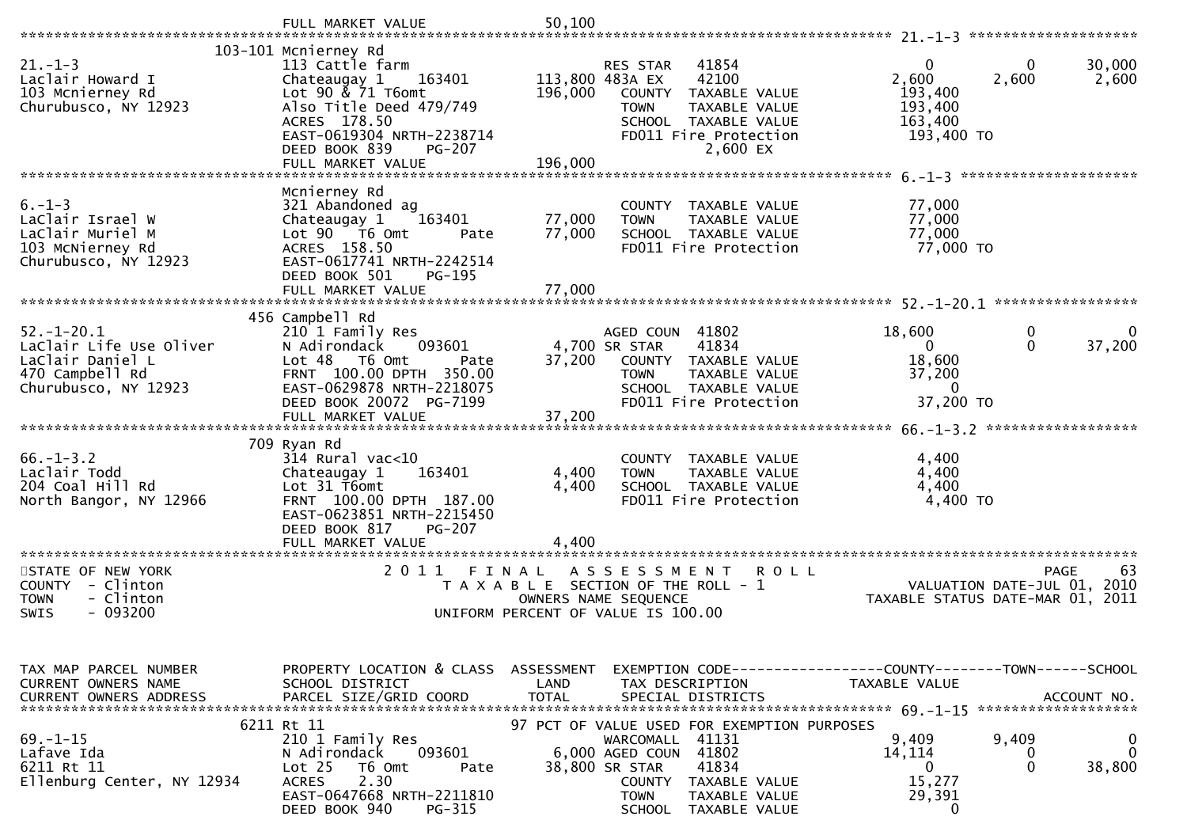```
                               FULL MARKET VALUE             50,100
******************************************************************************************************* 21.-1-3 ********************
                        103-101 Mcnierney Rd
21.-1-3                         113 Cattle farm                       RES STAR   41854                  0           0        30,000
Laclair Howard I                Chateaugay 1    163401      113,800 483A EX    42100              2,600       2,600         2,600
103 Mcnierney Rd                Lot 90 & 71 T6omt           196,000    COUNTY  TAXABLE VALUE        193,400
Churubusco, NY 12923            Also Title Deed 479/749                TOWN    TAXABLE VALUE        193,400
                                ACRES  178.50                          SCHOOL  TAXABLE VALUE        163,400
                                EAST-0619304 NRTH-2238714              FD011 Fire Protection         193,400 TO
                                DEED BOOK 839    PG-207                         2,600 EX
                                FULL MARKET VALUE           196,000
******************************************************************************************************* 6.-1-3 *********************
                                Mcnierney Rd
6.-1-3                          321 Abandoned ag                       COUNTY  TAXABLE VALUE         77,000
LaClair Israel W                Chateaugay 1    163401       77,000    TOWN    TAXABLE VALUE         77,000
LaClair Muriel M                Lot 90   T6 Omt       Pate   77,000    SCHOOL  TAXABLE VALUE         77,000
103 McNierney Rd                ACRES  158.50                          FD011 Fire Protection          77,000 TO
Churubusco, NY 12923            EAST-0617741 NRTH-2242514
                                DEED BOOK 501    PG-195
                                FULL MARKET VALUE            77,000
******************************************************************************************************* 52.-1-20.1 *****************
                        456 Campbell Rd
52.-1-20.1                      210 1 Family Res                      AGED COUN  41802              18,600           0             0
LaClair Life Use Oliver         N Adirondack    093601        4,700 SR STAR    41834                  0           0        37,200
LaClair Daniel L                Lot 48   T6 Omt       Pate   37,200    COUNTY  TAXABLE VALUE         18,600
470 Campbell Rd                 FRNT 100.00 DPTH 350.00                TOWN    TAXABLE VALUE         37,200
Churubusco, NY 12923            EAST-0629878 NRTH-2218075              SCHOOL  TAXABLE VALUE              0
                                DEED BOOK 20072  PG-7199               FD011 Fire Protection          37,200 TO
                                FULL MARKET VALUE            37,200
******************************************************************************************************* 66.-1-3.2 ******************
                        709 Ryan Rd
66.-1-3.2                       314 Rural vac<10                       COUNTY  TAXABLE VALUE          4,400
Laclair Todd                    Chateaugay 1    163401        4,400    TOWN    TAXABLE VALUE          4,400
204 Coal Hill Rd                Lot 31 T6omt                  4,400    SCHOOL  TAXABLE VALUE          4,400
North Bangor, NY 12966          FRNT 100.00 DPTH 187.00                FD011 Fire Protection           4,400 TO
                                EAST-0623851 NRTH-2215450
                                DEED BOOK 817    PG-207
                                FULL MARKET VALUE             4,400
************************************************************************************************************************************
STATE OF NEW YORK                       2 0 1 1   F I N A L   A S S E S S M E N T   R O L L                          PAGE     63
COUNTY  - Clinton                           T A X A B L E  SECTION OF THE ROLL - 1                      VALUATION DATE-JUL 01, 2010
TOWN    - Clinton                                 OWNERS NAME SEQUENCE                          TAXABLE STATUS DATE-MAR 01, 2011
SWIS    - 093200                           UNIFORM PERCENT OF VALUE IS 100.00


TAX MAP PARCEL NUMBER           PROPERTY LOCATION & CLASS  ASSESSMENT  EXEMPTION CODE------------------COUNTY--------TOWN------SCHOOL
CURRENT OWNERS NAME             SCHOOL DISTRICT               LAND     TAX DESCRIPTION              TAXABLE VALUE
CURRENT OWNERS ADDRESS          PARCEL SIZE/GRID COORD        TOTAL    SPECIAL DISTRICTS                                 ACCOUNT NO.
******************************************************************************************************* 69.-1-15 *******************
                        6211 Rt 11                            97 PCT OF VALUE USED FOR EXEMPTION PURPOSES
69.-1-15                        210 1 Family Res                      WARCOMALL  41131               9,409       9,409             0
Lafave Ida                      N Adirondack    093601        6,000 AGED COUN  41802              14,114           0             0
6211 Rt 11                      Lot 25   T6 Omt       Pate   38,800 SR STAR    41834                  0           0        38,800
Ellenburg Center, NY 12934      ACRES    2.30                          COUNTY  TAXABLE VALUE         15,277
                                EAST-0647668 NRTH-2211810              TOWN    TAXABLE VALUE         29,391
                                DEED BOOK 940    PG-315                SCHOOL  TAXABLE VALUE              0
```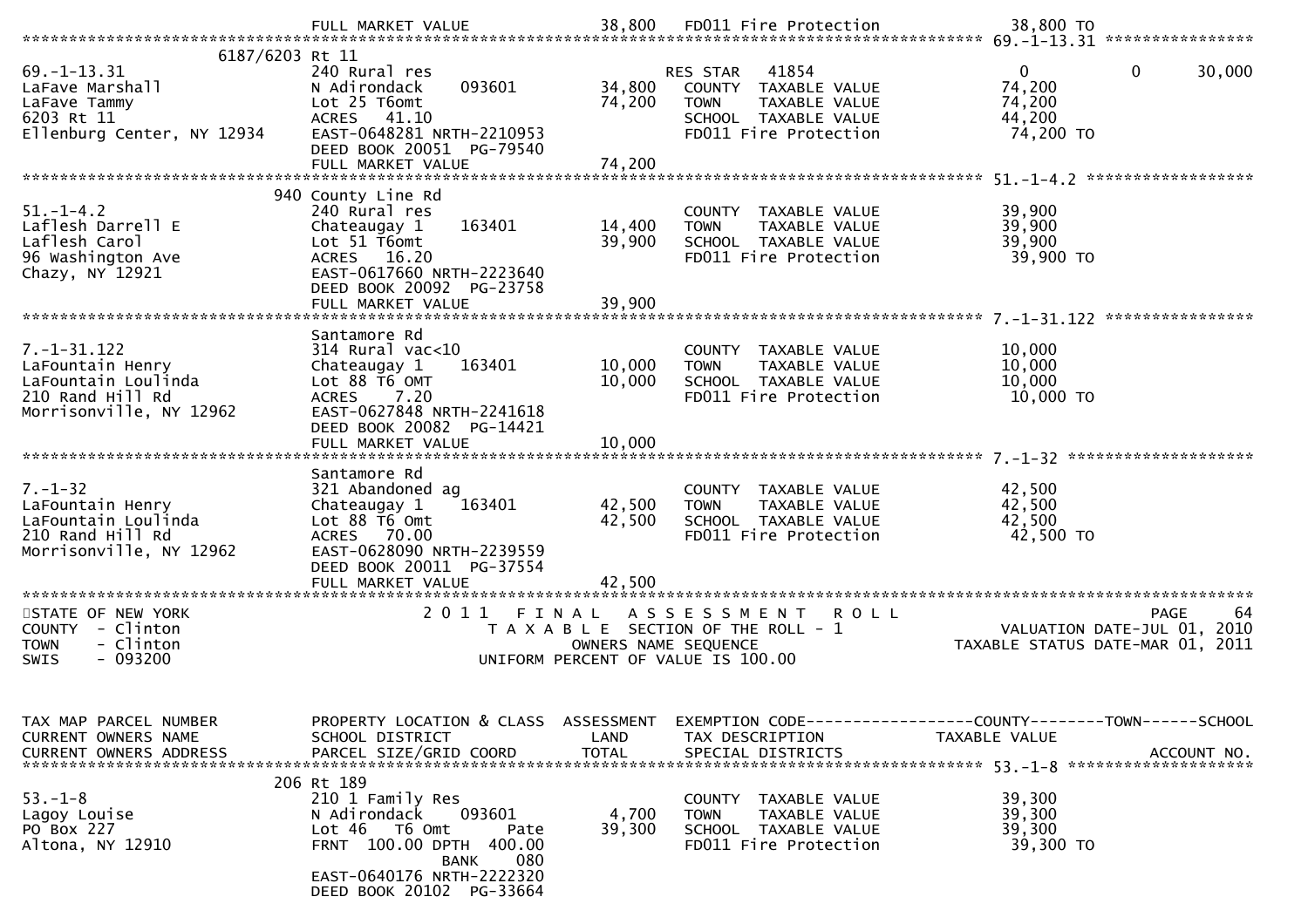```
                                FULL MARKET VALUE             38,800   FD011 Fire Protection              38,800 TO
********************************************************************************************** 69.-1-13.31 ****************
        6187/6203 Rt 11
69.-1-13.31                     240 Rural res                          RES STAR   41854                   0           0      30,000
LaFave Marshall                 N Adirondack     093601       34,800    COUNTY  TAXABLE VALUE            74,200
LaFave Tammy                    Lot 25 T6omt                  74,200    TOWN    TAXABLE VALUE            74,200
6203 Rt 11                      ACRES   41.10                           SCHOOL  TAXABLE VALUE            44,200
Ellenburg Center, NY 12934      EAST-0648281 NRTH-2210953               FD011 Fire Protection             74,200 TO
                                DEED BOOK 20051  PG-79540
                                FULL MARKET VALUE             74,200
********************************************************************************************** 51.-1-4.2 ******************
        940 County Line Rd
51.-1-4.2                       240 Rural res                           COUNTY  TAXABLE VALUE            39,900
Laflesh Darrell E               Chateaugay 1     163401       14,400    TOWN    TAXABLE VALUE            39,900
Laflesh Carol                   Lot 51 T6omt                  39,900    SCHOOL  TAXABLE VALUE            39,900
96 Washington Ave               ACRES   16.20                           FD011 Fire Protection             39,900 TO
Chazy, NY 12921                 EAST-0617660 NRTH-2223640
                                DEED BOOK 20092  PG-23758
                                FULL MARKET VALUE             39,900
********************************************************************************************** 7.-1-31.122 ****************
        Santamore Rd
7.-1-31.122                     314 Rural vac<10                        COUNTY  TAXABLE VALUE            10,000
LaFountain Henry                Chateaugay 1     163401       10,000    TOWN    TAXABLE VALUE            10,000
LaFountain Loulinda             Lot 88 T6 OMT                 10,000    SCHOOL  TAXABLE VALUE            10,000
210 Rand Hill Rd                ACRES    7.20                           FD011 Fire Protection             10,000 TO
Morrisonville, NY 12962         EAST-0627848 NRTH-2241618
                                DEED BOOK 20082  PG-14421
                                FULL MARKET VALUE             10,000
********************************************************************************************** 7.-1-32 ********************
        Santamore Rd
7.-1-32                         321 Abandoned ag                        COUNTY  TAXABLE VALUE            42,500
LaFountain Henry                Chateaugay 1     163401       42,500    TOWN    TAXABLE VALUE            42,500
LaFountain Loulinda             Lot 88 T6 Omt                 42,500    SCHOOL  TAXABLE VALUE            42,500
210 Rand Hill Rd                ACRES   70.00                           FD011 Fire Protection             42,500 TO
Morrisonville, NY 12962         EAST-0628090 NRTH-2239559
                                DEED BOOK 20011  PG-37554
                                FULL MARKET VALUE             42,500
******************************************************************************************************************************
STATE OF NEW YORK                     2011  FINAL  ASSESSMENT  ROLL                                            PAGE     64
COUNTY  - Clinton                   TAXABLE SECTION OF THE ROLL - 1                           VALUATION DATE-JUL 01, 2010
TOWN    - Clinton                        OWNERS NAME SEQUENCE                              TAXABLE STATUS DATE-MAR 01, 2011
SWIS    - 093200                  UNIFORM PERCENT OF VALUE IS 100.00


TAX MAP PARCEL NUMBER           PROPERTY LOCATION & CLASS  ASSESSMENT  EXEMPTION CODE------------------COUNTY--------TOWN------SCHOOL
CURRENT OWNERS NAME             SCHOOL DISTRICT               LAND      TAX DESCRIPTION               TAXABLE VALUE
CURRENT OWNERS ADDRESS          PARCEL SIZE/GRID COORD        TOTAL     SPECIAL DISTRICTS                                 ACCOUNT NO.
********************************************************************************************** 53.-1-8 ********************
        206 Rt 189
53.-1-8                         210 1 Family Res                        COUNTY  TAXABLE VALUE            39,300
Lagoy Louise                    N Adirondack     093601        4,700    TOWN    TAXABLE VALUE            39,300
PO Box 227                      Lot 46   T6 Omt       Pate    39,300    SCHOOL  TAXABLE VALUE            39,300
Altona, NY 12910                FRNT  100.00 DPTH  400.00               FD011 Fire Protection             39,300 TO
                                          BANK     080
                                EAST-0640176 NRTH-2222320
                                DEED BOOK 20102  PG-33664
```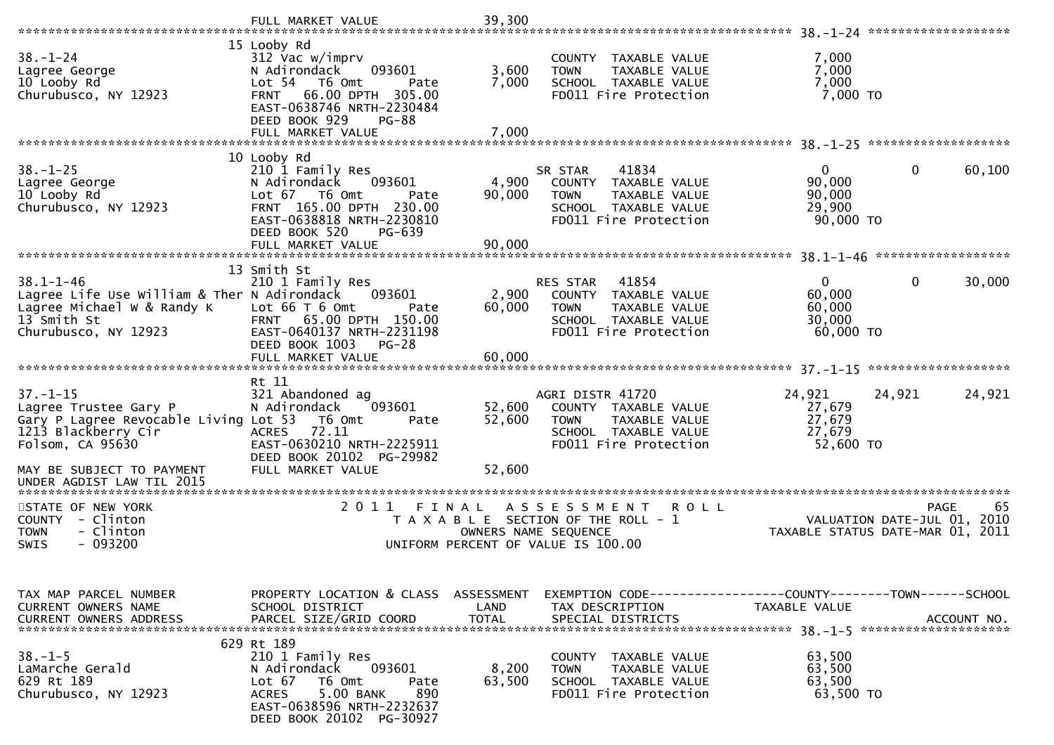```
                              FULL MARKET VALUE              39,300
******************************************************************************************************* 38.-1-24 ******************
                            15 Looby Rd
38.-1-24                     312 Vac w/imprv                     COUNTY  TAXABLE VALUE              7,000
Lagree George                N Adirondack    093601      3,600   TOWN    TAXABLE VALUE              7,000
10 Looby Rd                  Lot 54   T6 Omt       Pate  7,000   SCHOOL  TAXABLE VALUE              7,000
Churubusco, NY 12923         FRNT   66.00 DPTH  305.00           FD011 Fire Protection               7,000 TO
                             EAST-0638746 NRTH-2230484
                             DEED BOOK 929    PG-88
                             FULL MARKET VALUE               7,000
******************************************************************************************************* 38.-1-25 ******************
                            10 Looby Rd
38.-1-25                     210 1 Family Res                    SR STAR    41834                   0          0       60,100
Lagree George                N Adirondack    093601      4,900   COUNTY  TAXABLE VALUE             90,000
10 Looby Rd                  Lot 67   T6 Omt       Pate  90,000  TOWN    TAXABLE VALUE             90,000
Churubusco, NY 12923         FRNT  165.00 DPTH  230.00           SCHOOL  TAXABLE VALUE             29,900
                             EAST-0638818 NRTH-2230810           FD011 Fire Protection              90,000 TO
                             DEED BOOK 520    PG-639
                             FULL MARKET VALUE              90,000
******************************************************************************************************* 38.1-1-46 *****************
                            13 Smith St
38.1-1-46                    210 1 Family Res                    RES STAR   41854                   0          0       30,000
Lagree Life Use William & Ther N Adirondack  093601      2,900   COUNTY  TAXABLE VALUE             60,000
Lagree Michael W & Randy K   Lot 66 T 6 Omt        Pate  60,000  TOWN    TAXABLE VALUE             60,000
13 Smith St                  FRNT   65.00 DPTH  150.00           SCHOOL  TAXABLE VALUE             30,000
Churubusco, NY 12923         EAST-0640137 NRTH-2231198           FD011 Fire Protection              60,000 TO
                             DEED BOOK 1003   PG-28
                             FULL MARKET VALUE              60,000
******************************************************************************************************* 37.-1-15 ******************
                            Rt 11
37.-1-15                     321 Abandoned ag                    AGRI DISTR 41720              24,921     24,921       24,921
Lagree Trustee Gary P        N Adirondack    093601     52,600   COUNTY  TAXABLE VALUE             27,679
Gary P Lagree Revocable Living Lot 53  T6 Omt      Pate 52,600   TOWN    TAXABLE VALUE             27,679
1213 Blackberry Cir          ACRES   72.11                       SCHOOL  TAXABLE VALUE             27,679
Folsom, CA 95630             EAST-0630210 NRTH-2225911           FD011 Fire Protection              52,600 TO
                             DEED BOOK 20102  PG-29982
MAY BE SUBJECT TO PAYMENT    FULL MARKET VALUE              52,600
UNDER AGDIST LAW TIL 2015
************************************************************************************************************************************
STATE OF NEW YORK                2 0 1 1   F I N A L   A S S E S S M E N T   R O L L                                PAGE     65
COUNTY  - Clinton                    T A X A B L E  SECTION OF THE ROLL - 1                          VALUATION DATE-JUL 01, 2010
TOWN    - Clinton                           OWNERS NAME SEQUENCE                                 TAXABLE STATUS DATE-MAR 01, 2011
SWIS    - 093200                     UNIFORM PERCENT OF VALUE IS 100.00


TAX MAP PARCEL NUMBER        PROPERTY LOCATION & CLASS  ASSESSMENT  EXEMPTION CODE------------------COUNTY--------TOWN------SCHOOL
CURRENT OWNERS NAME          SCHOOL DISTRICT               LAND      TAX DESCRIPTION            TAXABLE VALUE
CURRENT OWNERS ADDRESS       PARCEL SIZE/GRID COORD        TOTAL     SPECIAL DISTRICTS                                  ACCOUNT NO.
******************************************************************************************************* 38.-1-5 *******************
                           629 Rt 189
38.-1-5                      210 1 Family Res                    COUNTY  TAXABLE VALUE             63,500
LaMarche Gerald              N Adirondack    093601      8,200   TOWN    TAXABLE VALUE             63,500
629 Rt 189                   Lot 67   T6 Omt       Pate  63,500  SCHOOL  TAXABLE VALUE             63,500
Churubusco, NY 12923         ACRES    5.00 BANK    890           FD011 Fire Protection              63,500 TO
                             EAST-0638596 NRTH-2232637
                             DEED BOOK 20102  PG-30927
```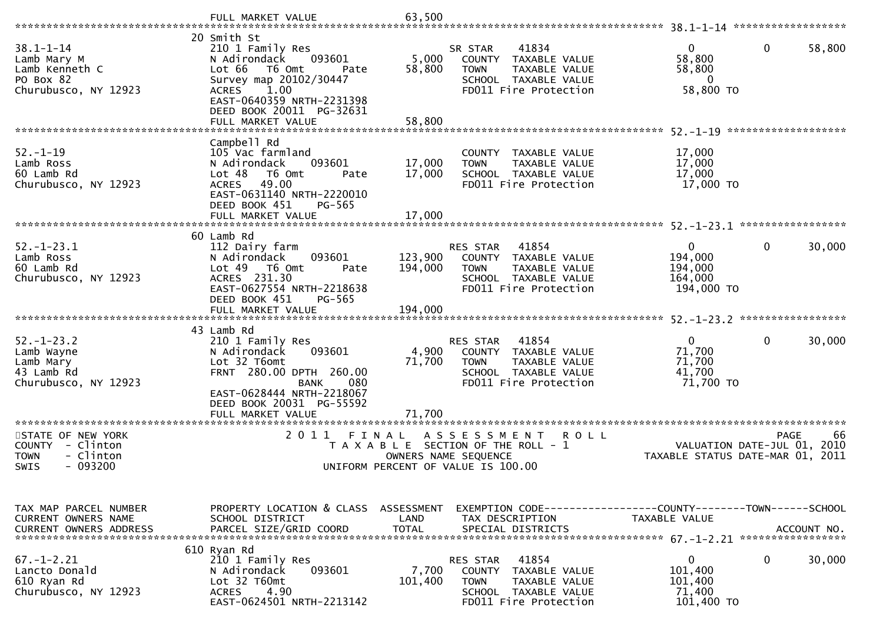```
                                FULL MARKET VALUE                  63,500
******************************************************************************************************* 38.1-1-14 ******************
                              20 Smith St
38.1-1-14                        210 1 Family Res                        SR STAR     41834                0             0        58,800
Lamb Mary M                      N Adirondack     093601         5,000    COUNTY  TAXABLE VALUE           58,800
Lamb Kenneth C                   Lot 66   T6 Omt      Pate       58,800    TOWN    TAXABLE VALUE           58,800
PO Box 82                        Survey map 20102/30447                    SCHOOL  TAXABLE VALUE                0
Churubusco, NY 12923             ACRES     1.00                            FD011 Fire Protection            58,800 TO
                                 EAST-0640359 NRTH-2231398
                                 DEED BOOK 20011  PG-32631
                                 FULL MARKET VALUE                 58,800
******************************************************************************************************* 52.-1-19 *******************
                              Campbell Rd
52.-1-19                         105 Vac farmland                          COUNTY  TAXABLE VALUE           17,000
Lamb Ross                        N Adirondack     093601        17,000    TOWN    TAXABLE VALUE           17,000
60 Lamb Rd                       Lot 48   T6 Omt      Pate       17,000    SCHOOL  TAXABLE VALUE           17,000
Churubusco, NY 12923             ACRES    49.00                            FD011 Fire Protection            17,000 TO
                                 EAST-0631140 NRTH-2220010
                                 DEED BOOK 451    PG-565
                                 FULL MARKET VALUE                 17,000
******************************************************************************************************* 52.-1-23.1 *****************
                              60 Lamb Rd
52.-1-23.1                       112 Dairy farm                          RES STAR    41854                0             0        30,000
Lamb Ross                        N Adirondack     093601       123,900    COUNTY  TAXABLE VALUE          194,000
60 Lamb Rd                       Lot 49   T6 Omt      Pate      194,000    TOWN    TAXABLE VALUE          194,000
Churubusco, NY 12923             ACRES   231.30                            SCHOOL  TAXABLE VALUE          164,000
                                 EAST-0627554 NRTH-2218638                 FD011 Fire Protection           194,000 TO
                                 DEED BOOK 451    PG-565
                                 FULL MARKET VALUE                194,000
******************************************************************************************************* 52.-1-23.2 *****************
                              43 Lamb Rd
52.-1-23.2                       210 1 Family Res                        RES STAR    41854                0             0        30,000
Lamb Wayne                       N Adirondack     093601         4,900    COUNTY  TAXABLE VALUE           71,700
Lamb Mary                        Lot 32 T6omt                    71,700    TOWN    TAXABLE VALUE           71,700
43 Lamb Rd                       FRNT  280.00 DPTH  260.00                 SCHOOL  TAXABLE VALUE           41,700
Churubusco, NY 12923                           BANK     080                FD011 Fire Protection            71,700 TO
                                 EAST-0628444 NRTH-2218067
                                 DEED BOOK 20031  PG-55592
                                 FULL MARKET VALUE                 71,700
************************************************************************************************************************************
STATE OF NEW YORK                    2 0 1 1   F I N A L   A S S E S S M E N T   R O L L                                PAGE    66
COUNTY  - Clinton                       T A X A B L E  SECTION OF THE ROLL - 1                      VALUATION DATE-JUL 01, 2010
TOWN    - Clinton                             OWNERS NAME SEQUENCE                           TAXABLE STATUS DATE-MAR 01, 2011
SWIS    - 093200                         UNIFORM PERCENT OF VALUE IS 100.00


TAX MAP PARCEL NUMBER            PROPERTY LOCATION & CLASS  ASSESSMENT  EXEMPTION CODE------------------COUNTY--------TOWN------SCHOOL
CURRENT OWNERS NAME              SCHOOL DISTRICT               LAND      TAX DESCRIPTION               TAXABLE VALUE
CURRENT OWNERS ADDRESS           PARCEL SIZE/GRID COORD        TOTAL     SPECIAL DISTRICTS                                   ACCOUNT NO.
******************************************************************************************************* 67.-1-2.21 *****************
                              610 Ryan Rd
67.-1-2.21                       210 1 Family Res                        RES STAR    41854                0             0        30,000
Lancto Donald                    N Adirondack     093601         7,700    COUNTY  TAXABLE VALUE          101,400
610 Ryan Rd                      Lot 32 T60mt                   101,400    TOWN    TAXABLE VALUE          101,400
Churubusco, NY 12923             ACRES     4.90                            SCHOOL  TAXABLE VALUE           71,400
                                 EAST-0624501 NRTH-2213142                 FD011 Fire Protection           101,400 TO
```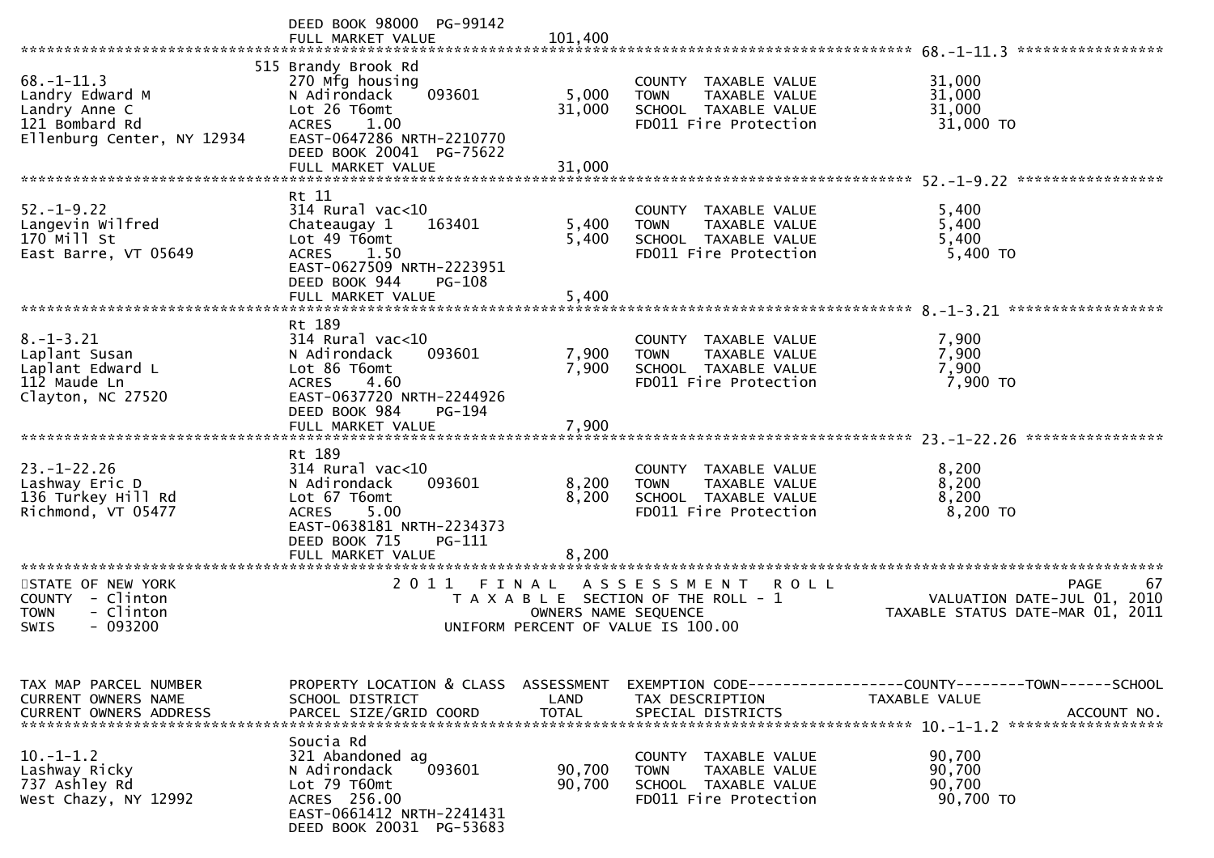DEED BOOK 98000 PG-99142
FULL MARKET VALUE 101,400

---

**68.-1-11.3**

| | | | | |
|---|---|---|---|---|
| 68.-1-11.3 | 515 Brandy Brook Rd | | | |
| Landry Edward M | 270 Mfg housing | | COUNTY TAXABLE VALUE | 31,000 |
| Landry Anne C | N Adirondack 093601 | 5,000 | TOWN TAXABLE VALUE | 31,000 |
| 121 Bombard Rd | Lot 26 T6omt | 31,000 | SCHOOL TAXABLE VALUE | 31,000 |
| Ellenburg Center, NY 12934 | ACRES 1.00 | | FD011 Fire Protection | 31,000 TO |
| | EAST-0647286 NRTH-2210770 | | | |
| | DEED BOOK 20041 PG-75622 | | | |
| | FULL MARKET VALUE | 31,000 | | |

---

**52.-1-9.22**

| | | | | |
|---|---|---|---|---|
| 52.-1-9.22 | Rt 11 | | | |
| Langevin Wilfred | 314 Rural vac<10 | | COUNTY TAXABLE VALUE | 5,400 |
| 170 Mill St | Chateaugay 1 163401 | 5,400 | TOWN TAXABLE VALUE | 5,400 |
| East Barre, VT 05649 | Lot 49 T6omt | 5,400 | SCHOOL TAXABLE VALUE | 5,400 |
| | ACRES 1.50 | | FD011 Fire Protection | 5,400 TO |
| | EAST-0627509 NRTH-2223951 | | | |
| | DEED BOOK 944 PG-108 | | | |
| | FULL MARKET VALUE | 5,400 | | |

---

**8.-1-3.21**

| | | | | |
|---|---|---|---|---|
| 8.-1-3.21 | Rt 189 | | | |
| Laplant Susan | 314 Rural vac<10 | | COUNTY TAXABLE VALUE | 7,900 |
| Laplant Edward L | N Adirondack 093601 | 7,900 | TOWN TAXABLE VALUE | 7,900 |
| 112 Maude Ln | Lot 86 T6omt | 7,900 | SCHOOL TAXABLE VALUE | 7,900 |
| Clayton, NC 27520 | ACRES 4.60 | | FD011 Fire Protection | 7,900 TO |
| | EAST-0637720 NRTH-2244926 | | | |
| | DEED BOOK 984 PG-194 | | | |
| | FULL MARKET VALUE | 7,900 | | |

---

**23.-1-22.26**

| | | | | |
|---|---|---|---|---|
| 23.-1-22.26 | Rt 189 | | | |
| Lashway Eric D | 314 Rural vac<10 | | COUNTY TAXABLE VALUE | 8,200 |
| 136 Turkey Hill Rd | N Adirondack 093601 | 8,200 | TOWN TAXABLE VALUE | 8,200 |
| Richmond, VT 05477 | Lot 67 T6omt | 8,200 | SCHOOL TAXABLE VALUE | 8,200 |
| | ACRES 5.00 | | FD011 Fire Protection | 8,200 TO |
| | EAST-0638181 NRTH-2234373 | | | |
| | DEED BOOK 715 PG-111 | | | |
| | FULL MARKET VALUE | 8,200 | | |

---

STATE OF NEW YORK — 2011 FINAL ASSESSMENT ROLL — PAGE 67
COUNTY - Clinton — TAXABLE SECTION OF THE ROLL - 1 — VALUATION DATE-JUL 01, 2010
TOWN - Clinton — OWNERS NAME SEQUENCE — TAXABLE STATUS DATE-MAR 01, 2011
SWIS - 093200 — UNIFORM PERCENT OF VALUE IS 100.00

| TAX MAP PARCEL NUMBER / CURRENT OWNERS NAME / CURRENT OWNERS ADDRESS | PROPERTY LOCATION & CLASS / SCHOOL DISTRICT / PARCEL SIZE/GRID COORD | ASSESSMENT LAND / TOTAL | EXEMPTION CODE / TAX DESCRIPTION / SPECIAL DISTRICTS | COUNTY--------TOWN------SCHOOL / TAXABLE VALUE / ACCOUNT NO. |
|---|---|---|---|---|
| 10.-1-1.2 | Soucia Rd | | | |
| Lashway Ricky | 321 Abandoned ag | | COUNTY TAXABLE VALUE | 90,700 |
| 737 Ashley Rd | N Adirondack 093601 | 90,700 | TOWN TAXABLE VALUE | 90,700 |
| West Chazy, NY 12992 | Lot 79 T60mt | 90,700 | SCHOOL TAXABLE VALUE | 90,700 |
| | ACRES 256.00 | | FD011 Fire Protection | 90,700 TO |
| | EAST-0661412 NRTH-2241431 | | | |
| | DEED BOOK 20031 PG-53683 | | | |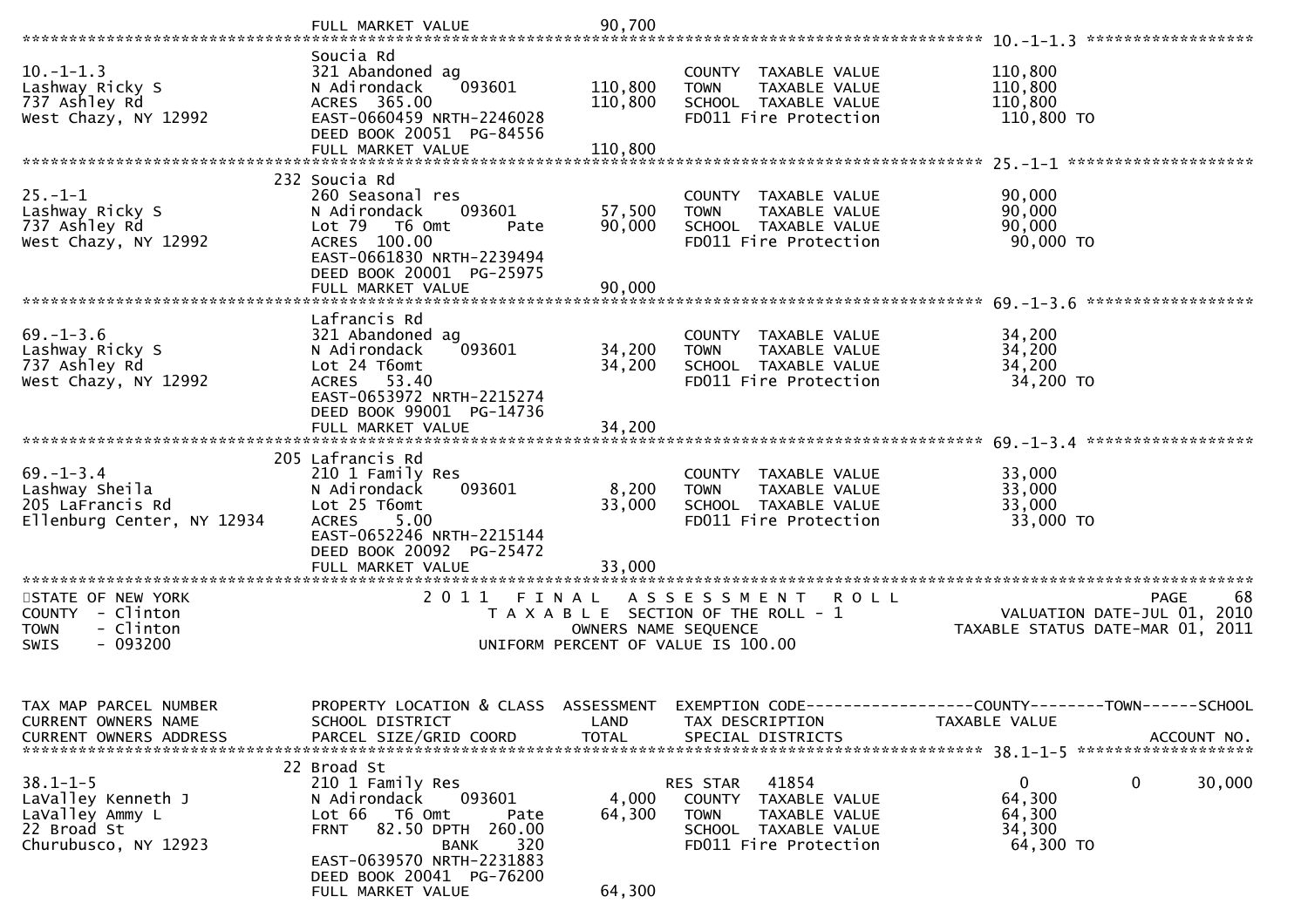```
                                  FULL MARKET VALUE                90,700
******************************************************************************************************* 10.-1-1.3 ******************
                                  Soucia Rd
10.-1-1.3                         321 Abandoned ag                         COUNTY  TAXABLE VALUE              110,800
Lashway Ricky S                   N Adirondack     093601       110,800    TOWN    TAXABLE VALUE              110,800
737 Ashley Rd                     ACRES  365.00                 110,800    SCHOOL  TAXABLE VALUE              110,800
West Chazy, NY 12992              EAST-0660459 NRTH-2246028                FD011 Fire Protection               110,800 TO
                                  DEED BOOK 20051  PG-84556
                                  FULL MARKET VALUE             110,800
******************************************************************************************************* 25.-1-1 ********************
                              232 Soucia Rd
25.-1-1                           260 Seasonal res                         COUNTY  TAXABLE VALUE               90,000
Lashway Ricky S                   N Adirondack     093601        57,500    TOWN    TAXABLE VALUE               90,000
737 Ashley Rd                     Lot 79   T6 Omt       Pate     90,000    SCHOOL  TAXABLE VALUE               90,000
West Chazy, NY 12992              ACRES  100.00                            FD011 Fire Protection                90,000 TO
                                  EAST-0661830 NRTH-2239494
                                  DEED BOOK 20001  PG-25975
                                  FULL MARKET VALUE              90,000
******************************************************************************************************* 69.-1-3.6 ******************
                                  Lafrancis Rd
69.-1-3.6                         321 Abandoned ag                         COUNTY  TAXABLE VALUE               34,200
Lashway Ricky S                   N Adirondack     093601        34,200    TOWN    TAXABLE VALUE               34,200
737 Ashley Rd                     Lot 24 T6omt                   34,200    SCHOOL  TAXABLE VALUE               34,200
West Chazy, NY 12992              ACRES   53.40                            FD011 Fire Protection                34,200 TO
                                  EAST-0653972 NRTH-2215274
                                  DEED BOOK 99001  PG-14736
                                  FULL MARKET VALUE              34,200
******************************************************************************************************* 69.-1-3.4 ******************
                              205 Lafrancis Rd
69.-1-3.4                         210 1 Family Res                         COUNTY  TAXABLE VALUE               33,000
Lashway Sheila                    N Adirondack     093601         8,200    TOWN    TAXABLE VALUE               33,000
205 LaFrancis Rd                  Lot 25 T6omt                   33,000    SCHOOL  TAXABLE VALUE               33,000
Ellenburg Center, NY 12934        ACRES    5.00                            FD011 Fire Protection                33,000 TO
                                  EAST-0652246 NRTH-2215144
                                  DEED BOOK 20092  PG-25472
                                  FULL MARKET VALUE              33,000
************************************************************************************************************************************
STATE OF NEW YORK                      2 0 1 1   F I N A L   A S S E S S M E N T   R O L L                                PAGE    68
COUNTY  - Clinton                          T A X A B L E  SECTION OF THE ROLL - 1                       VALUATION DATE-JUL 01, 2010
TOWN    - Clinton                                OWNERS NAME SEQUENCE                              TAXABLE STATUS DATE-MAR 01, 2011
SWIS    - 093200                            UNIFORM PERCENT OF VALUE IS 100.00


TAX MAP PARCEL NUMBER             PROPERTY LOCATION & CLASS  ASSESSMENT  EXEMPTION CODE------------------COUNTY--------TOWN------SCHOOL
CURRENT OWNERS NAME               SCHOOL DISTRICT               LAND      TAX DESCRIPTION            TAXABLE VALUE
CURRENT OWNERS ADDRESS            PARCEL SIZE/GRID COORD        TOTAL     SPECIAL DISTRICTS                                  ACCOUNT NO.
******************************************************************************************************* 38.1-1-5 *******************
                               22 Broad St
38.1-1-5                          210 1 Family Res                         RES STAR   41854                    0            0     30,000
LaValley Kenneth J                N Adirondack     093601         4,000    COUNTY  TAXABLE VALUE               64,300
LaValley Ammy L                   Lot 66   T6 Omt       Pate     64,300    TOWN    TAXABLE VALUE               64,300
22 Broad St                       FRNT   82.50 DPTH  260.00                SCHOOL  TAXABLE VALUE               34,300
Churubusco, NY 12923                          BANK     320                 FD011 Fire Protection                64,300 TO
                                  EAST-0639570 NRTH-2231883
                                  DEED BOOK 20041  PG-76200
                                  FULL MARKET VALUE              64,300
```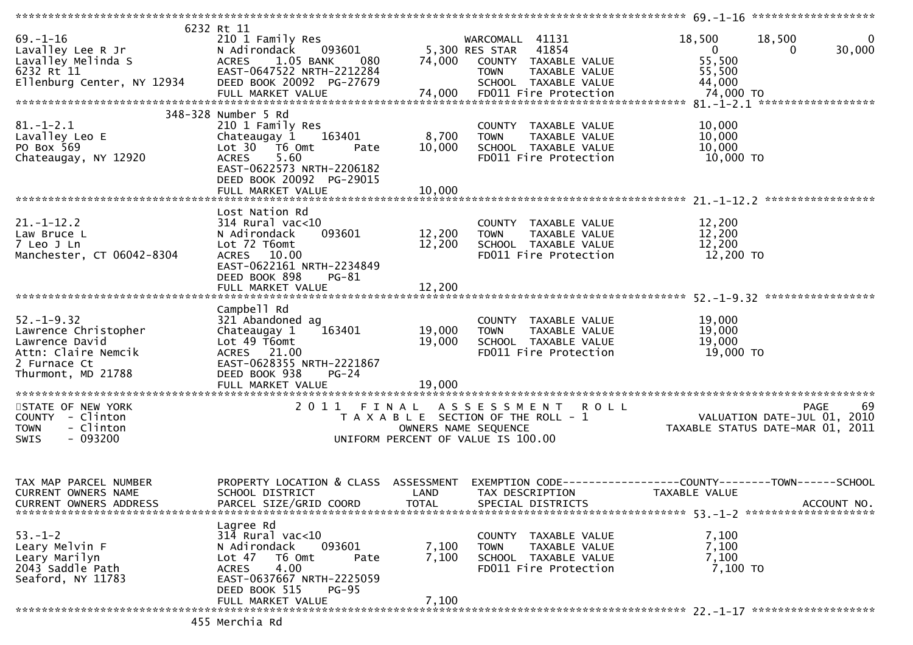```
******************************************************************************************************* 69.-1-16 *******************
                    6232 Rt 11
69.-1-16                         210 1 Family Res                      WARCOMALL  41131              18,500      18,500            0
Lavalley Lee R Jr                N Adirondack    093601         5,300 RES STAR   41854                    0           0       30,000
Lavalley Melinda S               ACRES    1.05 BANK    080     74,000    COUNTY  TAXABLE VALUE        55,500
6232 Rt 11                       EAST-0647522 NRTH-2212284               TOWN    TAXABLE VALUE        55,500
Ellenburg Center, NY 12934       DEED BOOK 20092  PG-27679               SCHOOL  TAXABLE VALUE        44,000
                                 FULL MARKET VALUE              74,000   FD011 Fire Protection        74,000 TO
******************************************************************************************************* 81.-1-2.1 ******************
                    348-328 Number 5 Rd
81.-1-2.1                        210 1 Family Res                        COUNTY  TAXABLE VALUE        10,000
Lavalley Leo E                   Chateaugay 1    163401         8,700    TOWN    TAXABLE VALUE        10,000
PO Box 569                       Lot 30   T6 Omt      Pate     10,000    SCHOOL  TAXABLE VALUE        10,000
Chateaugay, NY 12920             ACRES    5.60                           FD011 Fire Protection        10,000 TO
                                 EAST-0622573 NRTH-2206182
                                 DEED BOOK 20092  PG-29015
                                 FULL MARKET VALUE              10,000
******************************************************************************************************* 21.-1-12.2 *****************
                    Lost Nation Rd
21.-1-12.2                       314 Rural vac<10                        COUNTY  TAXABLE VALUE        12,200
Law Bruce L                      N Adirondack    093601        12,200    TOWN    TAXABLE VALUE        12,200
7 Leo J Ln                       Lot 72 T6omt                  12,200    SCHOOL  TAXABLE VALUE        12,200
Manchester, CT 06042-8304        ACRES   10.00                           FD011 Fire Protection        12,200 TO
                                 EAST-0622161 NRTH-2234849
                                 DEED BOOK 898    PG-81
                                 FULL MARKET VALUE              12,200
******************************************************************************************************* 52.-1-9.32 *****************
                    Campbell Rd
52.-1-9.32                       321 Abandoned ag                        COUNTY  TAXABLE VALUE        19,000
Lawrence Christopher             Chateaugay 1    163401        19,000    TOWN    TAXABLE VALUE        19,000
Lawrence David                   Lot 49 T6omt                  19,000    SCHOOL  TAXABLE VALUE        19,000
Attn: Claire Nemcik              ACRES   21.00                           FD011 Fire Protection        19,000 TO
2 Furnace Ct                     EAST-0628355 NRTH-2221867
Thurmont, MD 21788               DEED BOOK 938    PG-24
                                 FULL MARKET VALUE              19,000
************************************************************************************************************************************
STATE OF NEW YORK                    2 0 1 1   F I N A L   A S S E S S M E N T   R O L L                              PAGE     69
COUNTY  - Clinton                       T A X A B L E  SECTION OF THE ROLL - 1                      VALUATION DATE-JUL 01, 2010
TOWN    - Clinton                              OWNERS NAME SEQUENCE                          TAXABLE STATUS DATE-MAR 01, 2011
SWIS    - 093200                          UNIFORM PERCENT OF VALUE IS 100.00


TAX MAP PARCEL NUMBER            PROPERTY LOCATION & CLASS  ASSESSMENT  EXEMPTION CODE------------------COUNTY--------TOWN------SCHOOL
CURRENT OWNERS NAME              SCHOOL DISTRICT               LAND      TAX DESCRIPTION              TAXABLE VALUE
CURRENT OWNERS ADDRESS           PARCEL SIZE/GRID COORD       TOTAL      SPECIAL DISTRICTS                                 ACCOUNT NO.
******************************************************************************************************* 53.-1-2 ********************
                    Lagree Rd
53.-1-2                          314 Rural vac<10                        COUNTY  TAXABLE VALUE         7,100
Leary Melvin F                   N Adirondack    093601         7,100    TOWN    TAXABLE VALUE         7,100
Leary Marilyn                    Lot 47   T6 Omt      Pate      7,100    SCHOOL  TAXABLE VALUE         7,100
2043 Saddle Path                 ACRES    4.00                           FD011 Fire Protection         7,100 TO
Seaford, NY 11783                EAST-0637667 NRTH-2225059
                                 DEED BOOK 515    PG-95
                                 FULL MARKET VALUE               7,100
******************************************************************************************************* 22.-1-17 *******************
                    455 Merchia Rd
```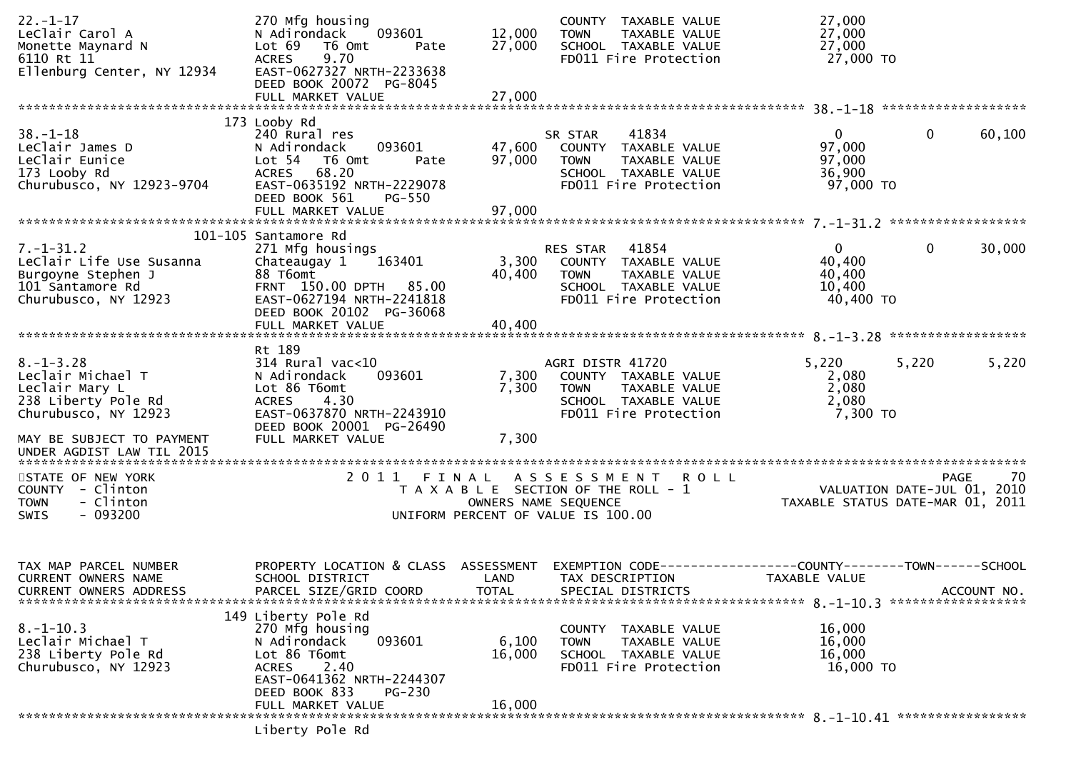```
22.-1-17                       270 Mfg housing                          COUNTY  TAXABLE VALUE          27,000
LeClair Carol A                N Adirondack    093601       12,000      TOWN    TAXABLE VALUE          27,000
Monette Maynard N              Lot 69   T6 Omt        Pate  27,000      SCHOOL  TAXABLE VALUE          27,000
6110 Rt 11                     ACRES    9.70                            FD011 Fire Protection           27,000 TO
Ellenburg Center, NY 12934     EAST-0627327 NRTH-2233638
                               DEED BOOK 20072  PG-8045
                               FULL MARKET VALUE            27,000
******************************************************************************************************* 38.-1-18 ******************
                          173 Looby Rd
38.-1-18                       240 Rural res                            SR STAR    41834                0          0      60,100
LeClair James D                N Adirondack    093601       47,600      COUNTY  TAXABLE VALUE          97,000
LeClair Eunice                 Lot 54   T6 Omt        Pate  97,000      TOWN    TAXABLE VALUE          97,000
173 Looby Rd                   ACRES   68.20                            SCHOOL  TAXABLE VALUE          36,900
Churubusco, NY 12923-9704      EAST-0635192 NRTH-2229078                FD011 Fire Protection           97,000 TO
                               DEED BOOK 561    PG-550
                               FULL MARKET VALUE            97,000
******************************************************************************************************* 7.-1-31.2 ****************
                      101-105 Santamore Rd
7.-1-31.2                      271 Mfg housings                         RES STAR   41854                0          0      30,000
LeClair Life Use Susanna       Chateaugay 1    163401        3,300      COUNTY  TAXABLE VALUE          40,400
Burgoyne Stephen J             88 T6omt                     40,400      TOWN    TAXABLE VALUE          40,400
101 Santamore Rd               FRNT 150.00 DPTH  85.00                  SCHOOL  TAXABLE VALUE          10,400
Churubusco, NY 12923           EAST-0627194 NRTH-2241818                FD011 Fire Protection           40,400 TO
                               DEED BOOK 20102  PG-36068
                               FULL MARKET VALUE            40,400
******************************************************************************************************* 8.-1-3.28 ****************
                               Rt 189
8.-1-3.28                      314 Rural vac<10                         AGRI DISTR 41720            5,220      5,220       5,220
Leclair Michael T              N Adirondack    093601        7,300      COUNTY  TAXABLE VALUE           2,080
Leclair Mary L                 Lot 86 T6omt                  7,300      TOWN    TAXABLE VALUE           2,080
238 Liberty Pole Rd            ACRES    4.30                            SCHOOL  TAXABLE VALUE           2,080
Churubusco, NY 12923           EAST-0637870 NRTH-2243910                FD011 Fire Protection            7,300 TO
                               DEED BOOK 20001  PG-26490
MAY BE SUBJECT TO PAYMENT      FULL MARKET VALUE             7,300
UNDER AGDIST LAW TIL 2015
************************************************************************************************************************************
STATE OF NEW YORK                    2 0 1 1   F I N A L   A S S E S S M E N T   R O L L                            PAGE     70
COUNTY  - Clinton                          T A X A B L E  SECTION OF THE ROLL - 1                      VALUATION DATE-JUL 01, 2010
TOWN    - Clinton                                 OWNERS NAME SEQUENCE                             TAXABLE STATUS DATE-MAR 01, 2011
SWIS    - 093200                         UNIFORM PERCENT OF VALUE IS 100.00


TAX MAP PARCEL NUMBER          PROPERTY LOCATION & CLASS  ASSESSMENT  EXEMPTION CODE------------------COUNTY--------TOWN------SCHOOL
CURRENT OWNERS NAME            SCHOOL DISTRICT               LAND      TAX DESCRIPTION             TAXABLE VALUE
CURRENT OWNERS ADDRESS         PARCEL SIZE/GRID COORD        TOTAL     SPECIAL DISTRICTS                                ACCOUNT NO.
******************************************************************************************************* 8.-1-10.3 ****************
                          149 Liberty Pole Rd
8.-1-10.3                      270 Mfg housing                          COUNTY  TAXABLE VALUE          16,000
Leclair Michael T              N Adirondack    093601        6,100      TOWN    TAXABLE VALUE          16,000
238 Liberty Pole Rd            Lot 86 T6omt                 16,000      SCHOOL  TAXABLE VALUE          16,000
Churubusco, NY 12923           ACRES    2.40                            FD011 Fire Protection           16,000 TO
                               EAST-0641362 NRTH-2244307
                               DEED BOOK 833    PG-230
                               FULL MARKET VALUE            16,000
******************************************************************************************************* 8.-1-10.41 ***************
                               Liberty Pole Rd
```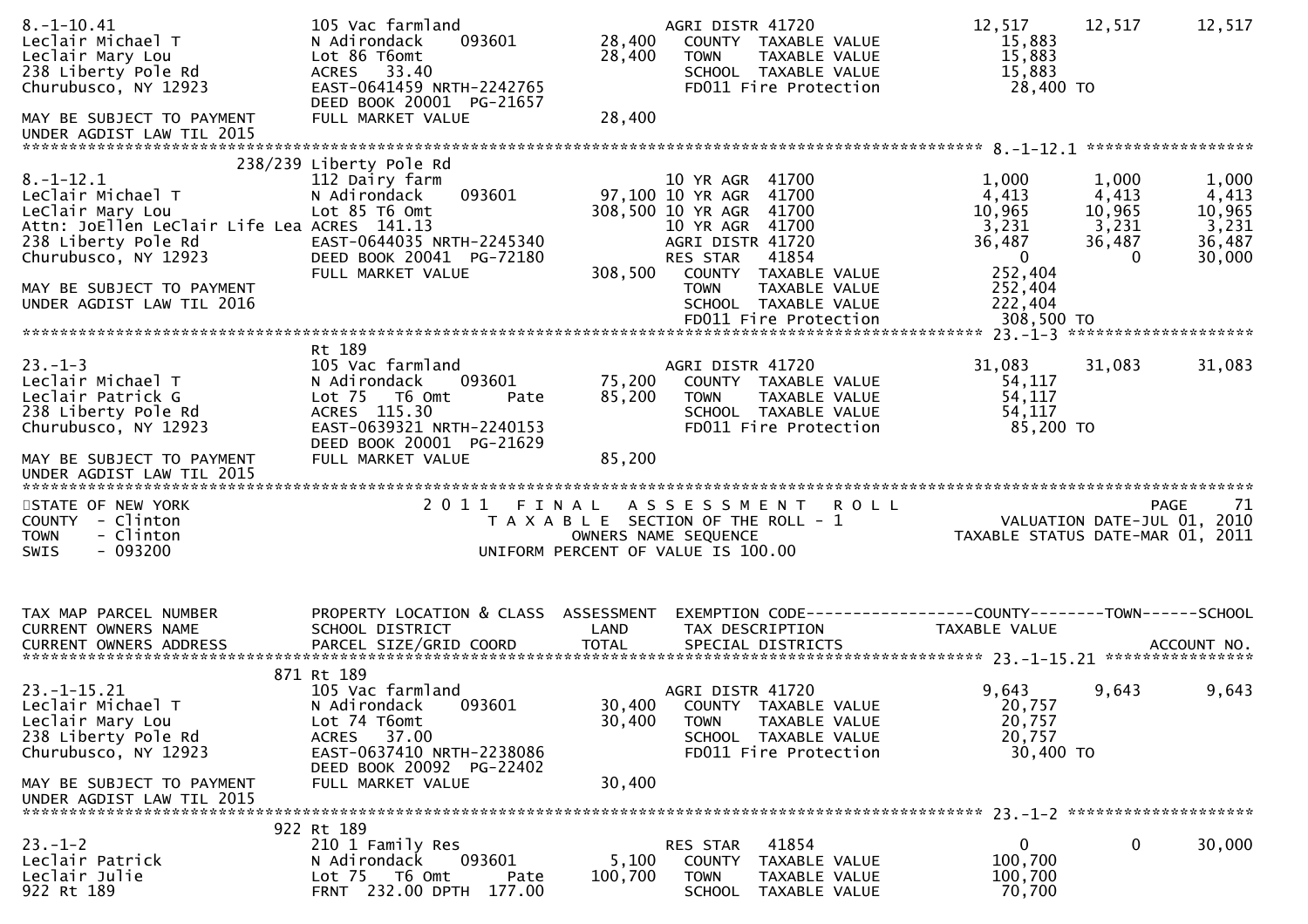```
8.-1-10.41                     105 Vac farmland                    AGRI DISTR 41720               12,517      12,517      12,517
Leclair Michael T              N Adirondack      093601     28,400    COUNTY  TAXABLE VALUE          15,883
Leclair Mary Lou               Lot 86 T6omt                  28,400    TOWN    TAXABLE VALUE          15,883
238 Liberty Pole Rd            ACRES   33.40                           SCHOOL  TAXABLE VALUE          15,883
Churubusco, NY 12923           EAST-0641459 NRTH-2242765               FD011 Fire Protection           28,400 TO
                               DEED BOOK 20001  PG-21657
MAY BE SUBJECT TO PAYMENT      FULL MARKET VALUE             28,400
UNDER AGDIST LAW TIL 2015
******************************************************************************************************* 8.-1-12.1 ******************
                          238/239 Liberty Pole Rd
8.-1-12.1                      112 Dairy farm                      10 YR AGR  41700                1,000       1,000       1,000
LeClair Michael T              N Adirondack      093601     97,100 10 YR AGR  41700                4,413       4,413       4,413
LeClair Mary Lou               Lot 85 T6 Omt                308,500 10 YR AGR  41700               10,965      10,965      10,965
Attn: JoEllen LeClair Life Lea ACRES  141.13                       10 YR AGR  41700                3,231       3,231       3,231
238 Liberty Pole Rd            EAST-0644035 NRTH-2245340           AGRI DISTR 41720               36,487      36,487      36,487
Churubusco, NY 12923           DEED BOOK 20041  PG-72180           RES STAR   41854                    0           0      30,000
                               FULL MARKET VALUE            308,500    COUNTY  TAXABLE VALUE         252,404
MAY BE SUBJECT TO PAYMENT                                              TOWN    TAXABLE VALUE         252,404
UNDER AGDIST LAW TIL 2016                                              SCHOOL  TAXABLE VALUE         222,404
                                                                       FD011 Fire Protection          308,500 TO
******************************************************************************************************* 23.-1-3 ********************
                               Rt 189
23.-1-3                        105 Vac farmland                    AGRI DISTR 41720               31,083      31,083      31,083
Leclair Michael T              N Adirondack      093601     75,200    COUNTY  TAXABLE VALUE          54,117
Leclair Patrick G              Lot 75   T6 Omt       Pate    85,200    TOWN    TAXABLE VALUE          54,117
238 Liberty Pole Rd            ACRES  115.30                           SCHOOL  TAXABLE VALUE          54,117
Churubusco, NY 12923           EAST-0639321 NRTH-2240153               FD011 Fire Protection           85,200 TO
                               DEED BOOK 20001  PG-21629
MAY BE SUBJECT TO PAYMENT      FULL MARKET VALUE             85,200
UNDER AGDIST LAW TIL 2015
************************************************************************************************************************************
STATE OF NEW YORK                  2 0 1 1   F I N A L   A S S E S S M E N T   R O L L                                PAGE     71
COUNTY  - Clinton                        T A X A B L E  SECTION OF THE ROLL - 1                        VALUATION DATE-JUL 01, 2010
TOWN    - Clinton                              OWNERS NAME SEQUENCE                               TAXABLE STATUS DATE-MAR 01, 2011
SWIS    - 093200                          UNIFORM PERCENT OF VALUE IS 100.00


TAX MAP PARCEL NUMBER          PROPERTY LOCATION & CLASS  ASSESSMENT  EXEMPTION CODE------------------COUNTY--------TOWN------SCHOOL
CURRENT OWNERS NAME            SCHOOL DISTRICT               LAND      TAX DESCRIPTION            TAXABLE VALUE
CURRENT OWNERS ADDRESS         PARCEL SIZE/GRID COORD        TOTAL     SPECIAL DISTRICTS                                   ACCOUNT NO.
******************************************************************************************************* 23.-1-15.21 ****************
                           871 Rt 189
23.-1-15.21                    105 Vac farmland                    AGRI DISTR 41720                9,643       9,643       9,643
Leclair Michael T              N Adirondack      093601     30,400    COUNTY  TAXABLE VALUE          20,757
Leclair Mary Lou               Lot 74 T6omt                  30,400    TOWN    TAXABLE VALUE          20,757
238 Liberty Pole Rd            ACRES   37.00                           SCHOOL  TAXABLE VALUE          20,757
Churubusco, NY 12923           EAST-0637410 NRTH-2238086               FD011 Fire Protection           30,400 TO
                               DEED BOOK 20092  PG-22402
MAY BE SUBJECT TO PAYMENT      FULL MARKET VALUE             30,400
UNDER AGDIST LAW TIL 2015
******************************************************************************************************* 23.-1-2 ********************
                           922 Rt 189
23.-1-2                        210 1 Family Res                    RES STAR   41854                    0           0      30,000
Leclair Patrick                N Adirondack      093601      5,100    COUNTY  TAXABLE VALUE         100,700
Leclair Julie                  Lot 75   T6 Omt       Pate   100,700    TOWN    TAXABLE VALUE         100,700
922 Rt 189                     FRNT  232.00 DPTH  177.00               SCHOOL  TAXABLE VALUE          70,700
```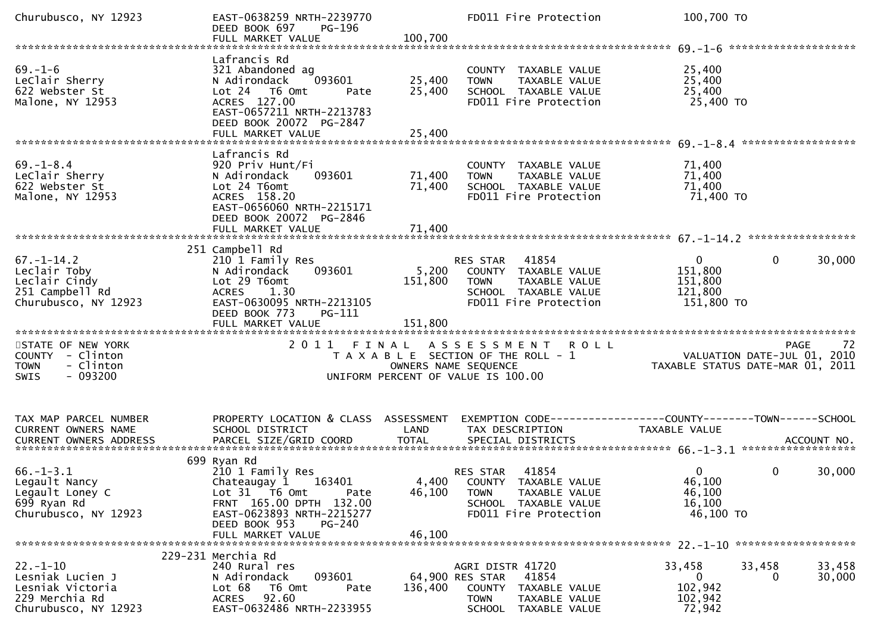```
Churubusco, NY 12923           EAST-0638259 NRTH-2239770               FD011 Fire Protection            100,700 TO
                               DEED BOOK 697     PG-196
                               FULL MARKET VALUE                100,700
******************************************************************************************************* 69.-1-6 ********************
                               Lafrancis Rd
69.-1-6                        321 Abandoned ag                          COUNTY  TAXABLE VALUE            25,400
LeClair Sherry                 N Adirondack      093601        25,400    TOWN    TAXABLE VALUE            25,400
622 Webster St                 Lot 24   T6 Omt         Pate    25,400    SCHOOL  TAXABLE VALUE            25,400
Malone, NY 12953               ACRES  127.00                              FD011 Fire Protection             25,400 TO
                               EAST-0657211 NRTH-2213783
                               DEED BOOK 20072  PG-2847
                               FULL MARKET VALUE                 25,400
******************************************************************************************************* 69.-1-8.4 ******************
                               Lafrancis Rd
69.-1-8.4                      920 Priv Hunt/Fi                          COUNTY  TAXABLE VALUE            71,400
LeClair Sherry                 N Adirondack      093601        71,400    TOWN    TAXABLE VALUE            71,400
622 Webster St                 Lot 24 T6omt                    71,400    SCHOOL  TAXABLE VALUE            71,400
Malone, NY 12953               ACRES  158.20                              FD011 Fire Protection             71,400 TO
                               EAST-0656060 NRTH-2215171
                               DEED BOOK 20072  PG-2846
                               FULL MARKET VALUE                 71,400
******************************************************************************************************* 67.-1-14.2 *****************
                           251 Campbell Rd
67.-1-14.2                     210 1 Family Res                          RES STAR   41854                   0          0        30,000
Leclair Toby                   N Adirondack      093601         5,200    COUNTY  TAXABLE VALUE           151,800
Leclair Cindy                  Lot 29 T6omt                   151,800    TOWN    TAXABLE VALUE           151,800
251 Campbell Rd                ACRES     1.30                             SCHOOL  TAXABLE VALUE           121,800
Churubusco, NY 12923           EAST-0630095 NRTH-2213105                  FD011 Fire Protection            151,800 TO
                               DEED BOOK 773     PG-111
                               FULL MARKET VALUE                151,800
*************************************************************************************************************************************
STATE OF NEW YORK                    2 0 1 1   F I N A L   A S S E S S M E N T   R O L L                            PAGE     72
COUNTY  - Clinton                      T A X A B L E  SECTION OF THE ROLL - 1                       VALUATION DATE-JUL 01, 2010
TOWN    - Clinton                             OWNERS NAME SEQUENCE                                TAXABLE STATUS DATE-MAR 01, 2011
SWIS    - 093200                      UNIFORM PERCENT OF VALUE IS 100.00


TAX MAP PARCEL NUMBER          PROPERTY LOCATION & CLASS  ASSESSMENT  EXEMPTION CODE------------------COUNTY--------TOWN------SCHOOL
CURRENT OWNERS NAME            SCHOOL DISTRICT               LAND      TAX DESCRIPTION              TAXABLE VALUE
CURRENT OWNERS ADDRESS         PARCEL SIZE/GRID COORD        TOTAL     SPECIAL DISTRICTS                                 ACCOUNT NO.
******************************************************************************************************* 66.-1-3.1 ******************
                           699 Ryan Rd
66.-1-3.1                      210 1 Family Res                          RES STAR   41854                   0          0        30,000
Legault Nancy                  Chateaugay 1      163401         4,400    COUNTY  TAXABLE VALUE            46,100
Legault Loney C                Lot 31   T6 Omt         Pate    46,100    TOWN    TAXABLE VALUE            46,100
699 Ryan Rd                    FRNT  165.00 DPTH  132.00                  SCHOOL  TAXABLE VALUE            16,100
Churubusco, NY 12923           EAST-0623893 NRTH-2215277                  FD011 Fire Protection             46,100 TO
                               DEED BOOK 953     PG-240
                               FULL MARKET VALUE                 46,100
******************************************************************************************************* 22.-1-10 *******************
                       229-231 Merchia Rd
22.-1-10                       240 Rural res                             AGRI DISTR 41720              33,458     33,458     33,458
Lesniak Lucien J               N Adirondack      093601        64,900 RES STAR   41854                   0          0        30,000
Lesniak Victoria               Lot 68   T6 Omt         Pate   136,400    COUNTY  TAXABLE VALUE           102,942
229 Merchia Rd                 ACRES   92.60                              TOWN    TAXABLE VALUE           102,942
Churubusco, NY 12923           EAST-0632486 NRTH-2233955                  SCHOOL  TAXABLE VALUE            72,942
```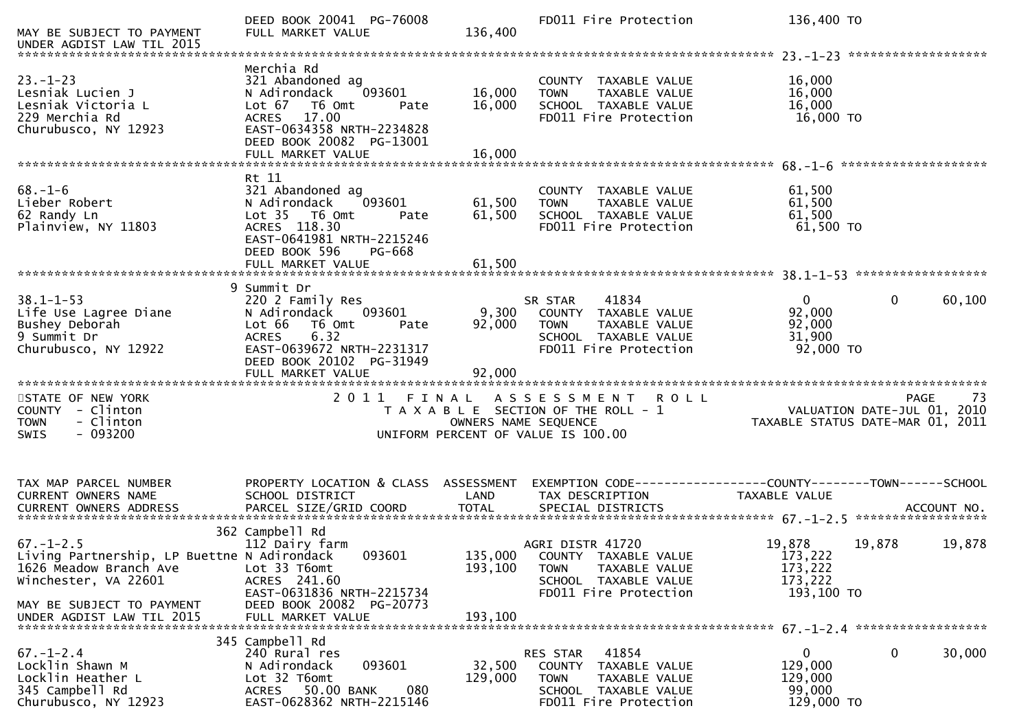```
                              DEED BOOK 20041  PG-76008                  FD011 Fire Protection            136,400 TO
MAY BE SUBJECT TO PAYMENT     FULL MARKET VALUE              136,400
UNDER AGDIST LAW TIL 2015
******************************************************************************************************* 23.-1-23 ******************
                              Merchia Rd
23.-1-23                      321 Abandoned ag                            COUNTY  TAXABLE VALUE             16,000
Lesniak Lucien J              N Adirondack     093601         16,000      TOWN    TAXABLE VALUE             16,000
Lesniak Victoria L            Lot 67   T6 Omt        Pate     16,000      SCHOOL  TAXABLE VALUE             16,000
229 Merchia Rd                ACRES   17.00                               FD011 Fire Protection             16,000 TO
Churubusco, NY 12923          EAST-0634358 NRTH-2234828
                              DEED BOOK 20082  PG-13001
                              FULL MARKET VALUE               16,000
******************************************************************************************************* 68.-1-6 *******************
                              Rt 11
68.-1-6                       321 Abandoned ag                            COUNTY  TAXABLE VALUE             61,500
Lieber Robert                 N Adirondack     093601         61,500      TOWN    TAXABLE VALUE             61,500
62 Randy Ln                   Lot 35   T6 Omt        Pate     61,500      SCHOOL  TAXABLE VALUE             61,500
Plainview, NY 11803           ACRES 118.30                                FD011 Fire Protection             61,500 TO
                              EAST-0641981 NRTH-2215246
                              DEED BOOK 596     PG-668
                              FULL MARKET VALUE               61,500
******************************************************************************************************* 38.1-1-53 *****************
                            9 Summit Dr
38.1-1-53                     220 2 Family Res                    SR STAR     41834                  0            0         60,100
Life Use Lagree Diane         N Adirondack     093601          9,300   COUNTY  TAXABLE VALUE             92,000
Bushey Deborah                Lot 66   T6 Omt        Pate     92,000   TOWN    TAXABLE VALUE             92,000
9 Summit Dr                   ACRES    6.32                            SCHOOL  TAXABLE VALUE             31,900
Churubusco, NY 12922          EAST-0639672 NRTH-2231317                FD011 Fire Protection             92,000 TO
                              DEED BOOK 20102  PG-31949
                              FULL MARKET VALUE               92,000
************************************************************************************************************************************
STATE OF NEW YORK                   2 0 1 1   F I N A L   A S S E S S M E N T   R O L L                                PAGE     73
COUNTY  - Clinton                      T A X A B L E  SECTION OF THE ROLL - 1                         VALUATION DATE-JUL 01, 2010
TOWN    - Clinton                                OWNERS NAME SEQUENCE                            TAXABLE STATUS DATE-MAR 01, 2011
SWIS    - 093200                         UNIFORM PERCENT OF VALUE IS 100.00


TAX MAP PARCEL NUMBER         PROPERTY LOCATION & CLASS  ASSESSMENT  EXEMPTION CODE------------------COUNTY--------TOWN------SCHOOL
CURRENT OWNERS NAME           SCHOOL DISTRICT                LAND    TAX DESCRIPTION            TAXABLE VALUE
CURRENT OWNERS ADDRESS        PARCEL SIZE/GRID COORD        TOTAL    SPECIAL DISTRICTS                                 ACCOUNT NO.
******************************************************************************************************* 67.-1-2.5 *****************
                          362 Campbell Rd
67.-1-2.5                     112 Dairy farm                      AGRI DISTR 41720               19,878       19,878        19,878
Living Partnership, LP Buettne N Adirondack     093601       135,000   COUNTY  TAXABLE VALUE            173,222
1626 Meadow Branch Ave        Lot 33 T6omt                   193,100   TOWN    TAXABLE VALUE            173,222
Winchester, VA 22601          ACRES 241.60                             SCHOOL  TAXABLE VALUE            173,222
                              EAST-0631836 NRTH-2215734                FD011 Fire Protection            193,100 TO
MAY BE SUBJECT TO PAYMENT     DEED BOOK 20082  PG-20773
UNDER AGDIST LAW TIL 2015     FULL MARKET VALUE              193,100
******************************************************************************************************* 67.-1-2.4 *****************
                          345 Campbell Rd
67.-1-2.4                     240 Rural res                       RES STAR    41854                  0            0         30,000
Locklin Shawn M               N Adirondack     093601         32,500   COUNTY  TAXABLE VALUE            129,000
Locklin Heather L             Lot 32 T6omt                   129,000   TOWN    TAXABLE VALUE            129,000
345 Campbell Rd               ACRES   50.00 BANK     080               SCHOOL  TAXABLE VALUE             99,000
Churubusco, NY 12923          EAST-0628362 NRTH-2215146                FD011 Fire Protection            129,000 TO
```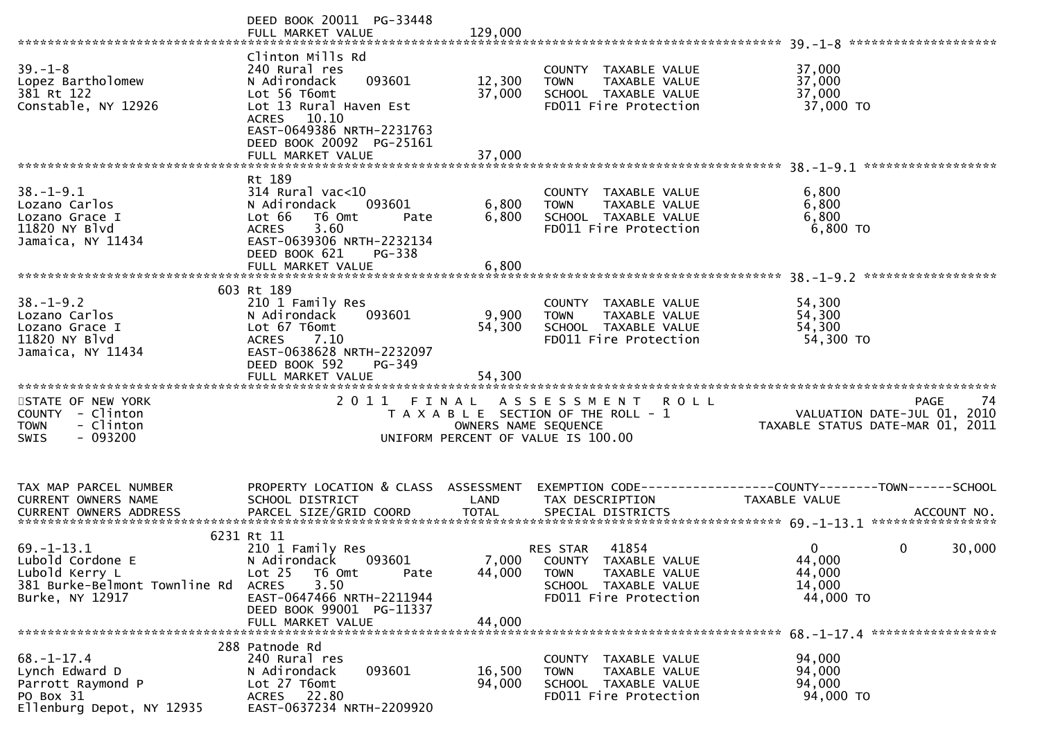```
                                DEED BOOK 20011  PG-33448
                                FULL MARKET VALUE              129,000
******************************************************************************************************* 39.-1-8 ********************
                                Clinton Mills Rd
39.-1-8                         240 Rural res                              COUNTY  TAXABLE VALUE             37,000
Lopez Bartholomew               N Adirondack     093601        12,300      TOWN    TAXABLE VALUE             37,000
381 Rt 122                      Lot 56 T6omt                   37,000      SCHOOL  TAXABLE VALUE             37,000
Constable, NY 12926             Lot 13 Rural Haven Est                     FD011 Fire Protection              37,000 TO
                                ACRES    10.10
                                EAST-0649386 NRTH-2231763
                                DEED BOOK 20092  PG-25161
                                FULL MARKET VALUE               37,000
******************************************************************************************************* 38.-1-9.1 ******************
                                Rt 189
38.-1-9.1                       314 Rural vac<10                           COUNTY  TAXABLE VALUE              6,800
Lozano Carlos                   N Adirondack     093601         6,800      TOWN    TAXABLE VALUE              6,800
Lozano Grace I                  Lot 66   T6 Omt        Pate     6,800      SCHOOL  TAXABLE VALUE              6,800
11820 NY Blvd                   ACRES     3.60                             FD011 Fire Protection               6,800 TO
Jamaica, NY 11434               EAST-0639306 NRTH-2232134
                                DEED BOOK 621     PG-338
                                FULL MARKET VALUE                6,800
******************************************************************************************************* 38.-1-9.2 ******************
                            603 Rt 189
38.-1-9.2                       210 1 Family Res                           COUNTY  TAXABLE VALUE             54,300
Lozano Carlos                   N Adirondack     093601         9,900      TOWN    TAXABLE VALUE             54,300
Lozano Grace I                  Lot 67 T6omt                   54,300      SCHOOL  TAXABLE VALUE             54,300
11820 NY Blvd                   ACRES     7.10                             FD011 Fire Protection              54,300 TO
Jamaica, NY 11434               EAST-0638628 NRTH-2232097
                                DEED BOOK 592     PG-349
                                FULL MARKET VALUE               54,300
************************************************************************************************************************************
STATE OF NEW YORK                    2 0 1 1   F I N A L   A S S E S S M E N T   R O L L                              PAGE    74
COUNTY  - Clinton                        T A X A B L E  SECTION OF THE ROLL - 1                        VALUATION DATE-JUL 01, 2010
TOWN    - Clinton                                  OWNERS NAME SEQUENCE                           TAXABLE STATUS DATE-MAR 01, 2011
SWIS    - 093200                            UNIFORM PERCENT OF VALUE IS 100.00


TAX MAP PARCEL NUMBER           PROPERTY LOCATION & CLASS  ASSESSMENT  EXEMPTION CODE------------------COUNTY--------TOWN------SCHOOL
CURRENT OWNERS NAME             SCHOOL DISTRICT               LAND      TAX DESCRIPTION               TAXABLE VALUE
CURRENT OWNERS ADDRESS          PARCEL SIZE/GRID COORD        TOTAL     SPECIAL DISTRICTS                                 ACCOUNT NO.
******************************************************************************************************* 69.-1-13.1 *****************
                           6231 Rt 11
69.-1-13.1                      210 1 Family Res                           RES STAR   41854                    0            0      30,000
Lubold Cordone E                N Adirondack     093601         7,000      COUNTY  TAXABLE VALUE             44,000
Lubold Kerry L                  Lot 25   T6 Omt        Pate    44,000      TOWN    TAXABLE VALUE             44,000
381 Burke-Belmont Townline Rd   ACRES     3.50                             SCHOOL  TAXABLE VALUE             14,000
Burke, NY 12917                 EAST-0647466 NRTH-2211944                  FD011 Fire Protection              44,000 TO
                                DEED BOOK 99001  PG-11337
                                FULL MARKET VALUE               44,000
******************************************************************************************************* 68.-1-17.4 *****************
                            288 Patnode Rd
68.-1-17.4                      240 Rural res                              COUNTY  TAXABLE VALUE             94,000
Lynch Edward D                  N Adirondack     093601        16,500      TOWN    TAXABLE VALUE             94,000
Parrott Raymond P               Lot 27 T6omt                   94,000      SCHOOL  TAXABLE VALUE             94,000
PO Box 31                       ACRES    22.80                             FD011 Fire Protection              94,000 TO
Ellenburg Depot, NY 12935       EAST-0637234 NRTH-2209920
```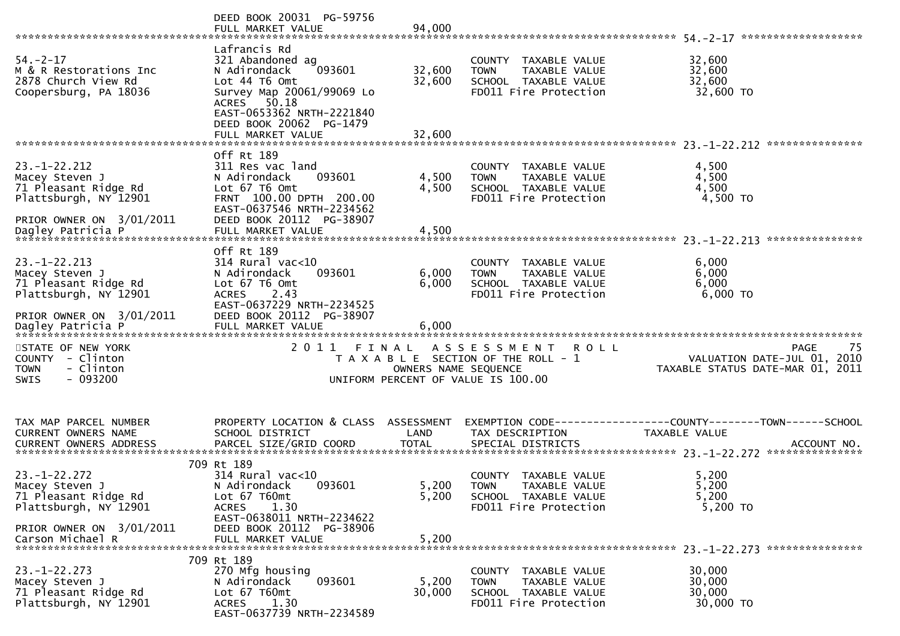```
                              DEED BOOK 20031  PG-59756
                              FULL MARKET VALUE                94,000
******************************************************************************************************* 54.-2-17 *******************
                              Lafrancis Rd
54.-2-17                      321 Abandoned ag                          COUNTY  TAXABLE VALUE             32,600
M & R Restorations Inc        N Adirondack    093601         32,600     TOWN    TAXABLE VALUE             32,600
2878 Church View Rd           Lot 44 T6 Omt                  32,600     SCHOOL  TAXABLE VALUE             32,600
Coopersburg, PA 18036         Survey Map 20061/99069 Lo                 FD011 Fire Protection              32,600 TO
                              ACRES    50.18
                              EAST-0653362 NRTH-2221840
                              DEED BOOK 20062  PG-1479
                              FULL MARKET VALUE                32,600
******************************************************************************************************* 23.-1-22.212 ***************
                              Off Rt 189
23.-1-22.212                  311 Res vac land                          COUNTY  TAXABLE VALUE              4,500
Macey Steven J                N Adirondack    093601          4,500     TOWN    TAXABLE VALUE              4,500
71 Pleasant Ridge Rd          Lot 67 T6 Omt                   4,500     SCHOOL  TAXABLE VALUE              4,500
Plattsburgh, NY 12901         FRNT 100.00 DPTH 200.00                   FD011 Fire Protection               4,500 TO
                              EAST-0637546 NRTH-2234562
PRIOR OWNER ON  3/01/2011     DEED BOOK 20112  PG-38907
Dagley Patricia P             FULL MARKET VALUE                 4,500
******************************************************************************************************* 23.-1-22.213 ***************
                              Off Rt 189
23.-1-22.213                  314 Rural vac<10                          COUNTY  TAXABLE VALUE              6,000
Macey Steven J                N Adirondack    093601          6,000     TOWN    TAXABLE VALUE              6,000
71 Pleasant Ridge Rd          Lot 67 T6 Omt                   6,000     SCHOOL  TAXABLE VALUE              6,000
Plattsburgh, NY 12901         ACRES     2.43                            FD011 Fire Protection               6,000 TO
                              EAST-0637229 NRTH-2234525
PRIOR OWNER ON  3/01/2011     DEED BOOK 20112  PG-38907
Dagley Patricia P             FULL MARKET VALUE                 6,000
************************************************************************************************************************************
STATE OF NEW YORK                    2 0 1 1   F I N A L   A S S E S S M E N T   R O L L                                  PAGE    75
COUNTY  - Clinton                         T A X A B L E  SECTION OF THE ROLL - 1                          VALUATION DATE-JUL 01, 2010
TOWN    - Clinton                              OWNERS NAME SEQUENCE                                   TAXABLE STATUS DATE-MAR 01, 2011
SWIS    - 093200                         UNIFORM PERCENT OF VALUE IS 100.00


TAX MAP PARCEL NUMBER         PROPERTY LOCATION & CLASS  ASSESSMENT  EXEMPTION CODE------------------COUNTY--------TOWN------SCHOOL
CURRENT OWNERS NAME           SCHOOL DISTRICT               LAND      TAX DESCRIPTION              TAXABLE VALUE
CURRENT OWNERS ADDRESS        PARCEL SIZE/GRID COORD        TOTAL     SPECIAL DISTRICTS                                    ACCOUNT NO.
******************************************************************************************************* 23.-1-22.272 ***************
                          709 Rt 189
23.-1-22.272                  314 Rural vac<10                          COUNTY  TAXABLE VALUE              5,200
Macey Steven J                N Adirondack    093601          5,200     TOWN    TAXABLE VALUE              5,200
71 Pleasant Ridge Rd          Lot 67 T60mt                    5,200     SCHOOL  TAXABLE VALUE              5,200
Plattsburgh, NY 12901         ACRES     1.30                            FD011 Fire Protection               5,200 TO
                              EAST-0638011 NRTH-2234622
PRIOR OWNER ON  3/01/2011     DEED BOOK 20112  PG-38906
Carson Michael R              FULL MARKET VALUE                 5,200
******************************************************************************************************* 23.-1-22.273 ***************
                          709 Rt 189
23.-1-22.273                  270 Mfg housing                           COUNTY  TAXABLE VALUE             30,000
Macey Steven J                N Adirondack    093601          5,200     TOWN    TAXABLE VALUE             30,000
71 Pleasant Ridge Rd          Lot 67 T60mt                   30,000     SCHOOL  TAXABLE VALUE             30,000
Plattsburgh, NY 12901         ACRES     1.30                            FD011 Fire Protection              30,000 TO
                              EAST-0637739 NRTH-2234589
```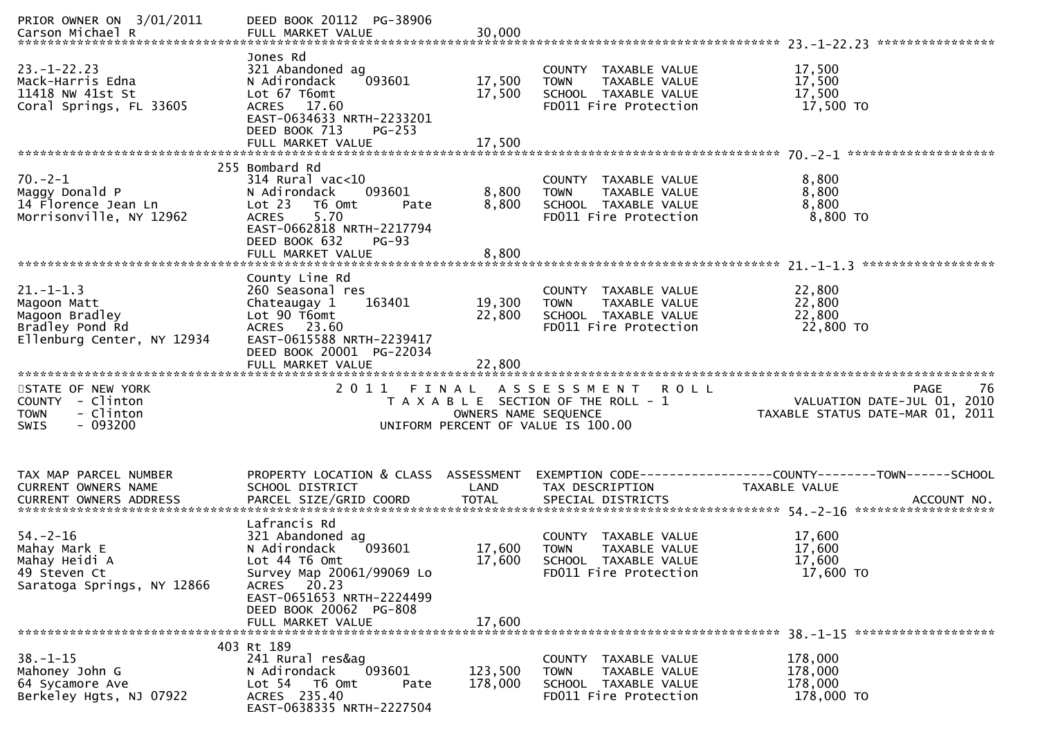PRIOR OWNER ON 3/01/2011 DEED BOOK 20112 PG-38906
Carson Michael R FULL MARKET VALUE 30,000

| TAX MAP PARCEL NUMBER / CURRENT OWNERS NAME / CURRENT OWNERS ADDRESS | PROPERTY LOCATION & CLASS / SCHOOL DISTRICT / PARCEL SIZE/GRID COORD | LAND | TOTAL | EXEMPTION CODE / TAX DESCRIPTION / SPECIAL DISTRICTS | TAXABLE VALUE (COUNTY / TOWN / SCHOOL) |
|---|---|---|---|---|---|
| **23.-1-22.23** | Jones Rd | | | | |
| 23.-1-22.23 | 321 Abandoned ag | | | COUNTY TAXABLE VALUE | 17,500 |
| Mack-Harris Edna | N Adirondack 093601 | 17,500 | | TOWN TAXABLE VALUE | 17,500 |
| 11418 NW 41st St | Lot 67 T6omt | | 17,500 | SCHOOL TAXABLE VALUE | 17,500 |
| Coral Springs, FL 33605 | ACRES 17.60 | | | FD011 Fire Protection | 17,500 TO |
| | EAST-0634633 NRTH-2233201 | | | | |
| | DEED BOOK 713 PG-253 | | | | |
| | FULL MARKET VALUE | | 17,500 | | |
| **70.-2-1** | 255 Bombard Rd | | | | |
| 70.-2-1 | 314 Rural vac<10 | | | COUNTY TAXABLE VALUE | 8,800 |
| Maggy Donald P | N Adirondack 093601 | 8,800 | | TOWN TAXABLE VALUE | 8,800 |
| 14 Florence Jean Ln | Lot 23 T6 Omt Pate | | 8,800 | SCHOOL TAXABLE VALUE | 8,800 |
| Morrisonville, NY 12962 | ACRES 5.70 | | | FD011 Fire Protection | 8,800 TO |
| | EAST-0662818 NRTH-2217794 | | | | |
| | DEED BOOK 632 PG-93 | | | | |
| | FULL MARKET VALUE | | 8,800 | | |
| **21.-1-1.3** | County Line Rd | | | | |
| 21.-1-1.3 | 260 Seasonal res | | | COUNTY TAXABLE VALUE | 22,800 |
| Magoon Matt | Chateaugay 1 163401 | 19,300 | | TOWN TAXABLE VALUE | 22,800 |
| Magoon Bradley | Lot 90 T6omt | | 22,800 | SCHOOL TAXABLE VALUE | 22,800 |
| Bradley Pond Rd | ACRES 23.60 | | | FD011 Fire Protection | 22,800 TO |
| Ellenburg Center, NY 12934 | EAST-0615588 NRTH-2239417 | | | | |
| | DEED BOOK 20001 PG-22034 | | | | |
| | FULL MARKET VALUE | | 22,800 | | |

STATE OF NEW YORK
COUNTY - Clinton
TOWN - Clinton
SWIS - 093200

2011 FINAL ASSESSMENT ROLL
TAXABLE SECTION OF THE ROLL - 1
OWNERS NAME SEQUENCE
UNIFORM PERCENT OF VALUE IS 100.00

PAGE 76
VALUATION DATE-JUL 01, 2010
TAXABLE STATUS DATE-MAR 01, 2011

| TAX MAP PARCEL NUMBER / CURRENT OWNERS NAME / CURRENT OWNERS ADDRESS | PROPERTY LOCATION & CLASS / SCHOOL DISTRICT / PARCEL SIZE/GRID COORD | ASSESSMENT LAND | TOTAL | EXEMPTION CODE / TAX DESCRIPTION / SPECIAL DISTRICTS | COUNTY / TOWN / SCHOOL TAXABLE VALUE / ACCOUNT NO. |
|---|---|---|---|---|---|
| **54.-2-16** | Lafrancis Rd | | | | |
| 54.-2-16 | 321 Abandoned ag | | | COUNTY TAXABLE VALUE | 17,600 |
| Mahay Mark E | N Adirondack 093601 | 17,600 | | TOWN TAXABLE VALUE | 17,600 |
| Mahay Heidi A | Lot 44 T6 Omt | | 17,600 | SCHOOL TAXABLE VALUE | 17,600 |
| 49 Steven Ct | Survey Map 20061/99069 Lo | | | FD011 Fire Protection | 17,600 TO |
| Saratoga Springs, NY 12866 | ACRES 20.23 | | | | |
| | EAST-0651653 NRTH-2224499 | | | | |
| | DEED BOOK 20062 PG-808 | | | | |
| | FULL MARKET VALUE | | 17,600 | | |
| **38.-1-15** | 403 Rt 189 | | | | |
| 38.-1-15 | 241 Rural res&ag | | | COUNTY TAXABLE VALUE | 178,000 |
| Mahoney John G | N Adirondack 093601 | 123,500 | | TOWN TAXABLE VALUE | 178,000 |
| 64 Sycamore Ave | Lot 54 T6 Omt Pate | | 178,000 | SCHOOL TAXABLE VALUE | 178,000 |
| Berkeley Hgts, NJ 07922 | ACRES 235.40 | | | FD011 Fire Protection | 178,000 TO |
| | EAST-0638335 NRTH-2227504 | | | | |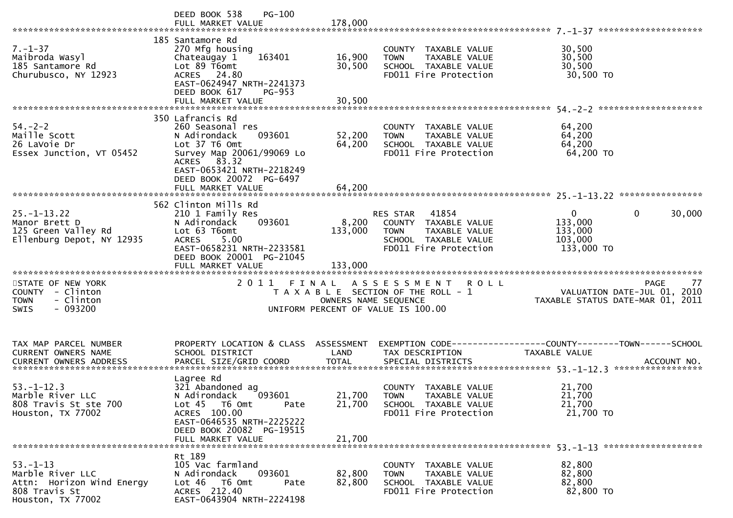```
                           DEED BOOK 538    PG-100
                           FULL MARKET VALUE             178,000
******************************************************************************************************* 7.-1-37 ********************
                         185 Santamore Rd
7.-1-37                    270 Mfg housing                            COUNTY  TAXABLE VALUE            30,500
Maibroda Wasyl             Chateaugay 1     163401        16,900      TOWN    TAXABLE VALUE            30,500
185 Santamore Rd           Lot 89 T6omt                   30,500      SCHOOL  TAXABLE VALUE            30,500
Churubusco, NY 12923       ACRES   24.80                              FD011 Fire Protection             30,500 TO
                           EAST-0624947 NRTH-2241373
                           DEED BOOK 617    PG-953
                           FULL MARKET VALUE              30,500
******************************************************************************************************* 54.-2-2 ********************
                         350 Lafrancis Rd
54.-2-2                    260 Seasonal res                           COUNTY  TAXABLE VALUE            64,200
Maille Scott               N Adirondack     093601        52,200      TOWN    TAXABLE VALUE            64,200
26 LaVoie Dr               Lot 37 T6 Omt                  64,200      SCHOOL  TAXABLE VALUE            64,200
Essex Junction, VT 05452   Survey Map 20061/99069 Lo                  FD011 Fire Protection             64,200 TO
                           ACRES   83.32
                           EAST-0653421 NRTH-2218249
                           DEED BOOK 20072  PG-6497
                           FULL MARKET VALUE              64,200
******************************************************************************************************* 25.-1-13.22 ****************
                         562 Clinton Mills Rd
25.-1-13.22                210 1 Family Res                          RES STAR   41854                    0           0      30,000
Manor Brett D              N Adirondack     093601         8,200      COUNTY  TAXABLE VALUE           133,000
125 Green Valley Rd        Lot 63 T6omt                  133,000      TOWN    TAXABLE VALUE           133,000
Ellenburg Depot, NY 12935  ACRES    5.00                              SCHOOL  TAXABLE VALUE           103,000
                           EAST-0658231 NRTH-2233581                  FD011 Fire Protection            133,000 TO
                           DEED BOOK 20001  PG-21045
                           FULL MARKET VALUE             133,000
************************************************************************************************************************************
STATE OF NEW YORK                     2 0 1 1   F I N A L   A S S E S S M E N T   R O L L                                PAGE     77
COUNTY  - Clinton                         T A X A B L E  SECTION OF THE ROLL - 1                      VALUATION DATE-JUL 01, 2010
TOWN    - Clinton                                 OWNERS NAME SEQUENCE                             TAXABLE STATUS DATE-MAR 01, 2011
SWIS    - 093200                            UNIFORM PERCENT OF VALUE IS 100.00


TAX MAP PARCEL NUMBER      PROPERTY LOCATION & CLASS  ASSESSMENT  EXEMPTION CODE------------------COUNTY--------TOWN------SCHOOL
CURRENT OWNERS NAME        SCHOOL DISTRICT               LAND      TAX DESCRIPTION              TAXABLE VALUE
CURRENT OWNERS ADDRESS     PARCEL SIZE/GRID COORD        TOTAL     SPECIAL DISTRICTS                                   ACCOUNT NO.
******************************************************************************************************* 53.-1-12.3 *****************
                           Lagree Rd
53.-1-12.3                 321 Abandoned ag                           COUNTY  TAXABLE VALUE            21,700
Marble River LLC           N Adirondack     093601        21,700      TOWN    TAXABLE VALUE            21,700
808 Travis St ste 700      Lot 45   T6 Omt        Pate    21,700      SCHOOL  TAXABLE VALUE            21,700
Houston, TX 77002          ACRES  100.00                              FD011 Fire Protection             21,700 TO
                           EAST-0646535 NRTH-2225222
                           DEED BOOK 20082  PG-19515
                           FULL MARKET VALUE              21,700
******************************************************************************************************* 53.-1-13 *******************
                           Rt 189
53.-1-13                   105 Vac farmland                           COUNTY  TAXABLE VALUE            82,800
Marble River LLC           N Adirondack     093601        82,800      TOWN    TAXABLE VALUE            82,800
Attn:  Horizon Wind Energy Lot 46   T6 Omt        Pate    82,800      SCHOOL  TAXABLE VALUE            82,800
808 Travis St              ACRES  212.40                              FD011 Fire Protection             82,800 TO
Houston, TX 77002          EAST-0643904 NRTH-2224198
```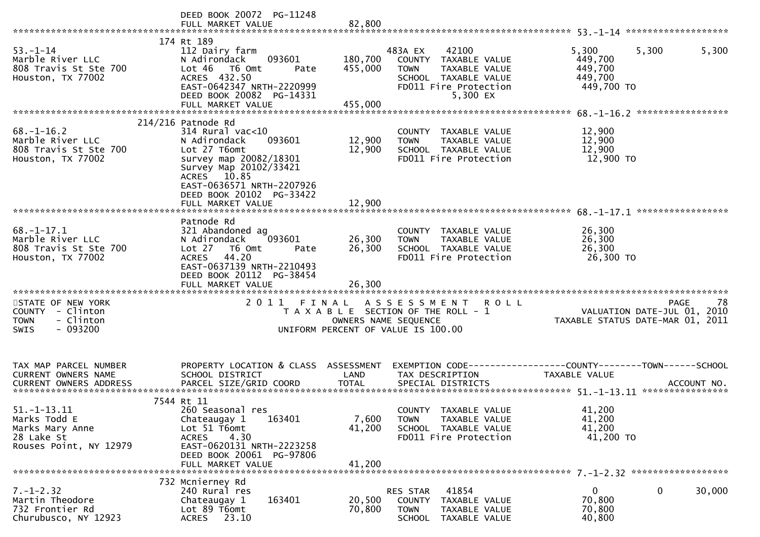```
                         DEED BOOK 20072  PG-11248
                         FULL MARKET VALUE              82,800
******************************************************************************************************* 53.-1-14 *******************
                    174 Rt 189
53.-1-14                 112 Dairy farm                      483A EX     42100               5,300       5,300       5,300
Marble River LLC         N Adirondack      093601   180,700   COUNTY  TAXABLE VALUE           449,700
808 Travis St Ste 700    Lot 46   T6 Omt       Pate  455,000   TOWN    TAXABLE VALUE           449,700
Houston, TX 77002        ACRES  432.50                        SCHOOL  TAXABLE VALUE           449,700
                         EAST-0642347 NRTH-2220999            FD011 Fire Protection            449,700 TO
                         DEED BOOK 20082  PG-14331                          5,300 EX
                         FULL MARKET VALUE             455,000
******************************************************************************************************* 68.-1-16.2 *****************
                 214/216 Patnode Rd
68.-1-16.2               314 Rural vac<10                     COUNTY  TAXABLE VALUE            12,900
Marble River LLC         N Adirondack      093601    12,900   TOWN    TAXABLE VALUE            12,900
808 Travis St Ste 700    Lot 27 T6omt                 12,900   SCHOOL  TAXABLE VALUE            12,900
Houston, TX 77002        survey map 20082/18301               FD011 Fire Protection             12,900 TO
                         Survey Map 20102/33421
                         ACRES   10.85
                         EAST-0636571 NRTH-2207926
                         DEED BOOK 20102  PG-33422
                         FULL MARKET VALUE              12,900
******************************************************************************************************* 68.-1-17.1 *****************
                         Patnode Rd
68.-1-17.1               321 Abandoned ag                     COUNTY  TAXABLE VALUE            26,300
Marble River LLC         N Adirondack      093601    26,300   TOWN    TAXABLE VALUE            26,300
808 Travis St Ste 700    Lot 27   T6 Omt       Pate   26,300   SCHOOL  TAXABLE VALUE            26,300
Houston, TX 77002        ACRES   44.20                        FD011 Fire Protection             26,300 TO
                         EAST-0637139 NRTH-2210493
                         DEED BOOK 20112  PG-38454
                         FULL MARKET VALUE              26,300
************************************************************************************************************************************
STATE OF NEW YORK               2 0 1 1   F I N A L   A S S E S S M E N T   R O L L                              PAGE    78
COUNTY  - Clinton                  T A X A B L E  SECTION OF THE ROLL - 1                          VALUATION DATE-JUL 01, 2010
TOWN    - Clinton                         OWNERS NAME SEQUENCE                                 TAXABLE STATUS DATE-MAR 01, 2011
SWIS    - 093200                     UNIFORM PERCENT OF VALUE IS 100.00


TAX MAP PARCEL NUMBER      PROPERTY LOCATION & CLASS  ASSESSMENT  EXEMPTION CODE------------------COUNTY--------TOWN------SCHOOL
CURRENT OWNERS NAME        SCHOOL DISTRICT               LAND      TAX DESCRIPTION               TAXABLE VALUE
CURRENT OWNERS ADDRESS     PARCEL SIZE/GRID COORD       TOTAL      SPECIAL DISTRICTS                                    ACCOUNT NO.
******************************************************************************************************* 51.-1-13.11 ****************
                    7544 Rt 11
51.-1-13.11              260 Seasonal res                     COUNTY  TAXABLE VALUE            41,200
Marks Todd E             Chateaugay 1      163401     7,600   TOWN    TAXABLE VALUE            41,200
Marks Mary Anne          Lot 51 T6omt                 41,200   SCHOOL  TAXABLE VALUE            41,200
28 Lake St               ACRES    4.30                        FD011 Fire Protection             41,200 TO
Rouses Point, NY 12979   EAST-0620131 NRTH-2223258
                         DEED BOOK 20061  PG-97806
                         FULL MARKET VALUE              41,200
******************************************************************************************************* 7.-1-2.32 ******************
                     732 Mcnierney Rd
7.-1-2.32                240 Rural res                       RES STAR    41854                   0           0       30,000
Martin Theodore          Chateaugay 1      163401    20,500   COUNTY  TAXABLE VALUE            70,800
732 Frontier Rd          Lot 89 T6omt                 70,800   TOWN    TAXABLE VALUE            70,800
Churubusco, NY 12923     ACRES   23.10                        SCHOOL  TAXABLE VALUE            40,800
```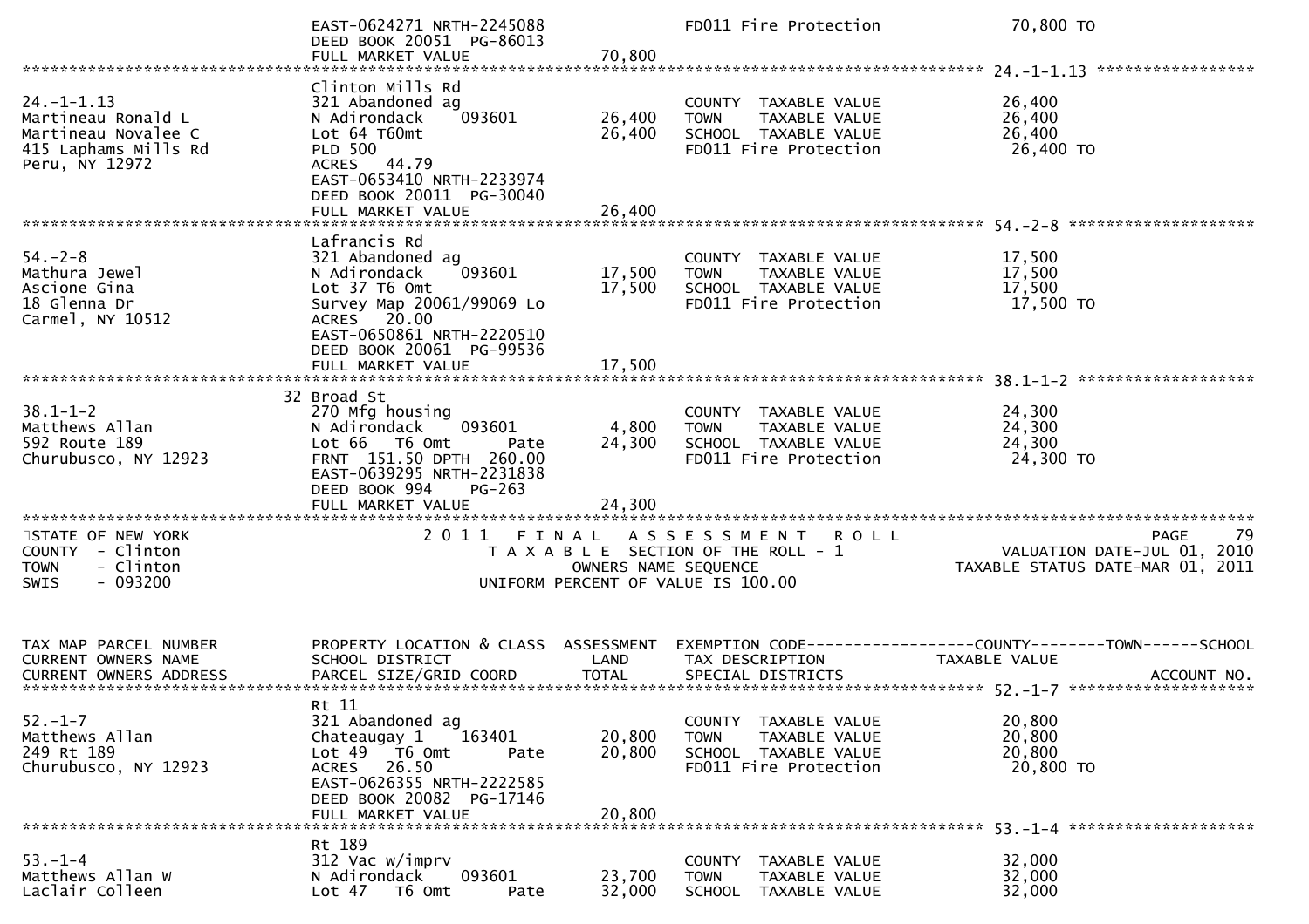```
                                    EAST-0624271 NRTH-2245088                  FD011 Fire Protection                70,800 TO
                                    DEED BOOK 20051  PG-86013
                                    FULL MARKET VALUE               70,800
******************************************************************************************************* 24.-1-1.13 *****************
                                    Clinton Mills Rd
24.-1-1.13                          321 Abandoned ag                            COUNTY  TAXABLE VALUE              26,400
Martineau Ronald L                  N Adirondack    093601          26,400      TOWN    TAXABLE VALUE              26,400
Martineau Novalee C                 Lot 64 T60mt                    26,400      SCHOOL  TAXABLE VALUE              26,400
415 Laphams Mills Rd                PLD 500                                     FD011 Fire Protection               26,400 TO
Peru, NY 12972                      ACRES   44.79
                                    EAST-0653410 NRTH-2233974
                                    DEED BOOK 20011  PG-30040
                                    FULL MARKET VALUE               26,400
******************************************************************************************************* 54.-2-8 ********************
                                    Lafrancis Rd
54.-2-8                             321 Abandoned ag                            COUNTY  TAXABLE VALUE              17,500
Mathura Jewel                       N Adirondack    093601          17,500      TOWN    TAXABLE VALUE              17,500
Ascione Gina                        Lot 37 T6 Omt                   17,500      SCHOOL  TAXABLE VALUE              17,500
18 Glenna Dr                        Survey Map 20061/99069 Lo                   FD011 Fire Protection               17,500 TO
Carmel, NY 10512                    ACRES   20.00
                                    EAST-0650861 NRTH-2220510
                                    DEED BOOK 20061  PG-99536
                                    FULL MARKET VALUE               17,500
******************************************************************************************************* 38.1-1-2 *******************
                                  32 Broad St
38.1-1-2                            270 Mfg housing                             COUNTY  TAXABLE VALUE              24,300
Matthews Allan                      N Adirondack    093601           4,800      TOWN    TAXABLE VALUE              24,300
592 Route 189                       Lot 66   T6 Omt         Pate    24,300      SCHOOL  TAXABLE VALUE              24,300
Churubusco, NY 12923                FRNT  151.50 DPTH  260.00                   FD011 Fire Protection               24,300 TO
                                    EAST-0639295 NRTH-2231838
                                    DEED BOOK 994    PG-263
                                    FULL MARKET VALUE               24,300
************************************************************************************************************************************
STATE OF NEW YORK                          2 0 1 1   F I N A L   A S S E S S M E N T   R O L L                              PAGE    79
COUNTY  - Clinton                              T A X A B L E  SECTION OF THE ROLL - 1                         VALUATION DATE-JUL 01, 2010
TOWN    - Clinton                                     OWNERS NAME SEQUENCE                               TAXABLE STATUS DATE-MAR 01, 2011
SWIS    - 093200                                UNIFORM PERCENT OF VALUE IS 100.00


TAX MAP PARCEL NUMBER               PROPERTY LOCATION & CLASS  ASSESSMENT  EXEMPTION CODE------------------COUNTY--------TOWN------SCHOOL
CURRENT OWNERS NAME                 SCHOOL DISTRICT               LAND      TAX DESCRIPTION              TAXABLE VALUE
CURRENT OWNERS ADDRESS              PARCEL SIZE/GRID COORD        TOTAL     SPECIAL DISTRICTS                                  ACCOUNT NO.
******************************************************************************************************* 52.-1-7 ********************
                                    Rt 11
52.-1-7                             321 Abandoned ag                            COUNTY  TAXABLE VALUE              20,800
Matthews Allan                      Chateaugay 1    163401          20,800      TOWN    TAXABLE VALUE              20,800
249 Rt 189                          Lot 49   T6 Omt         Pate    20,800      SCHOOL  TAXABLE VALUE              20,800
Churubusco, NY 12923                ACRES   26.50                               FD011 Fire Protection               20,800 TO
                                    EAST-0626355 NRTH-2222585
                                    DEED BOOK 20082  PG-17146
                                    FULL MARKET VALUE               20,800
******************************************************************************************************* 53.-1-4 ********************
                                    Rt 189
53.-1-4                             312 Vac w/imprv                             COUNTY  TAXABLE VALUE              32,000
Matthews Allan W                    N Adirondack    093601          23,700      TOWN    TAXABLE VALUE              32,000
Laclair Colleen                     Lot 47   T6 Omt         Pate    32,000      SCHOOL  TAXABLE VALUE              32,000
```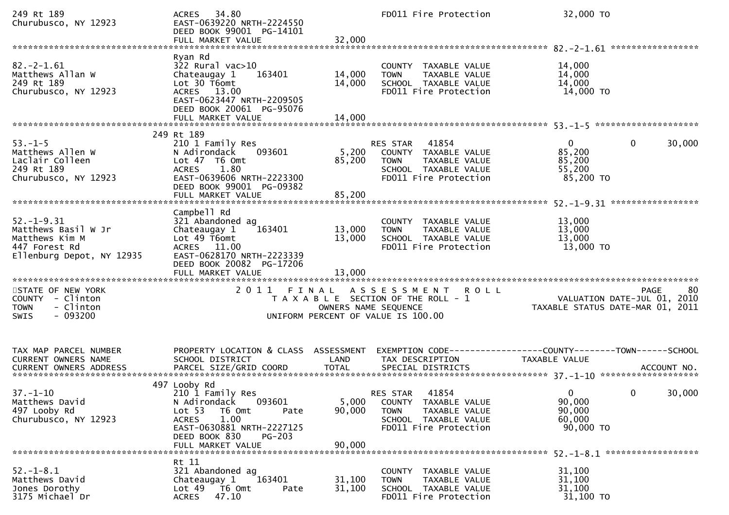```
249 Rt 189                     ACRES   34.80                              FD011 Fire Protection              32,000 TO
Churubusco, NY 12923           EAST-0639220 NRTH-2224550
                               DEED BOOK 99001  PG-14101
                               FULL MARKET VALUE              32,000
******************************************************************************************************* 82.-2-1.61 *****************
                               Ryan Rd
82.-2-1.61                     322 Rural vac>10                           COUNTY  TAXABLE VALUE              14,000
Matthews Allan W               Chateaugay 1      163401       14,000      TOWN    TAXABLE VALUE              14,000
249 Rt 189                     Lot 30 T6omt                   14,000      SCHOOL  TAXABLE VALUE              14,000
Churubusco, NY 12923           ACRES   13.00                              FD011 Fire Protection              14,000 TO
                               EAST-0623447 NRTH-2209505
                               DEED BOOK 20061  PG-95076
                               FULL MARKET VALUE              14,000
******************************************************************************************************* 53.-1-5 ********************
                           249 Rt 189
53.-1-5                        210 1 Family Res                           RES STAR   41854                    0             0      30,000
Matthews Allen W               N Adirondack      093601        5,200      COUNTY  TAXABLE VALUE              85,200
Laclair Colleen                Lot 47  T6 Omt                 85,200      TOWN    TAXABLE VALUE              85,200
249 Rt 189                     ACRES    1.80                              SCHOOL  TAXABLE VALUE              55,200
Churubusco, NY 12923           EAST-0639606 NRTH-2223300                  FD011 Fire Protection              85,200 TO
                               DEED BOOK 99001  PG-09382
                               FULL MARKET VALUE              85,200
******************************************************************************************************* 52.-1-9.31 *****************
                               Campbell Rd
52.-1-9.31                     321 Abandoned ag                           COUNTY  TAXABLE VALUE              13,000
Matthews Basil W Jr            Chateaugay 1      163401       13,000      TOWN    TAXABLE VALUE              13,000
Matthews Kim M                 Lot 49 T6omt                   13,000      SCHOOL  TAXABLE VALUE              13,000
447 Forest Rd                  ACRES   11.00                              FD011 Fire Protection              13,000 TO
Ellenburg Depot, NY 12935      EAST-0628170 NRTH-2223339
                               DEED BOOK 20082  PG-17206
                               FULL MARKET VALUE              13,000
************************************************************************************************************************************
STATE OF NEW YORK                    2 0 1 1   F I N A L   A S S E S S M E N T   R O L L                                PAGE    80
COUNTY  - Clinton                       T A X A B L E  SECTION OF THE ROLL - 1                          VALUATION DATE-JUL 01, 2010
TOWN    - Clinton                              OWNERS NAME SEQUENCE                                TAXABLE STATUS DATE-MAR 01, 2011
SWIS    - 093200                         UNIFORM PERCENT OF VALUE IS 100.00


TAX MAP PARCEL NUMBER          PROPERTY LOCATION & CLASS  ASSESSMENT  EXEMPTION CODE------------------COUNTY--------TOWN------SCHOOL
CURRENT OWNERS NAME            SCHOOL DISTRICT               LAND      TAX DESCRIPTION                 TAXABLE VALUE
CURRENT OWNERS ADDRESS         PARCEL SIZE/GRID COORD        TOTAL     SPECIAL DISTRICTS                                    ACCOUNT NO.
******************************************************************************************************* 37.-1-10 *******************
                           497 Looby Rd
37.-1-10                       210 1 Family Res                           RES STAR   41854                    0             0      30,000
Matthews David                 N Adirondack      093601        5,000      COUNTY  TAXABLE VALUE              90,000
497 Looby Rd                   Lot 53   T6 Omt       Pate     90,000      TOWN    TAXABLE VALUE              90,000
Churubusco, NY 12923           ACRES    1.00                              SCHOOL  TAXABLE VALUE              60,000
                               EAST-0630881 NRTH-2227125                  FD011 Fire Protection              90,000 TO
                               DEED BOOK 830    PG-203
                               FULL MARKET VALUE              90,000
******************************************************************************************************* 52.-1-8.1 ******************
                               Rt 11
52.-1-8.1                      321 Abandoned ag                           COUNTY  TAXABLE VALUE              31,100
Matthews David                 Chateaugay 1      163401       31,100      TOWN    TAXABLE VALUE              31,100
Jones Dorothy                  Lot 49   T6 Omt       Pate     31,100      SCHOOL  TAXABLE VALUE              31,100
3175 Michael Dr                ACRES   47.10                              FD011 Fire Protection              31,100 TO
```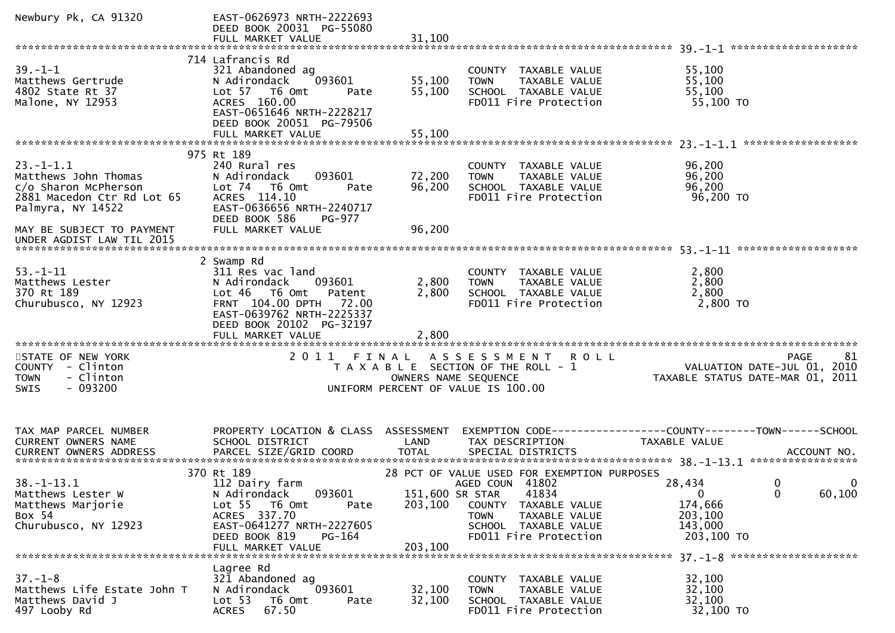```
Newbury Pk, CA 91320          EAST-0626973 NRTH-2222693
                              DEED BOOK 20031  PG-55080
                              FULL MARKET VALUE              31,100
******************************************************************************************************* 39.-1-1 ********************
                              714 Lafrancis Rd
39.-1-1                       321 Abandoned ag                              COUNTY  TAXABLE VALUE            55,100
Matthews Gertrude             N Adirondack     093601        55,100         TOWN    TAXABLE VALUE            55,100
4802 State Rt 37              Lot 57   T6 Omt       Pate     55,100         SCHOOL  TAXABLE VALUE            55,100
Malone, NY 12953              ACRES  160.00                                 FD011 Fire Protection             55,100 TO
                              EAST-0651646 NRTH-2228217
                              DEED BOOK 20051  PG-79506
                              FULL MARKET VALUE              55,100
******************************************************************************************************* 23.-1-1.1 ******************
                              975 Rt 189
23.-1-1.1                     240 Rural res                                 COUNTY  TAXABLE VALUE            96,200
Matthews John Thomas          N Adirondack     093601        72,200         TOWN    TAXABLE VALUE            96,200
c/o Sharon McPherson          Lot 74   T6 Omt       Pate     96,200         SCHOOL  TAXABLE VALUE            96,200
2881 Macedon Ctr Rd Lot 65    ACRES  114.10                                 FD011 Fire Protection             96,200 TO
Palmyra, NY 14522             EAST-0636656 NRTH-2240717
                              DEED BOOK 586    PG-977
MAY BE SUBJECT TO PAYMENT     FULL MARKET VALUE              96,200
UNDER AGDIST LAW TIL 2015
******************************************************************************************************* 53.-1-11 *******************
                              2 Swamp Rd
53.-1-11                      311 Res vac land                              COUNTY  TAXABLE VALUE             2,800
Matthews Lester               N Adirondack     093601         2,800         TOWN    TAXABLE VALUE             2,800
370 Rt 189                    Lot 46   T6 Omt   Patent        2,800         SCHOOL  TAXABLE VALUE             2,800
Churubusco, NY 12923          FRNT  104.00 DPTH   72.00                     FD011 Fire Protection              2,800 TO
                              EAST-0639762 NRTH-2225337
                              DEED BOOK 20102  PG-32197
                              FULL MARKET VALUE               2,800
************************************************************************************************************************************
STATE OF NEW YORK                        2 0 1 1   F I N A L   A S S E S S M E N T   R O L L                           PAGE    81
COUNTY  - Clinton                          T A X A B L E  SECTION OF THE ROLL - 1                      VALUATION DATE-JUL 01, 2010
TOWN    - Clinton                                 OWNERS NAME SEQUENCE                             TAXABLE STATUS DATE-MAR 01, 2011
SWIS    - 093200                           UNIFORM PERCENT OF VALUE IS 100.00


TAX MAP PARCEL NUMBER         PROPERTY LOCATION & CLASS  ASSESSMENT  EXEMPTION CODE------------------COUNTY--------TOWN------SCHOOL
CURRENT OWNERS NAME           SCHOOL DISTRICT               LAND      TAX DESCRIPTION            TAXABLE VALUE
CURRENT OWNERS ADDRESS        PARCEL SIZE/GRID COORD        TOTAL     SPECIAL DISTRICTS                                  ACCOUNT NO.
******************************************************************************************************* 38.-1-13.1 *****************
                              370 Rt 189                            28 PCT OF VALUE USED FOR EXEMPTION PURPOSES
38.-1-13.1                    112 Dairy farm                            AGED COUN  41802              28,434            0           0
Matthews Lester W             N Adirondack     093601        151,600 SR STAR    41834                   0            0      60,100
Matthews Marjorie             Lot 55   T6 Omt       Pate     203,100    COUNTY  TAXABLE VALUE           174,666
Box 54                        ACRES  337.70                             TOWN    TAXABLE VALUE           203,100
Churubusco, NY 12923          EAST-0641277 NRTH-2227605                 SCHOOL  TAXABLE VALUE           143,000
                              DEED BOOK 819    PG-164                   FD011 Fire Protection            203,100 TO
                              FULL MARKET VALUE             203,100
******************************************************************************************************* 37.-1-8 ********************
                              Lagree Rd
37.-1-8                       321 Abandoned ag                              COUNTY  TAXABLE VALUE            32,100
Matthews Life Estate John T   N Adirondack     093601        32,100         TOWN    TAXABLE VALUE            32,100
Matthews David J              Lot 53   T6 Omt       Pate     32,100         SCHOOL  TAXABLE VALUE            32,100
497 Looby Rd                  ACRES   67.50                                 FD011 Fire Protection             32,100 TO
```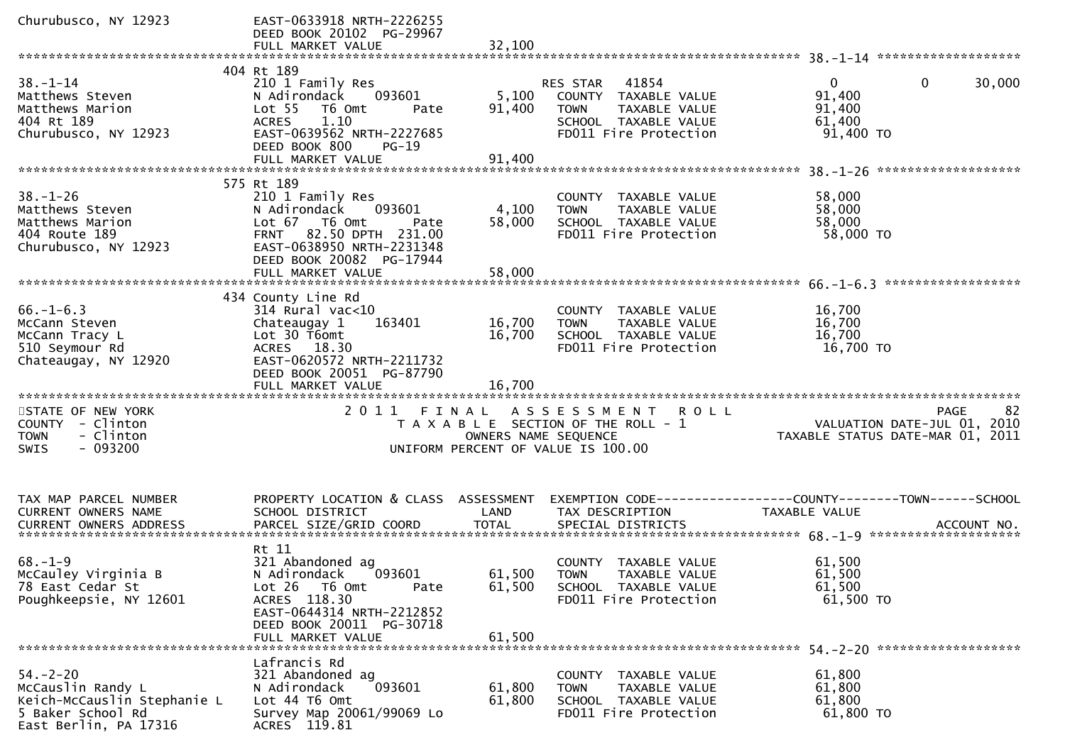```
Churubusco, NY 12923          EAST-0633918 NRTH-2226255
                              DEED BOOK 20102  PG-29967
                              FULL MARKET VALUE              32,100
******************************************************************************************************* 38.-1-14 ******************
                              404 Rt 189
38.-1-14                      210 1 Family Res                      RES STAR    41854                   0            0       30,000
Matthews Steven               N Adirondack      093601       5,100     COUNTY  TAXABLE VALUE          91,400
Matthews Marion               Lot 55   T6 Omt        Pate    91,400    TOWN    TAXABLE VALUE          91,400
404 Rt 189                    ACRES     1.10                           SCHOOL  TAXABLE VALUE          61,400
Churubusco, NY 12923          EAST-0639562 NRTH-2227685                FD011 Fire Protection           91,400 TO
                              DEED BOOK 800     PG-19
                              FULL MARKET VALUE              91,400
******************************************************************************************************* 38.-1-26 ******************
                              575 Rt 189
38.-1-26                      210 1 Family Res                         COUNTY  TAXABLE VALUE          58,000
Matthews Steven               N Adirondack      093601       4,100     TOWN    TAXABLE VALUE          58,000
Matthews Marion               Lot 67   T6 Omt        Pate    58,000    SCHOOL  TAXABLE VALUE          58,000
404 Route 189                 FRNT   82.50 DPTH  231.00                FD011 Fire Protection           58,000 TO
Churubusco, NY 12923          EAST-0638950 NRTH-2231348
                              DEED BOOK 20082  PG-17944
                              FULL MARKET VALUE              58,000
******************************************************************************************************* 66.-1-6.3 *****************
                              434 County Line Rd
66.-1-6.3                     314 Rural vac<10                         COUNTY  TAXABLE VALUE          16,700
McCann Steven                 Chateaugay 1      163401      16,700     TOWN    TAXABLE VALUE          16,700
McCann Tracy L                Lot 30 T6omt                  16,700     SCHOOL  TAXABLE VALUE          16,700
510 Seymour Rd                ACRES   18.30                            FD011 Fire Protection           16,700 TO
Chateaugay, NY 12920          EAST-0620572 NRTH-2211732
                              DEED BOOK 20051  PG-87790
                              FULL MARKET VALUE              16,700
************************************************************************************************************************************
STATE OF NEW YORK                 2 0 1 1   F I N A L   A S S E S S M E N T   R O L L                                PAGE     82
COUNTY  - Clinton                       T A X A B L E  SECTION OF THE ROLL - 1                        VALUATION DATE-JUL 01, 2010
TOWN    - Clinton                             OWNERS NAME SEQUENCE                               TAXABLE STATUS DATE-MAR 01, 2011
SWIS    - 093200                       UNIFORM PERCENT OF VALUE IS 100.00


TAX MAP PARCEL NUMBER         PROPERTY LOCATION & CLASS  ASSESSMENT  EXEMPTION CODE------------------COUNTY--------TOWN------SCHOOL
CURRENT OWNERS NAME           SCHOOL DISTRICT               LAND      TAX DESCRIPTION              TAXABLE VALUE
CURRENT OWNERS ADDRESS        PARCEL SIZE/GRID COORD        TOTAL     SPECIAL DISTRICTS                                  ACCOUNT NO.
******************************************************************************************************* 68.-1-9 *******************
                              Rt 11
68.-1-9                       321 Abandoned ag                         COUNTY  TAXABLE VALUE          61,500
McCauley Virginia B           N Adirondack      093601      61,500     TOWN    TAXABLE VALUE          61,500
78 East Cedar St              Lot 26   T6 Omt        Pate   61,500     SCHOOL  TAXABLE VALUE          61,500
Poughkeepsie, NY 12601        ACRES  118.30                            FD011 Fire Protection           61,500 TO
                              EAST-0644314 NRTH-2212852
                              DEED BOOK 20011  PG-30718
                              FULL MARKET VALUE              61,500
******************************************************************************************************* 54.-2-20 ******************
                              Lafrancis Rd
54.-2-20                      321 Abandoned ag                         COUNTY  TAXABLE VALUE          61,800
McCauslin Randy L             N Adirondack      093601      61,800     TOWN    TAXABLE VALUE          61,800
Keich-McCauslin Stephanie L   Lot 44 T6 Omt                 61,800     SCHOOL  TAXABLE VALUE          61,800
5 Baker School Rd             Survey Map 20061/99069 Lo                FD011 Fire Protection           61,800 TO
East Berlin, PA 17316         ACRES  119.81
```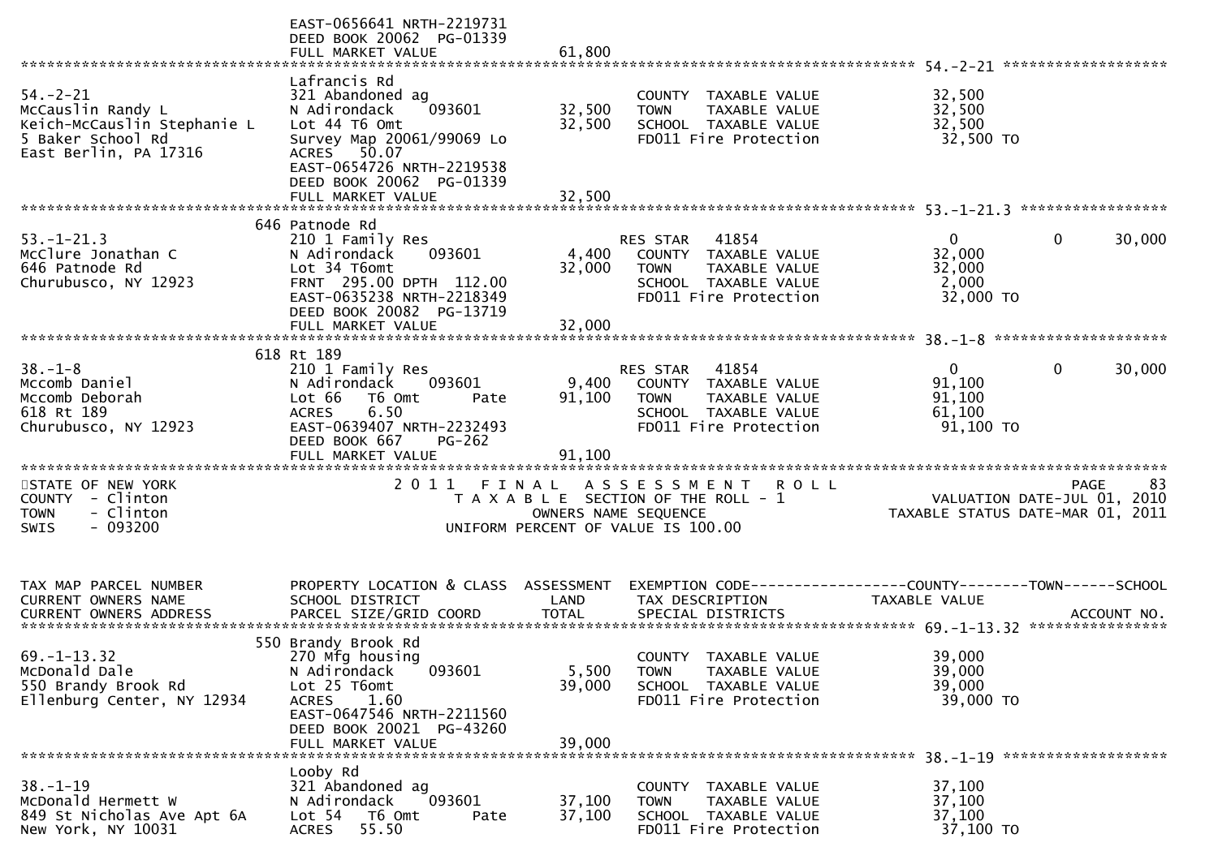```
                               EAST-0656641 NRTH-2219731
                               DEED BOOK 20062 PG-01339
                               FULL MARKET VALUE              61,800
******************************************************************************************************* 54.-2-21 ******************
                               Lafrancis Rd
54.-2-21                       321 Abandoned ag                         COUNTY  TAXABLE VALUE              32,500
McCauslin Randy L              N Adirondack    093601        32,500     TOWN    TAXABLE VALUE              32,500
Keich-McCauslin Stephanie L    Lot 44 T6 Omt                 32,500     SCHOOL  TAXABLE VALUE              32,500
5 Baker School Rd              Survey Map 20061/99069 Lo                FD011 Fire Protection              32,500 TO
East Berlin, PA 17316          ACRES    50.07
                               EAST-0654726 NRTH-2219538
                               DEED BOOK 20062 PG-01339
                               FULL MARKET VALUE              32,500
******************************************************************************************************* 53.-1-21.3 ****************
                               646 Patnode Rd
53.-1-21.3                     210 1 Family Res                         RES STAR   41854                    0             0     30,000
McClure Jonathan C             N Adirondack    093601         4,400     COUNTY  TAXABLE VALUE              32,000
646 Patnode Rd                 Lot 34 T6omt                  32,000     TOWN    TAXABLE VALUE              32,000
Churubusco, NY 12923           FRNT  295.00 DPTH  112.00                SCHOOL  TAXABLE VALUE               2,000
                               EAST-0635238 NRTH-2218349                FD011 Fire Protection              32,000 TO
                               DEED BOOK 20082 PG-13719
                               FULL MARKET VALUE              32,000
******************************************************************************************************* 38.-1-8 *******************
                               618 Rt 189
38.-1-8                        210 1 Family Res                         RES STAR   41854                    0             0     30,000
Mccomb Daniel                  N Adirondack    093601         9,400     COUNTY  TAXABLE VALUE              91,100
Mccomb Deborah                 Lot 66   T6 Omt      Pate     91,100     TOWN    TAXABLE VALUE              91,100
618 Rt 189                     ACRES     6.50                           SCHOOL  TAXABLE VALUE              61,100
Churubusco, NY 12923           EAST-0639407 NRTH-2232493                FD011 Fire Protection              91,100 TO
                               DEED BOOK 667    PG-262
                               FULL MARKET VALUE              91,100
************************************************************************************************************************************
STATE OF NEW YORK                      2 0 1 1   F I N A L   A S S E S S M E N T   R O L L                            PAGE    83
COUNTY  - Clinton                        T A X A B L E  SECTION OF THE ROLL - 1                       VALUATION DATE-JUL 01, 2010
TOWN    - Clinton                              OWNERS NAME SEQUENCE                            TAXABLE STATUS DATE-MAR 01, 2011
SWIS    - 093200                         UNIFORM PERCENT OF VALUE IS 100.00


TAX MAP PARCEL NUMBER          PROPERTY LOCATION & CLASS  ASSESSMENT  EXEMPTION CODE------------------COUNTY--------TOWN------SCHOOL
CURRENT OWNERS NAME            SCHOOL DISTRICT               LAND      TAX DESCRIPTION             TAXABLE VALUE
CURRENT OWNERS ADDRESS         PARCEL SIZE/GRID COORD        TOTAL     SPECIAL DISTRICTS                                  ACCOUNT NO.
******************************************************************************************************* 69.-1-13.32 ***************
                               550 Brandy Brook Rd
69.-1-13.32                    270 Mfg housing                          COUNTY  TAXABLE VALUE              39,000
McDonald Dale                  N Adirondack    093601         5,500     TOWN    TAXABLE VALUE              39,000
550 Brandy Brook Rd            Lot 25 T6omt                  39,000     SCHOOL  TAXABLE VALUE              39,000
Ellenburg Center, NY 12934     ACRES     1.60                           FD011 Fire Protection              39,000 TO
                               EAST-0647546 NRTH-2211560
                               DEED BOOK 20021 PG-43260
                               FULL MARKET VALUE              39,000
******************************************************************************************************* 38.-1-19 ******************
                               Looby Rd
38.-1-19                       321 Abandoned ag                         COUNTY  TAXABLE VALUE              37,100
McDonald Hermett W             N Adirondack    093601        37,100     TOWN    TAXABLE VALUE              37,100
849 St Nicholas Ave Apt 6A     Lot 54   T6 Omt      Pate     37,100     SCHOOL  TAXABLE VALUE              37,100
New York, NY 10031             ACRES    55.50                           FD011 Fire Protection              37,100 TO
```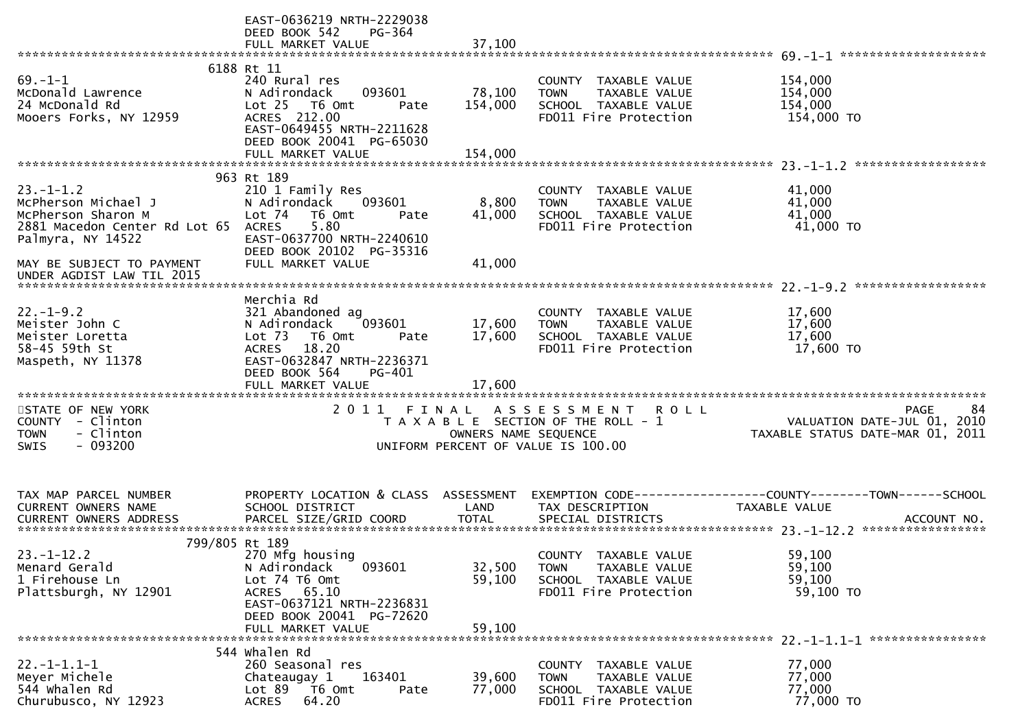EAST-0636219 NRTH-2229038
DEED BOOK 542 PG-364
FULL MARKET VALUE 37,100

---

**69.-1-1** — 6188 Rt 11

| TAX MAP PARCEL NUMBER / OWNERS | PROPERTY LOCATION & CLASS / SCHOOL DISTRICT / PARCEL SIZE | LAND | TOTAL | TAX DESCRIPTION | TAXABLE VALUE |
|---|---|---|---|---|---|
| 69.-1-1 | 240 Rural res | | | COUNTY TAXABLE VALUE | 154,000 |
| McDonald Lawrence | N Adirondack 093601 | 78,100 | | TOWN TAXABLE VALUE | 154,000 |
| 24 McDonald Rd | Lot 25 T6 Omt Pate | | 154,000 | SCHOOL TAXABLE VALUE | 154,000 |
| Mooers Forks, NY 12959 | ACRES 212.00 | | | FD011 Fire Protection | 154,000 TO |
| | EAST-0649455 NRTH-2211628 | | | | |
| | DEED BOOK 20041 PG-65030 | | | | |
| | FULL MARKET VALUE | | 154,000 | | |

---

**23.-1-1.2** — 963 Rt 189

| TAX MAP PARCEL NUMBER / OWNERS | PROPERTY LOCATION & CLASS / SCHOOL DISTRICT / PARCEL SIZE | LAND | TOTAL | TAX DESCRIPTION | TAXABLE VALUE |
|---|---|---|---|---|---|
| 23.-1-1.2 | 210 1 Family Res | | | COUNTY TAXABLE VALUE | 41,000 |
| McPherson Michael J | N Adirondack 093601 | 8,800 | | TOWN TAXABLE VALUE | 41,000 |
| McPherson Sharon M | Lot 74 T6 Omt Pate | | 41,000 | SCHOOL TAXABLE VALUE | 41,000 |
| 2881 Macedon Center Rd Lot 65 | ACRES 5.80 | | | FD011 Fire Protection | 41,000 TO |
| Palmyra, NY 14522 | EAST-0637700 NRTH-2240610 | | | | |
| | DEED BOOK 20102 PG-35316 | | | | |
| MAY BE SUBJECT TO PAYMENT UNDER AGDIST LAW TIL 2015 | FULL MARKET VALUE | | 41,000 | | |

---

**22.-1-9.2** — Merchia Rd

| TAX MAP PARCEL NUMBER / OWNERS | PROPERTY LOCATION & CLASS / SCHOOL DISTRICT / PARCEL SIZE | LAND | TOTAL | TAX DESCRIPTION | TAXABLE VALUE |
|---|---|---|---|---|---|
| 22.-1-9.2 | 321 Abandoned ag | | | COUNTY TAXABLE VALUE | 17,600 |
| Meister John C | N Adirondack 093601 | 17,600 | | TOWN TAXABLE VALUE | 17,600 |
| Meister Loretta | Lot 73 T6 Omt Pate | | 17,600 | SCHOOL TAXABLE VALUE | 17,600 |
| 58-45 59th St | ACRES 18.20 | | | FD011 Fire Protection | 17,600 TO |
| Maspeth, NY 11378 | EAST-0632847 NRTH-2236371 | | | | |
| | DEED BOOK 564 PG-401 | | | | |
| | FULL MARKET VALUE | | 17,600 | | |

---

STATE OF NEW YORK
COUNTY - Clinton
TOWN - Clinton
SWIS - 093200

**2011 FINAL ASSESSMENT ROLL**
TAXABLE SECTION OF THE ROLL - 1
OWNERS NAME SEQUENCE
UNIFORM PERCENT OF VALUE IS 100.00

VALUATION DATE-JUL 01, 2010
TAXABLE STATUS DATE-MAR 01, 2011

| TAX MAP PARCEL NUMBER / CURRENT OWNERS NAME / CURRENT OWNERS ADDRESS | PROPERTY LOCATION & CLASS / SCHOOL DISTRICT / PARCEL SIZE/GRID COORD | ASSESSMENT LAND | TOTAL | EXEMPTION CODE / TAX DESCRIPTION / SPECIAL DISTRICTS | COUNTY--TOWN--SCHOOL TAXABLE VALUE / ACCOUNT NO. |
|---|---|---|---|---|---|

**23.-1-12.2** — 799/805 Rt 189

| TAX MAP PARCEL NUMBER / OWNERS | PROPERTY LOCATION & CLASS / SCHOOL DISTRICT / PARCEL SIZE | LAND | TOTAL | TAX DESCRIPTION | TAXABLE VALUE |
|---|---|---|---|---|---|
| 23.-1-12.2 | 270 Mfg housing | | | COUNTY TAXABLE VALUE | 59,100 |
| Menard Gerald | N Adirondack 093601 | 32,500 | | TOWN TAXABLE VALUE | 59,100 |
| 1 Firehouse Ln | Lot 74 T6 Omt | | 59,100 | SCHOOL TAXABLE VALUE | 59,100 |
| Plattsburgh, NY 12901 | ACRES 65.10 | | | FD011 Fire Protection | 59,100 TO |
| | EAST-0637121 NRTH-2236831 | | | | |
| | DEED BOOK 20041 PG-72620 | | | | |
| | FULL MARKET VALUE | | 59,100 | | |

---

**22.-1-1.1-1** — 544 Whalen Rd

| TAX MAP PARCEL NUMBER / OWNERS | PROPERTY LOCATION & CLASS / SCHOOL DISTRICT / PARCEL SIZE | LAND | TOTAL | TAX DESCRIPTION | TAXABLE VALUE |
|---|---|---|---|---|---|
| 22.-1-1.1-1 | 260 Seasonal res | | | COUNTY TAXABLE VALUE | 77,000 |
| Meyer Michele | Chateaugay 1 163401 | 39,600 | | TOWN TAXABLE VALUE | 77,000 |
| 544 Whalen Rd | Lot 89 T6 Omt Pate | | 77,000 | SCHOOL TAXABLE VALUE | 77,000 |
| Churubusco, NY 12923 | ACRES 64.20 | | | FD011 Fire Protection | 77,000 TO |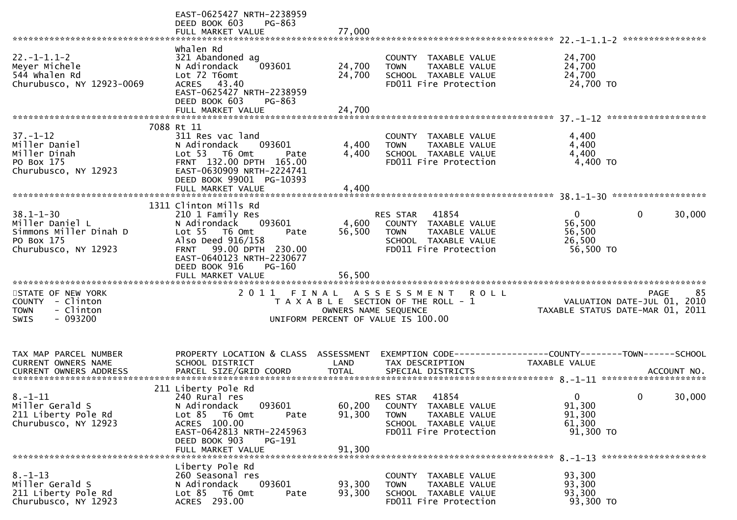```
                          EAST-0625427 NRTH-2238959
                          DEED BOOK 603    PG-863
                          FULL MARKET VALUE              77,000
*********************************************************************************************************** 22.-1-1.1-2 ****************
                          Whalen Rd
22.-1-1.1-2               321 Abandoned ag                          COUNTY  TAXABLE VALUE              24,700
Meyer Michele             N Adirondack    093601         24,700     TOWN    TAXABLE VALUE              24,700
544 Whalen Rd             Lot 72 T6omt                   24,700     SCHOOL  TAXABLE VALUE              24,700
Churubusco, NY 12923-0069 ACRES   43.40                             FD011 Fire Protection               24,700 TO
                          EAST-0625427 NRTH-2238959
                          DEED BOOK 603    PG-863
                          FULL MARKET VALUE              24,700
*********************************************************************************************************** 37.-1-12 ******************
                     7088 Rt 11
37.-1-12                  311 Res vac land                          COUNTY  TAXABLE VALUE               4,400
Miller Daniel             N Adirondack    093601          4,400     TOWN    TAXABLE VALUE               4,400
Miller Dinah              Lot 53   T6 Omt        Pate     4,400     SCHOOL  TAXABLE VALUE               4,400
PO Box 175                FRNT 132.00 DPTH 165.00                   FD011 Fire Protection                4,400 TO
Churubusco, NY 12923      EAST-0630909 NRTH-2224741
                          DEED BOOK 99001  PG-10393
                          FULL MARKET VALUE               4,400
*********************************************************************************************************** 38.1-1-30 *****************
                     1311 Clinton Mills Rd
38.1-1-30                 210 1 Family Res                          RES STAR   41854                    0            0        30,000
Miller Daniel L           N Adirondack    093601          4,600     COUNTY  TAXABLE VALUE              56,500
Simmons Miller Dinah D    Lot 55   T6 Omt        Pate    56,500     TOWN    TAXABLE VALUE              56,500
PO Box 175                Also Deed 916/158                         SCHOOL  TAXABLE VALUE              26,500
Churubusco, NY 12923      FRNT   99.00 DPTH 230.00                  FD011 Fire Protection               56,500 TO
                          EAST-0640123 NRTH-2230677
                          DEED BOOK 916    PG-160
                          FULL MARKET VALUE              56,500
***************************************************************************************************************************************
STATE OF NEW YORK                   2 0 1 1   F I N A L   A S S E S S M E N T   R O L L                                 PAGE    85
COUNTY  - Clinton                       T A X A B L E  SECTION OF THE ROLL - 1                         VALUATION DATE-JUL 01, 2010
TOWN    - Clinton                              OWNERS NAME SEQUENCE                                TAXABLE STATUS DATE-MAR 01, 2011
SWIS    - 093200                        UNIFORM PERCENT OF VALUE IS 100.00


TAX MAP PARCEL NUMBER     PROPERTY LOCATION & CLASS  ASSESSMENT  EXEMPTION CODE------------------COUNTY--------TOWN------SCHOOL
CURRENT OWNERS NAME       SCHOOL DISTRICT               LAND      TAX DESCRIPTION              TAXABLE VALUE
CURRENT OWNERS ADDRESS    PARCEL SIZE/GRID COORD        TOTAL     SPECIAL DISTRICTS                                    ACCOUNT NO.
*********************************************************************************************************** 8.-1-11 ********************
                      211 Liberty Pole Rd
8.-1-11                   240 Rural res                             RES STAR   41854                    0            0        30,000
Miller Gerald S           N Adirondack    093601         60,200     COUNTY  TAXABLE VALUE              91,300
211 Liberty Pole Rd       Lot 85   T6 Omt        Pate    91,300     TOWN    TAXABLE VALUE              91,300
Churubusco, NY 12923      ACRES 100.00                              SCHOOL  TAXABLE VALUE              61,300
                          EAST-0642813 NRTH-2245963                 FD011 Fire Protection               91,300 TO
                          DEED BOOK 903    PG-191
                          FULL MARKET VALUE              91,300
*********************************************************************************************************** 8.-1-13 ********************
                          Liberty Pole Rd
8.-1-13                   260 Seasonal res                          COUNTY  TAXABLE VALUE              93,300
Miller Gerald S           N Adirondack    093601         93,300     TOWN    TAXABLE VALUE              93,300
211 Liberty Pole Rd       Lot 85   T6 Omt        Pate    93,300     SCHOOL  TAXABLE VALUE              93,300
Churubusco, NY 12923      ACRES 293.00                              FD011 Fire Protection               93,300 TO
```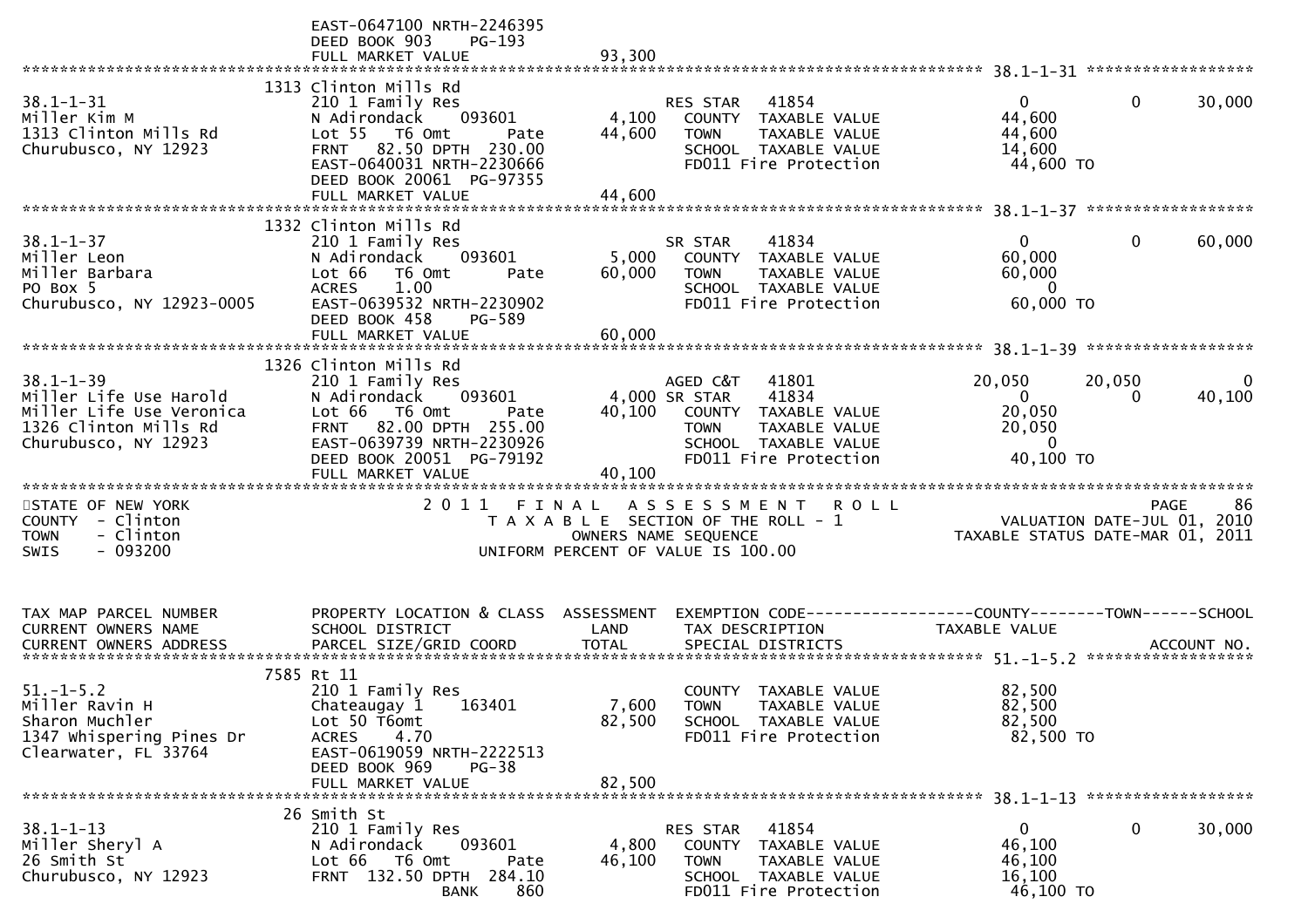```
                              EAST-0647100 NRTH-2246395
                              DEED BOOK 903     PG-193
                              FULL MARKET VALUE                 93,300
******************************************************************************************************* 38.1-1-31 ******************
                         1313 Clinton Mills Rd
38.1-1-31                     210 1 Family Res                           RES STAR   41854                    0             0      30,000
Miller Kim M                  N Adirondack     093601          4,100     COUNTY  TAXABLE VALUE              44,600
1313 Clinton Mills Rd         Lot 55    T6 Omt      Pate      44,600     TOWN    TAXABLE VALUE              44,600
Churubusco, NY 12923          FRNT   82.50 DPTH  230.00                  SCHOOL  TAXABLE VALUE              14,600
                              EAST-0640031 NRTH-2230666                  FD011 Fire Protection               44,600 TO
                              DEED BOOK 20061  PG-97355
                              FULL MARKET VALUE                 44,600
******************************************************************************************************* 38.1-1-37 ******************
                         1332 Clinton Mills Rd
38.1-1-37                     210 1 Family Res                           SR STAR    41834                    0             0      60,000
Miller Leon                   N Adirondack     093601          5,000     COUNTY  TAXABLE VALUE              60,000
Miller Barbara                Lot 66    T6 Omt      Pate      60,000     TOWN    TAXABLE VALUE              60,000
PO Box 5                      ACRES     1.00                             SCHOOL  TAXABLE VALUE                   0
Churubusco, NY 12923-0005     EAST-0639532 NRTH-2230902                  FD011 Fire Protection               60,000 TO
                              DEED BOOK 458     PG-589
                              FULL MARKET VALUE                 60,000
******************************************************************************************************* 38.1-1-39 ******************
                         1326 Clinton Mills Rd
38.1-1-39                     210 1 Family Res                           AGED C&T   41801               20,050        20,050           0
Miller Life Use Harold        N Adirondack     093601          4,000 SR STAR    41834                    0             0      40,100
Miller Life Use Veronica      Lot 66    T6 Omt      Pate      40,100     COUNTY  TAXABLE VALUE              20,050
1326 Clinton Mills Rd         FRNT   82.00 DPTH  255.00                  TOWN    TAXABLE VALUE              20,050
Churubusco, NY 12923          EAST-0639739 NRTH-2230926                  SCHOOL  TAXABLE VALUE                   0
                              DEED BOOK 20051  PG-79192                  FD011 Fire Protection               40,100 TO
                              FULL MARKET VALUE                 40,100
*******************************************************************************************************************************************
STATE OF NEW YORK                      2 0 1 1   F I N A L   A S S E S S M E N T   R O L L                                PAGE     86
COUNTY  - Clinton                          T A X A B L E  SECTION OF THE ROLL - 1                       VALUATION DATE-JUL 01, 2010
TOWN    - Clinton                                  OWNERS NAME SEQUENCE                             TAXABLE STATUS DATE-MAR 01, 2011
SWIS    - 093200                          UNIFORM PERCENT OF VALUE IS 100.00


TAX MAP PARCEL NUMBER         PROPERTY LOCATION & CLASS  ASSESSMENT  EXEMPTION CODE------------------COUNTY--------TOWN------SCHOOL
CURRENT OWNERS NAME           SCHOOL DISTRICT               LAND      TAX DESCRIPTION              TAXABLE VALUE
CURRENT OWNERS ADDRESS        PARCEL SIZE/GRID COORD       TOTAL      SPECIAL DISTRICTS                                       ACCOUNT NO.
******************************************************************************************************* 51.-1-5.2 ******************
                         7585 Rt 11
51.-1-5.2                     210 1 Family Res                           COUNTY  TAXABLE VALUE              82,500
Miller Ravin H                Chateaugay 1     163401          7,600     TOWN    TAXABLE VALUE              82,500
Sharon Muchler                Lot 50 T6omt                    82,500     SCHOOL  TAXABLE VALUE              82,500
1347 Whispering Pines Dr      ACRES     4.70                             FD011 Fire Protection               82,500 TO
Clearwater, FL 33764          EAST-0619059 NRTH-2222513
                              DEED BOOK 969     PG-38
                              FULL MARKET VALUE                 82,500
******************************************************************************************************* 38.1-1-13 ******************
                           26 Smith St
38.1-1-13                     210 1 Family Res                           RES STAR   41854                    0             0      30,000
Miller Sheryl A               N Adirondack     093601          4,800     COUNTY  TAXABLE VALUE              46,100
26 Smith St                   Lot 66    T6 Omt      Pate      46,100     TOWN    TAXABLE VALUE              46,100
Churubusco, NY 12923          FRNT  132.50 DPTH  284.10                  SCHOOL  TAXABLE VALUE              16,100
                                             BANK     860                FD011 Fire Protection               46,100 TO
```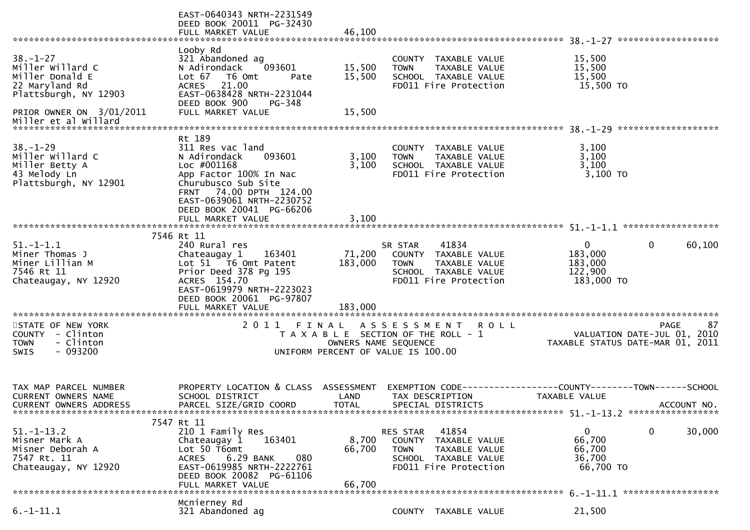```
                             EAST-0640343 NRTH-2231549
                             DEED BOOK 20011  PG-32430
                             FULL MARKET VALUE              46,100
******************************************************************************************************* 38.-1-27 ******************
                             Looby Rd
38.-1-27                     321 Abandoned ag                        COUNTY  TAXABLE VALUE            15,500
Miller Willard C             N Adirondack     093601      15,500     TOWN    TAXABLE VALUE            15,500
Miller Donald E              Lot 67   T6 Omt       Pate   15,500     SCHOOL  TAXABLE VALUE            15,500
22 Maryland Rd               ACRES   21.00                           FD011 Fire Protection             15,500 TO
Plattsburgh, NY 12903        EAST-0638428 NRTH-2231044
                             DEED BOOK 900    PG-348
PRIOR OWNER ON  3/01/2011    FULL MARKET VALUE              15,500
Miller et al Willard
******************************************************************************************************* 38.-1-29 ******************
                             Rt 189
38.-1-29                     311 Res vac land                        COUNTY  TAXABLE VALUE             3,100
Miller Willard C             N Adirondack     093601       3,100     TOWN    TAXABLE VALUE             3,100
Miller Betty A               Loc #001168                   3,100     SCHOOL  TAXABLE VALUE             3,100
43 Melody Ln                 App Factor 100% In Nac                  FD011 Fire Protection              3,100 TO
Plattsburgh, NY 12901        Churubusco Sub Site
                             FRNT   74.00 DPTH  124.00
                             EAST-0639061 NRTH-2230752
                             DEED BOOK 20041  PG-66206
                             FULL MARKET VALUE               3,100
******************************************************************************************************* 51.-1-1.1 *****************
                        7546 Rt 11
51.-1-1.1                    240 Rural res                          SR STAR     41834                 0             0       60,100
Miner Thomas J               Chateaugay 1     163401      71,200     COUNTY  TAXABLE VALUE           183,000
Miner Lillian M              Lot 51   T6 Omt Patent      183,000     TOWN    TAXABLE VALUE           183,000
7546 Rt 11                   Prior Deed 378 Pg 195                   SCHOOL  TAXABLE VALUE           122,900
Chateaugay, NY 12920         ACRES  154.70                           FD011 Fire Protection            183,000 TO
                             EAST-0619979 NRTH-2223023
                             DEED BOOK 20061  PG-97807
                             FULL MARKET VALUE             183,000
************************************************************************************************************************************
STATE OF NEW YORK                   2 0 1 1   F I N A L   A S S E S S M E N T   R O L L                                  PAGE    87
COUNTY  - Clinton                      T A X A B L E  SECTION OF THE ROLL - 1                     VALUATION DATE-JUL 01, 2010
TOWN    - Clinton                            OWNERS NAME SEQUENCE                             TAXABLE STATUS DATE-MAR 01, 2011
SWIS    - 093200                      UNIFORM PERCENT OF VALUE IS 100.00


TAX MAP PARCEL NUMBER        PROPERTY LOCATION & CLASS  ASSESSMENT  EXEMPTION CODE------------------COUNTY--------TOWN------SCHOOL
CURRENT OWNERS NAME          SCHOOL DISTRICT              LAND      TAX DESCRIPTION               TAXABLE VALUE
CURRENT OWNERS ADDRESS       PARCEL SIZE/GRID COORD       TOTAL     SPECIAL DISTRICTS                                    ACCOUNT NO.
******************************************************************************************************* 51.-1-13.2 ****************
                        7547 Rt 11
51.-1-13.2                   210 1 Family Res                       RES STAR    41854                 0             0       30,000
Misner Mark A                Chateaugay 1     163401       8,700     COUNTY  TAXABLE VALUE            66,700
Misner Deborah A             Lot 50 T6omt                 66,700     TOWN    TAXABLE VALUE            66,700
7547 Rt. 11                  ACRES    6.29 BANK     080              SCHOOL  TAXABLE VALUE            36,700
Chateaugay, NY 12920         EAST-0619985 NRTH-2222761               FD011 Fire Protection             66,700 TO
                             DEED BOOK 20082  PG-61106
                             FULL MARKET VALUE              66,700
******************************************************************************************************* 6.-1-11.1 *****************
                             Mcnierney Rd
6.-1-11.1                    321 Abandoned ag                        COUNTY  TAXABLE VALUE            21,500
```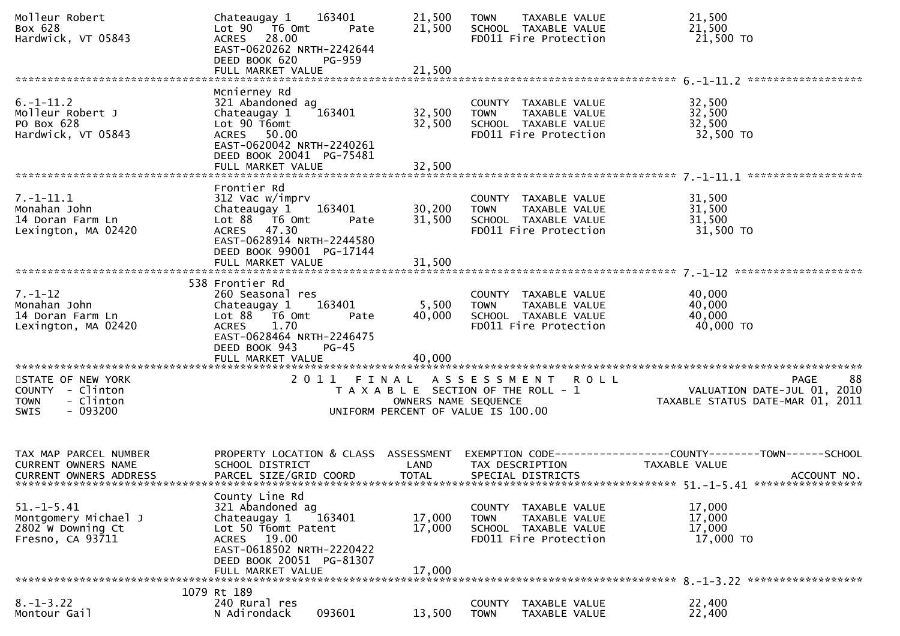```
Molleur Robert                 Chateaugay 1    163401         21,500   TOWN    TAXABLE VALUE               21,500
Box 628                        Lot 90   T6 Omt       Pate     21,500   SCHOOL  TAXABLE VALUE               21,500
Hardwick, VT 05843             ACRES   28.00                           FD011 Fire Protection                21,500 TO
                               EAST-0620262 NRTH-2242644
                               DEED BOOK 620    PG-959
                               FULL MARKET VALUE              21,500
******************************************************************************************************* 6.-1-11.2 ******************
                               Mcnierney Rd
6.-1-11.2                      321 Abandoned ag                        COUNTY  TAXABLE VALUE               32,500
Molleur Robert J               Chateaugay 1    163401         32,500   TOWN    TAXABLE VALUE               32,500
PO Box 628                     Lot 90 T6omt                   32,500   SCHOOL  TAXABLE VALUE               32,500
Hardwick, VT 05843             ACRES   50.00                           FD011 Fire Protection                32,500 TO
                               EAST-0620042 NRTH-2240261
                               DEED BOOK 20041  PG-75481
                               FULL MARKET VALUE              32,500
******************************************************************************************************* 7.-1-11.1 ******************
                               Frontier Rd
7.-1-11.1                      312 Vac w/imprv                         COUNTY  TAXABLE VALUE               31,500
Monahan John                   Chateaugay 1    163401         30,200   TOWN    TAXABLE VALUE               31,500
14 Doran Farm Ln               Lot 88   T6 Omt       Pate     31,500   SCHOOL  TAXABLE VALUE               31,500
Lexington, MA 02420            ACRES   47.30                           FD011 Fire Protection                31,500 TO
                               EAST-0628914 NRTH-2244580
                               DEED BOOK 99001  PG-17144
                               FULL MARKET VALUE              31,500
******************************************************************************************************* 7.-1-12 ********************
                           538 Frontier Rd
7.-1-12                        260 Seasonal res                        COUNTY  TAXABLE VALUE               40,000
Monahan John                   Chateaugay 1    163401          5,500   TOWN    TAXABLE VALUE               40,000
14 Doran Farm Ln               Lot 88   T6 Omt       Pate     40,000   SCHOOL  TAXABLE VALUE               40,000
Lexington, MA 02420            ACRES    1.70                           FD011 Fire Protection                40,000 TO
                               EAST-0628464 NRTH-2246475
                               DEED BOOK 943    PG-45
                               FULL MARKET VALUE              40,000
************************************************************************************************************************************
STATE OF NEW YORK                    2 0 1 1   F I N A L   A S S E S S M E N T   R O L L                          PAGE    88
COUNTY  - Clinton                         T A X A B L E  SECTION OF THE ROLL - 1                     VALUATION DATE-JUL 01, 2010
TOWN    - Clinton                               OWNERS NAME SEQUENCE                          TAXABLE STATUS DATE-MAR 01, 2011
SWIS    - 093200                         UNIFORM PERCENT OF VALUE IS 100.00


TAX MAP PARCEL NUMBER          PROPERTY LOCATION & CLASS  ASSESSMENT  EXEMPTION CODE------------------COUNTY--------TOWN------SCHOOL
CURRENT OWNERS NAME            SCHOOL DISTRICT               LAND      TAX DESCRIPTION              TAXABLE VALUE
CURRENT OWNERS ADDRESS         PARCEL SIZE/GRID COORD        TOTAL     SPECIAL DISTRICTS                                 ACCOUNT NO.
******************************************************************************************************* 51.-1-5.41 *****************
                               County Line Rd
51.-1-5.41                     321 Abandoned ag                        COUNTY  TAXABLE VALUE               17,000
Montgomery Michael J           Chateaugay 1    163401         17,000   TOWN    TAXABLE VALUE               17,000
2802 W Downing Ct              Lot 50 T6omt Patent            17,000   SCHOOL  TAXABLE VALUE               17,000
Fresno, CA 93711               ACRES   19.00                           FD011 Fire Protection                17,000 TO
                               EAST-0618502 NRTH-2220422
                               DEED BOOK 20051  PG-81307
                               FULL MARKET VALUE              17,000
******************************************************************************************************* 8.-1-3.22 ******************
                          1079 Rt 189
8.-1-3.22                      240 Rural res                           COUNTY  TAXABLE VALUE               22,400
Montour Gail                   N Adirondack    093601         13,500   TOWN    TAXABLE VALUE               22,400
```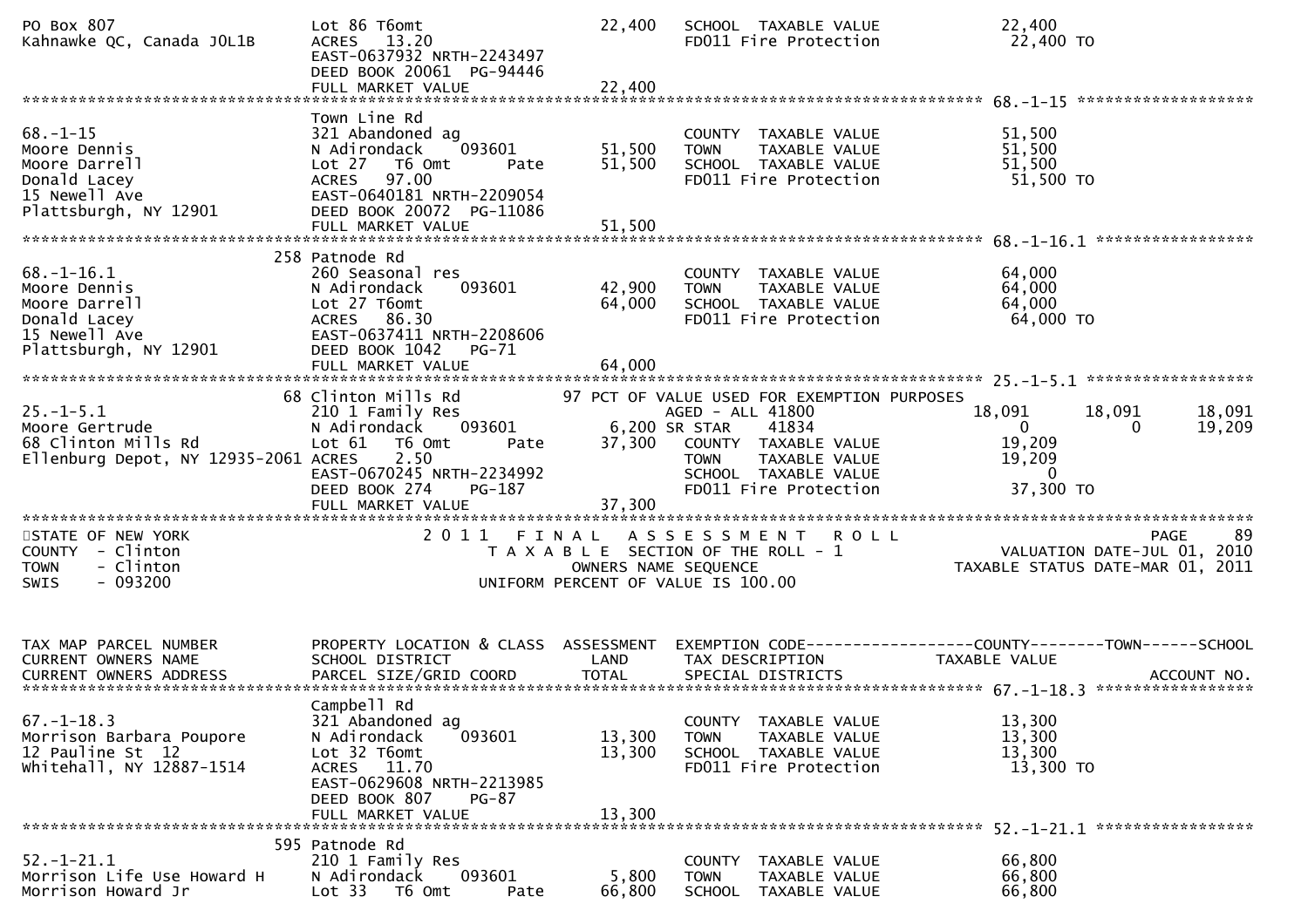```
PO Box 807                    Lot 86 T6omt                22,400   SCHOOL  TAXABLE VALUE              22,400
Kahnawke QC, Canada J0L1B     ACRES  13.20                         FD011 Fire Protection               22,400 TO
                              EAST-0637932 NRTH-2243497
                              DEED BOOK 20061  PG-94446
                              FULL MARKET VALUE           22,400
******************************************************************************************************* 68.-1-15 *******************
                              Town Line Rd
68.-1-15                      321 Abandoned ag                     COUNTY  TAXABLE VALUE              51,500
Moore Dennis                  N Adirondack    093601      51,500   TOWN    TAXABLE VALUE              51,500
Moore Darrell                 Lot 27  T6 Omt      Pate    51,500   SCHOOL  TAXABLE VALUE              51,500
Donald Lacey                  ACRES  97.00                         FD011 Fire Protection               51,500 TO
15 Newell Ave                 EAST-0640181 NRTH-2209054
Plattsburgh, NY 12901         DEED BOOK 20072  PG-11086
                              FULL MARKET VALUE           51,500
******************************************************************************************************* 68.-1-16.1 *****************
                          258 Patnode Rd
68.-1-16.1                    260 Seasonal res                     COUNTY  TAXABLE VALUE              64,000
Moore Dennis                  N Adirondack    093601      42,900   TOWN    TAXABLE VALUE              64,000
Moore Darrell                 Lot 27 T6omt                64,000   SCHOOL  TAXABLE VALUE              64,000
Donald Lacey                  ACRES  86.30                         FD011 Fire Protection               64,000 TO
15 Newell Ave                 EAST-0637411 NRTH-2208606
Plattsburgh, NY 12901         DEED BOOK 1042   PG-71
                              FULL MARKET VALUE           64,000
******************************************************************************************************* 25.-1-5.1 ******************
                           68 Clinton Mills Rd        97 PCT OF VALUE USED FOR EXEMPTION PURPOSES
25.-1-5.1                     210 1 Family Res                     AGED - ALL 41800              18,091       18,091       18,091
Moore Gertrude                N Adirondack    093601       6,200 SR STAR     41834                    0            0       19,209
68 Clinton Mills Rd           Lot 61   T6 Omt     Pate    37,300   COUNTY  TAXABLE VALUE              19,209
Ellenburg Depot, NY 12935-2061 ACRES   2.50                        TOWN    TAXABLE VALUE              19,209
                              EAST-0670245 NRTH-2234992            SCHOOL  TAXABLE VALUE                   0
                              DEED BOOK 274    PG-187              FD011 Fire Protection               37,300 TO
                              FULL MARKET VALUE           37,300
*************************************************************************************************************************************
STATE OF NEW YORK                    2 0 1 1   F I N A L   A S S E S S M E N T   R O L L                             PAGE     89
COUNTY  - Clinton                       T A X A B L E  SECTION OF THE ROLL - 1                        VALUATION DATE-JUL 01, 2010
TOWN    - Clinton                            OWNERS NAME SEQUENCE                                   TAXABLE STATUS DATE-MAR 01, 2011
SWIS    - 093200                        UNIFORM PERCENT OF VALUE IS 100.00


TAX MAP PARCEL NUMBER         PROPERTY LOCATION & CLASS  ASSESSMENT  EXEMPTION CODE------------------COUNTY--------TOWN------SCHOOL
CURRENT OWNERS NAME           SCHOOL DISTRICT               LAND     TAX DESCRIPTION              TAXABLE VALUE
CURRENT OWNERS ADDRESS        PARCEL SIZE/GRID COORD       TOTAL     SPECIAL DISTRICTS                                    ACCOUNT NO.
******************************************************************************************************* 67.-1-18.3 *****************
                              Campbell Rd
67.-1-18.3                    321 Abandoned ag                     COUNTY  TAXABLE VALUE              13,300
Morrison Barbara Poupore      N Adirondack    093601      13,300   TOWN    TAXABLE VALUE              13,300
12 Pauline St  12             Lot 32 T6omt                13,300   SCHOOL  TAXABLE VALUE              13,300
Whitehall, NY 12887-1514      ACRES  11.70                         FD011 Fire Protection               13,300 TO
                              EAST-0629608 NRTH-2213985
                              DEED BOOK 807    PG-87
                              FULL MARKET VALUE           13,300
******************************************************************************************************* 52.-1-21.1 *****************
                          595 Patnode Rd
52.-1-21.1                    210 1 Family Res                     COUNTY  TAXABLE VALUE              66,800
Morrison Life Use Howard H    N Adirondack    093601       5,800   TOWN    TAXABLE VALUE              66,800
Morrison Howard Jr            Lot 33   T6 Omt     Pate    66,800   SCHOOL  TAXABLE VALUE              66,800
```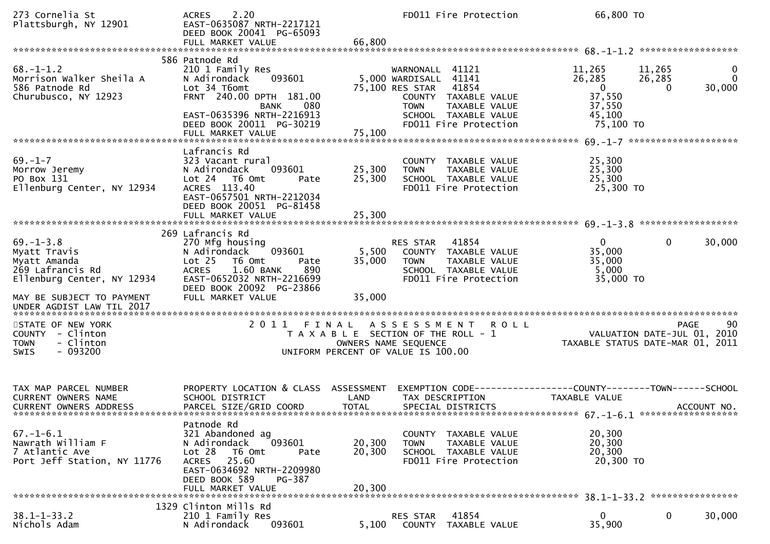```
273 Cornelia St                ACRES    2.20                              FD011 Fire Protection            66,800 TO
Plattsburgh, NY 12901          EAST-0635087 NRTH-2217121
                               DEED BOOK 20041  PG-65093
                               FULL MARKET VALUE              66,800
******************************************************************************************************* 68.-1-1.2 *****************
                               586 Patnode Rd
68.-1-1.2                      210 1 Family Res                   WARNONALL  41121             11,265      11,265            0
Morrison Walker Sheila A       N Adirondack      093601     5,000 WARDISALL  41141             26,285      26,285            0
586 Patnode Rd                 Lot 34 T6omt                75,100 RES STAR   41854                  0           0       30,000
Churubusco, NY 12923           FRNT  240.00 DPTH  181.00          COUNTY  TAXABLE VALUE        37,550
                                             BANK     080         TOWN    TAXABLE VALUE        37,550
                               EAST-0635396 NRTH-2216913          SCHOOL  TAXABLE VALUE        45,100
                               DEED BOOK 20011  PG-30219          FD011 Fire Protection          75,100 TO
                               FULL MARKET VALUE              75,100
******************************************************************************************************* 69.-1-7 *******************
                               Lafrancis Rd
69.-1-7                        323 Vacant rural                   COUNTY  TAXABLE VALUE        25,300
Morrow Jeremy                  N Adirondack      093601    25,300 TOWN    TAXABLE VALUE        25,300
PO Box 131                     Lot 24  T6 Omt         Pate 25,300 SCHOOL  TAXABLE VALUE        25,300
Ellenburg Center, NY 12934     ACRES  113.40                      FD011 Fire Protection          25,300 TO
                               EAST-0657501 NRTH-2212034
                               DEED BOOK 20051  PG-81458
                               FULL MARKET VALUE              25,300
******************************************************************************************************* 69.-1-3.8 *****************
                               269 Lafrancis Rd
69.-1-3.8                      270 Mfg housing                    RES STAR   41854                  0           0       30,000
Myatt Travis                   N Adirondack      093601     5,500 COUNTY  TAXABLE VALUE        35,000
Myatt Amanda                   Lot 25  T6 Omt         Pate 35,000 TOWN    TAXABLE VALUE        35,000
269 Lafrancis Rd               ACRES    1.60 BANK     890         SCHOOL  TAXABLE VALUE         5,000
Ellenburg Center, NY 12934     EAST-0652032 NRTH-2216699          FD011 Fire Protection          35,000 TO
                               DEED BOOK 20092  PG-23866
MAY BE SUBJECT TO PAYMENT      FULL MARKET VALUE              35,000
UNDER AGDIST LAW TIL 2017
************************************************************************************************************************************
STATE OF NEW YORK                    2 0 1 1   F I N A L   A S S E S S M E N T   R O L L                              PAGE     90
COUNTY  - Clinton                       T A X A B L E  SECTION OF THE ROLL - 1                       VALUATION DATE-JUL 01, 2010
TOWN    - Clinton                              OWNERS NAME SEQUENCE                           TAXABLE STATUS DATE-MAR 01, 2011
SWIS    - 093200                        UNIFORM PERCENT OF VALUE IS 100.00


TAX MAP PARCEL NUMBER          PROPERTY LOCATION & CLASS  ASSESSMENT  EXEMPTION CODE------------------COUNTY--------TOWN------SCHOOL
CURRENT OWNERS NAME            SCHOOL DISTRICT               LAND     TAX DESCRIPTION             TAXABLE VALUE
CURRENT OWNERS ADDRESS         PARCEL SIZE/GRID COORD       TOTAL     SPECIAL DISTRICTS                                 ACCOUNT NO.
******************************************************************************************************* 67.-1-6.1 *****************
                               Patnode Rd
67.-1-6.1                      321 Abandoned ag                   COUNTY  TAXABLE VALUE        20,300
Nawrath William F              N Adirondack      093601    20,300 TOWN    TAXABLE VALUE        20,300
7 Atlantic Ave                 Lot 28  T6 Omt         Pate 20,300 SCHOOL  TAXABLE VALUE        20,300
Port Jeff Station, NY 11776    ACRES   25.60                      FD011 Fire Protection          20,300 TO
                               EAST-0634692 NRTH-2209980
                               DEED BOOK 589    PG-387
                               FULL MARKET VALUE              20,300
******************************************************************************************************* 38.1-1-33.2 ***************
                               1329 Clinton Mills Rd
38.1-1-33.2                    210 1 Family Res                   RES STAR   41854                  0           0       30,000
Nichols Adam                   N Adirondack      093601     5,100 COUNTY  TAXABLE VALUE        35,900
```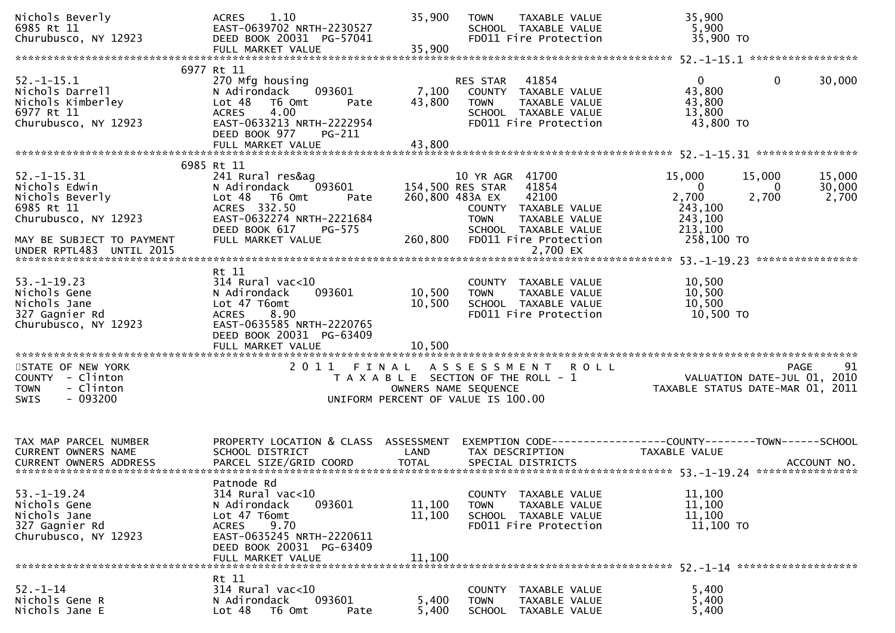```
Nichols Beverly                 ACRES     1.10                35,900   TOWN    TAXABLE VALUE             35,900
6985 Rt 11                      EAST-0639702 NRTH-2230527              SCHOOL  TAXABLE VALUE              5,900
Churubusco, NY 12923            DEED BOOK 20031  PG-57041              FD011 Fire Protection             35,900 TO
                                FULL MARKET VALUE             35,900
******************************************************************************************************* 52.-1-15.1 *****************
                           6977 Rt 11
52.-1-15.1                      270 Mfg housing                        RES STAR   41854                   0           0      30,000
Nichols Darrell                 N Adirondack     093601        7,100   COUNTY  TAXABLE VALUE             43,800
Nichols Kimberley               Lot 48   T6 Omt       Pate    43,800   TOWN    TAXABLE VALUE             43,800
6977 Rt 11                      ACRES     4.00                         SCHOOL  TAXABLE VALUE             13,800
Churubusco, NY 12923            EAST-0633213 NRTH-2222954              FD011 Fire Protection             43,800 TO
                                DEED BOOK 977     PG-211
                                FULL MARKET VALUE             43,800
******************************************************************************************************* 52.-1-15.31 ****************
                           6985 Rt 11
52.-1-15.31                     241 Rural res&ag                       10 YR AGR  41700              15,000      15,000      15,000
Nichols Edwin                   N Adirondack     093601      154,500 RES STAR   41854                   0           0      30,000
Nichols Beverly                 Lot 48   T6 Omt       Pate   260,800 483A EX    42100               2,700       2,700       2,700
6985 Rt 11                      ACRES   332.50                         COUNTY  TAXABLE VALUE            243,100
Churubusco, NY 12923            EAST-0632274 NRTH-2221684              TOWN    TAXABLE VALUE            243,100
                                DEED BOOK 617     PG-575               SCHOOL  TAXABLE VALUE            213,100
MAY BE SUBJECT TO PAYMENT       FULL MARKET VALUE            260,800   FD011 Fire Protection            258,100 TO
UNDER RPTL483  UNTIL 2015                                                         2,700 EX
******************************************************************************************************* 53.-1-19.23 ****************
                                Rt 11
53.-1-19.23                     314 Rural vac<10                       COUNTY  TAXABLE VALUE             10,500
Nichols Gene                    N Adirondack     093601       10,500   TOWN    TAXABLE VALUE             10,500
Nichols Jane                    Lot 47 T6omt                  10,500   SCHOOL  TAXABLE VALUE             10,500
327 Gagnier Rd                  ACRES     8.90                         FD011 Fire Protection             10,500 TO
Churubusco, NY 12923            EAST-0635585 NRTH-2220765
                                DEED BOOK 20031  PG-63409
                                FULL MARKET VALUE             10,500
************************************************************************************************************************************
STATE OF NEW YORK                    2 0 1 1   F I N A L   A S S E S S M E N T   R O L L                          PAGE      91
COUNTY  - Clinton                         T A X A B L E  SECTION OF THE ROLL - 1                       VALUATION DATE-JUL 01, 2010
TOWN    - Clinton                              OWNERS NAME SEQUENCE                               TAXABLE STATUS DATE-MAR 01, 2011
SWIS    - 093200                          UNIFORM PERCENT OF VALUE IS 100.00


TAX MAP PARCEL NUMBER           PROPERTY LOCATION & CLASS  ASSESSMENT  EXEMPTION CODE------------------COUNTY--------TOWN------SCHOOL
CURRENT OWNERS NAME             SCHOOL DISTRICT               LAND     TAX DESCRIPTION             TAXABLE VALUE
CURRENT OWNERS ADDRESS          PARCEL SIZE/GRID COORD        TOTAL    SPECIAL DISTRICTS                                 ACCOUNT NO.
******************************************************************************************************* 53.-1-19.24 ****************
                                Patnode Rd
53.-1-19.24                     314 Rural vac<10                       COUNTY  TAXABLE VALUE             11,100
Nichols Gene                    N Adirondack     093601       11,100   TOWN    TAXABLE VALUE             11,100
Nichols Jane                    Lot 47 T6omt                  11,100   SCHOOL  TAXABLE VALUE             11,100
327 Gagnier Rd                  ACRES     9.70                         FD011 Fire Protection             11,100 TO
Churubusco, NY 12923            EAST-0635245 NRTH-2220611
                                DEED BOOK 20031  PG-63409
                                FULL MARKET VALUE             11,100
******************************************************************************************************* 52.-1-14 *******************
                                Rt 11
52.-1-14                        314 Rural vac<10                       COUNTY  TAXABLE VALUE              5,400
Nichols Gene R                  N Adirondack     093601        5,400   TOWN    TAXABLE VALUE              5,400
Nichols Jane E                  Lot 48   T6 Omt       Pate     5,400   SCHOOL  TAXABLE VALUE              5,400
```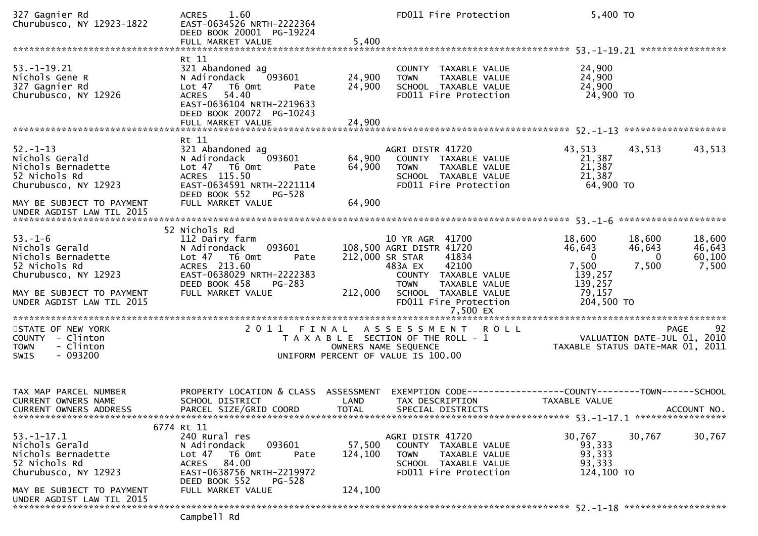```
327 Gagnier Rd                ACRES    1.60                          FD011 Fire Protection            5,400 TO
Churubusco, NY 12923-1822     EAST-0634526 NRTH-2222364
                              DEED BOOK 20001  PG-19224
                              FULL MARKET VALUE               5,400
******************************************************************************************** 53.-1-19.21 ****************
                              Rt 11
53.-1-19.21                   321 Abandoned ag                       COUNTY  TAXABLE VALUE           24,900
Nichols Gene R                N Adirondack    093601         24,900   TOWN    TAXABLE VALUE           24,900
327 Gagnier Rd                Lot 47   T6 Omt        Pate     24,900   SCHOOL  TAXABLE VALUE           24,900
Churubusco, NY 12926          ACRES   54.40                          FD011 Fire Protection           24,900 TO
                              EAST-0636104 NRTH-2219633
                              DEED BOOK 20072  PG-10243
                              FULL MARKET VALUE              24,900
******************************************************************************************** 52.-1-13 *******************
                              Rt 11
52.-1-13                      321 Abandoned ag                       AGRI DISTR 41720               43,513     43,513     43,513
Nichols Gerald                N Adirondack    093601         64,900   COUNTY  TAXABLE VALUE           21,387
Nichols Bernadette            Lot 47   T6 Omt        Pate     64,900   TOWN    TAXABLE VALUE           21,387
52 Nichols Rd                 ACRES  115.50                          SCHOOL  TAXABLE VALUE           21,387
Churubusco, NY 12923          EAST-0634591 NRTH-2221114              FD011 Fire Protection           64,900 TO
                              DEED BOOK 552    PG-528
MAY BE SUBJECT TO PAYMENT     FULL MARKET VALUE              64,900
UNDER AGDIST LAW TIL 2015
******************************************************************************************** 53.-1-6 ********************
                            52 Nichols Rd
53.-1-6                       112 Dairy farm                         10 YR AGR  41700               18,600     18,600     18,600
Nichols Gerald                N Adirondack    093601        108,500 AGRI DISTR 41720               46,643     46,643     46,643
Nichols Bernadette            Lot 47   T6 Omt        Pate    212,000 SR STAR    41834                    0          0     60,100
52 Nichols Rd                 ACRES  213.60                          483A EX    42100                7,500      7,500      7,500
Churubusco, NY 12923          EAST-0638029 NRTH-2222383              COUNTY  TAXABLE VALUE          139,257
                              DEED BOOK 458    PG-283                TOWN    TAXABLE VALUE          139,257
MAY BE SUBJECT TO PAYMENT     FULL MARKET VALUE             212,000   SCHOOL  TAXABLE VALUE           79,157
UNDER AGDIST LAW TIL 2015                                            FD011 Fire Protection          204,500 TO
                                                                           7,500 EX
**************************************************************************************************************************
STATE OF NEW YORK                     2 0 1 1   F I N A L   A S S E S S M E N T   R O L L                             PAGE    92
COUNTY  - Clinton                          T A X A B L E  SECTION OF THE ROLL - 1                    VALUATION DATE-JUL 01, 2010
TOWN    - Clinton                                  OWNERS NAME SEQUENCE                           TAXABLE STATUS DATE-MAR 01, 2011
SWIS    - 093200                           UNIFORM PERCENT OF VALUE IS 100.00


TAX MAP PARCEL NUMBER         PROPERTY LOCATION & CLASS  ASSESSMENT  EXEMPTION CODE------------------COUNTY--------TOWN------SCHOOL
CURRENT OWNERS NAME           SCHOOL DISTRICT               LAND      TAX DESCRIPTION                TAXABLE VALUE
CURRENT OWNERS ADDRESS        PARCEL SIZE/GRID COORD        TOTAL     SPECIAL DISTRICTS                                 ACCOUNT NO.
******************************************************************************************** 53.-1-17.1 *****************
                          6774 Rt 11
53.-1-17.1                    240 Rural res                          AGRI DISTR 41720               30,767     30,767     30,767
Nichols Gerald                N Adirondack    093601         57,500   COUNTY  TAXABLE VALUE           93,333
Nichols Bernadette            Lot 47   T6 Omt        Pate    124,100   TOWN    TAXABLE VALUE           93,333
52 Nichols Rd                 ACRES   84.00                          SCHOOL  TAXABLE VALUE           93,333
Churubusco, NY 12923          EAST-0638756 NRTH-2219972              FD011 Fire Protection          124,100 TO
                              DEED BOOK 552    PG-528
MAY BE SUBJECT TO PAYMENT     FULL MARKET VALUE             124,100
UNDER AGDIST LAW TIL 2015
******************************************************************************************** 52.-1-18 *******************
                              Campbell Rd
```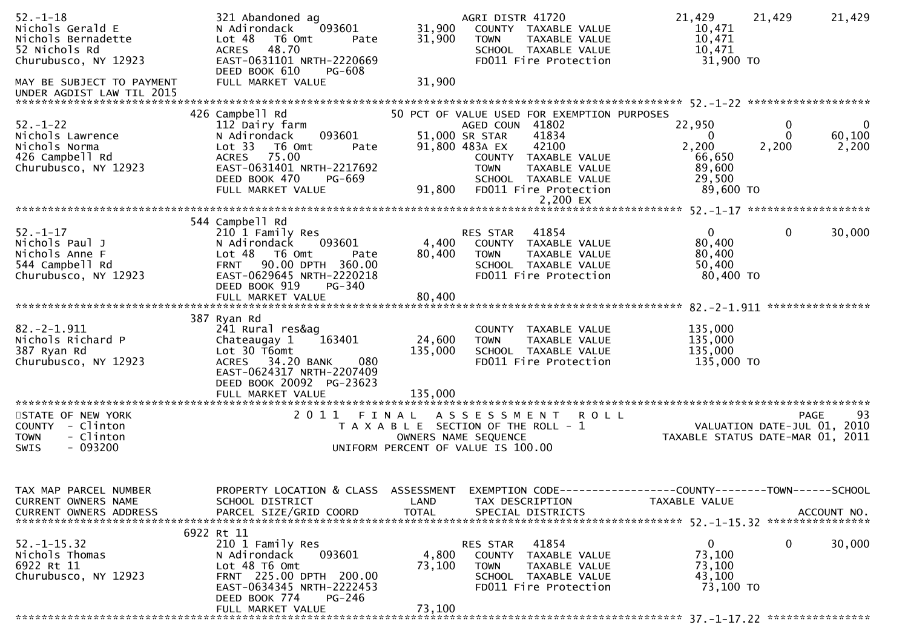```
52.-1-18                  321 Abandoned ag                    AGRI DISTR 41720                  21,429     21,429     21,429
Nichols Gerald E          N Adirondack    093601       31,900    COUNTY  TAXABLE VALUE            10,471
Nichols Bernadette        Lot 48  T6 Omt      Pate     31,900    TOWN    TAXABLE VALUE            10,471
52 Nichols Rd             ACRES  48.70                           SCHOOL  TAXABLE VALUE            10,471
Churubusco, NY 12923      EAST-0631101 NRTH-2220669              FD011 Fire Protection             31,900 TO
                          DEED BOOK 610    PG-608
MAY BE SUBJECT TO PAYMENT FULL MARKET VALUE             31,900
UNDER AGDIST LAW TIL 2015
******************************************************************************************************* 52.-1-22 *******************
                          426 Campbell Rd                  50 PCT OF VALUE USED FOR EXEMPTION PURPOSES
52.-1-22                  112 Dairy farm                      AGED COUN 41802                  22,950          0          0
Nichols Lawrence          N Adirondack    093601       51,000 SR STAR    41834                      0          0     60,100
Nichols Norma             Lot 33  T6 Omt      Pate     91,800 483A EX    42100                  2,200      2,200      2,200
426 Campbell Rd           ACRES  75.00                           COUNTY  TAXABLE VALUE            66,650
Churubusco, NY 12923      EAST-0631401 NRTH-2217692              TOWN    TAXABLE VALUE            89,600
                          DEED BOOK 470    PG-669                SCHOOL  TAXABLE VALUE            29,500
                          FULL MARKET VALUE             91,800   FD011 Fire Protection             89,600 TO
                                                                        2,200 EX
******************************************************************************************************* 52.-1-17 *******************
                          544 Campbell Rd
52.-1-17                  210 1 Family Res                    RES STAR   41854                      0          0     30,000
Nichols Paul J            N Adirondack    093601        4,400    COUNTY  TAXABLE VALUE            80,400
Nichols Anne F            Lot 48  T6 Omt      Pate     80,400    TOWN    TAXABLE VALUE            80,400
544 Campbell Rd           FRNT   90.00 DPTH 360.00               SCHOOL  TAXABLE VALUE            50,400
Churubusco, NY 12923      EAST-0629645 NRTH-2220218              FD011 Fire Protection             80,400 TO
                          DEED BOOK 919    PG-340
                          FULL MARKET VALUE             80,400
******************************************************************************************************* 82.-2-1.911 ****************
                          387 Ryan Rd
82.-2-1.911               241 Rural res&ag                       COUNTY  TAXABLE VALUE           135,000
Nichols Richard P         Chateaugay 1    163401       24,600    TOWN    TAXABLE VALUE           135,000
387 Ryan Rd               Lot 30 T6omt                135,000    SCHOOL  TAXABLE VALUE           135,000
Churubusco, NY 12923      ACRES  34.20 BANK     080              FD011 Fire Protection            135,000 TO
                          EAST-0624317 NRTH-2207409
                          DEED BOOK 20092 PG-23623
                          FULL MARKET VALUE            135,000
************************************************************************************************************************************
STATE OF NEW YORK                    2 0 1 1   F I N A L   A S S E S S M E N T   R O L L                              PAGE     93
COUNTY  - Clinton                         T A X A B L E  SECTION OF THE ROLL - 1                    VALUATION DATE-JUL 01, 2010
TOWN    - Clinton                              OWNERS NAME SEQUENCE                             TAXABLE STATUS DATE-MAR 01, 2011
SWIS    - 093200                          UNIFORM PERCENT OF VALUE IS 100.00


TAX MAP PARCEL NUMBER     PROPERTY LOCATION & CLASS  ASSESSMENT  EXEMPTION CODE------------------COUNTY--------TOWN------SCHOOL
CURRENT OWNERS NAME       SCHOOL DISTRICT               LAND      TAX DESCRIPTION             TAXABLE VALUE
CURRENT OWNERS ADDRESS    PARCEL SIZE/GRID COORD        TOTAL     SPECIAL DISTRICTS                                  ACCOUNT NO.
******************************************************************************************************* 52.-1-15.32 ****************
                          6922 Rt 11
52.-1-15.32               210 1 Family Res                    RES STAR   41854                      0          0     30,000
Nichols Thomas            N Adirondack    093601        4,800    COUNTY  TAXABLE VALUE            73,100
6922 Rt 11                Lot 48 T6 Omt                73,100    TOWN    TAXABLE VALUE            73,100
Churubusco, NY 12923      FRNT  225.00 DPTH 200.00               SCHOOL  TAXABLE VALUE            43,100
                          EAST-0634345 NRTH-2222453              FD011 Fire Protection             73,100 TO
                          DEED BOOK 774    PG-246
                          FULL MARKET VALUE             73,100
******************************************************************************************************* 37.-1-17.22 ****************
```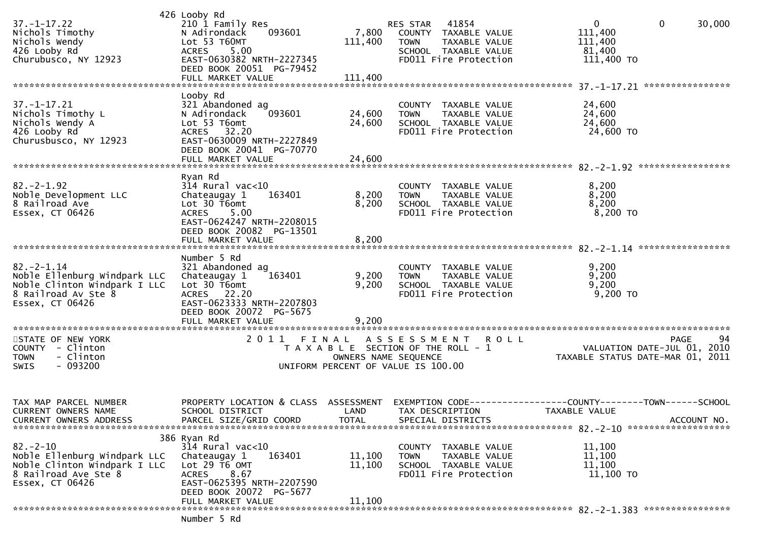```
                           426 Looby Rd
37.-1-17.22                210 1 Family Res                       RES STAR   41854                      0          0      30,000
Nichols Timothy            N Adirondack     093601        7,800    COUNTY  TAXABLE VALUE           111,400
Nichols Wendy              Lot 53 T60MT                 111,400    TOWN    TAXABLE VALUE           111,400
426 Looby Rd               ACRES    5.00                           SCHOOL  TAXABLE VALUE            81,400
Churubusco, NY 12923       EAST-0630382 NRTH-2227345               FD011 Fire Protection           111,400 TO
                           DEED BOOK 20051  PG-79452
                           FULL MARKET VALUE            111,400
******************************************************************************************************* 37.-1-17.21 ****************
                           Looby Rd
37.-1-17.21                321 Abandoned ag                        COUNTY  TAXABLE VALUE            24,600
Nichols Timothy L          N Adirondack     093601       24,600    TOWN    TAXABLE VALUE            24,600
Nichols Wendy A            Lot 53 T6omt                  24,600    SCHOOL  TAXABLE VALUE            24,600
426 Looby Rd               ACRES   32.20                           FD011 Fire Protection            24,600 TO
Churusbusco, NY 12923      EAST-0630009 NRTH-2227849
                           DEED BOOK 20041  PG-70770
                           FULL MARKET VALUE             24,600
******************************************************************************************************* 82.-2-1.92 *****************
                           Ryan Rd
82.-2-1.92                 314 Rural vac<10                        COUNTY  TAXABLE VALUE             8,200
Noble Development LLC      Chateaugay 1     163401        8,200    TOWN    TAXABLE VALUE             8,200
8 Railroad Ave             Lot 30 T6omt                   8,200    SCHOOL  TAXABLE VALUE             8,200
Essex, CT 06426            ACRES    5.00                           FD011 Fire Protection             8,200 TO
                           EAST-0624247 NRTH-2208015
                           DEED BOOK 20082  PG-13501
                           FULL MARKET VALUE              8,200
******************************************************************************************************* 82.-2-1.14 *****************
                           Number 5 Rd
82.-2-1.14                 321 Abandoned ag                        COUNTY  TAXABLE VALUE             9,200
Noble Ellenburg Windpark LLC  Chateaugay 1  163401        9,200    TOWN    TAXABLE VALUE             9,200
Noble Clinton Windpark I LLC  Lot 30 T6omt                9,200    SCHOOL  TAXABLE VALUE             9,200
8 Railroad Av Ste 8        ACRES   22.20                           FD011 Fire Protection             9,200 TO
Essex, CT 06426            EAST-0623333 NRTH-2207803
                           DEED BOOK 20072  PG-5675
                           FULL MARKET VALUE              9,200
************************************************************************************************************************************
STATE OF NEW YORK                  2 0 1 1   F I N A L   A S S E S S M E N T   R O L L                               PAGE     94
COUNTY  - Clinton                        T A X A B L E  SECTION OF THE ROLL - 1                        VALUATION DATE-JUL 01, 2010
TOWN    - Clinton                              OWNERS NAME SEQUENCE                               TAXABLE STATUS DATE-MAR 01, 2011
SWIS    - 093200                         UNIFORM PERCENT OF VALUE IS 100.00


TAX MAP PARCEL NUMBER          PROPERTY LOCATION & CLASS  ASSESSMENT  EXEMPTION CODE------------------COUNTY--------TOWN------SCHOOL
CURRENT OWNERS NAME            SCHOOL DISTRICT               LAND      TAX DESCRIPTION            TAXABLE VALUE
CURRENT OWNERS ADDRESS         PARCEL SIZE/GRID COORD       TOTAL      SPECIAL DISTRICTS                                  ACCOUNT NO.
******************************************************************************************************* 82.-2-10 *******************
                           386 Ryan Rd
82.-2-10                   314 Rural vac<10                        COUNTY  TAXABLE VALUE            11,100
Noble Ellenburg Windpark LLC  Chateaugay 1  163401       11,100    TOWN    TAXABLE VALUE            11,100
Noble Clinton Windpark I LLC  Lot 29 T6 OMT              11,100    SCHOOL  TAXABLE VALUE            11,100
8 Railroad Ave Ste 8       ACRES    8.67                           FD011 Fire Protection            11,100 TO
Essex, CT 06426            EAST-0625395 NRTH-2207590
                           DEED BOOK 20072  PG-5677
                           FULL MARKET VALUE             11,100
******************************************************************************************************* 82.-2-1.383 ****************
                           Number 5 Rd
```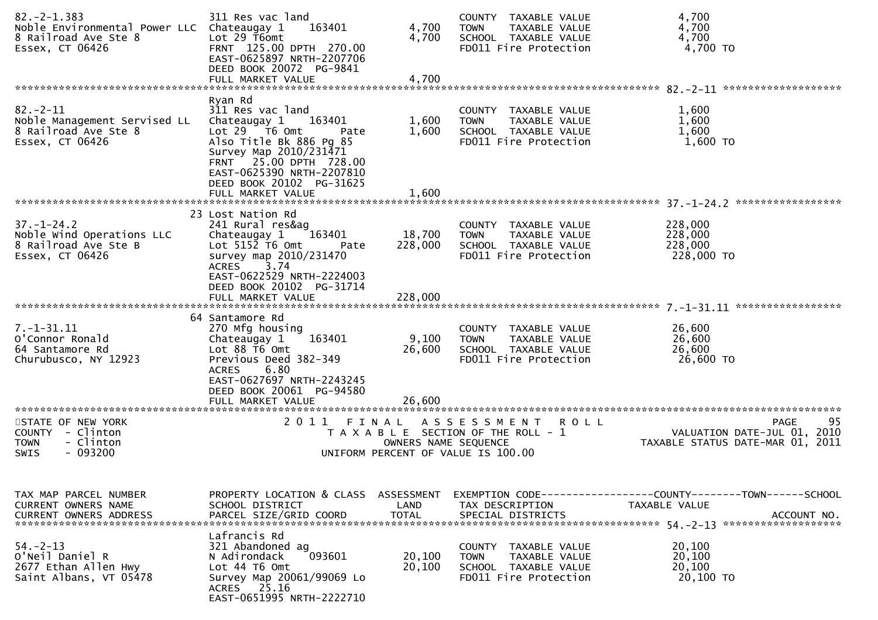```
82.-2-1.383                    311 Res vac land                          COUNTY  TAXABLE VALUE              4,700
Noble Environmental Power LLC  Chateaugay 1    163401        4,700       TOWN    TAXABLE VALUE              4,700
8 Railroad Ave Ste 8           Lot 29 T6omt                   4,700      SCHOOL  TAXABLE VALUE              4,700
Essex, CT 06426                FRNT 125.00 DPTH  270.00                  FD011 Fire Protection               4,700 TO
                               EAST-0625897 NRTH-2207706
                               DEED BOOK 20072  PG-9841
                               FULL MARKET VALUE              4,700
******************************************************************************************************* 82.-2-11 *******************
                               Ryan Rd
82.-2-11                       311 Res vac land                          COUNTY  TAXABLE VALUE              1,600
Noble Management Servised LL   Chateaugay 1    163401        1,600       TOWN    TAXABLE VALUE              1,600
8 Railroad Ave Ste 8           Lot 29   T6 Omt       Pate     1,600      SCHOOL  TAXABLE VALUE              1,600
Essex, CT 06426                Also Title Bk 886 Pg 85                   FD011 Fire Protection               1,600 TO
                               Survey Map 2010/231471
                               FRNT   25.00 DPTH  728.00
                               EAST-0625390 NRTH-2207810
                               DEED BOOK 20102  PG-31625
                               FULL MARKET VALUE              1,600
******************************************************************************************************* 37.-1-24.2 *****************
                               23 Lost Nation Rd
37.-1-24.2                     241 Rural res&ag                          COUNTY  TAXABLE VALUE            228,000
Noble Wind Operations LLC      Chateaugay 1    163401       18,700       TOWN    TAXABLE VALUE            228,000
8 Railroad Ave Ste B           Lot 5152 T6 Omt      Pate    228,000      SCHOOL  TAXABLE VALUE            228,000
Essex, CT 06426                survey map 2010/231470                    FD011 Fire Protection             228,000 TO
                               ACRES    3.74
                               EAST-0622529 NRTH-2224003
                               DEED BOOK 20102  PG-31714
                               FULL MARKET VALUE            228,000
******************************************************************************************************* 7.-1-31.11 *****************
                               64 Santamore Rd
7.-1-31.11                     270 Mfg housing                           COUNTY  TAXABLE VALUE             26,600
O'Connor Ronald                Chateaugay 1    163401        9,100       TOWN    TAXABLE VALUE             26,600
64 Santamore Rd                Lot 88 T6 Omt                 26,600      SCHOOL  TAXABLE VALUE             26,600
Churubusco, NY 12923           Previous Deed 382-349                     FD011 Fire Protection              26,600 TO
                               ACRES    6.80
                               EAST-0627697 NRTH-2243245
                               DEED BOOK 20061  PG-94580
                               FULL MARKET VALUE             26,600
************************************************************************************************************************************
STATE OF NEW YORK                 2 0 1 1   F I N A L   A S S E S S M E N T   R O L L                                PAGE    95
COUNTY  - Clinton                          T A X A B L E  SECTION OF THE ROLL - 1                     VALUATION DATE-JUL 01, 2010
TOWN    - Clinton                                 OWNERS NAME SEQUENCE                           TAXABLE STATUS DATE-MAR 01, 2011
SWIS    - 093200                          UNIFORM PERCENT OF VALUE IS 100.00


TAX MAP PARCEL NUMBER          PROPERTY LOCATION & CLASS  ASSESSMENT  EXEMPTION CODE------------------COUNTY--------TOWN------SCHOOL
CURRENT OWNERS NAME            SCHOOL DISTRICT               LAND      TAX DESCRIPTION              TAXABLE VALUE
CURRENT OWNERS ADDRESS         PARCEL SIZE/GRID COORD        TOTAL     SPECIAL DISTRICTS                                 ACCOUNT NO.
******************************************************************************************************* 54.-2-13 *******************
                               Lafrancis Rd
54.-2-13                       321 Abandoned ag                          COUNTY  TAXABLE VALUE             20,100
O'Neil Daniel R                N Adirondack    093601       20,100       TOWN    TAXABLE VALUE             20,100
2677 Ethan Allen Hwy           Lot 44 T6 Omt                 20,100      SCHOOL  TAXABLE VALUE             20,100
Saint Albans, VT 05478         Survey Map 20061/99069 Lo                 FD011 Fire Protection              20,100 TO
                               ACRES   25.16
                               EAST-0651995 NRTH-2222710
```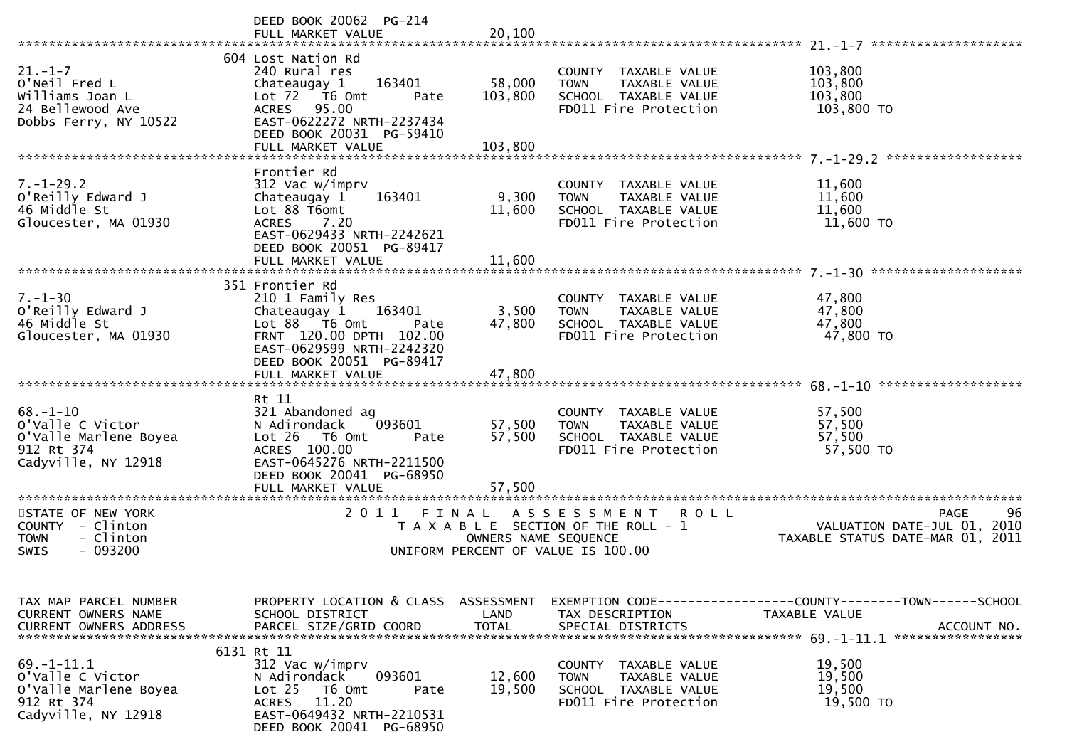```
                               DEED BOOK 20062  PG-214
                               FULL MARKET VALUE              20,100
******************************************************************************************************* 21.-1-7 ********************
                           604 Lost Nation Rd
21.-1-7                        240 Rural res                         COUNTY  TAXABLE VALUE            103,800
O'Neil Fred L                  Chateaugay 1    163401       58,000   TOWN    TAXABLE VALUE            103,800
Williams Joan L                Lot 72  T6 Omt      Pate    103,800   SCHOOL  TAXABLE VALUE            103,800
24 Bellewood Ave               ACRES   95.00                         FD011 Fire Protection             103,800 TO
Dobbs Ferry, NY 10522          EAST-0622272 NRTH-2237434
                               DEED BOOK 20031  PG-59410
                               FULL MARKET VALUE             103,800
******************************************************************************************************* 7.-1-29.2 ******************
                               Frontier Rd
7.-1-29.2                      312 Vac w/imprv                       COUNTY  TAXABLE VALUE             11,600
O'Reilly Edward J              Chateaugay 1    163401        9,300   TOWN    TAXABLE VALUE             11,600
46 Middle St                   Lot 88 T6omt                 11,600   SCHOOL  TAXABLE VALUE             11,600
Gloucester, MA 01930           ACRES    7.20                         FD011 Fire Protection              11,600 TO
                               EAST-0629433 NRTH-2242621
                               DEED BOOK 20051  PG-89417
                               FULL MARKET VALUE              11,600
******************************************************************************************************* 7.-1-30 ********************
                           351 Frontier Rd
7.-1-30                        210 1 Family Res                      COUNTY  TAXABLE VALUE             47,800
O'Reilly Edward J              Chateaugay 1    163401        3,500   TOWN    TAXABLE VALUE             47,800
46 Middle St                   Lot 88  T6 Omt      Pate     47,800   SCHOOL  TAXABLE VALUE             47,800
Gloucester, MA 01930           FRNT 120.00 DPTH 102.00               FD011 Fire Protection              47,800 TO
                               EAST-0629599 NRTH-2242320
                               DEED BOOK 20051  PG-89417
                               FULL MARKET VALUE              47,800
******************************************************************************************************* 68.-1-10 *******************
                               Rt 11
68.-1-10                       321 Abandoned ag                      COUNTY  TAXABLE VALUE             57,500
O'Valle C Victor               N Adirondack    093601       57,500   TOWN    TAXABLE VALUE             57,500
O'Valle Marlene Boyea          Lot 26  T6 Omt      Pate     57,500   SCHOOL  TAXABLE VALUE             57,500
912 Rt 374                     ACRES  100.00                         FD011 Fire Protection              57,500 TO
Cadyville, NY 12918            EAST-0645276 NRTH-2211500
                               DEED BOOK 20041  PG-68950
                               FULL MARKET VALUE              57,500
************************************************************************************************************************************
STATE OF NEW YORK                  2 0 1 1   F I N A L   A S S E S S M E N T   R O L L                                PAGE    96
COUNTY  - Clinton                        T A X A B L E  SECTION OF THE ROLL - 1                          VALUATION DATE-JUL 01, 2010
TOWN    - Clinton                                OWNERS NAME SEQUENCE                                TAXABLE STATUS DATE-MAR 01, 2011
SWIS    - 093200                         UNIFORM PERCENT OF VALUE IS 100.00


TAX MAP PARCEL NUMBER          PROPERTY LOCATION & CLASS  ASSESSMENT  EXEMPTION CODE------------------COUNTY--------TOWN------SCHOOL
CURRENT OWNERS NAME            SCHOOL DISTRICT               LAND     TAX DESCRIPTION             TAXABLE VALUE
CURRENT OWNERS ADDRESS         PARCEL SIZE/GRID COORD        TOTAL    SPECIAL DISTRICTS                                   ACCOUNT NO.
******************************************************************************************************* 69.-1-11.1 *****************
                          6131 Rt 11
69.-1-11.1                     312 Vac w/imprv                       COUNTY  TAXABLE VALUE             19,500
O'Valle C Victor               N Adirondack    093601       12,600   TOWN    TAXABLE VALUE             19,500
O'Valle Marlene Boyea          Lot 25  T6 Omt      Pate     19,500   SCHOOL  TAXABLE VALUE             19,500
912 Rt 374                     ACRES   11.20                         FD011 Fire Protection              19,500 TO
Cadyville, NY 12918            EAST-0649432 NRTH-2210531
                               DEED BOOK 20041  PG-68950
```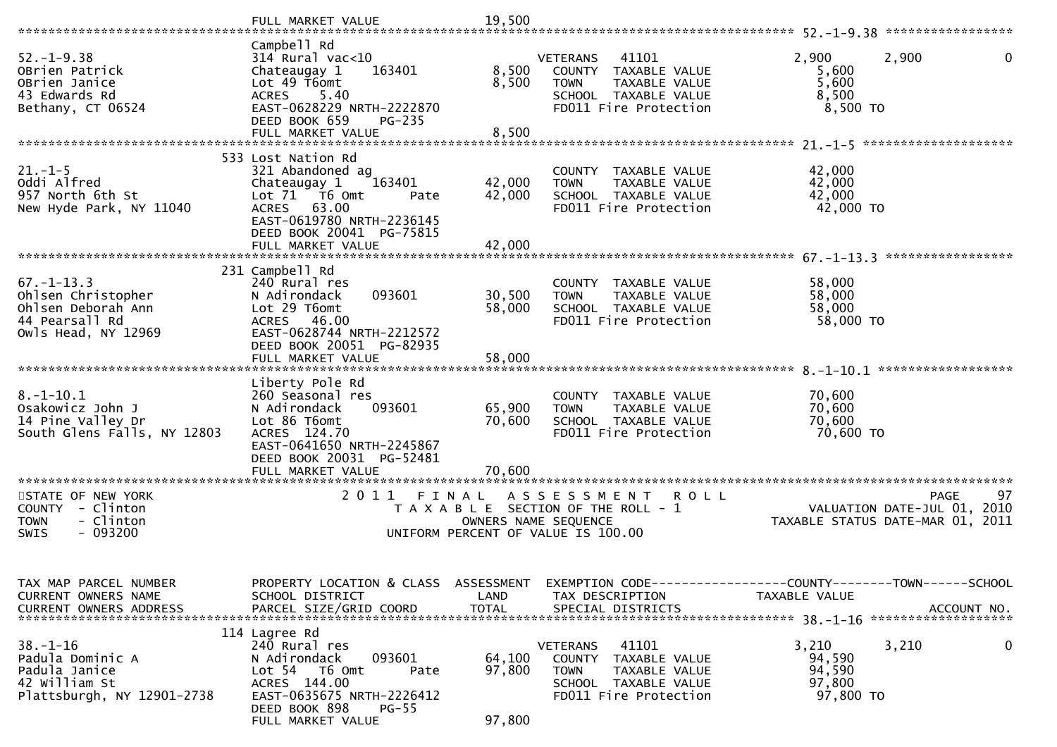FULL MARKET VALUE 19,500

```
******************************************************************************************************* 52.-1-9.38 *****************
                              Campbell Rd
52.-1-9.38                    314 Rural vac<10                    VETERANS   41101              2,900      2,900            0
OBrien Patrick                Chateaugay 1     163401    8,500    COUNTY  TAXABLE VALUE          5,600
OBrien Janice                 Lot 49 T6omt               8,500    TOWN    TAXABLE VALUE          5,600
43 Edwards Rd                 ACRES    5.40                       SCHOOL  TAXABLE VALUE          8,500
Bethany, CT 06524             EAST-0628229 NRTH-2222870           FD011 Fire Protection           8,500 TO
                              DEED BOOK 659    PG-235
                              FULL MARKET VALUE          8,500
******************************************************************************************************* 21.-1-5 ********************
                          533 Lost Nation Rd
21.-1-5                       321 Abandoned ag                    COUNTY  TAXABLE VALUE         42,000
Oddi Alfred                   Chateaugay 1     163401   42,000    TOWN    TAXABLE VALUE         42,000
957 North 6th St              Lot 71   T6 Omt     Pate  42,000    SCHOOL  TAXABLE VALUE         42,000
New Hyde Park, NY 11040       ACRES   63.00                       FD011 Fire Protection          42,000 TO
                              EAST-0619780 NRTH-2236145
                              DEED BOOK 20041 PG-75815
                              FULL MARKET VALUE         42,000
******************************************************************************************************* 67.-1-13.3 *****************
                          231 Campbell Rd
67.-1-13.3                    240 Rural res                       COUNTY  TAXABLE VALUE         58,000
Ohlsen Christopher            N Adirondack     093601   30,500    TOWN    TAXABLE VALUE         58,000
Ohlsen Deborah Ann            Lot 29 T6omt              58,000    SCHOOL  TAXABLE VALUE         58,000
44 Pearsall Rd                ACRES   46.00                       FD011 Fire Protection          58,000 TO
Owls Head, NY 12969           EAST-0628744 NRTH-2212572
                              DEED BOOK 20051 PG-82935
                              FULL MARKET VALUE         58,000
******************************************************************************************************* 8.-1-10.1 ******************
                              Liberty Pole Rd
8.-1-10.1                     260 Seasonal res                    COUNTY  TAXABLE VALUE         70,600
Osakowicz John J              N Adirondack     093601   65,900    TOWN    TAXABLE VALUE         70,600
14 Pine Valley Dr             Lot 86 T6omt              70,600    SCHOOL  TAXABLE VALUE         70,600
South Glens Falls, NY 12803   ACRES  124.70                       FD011 Fire Protection          70,600 TO
                              EAST-0641650 NRTH-2245867
                              DEED BOOK 20031 PG-52481
                              FULL MARKET VALUE         70,600
************************************************************************************************************************************
```

STATE OF NEW YORK
COUNTY - Clinton
TOWN - Clinton
SWIS - 093200

2 0 1 1 F I N A L A S S E S S M E N T R O L L
T A X A B L E SECTION OF THE ROLL - 1
OWNERS NAME SEQUENCE
UNIFORM PERCENT OF VALUE IS 100.00

VALUATION DATE-JUL 01, 2010
TAXABLE STATUS DATE-MAR 01, 2011

```
TAX MAP PARCEL NUMBER         PROPERTY LOCATION & CLASS  ASSESSMENT  EXEMPTION CODE------------------COUNTY--------TOWN------SCHOOL
CURRENT OWNERS NAME           SCHOOL DISTRICT               LAND      TAX DESCRIPTION            TAXABLE VALUE
CURRENT OWNERS ADDRESS        PARCEL SIZE/GRID COORD        TOTAL     SPECIAL DISTRICTS                                   ACCOUNT NO.
******************************************************************************************************* 38.-1-16 *******************
                          114 Lagree Rd
38.-1-16                      240 Rural res                       VETERANS   41101              3,210      3,210            0
Padula Dominic A              N Adirondack     093601   64,100    COUNTY  TAXABLE VALUE         94,590
Padula Janice                 Lot 54   T6 Omt     Pate  97,800    TOWN    TAXABLE VALUE         94,590
42 William St                 ACRES  144.00                       SCHOOL  TAXABLE VALUE         97,800
Plattsburgh, NY 12901-2738    EAST-0635675 NRTH-2226412           FD011 Fire Protection          97,800 TO
                              DEED BOOK 898    PG-55
                              FULL MARKET VALUE         97,800
```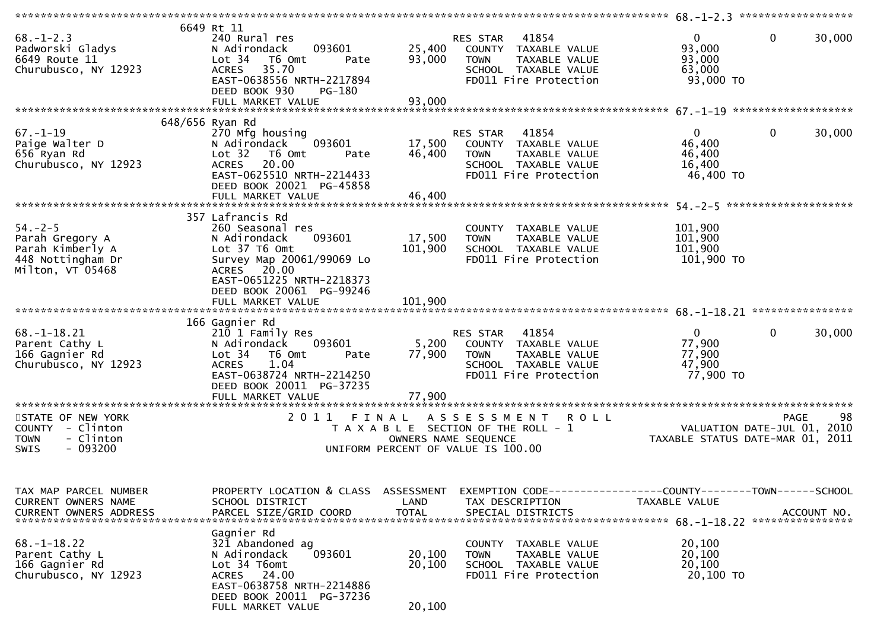```
******************************************************************************************************* 68.-1-2.3 ******************
                      6649 Rt 11
68.-1-2.3            240 Rural res                        RES STAR   41854                     0            0        30,000
Padworski Gladys     N Adirondack     093601      25,400    COUNTY  TAXABLE VALUE           93,000
6649 Route 11        Lot 34   T6 Omt       Pate   93,000    TOWN    TAXABLE VALUE           93,000
Churubusco, NY 12923 ACRES   35.70                          SCHOOL  TAXABLE VALUE           63,000
                     EAST-0638556 NRTH-2217894              FD011 Fire Protection           93,000 TO
                     DEED BOOK 930    PG-180
                     FULL MARKET VALUE            93,000
******************************************************************************************************* 67.-1-19 *******************
                      648/656 Ryan Rd
67.-1-19             270 Mfg housing                      RES STAR   41854                     0            0        30,000
Paige Walter D       N Adirondack     093601      17,500    COUNTY  TAXABLE VALUE           46,400
656 Ryan Rd          Lot 32   T6 Omt       Pate   46,400    TOWN    TAXABLE VALUE           46,400
Churubusco, NY 12923 ACRES   20.00                          SCHOOL  TAXABLE VALUE           16,400
                     EAST-0625510 NRTH-2214433              FD011 Fire Protection           46,400 TO
                     DEED BOOK 20021 PG-45858
                     FULL MARKET VALUE            46,400
******************************************************************************************************* 54.-2-5 ********************
                      357 Lafrancis Rd
54.-2-5              260 Seasonal res                       COUNTY  TAXABLE VALUE          101,900
Parah Gregory A      N Adirondack     093601      17,500    TOWN    TAXABLE VALUE          101,900
Parah Kimberly A     Lot 37 T6 Omt               101,900    SCHOOL  TAXABLE VALUE          101,900
448 Nottingham Dr    Survey Map 20061/99069 Lo              FD011 Fire Protection          101,900 TO
Milton, VT 05468     ACRES   20.00
                     EAST-0651225 NRTH-2218373
                     DEED BOOK 20061 PG-99246
                     FULL MARKET VALUE           101,900
******************************************************************************************************* 68.-1-18.21 ****************
                      166 Gagnier Rd
68.-1-18.21          210 1 Family Res                     RES STAR   41854                     0            0        30,000
Parent Cathy L       N Adirondack     093601       5,200    COUNTY  TAXABLE VALUE           77,900
166 Gagnier Rd       Lot 34   T6 Omt       Pate   77,900    TOWN    TAXABLE VALUE           77,900
Churubusco, NY 12923 ACRES    1.04                          SCHOOL  TAXABLE VALUE           47,900
                     EAST-0638724 NRTH-2214250              FD011 Fire Protection           77,900 TO
                     DEED BOOK 20011 PG-37235
                     FULL MARKET VALUE            77,900
************************************************************************************************************************************
STATE OF NEW YORK                 2 0 1 1   F I N A L   A S S E S S M E N T   R O L L                                  PAGE    98
COUNTY  - Clinton                      T A X A B L E  SECTION OF THE ROLL - 1                         VALUATION DATE-JUL 01, 2010
TOWN    - Clinton                            OWNERS NAME SEQUENCE                                  TAXABLE STATUS DATE-MAR 01, 2011
SWIS    - 093200                        UNIFORM PERCENT OF VALUE IS 100.00


TAX MAP PARCEL NUMBER     PROPERTY LOCATION & CLASS  ASSESSMENT  EXEMPTION CODE------------------COUNTY--------TOWN------SCHOOL
CURRENT OWNERS NAME       SCHOOL DISTRICT               LAND      TAX DESCRIPTION            TAXABLE VALUE
CURRENT OWNERS ADDRESS    PARCEL SIZE/GRID COORD        TOTAL     SPECIAL DISTRICTS                                      ACCOUNT NO.
******************************************************************************************************* 68.-1-18.22 ****************
                      Gagnier Rd
68.-1-18.22          321 Abandoned ag                       COUNTY  TAXABLE VALUE           20,100
Parent Cathy L       N Adirondack     093601      20,100    TOWN    TAXABLE VALUE           20,100
166 Gagnier Rd       Lot 34 T6omt                 20,100    SCHOOL  TAXABLE VALUE           20,100
Churubusco, NY 12923 ACRES   24.00                          FD011 Fire Protection           20,100 TO
                     EAST-0638758 NRTH-2214886
                     DEED BOOK 20011 PG-37236
                     FULL MARKET VALUE            20,100
```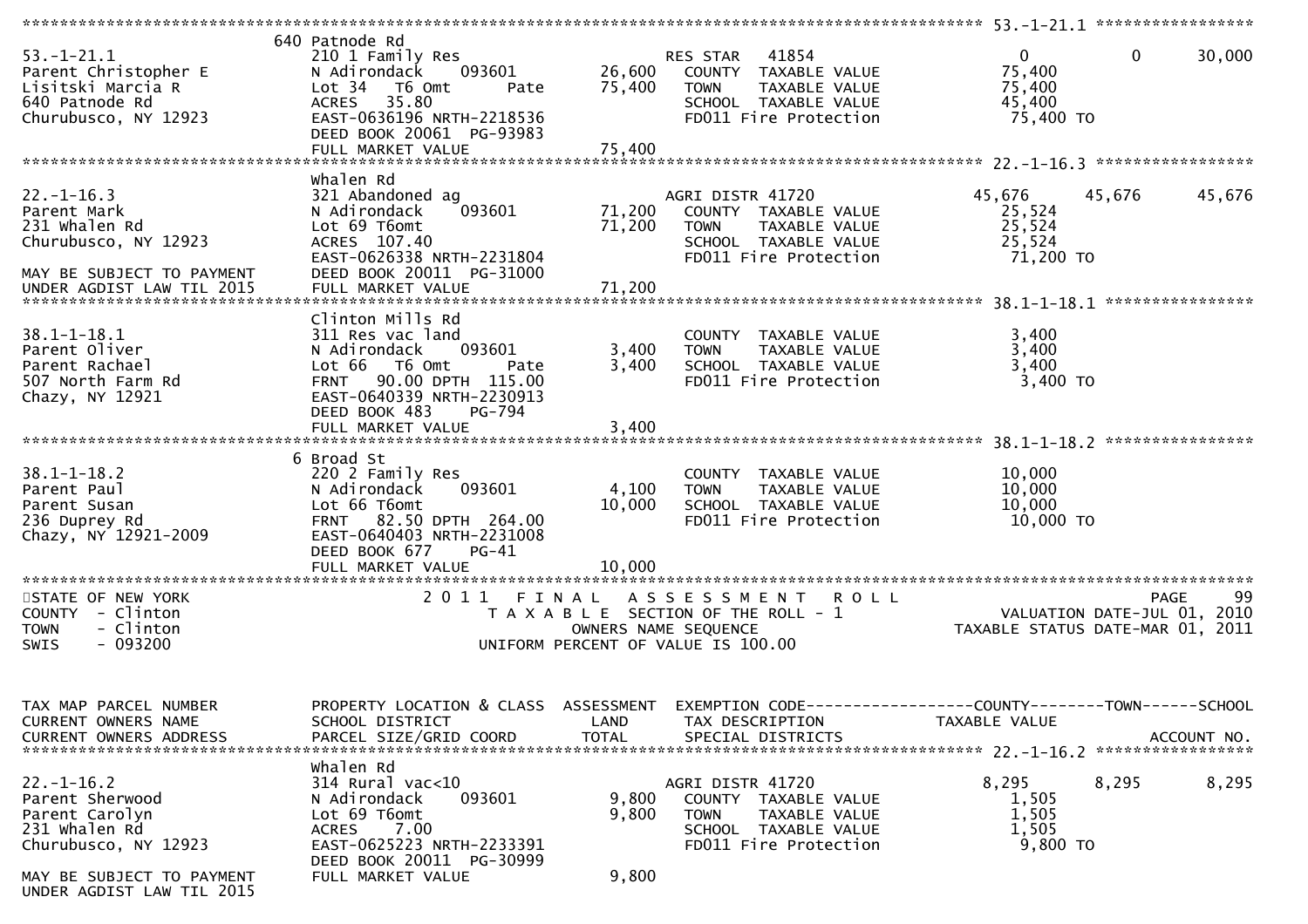```
******************************************************************************************************* 53.-1-21.1 *****************
                      640 Patnode Rd
53.-1-21.1            210 1 Family Res                    RES STAR   41854                  0           0       30,000
Parent Christopher E  N Adirondack     093601      26,600    COUNTY  TAXABLE VALUE          75,400
Lisitski Marcia R     Lot 34  T6 Omt        Pate   75,400    TOWN    TAXABLE VALUE          75,400
640 Patnode Rd        ACRES  35.80                           SCHOOL  TAXABLE VALUE          45,400
Churubusco, NY 12923  EAST-0636196 NRTH-2218536              FD011 Fire Protection           75,400 TO
                      DEED BOOK 20061  PG-93983
                      FULL MARKET VALUE            75,400
******************************************************************************************************* 22.-1-16.3 *****************
                      Whalen Rd
22.-1-16.3            321 Abandoned ag                    AGRI DISTR 41720              45,676      45,676      45,676
Parent Mark           N Adirondack     093601      71,200    COUNTY  TAXABLE VALUE          25,524
231 Whalen Rd         Lot 69 T6omt                 71,200    TOWN    TAXABLE VALUE          25,524
Churubusco, NY 12923  ACRES 107.40                           SCHOOL  TAXABLE VALUE          25,524
                      EAST-0626338 NRTH-2231804              FD011 Fire Protection           71,200 TO
MAY BE SUBJECT TO PAYMENT  DEED BOOK 20011  PG-31000
UNDER AGDIST LAW TIL 2015  FULL MARKET VALUE       71,200
******************************************************************************************************* 38.1-1-18.1 ****************
                      Clinton Mills Rd
38.1-1-18.1           311 Res vac land                       COUNTY  TAXABLE VALUE           3,400
Parent Oliver         N Adirondack     093601       3,400    TOWN    TAXABLE VALUE           3,400
Parent Rachael        Lot 66  T6 Omt        Pate    3,400    SCHOOL  TAXABLE VALUE           3,400
507 North Farm Rd     FRNT   90.00 DPTH 115.00               FD011 Fire Protection            3,400 TO
Chazy, NY 12921       EAST-0640339 NRTH-2230913
                      DEED BOOK 483     PG-794
                      FULL MARKET VALUE             3,400
******************************************************************************************************* 38.1-1-18.2 ****************
                      6 Broad St
38.1-1-18.2           220 2 Family Res                       COUNTY  TAXABLE VALUE          10,000
Parent Paul           N Adirondack     093601       4,100    TOWN    TAXABLE VALUE          10,000
Parent Susan          Lot 66 T6omt                 10,000    SCHOOL  TAXABLE VALUE          10,000
236 Duprey Rd         FRNT   82.50 DPTH 264.00               FD011 Fire Protection           10,000 TO
Chazy, NY 12921-2009  EAST-0640403 NRTH-2231008
                      DEED BOOK 677     PG-41
                      FULL MARKET VALUE            10,000
************************************************************************************************************************************
STATE OF NEW YORK                 2 0 1 1   F I N A L   A S S E S S M E N T   R O L L                         PAGE    99
COUNTY  - Clinton                      T A X A B L E  SECTION OF THE ROLL - 1                  VALUATION DATE-JUL 01, 2010
TOWN    - Clinton                            OWNERS NAME SEQUENCE                         TAXABLE STATUS DATE-MAR 01, 2011
SWIS    - 093200                       UNIFORM PERCENT OF VALUE IS 100.00


TAX MAP PARCEL NUMBER     PROPERTY LOCATION & CLASS  ASSESSMENT  EXEMPTION CODE------------------COUNTY--------TOWN------SCHOOL
CURRENT OWNERS NAME       SCHOOL DISTRICT               LAND      TAX DESCRIPTION            TAXABLE VALUE
CURRENT OWNERS ADDRESS    PARCEL SIZE/GRID COORD       TOTAL      SPECIAL DISTRICTS                                  ACCOUNT NO.
******************************************************************************************************* 22.-1-16.2 *****************
                      Whalen Rd
22.-1-16.2            314 Rural vac<10                    AGRI DISTR 41720               8,295       8,295       8,295
Parent Sherwood       N Adirondack     093601       9,800    COUNTY  TAXABLE VALUE           1,505
Parent Carolyn        Lot 69 T6omt                  9,800    TOWN    TAXABLE VALUE           1,505
231 Whalen Rd         ACRES   7.00                           SCHOOL  TAXABLE VALUE           1,505
Churubusco, NY 12923  EAST-0625223 NRTH-2233391              FD011 Fire Protection            9,800 TO
                      DEED BOOK 20011  PG-30999
MAY BE SUBJECT TO PAYMENT  FULL MARKET VALUE        9,800
UNDER AGDIST LAW TIL 2015
```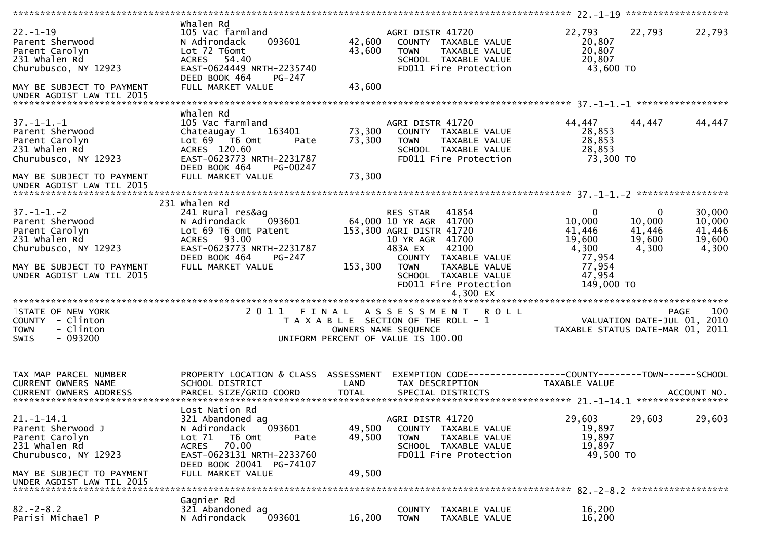```
******************************************************************************************************* 22.-1-19 *******************
                                   Whalen Rd
22.-1-19                           105 Vac farmland                    AGRI DISTR 41720                 22,793      22,793      22,793
Parent Sherwood                    N Adirondack     093601      42,600    COUNTY  TAXABLE VALUE           20,807
Parent Carolyn                     Lot 72 T6omt                 43,600    TOWN    TAXABLE VALUE           20,807
231 Whalen Rd                      ACRES   54.40                          SCHOOL  TAXABLE VALUE           20,807
Churubusco, NY 12923               EAST-0624449 NRTH-2235740              FD011 Fire Protection           43,600 TO
                                   DEED BOOK 464     PG-247
MAY BE SUBJECT TO PAYMENT          FULL MARKET VALUE            43,600
UNDER AGDIST LAW TIL 2015
******************************************************************************************************* 37.-1-1.-1 *****************
                                   Whalen Rd
37.-1-1.-1                         105 Vac farmland                    AGRI DISTR 41720                 44,447      44,447      44,447
Parent Sherwood                    Chateaugay 1     163401      73,300    COUNTY  TAXABLE VALUE           28,853
Parent Carolyn                     Lot 69   T6 Omt       Pate   73,300    TOWN    TAXABLE VALUE           28,853
231 Whalen Rd                      ACRES  120.60                          SCHOOL  TAXABLE VALUE           28,853
Churubusco, NY 12923               EAST-0623773 NRTH-2231787              FD011 Fire Protection           73,300 TO
                                   DEED BOOK 464     PG-00247
MAY BE SUBJECT TO PAYMENT          FULL MARKET VALUE            73,300
UNDER AGDIST LAW TIL 2015
******************************************************************************************************* 37.-1-1.-2 *****************
                               231 Whalen Rd
37.-1-1.-2                         241 Rural res&ag                    RES STAR    41854                  0           0       30,000
Parent Sherwood                    N Adirondack     093601      64,000 10 YR AGR   41700             10,000      10,000      10,000
Parent Carolyn                     Lot 69 T6 Omt Patent        153,300 AGRI DISTR 41720              41,446      41,446      41,446
231 Whalen Rd                      ACRES   93.00                       10 YR AGR   41700             19,600      19,600      19,600
Churubusco, NY 12923               EAST-0623773 NRTH-2231787           483A EX     42100              4,300       4,300       4,300
                                   DEED BOOK 464     PG-247               COUNTY  TAXABLE VALUE           77,954
MAY BE SUBJECT TO PAYMENT          FULL MARKET VALUE           153,300    TOWN    TAXABLE VALUE           77,954
UNDER AGDIST LAW TIL 2015                                                 SCHOOL  TAXABLE VALUE           47,954
                                                                          FD011 Fire Protection          149,000 TO
                                                                                    4,300 EX
************************************************************************************************************************************
STATE OF NEW YORK                          2 0 1 1   F I N A L   A S S E S S M E N T   R O L L                          PAGE    100
COUNTY  - Clinton                             T A X A B L E  SECTION OF THE ROLL - 1                      VALUATION DATE-JUL 01, 2010
TOWN    - Clinton                                   OWNERS NAME SEQUENCE                             TAXABLE STATUS DATE-MAR 01, 2011
SWIS    - 093200                               UNIFORM PERCENT OF VALUE IS 100.00


TAX MAP PARCEL NUMBER              PROPERTY LOCATION & CLASS  ASSESSMENT  EXEMPTION CODE------------------COUNTY--------TOWN------SCHOOL
CURRENT OWNERS NAME                SCHOOL DISTRICT               LAND      TAX DESCRIPTION               TAXABLE VALUE
CURRENT OWNERS ADDRESS             PARCEL SIZE/GRID COORD        TOTAL     SPECIAL DISTRICTS                                 ACCOUNT NO.
******************************************************************************************************* 21.-1-14.1 *****************
                                   Lost Nation Rd
21.-1-14.1                         321 Abandoned ag                    AGRI DISTR 41720                 29,603      29,603      29,603
Parent Sherwood J                  N Adirondack     093601      49,500    COUNTY  TAXABLE VALUE           19,897
Parent Carolyn                     Lot 71   T6 Omt       Pate   49,500    TOWN    TAXABLE VALUE           19,897
231 Whalen Rd                      ACRES   70.00                          SCHOOL  TAXABLE VALUE           19,897
Churubusco, NY 12923               EAST-0623131 NRTH-2233760              FD011 Fire Protection           49,500 TO
                                   DEED BOOK 20041  PG-74107
MAY BE SUBJECT TO PAYMENT          FULL MARKET VALUE            49,500
UNDER AGDIST LAW TIL 2015
******************************************************************************************************* 82.-2-8.2 ******************
                                   Gagnier Rd
82.-2-8.2                          321 Abandoned ag                       COUNTY  TAXABLE VALUE           16,200
Parisi Michael P                   N Adirondack     093601      16,200    TOWN    TAXABLE VALUE           16,200
```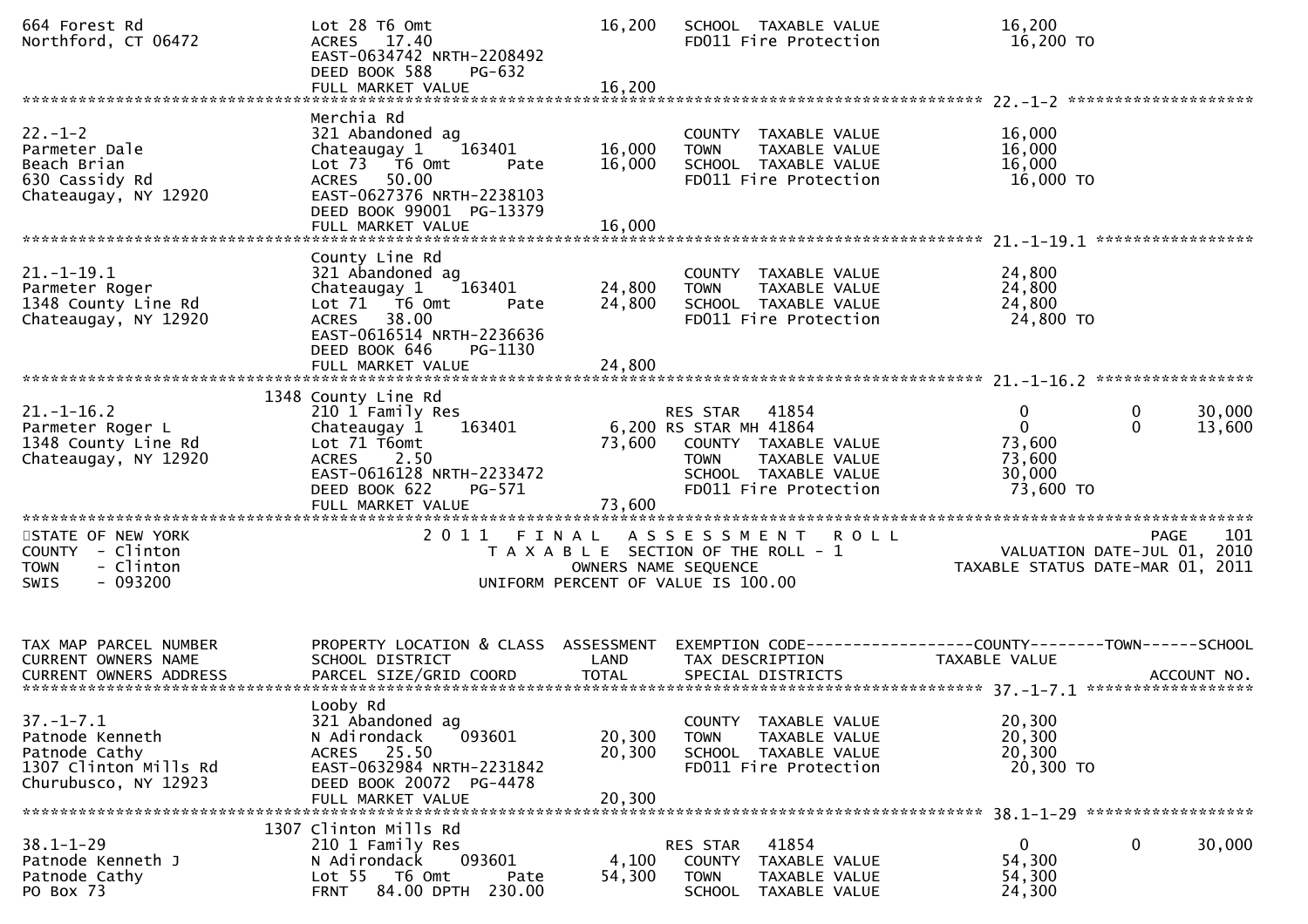```
664 Forest Rd                      Lot 28 T6 Omt                    16,200   SCHOOL  TAXABLE VALUE              16,200
Northford, CT 06472                ACRES   17.40                             FD011 Fire Protection               16,200 TO
                                   EAST-0634742 NRTH-2208492
                                   DEED BOOK 588     PG-632
                                   FULL MARKET VALUE                16,200
******************************************************************************************************* 22.-1-2 ********************
                                   Merchia Rd
22.-1-2                            321 Abandoned ag                          COUNTY  TAXABLE VALUE              16,000
Parmeter Dale                      Chateaugay 1     163401          16,000   TOWN    TAXABLE VALUE              16,000
Beach Brian                        Lot 73   T6 Omt        Pate      16,000   SCHOOL  TAXABLE VALUE              16,000
630 Cassidy Rd                     ACRES   50.00                             FD011 Fire Protection               16,000 TO
Chateaugay, NY 12920               EAST-0627376 NRTH-2238103
                                   DEED BOOK 99001  PG-13379
                                   FULL MARKET VALUE                16,000
******************************************************************************************************* 21.-1-19.1 *****************
                                   County Line Rd
21.-1-19.1                         321 Abandoned ag                          COUNTY  TAXABLE VALUE              24,800
Parmeter Roger                     Chateaugay 1     163401          24,800   TOWN    TAXABLE VALUE              24,800
1348 County Line Rd                Lot 71   T6 Omt        Pate      24,800   SCHOOL  TAXABLE VALUE              24,800
Chateaugay, NY 12920               ACRES   38.00                             FD011 Fire Protection               24,800 TO
                                   EAST-0616514 NRTH-2236636
                                   DEED BOOK 646     PG-1130
                                   FULL MARKET VALUE                24,800
******************************************************************************************************* 21.-1-16.2 *****************
                              1348 County Line Rd
21.-1-16.2                         210 1 Family Res                          RES STAR   41854                    0           0      30,000
Parmeter Roger L                   Chateaugay 1     163401           6,200 RS STAR MH 41864                      0           0      13,600
1348 County Line Rd                Lot 71 T6omt                     73,600   COUNTY  TAXABLE VALUE              73,600
Chateaugay, NY 12920               ACRES    2.50                             TOWN    TAXABLE VALUE              73,600
                                   EAST-0616128 NRTH-2233472                 SCHOOL  TAXABLE VALUE              30,000
                                   DEED BOOK 622     PG-571                  FD011 Fire Protection               73,600 TO
                                   FULL MARKET VALUE                73,600
************************************************************************************************************************************
STATE OF NEW YORK                          2 0 1 1   F I N A L   A S S E S S M E N T   R O L L                              PAGE    101
COUNTY  - Clinton                              T A X A B L E  SECTION OF THE ROLL - 1                        VALUATION DATE-JUL 01, 2010
TOWN    - Clinton                                    OWNERS NAME SEQUENCE                              TAXABLE STATUS DATE-MAR 01, 2011
SWIS    - 093200                               UNIFORM PERCENT OF VALUE IS 100.00


TAX MAP PARCEL NUMBER              PROPERTY LOCATION & CLASS  ASSESSMENT  EXEMPTION CODE------------------COUNTY--------TOWN------SCHOOL
CURRENT OWNERS NAME                SCHOOL DISTRICT               LAND      TAX DESCRIPTION              TAXABLE VALUE
CURRENT OWNERS ADDRESS             PARCEL SIZE/GRID COORD        TOTAL     SPECIAL DISTRICTS                                  ACCOUNT NO.
******************************************************************************************************* 37.-1-7.1 ******************
                                   Looby Rd
37.-1-7.1                          321 Abandoned ag                          COUNTY  TAXABLE VALUE              20,300
Patnode Kenneth                    N Adirondack     093601          20,300   TOWN    TAXABLE VALUE              20,300
Patnode Cathy                      ACRES   25.50                    20,300   SCHOOL  TAXABLE VALUE              20,300
1307 Clinton Mills Rd              EAST-0632984 NRTH-2231842                 FD011 Fire Protection               20,300 TO
Churubusco, NY 12923               DEED BOOK 20072  PG-4478
                                   FULL MARKET VALUE                20,300
******************************************************************************************************* 38.1-1-29 ******************
                              1307 Clinton Mills Rd
38.1-1-29                          210 1 Family Res                          RES STAR   41854                    0           0      30,000
Patnode Kenneth J                  N Adirondack     093601           4,100   COUNTY  TAXABLE VALUE              54,300
Patnode Cathy                      Lot 55   T6 Omt        Pate      54,300   TOWN    TAXABLE VALUE              54,300
PO Box 73                          FRNT   84.00 DPTH  230.00                 SCHOOL  TAXABLE VALUE              24,300
```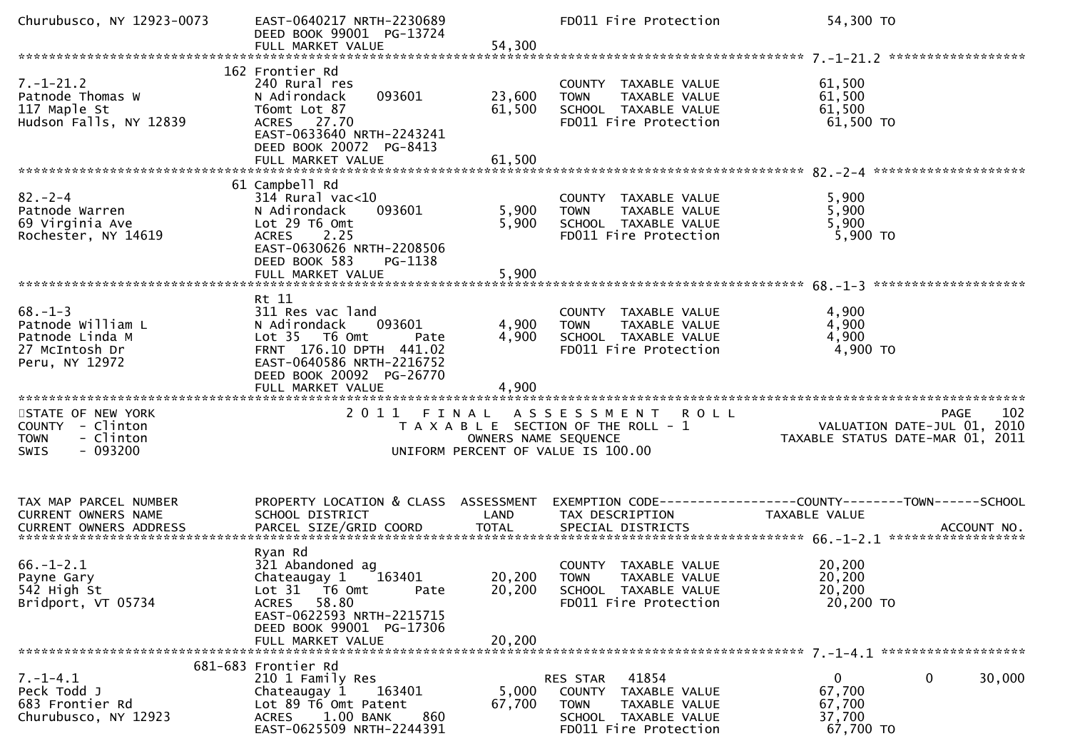```
Churubusco, NY 12923-0073      EAST-0640217 NRTH-2230689              FD011 Fire Protection             54,300 TO
                               DEED BOOK 99001  PG-13724
                               FULL MARKET VALUE              54,300
******************************************************************************************************* 7.-1-21.2 *****************
                             162 Frontier Rd
7.-1-21.2                      240 Rural res                          COUNTY  TAXABLE VALUE             61,500
Patnode Thomas W               N Adirondack     093601        23,600  TOWN    TAXABLE VALUE             61,500
117 Maple St                   T6omt Lot 87                   61,500  SCHOOL  TAXABLE VALUE             61,500
Hudson Falls, NY 12839         ACRES   27.70                          FD011 Fire Protection             61,500 TO
                               EAST-0633640 NRTH-2243241
                               DEED BOOK 20072  PG-8413
                               FULL MARKET VALUE              61,500
******************************************************************************************************* 82.-2-4 *******************
                             61 Campbell Rd
82.-2-4                        314 Rural vac<10                       COUNTY  TAXABLE VALUE              5,900
Patnode Warren                 N Adirondack     093601         5,900  TOWN    TAXABLE VALUE              5,900
69 Virginia Ave                Lot 29 T6 Omt                   5,900  SCHOOL  TAXABLE VALUE              5,900
Rochester, NY 14619            ACRES    2.25                          FD011 Fire Protection              5,900 TO
                               EAST-0630626 NRTH-2208506
                               DEED BOOK 583    PG-1138
                               FULL MARKET VALUE               5,900
******************************************************************************************************* 68.-1-3 *******************
                             Rt 11
68.-1-3                        311 Res vac land                       COUNTY  TAXABLE VALUE              4,900
Patnode William L              N Adirondack     093601         4,900  TOWN    TAXABLE VALUE              4,900
Patnode Linda M                Lot 35   T6 Omt        Pate     4,900  SCHOOL  TAXABLE VALUE              4,900
27 McIntosh Dr                 FRNT 176.10 DPTH 441.02                FD011 Fire Protection              4,900 TO
Peru, NY 12972                 EAST-0640586 NRTH-2216752
                               DEED BOOK 20092  PG-26770
                               FULL MARKET VALUE               4,900
************************************************************************************************************************************
STATE OF NEW YORK                    2 0 1 1   F I N A L   A S S E S S M E N T   R O L L                                  PAGE   102
COUNTY  - Clinton                          T A X A B L E  SECTION OF THE ROLL - 1                    VALUATION DATE-JUL 01, 2010
TOWN    - Clinton                                OWNERS NAME SEQUENCE                            TAXABLE STATUS DATE-MAR 01, 2011
SWIS    - 093200                          UNIFORM PERCENT OF VALUE IS 100.00


TAX MAP PARCEL NUMBER          PROPERTY LOCATION & CLASS  ASSESSMENT  EXEMPTION CODE------------------COUNTY--------TOWN------SCHOOL
CURRENT OWNERS NAME            SCHOOL DISTRICT               LAND     TAX DESCRIPTION            TAXABLE VALUE
CURRENT OWNERS ADDRESS         PARCEL SIZE/GRID COORD        TOTAL    SPECIAL DISTRICTS                                  ACCOUNT NO.
******************************************************************************************************* 66.-1-2.1 *****************
                             Ryan Rd
66.-1-2.1                      321 Abandoned ag                       COUNTY  TAXABLE VALUE             20,200
Payne Gary                     Chateaugay 1     163401        20,200  TOWN    TAXABLE VALUE             20,200
542 High St                    Lot 31   T6 Omt        Pate    20,200  SCHOOL  TAXABLE VALUE             20,200
Bridport, VT 05734             ACRES   58.80                          FD011 Fire Protection             20,200 TO
                               EAST-0622593 NRTH-2215715
                               DEED BOOK 99001  PG-17306
                               FULL MARKET VALUE              20,200
******************************************************************************************************* 7.-1-4.1 ******************
                         681-683 Frontier Rd
7.-1-4.1                       210 1 Family Res                  RES STAR   41854                   0            0       30,000
Peck Todd J                    Chateaugay 1     163401         5,000  COUNTY  TAXABLE VALUE             67,700
683 Frontier Rd                Lot 89 T6 Omt Patent           67,700  TOWN    TAXABLE VALUE             67,700
Churubusco, NY 12923           ACRES    1.00 BANK     860             SCHOOL  TAXABLE VALUE             37,700
                               EAST-0625509 NRTH-2244391              FD011 Fire Protection             67,700 TO
```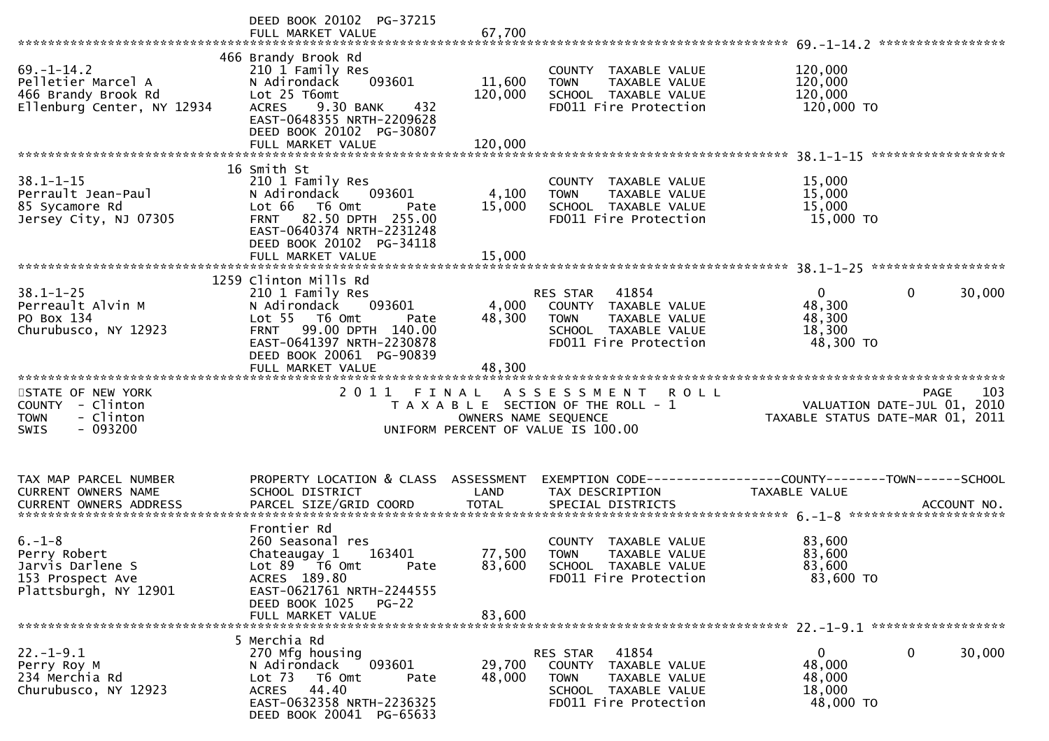```
                                   DEED BOOK 20102  PG-37215
                                   FULL MARKET VALUE             67,700
******************************************************************************************************* 69.-1-14.2 *****************
                                466 Brandy Brook Rd
69.-1-14.2                         210 1 Family Res                           COUNTY  TAXABLE VALUE           120,000
Pelletier Marcel A                 N Adirondack    093601         11,600      TOWN    TAXABLE VALUE           120,000
466 Brandy Brook Rd                Lot 25 T6omt                  120,000      SCHOOL  TAXABLE VALUE           120,000
Ellenburg Center, NY 12934         ACRES    9.30 BANK    432                  FD011 Fire Protection            120,000 TO
                                   EAST-0648355 NRTH-2209628
                                   DEED BOOK 20102  PG-30807
                                   FULL MARKET VALUE            120,000
******************************************************************************************************* 38.1-1-15 ******************
                                16 Smith St
38.1-1-15                          210 1 Family Res                           COUNTY  TAXABLE VALUE            15,000
Perrault Jean-Paul                 N Adirondack    093601          4,100      TOWN    TAXABLE VALUE            15,000
85 Sycamore Rd                     Lot 66   T6 Omt        Pate    15,000      SCHOOL  TAXABLE VALUE            15,000
Jersey City, NJ 07305              FRNT   82.50 DPTH  255.00                  FD011 Fire Protection             15,000 TO
                                   EAST-0640374 NRTH-2231248
                                   DEED BOOK 20102  PG-34118
                                   FULL MARKET VALUE             15,000
******************************************************************************************************* 38.1-1-25 ******************
                              1259 Clinton Mills Rd
38.1-1-25                          210 1 Family Res                         RES STAR   41854                  0            0      30,000
Perreault Alvin M                  N Adirondack    093601          4,000      COUNTY  TAXABLE VALUE            48,300
PO Box 134                         Lot 55   T6 Omt        Pate    48,300      TOWN    TAXABLE VALUE            48,300
Churubusco, NY 12923               FRNT   99.00 DPTH  140.00                  SCHOOL  TAXABLE VALUE            18,300
                                   EAST-0641397 NRTH-2230878                  FD011 Fire Protection             48,300 TO
                                   DEED BOOK 20061  PG-90839
                                   FULL MARKET VALUE             48,300
************************************************************************************************************************************
STATE OF NEW YORK                              2 0 1 1   F I N A L   A S S E S S M E N T   R O L L                       PAGE    103
COUNTY  - Clinton                                 T A X A B L E  SECTION OF THE ROLL - 1                     VALUATION DATE-JUL 01, 2010
TOWN    - Clinton                                         OWNERS NAME SEQUENCE                         TAXABLE STATUS DATE-MAR 01, 2011
SWIS    - 093200                                   UNIFORM PERCENT OF VALUE IS 100.00


TAX MAP PARCEL NUMBER              PROPERTY LOCATION & CLASS  ASSESSMENT  EXEMPTION CODE------------------COUNTY--------TOWN------SCHOOL
CURRENT OWNERS NAME                SCHOOL DISTRICT               LAND      TAX DESCRIPTION              TAXABLE VALUE
CURRENT OWNERS ADDRESS             PARCEL SIZE/GRID COORD        TOTAL     SPECIAL DISTRICTS                                 ACCOUNT NO.
******************************************************************************************************* 6.-1-8 *********************
                                   Frontier Rd
6.-1-8                             260 Seasonal res                           COUNTY  TAXABLE VALUE            83,600
Perry Robert                       Chateaugay 1    163401         77,500      TOWN    TAXABLE VALUE            83,600
Jarvis Darlene S                   Lot 89   T6 Omt        Pate    83,600      SCHOOL  TAXABLE VALUE            83,600
153 Prospect Ave                   ACRES  189.80                              FD011 Fire Protection             83,600 TO
Plattsburgh, NY 12901              EAST-0621761 NRTH-2244555
                                   DEED BOOK 1025   PG-22
                                   FULL MARKET VALUE             83,600
******************************************************************************************************* 22.-1-9.1 ******************
                                 5 Merchia Rd
22.-1-9.1                          270 Mfg housing                          RES STAR   41854                  0            0      30,000
Perry Roy M                        N Adirondack    093601         29,700      COUNTY  TAXABLE VALUE            48,000
234 Merchia Rd                     Lot 73   T6 Omt        Pate    48,000      TOWN    TAXABLE VALUE            48,000
Churubusco, NY 12923               ACRES   44.40                              SCHOOL  TAXABLE VALUE            18,000
                                   EAST-0632358 NRTH-2236325                  FD011 Fire Protection             48,000 TO
                                   DEED BOOK 20041  PG-65633
```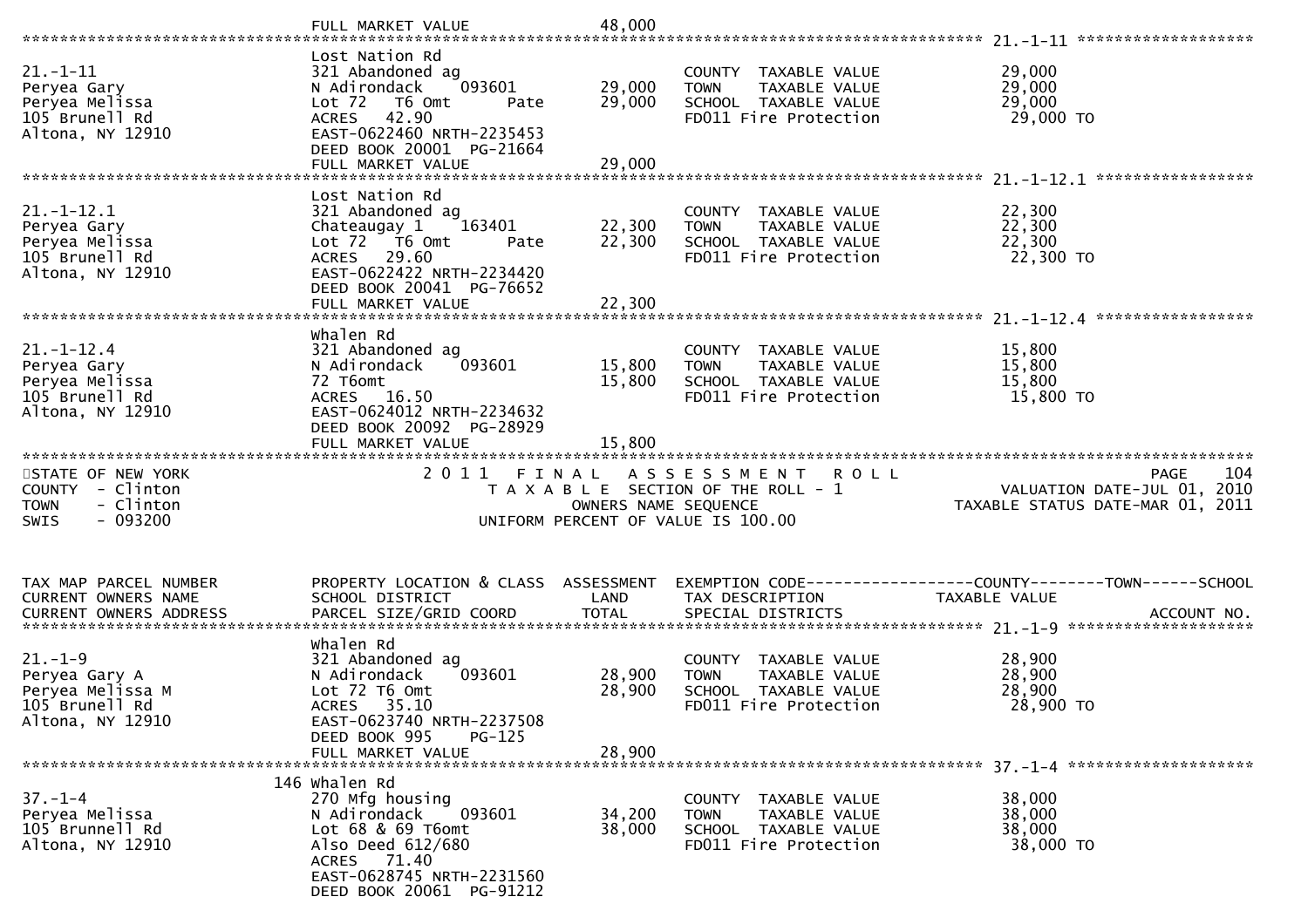```
                              FULL MARKET VALUE            48,000
******************************************************************************************************* 21.-1-11 ********************
                              Lost Nation Rd
21.-1-11                      321 Abandoned ag                      COUNTY  TAXABLE VALUE            29,000
Peryea Gary                   N Adirondack    093601      29,000    TOWN    TAXABLE VALUE            29,000
Peryea Melissa                Lot 72  T6 Omt      Pate    29,000    SCHOOL  TAXABLE VALUE            29,000
105 Brunell Rd                ACRES   42.90                         FD011 Fire Protection             29,000 TO
Altona, NY 12910              EAST-0622460 NRTH-2235453
                              DEED BOOK 20001  PG-21664
                              FULL MARKET VALUE            29,000
******************************************************************************************************* 21.-1-12.1 ******************
                              Lost Nation Rd
21.-1-12.1                    321 Abandoned ag                      COUNTY  TAXABLE VALUE            22,300
Peryea Gary                   Chateaugay 1    163401      22,300    TOWN    TAXABLE VALUE            22,300
Peryea Melissa                Lot 72  T6 Omt      Pate    22,300    SCHOOL  TAXABLE VALUE            22,300
105 Brunell Rd                ACRES   29.60                         FD011 Fire Protection             22,300 TO
Altona, NY 12910              EAST-0622422 NRTH-2234420
                              DEED BOOK 20041  PG-76652
                              FULL MARKET VALUE            22,300
******************************************************************************************************* 21.-1-12.4 ******************
                              Whalen Rd
21.-1-12.4                    321 Abandoned ag                      COUNTY  TAXABLE VALUE            15,800
Peryea Gary                   N Adirondack    093601      15,800    TOWN    TAXABLE VALUE            15,800
Peryea Melissa                72 T6omt                    15,800    SCHOOL  TAXABLE VALUE            15,800
105 Brunell Rd                ACRES   16.50                         FD011 Fire Protection             15,800 TO
Altona, NY 12910              EAST-0624012 NRTH-2234632
                              DEED BOOK 20092  PG-28929
                              FULL MARKET VALUE            15,800
************************************************************************************************************************************
STATE OF NEW YORK                     2 0 1 1   F I N A L   A S S E S S M E N T   R O L L                              PAGE   104
COUNTY  - Clinton                          T A X A B L E SECTION OF THE ROLL - 1                         VALUATION DATE-JUL 01, 2010
TOWN    - Clinton                                 OWNERS NAME SEQUENCE                              TAXABLE STATUS DATE-MAR 01, 2011
SWIS    - 093200                           UNIFORM PERCENT OF VALUE IS 100.00


TAX MAP PARCEL NUMBER         PROPERTY LOCATION & CLASS  ASSESSMENT  EXEMPTION CODE------------------COUNTY--------TOWN------SCHOOL
CURRENT OWNERS NAME           SCHOOL DISTRICT               LAND     TAX DESCRIPTION              TAXABLE VALUE
CURRENT OWNERS ADDRESS        PARCEL SIZE/GRID COORD       TOTAL     SPECIAL DISTRICTS                                   ACCOUNT NO.
******************************************************************************************************* 21.-1-9 *********************
                              Whalen Rd
21.-1-9                       321 Abandoned ag                      COUNTY  TAXABLE VALUE            28,900
Peryea Gary A                 N Adirondack    093601      28,900    TOWN    TAXABLE VALUE            28,900
Peryea Melissa M              Lot 72 T6 Omt               28,900    SCHOOL  TAXABLE VALUE            28,900
105 Brunell Rd                ACRES   35.10                         FD011 Fire Protection             28,900 TO
Altona, NY 12910              EAST-0623740 NRTH-2237508
                              DEED BOOK 995    PG-125
                              FULL MARKET VALUE            28,900
******************************************************************************************************* 37.-1-4 *********************
                          146 Whalen Rd
37.-1-4                       270 Mfg housing                       COUNTY  TAXABLE VALUE            38,000
Peryea Melissa                N Adirondack    093601      34,200    TOWN    TAXABLE VALUE            38,000
105 Brunnell Rd               Lot 68 & 69 T6omt           38,000    SCHOOL  TAXABLE VALUE            38,000
Altona, NY 12910              Also Deed 612/680                     FD011 Fire Protection             38,000 TO
                              ACRES   71.40
                              EAST-0628745 NRTH-2231560
                              DEED BOOK 20061  PG-91212
```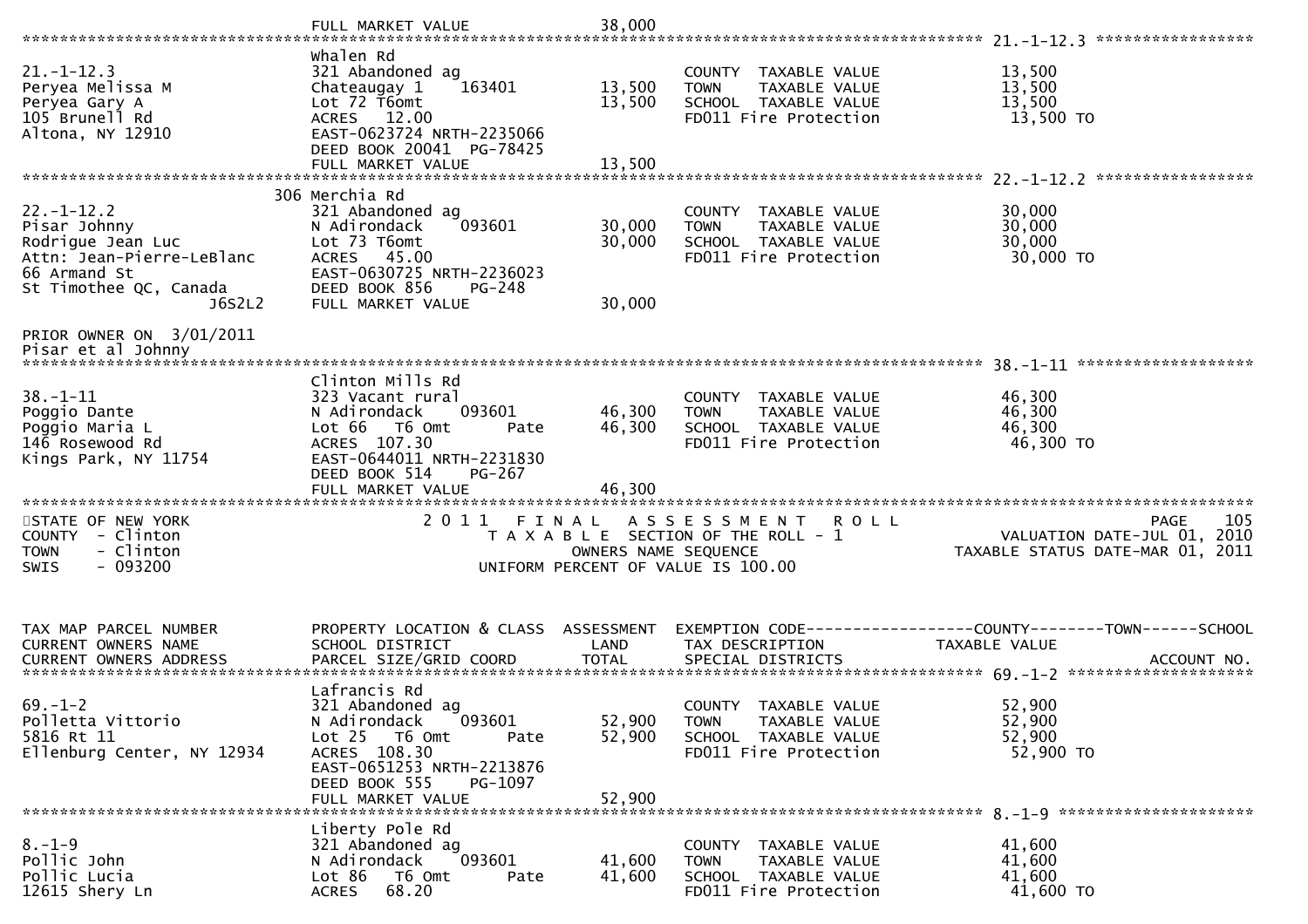```
                                FULL MARKET VALUE                 38,000
******************************************************************************************************* 21.-1-12.3 *****************
                                Whalen Rd
21.-1-12.3                      321 Abandoned ag                           COUNTY  TAXABLE VALUE            13,500
Peryea Melissa M                Chateaugay 1     163401       13,500       TOWN    TAXABLE VALUE            13,500
Peryea Gary A                   Lot 72 T6omt                  13,500       SCHOOL  TAXABLE VALUE            13,500
105 Brunell Rd                  ACRES   12.00                              FD011 Fire Protection             13,500 TO
Altona, NY 12910                EAST-0623724 NRTH-2235066
                                DEED BOOK 20041  PG-78425
                                FULL MARKET VALUE                 13,500
******************************************************************************************************* 22.-1-12.2 *****************
                           306 Merchia Rd
22.-1-12.2                      321 Abandoned ag                           COUNTY  TAXABLE VALUE            30,000
Pisar Johnny                    N Adirondack     093601       30,000       TOWN    TAXABLE VALUE            30,000
Rodrigue Jean Luc               Lot 73 T6omt                  30,000       SCHOOL  TAXABLE VALUE            30,000
Attn: Jean-Pierre-LeBlanc       ACRES   45.00                              FD011 Fire Protection             30,000 TO
66 Armand St                    EAST-0630725 NRTH-2236023
St Timothee QC, Canada          DEED BOOK 856    PG-248
                     J6S2L2     FULL MARKET VALUE                 30,000

PRIOR OWNER ON  3/01/2011
Pisar et al Johnny
******************************************************************************************************* 38.-1-11 *******************
                                Clinton Mills Rd
38.-1-11                        323 Vacant rural                           COUNTY  TAXABLE VALUE            46,300
Poggio Dante                    N Adirondack     093601       46,300       TOWN    TAXABLE VALUE            46,300
Poggio Maria L                  Lot 66   T6 Omt        Pate   46,300       SCHOOL  TAXABLE VALUE            46,300
146 Rosewood Rd                 ACRES  107.30                              FD011 Fire Protection             46,300 TO
Kings Park, NY 11754            EAST-0644011 NRTH-2231830
                                DEED BOOK 514    PG-267
                                FULL MARKET VALUE                 46,300
************************************************************************************************************************************
STATE OF NEW YORK                            2 0 1 1   F I N A L   A S S E S S M E N T   R O L L                          PAGE   105
COUNTY  - Clinton                              T A X A B L E  SECTION OF THE ROLL - 1                       VALUATION DATE-JUL 01, 2010
TOWN    - Clinton                                      OWNERS NAME SEQUENCE                            TAXABLE STATUS DATE-MAR 01, 2011
SWIS    - 093200                                  UNIFORM PERCENT OF VALUE IS 100.00



TAX MAP PARCEL NUMBER           PROPERTY LOCATION & CLASS  ASSESSMENT  EXEMPTION CODE------------------COUNTY--------TOWN------SCHOOL
CURRENT OWNERS NAME             SCHOOL DISTRICT               LAND     TAX DESCRIPTION                  TAXABLE VALUE
CURRENT OWNERS ADDRESS          PARCEL SIZE/GRID COORD       TOTAL     SPECIAL DISTRICTS                                     ACCOUNT NO.
******************************************************************************************************* 69.-1-2 ********************
                                Lafrancis Rd
69.-1-2                         321 Abandoned ag                           COUNTY  TAXABLE VALUE            52,900
Polletta Vittorio               N Adirondack     093601       52,900       TOWN    TAXABLE VALUE            52,900
5816 Rt 11                      Lot 25   T6 Omt        Pate   52,900       SCHOOL  TAXABLE VALUE            52,900
Ellenburg Center, NY 12934      ACRES  108.30                              FD011 Fire Protection             52,900 TO
                                EAST-0651253 NRTH-2213876
                                DEED BOOK 555    PG-1097
                                FULL MARKET VALUE                 52,900
******************************************************************************************************* 8.-1-9 *********************
                                Liberty Pole Rd
8.-1-9                          321 Abandoned ag                           COUNTY  TAXABLE VALUE            41,600
Pollic John                     N Adirondack     093601       41,600       TOWN    TAXABLE VALUE            41,600
Pollic Lucia                    Lot 86   T6 Omt        Pate   41,600       SCHOOL  TAXABLE VALUE            41,600
12615 Shery Ln                  ACRES   68.20                              FD011 Fire Protection             41,600 TO
```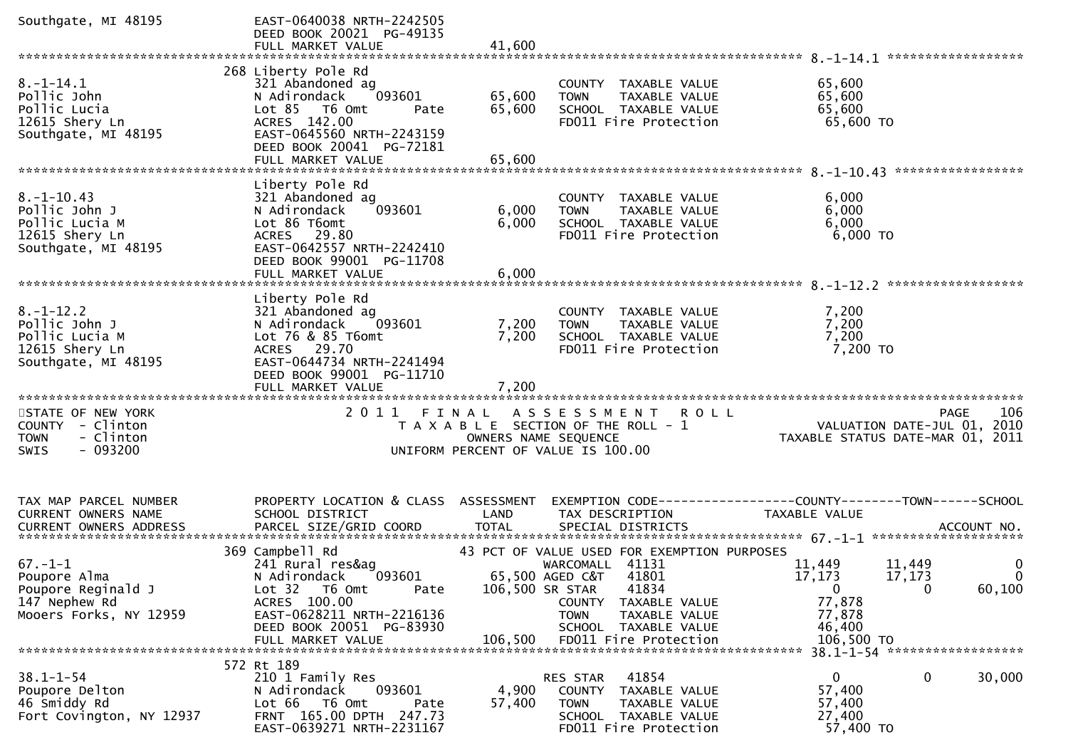```
Southgate, MI 48195              EAST-0640038 NRTH-2242505
                                 DEED BOOK 20021  PG-49135
                                 FULL MARKET VALUE              41,600
******************************************************************************************************* 8.-1-14.1 ******************
                                268 Liberty Pole Rd
8.-1-14.1                        321 Abandoned ag                         COUNTY  TAXABLE VALUE             65,600
Pollic John                      N Adirondack     093601        65,600    TOWN    TAXABLE VALUE             65,600
Pollic Lucia                     Lot 85   T6 Omt        Pate    65,600    SCHOOL  TAXABLE VALUE             65,600
12615 Shery Ln                   ACRES  142.00                            FD011 Fire Protection              65,600 TO
Southgate, MI 48195              EAST-0645560 NRTH-2243159
                                 DEED BOOK 20041  PG-72181
                                 FULL MARKET VALUE              65,600
******************************************************************************************************* 8.-1-10.43 *****************
                                Liberty Pole Rd
8.-1-10.43                       321 Abandoned ag                         COUNTY  TAXABLE VALUE              6,000
Pollic John J                    N Adirondack     093601         6,000    TOWN    TAXABLE VALUE              6,000
Pollic Lucia M                   Lot 86 T6omt                    6,000    SCHOOL  TAXABLE VALUE              6,000
12615 Shery Ln                   ACRES   29.80                            FD011 Fire Protection               6,000 TO
Southgate, MI 48195              EAST-0642557 NRTH-2242410
                                 DEED BOOK 99001  PG-11708
                                 FULL MARKET VALUE               6,000
******************************************************************************************************* 8.-1-12.2 ******************
                                Liberty Pole Rd
8.-1-12.2                        321 Abandoned ag                         COUNTY  TAXABLE VALUE              7,200
Pollic John J                    N Adirondack     093601         7,200    TOWN    TAXABLE VALUE              7,200
Pollic Lucia M                   Lot 76 & 85 T6omt               7,200    SCHOOL  TAXABLE VALUE              7,200
12615 Shery Ln                   ACRES   29.70                            FD011 Fire Protection               7,200 TO
Southgate, MI 48195              EAST-0644734 NRTH-2241494
                                 DEED BOOK 99001  PG-11710
                                 FULL MARKET VALUE               7,200
************************************************************************************************************************************
STATE OF NEW YORK                    2 0 1 1   F I N A L   A S S E S S M E N T   R O L L                              PAGE    106
COUNTY  - Clinton                          T A X A B L E  SECTION OF THE ROLL - 1                       VALUATION DATE-JUL 01, 2010
TOWN    - Clinton                                  OWNERS NAME SEQUENCE                           TAXABLE STATUS DATE-MAR 01, 2011
SWIS    - 093200                            UNIFORM PERCENT OF VALUE IS 100.00


TAX MAP PARCEL NUMBER            PROPERTY LOCATION & CLASS  ASSESSMENT  EXEMPTION CODE------------------COUNTY--------TOWN------SCHOOL
CURRENT OWNERS NAME              SCHOOL DISTRICT              LAND       TAX DESCRIPTION             TAXABLE VALUE
CURRENT OWNERS ADDRESS           PARCEL SIZE/GRID COORD       TOTAL      SPECIAL DISTRICTS                                ACCOUNT NO.
******************************************************************************************************* 67.-1-1 ********************
                                369 Campbell Rd                  43 PCT OF VALUE USED FOR EXEMPTION PURPOSES
67.-1-1                          241 Rural res&ag                    WARCOMALL  41131               11,449       11,449            0
Poupore Alma                     N Adirondack     093601      65,500 AGED C&T   41801               17,173       17,173            0
Poupore Reginald J               Lot 32   T6 Omt        Pate 106,500 SR STAR    41834                    0            0       60,100
147 Nephew Rd                    ACRES  100.00                       COUNTY  TAXABLE VALUE          77,878
Mooers Forks, NY 12959           EAST-0628211 NRTH-2216136           TOWN    TAXABLE VALUE          77,878
                                 DEED BOOK 20051  PG-83930           SCHOOL  TAXABLE VALUE          46,400
                                 FULL MARKET VALUE             106,500  FD011 Fire Protection      106,500 TO
******************************************************************************************************* 38.1-1-54 ******************
                                572 Rt 189
38.1-1-54                        210 1 Family Res                    RES STAR   41854                    0            0       30,000
Poupore Delton                   N Adirondack     093601       4,900    COUNTY  TAXABLE VALUE          57,400
46 Smiddy Rd                     Lot 66   T6 Omt        Pate  57,400    TOWN    TAXABLE VALUE          57,400
Fort Covington, NY 12937         FRNT 165.00 DPTH 247.73                SCHOOL  TAXABLE VALUE          27,400
                                 EAST-0639271 NRTH-2231167              FD011 Fire Protection           57,400 TO
```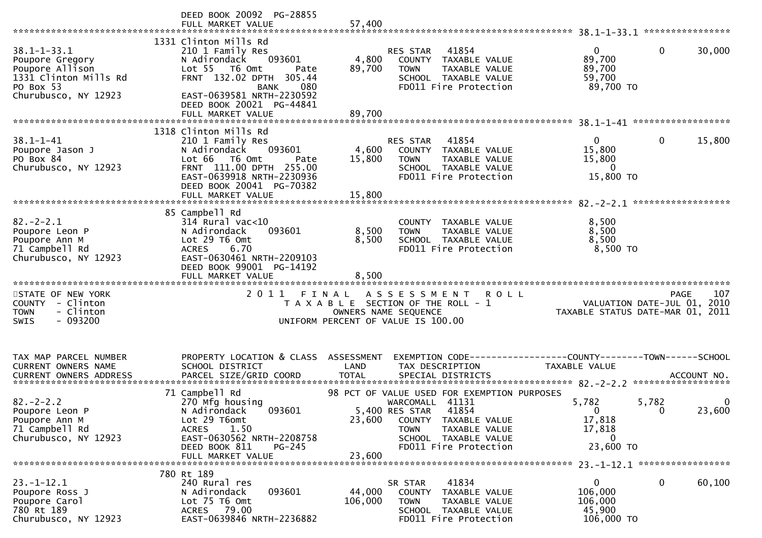```
                             DEED BOOK 20092  PG-28855
                             FULL MARKET VALUE              57,400
******************************************************************************************************* 38.1-1-33.1 ****************
                         1331 Clinton Mills Rd
38.1-1-33.1                  210 1 Family Res                        RES STAR   41854                  0            0       30,000
Poupore Gregory              N Adirondack     093601         4,800     COUNTY  TAXABLE VALUE          89,700
Poupore Allison              Lot 55   T6 Omt       Pate     89,700     TOWN    TAXABLE VALUE          89,700
1331 Clinton Mills Rd        FRNT 132.02 DPTH 305.44                   SCHOOL  TAXABLE VALUE          59,700
PO Box 53                                    BANK    080               FD011 Fire Protection           89,700 TO
Churubusco, NY 12923         EAST-0639581 NRTH-2230592
                             DEED BOOK 20021  PG-44841
                             FULL MARKET VALUE              89,700
******************************************************************************************************* 38.1-1-41 ******************
                         1318 Clinton Mills Rd
38.1-1-41                    210 1 Family Res                        RES STAR   41854                  0            0       15,800
Poupore Jason J              N Adirondack     093601         4,600     COUNTY  TAXABLE VALUE          15,800
PO Box 84                    Lot 66   T6 Omt       Pate     15,800     TOWN    TAXABLE VALUE          15,800
Churubusco, NY 12923         FRNT 111.00 DPTH 255.00                   SCHOOL  TAXABLE VALUE               0
                             EAST-0639918 NRTH-2230936                 FD011 Fire Protection           15,800 TO
                             DEED BOOK 20041  PG-70382
                             FULL MARKET VALUE              15,800
******************************************************************************************************* 82.-2-2.1 ******************
                           85 Campbell Rd
82.-2-2.1                    314 Rural vac<10                          COUNTY  TAXABLE VALUE           8,500
Poupore Leon P               N Adirondack     093601         8,500     TOWN    TAXABLE VALUE           8,500
Poupore Ann M                Lot 29 T6 Omt                   8,500     SCHOOL  TAXABLE VALUE           8,500
71 Campbell Rd               ACRES     6.70                            FD011 Fire Protection            8,500 TO
Churubusco, NY 12923         EAST-0630461 NRTH-2209103
                             DEED BOOK 99001  PG-14192
                             FULL MARKET VALUE               8,500
************************************************************************************************************************************
STATE OF NEW YORK                   2 0 1 1   F I N A L   A S S E S S M E N T   R O L L                                 PAGE    107
COUNTY  - Clinton                        T A X A B L E  SECTION OF THE ROLL - 1                          VALUATION DATE-JUL 01, 2010
TOWN    - Clinton                               OWNERS NAME SEQUENCE                               TAXABLE STATUS DATE-MAR 01, 2011
SWIS    - 093200                          UNIFORM PERCENT OF VALUE IS 100.00


TAX MAP PARCEL NUMBER        PROPERTY LOCATION & CLASS  ASSESSMENT  EXEMPTION CODE------------------COUNTY--------TOWN------SCHOOL
CURRENT OWNERS NAME          SCHOOL DISTRICT               LAND      TAX DESCRIPTION            TAXABLE VALUE
CURRENT OWNERS ADDRESS       PARCEL SIZE/GRID COORD        TOTAL     SPECIAL DISTRICTS                                   ACCOUNT NO.
******************************************************************************************************* 82.-2-2.2 ******************
                           71 Campbell Rd                     98 PCT OF VALUE USED FOR EXEMPTION PURPOSES
82.-2-2.2                    270 Mfg housing                         WARCOMALL  41131              5,782        5,782            0
Poupore Leon P               N Adirondack     093601         5,400 RES STAR   41854                  0            0       23,600
Poupore Ann M                Lot 29 T6omt                   23,600     COUNTY  TAXABLE VALUE          17,818
71 Campbell Rd               ACRES     1.50                            TOWN    TAXABLE VALUE          17,818
Churubusco, NY 12923         EAST-0630562 NRTH-2208758                 SCHOOL  TAXABLE VALUE               0
                             DEED BOOK 811     PG-245                  FD011 Fire Protection           23,600 TO
                             FULL MARKET VALUE              23,600
******************************************************************************************************* 23.-1-12.1 *****************
                          780 Rt 189
23.-1-12.1                   240 Rural res                           SR STAR    41834                  0            0       60,100
Poupore Ross J               N Adirondack     093601        44,000     COUNTY  TAXABLE VALUE         106,000
Poupore Carol                Lot 75 T6 Omt                 106,000     TOWN    TAXABLE VALUE         106,000
780 Rt 189                   ACRES    79.00                            SCHOOL  TAXABLE VALUE          45,900
Churubusco, NY 12923         EAST-0639846 NRTH-2236882                 FD011 Fire Protection          106,000 TO
```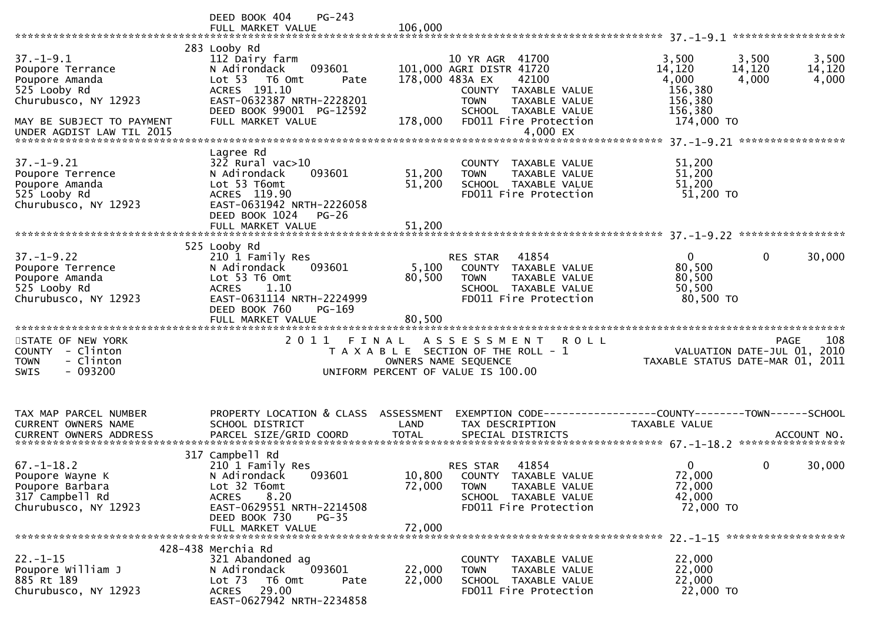```
                          DEED BOOK 404     PG-243
                          FULL MARKET VALUE              106,000
******************************************************************************************************* 37.-1-9.1 ******************
                        283 Looby Rd
37.-1-9.1                 112 Dairy farm                          10 YR AGR  41700               3,500       3,500       3,500
Poupore Terrance          N Adirondack     093601        101,000 AGRI DISTR 41720              14,120      14,120      14,120
Poupore Amanda            Lot 53   T6 Omt        Pate    178,000 483A EX     42100               4,000       4,000       4,000
525 Looby Rd              ACRES  191.10                          COUNTY  TAXABLE VALUE          156,380
Churubusco, NY 12923      EAST-0632387 NRTH-2228201              TOWN    TAXABLE VALUE          156,380
                          DEED BOOK 99001  PG-12592              SCHOOL  TAXABLE VALUE          156,380
MAY BE SUBJECT TO PAYMENT FULL MARKET VALUE              178,000  FD011 Fire Protection         174,000 TO
UNDER AGDIST LAW TIL 2015                                                     4,000 EX
******************************************************************************************************* 37.-1-9.21 *****************
                          Lagree Rd
37.-1-9.21                322 Rural vac>10                        COUNTY  TAXABLE VALUE           51,200
Poupore Terrence          N Adirondack     093601         51,200  TOWN    TAXABLE VALUE           51,200
Poupore Amanda            Lot 53 T6omt                    51,200  SCHOOL  TAXABLE VALUE           51,200
525 Looby Rd              ACRES  119.90                           FD011 Fire Protection           51,200 TO
Churubusco, NY 12923      EAST-0631942 NRTH-2226058
                          DEED BOOK 1024   PG-26
                          FULL MARKET VALUE               51,200
******************************************************************************************************* 37.-1-9.22 *****************
                        525 Looby Rd
37.-1-9.22                210 1 Family Res                        RES STAR   41854                  0           0      30,000
Poupore Terrence          N Adirondack     093601          5,100   COUNTY  TAXABLE VALUE           80,500
Poupore Amanda            Lot 53 T6 Omt                   80,500   TOWN    TAXABLE VALUE           80,500
525 Looby Rd              ACRES    1.10                            SCHOOL  TAXABLE VALUE           50,500
Churubusco, NY 12923      EAST-0631114 NRTH-2224999                FD011 Fire Protection           80,500 TO
                          DEED BOOK 760    PG-169
                          FULL MARKET VALUE               80,500
*******************************************************************************************************************************************
STATE OF NEW YORK                    2 0 1 1   F I N A L   A S S E S S M E N T   R O L L                               PAGE    108
COUNTY  - Clinton                        T A X A B L E  SECTION OF THE ROLL - 1                      VALUATION DATE-JUL 01, 2010
TOWN    - Clinton                              OWNERS NAME SEQUENCE                            TAXABLE STATUS DATE-MAR 01, 2011
SWIS    - 093200                        UNIFORM PERCENT OF VALUE IS 100.00



TAX MAP PARCEL NUMBER     PROPERTY LOCATION & CLASS  ASSESSMENT  EXEMPTION CODE------------------COUNTY--------TOWN------SCHOOL
CURRENT OWNERS NAME       SCHOOL DISTRICT               LAND      TAX DESCRIPTION              TAXABLE VALUE
CURRENT OWNERS ADDRESS    PARCEL SIZE/GRID COORD       TOTAL      SPECIAL DISTRICTS                                     ACCOUNT NO.
******************************************************************************************************* 67.-1-18.2 *****************
                        317 Campbell Rd
67.-1-18.2                210 1 Family Res                        RES STAR   41854                  0           0      30,000
Poupore Wayne K           N Adirondack     093601         10,800   COUNTY  TAXABLE VALUE           72,000
Poupore Barbara           Lot 32 T6omt                    72,000   TOWN    TAXABLE VALUE           72,000
317 Campbell Rd           ACRES    8.20                            SCHOOL  TAXABLE VALUE           42,000
Churubusco, NY 12923      EAST-0629551 NRTH-2214508                FD011 Fire Protection           72,000 TO
                          DEED BOOK 730    PG-35
                          FULL MARKET VALUE               72,000
******************************************************************************************************* 22.-1-15 *******************
                    428-438 Merchia Rd
22.-1-15                  321 Abandoned ag                        COUNTY  TAXABLE VALUE           22,000
Poupore William J         N Adirondack     093601         22,000  TOWN    TAXABLE VALUE           22,000
885 Rt 189                Lot 73   T6 Omt        Pate     22,000  SCHOOL  TAXABLE VALUE           22,000
Churubusco, NY 12923      ACRES   29.00                           FD011 Fire Protection           22,000 TO
                          EAST-0627942 NRTH-2234858
```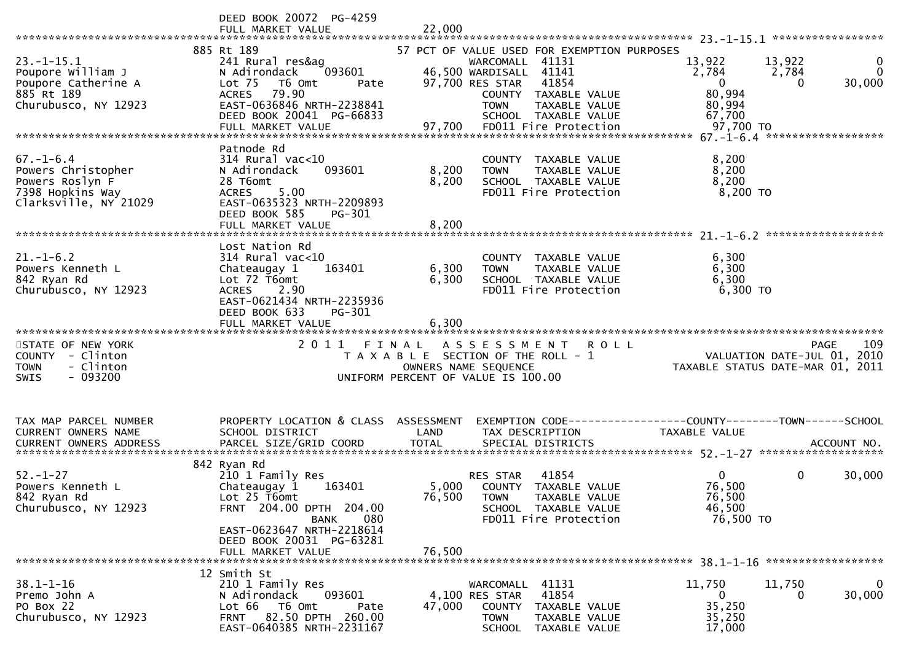```
                              DEED BOOK 20072  PG-4259
                              FULL MARKET VALUE              22,000
******************************************************************************************************* 23.-1-15.1 *****************
                              885 Rt 189                         57 PCT OF VALUE USED FOR EXEMPTION PURPOSES
23.-1-15.1                    241 Rural res&ag                         WARCOMALL  41131               13,922       13,922            0
Poupore William J             N Adirondack     093601        46,500 WARDISALL  41141                2,784        2,784            0
Poupore Catherine A           Lot 75   T6 Omt       Pate     97,700 RES STAR   41854                    0            0       30,000
885 Rt 189                    ACRES   79.90                            COUNTY  TAXABLE VALUE           80,994
Churubusco, NY 12923          EAST-0636846 NRTH-2238841                TOWN    TAXABLE VALUE           80,994
                              DEED BOOK 20041  PG-66833                SCHOOL  TAXABLE VALUE           67,700
                              FULL MARKET VALUE              97,700    FD011 Fire Protection           97,700 TO
******************************************************************************************************* 67.-1-6.4 ******************
                              Patnode Rd
67.-1-6.4                     314 Rural vac<10                         COUNTY  TAXABLE VALUE            8,200
Powers Christopher            N Adirondack     093601         8,200    TOWN    TAXABLE VALUE            8,200
Powers Roslyn F               28 T6omt                        8,200    SCHOOL  TAXABLE VALUE            8,200
7398 Hopkins Way              ACRES    5.00                            FD011 Fire Protection            8,200 TO
Clarksville, NY 21029         EAST-0635323 NRTH-2209893
                              DEED BOOK 585    PG-301
                              FULL MARKET VALUE               8,200
******************************************************************************************************* 21.-1-6.2 ******************
                              Lost Nation Rd
21.-1-6.2                     314 Rural vac<10                         COUNTY  TAXABLE VALUE            6,300
Powers Kenneth L              Chateaugay 1     163401         6,300    TOWN    TAXABLE VALUE            6,300
842 Ryan Rd                   Lot 72 T6omt                    6,300    SCHOOL  TAXABLE VALUE            6,300
Churubusco, NY 12923          ACRES    2.90                            FD011 Fire Protection            6,300 TO
                              EAST-0621434 NRTH-2235936
                              DEED BOOK 633    PG-301
                              FULL MARKET VALUE               6,300
************************************************************************************************************************************
STATE OF NEW YORK                          2 0 1 1   F I N A L   A S S E S S M E N T   R O L L                          PAGE    109
COUNTY  - Clinton                              T A X A B L E  SECTION OF THE ROLL - 1                      VALUATION DATE-JUL 01, 2010
TOWN    - Clinton                                     OWNERS NAME SEQUENCE                             TAXABLE STATUS DATE-MAR 01, 2011
SWIS    - 093200                                 UNIFORM PERCENT OF VALUE IS 100.00


TAX MAP PARCEL NUMBER         PROPERTY LOCATION & CLASS  ASSESSMENT  EXEMPTION CODE------------------COUNTY--------TOWN------SCHOOL
CURRENT OWNERS NAME           SCHOOL DISTRICT               LAND     TAX DESCRIPTION              TAXABLE VALUE
CURRENT OWNERS ADDRESS        PARCEL SIZE/GRID COORD        TOTAL    SPECIAL DISTRICTS                                  ACCOUNT NO.
******************************************************************************************************* 52.-1-27 *******************
                              842 Ryan Rd
52.-1-27                      210 1 Family Res                         RES STAR   41854                    0            0       30,000
Powers Kenneth L              Chateaugay 1     163401         5,000    COUNTY  TAXABLE VALUE           76,500
842 Ryan Rd                   Lot 25 T6omt                   76,500    TOWN    TAXABLE VALUE           76,500
Churubusco, NY 12923          FRNT  204.00 DPTH  204.00                SCHOOL  TAXABLE VALUE           46,500
                                          BANK     080                 FD011 Fire Protection           76,500 TO
                              EAST-0623647 NRTH-2218614
                              DEED BOOK 20031  PG-63281
                              FULL MARKET VALUE              76,500
******************************************************************************************************* 38.1-1-16 ******************
                              12 Smith St
38.1-1-16                     210 1 Family Res                         WARCOMALL  41131               11,750       11,750            0
Premo John A                  N Adirondack     093601         4,100 RES STAR   41854                    0            0       30,000
PO Box 22                     Lot 66   T6 Omt       Pate     47,000    COUNTY  TAXABLE VALUE           35,250
Churubusco, NY 12923          FRNT   82.50 DPTH  260.00                TOWN    TAXABLE VALUE           35,250
                              EAST-0640385 NRTH-2231167                SCHOOL  TAXABLE VALUE           17,000
```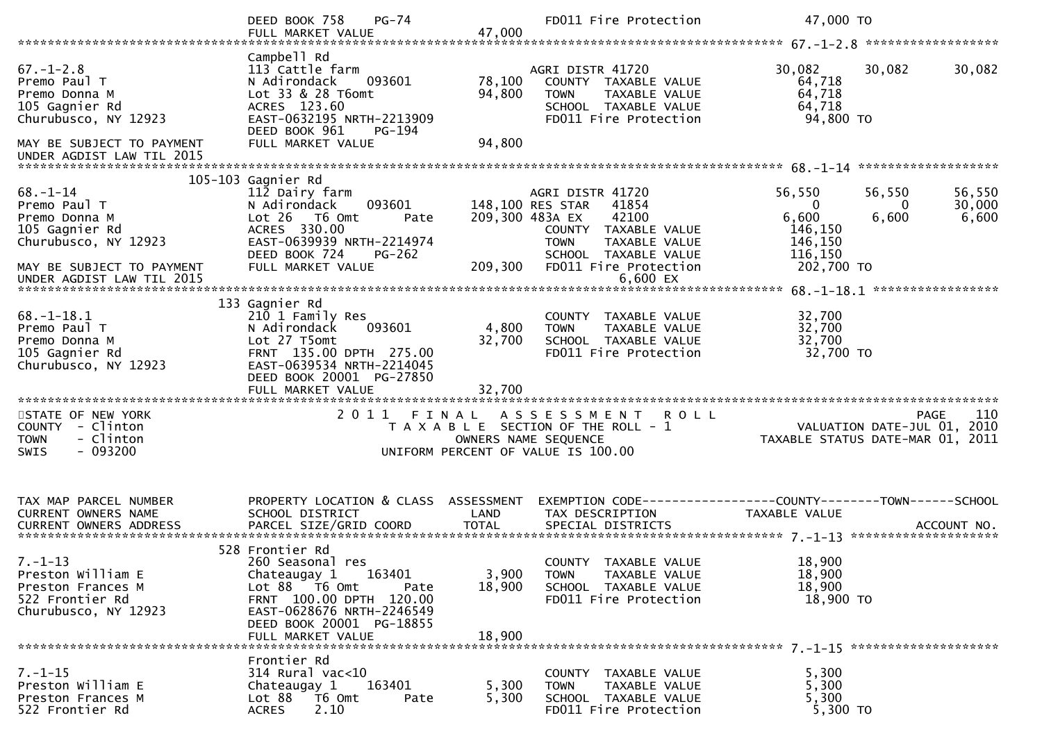```
                                DEED BOOK 758    PG-74                   FD011 Fire Protection               47,000 TO
                                FULL MARKET VALUE              47,000
******************************************************************************************************* 67.-1-2.8 ******************
                                Campbell Rd
67.-1-2.8                       113 Cattle farm                          AGRI DISTR 41720               30,082      30,082      30,082
Premo Paul T                    N Adirondack     093601        78,100     COUNTY  TAXABLE VALUE          64,718
Premo Donna M                   Lot 33 & 28 T6omt              94,800     TOWN    TAXABLE VALUE          64,718
105 Gagnier Rd                  ACRES  123.60                             SCHOOL  TAXABLE VALUE          64,718
Churubusco, NY 12923            EAST-0632195 NRTH-2213909                 FD011 Fire Protection           94,800 TO
                                DEED BOOK 961    PG-194
MAY BE SUBJECT TO PAYMENT       FULL MARKET VALUE              94,800
UNDER AGDIST LAW TIL 2015
******************************************************************************************************* 68.-1-14 *******************
                      105-103 Gagnier Rd
68.-1-14                        112 Dairy farm                           AGRI DISTR 41720               56,550      56,550      56,550
Premo Paul T                    N Adirondack     093601       148,100 RES STAR   41854                   0           0          30,000
Premo Donna M                   Lot 26   T6 Omt       Pate    209,300 483A EX    42100                6,600       6,600        6,600
105 Gagnier Rd                  ACRES  330.00                             COUNTY  TAXABLE VALUE         146,150
Churubusco, NY 12923            EAST-0639939 NRTH-2214974                 TOWN    TAXABLE VALUE         146,150
                                DEED BOOK 724    PG-262                   SCHOOL  TAXABLE VALUE         116,150
MAY BE SUBJECT TO PAYMENT       FULL MARKET VALUE             209,300     FD011 Fire Protection          202,700 TO
UNDER AGDIST LAW TIL 2015                                                        6,600 EX
******************************************************************************************************* 68.-1-18.1 *****************
                      133 Gagnier Rd
68.-1-18.1                      210 1 Family Res                          COUNTY  TAXABLE VALUE          32,700
Premo Paul T                    N Adirondack     093601         4,800     TOWN    TAXABLE VALUE          32,700
Premo Donna M                   Lot 27 T5omt                   32,700     SCHOOL  TAXABLE VALUE          32,700
105 Gagnier Rd                  FRNT  135.00 DPTH  275.00                 FD011 Fire Protection           32,700 TO
Churubusco, NY 12923            EAST-0639534 NRTH-2214045
                                DEED BOOK 20001  PG-27850
                                FULL MARKET VALUE              32,700
************************************************************************************************************************************
STATE OF NEW YORK                    2 0 1 1   F I N A L   A S S E S S M E N T   R O L L                                  PAGE    110
COUNTY  - Clinton                        T A X A B L E  SECTION OF THE ROLL - 1                        VALUATION DATE-JUL 01, 2010
TOWN    - Clinton                              OWNERS NAME SEQUENCE                              TAXABLE STATUS DATE-MAR 01, 2011
SWIS    - 093200                        UNIFORM PERCENT OF VALUE IS 100.00


TAX MAP PARCEL NUMBER           PROPERTY LOCATION & CLASS  ASSESSMENT  EXEMPTION CODE------------------COUNTY--------TOWN------SCHOOL
CURRENT OWNERS NAME             SCHOOL DISTRICT               LAND      TAX DESCRIPTION               TAXABLE VALUE
CURRENT OWNERS ADDRESS          PARCEL SIZE/GRID COORD        TOTAL     SPECIAL DISTRICTS                                  ACCOUNT NO.
******************************************************************************************************* 7.-1-13 ********************
                      528 Frontier Rd
7.-1-13                         260 Seasonal res                          COUNTY  TAXABLE VALUE          18,900
Preston William E               Chateaugay 1     163401         3,900     TOWN    TAXABLE VALUE          18,900
Preston Frances M               Lot 88   T6 Omt       Pate     18,900     SCHOOL  TAXABLE VALUE          18,900
522 Frontier Rd                 FRNT  100.00 DPTH  120.00                 FD011 Fire Protection           18,900 TO
Churubusco, NY 12923            EAST-0628676 NRTH-2246549
                                DEED BOOK 20001  PG-18855
                                FULL MARKET VALUE              18,900
******************************************************************************************************* 7.-1-15 ********************
                                Frontier Rd
7.-1-15                         314 Rural vac<10                          COUNTY  TAXABLE VALUE           5,300
Preston William E               Chateaugay 1     163401         5,300     TOWN    TAXABLE VALUE           5,300
Preston Frances M               Lot 88   T6 Omt       Pate      5,300     SCHOOL  TAXABLE VALUE           5,300
522 Frontier Rd                 ACRES    2.10                             FD011 Fire Protection            5,300 TO
```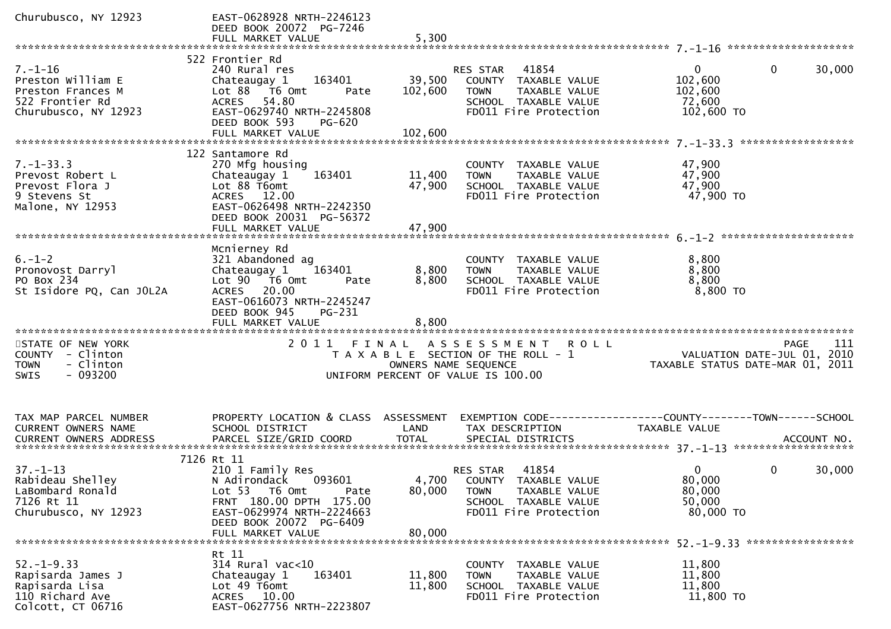```
Churubusco, NY 12923           EAST-0628928 NRTH-2246123
                               DEED BOOK 20072  PG-7246
                               FULL MARKET VALUE               5,300
******************************************************************************************************* 7.-1-16 ********************
                             522 Frontier Rd
7.-1-16                        240 Rural res                        RES STAR   41854                    0          0     30,000
Preston William E              Chateaugay 1     163401      39,500   COUNTY  TAXABLE VALUE          102,600
Preston Frances M              Lot 88   T6 Omt       Pate   102,600   TOWN    TAXABLE VALUE          102,600
522 Frontier Rd                ACRES   54.80                          SCHOOL  TAXABLE VALUE           72,600
Churubusco, NY 12923           EAST-0629740 NRTH-2245808              FD011 Fire Protection          102,600 TO
                               DEED BOOK 593    PG-620
                               FULL MARKET VALUE             102,600
******************************************************************************************************* 7.-1-33.3 ******************
                             122 Santamore Rd
7.-1-33.3                      270 Mfg housing                        COUNTY  TAXABLE VALUE           47,900
Prevost Robert L               Chateaugay 1     163401      11,400   TOWN    TAXABLE VALUE           47,900
Prevost Flora J                Lot 88 T6omt                  47,900   SCHOOL  TAXABLE VALUE           47,900
9 Stevens St                   ACRES   12.00                          FD011 Fire Protection           47,900 TO
Malone, NY 12953               EAST-0626498 NRTH-2242350
                               DEED BOOK 20031  PG-56372
                               FULL MARKET VALUE              47,900
******************************************************************************************************* 6.-1-2 *********************
                               Mcnierney Rd
6.-1-2                         321 Abandoned ag                       COUNTY  TAXABLE VALUE            8,800
Pronovost Darryl               Chateaugay 1     163401       8,800   TOWN    TAXABLE VALUE            8,800
PO Box 234                     Lot 90   T6 Omt       Pate     8,800   SCHOOL  TAXABLE VALUE            8,800
St Isidore PQ, Can J0L2A       ACRES   20.00                          FD011 Fire Protection            8,800 TO
                               EAST-0616073 NRTH-2245247
                               DEED BOOK 945    PG-231
                               FULL MARKET VALUE               8,800
************************************************************************************************************************************
STATE OF NEW YORK                    2 0 1 1   F I N A L   A S S E S S M E N T   R O L L                              PAGE    111
COUNTY  - Clinton                         T A X A B L E  SECTION OF THE ROLL - 1                       VALUATION DATE-JUL 01, 2010
TOWN    - Clinton                              OWNERS NAME SEQUENCE                              TAXABLE STATUS DATE-MAR 01, 2011
SWIS    - 093200                         UNIFORM PERCENT OF VALUE IS 100.00


TAX MAP PARCEL NUMBER          PROPERTY LOCATION & CLASS  ASSESSMENT  EXEMPTION CODE------------------COUNTY--------TOWN------SCHOOL
CURRENT OWNERS NAME            SCHOOL DISTRICT               LAND      TAX DESCRIPTION            TAXABLE VALUE
CURRENT OWNERS ADDRESS         PARCEL SIZE/GRID COORD        TOTAL     SPECIAL DISTRICTS                                  ACCOUNT NO.
******************************************************************************************************* 37.-1-13 *******************
                            7126 Rt 11
37.-1-13                       210 1 Family Res                     RES STAR   41854                    0          0     30,000
Rabideau Shelley               N Adirondack     093601       4,700   COUNTY  TAXABLE VALUE           80,000
LaBombard Ronald               Lot 53   T6 Omt       Pate    80,000   TOWN    TAXABLE VALUE           80,000
7126 Rt 11                     FRNT 180.00 DPTH 175.00                SCHOOL  TAXABLE VALUE           50,000
Churubusco, NY 12923           EAST-0629974 NRTH-2224663              FD011 Fire Protection           80,000 TO
                               DEED BOOK 20072  PG-6409
                               FULL MARKET VALUE              80,000
******************************************************************************************************* 52.-1-9.33 *****************
                               Rt 11
52.-1-9.33                     314 Rural vac<10                       COUNTY  TAXABLE VALUE           11,800
Rapisarda James J              Chateaugay 1     163401      11,800   TOWN    TAXABLE VALUE           11,800
Rapisarda Lisa                 Lot 49 T6omt                  11,800   SCHOOL  TAXABLE VALUE           11,800
110 Richard Ave                ACRES   10.00                          FD011 Fire Protection           11,800 TO
Colcott, CT 06716              EAST-0627756 NRTH-2223807
```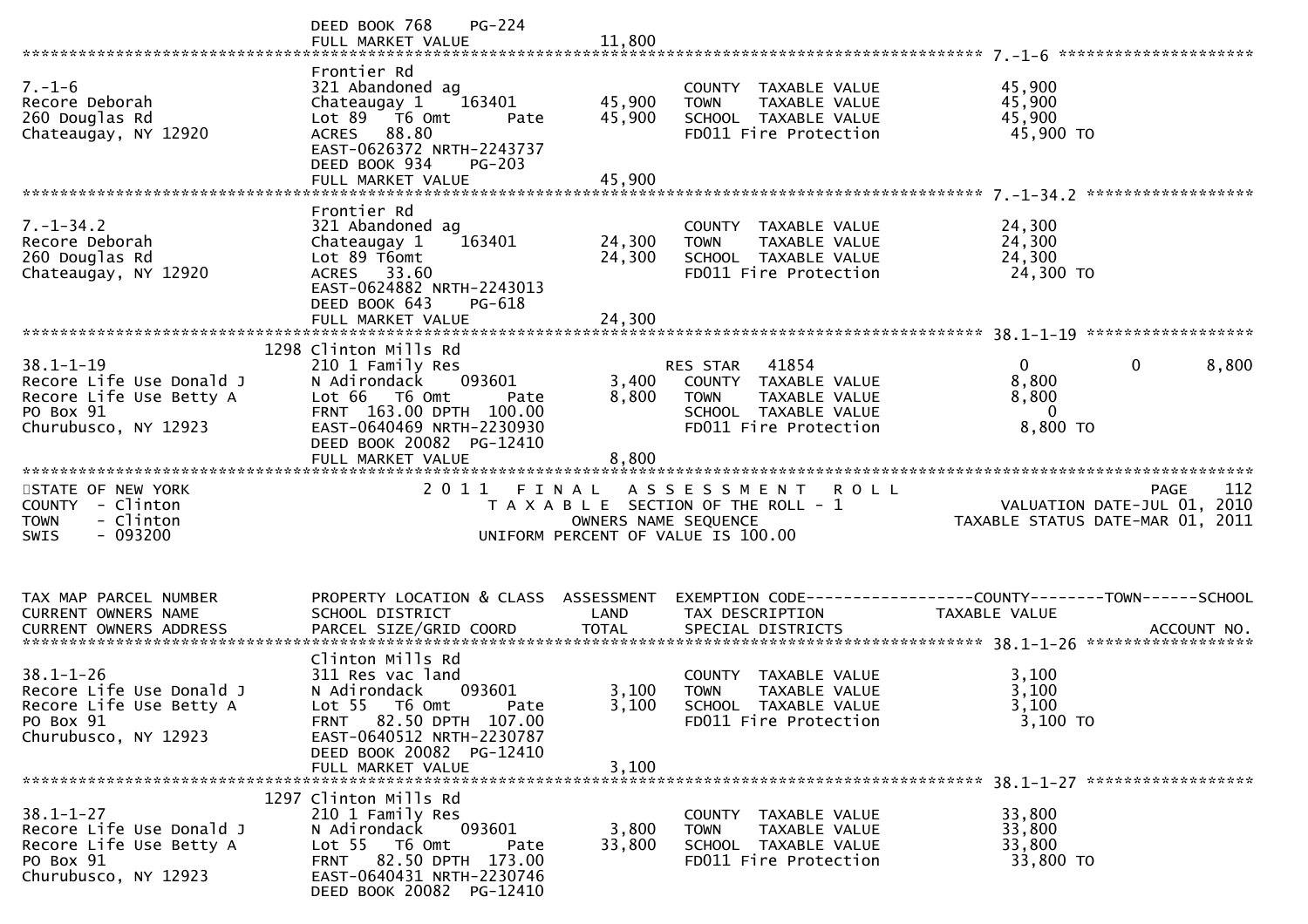```
                              DEED BOOK 768     PG-224
                              FULL MARKET VALUE              11,800
******************************************************************************************************* 7.-1-6 *********************
                              Frontier Rd
7.-1-6                        321 Abandoned ag                        COUNTY  TAXABLE VALUE            45,900
Recore Deborah                Chateaugay 1     163401        45,900   TOWN    TAXABLE VALUE            45,900
260 Douglas Rd                Lot 89  T6 Omt       Pate      45,900   SCHOOL  TAXABLE VALUE            45,900
Chateaugay, NY 12920          ACRES   88.80                           FD011 Fire Protection             45,900 TO
                              EAST-0626372 NRTH-2243737
                              DEED BOOK 934     PG-203
                              FULL MARKET VALUE              45,900
******************************************************************************************************* 7.-1-34.2 ******************
                              Frontier Rd
7.-1-34.2                     321 Abandoned ag                        COUNTY  TAXABLE VALUE            24,300
Recore Deborah                Chateaugay 1     163401        24,300   TOWN    TAXABLE VALUE            24,300
260 Douglas Rd                Lot 89 T6omt                   24,300   SCHOOL  TAXABLE VALUE            24,300
Chateaugay, NY 12920          ACRES   33.60                           FD011 Fire Protection             24,300 TO
                              EAST-0624882 NRTH-2243013
                              DEED BOOK 643     PG-618
                              FULL MARKET VALUE              24,300
******************************************************************************************************* 38.1-1-19 ******************
                         1298 Clinton Mills Rd
38.1-1-19                     210 1 Family Res                        RES STAR   41854               0            0         8,800
Recore Life Use Donald J      N Adirondack     093601         3,400   COUNTY  TAXABLE VALUE             8,800
Recore Life Use Betty A       Lot 66   T6 Omt      Pate       8,800   TOWN    TAXABLE VALUE             8,800
PO Box 91                     FRNT  163.00 DPTH  100.00               SCHOOL  TAXABLE VALUE                 0
Churubusco, NY 12923          EAST-0640469 NRTH-2230930               FD011 Fire Protection              8,800 TO
                              DEED BOOK 20082  PG-12410
                              FULL MARKET VALUE               8,800
************************************************************************************************************************************
STATE OF NEW YORK                  2 0 1 1   F I N A L   A S S E S S M E N T   R O L L                                PAGE    112
COUNTY  - Clinton                     T A X A B L E  SECTION OF THE ROLL - 1                          VALUATION DATE-JUL 01, 2010
TOWN    - Clinton                            OWNERS NAME SEQUENCE                                 TAXABLE STATUS DATE-MAR 01, 2011
SWIS    - 093200                      UNIFORM PERCENT OF VALUE IS 100.00


TAX MAP PARCEL NUMBER         PROPERTY LOCATION & CLASS  ASSESSMENT  EXEMPTION CODE------------------COUNTY--------TOWN------SCHOOL
CURRENT OWNERS NAME           SCHOOL DISTRICT               LAND      TAX DESCRIPTION             TAXABLE VALUE
CURRENT OWNERS ADDRESS        PARCEL SIZE/GRID COORD        TOTAL     SPECIAL DISTRICTS                                  ACCOUNT NO.
******************************************************************************************************* 38.1-1-26 ******************
                              Clinton Mills Rd
38.1-1-26                     311 Res vac land                        COUNTY  TAXABLE VALUE             3,100
Recore Life Use Donald J      N Adirondack     093601         3,100   TOWN    TAXABLE VALUE             3,100
Recore Life Use Betty A       Lot 55   T6 Omt      Pate       3,100   SCHOOL  TAXABLE VALUE             3,100
PO Box 91                     FRNT   82.50 DPTH  107.00               FD011 Fire Protection              3,100 TO
Churubusco, NY 12923          EAST-0640512 NRTH-2230787
                              DEED BOOK 20082  PG-12410
                              FULL MARKET VALUE               3,100
******************************************************************************************************* 38.1-1-27 ******************
                         1297 Clinton Mills Rd
38.1-1-27                     210 1 Family Res                        COUNTY  TAXABLE VALUE            33,800
Recore Life Use Donald J      N Adirondack     093601         3,800   TOWN    TAXABLE VALUE            33,800
Recore Life Use Betty A       Lot 55   T6 Omt      Pate      33,800   SCHOOL  TAXABLE VALUE            33,800
PO Box 91                     FRNT   82.50 DPTH  173.00               FD011 Fire Protection             33,800 TO
Churubusco, NY 12923          EAST-0640431 NRTH-2230746
                              DEED BOOK 20082  PG-12410
```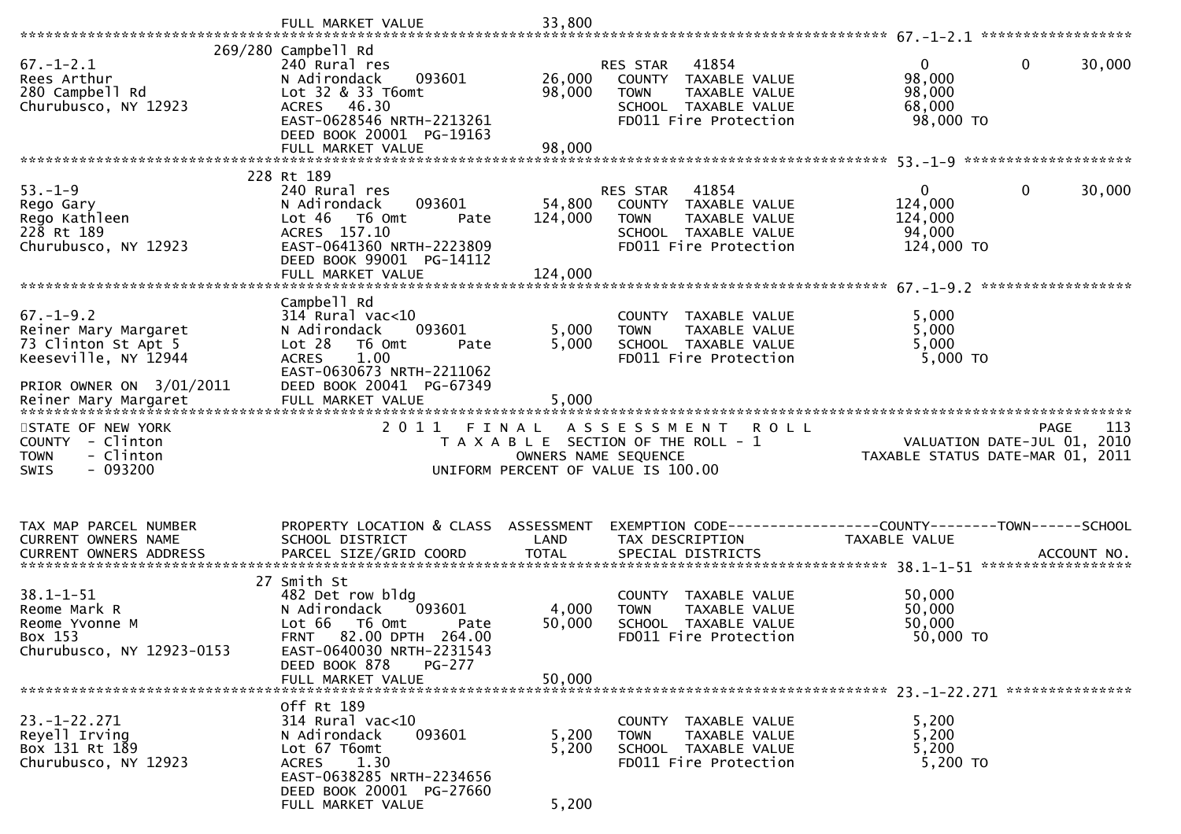```
                             FULL MARKET VALUE             33,800
******************************************************************************************************* 67.-1-2.1 ******************
                      269/280 Campbell Rd
67.-1-2.1                    240 Rural res                          RES STAR   41854               0             0       30,000
Rees Arthur                  N Adirondack     093601       26,000     COUNTY  TAXABLE VALUE          98,000
280 Campbell Rd              Lot 32 & 33 T6omt             98,000     TOWN    TAXABLE VALUE          98,000
Churubusco, NY 12923         ACRES   46.30                             SCHOOL  TAXABLE VALUE          68,000
                             EAST-0628546 NRTH-2213261                 FD011 Fire Protection          98,000 TO
                             DEED BOOK 20001  PG-19163
                             FULL MARKET VALUE             98,000
******************************************************************************************************* 53.-1-9 ********************
                      228 Rt 189
53.-1-9                      240 Rural res                          RES STAR   41854               0             0       30,000
Rego Gary                    N Adirondack     093601       54,800     COUNTY  TAXABLE VALUE         124,000
Rego Kathleen                Lot 46   T6 Omt       Pate   124,000     TOWN    TAXABLE VALUE         124,000
228 Rt 189                   ACRES  157.10                             SCHOOL  TAXABLE VALUE          94,000
Churubusco, NY 12923         EAST-0641360 NRTH-2223809                 FD011 Fire Protection         124,000 TO
                             DEED BOOK 99001  PG-14112
                             FULL MARKET VALUE            124,000
******************************************************************************************************* 67.-1-9.2 ******************
                             Campbell Rd
67.-1-9.2                    314 Rural vac<10                          COUNTY  TAXABLE VALUE           5,000
Reiner Mary Margaret         N Adirondack     093601        5,000     TOWN    TAXABLE VALUE           5,000
73 Clinton St Apt 5          Lot 28   T6 Omt       Pate     5,000     SCHOOL  TAXABLE VALUE           5,000
Keeseville, NY 12944         ACRES    1.00                             FD011 Fire Protection           5,000 TO
                             EAST-0630673 NRTH-2211062
PRIOR OWNER ON  3/01/2011    DEED BOOK 20041  PG-67349
Reiner Mary Margaret         FULL MARKET VALUE              5,000
************************************************************************************************************************************
STATE OF NEW YORK                      2 0 1 1   F I N A L   A S S E S S M E N T   R O L L                              PAGE    113
COUNTY  - Clinton                         T A X A B L E  SECTION OF THE ROLL - 1                     VALUATION DATE-JUL 01, 2010
TOWN    - Clinton                                OWNERS NAME SEQUENCE                          TAXABLE STATUS DATE-MAR 01, 2011
SWIS    - 093200                          UNIFORM PERCENT OF VALUE IS 100.00


TAX MAP PARCEL NUMBER        PROPERTY LOCATION & CLASS  ASSESSMENT  EXEMPTION CODE------------------COUNTY--------TOWN------SCHOOL
CURRENT OWNERS NAME          SCHOOL DISTRICT               LAND      TAX DESCRIPTION              TAXABLE VALUE
CURRENT OWNERS ADDRESS       PARCEL SIZE/GRID COORD        TOTAL     SPECIAL DISTRICTS                                 ACCOUNT NO.
******************************************************************************************************* 38.1-1-51 ******************
                        27 Smith St
38.1-1-51                    482 Det row bldg                          COUNTY  TAXABLE VALUE          50,000
Reome Mark R                 N Adirondack     093601        4,000     TOWN    TAXABLE VALUE          50,000
Reome Yvonne M               Lot 66   T6 Omt       Pate    50,000     SCHOOL  TAXABLE VALUE          50,000
Box 153                      FRNT   82.00 DPTH 264.00                  FD011 Fire Protection          50,000 TO
Churubusco, NY 12923-0153    EAST-0640030 NRTH-2231543
                             DEED BOOK 878     PG-277
                             FULL MARKET VALUE             50,000
******************************************************************************************************* 23.-1-22.271 ***************
                             Off Rt 189
23.-1-22.271                 314 Rural vac<10                          COUNTY  TAXABLE VALUE           5,200
Reyell Irving                N Adirondack     093601        5,200     TOWN    TAXABLE VALUE           5,200
Box 131 Rt 189               Lot 67 T6omt                   5,200     SCHOOL  TAXABLE VALUE           5,200
Churubusco, NY 12923         ACRES    1.30                             FD011 Fire Protection           5,200 TO
                             EAST-0638285 NRTH-2234656
                             DEED BOOK 20001  PG-27660
                             FULL MARKET VALUE              5,200
```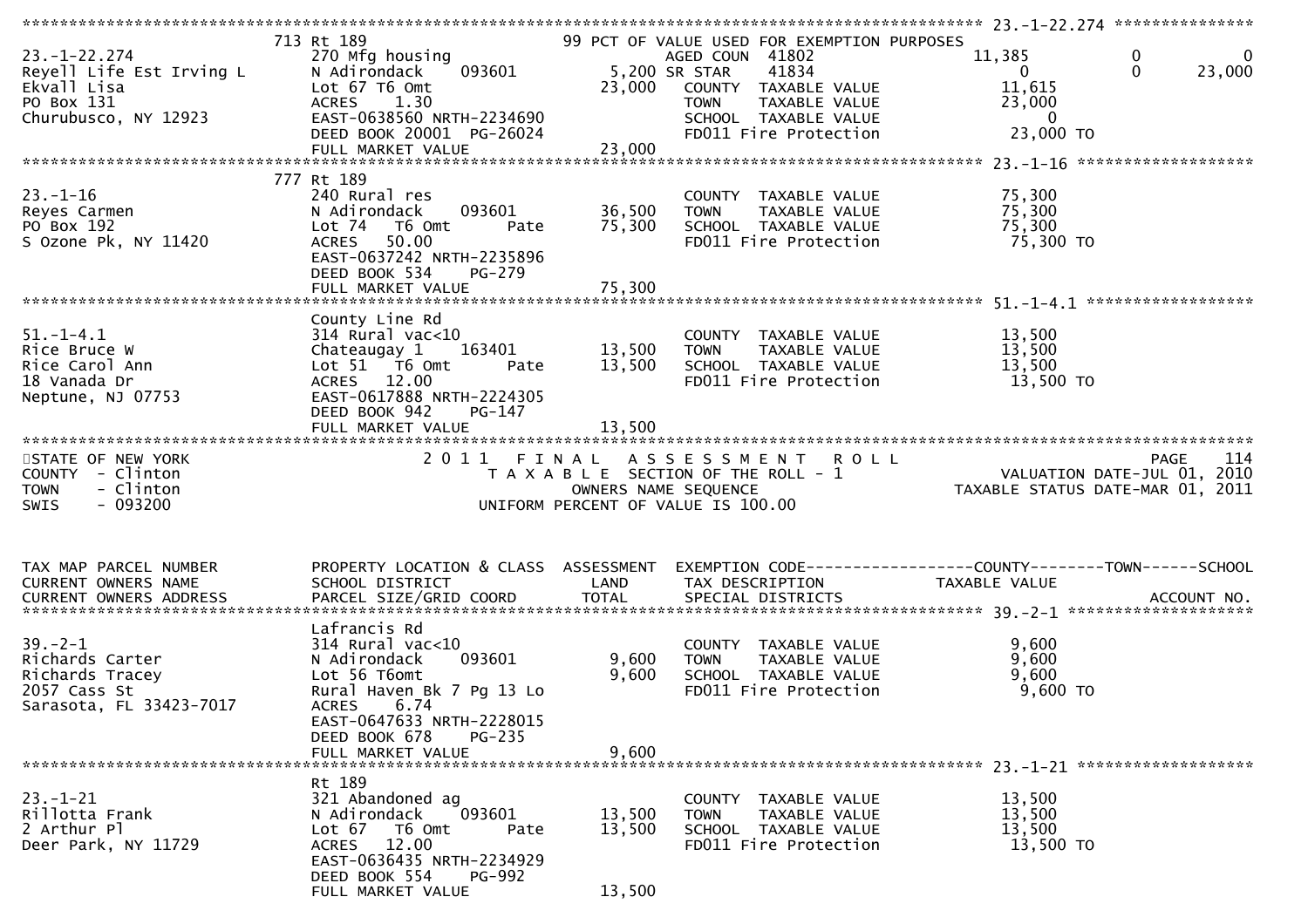```
******************************************************************************************************* 23.-1-22.274 ***************
                         713 Rt 189                          99 PCT OF VALUE USED FOR EXEMPTION PURPOSES
23.-1-22.274             270 Mfg housing                        AGED COUN  41802               11,385          0             0
Reyell Life Est Irving L N Adirondack    093601        5,200 SR STAR    41834                   0              0        23,000
Ekvall Lisa              Lot 67 T6 Omt                23,000   COUNTY  TAXABLE VALUE         11,615
PO Box 131               ACRES     1.30                        TOWN    TAXABLE VALUE         23,000
Churubusco, NY 12923     EAST-0638560 NRTH-2234690             SCHOOL  TAXABLE VALUE              0
                         DEED BOOK 20001  PG-26024             FD011 Fire Protection          23,000 TO
                         FULL MARKET VALUE            23,000
******************************************************************************************************* 23.-1-16 *******************
                         777 Rt 189
23.-1-16                 240 Rural res                         COUNTY  TAXABLE VALUE         75,300
Reyes Carmen             N Adirondack    093601       36,500   TOWN    TAXABLE VALUE         75,300
PO Box 192               Lot 74   T6 Omt       Pate   75,300   SCHOOL  TAXABLE VALUE         75,300
S Ozone Pk, NY 11420     ACRES    50.00                        FD011 Fire Protection          75,300 TO
                         EAST-0637242 NRTH-2235896
                         DEED BOOK 534    PG-279
                         FULL MARKET VALUE            75,300
******************************************************************************************************* 51.-1-4.1 ******************
                         County Line Rd
51.-1-4.1                314 Rural vac<10                      COUNTY  TAXABLE VALUE         13,500
Rice Bruce W             Chateaugay 1    163401       13,500   TOWN    TAXABLE VALUE         13,500
Rice Carol Ann           Lot 51   T6 Omt       Pate   13,500   SCHOOL  TAXABLE VALUE         13,500
18 Vanada Dr             ACRES    12.00                        FD011 Fire Protection          13,500 TO
Neptune, NJ 07753        EAST-0617888 NRTH-2224305
                         DEED BOOK 942    PG-147
                         FULL MARKET VALUE            13,500
************************************************************************************************************************************
STATE OF NEW YORK                    2 0 1 1   F I N A L   A S S E S S M E N T   R O L L                                PAGE    114
COUNTY  - Clinton                        T A X A B L E  SECTION OF THE ROLL - 1                      VALUATION DATE-JUL 01, 2010
TOWN    - Clinton                              OWNERS NAME SEQUENCE                            TAXABLE STATUS DATE-MAR 01, 2011
SWIS    - 093200                        UNIFORM PERCENT OF VALUE IS 100.00



TAX MAP PARCEL NUMBER    PROPERTY LOCATION & CLASS  ASSESSMENT  EXEMPTION CODE------------------COUNTY--------TOWN------SCHOOL
CURRENT OWNERS NAME      SCHOOL DISTRICT               LAND     TAX DESCRIPTION              TAXABLE VALUE
CURRENT OWNERS ADDRESS   PARCEL SIZE/GRID COORD        TOTAL    SPECIAL DISTRICTS                                   ACCOUNT NO.
******************************************************************************************************* 39.-2-1 ********************
                         Lafrancis Rd
39.-2-1                  314 Rural vac<10                      COUNTY  TAXABLE VALUE          9,600
Richards Carter          N Adirondack    093601        9,600   TOWN    TAXABLE VALUE          9,600
Richards Tracey          Lot 56 T6omt                  9,600   SCHOOL  TAXABLE VALUE          9,600
2057 Cass St             Rural Haven Bk 7 Pg 13 Lo             FD011 Fire Protection           9,600 TO
Sarasota, FL 33423-7017  ACRES     6.74
                         EAST-0647633 NRTH-2228015
                         DEED BOOK 678    PG-235
                         FULL MARKET VALUE             9,600
******************************************************************************************************* 23.-1-21 *******************
                         Rt 189
23.-1-21                 321 Abandoned ag                      COUNTY  TAXABLE VALUE         13,500
Rillotta Frank           N Adirondack    093601       13,500   TOWN    TAXABLE VALUE         13,500
2 Arthur Pl              Lot 67   T6 Omt       Pate   13,500   SCHOOL  TAXABLE VALUE         13,500
Deer Park, NY 11729      ACRES    12.00                        FD011 Fire Protection          13,500 TO
                         EAST-0636435 NRTH-2234929
                         DEED BOOK 554    PG-992
                         FULL MARKET VALUE            13,500
```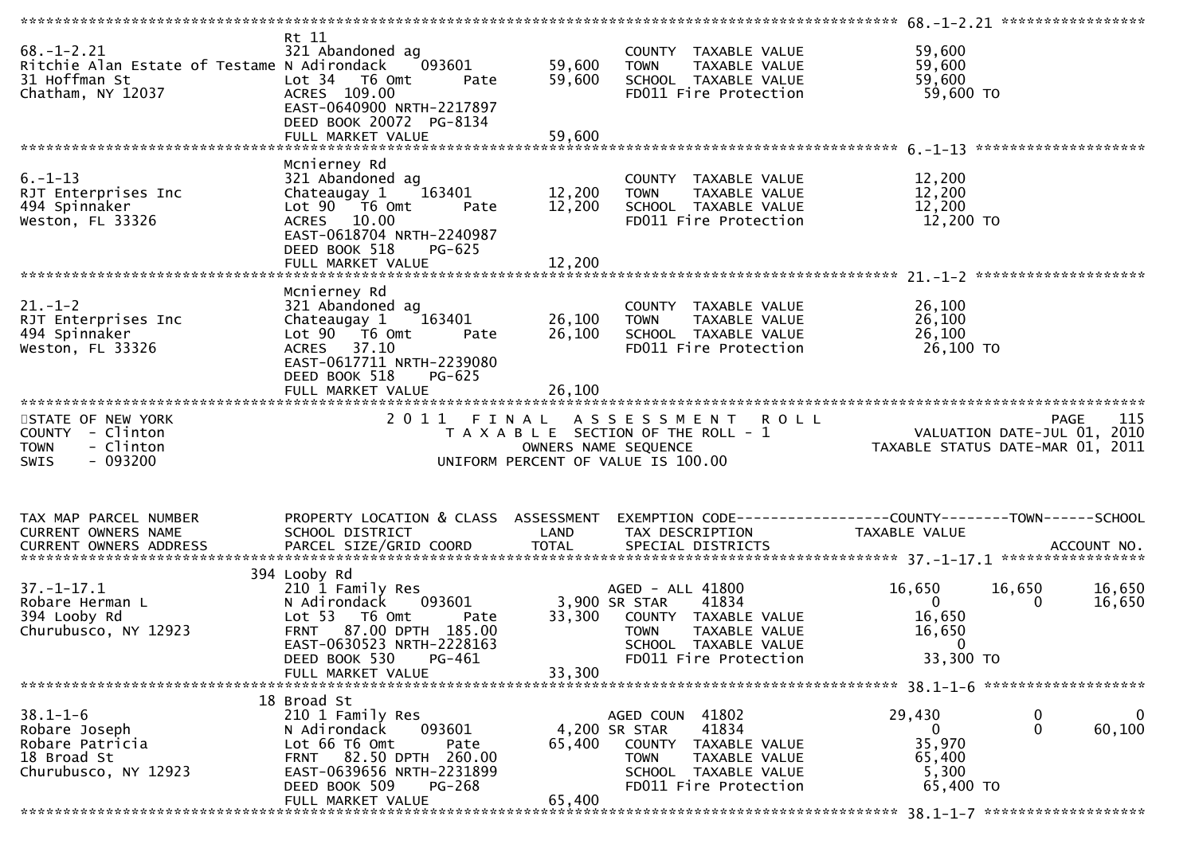```
********************************************************************************************************* 68.-1-2.21 *****************
                               Rt 11
68.-1-2.21                     321 Abandoned ag                        COUNTY  TAXABLE VALUE            59,600
Ritchie Alan Estate of Testame N Adirondack    093601         59,600   TOWN    TAXABLE VALUE            59,600
31 Hoffman St                  Lot 34  T6 Omt       Pate      59,600   SCHOOL  TAXABLE VALUE            59,600
Chatham, NY 12037              ACRES 109.00                            FD011 Fire Protection             59,600 TO
                               EAST-0640900 NRTH-2217897
                               DEED BOOK 20072  PG-8134
                               FULL MARKET VALUE              59,600
********************************************************************************************************* 6.-1-13 ********************
                               Mcnierney Rd
6.-1-13                        321 Abandoned ag                        COUNTY  TAXABLE VALUE            12,200
RJT Enterprises Inc            Chateaugay 1    163401         12,200   TOWN    TAXABLE VALUE            12,200
494 Spinnaker                  Lot 90  T6 Omt       Pate      12,200   SCHOOL  TAXABLE VALUE            12,200
Weston, FL 33326               ACRES  10.00                            FD011 Fire Protection             12,200 TO
                               EAST-0618704 NRTH-2240987
                               DEED BOOK 518    PG-625
                               FULL MARKET VALUE              12,200
********************************************************************************************************* 21.-1-2 ********************
                               Mcnierney Rd
21.-1-2                        321 Abandoned ag                        COUNTY  TAXABLE VALUE            26,100
RJT Enterprises Inc            Chateaugay 1    163401         26,100   TOWN    TAXABLE VALUE            26,100
494 Spinnaker                  Lot 90  T6 Omt       Pate      26,100   SCHOOL  TAXABLE VALUE            26,100
Weston, FL 33326               ACRES  37.10                            FD011 Fire Protection             26,100 TO
                               EAST-0617711 NRTH-2239080
                               DEED BOOK 518    PG-625
                               FULL MARKET VALUE              26,100
****************************************************************************************************************************************
STATE OF NEW YORK                  2 0 1 1   F I N A L   A S S E S S M E N T   R O L L                                PAGE   115
COUNTY  - Clinton                     T A X A B L E  SECTION OF THE ROLL - 1                          VALUATION DATE-JUL 01, 2010
TOWN    - Clinton                             OWNERS NAME SEQUENCE                                 TAXABLE STATUS DATE-MAR 01, 2011
SWIS    - 093200                      UNIFORM PERCENT OF VALUE IS 100.00


TAX MAP PARCEL NUMBER          PROPERTY LOCATION & CLASS  ASSESSMENT  EXEMPTION CODE------------------COUNTY--------TOWN------SCHOOL
CURRENT OWNERS NAME            SCHOOL DISTRICT              LAND      TAX DESCRIPTION              TAXABLE VALUE
CURRENT OWNERS ADDRESS         PARCEL SIZE/GRID COORD       TOTAL     SPECIAL DISTRICTS                                   ACCOUNT NO.
********************************************************************************************************* 37.-1-17.1 *****************
                           394 Looby Rd
37.-1-17.1                     210 1 Family Res                        AGED - ALL 41800              16,650      16,650      16,650
Robare Herman L                N Adirondack    093601          3,900 SR STAR     41834                    0           0      16,650
394 Looby Rd                   Lot 53  T6 Omt       Pate      33,300   COUNTY  TAXABLE VALUE            16,650
Churubusco, NY 12923           FRNT  87.00 DPTH 185.00                 TOWN    TAXABLE VALUE            16,650
                               EAST-0630523 NRTH-2228163               SCHOOL  TAXABLE VALUE                 0
                               DEED BOOK 530    PG-461                 FD011 Fire Protection             33,300 TO
                               FULL MARKET VALUE              33,300
********************************************************************************************************* 38.1-1-6 *******************
                            18 Broad St
38.1-1-6                       210 1 Family Res                        AGED COUN  41802              29,430           0           0
Robare Joseph                  N Adirondack    093601          4,200 SR STAR     41834                    0           0      60,100
Robare Patricia                Lot 66 T6 Omt        Pate      65,400   COUNTY  TAXABLE VALUE            35,970
18 Broad St                    FRNT  82.50 DPTH 260.00                 TOWN    TAXABLE VALUE            65,400
Churubusco, NY 12923           EAST-0639656 NRTH-2231899               SCHOOL  TAXABLE VALUE             5,300
                               DEED BOOK 509    PG-268                 FD011 Fire Protection             65,400 TO
                               FULL MARKET VALUE              65,400
********************************************************************************************************* 38.1-1-7 *******************
```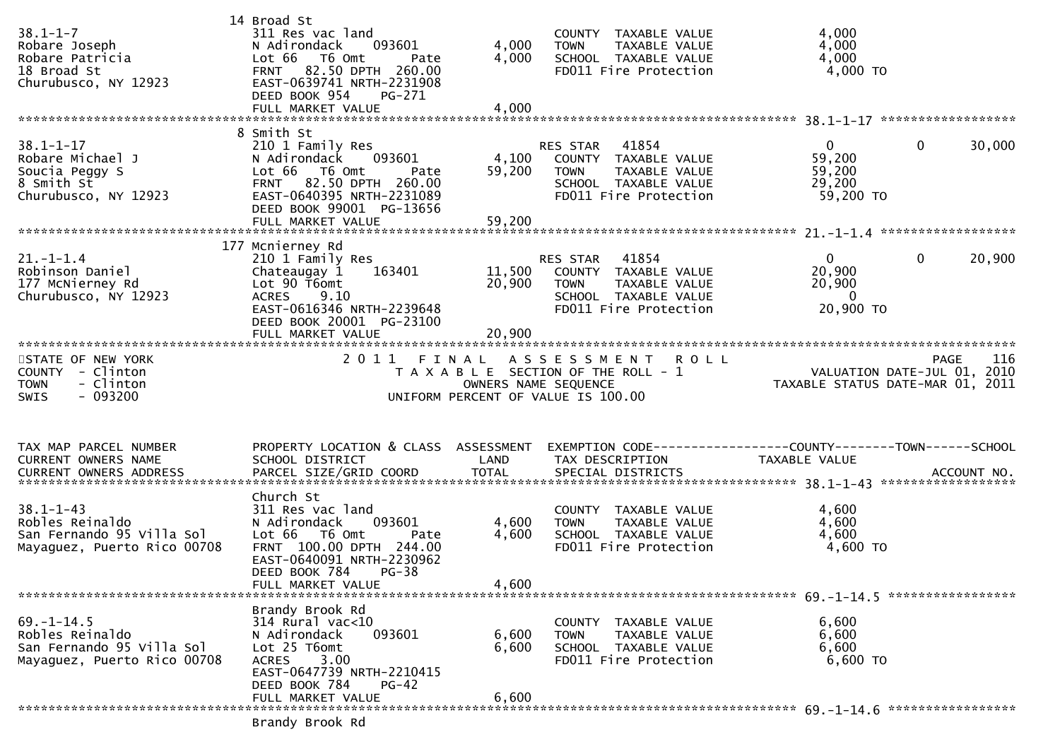```
                                 14 Broad St
38.1-1-7                         311 Res vac land                   COUNTY  TAXABLE VALUE             4,000
Robare Joseph                    N Adirondack    093601      4,000  TOWN    TAXABLE VALUE             4,000
Robare Patricia                  Lot 66  T6 Omt      Pate    4,000  SCHOOL  TAXABLE VALUE             4,000
18 Broad St                      FRNT   82.50 DPTH  260.00          FD011 Fire Protection              4,000 TO
Churubusco, NY 12923             EAST-0639741 NRTH-2231908
                                 DEED BOOK 954    PG-271
                                 FULL MARKET VALUE           4,000
******************************************************************************************************* 38.1-1-17 ******************
                                 8 Smith St
38.1-1-17                        210 1 Family Res                   RES STAR   41854                   0          0       30,000
Robare Michael J                 N Adirondack    093601      4,100  COUNTY  TAXABLE VALUE            59,200
Soucia Peggy S                   Lot 66  T6 Omt      Pate   59,200  TOWN    TAXABLE VALUE            59,200
8 Smith St                       FRNT   82.50 DPTH  260.00          SCHOOL  TAXABLE VALUE            29,200
Churubusco, NY 12923             EAST-0640395 NRTH-2231089          FD011 Fire Protection             59,200 TO
                                 DEED BOOK 99001  PG-13656
                                 FULL MARKET VALUE          59,200
******************************************************************************************************* 21.-1-1.4 ******************
                                 177 Mcnierney Rd
21.-1-1.4                        210 1 Family Res                   RES STAR   41854                   0          0       20,900
Robinson Daniel                  Chateaugay 1    163401     11,500  COUNTY  TAXABLE VALUE            20,900
177 McNierney Rd                 Lot 90 T6omt               20,900  TOWN    TAXABLE VALUE            20,900
Churubusco, NY 12923             ACRES     9.10                     SCHOOL  TAXABLE VALUE                 0
                                 EAST-0616346 NRTH-2239648          FD011 Fire Protection             20,900 TO
                                 DEED BOOK 20001  PG-23100
                                 FULL MARKET VALUE          20,900
************************************************************************************************************************************
STATE OF NEW YORK                   2 0 1 1   F I N A L   A S S E S S M E N T   R O L L                             PAGE     116
COUNTY  - Clinton                      T A X A B L E  SECTION OF THE ROLL - 1                         VALUATION DATE-JUL 01, 2010
TOWN    - Clinton                             OWNERS NAME SEQUENCE                               TAXABLE STATUS DATE-MAR 01, 2011
SWIS    - 093200                       UNIFORM PERCENT OF VALUE IS 100.00


TAX MAP PARCEL NUMBER            PROPERTY LOCATION & CLASS  ASSESSMENT  EXEMPTION CODE------------------COUNTY--------TOWN------SCHOOL
CURRENT OWNERS NAME              SCHOOL DISTRICT               LAND     TAX DESCRIPTION              TAXABLE VALUE
CURRENT OWNERS ADDRESS           PARCEL SIZE/GRID COORD        TOTAL    SPECIAL DISTRICTS                                 ACCOUNT NO.
******************************************************************************************************* 38.1-1-43 ******************
                                 Church St
38.1-1-43                        311 Res vac land                   COUNTY  TAXABLE VALUE             4,600
Robles Reinaldo                  N Adirondack    093601      4,600  TOWN    TAXABLE VALUE             4,600
San Fernando 95 Villa Sol        Lot 66  T6 Omt      Pate    4,600  SCHOOL  TAXABLE VALUE             4,600
Mayaguez, Puerto Rico 00708      FRNT  100.00 DPTH  244.00          FD011 Fire Protection              4,600 TO
                                 EAST-0640091 NRTH-2230962
                                 DEED BOOK 784    PG-38
                                 FULL MARKET VALUE           4,600
******************************************************************************************************* 69.-1-14.5 *****************
                                 Brandy Brook Rd
69.-1-14.5                       314 Rural vac<10                   COUNTY  TAXABLE VALUE             6,600
Robles Reinaldo                  N Adirondack    093601      6,600  TOWN    TAXABLE VALUE             6,600
San Fernando 95 Villa Sol        Lot 25 T6omt                6,600  SCHOOL  TAXABLE VALUE             6,600
Mayaguez, Puerto Rico 00708      ACRES     3.00                     FD011 Fire Protection              6,600 TO
                                 EAST-0647739 NRTH-2210415
                                 DEED BOOK 784    PG-42
                                 FULL MARKET VALUE           6,600
******************************************************************************************************* 69.-1-14.6 *****************
                                 Brandy Brook Rd
```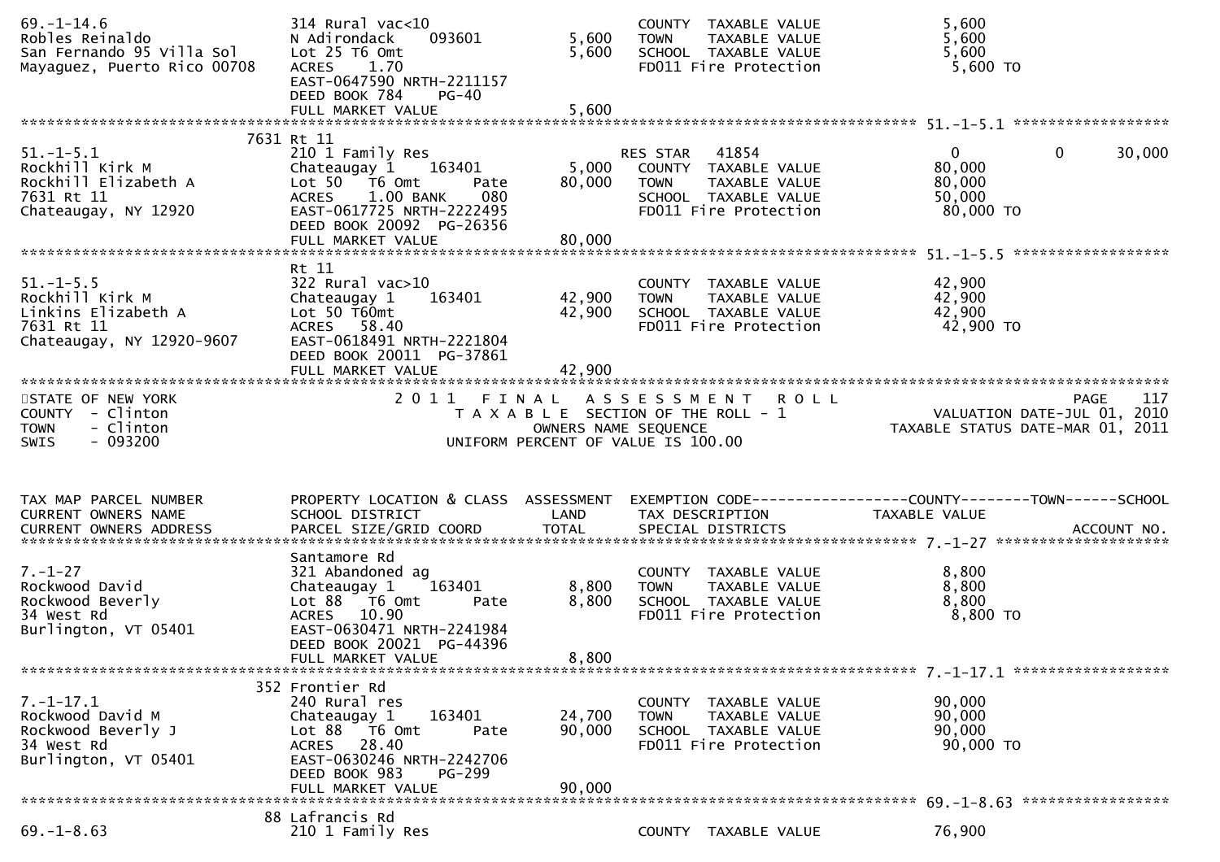```
69.-1-14.6                     314 Rural vac<10                      COUNTY  TAXABLE VALUE            5,600
Robles Reinaldo                N Adirondack    093601       5,600    TOWN    TAXABLE VALUE            5,600
San Fernando 95 Villa Sol      Lot 25 T6 Omt                5,600    SCHOOL  TAXABLE VALUE            5,600
Mayaguez, Puerto Rico 00708    ACRES    1.70                         FD011 Fire Protection            5,600 TO
                               EAST-0647590 NRTH-2211157
                               DEED BOOK 784    PG-40
                               FULL MARKET VALUE            5,600
******************************************************************************************************* 51.-1-5.1 *****************
                          7631 Rt 11
51.-1-5.1                      210 1 Family Res                      RES STAR   41854                  0          0     30,000
Rockhill Kirk M                Chateaugay 1    163401       5,000    COUNTY  TAXABLE VALUE           80,000
Rockhill Elizabeth A           Lot 50   T6 Omt     Pate    80,000    TOWN    TAXABLE VALUE           80,000
7631 Rt 11                     ACRES    1.00 BANK    080             SCHOOL  TAXABLE VALUE           50,000
Chateaugay, NY 12920           EAST-0617725 NRTH-2222495             FD011 Fire Protection           80,000 TO
                               DEED BOOK 20092 PG-26356
                               FULL MARKET VALUE           80,000
******************************************************************************************************* 51.-1-5.5 *****************
                               Rt 11
51.-1-5.5                      322 Rural vac>10                      COUNTY  TAXABLE VALUE           42,900
Rockhill Kirk M                Chateaugay 1    163401      42,900    TOWN    TAXABLE VALUE           42,900
Linkins Elizabeth A            Lot 50 T60mt                42,900    SCHOOL  TAXABLE VALUE           42,900
7631 Rt 11                     ACRES   58.40                         FD011 Fire Protection           42,900 TO
Chateaugay, NY 12920-9607      EAST-0618491 NRTH-2221804
                               DEED BOOK 20011 PG-37861
                               FULL MARKET VALUE           42,900
************************************************************************************************************************************
STATE OF NEW YORK                       2 0 1 1   F I N A L   A S S E S S M E N T   R O L L                          PAGE    117
COUNTY  - Clinton                          T A X A B L E  SECTION OF THE ROLL - 1                       VALUATION DATE-JUL 01, 2010
TOWN    - Clinton                                 OWNERS NAME SEQUENCE                             TAXABLE STATUS DATE-MAR 01, 2011
SWIS    - 093200                           UNIFORM PERCENT OF VALUE IS 100.00


TAX MAP PARCEL NUMBER          PROPERTY LOCATION & CLASS  ASSESSMENT  EXEMPTION CODE------------------COUNTY--------TOWN------SCHOOL
CURRENT OWNERS NAME            SCHOOL DISTRICT               LAND     TAX DESCRIPTION              TAXABLE VALUE
CURRENT OWNERS ADDRESS         PARCEL SIZE/GRID COORD        TOTAL    SPECIAL DISTRICTS                                 ACCOUNT NO.
******************************************************************************************************* 7.-1-27 *******************
                               Santamore Rd
7.-1-27                        321 Abandoned ag                      COUNTY  TAXABLE VALUE            8,800
Rockwood David                 Chateaugay 1    163401       8,800    TOWN    TAXABLE VALUE            8,800
Rockwood Beverly               Lot 88   T6 Omt     Pate     8,800    SCHOOL  TAXABLE VALUE            8,800
34 West Rd                     ACRES   10.90                         FD011 Fire Protection            8,800 TO
Burlington, VT 05401           EAST-0630471 NRTH-2241984
                               DEED BOOK 20021 PG-44396
                               FULL MARKET VALUE            8,800
******************************************************************************************************* 7.-1-17.1 *****************
                           352 Frontier Rd
7.-1-17.1                      240 Rural res                         COUNTY  TAXABLE VALUE           90,000
Rockwood David M               Chateaugay 1    163401      24,700    TOWN    TAXABLE VALUE           90,000
Rockwood Beverly J             Lot 88   T6 Omt     Pate    90,000    SCHOOL  TAXABLE VALUE           90,000
34 West Rd                     ACRES   28.40                         FD011 Fire Protection           90,000 TO
Burlington, VT 05401           EAST-0630246 NRTH-2242706
                               DEED BOOK 983    PG-299
                               FULL MARKET VALUE           90,000
******************************************************************************************************* 69.-1-8.63 ****************
                            88 Lafrancis Rd
69.-1-8.63                     210 1 Family Res                      COUNTY  TAXABLE VALUE           76,900
```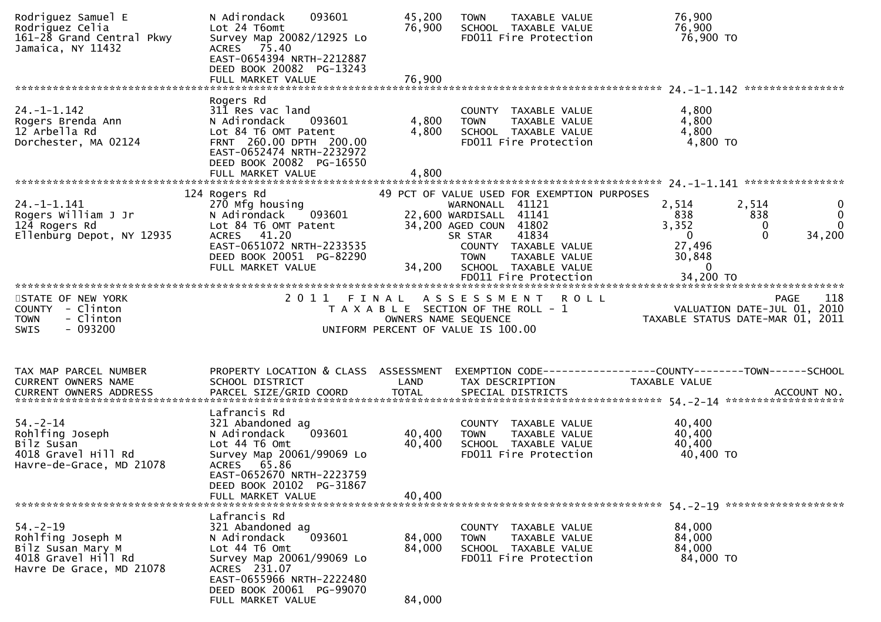```
Rodriguez Samuel E            N Adirondack    093601         45,200   TOWN    TAXABLE VALUE              76,900
Rodriguez Celia               Lot 24 T6omt                   76,900   SCHOOL  TAXABLE VALUE              76,900
161-28 Grand Central Pkwy     Survey Map 20082/12925 Lo               FD011 Fire Protection              76,900 TO
Jamaica, NY 11432             ACRES   75.40
                              EAST-0654394 NRTH-2212887
                              DEED BOOK 20082  PG-13243
                              FULL MARKET VALUE              76,900
******************************************************************************************************* 24.-1-1.142 ****************
                              Rogers Rd
24.-1-1.142                   311 Res vac land                        COUNTY  TAXABLE VALUE               4,800
Rogers Brenda Ann             N Adirondack    093601          4,800   TOWN    TAXABLE VALUE               4,800
12 Arbella Rd                 Lot 84 T6 OMT Patent            4,800   SCHOOL  TAXABLE VALUE               4,800
Dorchester, MA 02124          FRNT  260.00 DPTH  200.00               FD011 Fire Protection               4,800 TO
                              EAST-0652474 NRTH-2232972
                              DEED BOOK 20082  PG-16550
                              FULL MARKET VALUE               4,800
******************************************************************************************************* 24.-1-1.141 ****************
                          124 Rogers Rd                        49 PCT OF VALUE USED FOR EXEMPTION PURPOSES
24.-1-1.141                   270 Mfg housing                         WARNONALL  41121              2,514        2,514            0
Rogers William J Jr           N Adirondack    093601         22,600 WARDISALL  41141                838          838            0
124 Rogers Rd                 Lot 84 T6 OMT Patent           34,200 AGED COUN  41802              3,352            0            0
Ellenburg Depot, NY 12935     ACRES   41.20                           SR STAR    41834                  0            0       34,200
                              EAST-0651072 NRTH-2233535               COUNTY  TAXABLE VALUE              27,496
                              DEED BOOK 20051  PG-82290               TOWN    TAXABLE VALUE              30,848
                              FULL MARKET VALUE              34,200   SCHOOL  TAXABLE VALUE                   0
                                                                      FD011 Fire Protection              34,200 TO
************************************************************************************************************************************
STATE OF NEW YORK                          2 0 1 1   F I N A L   A S S E S S M E N T   R O L L                         PAGE    118
COUNTY  - Clinton                             T A X A B L E  SECTION OF THE ROLL - 1                    VALUATION DATE-JUL 01, 2010
TOWN    - Clinton                                   OWNERS NAME SEQUENCE                          TAXABLE STATUS DATE-MAR 01, 2011
SWIS    - 093200                               UNIFORM PERCENT OF VALUE IS 100.00


TAX MAP PARCEL NUMBER         PROPERTY LOCATION & CLASS  ASSESSMENT  EXEMPTION CODE------------------COUNTY--------TOWN------SCHOOL
CURRENT OWNERS NAME           SCHOOL DISTRICT               LAND      TAX DESCRIPTION            TAXABLE VALUE
CURRENT OWNERS ADDRESS        PARCEL SIZE/GRID COORD        TOTAL     SPECIAL DISTRICTS                                   ACCOUNT NO.
******************************************************************************************************* 54.-2-14 *******************
                              Lafrancis Rd
54.-2-14                      321 Abandoned ag                        COUNTY  TAXABLE VALUE              40,400
Rohlfing Joseph               N Adirondack    093601         40,400   TOWN    TAXABLE VALUE              40,400
Bilz Susan                    Lot 44 T6 Omt                  40,400   SCHOOL  TAXABLE VALUE              40,400
4018 Gravel Hill Rd           Survey Map 20061/99069 Lo               FD011 Fire Protection              40,400 TO
Havre-de-Grace, MD 21078      ACRES   65.86
                              EAST-0652670 NRTH-2223759
                              DEED BOOK 20102  PG-31867
                              FULL MARKET VALUE              40,400
******************************************************************************************************* 54.-2-19 *******************
                              Lafrancis Rd
54.-2-19                      321 Abandoned ag                        COUNTY  TAXABLE VALUE              84,000
Rohlfing Joseph M             N Adirondack    093601         84,000   TOWN    TAXABLE VALUE              84,000
Bilz Susan Mary M             Lot 44 T6 Omt                  84,000   SCHOOL  TAXABLE VALUE              84,000
4018 Gravel Hill Rd           Survey Map 20061/99069 Lo               FD011 Fire Protection              84,000 TO
Havre De Grace, MD 21078      ACRES  231.07
                              EAST-0655966 NRTH-2222480
                              DEED BOOK 20061  PG-99070
                              FULL MARKET VALUE              84,000
```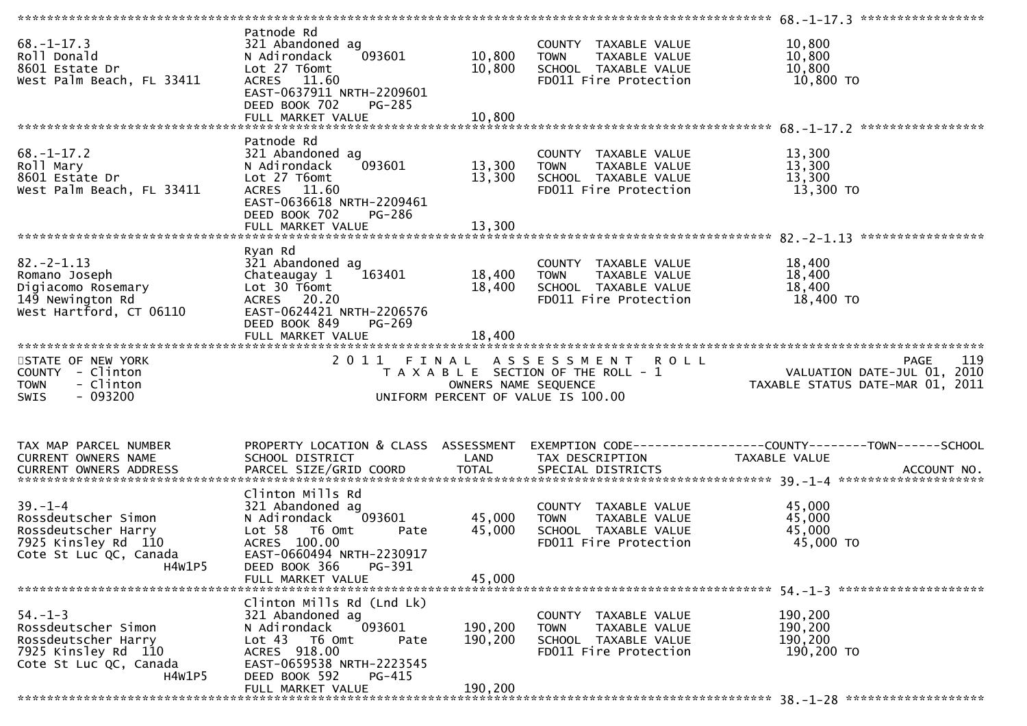**68.-1-17.3**

| | | | | |
|---|---|---|---|---|
| 68.-1-17.3 | Patnode Rd | | | |
| Roll Donald | 321 Abandoned ag | | COUNTY TAXABLE VALUE | 10,800 |
| 8601 Estate Dr | N Adirondack 093601 | 10,800 | TOWN TAXABLE VALUE | 10,800 |
| West Palm Beach, FL 33411 | Lot 27 T6omt | 10,800 | SCHOOL TAXABLE VALUE | 10,800 |
| | ACRES 11.60 | | FD011 Fire Protection | 10,800 TO |
| | EAST-0637911 NRTH-2209601 | | | |
| | DEED BOOK 702 PG-285 | | | |
| | FULL MARKET VALUE | 10,800 | | |

**68.-1-17.2**

| | | | | |
|---|---|---|---|---|
| 68.-1-17.2 | Patnode Rd | | | |
| Roll Mary | 321 Abandoned ag | | COUNTY TAXABLE VALUE | 13,300 |
| 8601 Estate Dr | N Adirondack 093601 | 13,300 | TOWN TAXABLE VALUE | 13,300 |
| West Palm Beach, FL 33411 | Lot 27 T6omt | 13,300 | SCHOOL TAXABLE VALUE | 13,300 |
| | ACRES 11.60 | | FD011 Fire Protection | 13,300 TO |
| | EAST-0636618 NRTH-2209461 | | | |
| | DEED BOOK 702 PG-286 | | | |
| | FULL MARKET VALUE | 13,300 | | |

**82.-2-1.13**

| | | | | |
|---|---|---|---|---|
| 82.-2-1.13 | Ryan Rd | | | |
| Romano Joseph | 321 Abandoned ag | | COUNTY TAXABLE VALUE | 18,400 |
| Digiacomo Rosemary | Chateaugay 1 163401 | 18,400 | TOWN TAXABLE VALUE | 18,400 |
| 149 Newington Rd | Lot 30 T6omt | 18,400 | SCHOOL TAXABLE VALUE | 18,400 |
| West Hartford, CT 06110 | ACRES 20.20 | | FD011 Fire Protection | 18,400 TO |
| | EAST-0624421 NRTH-2206576 | | | |
| | DEED BOOK 849 PG-269 | | | |
| | FULL MARKET VALUE | 18,400 | | |

STATE OF NEW YORK
COUNTY - Clinton
TOWN - Clinton
SWIS - 093200

2011 FINAL ASSESSMENT ROLL
TAXABLE SECTION OF THE ROLL - 1
OWNERS NAME SEQUENCE
UNIFORM PERCENT OF VALUE IS 100.00

VALUATION DATE-JUL 01, 2010
TAXABLE STATUS DATE-MAR 01, 2011

| TAX MAP PARCEL NUMBER / CURRENT OWNERS NAME / CURRENT OWNERS ADDRESS | PROPERTY LOCATION & CLASS / SCHOOL DISTRICT / PARCEL SIZE/GRID COORD | ASSESSMENT LAND / TOTAL | EXEMPTION CODE / TAX DESCRIPTION / SPECIAL DISTRICTS | COUNTY--------TOWN------SCHOOL TAXABLE VALUE / ACCOUNT NO. |
|---|---|---|---|---|
| **39.-1-4** | | | | |
| 39.-1-4 | Clinton Mills Rd | | | |
| Rossdeutscher Simon | 321 Abandoned ag | | COUNTY TAXABLE VALUE | 45,000 |
| Rossdeutscher Harry | N Adirondack 093601 | 45,000 | TOWN TAXABLE VALUE | 45,000 |
| 7925 Kinsley Rd 110 | Lot 58 T6 Omt Pate | 45,000 | SCHOOL TAXABLE VALUE | 45,000 |
| Cote St Luc QC, Canada | ACRES 100.00 | | FD011 Fire Protection | 45,000 TO |
| H4W1P5 | EAST-0660494 NRTH-2230917 | | | |
| | DEED BOOK 366 PG-391 | | | |
| | FULL MARKET VALUE | 45,000 | | |
| **54.-1-3** | | | | |
| 54.-1-3 | Clinton Mills Rd (Lnd Lk) | | | |
| Rossdeutscher Simon | 321 Abandoned ag | | COUNTY TAXABLE VALUE | 190,200 |
| Rossdeutscher Harry | N Adirondack 093601 | 190,200 | TOWN TAXABLE VALUE | 190,200 |
| 7925 Kinsley Rd 110 | Lot 43 T6 Omt Pate | 190,200 | SCHOOL TAXABLE VALUE | 190,200 |
| Cote St Luc QC, Canada | ACRES 918.00 | | FD011 Fire Protection | 190,200 TO |
| H4W1P5 | EAST-0659538 NRTH-2223545 | | | |
| | DEED BOOK 592 PG-415 | | | |
| | FULL MARKET VALUE | 190,200 | | |

**38.-1-28**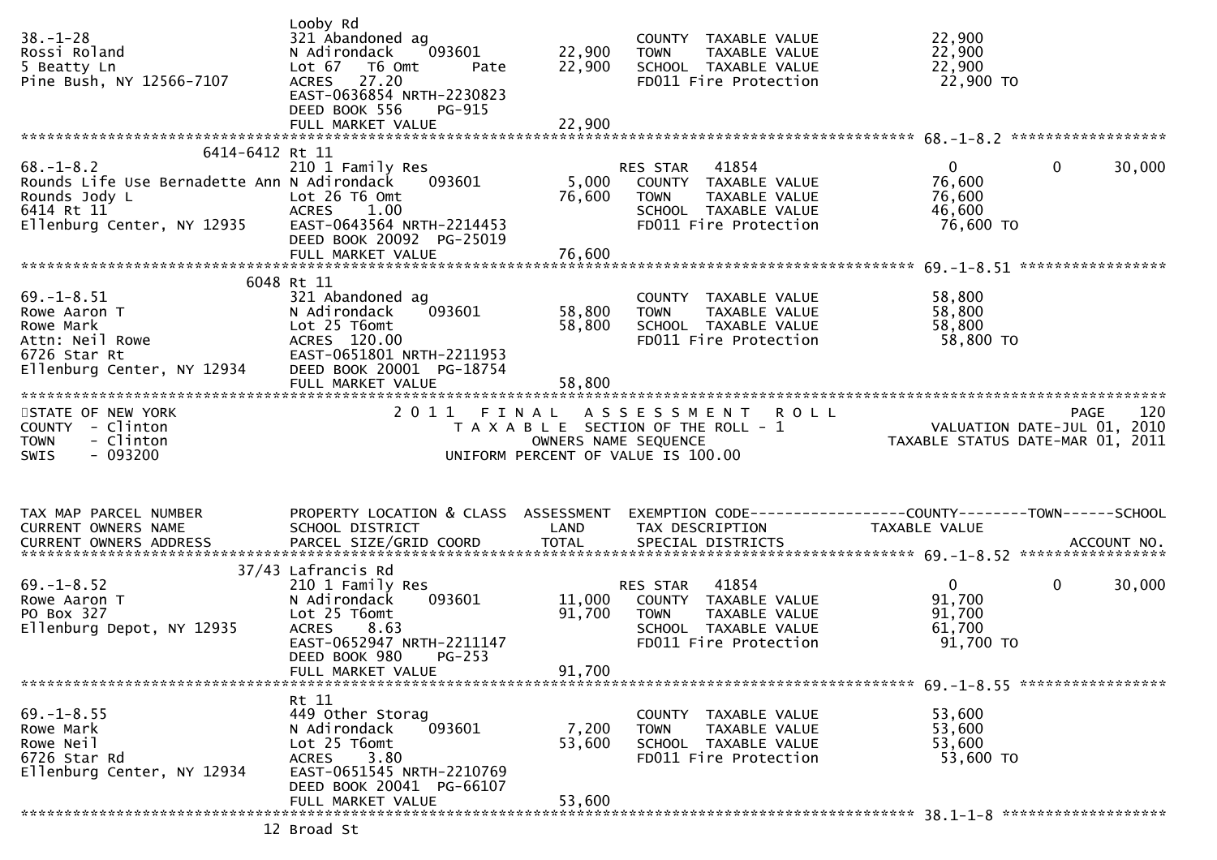```
                              Looby Rd
38.-1-28                      321 Abandoned ag                       COUNTY  TAXABLE VALUE            22,900
Rossi Roland                  N Adirondack    093601      22,900     TOWN    TAXABLE VALUE            22,900
5 Beatty Ln                   Lot 67  T6 Omt        Pate  22,900     SCHOOL  TAXABLE VALUE            22,900
Pine Bush, NY 12566-7107      ACRES   27.20                          FD011 Fire Protection             22,900 TO
                              EAST-0636854 NRTH-2230823
                              DEED BOOK 556    PG-915
                              FULL MARKET VALUE           22,900
******************************************************************************************************* 68.-1-8.2 *****************
           6414-6412 Rt 11
68.-1-8.2                     210 1 Family Res                       RES STAR   41854                  0          0      30,000
Rounds Life Use Bernadette Ann N Adirondack   093601       5,000     COUNTY  TAXABLE VALUE            76,600
Rounds Jody L                 Lot 26 T6 Omt               76,600     TOWN    TAXABLE VALUE            76,600
6414 Rt 11                    ACRES    1.00                          SCHOOL  TAXABLE VALUE            46,600
Ellenburg Center, NY 12935    EAST-0643564 NRTH-2214453              FD011 Fire Protection             76,600 TO
                              DEED BOOK 20092  PG-25019
                              FULL MARKET VALUE           76,600
******************************************************************************************************* 69.-1-8.51 ****************
               6048 Rt 11
69.-1-8.51                    321 Abandoned ag                       COUNTY  TAXABLE VALUE            58,800
Rowe Aaron T                  N Adirondack    093601      58,800     TOWN    TAXABLE VALUE            58,800
Rowe Mark                     Lot 25 T6omt                58,800     SCHOOL  TAXABLE VALUE            58,800
Attn: Neil Rowe               ACRES  120.00                          FD011 Fire Protection             58,800 TO
6726 Star Rt                  EAST-0651801 NRTH-2211953
Ellenburg Center, NY 12934    DEED BOOK 20001  PG-18754
                              FULL MARKET VALUE           58,800
************************************************************************************************************************************
STATE OF NEW YORK                  2 0 1 1   F I N A L   A S S E S S M E N T   R O L L                             PAGE    120
COUNTY  - Clinton                        T A X A B L E  SECTION OF THE ROLL - 1                       VALUATION DATE-JUL 01, 2010
TOWN    - Clinton                               OWNERS NAME SEQUENCE                            TAXABLE STATUS DATE-MAR 01, 2011
SWIS    - 093200                          UNIFORM PERCENT OF VALUE IS 100.00


TAX MAP PARCEL NUMBER         PROPERTY LOCATION & CLASS  ASSESSMENT  EXEMPTION CODE-----------------COUNTY--------TOWN------SCHOOL
CURRENT OWNERS NAME           SCHOOL DISTRICT               LAND     TAX DESCRIPTION              TAXABLE VALUE
CURRENT OWNERS ADDRESS        PARCEL SIZE/GRID COORD        TOTAL    SPECIAL DISTRICTS                                   ACCOUNT NO.
******************************************************************************************************* 69.-1-8.52 ****************
         37/43 Lafrancis Rd
69.-1-8.52                    210 1 Family Res                       RES STAR   41854                  0          0      30,000
Rowe Aaron T                  N Adirondack    093601      11,000     COUNTY  TAXABLE VALUE            91,700
PO Box 327                    Lot 25 T6omt                91,700     TOWN    TAXABLE VALUE            91,700
Ellenburg Depot, NY 12935     ACRES    8.63                          SCHOOL  TAXABLE VALUE            61,700
                              EAST-0652947 NRTH-2211147              FD011 Fire Protection             91,700 TO
                              DEED BOOK 980    PG-253
                              FULL MARKET VALUE           91,700
******************************************************************************************************* 69.-1-8.55 ****************
                              Rt 11
69.-1-8.55                    449 Other Storag                       COUNTY  TAXABLE VALUE            53,600
Rowe Mark                     N Adirondack    093601       7,200     TOWN    TAXABLE VALUE            53,600
Rowe Neil                     Lot 25 T6omt                53,600     SCHOOL  TAXABLE VALUE            53,600
6726 Star Rd                  ACRES    3.80                          FD011 Fire Protection             53,600 TO
Ellenburg Center, NY 12934    EAST-0651545 NRTH-2210769
                              DEED BOOK 20041  PG-66107
                              FULL MARKET VALUE           53,600
******************************************************************************************************* 38.1-1-8 ******************
                              12 Broad St
```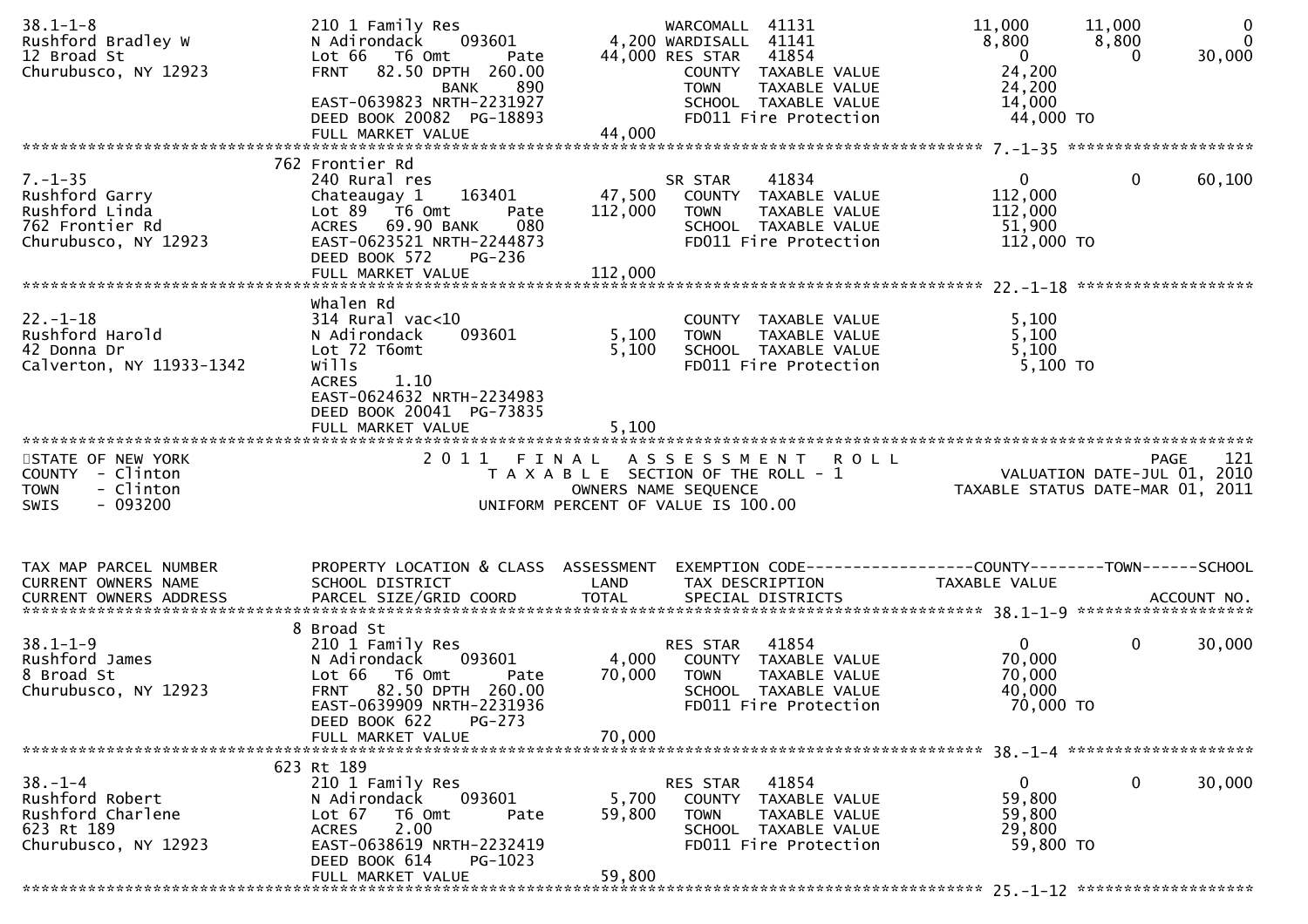```
38.1-1-8                       210 1 Family Res                    WARCOMALL  41131              11,000      11,000          0
Rushford Bradley W             N Adirondack    093601       4,200 WARDISALL  41141               8,800       8,800          0
12 Broad St                    Lot 66   T6 Omt       Pate  44,000 RES STAR   41854                   0           0     30,000
Churubusco, NY 12923           FRNT   82.50 DPTH 260.00           COUNTY  TAXABLE VALUE          24,200
                                             BANK    890          TOWN    TAXABLE VALUE          24,200
                               EAST-0639823 NRTH-2231927          SCHOOL  TAXABLE VALUE          14,000
                               DEED BOOK 20082  PG-18893          FD011 Fire Protection          44,000 TO
                               FULL MARKET VALUE           44,000
******************************************************************************************************* 7.-1-35 ********************
                               762 Frontier Rd
7.-1-35                        240 Rural res                      SR STAR    41834                   0           0     60,100
Rushford Garry                 Chateaugay 1    163401      47,500   COUNTY  TAXABLE VALUE       112,000
Rushford Linda                 Lot 89   T6 Omt       Pate 112,000   TOWN    TAXABLE VALUE       112,000
762 Frontier Rd                ACRES   69.90 BANK    080            SCHOOL  TAXABLE VALUE        51,900
Churubusco, NY 12923           EAST-0623521 NRTH-2244873            FD011 Fire Protection       112,000 TO
                               DEED BOOK 572    PG-236
                               FULL MARKET VALUE          112,000
******************************************************************************************************* 22.-1-18 *******************
                               Whalen Rd
22.-1-18                       314 Rural vac<10                     COUNTY  TAXABLE VALUE         5,100
Rushford Harold                N Adirondack    093601       5,100   TOWN    TAXABLE VALUE         5,100
42 Donna Dr                    Lot 72 T6omt                 5,100   SCHOOL  TAXABLE VALUE         5,100
Calverton, NY 11933-1342       Wills                                FD011 Fire Protection         5,100 TO
                               ACRES    1.10
                               EAST-0624632 NRTH-2234983
                               DEED BOOK 20041  PG-73835
                               FULL MARKET VALUE            5,100
************************************************************************************************************************************
STATE OF NEW YORK                 2 0 1 1   F I N A L   A S S E S S M E N T   R O L L                                  PAGE    121
COUNTY  - Clinton                    T A X A B L E  SECTION OF THE ROLL - 1                          VALUATION DATE-JUL 01, 2010
TOWN    - Clinton                          OWNERS NAME SEQUENCE                                 TAXABLE STATUS DATE-MAR 01, 2011
SWIS    - 093200                      UNIFORM PERCENT OF VALUE IS 100.00


TAX MAP PARCEL NUMBER          PROPERTY LOCATION & CLASS  ASSESSMENT  EXEMPTION CODE------------------COUNTY--------TOWN------SCHOOL
CURRENT OWNERS NAME            SCHOOL DISTRICT               LAND      TAX DESCRIPTION              TAXABLE VALUE
CURRENT OWNERS ADDRESS         PARCEL SIZE/GRID COORD       TOTAL      SPECIAL DISTRICTS                                   ACCOUNT NO.
******************************************************************************************************* 38.1-1-9 *******************
                               8 Broad St
38.1-1-9                       210 1 Family Res                     RES STAR   41854                   0           0     30,000
Rushford James                 N Adirondack    093601       4,000   COUNTY  TAXABLE VALUE        70,000
8 Broad St                     Lot 66   T6 Omt       Pate  70,000   TOWN    TAXABLE VALUE        70,000
Churubusco, NY 12923           FRNT   82.50 DPTH 260.00             SCHOOL  TAXABLE VALUE        40,000
                               EAST-0639909 NRTH-2231936            FD011 Fire Protection        70,000 TO
                               DEED BOOK 622    PG-273
                               FULL MARKET VALUE           70,000
******************************************************************************************************* 38.-1-4 ********************
                               623 Rt 189
38.-1-4                        210 1 Family Res                     RES STAR   41854                   0           0     30,000
Rushford Robert                N Adirondack    093601       5,700   COUNTY  TAXABLE VALUE        59,800
Rushford Charlene              Lot 67   T6 Omt       Pate  59,800   TOWN    TAXABLE VALUE        59,800
623 Rt 189                     ACRES    2.00                        SCHOOL  TAXABLE VALUE        29,800
Churubusco, NY 12923           EAST-0638619 NRTH-2232419            FD011 Fire Protection        59,800 TO
                               DEED BOOK 614    PG-1023
                               FULL MARKET VALUE           59,800
******************************************************************************************************* 25.-1-12 *******************
```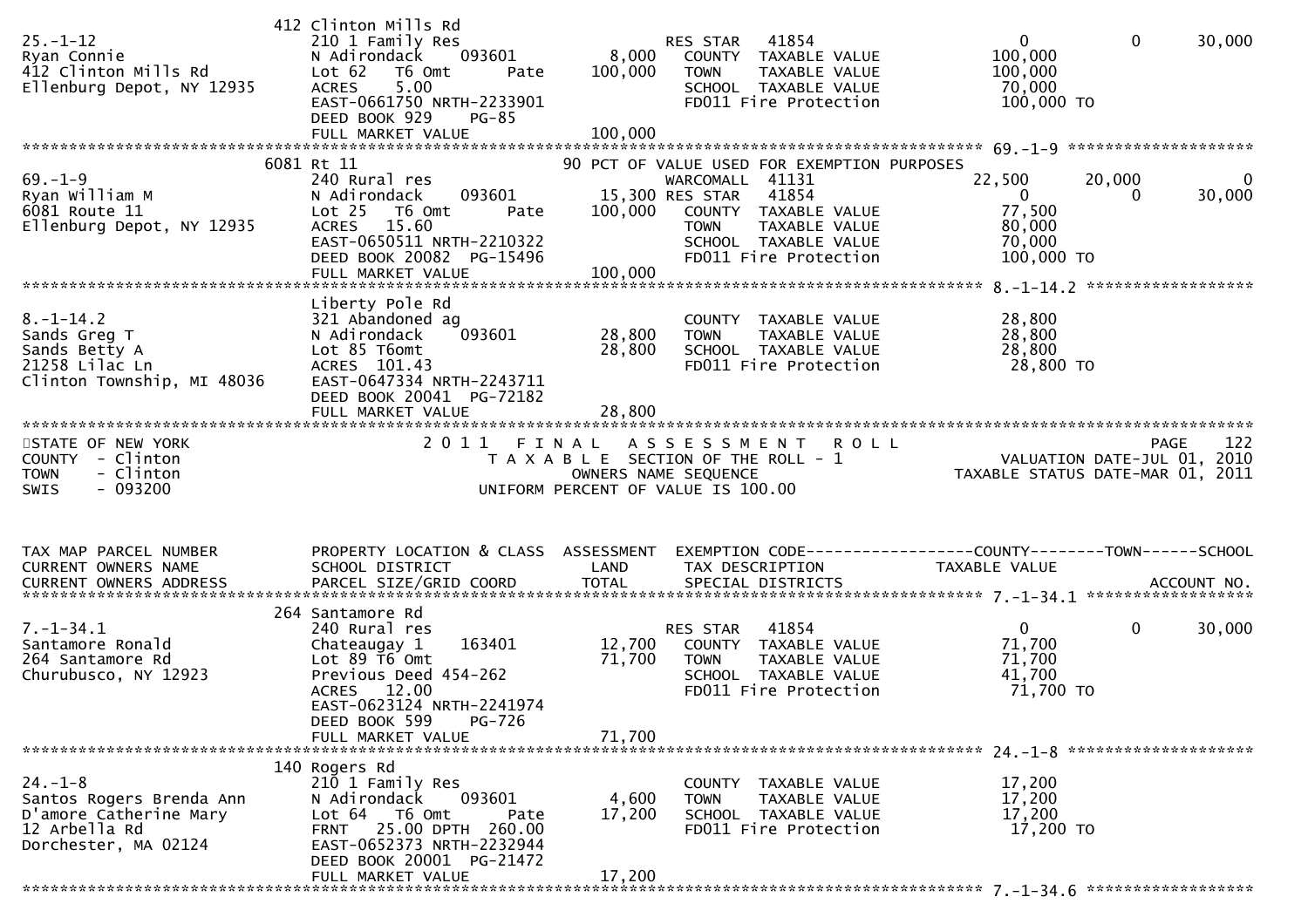```
                         412 Clinton Mills Rd
25.-1-12                 210 1 Family Res                  RES STAR   41854                 0          0       30,000
Ryan Connie              N Adirondack    093601     8,000   COUNTY  TAXABLE VALUE      100,000
412 Clinton Mills Rd     Lot 62   T6 Omt     Pate  100,000   TOWN    TAXABLE VALUE      100,000
Ellenburg Depot, NY 12935 ACRES    5.00                      SCHOOL  TAXABLE VALUE       70,000
                         EAST-0661750 NRTH-2233901           FD011 Fire Protection      100,000 TO
                         DEED BOOK 929    PG-85
                         FULL MARKET VALUE          100,000
******************************************************************************************* 69.-1-9 ********************
                         6081 Rt 11                  90 PCT OF VALUE USED FOR EXEMPTION PURPOSES
69.-1-9                  240 Rural res                     WARCOMALL  41131             22,500     20,000          0
Ryan William M           N Adirondack    093601    15,300 RES STAR   41854                 0          0       30,000
6081 Route 11            Lot 25   T6 Omt     Pate  100,000   COUNTY  TAXABLE VALUE       77,500
Ellenburg Depot, NY 12935 ACRES   15.60                      TOWN    TAXABLE VALUE       80,000
                         EAST-0650511 NRTH-2210322           SCHOOL  TAXABLE VALUE       70,000
                         DEED BOOK 20082 PG-15496            FD011 Fire Protection      100,000 TO
                         FULL MARKET VALUE          100,000
******************************************************************************************* 8.-1-14.2 ******************
                         Liberty Pole Rd
8.-1-14.2                321 Abandoned ag                    COUNTY  TAXABLE VALUE       28,800
Sands Greg T             N Adirondack    093601    28,800    TOWN    TAXABLE VALUE       28,800
Sands Betty A            Lot 85 T6omt              28,800    SCHOOL  TAXABLE VALUE       28,800
21258 Lilac Ln           ACRES 101.43                        FD011 Fire Protection       28,800 TO
Clinton Township, MI 48036 EAST-0647334 NRTH-2243711
                         DEED BOOK 20041 PG-72182
                         FULL MARKET VALUE           28,800
************************************************************************************************************************
STATE OF NEW YORK              2 0 1 1   F I N A L   A S S E S S M E N T   R O L L                         PAGE    122
COUNTY  - Clinton                 T A X A B L E  SECTION OF THE ROLL - 1                  VALUATION DATE-JUL 01, 2010
TOWN    - Clinton                       OWNERS NAME SEQUENCE                           TAXABLE STATUS DATE-MAR 01, 2011
SWIS    - 093200                  UNIFORM PERCENT OF VALUE IS 100.00


TAX MAP PARCEL NUMBER     PROPERTY LOCATION & CLASS  ASSESSMENT  EXEMPTION CODE------------------COUNTY--------TOWN------SCHOOL
CURRENT OWNERS NAME       SCHOOL DISTRICT              LAND      TAX DESCRIPTION             TAXABLE VALUE
CURRENT OWNERS ADDRESS    PARCEL SIZE/GRID COORD       TOTAL     SPECIAL DISTRICTS                                   ACCOUNT NO.
******************************************************************************************* 7.-1-34.1 ******************
                         264 Santamore Rd
7.-1-34.1                240 Rural res                     RES STAR   41854                 0          0       30,000
Santamore Ronald         Chateaugay 1    163401    12,700   COUNTY  TAXABLE VALUE       71,700
264 Santamore Rd         Lot 89 T6 Omt             71,700    TOWN    TAXABLE VALUE       71,700
Churubusco, NY 12923     Previous Deed 454-262               SCHOOL  TAXABLE VALUE       41,700
                         ACRES   12.00                       FD011 Fire Protection       71,700 TO
                         EAST-0623124 NRTH-2241974
                         DEED BOOK 599    PG-726
                         FULL MARKET VALUE           71,700
******************************************************************************************* 24.-1-8 ********************
                         140 Rogers Rd
24.-1-8                  210 1 Family Res                    COUNTY  TAXABLE VALUE       17,200
Santos Rogers Brenda Ann N Adirondack    093601     4,600    TOWN    TAXABLE VALUE       17,200
D'amore Catherine Mary   Lot 64   T6 Omt     Pate   17,200   SCHOOL  TAXABLE VALUE       17,200
12 Arbella Rd            FRNT   25.00 DPTH 260.00            FD011 Fire Protection       17,200 TO
Dorchester, MA 02124     EAST-0652373 NRTH-2232944
                         DEED BOOK 20001 PG-21472
                         FULL MARKET VALUE           17,200
******************************************************************************************* 7.-1-34.6 ******************
```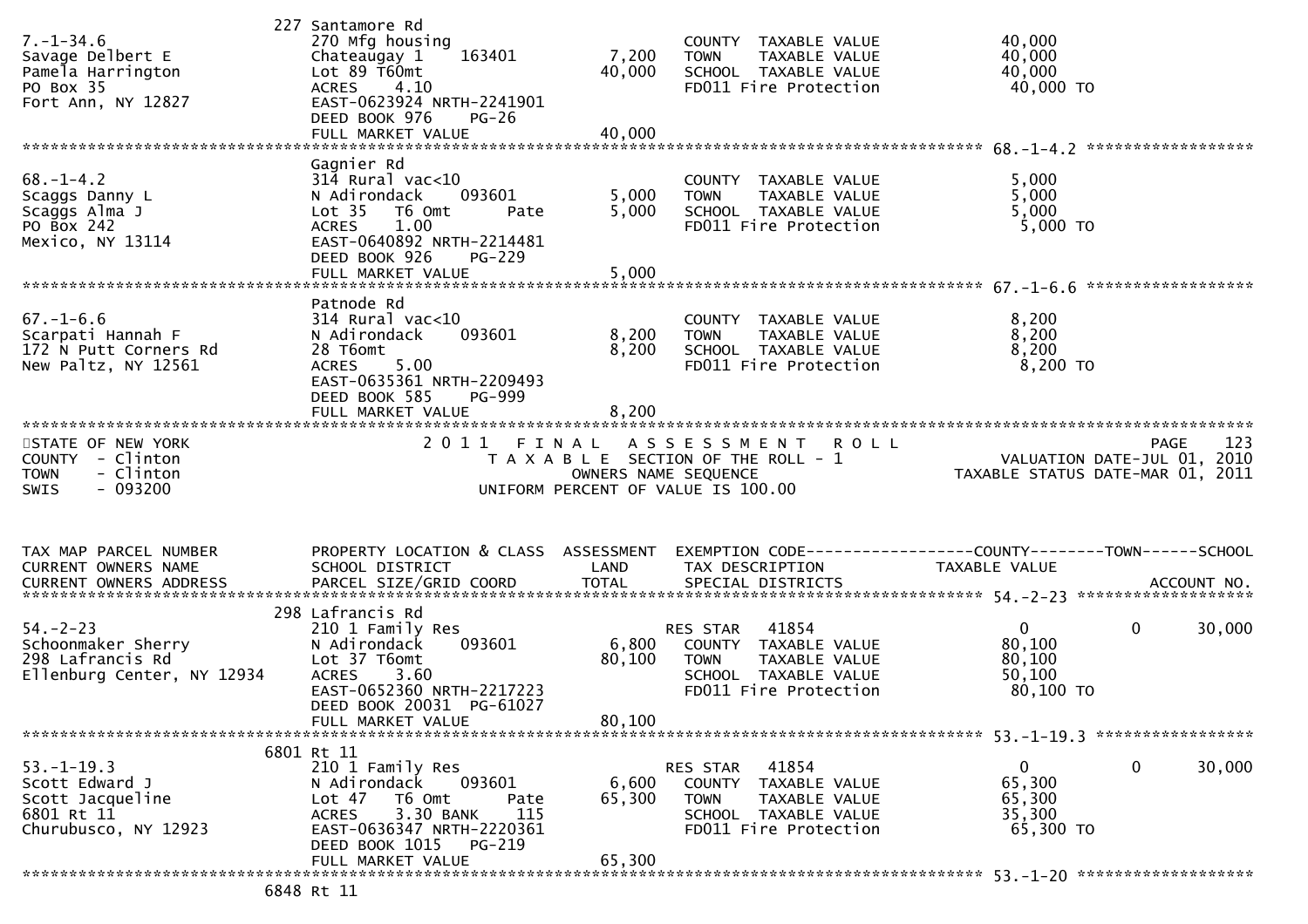```
                              227 Santamore Rd
7.-1-34.6                     270 Mfg housing                          COUNTY  TAXABLE VALUE              40,000
Savage Delbert E              Chateaugay 1     163401        7,200     TOWN    TAXABLE VALUE              40,000
Pamela Harrington             Lot 89 T60mt                  40,000     SCHOOL  TAXABLE VALUE              40,000
PO Box 35                     ACRES    4.10                            FD011 Fire Protection               40,000 TO
Fort Ann, NY 12827            EAST-0623924 NRTH-2241901
                              DEED BOOK 976    PG-26
                              FULL MARKET VALUE             40,000
******************************************************************************************************* 68.-1-4.2 ******************
                              Gagnier Rd
68.-1-4.2                     314 Rural vac<10                         COUNTY  TAXABLE VALUE               5,000
Scaggs Danny L                N Adirondack     093601        5,000     TOWN    TAXABLE VALUE               5,000
Scaggs Alma J                 Lot 35  T6 Omt        Pate     5,000     SCHOOL  TAXABLE VALUE               5,000
PO Box 242                    ACRES    1.00                            FD011 Fire Protection                5,000 TO
Mexico, NY 13114              EAST-0640892 NRTH-2214481
                              DEED BOOK 926    PG-229
                              FULL MARKET VALUE              5,000
******************************************************************************************************* 67.-1-6.6 ******************
                              Patnode Rd
67.-1-6.6                     314 Rural vac<10                         COUNTY  TAXABLE VALUE               8,200
Scarpati Hannah F             N Adirondack     093601        8,200     TOWN    TAXABLE VALUE               8,200
172 N Putt Corners Rd         28 T6omt                       8,200     SCHOOL  TAXABLE VALUE               8,200
New Paltz, NY 12561           ACRES    5.00                            FD011 Fire Protection                8,200 TO
                              EAST-0635361 NRTH-2209493
                              DEED BOOK 585    PG-999
                              FULL MARKET VALUE              8,200
************************************************************************************************************************************
STATE OF NEW YORK                    2 0 1 1   F I N A L   A S S E S S M E N T   R O L L                              PAGE    123
COUNTY  - Clinton                        T A X A B L E  SECTION OF THE ROLL - 1                        VALUATION DATE-JUL 01, 2010
TOWN    - Clinton                               OWNERS NAME SEQUENCE                              TAXABLE STATUS DATE-MAR 01, 2011
SWIS    - 093200                          UNIFORM PERCENT OF VALUE IS 100.00


TAX MAP PARCEL NUMBER         PROPERTY LOCATION & CLASS  ASSESSMENT  EXEMPTION CODE------------------COUNTY--------TOWN------SCHOOL
CURRENT OWNERS NAME           SCHOOL DISTRICT               LAND      TAX DESCRIPTION               TAXABLE VALUE
CURRENT OWNERS ADDRESS        PARCEL SIZE/GRID COORD        TOTAL     SPECIAL DISTRICTS                                  ACCOUNT NO.
******************************************************************************************************* 54.-2-23 *******************
                              298 Lafrancis Rd
54.-2-23                      210 1 Family Res                         RES STAR   41854                    0           0      30,000
Schoonmaker Sherry            N Adirondack     093601        6,800     COUNTY  TAXABLE VALUE              80,100
298 Lafrancis Rd              Lot 37 T6omt                  80,100     TOWN    TAXABLE VALUE              80,100
Ellenburg Center, NY 12934    ACRES    3.60                            SCHOOL  TAXABLE VALUE              50,100
                              EAST-0652360 NRTH-2217223                FD011 Fire Protection               80,100 TO
                              DEED BOOK 20031  PG-61027
                              FULL MARKET VALUE             80,100
******************************************************************************************************* 53.-1-19.3 *****************
                              6801 Rt 11
53.-1-19.3                    210 1 Family Res                         RES STAR   41854                    0           0      30,000
Scott Edward J                N Adirondack     093601        6,600     COUNTY  TAXABLE VALUE              65,300
Scott Jacqueline              Lot 47  T6 Omt        Pate    65,300     TOWN    TAXABLE VALUE              65,300
6801 Rt 11                    ACRES    3.30 BANK     115               SCHOOL  TAXABLE VALUE              35,300
Churubusco, NY 12923          EAST-0636347 NRTH-2220361                FD011 Fire Protection               65,300 TO
                              DEED BOOK 1015   PG-219
                              FULL MARKET VALUE             65,300
******************************************************************************************************* 53.-1-20 *******************
                              6848 Rt 11
```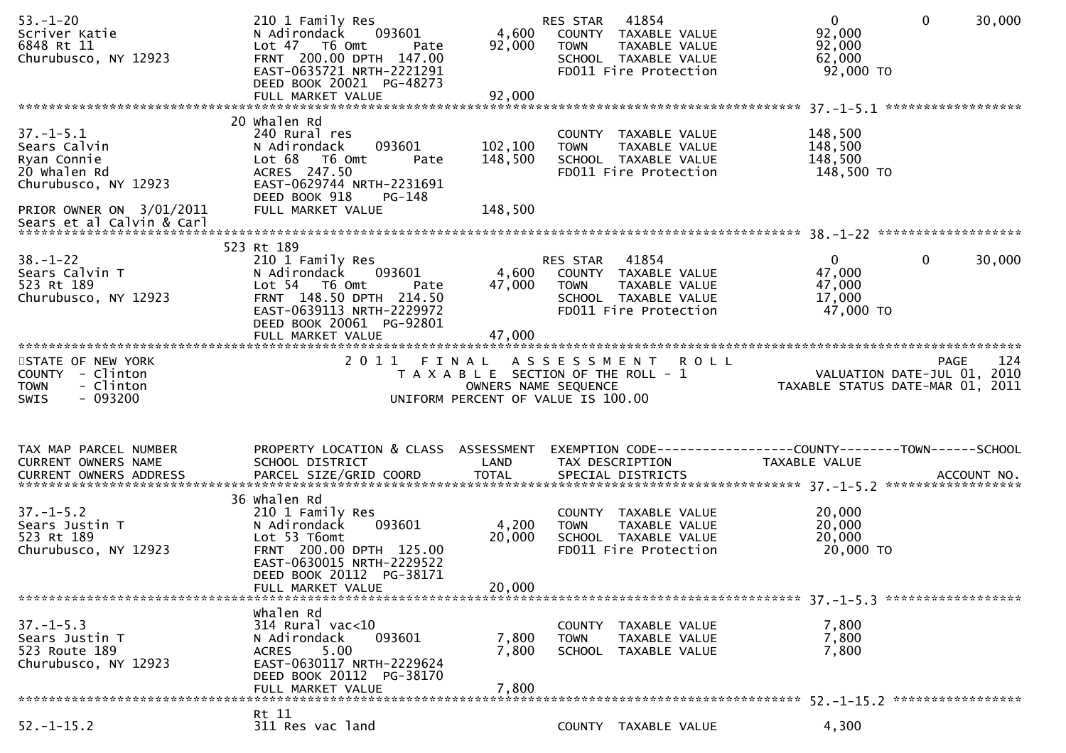```
53.-1-20                       210 1 Family Res                       RES STAR   41854                      0           0      30,000
Scriver Katie                  N Adirondack    093601       4,600      COUNTY  TAXABLE VALUE            92,000
6848 Rt 11                     Lot 47   T6 Omt       Pate  92,000      TOWN    TAXABLE VALUE            92,000
Churubusco, NY 12923           FRNT 200.00 DPTH 147.00                 SCHOOL  TAXABLE VALUE            62,000
                               EAST-0635721 NRTH-2221291               FD011 Fire Protection             92,000 TO
                               DEED BOOK 20021  PG-48273
                               FULL MARKET VALUE            92,000
******************************************************************************************************* 37.-1-5.1 *****************
                               20 Whalen Rd
37.-1-5.1                      240 Rural res                           COUNTY  TAXABLE VALUE           148,500
Sears Calvin                   N Adirondack    093601     102,100      TOWN    TAXABLE VALUE           148,500
Ryan Connie                    Lot 68   T6 Omt       Pate 148,500      SCHOOL  TAXABLE VALUE           148,500
20 Whalen Rd                   ACRES 247.50                            FD011 Fire Protection            148,500 TO
Churubusco, NY 12923           EAST-0629744 NRTH-2231691
                               DEED BOOK 918    PG-148
PRIOR OWNER ON 3/01/2011       FULL MARKET VALUE           148,500
Sears et al Calvin & Carl
******************************************************************************************************* 38.-1-22 ******************
                               523 Rt 189
38.-1-22                       210 1 Family Res                       RES STAR   41854                      0           0      30,000
Sears Calvin T                 N Adirondack    093601       4,600      COUNTY  TAXABLE VALUE            47,000
523 Rt 189                     Lot 54   T6 Omt       Pate  47,000      TOWN    TAXABLE VALUE            47,000
Churubusco, NY 12923           FRNT 148.50 DPTH 214.50                 SCHOOL  TAXABLE VALUE            17,000
                               EAST-0639113 NRTH-2229972               FD011 Fire Protection             47,000 TO
                               DEED BOOK 20061  PG-92801
                               FULL MARKET VALUE            47,000
************************************************************************************************************************************
STATE OF NEW YORK                  2 0 1 1   F I N A L   A S S E S S M E N T   R O L L                                 PAGE    124
COUNTY  - Clinton                      T A X A B L E  SECTION OF THE ROLL - 1                        VALUATION DATE-JUL 01, 2010
TOWN    - Clinton                              OWNERS NAME SEQUENCE                             TAXABLE STATUS DATE-MAR 01, 2011
SWIS    - 093200                         UNIFORM PERCENT OF VALUE IS 100.00


TAX MAP PARCEL NUMBER          PROPERTY LOCATION & CLASS  ASSESSMENT  EXEMPTION CODE-----------------COUNTY--------TOWN------SCHOOL
CURRENT OWNERS NAME            SCHOOL DISTRICT               LAND      TAX DESCRIPTION             TAXABLE VALUE
CURRENT OWNERS ADDRESS         PARCEL SIZE/GRID COORD        TOTAL     SPECIAL DISTRICTS                                 ACCOUNT NO.
******************************************************************************************************* 37.-1-5.2 *****************
                               36 Whalen Rd
37.-1-5.2                      210 1 Family Res                        COUNTY  TAXABLE VALUE            20,000
Sears Justin T                 N Adirondack    093601       4,200      TOWN    TAXABLE VALUE            20,000
523 Rt 189                     Lot 53 T6omt                20,000      SCHOOL  TAXABLE VALUE            20,000
Churubusco, NY 12923           FRNT 200.00 DPTH 125.00                 FD011 Fire Protection             20,000 TO
                               EAST-0630015 NRTH-2229522
                               DEED BOOK 20112  PG-38171
                               FULL MARKET VALUE            20,000
******************************************************************************************************* 37.-1-5.3 *****************
                               Whalen Rd
37.-1-5.3                      314 Rural vac<10                        COUNTY  TAXABLE VALUE             7,800
Sears Justin T                 N Adirondack    093601       7,800      TOWN    TAXABLE VALUE             7,800
523 Route 189                  ACRES     5.00               7,800      SCHOOL  TAXABLE VALUE             7,800
Churubusco, NY 12923           EAST-0630117 NRTH-2229624
                               DEED BOOK 20112  PG-38170
                               FULL MARKET VALUE             7,800
******************************************************************************************************* 52.-1-15.2 ****************
                               Rt 11
52.-1-15.2                     311 Res vac land                        COUNTY  TAXABLE VALUE             4,300
```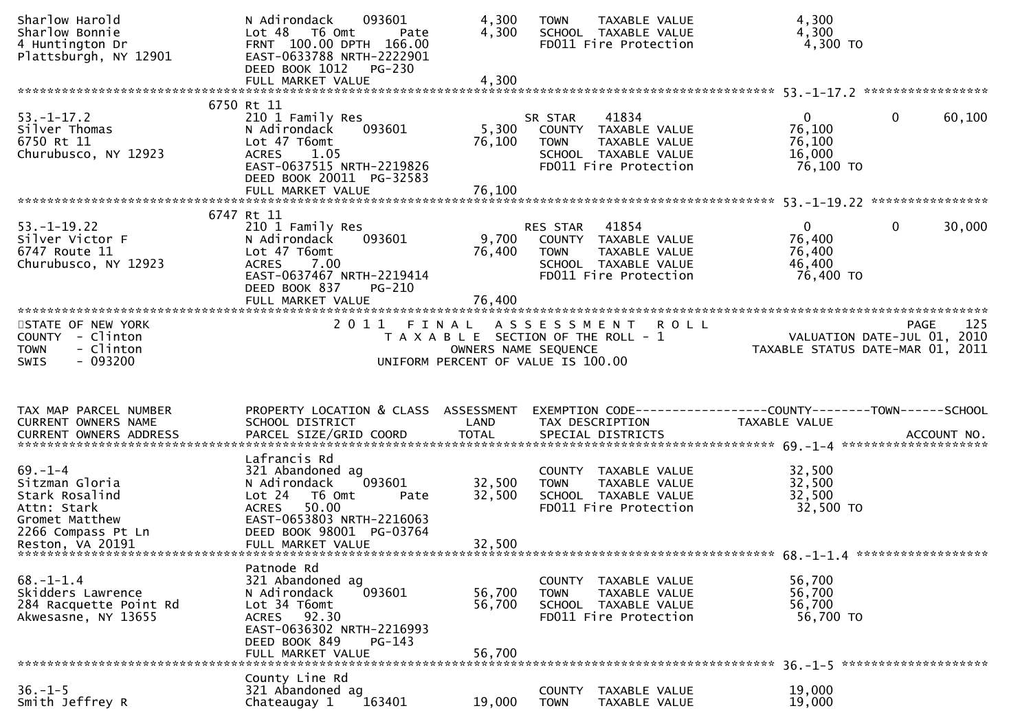```
Sharlow Harold                 N Adirondack    093601          4,300    TOWN     TAXABLE VALUE              4,300
Sharlow Bonnie                 Lot 48  T6 Omt       Pate       4,300    SCHOOL   TAXABLE VALUE              4,300
4 Huntington Dr                FRNT 100.00 DPTH 166.00                  FD011 Fire Protection               4,300 TO
Plattsburgh, NY 12901          EAST-0633788 NRTH-2222901
                               DEED BOOK 1012   PG-230
                               FULL MARKET VALUE                4,300
******************************************************************************************************* 53.-1-17.2 *****************
                         6750 Rt 11
53.-1-17.2                     210 1 Family Res                         SR STAR    41834                    0            0      60,100
Silver Thomas                  N Adirondack    093601          5,300    COUNTY   TAXABLE VALUE             76,100
6750 Rt 11                     Lot 47 T6omt                   76,100    TOWN     TAXABLE VALUE             76,100
Churubusco, NY 12923           ACRES    1.05                            SCHOOL   TAXABLE VALUE             16,000
                               EAST-0637515 NRTH-2219826                FD011 Fire Protection              76,100 TO
                               DEED BOOK 20011  PG-32583
                               FULL MARKET VALUE               76,100
******************************************************************************************************* 53.-1-19.22 ****************
                         6747 Rt 11
53.-1-19.22                    210 1 Family Res                         RES STAR   41854                    0            0      30,000
Silver Victor F                N Adirondack    093601          9,700    COUNTY   TAXABLE VALUE             76,400
6747 Route 11                  Lot 47 T6omt                   76,400    TOWN     TAXABLE VALUE             76,400
Churubusco, NY 12923           ACRES    7.00                            SCHOOL   TAXABLE VALUE             46,400
                               EAST-0637467 NRTH-2219414                FD011 Fire Protection              76,400 TO
                               DEED BOOK 837    PG-210
                               FULL MARKET VALUE               76,400
************************************************************************************************************************************
STATE OF NEW YORK                     2 0 1 1   F I N A L   A S S E S S M E N T   R O L L                              PAGE     125
COUNTY  - Clinton                          T A X A B L E  SECTION OF THE ROLL - 1                          VALUATION DATE-JUL 01, 2010
TOWN    - Clinton                                 OWNERS NAME SEQUENCE                                  TAXABLE STATUS DATE-MAR 01, 2011
SWIS    - 093200                          UNIFORM PERCENT OF VALUE IS 100.00


TAX MAP PARCEL NUMBER          PROPERTY LOCATION & CLASS  ASSESSMENT  EXEMPTION CODE------------------COUNTY--------TOWN------SCHOOL
CURRENT OWNERS NAME            SCHOOL DISTRICT               LAND      TAX DESCRIPTION             TAXABLE VALUE
CURRENT OWNERS ADDRESS         PARCEL SIZE/GRID COORD        TOTAL     SPECIAL DISTRICTS                                 ACCOUNT NO.
******************************************************************************************************* 69.-1-4 ********************
                               Lafrancis Rd
69.-1-4                        321 Abandoned ag                         COUNTY   TAXABLE VALUE             32,500
Sitzman Gloria                 N Adirondack    093601         32,500    TOWN     TAXABLE VALUE             32,500
Stark Rosalind                 Lot 24  T6 Omt       Pate      32,500    SCHOOL   TAXABLE VALUE             32,500
Attn: Stark                    ACRES   50.00                            FD011 Fire Protection              32,500 TO
Gromet Matthew                 EAST-0653803 NRTH-2216063
2266 Compass Pt Ln             DEED BOOK 98001  PG-03764
Reston, VA 20191               FULL MARKET VALUE               32,500
******************************************************************************************************* 68.-1-1.4 ******************
                               Patnode Rd
68.-1-1.4                      321 Abandoned ag                         COUNTY   TAXABLE VALUE             56,700
Skidders Lawrence              N Adirondack    093601         56,700    TOWN     TAXABLE VALUE             56,700
284 Racquette Point Rd         Lot 34 T6omt                   56,700    SCHOOL   TAXABLE VALUE             56,700
Akwesasne, NY 13655            ACRES   92.30                            FD011 Fire Protection              56,700 TO
                               EAST-0636302 NRTH-2216993
                               DEED BOOK 849    PG-143
                               FULL MARKET VALUE               56,700
******************************************************************************************************* 36.-1-5 ********************
                               County Line Rd
36.-1-5                        321 Abandoned ag                         COUNTY   TAXABLE VALUE             19,000
Smith Jeffrey R                Chateaugay 1    163401         19,000    TOWN     TAXABLE VALUE             19,000
```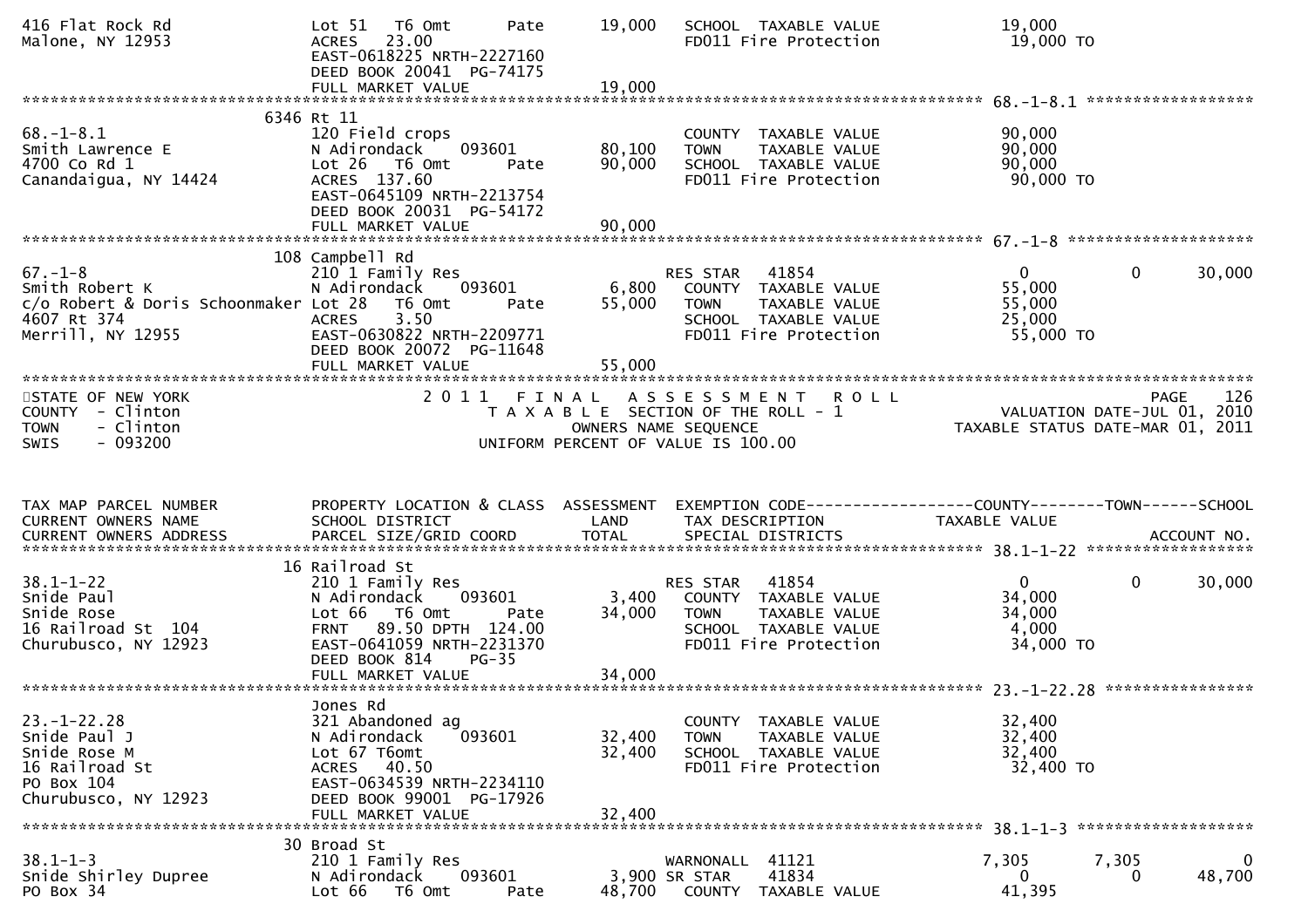```
416 Flat Rock Rd                    Lot 51   T6 Omt       Pate      19,000   SCHOOL  TAXABLE VALUE              19,000
Malone, NY 12953                    ACRES   23.00                            FD011 Fire Protection               19,000 TO
                                    EAST-0618225 NRTH-2227160
                                    DEED BOOK 20041  PG-74175
                                    FULL MARKET VALUE                 19,000
******************************************************************************************************* 68.-1-8.1 ******************
                      6346 Rt 11
68.-1-8.1                           120 Field crops                           COUNTY  TAXABLE VALUE              90,000
Smith Lawrence E                    N Adirondack     093601         80,100    TOWN    TAXABLE VALUE              90,000
4700 Co Rd 1                        Lot 26   T6 Omt       Pate      90,000    SCHOOL  TAXABLE VALUE              90,000
Canandaigua, NY 14424               ACRES  137.60                             FD011 Fire Protection               90,000 TO
                                    EAST-0645109 NRTH-2213754
                                    DEED BOOK 20031  PG-54172
                                    FULL MARKET VALUE                 90,000
******************************************************************************************************* 67.-1-8 ********************
                      108 Campbell Rd
67.-1-8                             210 1 Family Res                          RES STAR   41854                    0          0       30,000
Smith Robert K                      N Adirondack     093601          6,800    COUNTY  TAXABLE VALUE              55,000
c/o Robert & Doris Schoonmaker Lot 28   T6 Omt       Pate      55,000    TOWN    TAXABLE VALUE              55,000
4607 Rt 374                         ACRES     3.50                            SCHOOL  TAXABLE VALUE              25,000
Merrill, NY 12955                   EAST-0630822 NRTH-2209771                 FD011 Fire Protection               55,000 TO
                                    DEED BOOK 20072  PG-11648
                                    FULL MARKET VALUE                 55,000
************************************************************************************************************************************
STATE OF NEW YORK                         2 0 1 1   F I N A L   A S S E S S M E N T   R O L L                          PAGE   126
COUNTY  - Clinton                             T A X A B L E  SECTION OF THE ROLL - 1                       VALUATION DATE-JUL 01, 2010
TOWN    - Clinton                                  OWNERS NAME SEQUENCE                               TAXABLE STATUS DATE-MAR 01, 2011
SWIS    - 093200                            UNIFORM PERCENT OF VALUE IS 100.00


TAX MAP PARCEL NUMBER               PROPERTY LOCATION & CLASS  ASSESSMENT  EXEMPTION CODE------------------COUNTY--------TOWN------SCHOOL
CURRENT OWNERS NAME                 SCHOOL DISTRICT               LAND      TAX DESCRIPTION              TAXABLE VALUE
CURRENT OWNERS ADDRESS              PARCEL SIZE/GRID COORD        TOTAL     SPECIAL DISTRICTS                                ACCOUNT NO.
******************************************************************************************************* 38.1-1-22 ******************
                      16 Railroad St
38.1-1-22                           210 1 Family Res                          RES STAR   41854                    0          0       30,000
Snide Paul                          N Adirondack     093601          3,400    COUNTY  TAXABLE VALUE              34,000
Snide Rose                          Lot 66   T6 Omt       Pate      34,000    TOWN    TAXABLE VALUE              34,000
16 Railroad St  104                 FRNT   89.50 DPTH 124.00                  SCHOOL  TAXABLE VALUE               4,000
Churubusco, NY 12923                EAST-0641059 NRTH-2231370                 FD011 Fire Protection               34,000 TO
                                    DEED BOOK 814    PG-35
                                    FULL MARKET VALUE                 34,000
******************************************************************************************************* 23.-1-22.28 ****************
                      Jones Rd
23.-1-22.28                         321 Abandoned ag                          COUNTY  TAXABLE VALUE              32,400
Snide Paul J                        N Adirondack     093601         32,400    TOWN    TAXABLE VALUE              32,400
Snide Rose M                        Lot 67 T6omt                    32,400    SCHOOL  TAXABLE VALUE              32,400
16 Railroad St                      ACRES   40.50                             FD011 Fire Protection               32,400 TO
PO Box 104                          EAST-0634539 NRTH-2234110
Churubusco, NY 12923                DEED BOOK 99001  PG-17926
                                    FULL MARKET VALUE                 32,400
******************************************************************************************************* 38.1-1-3 *******************
                      30 Broad St
38.1-1-3                            210 1 Family Res                          WARNONALL  41121                7,305      7,305            0
Snide Shirley Dupree                N Adirondack     093601          3,900 SR STAR    41834                    0          0       48,700
PO Box 34                           Lot 66   T6 Omt       Pate      48,700    COUNTY  TAXABLE VALUE              41,395
```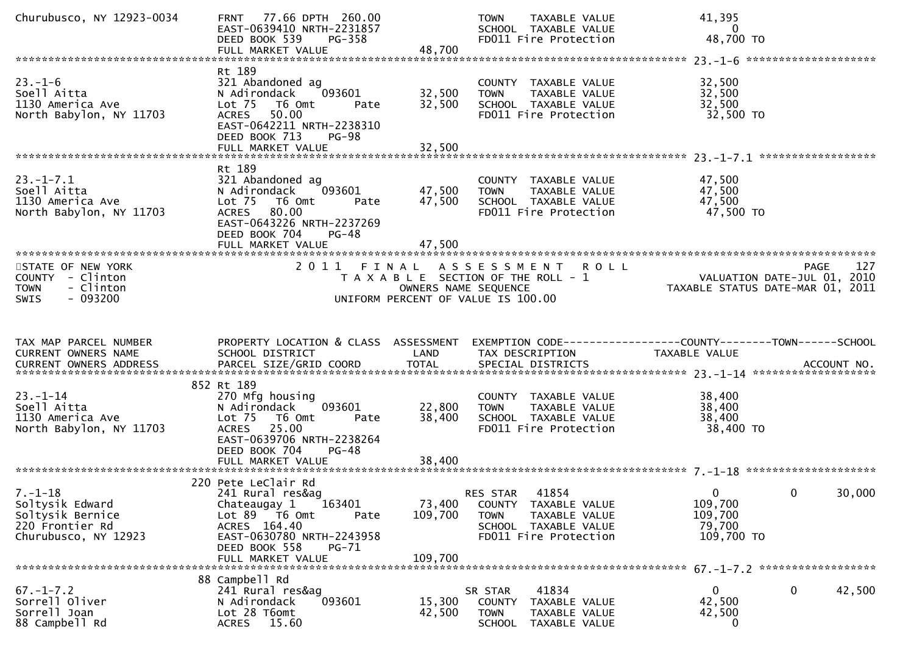```
Churubusco, NY 12923-0034      FRNT   77.66 DPTH  260.00                   TOWN    TAXABLE VALUE              41,395
                               EAST-0639410 NRTH-2231857                   SCHOOL  TAXABLE VALUE                   0
                               DEED BOOK 539    PG-358                     FD011 Fire Protection              48,700 TO
                               FULL MARKET VALUE               48,700
******************************************************************************************************* 23.-1-6 ********************
                               Rt 189
23.-1-6                        321 Abandoned ag                            COUNTY  TAXABLE VALUE              32,500
Soell Aitta                    N Adirondack    093601          32,500      TOWN    TAXABLE VALUE              32,500
1130 America Ave               Lot 75   T6 Omt        Pate     32,500      SCHOOL  TAXABLE VALUE              32,500
North Babylon, NY 11703        ACRES   50.00                               FD011 Fire Protection              32,500 TO
                               EAST-0642211 NRTH-2238310
                               DEED BOOK 713    PG-98
                               FULL MARKET VALUE               32,500
******************************************************************************************************* 23.-1-7.1 ******************
                               Rt 189
23.-1-7.1                      321 Abandoned ag                            COUNTY  TAXABLE VALUE              47,500
Soell Aitta                    N Adirondack    093601          47,500      TOWN    TAXABLE VALUE              47,500
1130 America Ave               Lot 75   T6 Omt        Pate     47,500      SCHOOL  TAXABLE VALUE              47,500
North Babylon, NY 11703        ACRES   80.00                               FD011 Fire Protection              47,500 TO
                               EAST-0643226 NRTH-2237269
                               DEED BOOK 704    PG-48
                               FULL MARKET VALUE               47,500
************************************************************************************************************************************
STATE OF NEW YORK                       2 0 1 1   F I N A L   A S S E S S M E N T   R O L L                                PAGE    127
COUNTY  - Clinton                          T A X A B L E  SECTION OF THE ROLL - 1                        VALUATION DATE-JUL 01, 2010
TOWN    - Clinton                                   OWNERS NAME SEQUENCE                           TAXABLE STATUS DATE-MAR 01, 2011
SWIS    - 093200                           UNIFORM PERCENT OF VALUE IS 100.00


TAX MAP PARCEL NUMBER          PROPERTY LOCATION & CLASS  ASSESSMENT  EXEMPTION CODE------------------COUNTY--------TOWN------SCHOOL
CURRENT OWNERS NAME            SCHOOL DISTRICT               LAND      TAX DESCRIPTION              TAXABLE VALUE
CURRENT OWNERS ADDRESS         PARCEL SIZE/GRID COORD        TOTAL     SPECIAL DISTRICTS                                 ACCOUNT NO.
******************************************************************************************************* 23.-1-14 *******************
                           852 Rt 189
23.-1-14                       270 Mfg housing                             COUNTY  TAXABLE VALUE              38,400
Soell Aitta                    N Adirondack    093601          22,800      TOWN    TAXABLE VALUE              38,400
1130 America Ave               Lot 75   T6 Omt        Pate     38,400      SCHOOL  TAXABLE VALUE              38,400
North Babylon, NY 11703        ACRES   25.00                               FD011 Fire Protection              38,400 TO
                               EAST-0639706 NRTH-2238264
                               DEED BOOK 704    PG-48
                               FULL MARKET VALUE               38,400
******************************************************************************************************* 7.-1-18 ********************
                           220 Pete LeClair Rd
7.-1-18                        241 Rural res&ag                    RES STAR   41854                    0            0       30,000
Soltysik Edward                Chateaugay 1    163401          73,400      COUNTY  TAXABLE VALUE             109,700
Soltysik Bernice               Lot 89   T6 Omt        Pate    109,700      TOWN    TAXABLE VALUE             109,700
220 Frontier Rd                ACRES  164.40                               SCHOOL  TAXABLE VALUE              79,700
Churubusco, NY 12923           EAST-0630780 NRTH-2243958                   FD011 Fire Protection             109,700 TO
                               DEED BOOK 558    PG-71
                               FULL MARKET VALUE              109,700
******************************************************************************************************* 67.-1-7.2 ******************
                            88 Campbell Rd
67.-1-7.2                      241 Rural res&ag                    SR STAR    41834                    0            0       42,500
Sorrell Oliver                 N Adirondack    093601          15,300      COUNTY  TAXABLE VALUE              42,500
Sorrell Joan                   Lot 28 T6omt                    42,500      TOWN    TAXABLE VALUE              42,500
88 Campbell Rd                 ACRES   15.60                               SCHOOL  TAXABLE VALUE                   0
```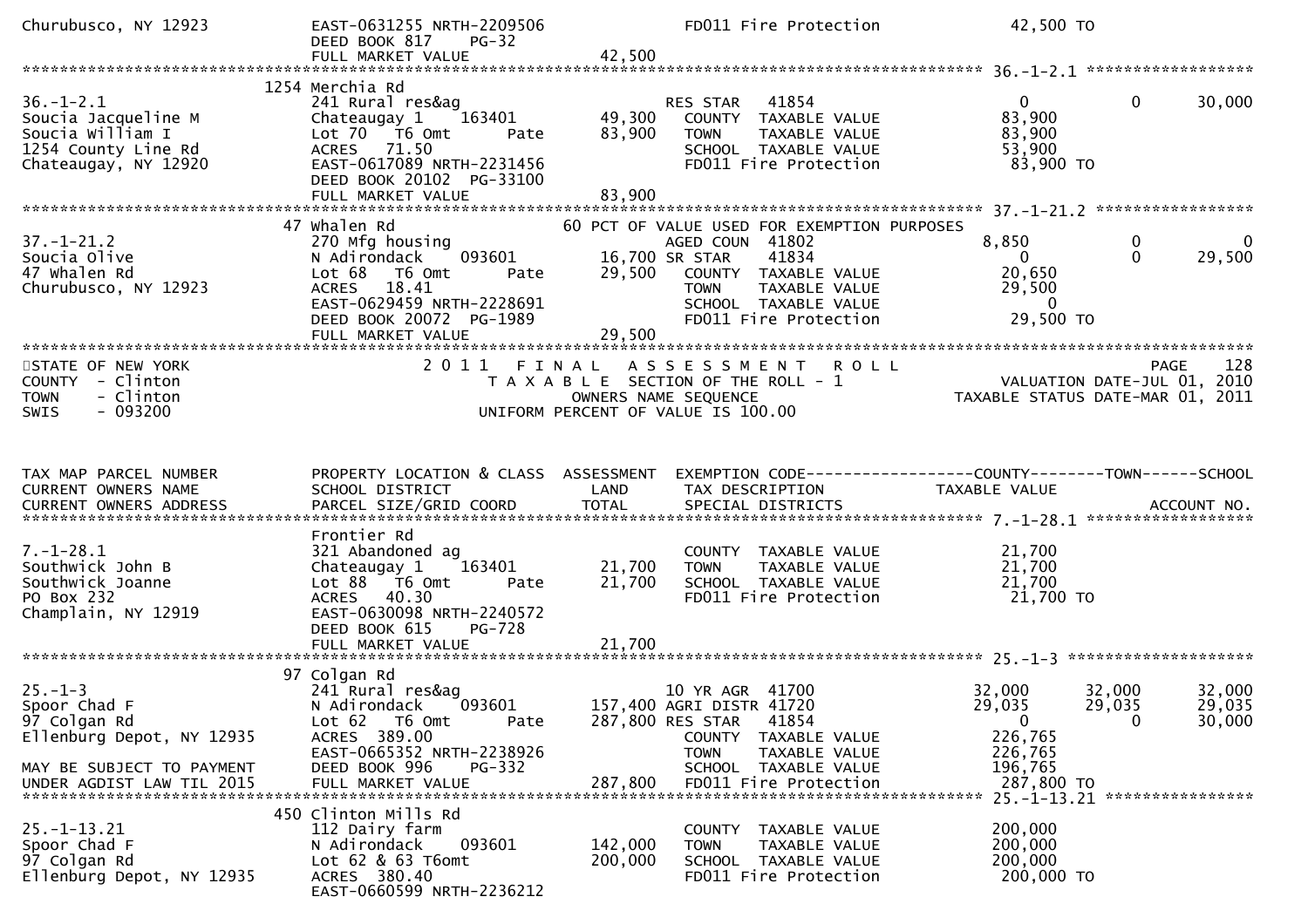```
Churubusco, NY 12923           EAST-0631255 NRTH-2209506              FD011 Fire Protection             42,500 TO
                               DEED BOOK 817     PG-32
                               FULL MARKET VALUE              42,500
******************************************************************************************************* 36.-1-2.1 ******************
                           1254 Merchia Rd
36.-1-2.1                      241 Rural res&ag                        RES STAR   41854                   0           0        30,000
Soucia Jacqueline M            Chateaugay 1    163401        49,300      COUNTY  TAXABLE VALUE          83,900
Soucia William I               Lot 70   T6 Omt       Pate    83,900      TOWN    TAXABLE VALUE          83,900
1254 County Line Rd            ACRES   71.50                             SCHOOL  TAXABLE VALUE          53,900
Chateaugay, NY 12920           EAST-0617089 NRTH-2231456                 FD011 Fire Protection           83,900 TO
                               DEED BOOK 20102  PG-33100
                               FULL MARKET VALUE              83,900
******************************************************************************************************* 37.-1-21.2 *****************
                             47 Whalen Rd                        60 PCT OF VALUE USED FOR EXEMPTION PURPOSES
37.-1-21.2                     270 Mfg housing                         AGED COUN  41802                8,850           0             0
Soucia Olive                   N Adirondack     093601       16,700 SR STAR    41834                   0           0        29,500
47 Whalen Rd                   Lot 68   T6 Omt       Pate    29,500      COUNTY  TAXABLE VALUE          20,650
Churubusco, NY 12923           ACRES   18.41                             TOWN    TAXABLE VALUE          29,500
                               EAST-0629459 NRTH-2228691                 SCHOOL  TAXABLE VALUE               0
                               DEED BOOK 20072  PG-1989                  FD011 Fire Protection           29,500 TO
                               FULL MARKET VALUE              29,500
*******************************************************************************************************************************************
STATE OF NEW YORK                          2 0 1 1   F I N A L   A S S E S S M E N T   R O L L                               PAGE    128
COUNTY  - Clinton                             T A X A B L E  SECTION OF THE ROLL - 1                         VALUATION DATE-JUL 01, 2010
TOWN    - Clinton                                    OWNERS NAME SEQUENCE                               TAXABLE STATUS DATE-MAR 01, 2011
SWIS    - 093200                              UNIFORM PERCENT OF VALUE IS 100.00


TAX MAP PARCEL NUMBER          PROPERTY LOCATION & CLASS  ASSESSMENT  EXEMPTION CODE------------------COUNTY--------TOWN------SCHOOL
CURRENT OWNERS NAME            SCHOOL DISTRICT               LAND      TAX DESCRIPTION              TAXABLE VALUE
CURRENT OWNERS ADDRESS         PARCEL SIZE/GRID COORD        TOTAL     SPECIAL DISTRICTS                                  ACCOUNT NO.
******************************************************************************************************* 7.-1-28.1 ******************
                               Frontier Rd
7.-1-28.1                      321 Abandoned ag                          COUNTY  TAXABLE VALUE          21,700
Southwick John B               Chateaugay 1    163401        21,700      TOWN    TAXABLE VALUE          21,700
Southwick Joanne               Lot 88   T6 Omt       Pate    21,700      SCHOOL  TAXABLE VALUE          21,700
PO Box 232                     ACRES   40.30                             FD011 Fire Protection           21,700 TO
Champlain, NY 12919            EAST-0630098 NRTH-2240572
                               DEED BOOK 615     PG-728
                               FULL MARKET VALUE              21,700
******************************************************************************************************* 25.-1-3 ********************
                             97 Colgan Rd
25.-1-3                        241 Rural res&ag                        10 YR AGR  41700               32,000      32,000        32,000
Spoor Chad F                   N Adirondack     093601      157,400 AGRI DISTR 41720               29,035      29,035        29,035
97 Colgan Rd                   Lot 62   T6 Omt       Pate   287,800 RES STAR   41854                   0           0        30,000
Ellenburg Depot, NY 12935      ACRES  389.00                             COUNTY  TAXABLE VALUE         226,765
                               EAST-0665352 NRTH-2238926                 TOWN    TAXABLE VALUE         226,765
MAY BE SUBJECT TO PAYMENT      DEED BOOK 996     PG-332                  SCHOOL  TAXABLE VALUE         196,765
UNDER AGDIST LAW TIL 2015      FULL MARKET VALUE             287,800     FD011 Fire Protection          287,800 TO
******************************************************************************************************* 25.-1-13.21 ****************
                            450 Clinton Mills Rd
25.-1-13.21                    112 Dairy farm                            COUNTY  TAXABLE VALUE         200,000
Spoor Chad F                   N Adirondack     093601      142,000      TOWN    TAXABLE VALUE         200,000
97 Colgan Rd                   Lot 62 & 63 T6omt            200,000      SCHOOL  TAXABLE VALUE         200,000
Ellenburg Depot, NY 12935      ACRES  380.40                             FD011 Fire Protection          200,000 TO
                               EAST-0660599 NRTH-2236212
```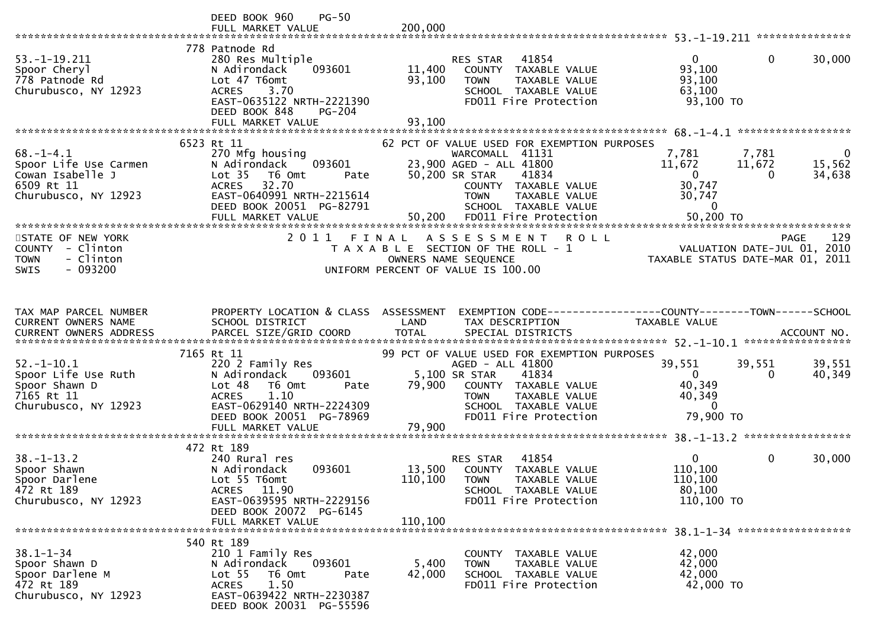```
                              DEED BOOK 960     PG-50
                              FULL MARKET VALUE              200,000
******************************************************************************************************* 53.-1-19.211 ***************
                          778 Patnode Rd
53.-1-19.211                280 Res Multiple                    RES STAR   41854                    0             0         30,000
Spoor Cheryl                N Adirondack     093601       11,400    COUNTY  TAXABLE VALUE            93,100
778 Patnode Rd              Lot 47 T6omt                  93,100    TOWN    TAXABLE VALUE            93,100
Churubusco, NY 12923        ACRES     3.70                          SCHOOL  TAXABLE VALUE            63,100
                            EAST-0635122 NRTH-2221390               FD011 Fire Protection             93,100 TO
                            DEED BOOK 848     PG-204
                            FULL MARKET VALUE              93,100
******************************************************************************************************* 68.-1-4.1 ******************
                         6523 Rt 11                          62 PCT OF VALUE USED FOR EXEMPTION PURPOSES
68.-1-4.1                   270 Mfg housing                     WARCOMALL  41131                7,781         7,781              0
Spoor Life Use Carmen       N Adirondack     093601       23,900 AGED - ALL 41800               11,672        11,672         15,562
Cowan Isabelle J            Lot 35   T6 Omt        Pate   50,200 SR STAR    41834                    0             0         34,638
6509 Rt 11                  ACRES    32.70                          COUNTY  TAXABLE VALUE            30,747
Churubusco, NY 12923        EAST-0640991 NRTH-2215614               TOWN    TAXABLE VALUE            30,747
                            DEED BOOK 20051  PG-82791               SCHOOL  TAXABLE VALUE                 0
                            FULL MARKET VALUE              50,200   FD011 Fire Protection             50,200 TO
************************************************************************************************************************************
STATE OF NEW YORK                          2 0 1 1   F I N A L   A S S E S S M E N T   R O L L                               PAGE   129
COUNTY  - Clinton                            T A X A B L E  SECTION OF THE ROLL - 1                    VALUATION DATE-JUL 01, 2010
TOWN    - Clinton                                 OWNERS NAME SEQUENCE                            TAXABLE STATUS DATE-MAR 01, 2011
SWIS    - 093200                           UNIFORM PERCENT OF VALUE IS 100.00


TAX MAP PARCEL NUMBER       PROPERTY LOCATION & CLASS  ASSESSMENT  EXEMPTION CODE------------------COUNTY--------TOWN------SCHOOL
CURRENT OWNERS NAME         SCHOOL DISTRICT               LAND      TAX DESCRIPTION              TAXABLE VALUE
CURRENT OWNERS ADDRESS      PARCEL SIZE/GRID COORD        TOTAL     SPECIAL DISTRICTS                                  ACCOUNT NO.
******************************************************************************************************* 52.-1-10.1 *****************
                         7165 Rt 11                          99 PCT OF VALUE USED FOR EXEMPTION PURPOSES
52.-1-10.1                  220 2 Family Res                    AGED - ALL 41800               39,551        39,551         39,551
Spoor Life Use Ruth         N Adirondack     093601        5,100 SR STAR    41834                    0             0         40,349
Spoor Shawn D               Lot 48   T6 Omt        Pate   79,900    COUNTY  TAXABLE VALUE            40,349
7165 Rt 11                  ACRES     1.10                          TOWN    TAXABLE VALUE            40,349
Churubusco, NY 12923        EAST-0629140 NRTH-2224309               SCHOOL  TAXABLE VALUE                 0
                            DEED BOOK 20051  PG-78969               FD011 Fire Protection             79,900 TO
                            FULL MARKET VALUE              79,900
******************************************************************************************************* 38.-1-13.2 *****************
                          472 Rt 189
38.-1-13.2                  240 Rural res                       RES STAR   41854                    0             0         30,000
Spoor Shawn                 N Adirondack     093601       13,500    COUNTY  TAXABLE VALUE           110,100
Spoor Darlene               Lot 55 T6omt                 110,100    TOWN    TAXABLE VALUE           110,100
472 Rt 189                  ACRES    11.90                          SCHOOL  TAXABLE VALUE            80,100
Churubusco, NY 12923        EAST-0639595 NRTH-2229156               FD011 Fire Protection            110,100 TO
                            DEED BOOK 20072  PG-6145
                            FULL MARKET VALUE             110,100
******************************************************************************************************* 38.1-1-34 ******************
                          540 Rt 189
38.1-1-34                   210 1 Family Res                        COUNTY  TAXABLE VALUE            42,000
Spoor Shawn D               N Adirondack     093601        5,400    TOWN    TAXABLE VALUE            42,000
Spoor Darlene M             Lot 55   T6 Omt        Pate   42,000    SCHOOL  TAXABLE VALUE            42,000
472 Rt 189                  ACRES     1.50                          FD011 Fire Protection             42,000 TO
Churubusco, NY 12923        EAST-0639422 NRTH-2230387
                            DEED BOOK 20031  PG-55596
```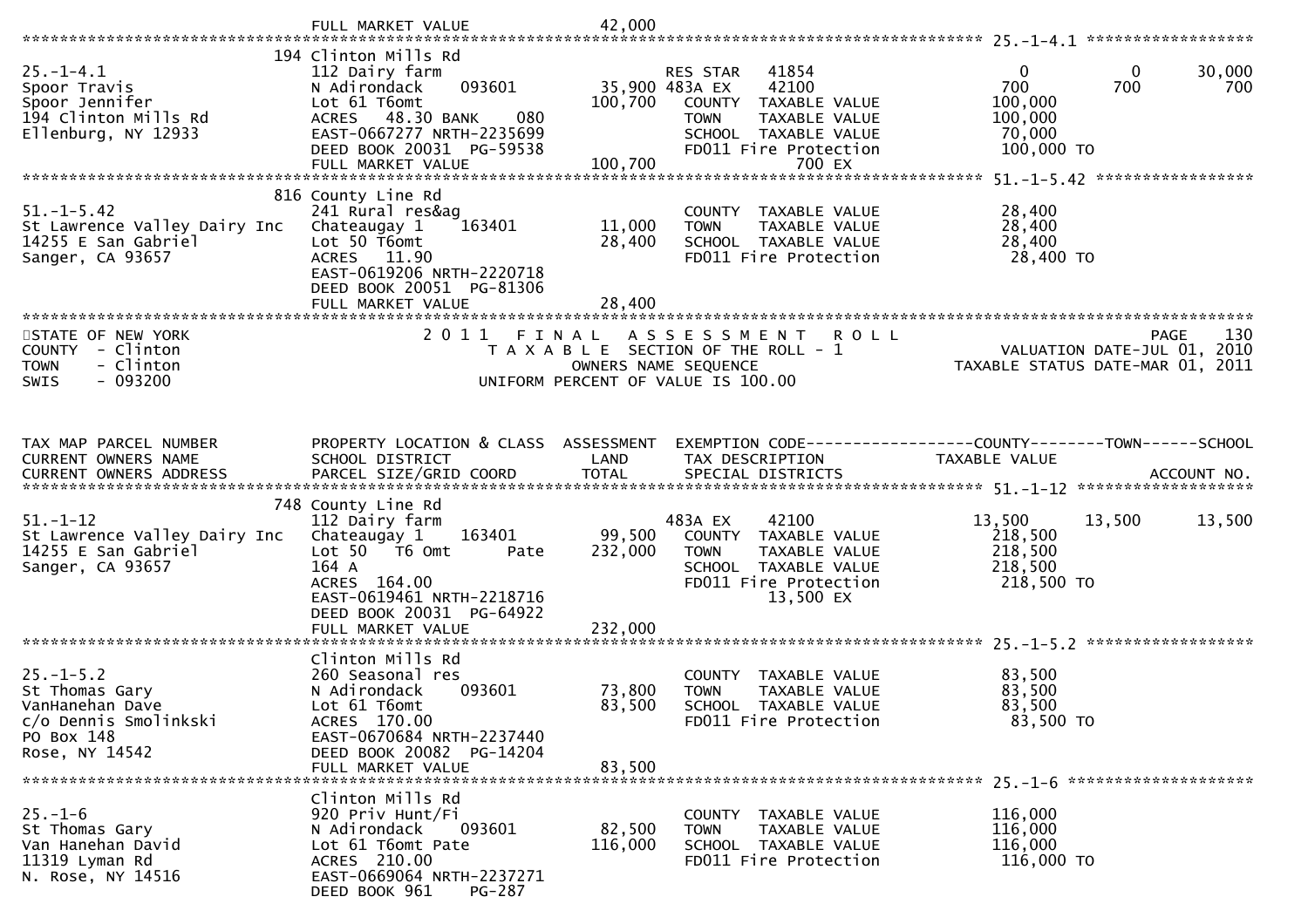```
                                FULL MARKET VALUE            42,000
******************************************************************************************************* 25.-1-4.1 ******************
                                194 Clinton Mills Rd
25.-1-4.1                       112 Dairy farm                       RES STAR   41854                    0          0     30,000
Spoor Travis                    N Adirondack     093601      35,900 483A EX    42100                  700        700        700
Spoor Jennifer                  Lot 61 T6omt                100,700  COUNTY  TAXABLE VALUE          100,000
194 Clinton Mills Rd            ACRES   48.30 BANK     080           TOWN    TAXABLE VALUE          100,000
Ellenburg, NY 12933             EAST-0667277 NRTH-2235699            SCHOOL  TAXABLE VALUE           70,000
                                DEED BOOK 20031  PG-59538            FD011 Fire Protection          100,000 TO
                                FULL MARKET VALUE           100,700             700 EX
******************************************************************************************************* 51.-1-5.42 *****************
                                816 County Line Rd
51.-1-5.42                      241 Rural res&ag                     COUNTY  TAXABLE VALUE           28,400
St Lawrence Valley Dairy Inc    Chateaugay 1     163401      11,000  TOWN    TAXABLE VALUE           28,400
14255 E San Gabriel             Lot 50 T6omt                 28,400  SCHOOL  TAXABLE VALUE           28,400
Sanger, CA 93657                ACRES   11.90                        FD011 Fire Protection           28,400 TO
                                EAST-0619206 NRTH-2220718
                                DEED BOOK 20051  PG-81306
                                FULL MARKET VALUE            28,400
************************************************************************************************************************************
STATE OF NEW YORK                      2 0 1 1   F I N A L   A S S E S S M E N T   R O L L                                 PAGE    130
COUNTY  - Clinton                          T A X A B L E  SECTION OF THE ROLL - 1                        VALUATION DATE-JUL 01, 2010
TOWN    - Clinton                                  OWNERS NAME SEQUENCE                           TAXABLE STATUS DATE-MAR 01, 2011
SWIS    - 093200                          UNIFORM PERCENT OF VALUE IS 100.00


TAX MAP PARCEL NUMBER           PROPERTY LOCATION & CLASS  ASSESSMENT  EXEMPTION CODE------------------COUNTY--------TOWN------SCHOOL
CURRENT OWNERS NAME             SCHOOL DISTRICT               LAND     TAX DESCRIPTION            TAXABLE VALUE
CURRENT OWNERS ADDRESS          PARCEL SIZE/GRID COORD        TOTAL    SPECIAL DISTRICTS                                  ACCOUNT NO.
******************************************************************************************************* 51.-1-12 *******************
                                748 County Line Rd
51.-1-12                        112 Dairy farm                       483A EX    42100               13,500     13,500     13,500
St Lawrence Valley Dairy Inc    Chateaugay 1     163401      99,500  COUNTY  TAXABLE VALUE          218,500
14255 E San Gabriel             Lot 50   T6 Omt      Pate   232,000  TOWN    TAXABLE VALUE          218,500
Sanger, CA 93657                164 A                                SCHOOL  TAXABLE VALUE          218,500
                                ACRES  164.00                        FD011 Fire Protection          218,500 TO
                                EAST-0619461 NRTH-2218716                      13,500 EX
                                DEED BOOK 20031  PG-64922
                                FULL MARKET VALUE           232,000
******************************************************************************************************* 25.-1-5.2 ******************
                                Clinton Mills Rd
25.-1-5.2                       260 Seasonal res                     COUNTY  TAXABLE VALUE           83,500
St Thomas Gary                  N Adirondack     093601      73,800  TOWN    TAXABLE VALUE           83,500
VanHanehan Dave                 Lot 61 T6omt                 83,500  SCHOOL  TAXABLE VALUE           83,500
c/o Dennis Smolinkski           ACRES  170.00                        FD011 Fire Protection           83,500 TO
PO Box 148                      EAST-0670684 NRTH-2237440
Rose, NY 14542                  DEED BOOK 20082  PG-14204
                                FULL MARKET VALUE            83,500
******************************************************************************************************* 25.-1-6 ********************
                                Clinton Mills Rd
25.-1-6                         920 Priv Hunt/Fi                     COUNTY  TAXABLE VALUE          116,000
St Thomas Gary                  N Adirondack     093601      82,500  TOWN    TAXABLE VALUE          116,000
Van Hanehan David               Lot 61 T6omt Pate           116,000  SCHOOL  TAXABLE VALUE          116,000
11319 Lyman Rd                  ACRES  210.00                        FD011 Fire Protection          116,000 TO
N. Rose, NY 14516               EAST-0669064 NRTH-2237271
                                DEED BOOK 961    PG-287
```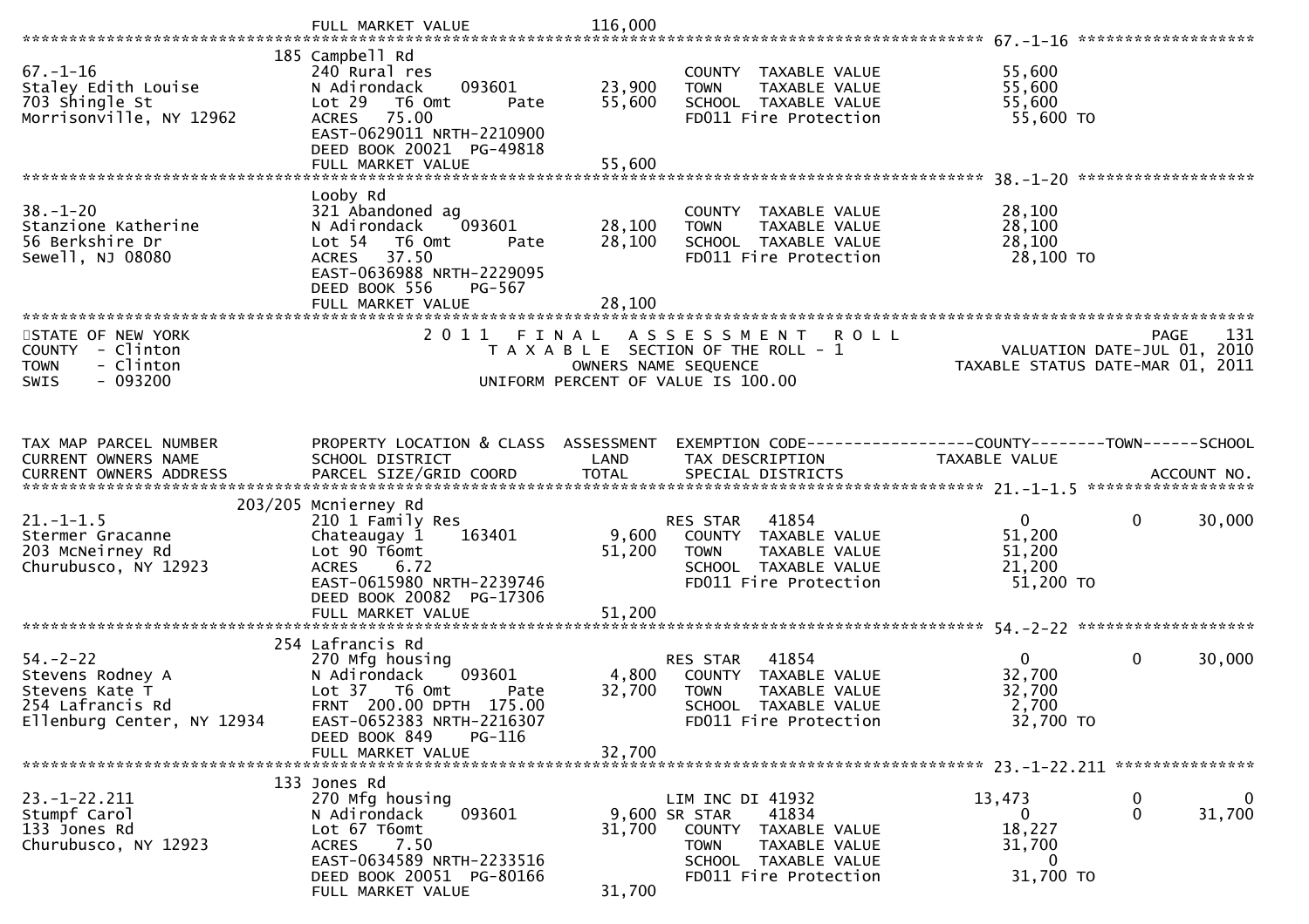FULL MARKET VALUE 116,000

| TAX MAP PARCEL NUMBER / CURRENT OWNERS NAME / CURRENT OWNERS ADDRESS | PROPERTY LOCATION & CLASS / SCHOOL DISTRICT / PARCEL SIZE/GRID COORD | ASSESSMENT LAND | TOTAL | EXEMPTION CODE / TAX DESCRIPTION / SPECIAL DISTRICTS | COUNTY TAXABLE VALUE | TOWN | SCHOOL |
|---|---|---|---|---|---|---|---|
| **67.-1-16** | 185 Campbell Rd | | | | | | |
| 67.-1-16 | 240 Rural res | | | COUNTY TAXABLE VALUE | 55,600 | | |
| Staley Edith Louise | N Adirondack 093601 | 23,900 | | TOWN TAXABLE VALUE | 55,600 | | |
| 703 Shingle St | Lot 29 T6 Omt Pate | | 55,600 | SCHOOL TAXABLE VALUE | 55,600 | | |
| Morrisonville, NY 12962 | ACRES 75.00 | | | FD011 Fire Protection | 55,600 TO | | |
| | EAST-0629011 NRTH-2210900 | | | | | | |
| | DEED BOOK 20021 PG-49818 | | | | | | |
| | FULL MARKET VALUE | | 55,600 | | | | |
| **38.-1-20** | Looby Rd | | | | | | |
| 38.-1-20 | 321 Abandoned ag | | | COUNTY TAXABLE VALUE | 28,100 | | |
| Stanzione Katherine | N Adirondack 093601 | 28,100 | | TOWN TAXABLE VALUE | 28,100 | | |
| 56 Berkshire Dr | Lot 54 T6 Omt Pate | | 28,100 | SCHOOL TAXABLE VALUE | 28,100 | | |
| Sewell, NJ 08080 | ACRES 37.50 | | | FD011 Fire Protection | 28,100 TO | | |
| | EAST-0636988 NRTH-2229095 | | | | | | |
| | DEED BOOK 556 PG-567 | | | | | | |
| | FULL MARKET VALUE | | 28,100 | | | | |

STATE OF NEW YORK
COUNTY - Clinton
TOWN - Clinton
SWIS - 093200

2 0 1 1 F I N A L A S S E S S M E N T R O L L
T A X A B L E SECTION OF THE ROLL - 1
OWNERS NAME SEQUENCE
UNIFORM PERCENT OF VALUE IS 100.00

VALUATION DATE-JUL 01, 2010
TAXABLE STATUS DATE-MAR 01, 2011

| TAX MAP PARCEL NUMBER / CURRENT OWNERS NAME / CURRENT OWNERS ADDRESS | PROPERTY LOCATION & CLASS / SCHOOL DISTRICT / PARCEL SIZE/GRID COORD | ASSESSMENT LAND | TOTAL | EXEMPTION CODE / TAX DESCRIPTION / SPECIAL DISTRICTS | COUNTY TAXABLE VALUE | TOWN | SCHOOL |
|---|---|---|---|---|---|---|---|
| **21.-1-1.5** | 203/205 Mcnierney Rd | | | | | | |
| 21.-1-1.5 | 210 1 Family Res | | | RES STAR 41854 | 0 | 0 | 30,000 |
| Stermer Gracanne | Chateaugay 1 163401 | 9,600 | | COUNTY TAXABLE VALUE | 51,200 | | |
| 203 McNeirney Rd | Lot 90 T6omt | | 51,200 | TOWN TAXABLE VALUE | 51,200 | | |
| Churubusco, NY 12923 | ACRES 6.72 | | | SCHOOL TAXABLE VALUE | 21,200 | | |
| | EAST-0615980 NRTH-2239746 | | | FD011 Fire Protection | 51,200 TO | | |
| | DEED BOOK 20082 PG-17306 | | | | | | |
| | FULL MARKET VALUE | | 51,200 | | | | |
| **54.-2-22** | 254 Lafrancis Rd | | | | | | |
| 54.-2-22 | 270 Mfg housing | | | RES STAR 41854 | 0 | 0 | 30,000 |
| Stevens Rodney A | N Adirondack 093601 | 4,800 | | COUNTY TAXABLE VALUE | 32,700 | | |
| Stevens Kate T | Lot 37 T6 Omt Pate | | 32,700 | TOWN TAXABLE VALUE | 32,700 | | |
| 254 Lafrancis Rd | FRNT 200.00 DPTH 175.00 | | | SCHOOL TAXABLE VALUE | 2,700 | | |
| Ellenburg Center, NY 12934 | EAST-0652383 NRTH-2216307 | | | FD011 Fire Protection | 32,700 TO | | |
| | DEED BOOK 849 PG-116 | | | | | | |
| | FULL MARKET VALUE | | 32,700 | | | | |
| **23.-1-22.211** | 133 Jones Rd | | | | | | |
| 23.-1-22.211 | 270 Mfg housing | | | LIM INC DI 41932 | 13,473 | 0 | 0 |
| Stumpf Carol | N Adirondack 093601 | 9,600 | | SR STAR 41834 | 0 | 0 | 31,700 |
| 133 Jones Rd | Lot 67 T6omt | | 31,700 | COUNTY TAXABLE VALUE | 18,227 | | |
| Churubusco, NY 12923 | ACRES 7.50 | | | TOWN TAXABLE VALUE | 31,700 | | |
| | EAST-0634589 NRTH-2233516 | | | SCHOOL TAXABLE VALUE | 0 | | |
| | DEED BOOK 20051 PG-80166 | | | FD011 Fire Protection | 31,700 TO | | |
| | FULL MARKET VALUE | | 31,700 | | | | |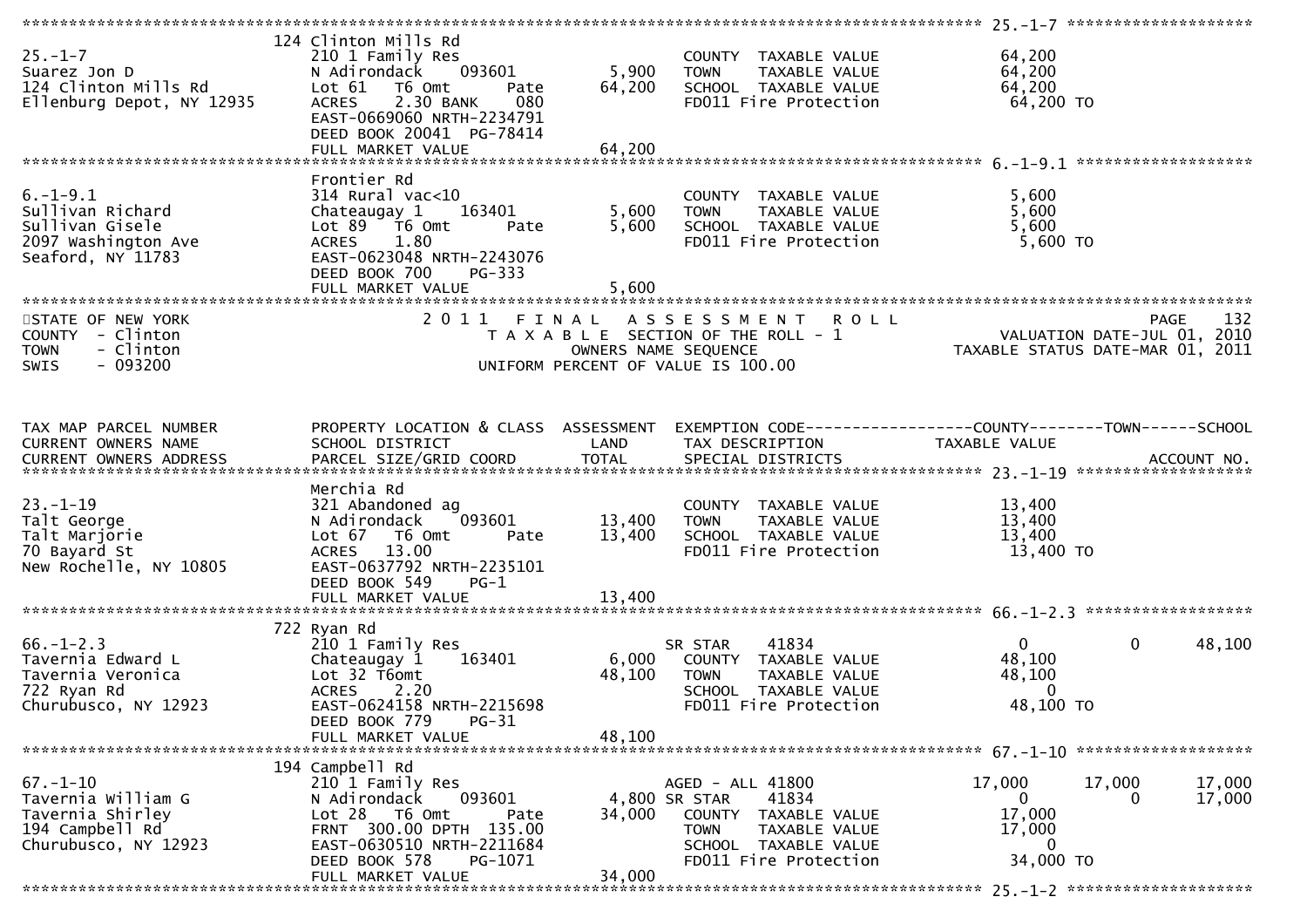```
******************************************************************************************************* 25.-1-7 ********************
                              124 Clinton Mills Rd
25.-1-7                       210 1 Family Res                        COUNTY  TAXABLE VALUE            64,200
Suarez Jon D                  N Adirondack    093601          5,900   TOWN    TAXABLE VALUE            64,200
124 Clinton Mills Rd          Lot 61   T6 Omt       Pate     64,200   SCHOOL  TAXABLE VALUE            64,200
Ellenburg Depot, NY 12935     ACRES    2.30 BANK    080               FD011 Fire Protection             64,200 TO
                              EAST-0669060 NRTH-2234791
                              DEED BOOK 20041  PG-78414
                              FULL MARKET VALUE              64,200
******************************************************************************************************* 6.-1-9.1 *******************
                              Frontier Rd
6.-1-9.1                      314 Rural vac<10                        COUNTY  TAXABLE VALUE             5,600
Sullivan Richard              Chateaugay 1    163401          5,600   TOWN    TAXABLE VALUE             5,600
Sullivan Gisele               Lot 89   T6 Omt       Pate      5,600   SCHOOL  TAXABLE VALUE             5,600
2097 Washington Ave           ACRES    1.80                           FD011 Fire Protection              5,600 TO
Seaford, NY 11783             EAST-0623048 NRTH-2243076
                              DEED BOOK 700    PG-333
                              FULL MARKET VALUE               5,600
************************************************************************************************************************************
STATE OF NEW YORK                    2 0 1 1   F I N A L   A S S E S S M E N T   R O L L                                 PAGE   132
COUNTY  - Clinton                       T A X A B L E  SECTION OF THE ROLL - 1                             VALUATION DATE-JUL 01, 2010
TOWN    - Clinton                              OWNERS NAME SEQUENCE                                   TAXABLE STATUS DATE-MAR 01, 2011
SWIS    - 093200                         UNIFORM PERCENT OF VALUE IS 100.00


TAX MAP PARCEL NUMBER         PROPERTY LOCATION & CLASS  ASSESSMENT  EXEMPTION CODE------------------COUNTY--------TOWN------SCHOOL
CURRENT OWNERS NAME           SCHOOL DISTRICT               LAND      TAX DESCRIPTION             TAXABLE VALUE
CURRENT OWNERS ADDRESS        PARCEL SIZE/GRID COORD        TOTAL     SPECIAL DISTRICTS                                   ACCOUNT NO.
******************************************************************************************************* 23.-1-19 *******************
                              Merchia Rd
23.-1-19                      321 Abandoned ag                        COUNTY  TAXABLE VALUE            13,400
Talt George                   N Adirondack    093601         13,400   TOWN    TAXABLE VALUE            13,400
Talt Marjorie                 Lot 67   T6 Omt       Pate     13,400   SCHOOL  TAXABLE VALUE            13,400
70 Bayard St                  ACRES   13.00                           FD011 Fire Protection             13,400 TO
New Rochelle, NY 10805        EAST-0637792 NRTH-2235101
                              DEED BOOK 549    PG-1
                              FULL MARKET VALUE              13,400
******************************************************************************************************* 66.-1-2.3 ******************
                              722 Ryan Rd
66.-1-2.3                     210 1 Family Res                        SR STAR     41834                 0            0      48,100
Tavernia Edward L             Chateaugay 1    163401          6,000   COUNTY  TAXABLE VALUE            48,100
Tavernia Veronica             Lot 32 T6omt                   48,100   TOWN    TAXABLE VALUE            48,100
722 Ryan Rd                   ACRES    2.20                           SCHOOL  TAXABLE VALUE                 0
Churubusco, NY 12923          EAST-0624158 NRTH-2215698               FD011 Fire Protection             48,100 TO
                              DEED BOOK 779    PG-31
                              FULL MARKET VALUE              48,100
******************************************************************************************************* 67.-1-10 *******************
                              194 Campbell Rd
67.-1-10                      210 1 Family Res                        AGED - ALL 41800             17,000       17,000      17,000
Tavernia William G            N Adirondack    093601          4,800 SR STAR     41834                 0            0      17,000
Tavernia Shirley              Lot 28   T6 Omt       Pate     34,000   COUNTY  TAXABLE VALUE            17,000
194 Campbell Rd               FRNT 300.00 DPTH 135.00                 TOWN    TAXABLE VALUE            17,000
Churubusco, NY 12923          EAST-0630510 NRTH-2211684               SCHOOL  TAXABLE VALUE                 0
                              DEED BOOK 578    PG-1071                FD011 Fire Protection             34,000 TO
                              FULL MARKET VALUE              34,000
******************************************************************************************************* 25.-1-2 ********************
```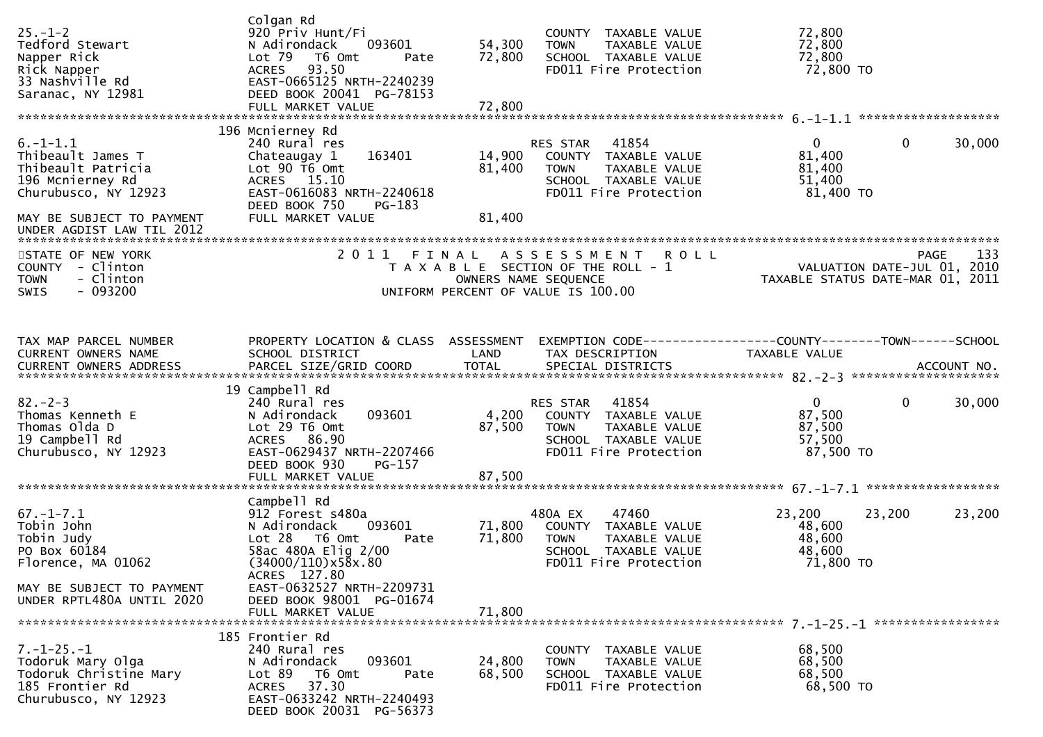```
25.-1-2                        Colgan Rd
Tedford Stewart                920 Priv Hunt/Fi                        COUNTY  TAXABLE VALUE             72,800
Napper Rick                    N Adirondack    093601      54,300      TOWN    TAXABLE VALUE             72,800
Rick Napper                    Lot 79   T6 Omt      Pate   72,800      SCHOOL  TAXABLE VALUE             72,800
33 Nashville Rd                ACRES   93.50                           FD011 Fire Protection              72,800 TO
Saranac, NY 12981              EAST-0665125 NRTH-2240239
                               DEED BOOK 20041  PG-78153
                               FULL MARKET VALUE           72,800
******************************************************************************************************* 6.-1-1.1 ********************
                               196 Mcnierney Rd
6.-1-1.1                       240 Rural res                           RES STAR   41854                   0            0       30,000
Thibeault James T              Chateaugay 1    163401      14,900      COUNTY  TAXABLE VALUE             81,400
Thibeault Patricia             Lot 90 T6 Omt               81,400      TOWN    TAXABLE VALUE             81,400
196 Mcnierney Rd               ACRES   15.10                           SCHOOL  TAXABLE VALUE             51,400
Churubusco, NY 12923           EAST-0616083 NRTH-2240618               FD011 Fire Protection              81,400 TO
                               DEED BOOK 750     PG-183
MAY BE SUBJECT TO PAYMENT      FULL MARKET VALUE           81,400
UNDER AGDIST LAW TIL 2012
```

```
STATE OF NEW YORK                  2 0 1 1   F I N A L   A S S E S S M E N T   R O L L                             PAGE    133
COUNTY  - Clinton                        T A X A B L E  SECTION OF THE ROLL - 1                          VALUATION DATE-JUL 01, 2010
TOWN    - Clinton                              OWNERS NAME SEQUENCE                                  TAXABLE STATUS DATE-MAR 01, 2011
SWIS    - 093200                          UNIFORM PERCENT OF VALUE IS 100.00
```

```
TAX MAP PARCEL NUMBER          PROPERTY LOCATION & CLASS  ASSESSMENT  EXEMPTION CODE-----------------COUNTY--------TOWN------SCHOOL
CURRENT OWNERS NAME            SCHOOL DISTRICT               LAND      TAX DESCRIPTION              TAXABLE VALUE
CURRENT OWNERS ADDRESS         PARCEL SIZE/GRID COORD        TOTAL     SPECIAL DISTRICTS                                   ACCOUNT NO.
******************************************************************************************************* 82.-2-3 *********************
                               19 Campbell Rd
82.-2-3                        240 Rural res                           RES STAR   41854                   0            0       30,000
Thomas Kenneth E               N Adirondack    093601       4,200      COUNTY  TAXABLE VALUE             87,500
Thomas Olda D                  Lot 29 T6 Omt               87,500      TOWN    TAXABLE VALUE             87,500
19 Campbell Rd                 ACRES   86.90                           SCHOOL  TAXABLE VALUE             57,500
Churubusco, NY 12923           EAST-0629437 NRTH-2207466               FD011 Fire Protection              87,500 TO
                               DEED BOOK 930     PG-157
                               FULL MARKET VALUE           87,500
******************************************************************************************************* 67.-1-7.1 *******************
                               Campbell Rd
67.-1-7.1                      912 Forest s480a                        480A EX    47460               23,200       23,200      23,200
Tobin John                     N Adirondack    093601      71,800      COUNTY  TAXABLE VALUE             48,600
Tobin Judy                     Lot 28   T6 Omt      Pate   71,800      TOWN    TAXABLE VALUE             48,600
PO Box 60184                   58ac 480A Elig 2/00                     SCHOOL  TAXABLE VALUE             48,600
Florence, MA 01062             (34000/110)x58x.80                      FD011 Fire Protection              71,800 TO
                               ACRES  127.80
MAY BE SUBJECT TO PAYMENT      EAST-0632527 NRTH-2209731
UNDER RPTL480A UNTIL 2020      DEED BOOK 98001  PG-01674
                               FULL MARKET VALUE           71,800
******************************************************************************************************* 7.-1-25.-1 ******************
                               185 Frontier Rd
7.-1-25.-1                     240 Rural res                           COUNTY  TAXABLE VALUE             68,500
Todoruk Mary Olga              N Adirondack    093601      24,800      TOWN    TAXABLE VALUE             68,500
Todoruk Christine Mary         Lot 89   T6 Omt      Pate   68,500      SCHOOL  TAXABLE VALUE             68,500
185 Frontier Rd                ACRES   37.30                           FD011 Fire Protection              68,500 TO
Churubusco, NY 12923           EAST-0633242 NRTH-2240493
                               DEED BOOK 20031  PG-56373
```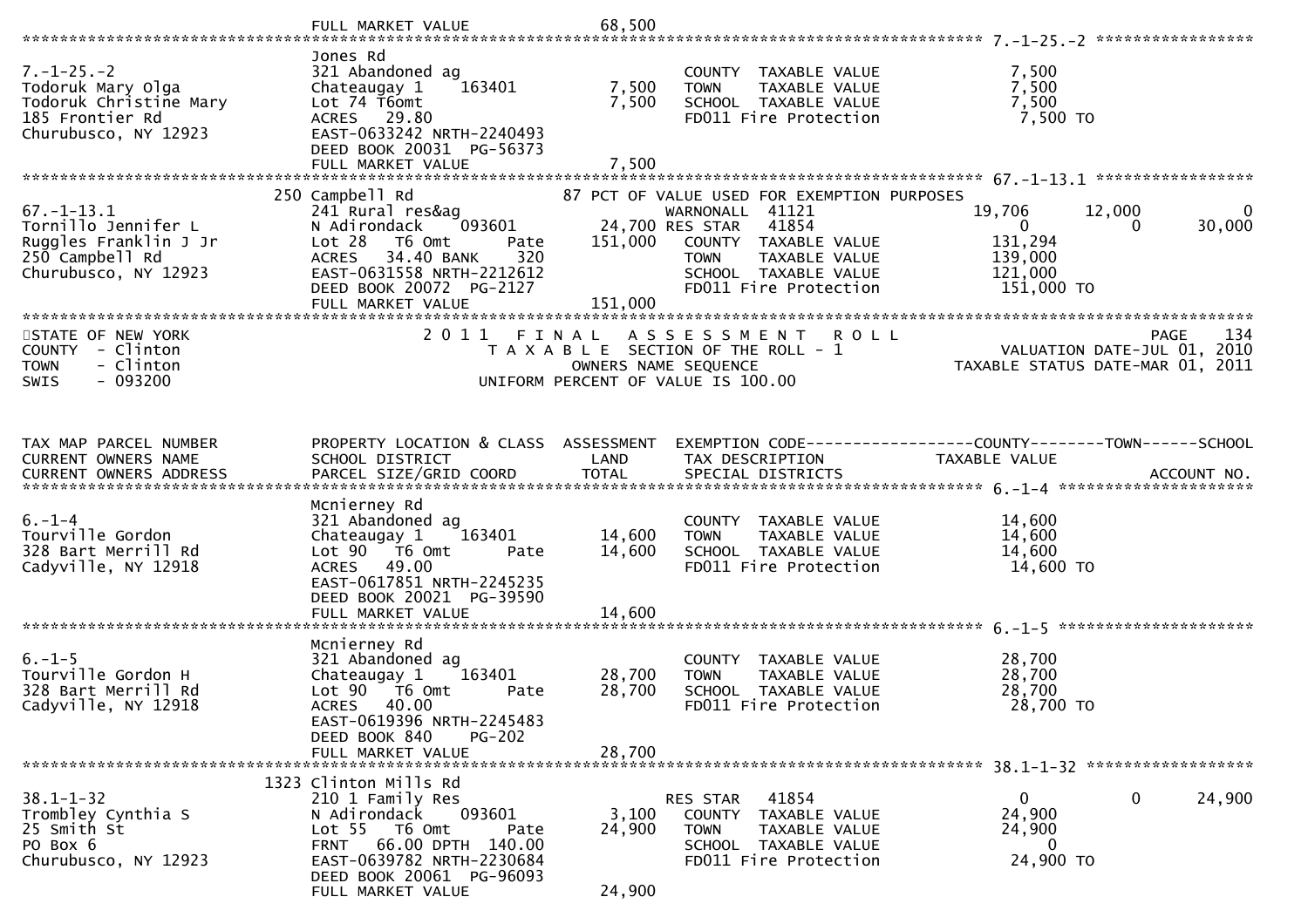```
                                FULL MARKET VALUE              68,500
******************************************************************************************************* 7.-1-25.-2 *****************
                                Jones Rd
7.-1-25.-2                      321 Abandoned ag                          COUNTY  TAXABLE VALUE              7,500
Todoruk Mary Olga               Chateaugay 1    163401        7,500       TOWN    TAXABLE VALUE              7,500
Todoruk Christine Mary          Lot 74 T6omt                  7,500       SCHOOL  TAXABLE VALUE              7,500
185 Frontier Rd                 ACRES   29.80                             FD011 Fire Protection               7,500 TO
Churubusco, NY 12923            EAST-0633242 NRTH-2240493
                                DEED BOOK 20031  PG-56373
                                FULL MARKET VALUE              7,500
******************************************************************************************************* 67.-1-13.1 *****************
                            250 Campbell Rd                     87 PCT OF VALUE USED FOR EXEMPTION PURPOSES
67.-1-13.1                      241 Rural res&ag                          WARNONALL  41121                 19,706        12,000             0
Tornillo Jennifer L             N Adirondack    093601       24,700 RES STAR   41854                         0             0        30,000
Ruggles Franklin J Jr           Lot 28   T6 Omt       Pate  151,000    COUNTY  TAXABLE VALUE            131,294
250 Campbell Rd                 ACRES   34.40 BANK    320                 TOWN    TAXABLE VALUE            139,000
Churubusco, NY 12923            EAST-0631558 NRTH-2212612                 SCHOOL  TAXABLE VALUE            121,000
                                DEED BOOK 20072  PG-2127                  FD011 Fire Protection             151,000 TO
                                FULL MARKET VALUE            151,000
*******************************************************************************************************************************************
STATE OF NEW YORK                         2 0 1 1   F I N A L   A S S E S S M E N T   R O L L                                  PAGE    134
COUNTY  - Clinton                           T A X A B L E  SECTION OF THE ROLL - 1                          VALUATION DATE-JUL 01, 2010
TOWN    - Clinton                                  OWNERS NAME SEQUENCE                                  TAXABLE STATUS DATE-MAR 01, 2011
SWIS    - 093200                            UNIFORM PERCENT OF VALUE IS 100.00



TAX MAP PARCEL NUMBER           PROPERTY LOCATION & CLASS  ASSESSMENT  EXEMPTION CODE------------------COUNTY--------TOWN------SCHOOL
CURRENT OWNERS NAME             SCHOOL DISTRICT               LAND      TAX DESCRIPTION              TAXABLE VALUE
CURRENT OWNERS ADDRESS          PARCEL SIZE/GRID COORD        TOTAL     SPECIAL DISTRICTS                                  ACCOUNT NO.
******************************************************************************************************* 6.-1-4 *********************
                                Mcnierney Rd
6.-1-4                          321 Abandoned ag                          COUNTY  TAXABLE VALUE             14,600
Tourville Gordon                Chateaugay 1    163401       14,600       TOWN    TAXABLE VALUE             14,600
328 Bart Merrill Rd             Lot 90   T6 Omt       Pate   14,600       SCHOOL  TAXABLE VALUE             14,600
Cadyville, NY 12918             ACRES   49.00                             FD011 Fire Protection              14,600 TO
                                EAST-0617851 NRTH-2245235
                                DEED BOOK 20021  PG-39590
                                FULL MARKET VALUE             14,600
******************************************************************************************************* 6.-1-5 *********************
                                Mcnierney Rd
6.-1-5                          321 Abandoned ag                          COUNTY  TAXABLE VALUE             28,700
Tourville Gordon H              Chateaugay 1    163401       28,700       TOWN    TAXABLE VALUE             28,700
328 Bart Merrill Rd             Lot 90   T6 Omt       Pate   28,700       SCHOOL  TAXABLE VALUE             28,700
Cadyville, NY 12918             ACRES   40.00                             FD011 Fire Protection              28,700 TO
                                EAST-0619396 NRTH-2245483
                                DEED BOOK 840    PG-202
                                FULL MARKET VALUE             28,700
******************************************************************************************************* 38.1-1-32 ******************
                           1323 Clinton Mills Rd
38.1-1-32                       210 1 Family Res                    RES STAR   41854                         0             0        24,900
Trombley Cynthia S              N Adirondack    093601        3,100    COUNTY  TAXABLE VALUE             24,900
25 Smith St                     Lot 55   T6 Omt       Pate   24,900    TOWN    TAXABLE VALUE             24,900
PO Box 6                        FRNT   66.00 DPTH  140.00              SCHOOL  TAXABLE VALUE                  0
Churubusco, NY 12923            EAST-0639782 NRTH-2230684              FD011 Fire Protection              24,900 TO
                                DEED BOOK 20061  PG-96093
                                FULL MARKET VALUE             24,900
```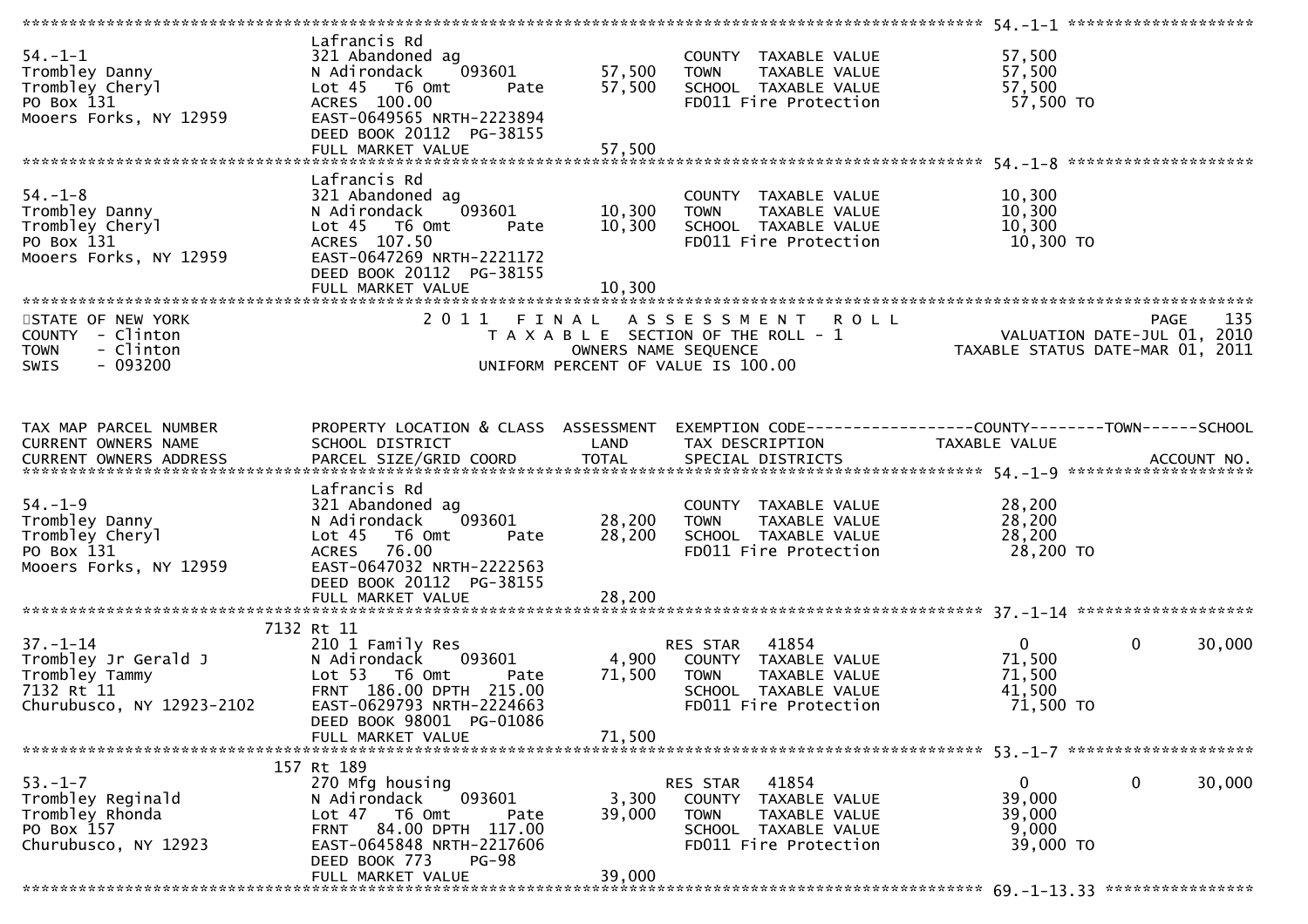```
******************************************************************************************************* 54.-1-1 ********************
                                Lafrancis Rd
54.-1-1                         321 Abandoned ag                             COUNTY  TAXABLE VALUE              57,500
Trombley Danny                  N Adirondack    093601         57,500        TOWN    TAXABLE VALUE              57,500
Trombley Cheryl                 Lot 45   T6 Omt       Pate     57,500        SCHOOL  TAXABLE VALUE              57,500
PO Box 131                      ACRES 100.00                                 FD011 Fire Protection               57,500 TO
Mooers Forks, NY 12959          EAST-0649565 NRTH-2223894
                                DEED BOOK 20112  PG-38155
                                FULL MARKET VALUE              57,500
******************************************************************************************************* 54.-1-8 ********************
                                Lafrancis Rd
54.-1-8                         321 Abandoned ag                             COUNTY  TAXABLE VALUE              10,300
Trombley Danny                  N Adirondack    093601         10,300        TOWN    TAXABLE VALUE              10,300
Trombley Cheryl                 Lot 45   T6 Omt       Pate     10,300        SCHOOL  TAXABLE VALUE              10,300
PO Box 131                      ACRES 107.50                                 FD011 Fire Protection               10,300 TO
Mooers Forks, NY 12959          EAST-0647269 NRTH-2221172
                                DEED BOOK 20112  PG-38155
                                FULL MARKET VALUE              10,300
************************************************************************************************************************************
STATE OF NEW YORK                   2 0 1 1   F I N A L   A S S E S S M E N T   R O L L                                 PAGE    135
COUNTY  - Clinton                        T A X A B L E  SECTION OF THE ROLL - 1                          VALUATION DATE-JUL 01, 2010
TOWN    - Clinton                               OWNERS NAME SEQUENCE                              TAXABLE STATUS DATE-MAR 01, 2011
SWIS    - 093200                         UNIFORM PERCENT OF VALUE IS 100.00


TAX MAP PARCEL NUMBER           PROPERTY LOCATION & CLASS  ASSESSMENT  EXEMPTION CODE------------------COUNTY--------TOWN------SCHOOL
CURRENT OWNERS NAME             SCHOOL DISTRICT               LAND     TAX DESCRIPTION             TAXABLE VALUE
CURRENT OWNERS ADDRESS          PARCEL SIZE/GRID COORD        TOTAL    SPECIAL DISTRICTS                                  ACCOUNT NO.
******************************************************************************************************* 54.-1-9 ********************
                                Lafrancis Rd
54.-1-9                         321 Abandoned ag                             COUNTY  TAXABLE VALUE              28,200
Trombley Danny                  N Adirondack    093601         28,200        TOWN    TAXABLE VALUE              28,200
Trombley Cheryl                 Lot 45   T6 Omt       Pate     28,200        SCHOOL  TAXABLE VALUE              28,200
PO Box 131                      ACRES  76.00                                 FD011 Fire Protection               28,200 TO
Mooers Forks, NY 12959          EAST-0647032 NRTH-2222563
                                DEED BOOK 20112  PG-38155
                                FULL MARKET VALUE              28,200
******************************************************************************************************* 37.-1-14 *******************
                         7132 Rt 11
37.-1-14                        210 1 Family Res                   RES STAR    41854                     0             0      30,000
Trombley Jr Gerald J            N Adirondack    093601          4,900  COUNTY  TAXABLE VALUE              71,500
Trombley Tammy                  Lot 53   T6 Omt       Pate     71,500  TOWN    TAXABLE VALUE              71,500
7132 Rt 11                      FRNT 186.00 DPTH 215.00                SCHOOL  TAXABLE VALUE              41,500
Churubusco, NY 12923-2102       EAST-0629793 NRTH-2224663              FD011 Fire Protection               71,500 TO
                                DEED BOOK 98001  PG-01086
                                FULL MARKET VALUE              71,500
******************************************************************************************************* 53.-1-7 ********************
                          157 Rt 189
53.-1-7                         270 Mfg housing                    RES STAR    41854                     0             0      30,000
Trombley Reginald               N Adirondack    093601          3,300  COUNTY  TAXABLE VALUE              39,000
Trombley Rhonda                 Lot 47   T6 Omt       Pate     39,000  TOWN    TAXABLE VALUE              39,000
PO Box 157                      FRNT  84.00 DPTH 117.00                SCHOOL  TAXABLE VALUE               9,000
Churubusco, NY 12923            EAST-0645848 NRTH-2217606              FD011 Fire Protection               39,000 TO
                                DEED BOOK 773    PG-98
                                FULL MARKET VALUE              39,000
******************************************************************************************************* 69.-1-13.33 ****************
```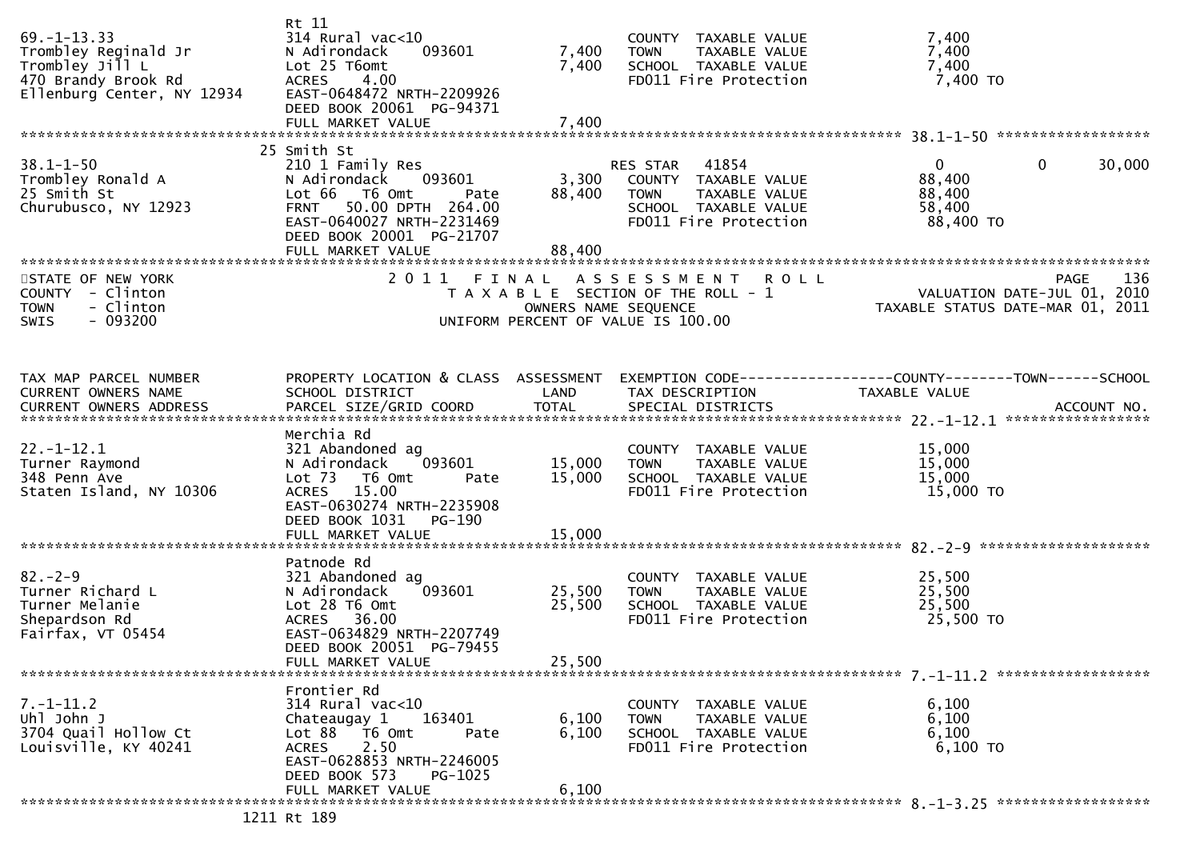| Parcel / Owner | Property Location & Class / School District / Parcel Size | Land | Total | Exemption / Tax Description | Taxable Value |
|---|---|---|---|---|---|
| 69.-1-13.33<br>Trombley Reginald Jr<br>Trombley Jill L<br>470 Brandy Brook Rd<br>Ellenburg Center, NY 12934 | Rt 11<br>314 Rural vac<10<br>N Adirondack 093601<br>Lot 25 T6omt<br>ACRES 4.00<br>EAST-0648472 NRTH-2209926<br>DEED BOOK 20061 PG-94371<br>FULL MARKET VALUE 7,400 | 7,400 | 7,400 | COUNTY TAXABLE VALUE<br>TOWN TAXABLE VALUE<br>SCHOOL TAXABLE VALUE<br>FD011 Fire Protection | 7,400<br>7,400<br>7,400<br>7,400 TO |
| 38.1-1-50<br>Trombley Ronald A<br>25 Smith St<br>Churubusco, NY 12923 | 25 Smith St<br>210 1 Family Res<br>N Adirondack 093601<br>Lot 66 T6 Omt Pate<br>FRNT 50.00 DPTH 264.00<br>EAST-0640027 NRTH-2231469<br>DEED BOOK 20001 PG-21707<br>FULL MARKET VALUE 88,400 | 3,300 | 88,400 | RES STAR 41854<br>COUNTY TAXABLE VALUE<br>TOWN TAXABLE VALUE<br>SCHOOL TAXABLE VALUE<br>FD011 Fire Protection | 0 0 30,000<br>88,400<br>88,400<br>58,400<br>88,400 TO |

STATE OF NEW YORK
COUNTY - Clinton
TOWN - Clinton
SWIS - 093200

2011 FINAL ASSESSMENT ROLL
TAXABLE SECTION OF THE ROLL - 1
OWNERS NAME SEQUENCE
UNIFORM PERCENT OF VALUE IS 100.00

PAGE 136
VALUATION DATE-JUL 01, 2010
TAXABLE STATUS DATE-MAR 01, 2011

| TAX MAP PARCEL NUMBER<br>CURRENT OWNERS NAME<br>CURRENT OWNERS ADDRESS | PROPERTY LOCATION & CLASS<br>SCHOOL DISTRICT<br>PARCEL SIZE/GRID COORD | ASSESSMENT<br>LAND | <br>TOTAL | EXEMPTION CODE<br>TAX DESCRIPTION<br>SPECIAL DISTRICTS | COUNTY--------TOWN------SCHOOL<br>TAXABLE VALUE<br>ACCOUNT NO. |
|---|---|---|---|---|---|
| 22.-1-12.1<br>Turner Raymond<br>348 Penn Ave<br>Staten Island, NY 10306 | Merchia Rd<br>321 Abandoned ag<br>N Adirondack 093601<br>Lot 73 T6 Omt Pate<br>ACRES 15.00<br>EAST-0630274 NRTH-2235908<br>DEED BOOK 1031 PG-190<br>FULL MARKET VALUE 15,000 | 15,000 | 15,000 | COUNTY TAXABLE VALUE<br>TOWN TAXABLE VALUE<br>SCHOOL TAXABLE VALUE<br>FD011 Fire Protection | 15,000<br>15,000<br>15,000<br>15,000 TO |
| 82.-2-9<br>Turner Richard L<br>Turner Melanie<br>Shepardson Rd<br>Fairfax, VT 05454 | Patnode Rd<br>321 Abandoned ag<br>N Adirondack 093601<br>Lot 28 T6 Omt<br>ACRES 36.00<br>EAST-0634829 NRTH-2207749<br>DEED BOOK 20051 PG-79455<br>FULL MARKET VALUE 25,500 | 25,500 | 25,500 | COUNTY TAXABLE VALUE<br>TOWN TAXABLE VALUE<br>SCHOOL TAXABLE VALUE<br>FD011 Fire Protection | 25,500<br>25,500<br>25,500<br>25,500 TO |
| 7.-1-11.2<br>Uhl John J<br>3704 Quail Hollow Ct<br>Louisville, KY 40241 | Frontier Rd<br>314 Rural vac<10<br>Chateaugay 1 163401<br>Lot 88 T6 Omt Pate<br>ACRES 2.50<br>EAST-0628853 NRTH-2246005<br>DEED BOOK 573 PG-1025<br>FULL MARKET VALUE 6,100 | 6,100 | 6,100 | COUNTY TAXABLE VALUE<br>TOWN TAXABLE VALUE<br>SCHOOL TAXABLE VALUE<br>FD011 Fire Protection | 6,100<br>6,100<br>6,100<br>6,100 TO |
| 8.-1-3.25 | 1211 Rt 189 | | | | |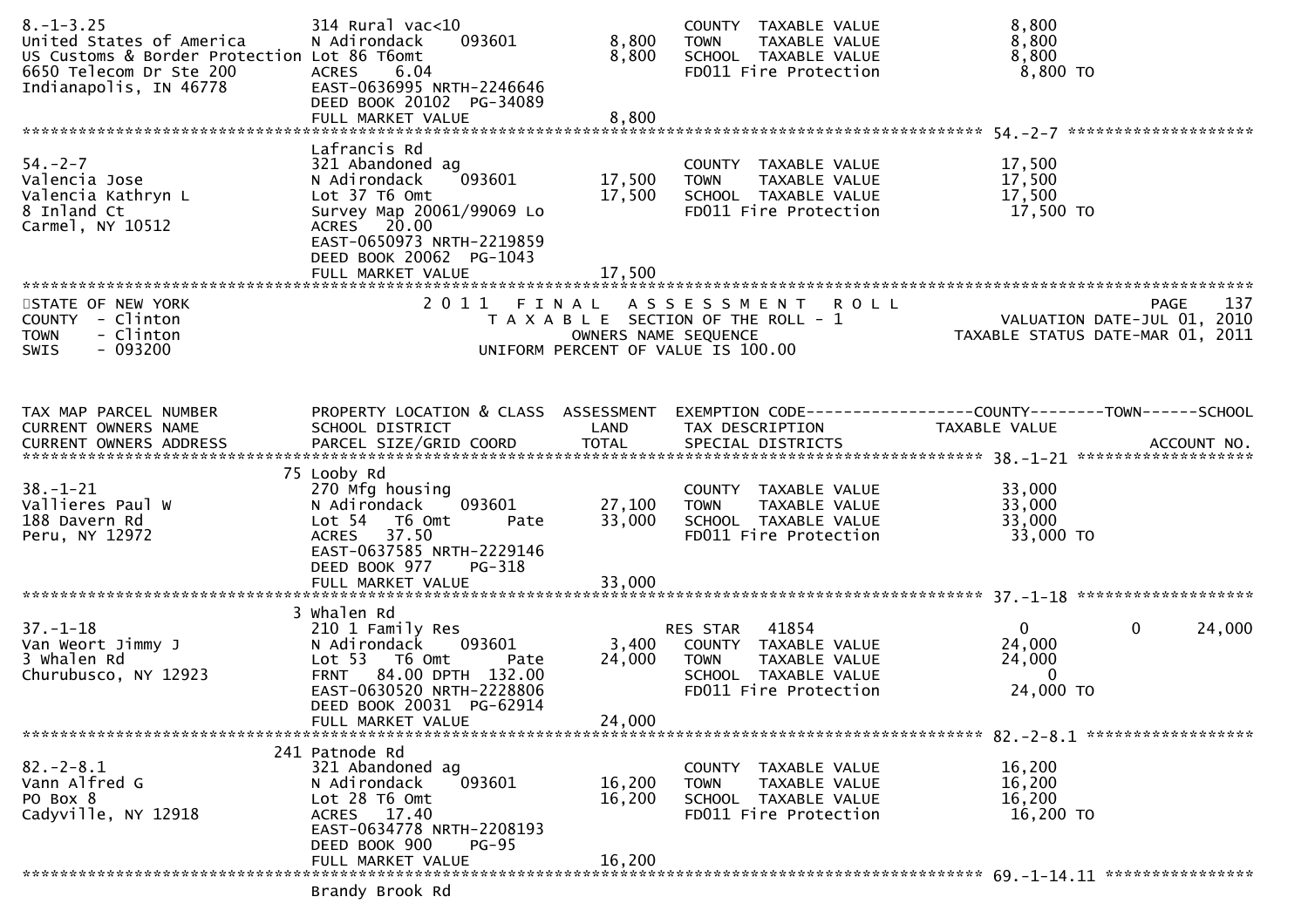```
8.-1-3.25                      314 Rural vac<10                         COUNTY  TAXABLE VALUE             8,800
United States of America       N Adirondack     093601       8,800     TOWN    TAXABLE VALUE             8,800
US Customs & Border Protection Lot 86 T6omt                  8,800     SCHOOL  TAXABLE VALUE             8,800
6650 Telecom Dr Ste 200        ACRES    6.04                            FD011 Fire Protection              8,800 TO
Indianapolis, IN 46778         EAST-0636995 NRTH-2246646
                               DEED BOOK 20102  PG-34089
                               FULL MARKET VALUE             8,800
******************************************************************************************************* 54.-2-7 *******************
                               Lafrancis Rd
54.-2-7                        321 Abandoned ag                         COUNTY  TAXABLE VALUE            17,500
Valencia Jose                  N Adirondack     093601      17,500     TOWN    TAXABLE VALUE            17,500
Valencia Kathryn L             Lot 37 T6 Omt                17,500     SCHOOL  TAXABLE VALUE            17,500
8 Inland Ct                    Survey Map 20061/99069 Lo                FD011 Fire Protection             17,500 TO
Carmel, NY 10512               ACRES   20.00
                               EAST-0650973 NRTH-2219859
                               DEED BOOK 20062  PG-1043
                               FULL MARKET VALUE            17,500
************************************************************************************************************************************
STATE OF NEW YORK                  2 0 1 1   F I N A L   A S S E S S M E N T   R O L L                               PAGE    137
COUNTY  - Clinton                        T A X A B L E  SECTION OF THE ROLL - 1                        VALUATION DATE-JUL 01, 2010
TOWN    - Clinton                              OWNERS NAME SEQUENCE                               TAXABLE STATUS DATE-MAR 01, 2011
SWIS    - 093200                        UNIFORM PERCENT OF VALUE IS 100.00


TAX MAP PARCEL NUMBER          PROPERTY LOCATION & CLASS  ASSESSMENT  EXEMPTION CODE------------------COUNTY--------TOWN------SCHOOL
CURRENT OWNERS NAME            SCHOOL DISTRICT               LAND      TAX DESCRIPTION             TAXABLE VALUE
CURRENT OWNERS ADDRESS         PARCEL SIZE/GRID COORD        TOTAL     SPECIAL DISTRICTS                                  ACCOUNT NO.
******************************************************************************************************* 38.-1-21 ******************
                            75 Looby Rd
38.-1-21                       270 Mfg housing                          COUNTY  TAXABLE VALUE            33,000
Vallieres Paul W               N Adirondack     093601      27,100     TOWN    TAXABLE VALUE            33,000
188 Davern Rd                  Lot 54   T6 Omt       Pate   33,000     SCHOOL  TAXABLE VALUE            33,000
Peru, NY 12972                 ACRES   37.50                            FD011 Fire Protection             33,000 TO
                               EAST-0637585 NRTH-2229146
                               DEED BOOK 977     PG-318
                               FULL MARKET VALUE            33,000
******************************************************************************************************* 37.-1-18 ******************
                             3 Whalen Rd
37.-1-18                       210 1 Family Res                       RES STAR   41854                   0             0       24,000
Van Weort Jimmy J              N Adirondack     093601       3,400     COUNTY  TAXABLE VALUE            24,000
3 Whalen Rd                    Lot 53   T6 Omt       Pate   24,000     TOWN    TAXABLE VALUE            24,000
Churubusco, NY 12923           FRNT   84.00 DPTH 132.00                 SCHOOL  TAXABLE VALUE                 0
                               EAST-0630520 NRTH-2228806                FD011 Fire Protection             24,000 TO
                               DEED BOOK 20031  PG-62914
                               FULL MARKET VALUE            24,000
******************************************************************************************************* 82.-2-8.1 *****************
                           241 Patnode Rd
82.-2-8.1                      321 Abandoned ag                         COUNTY  TAXABLE VALUE            16,200
Vann Alfred G                  N Adirondack     093601      16,200     TOWN    TAXABLE VALUE            16,200
PO Box 8                       Lot 28 T6 Omt                16,200     SCHOOL  TAXABLE VALUE            16,200
Cadyville, NY 12918            ACRES   17.40                            FD011 Fire Protection             16,200 TO
                               EAST-0634778 NRTH-2208193
                               DEED BOOK 900     PG-95
                               FULL MARKET VALUE            16,200
******************************************************************************************************* 69.-1-14.11 ***************
                               Brandy Brook Rd
```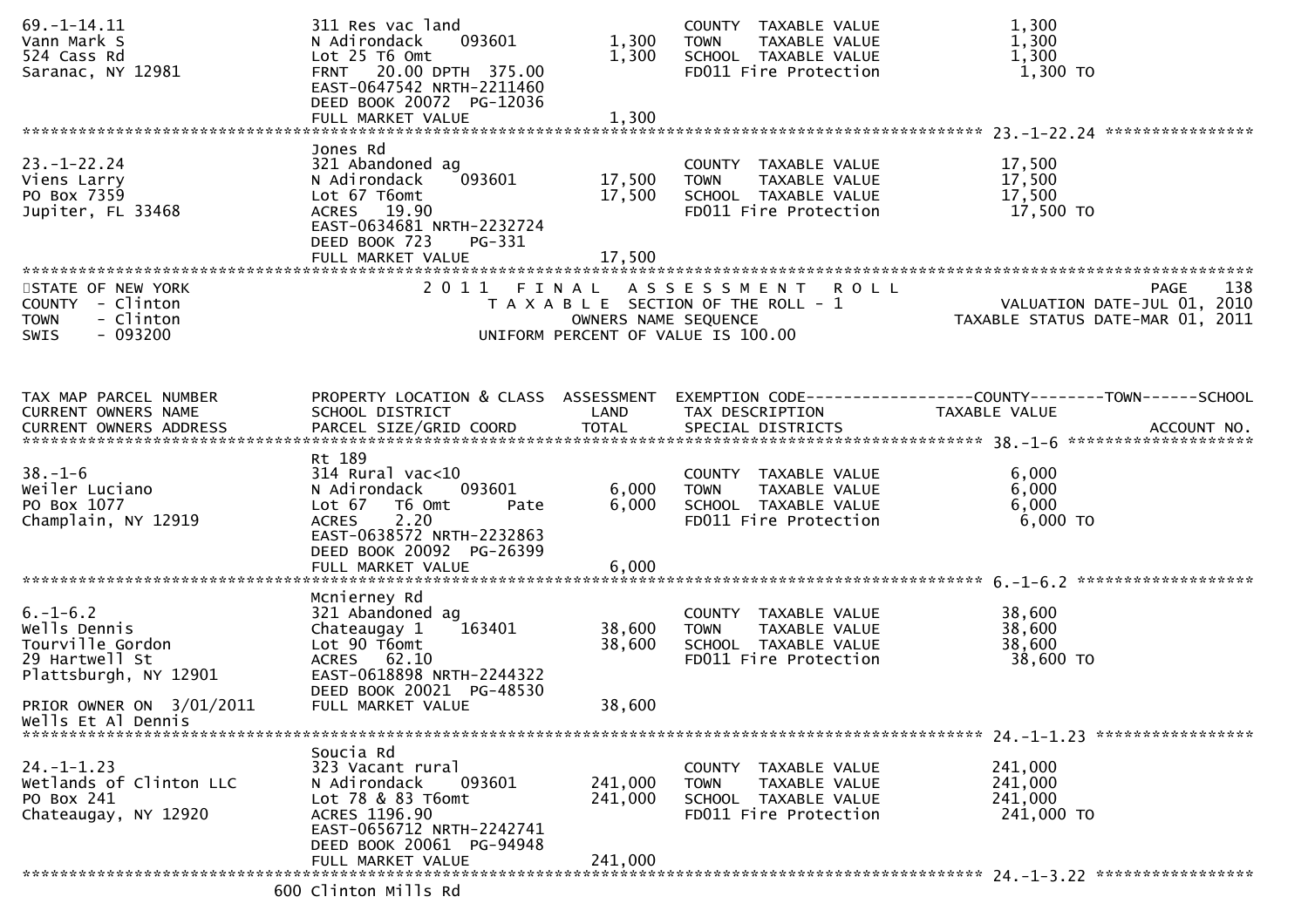| TAX MAP PARCEL NUMBER / CURRENT OWNERS NAME / CURRENT OWNERS ADDRESS | PROPERTY LOCATION & CLASS / SCHOOL DISTRICT / PARCEL SIZE/GRID COORD | ASSESSMENT LAND | TOTAL | EXEMPTION CODE / TAX DESCRIPTION / SPECIAL DISTRICTS | TAXABLE VALUE |
|---|---|---|---|---|---|
| 69.-1-14.11 | 311 Res vac land | | | COUNTY TAXABLE VALUE | 1,300 |
| Vann Mark S | N Adirondack 093601 | 1,300 | | TOWN TAXABLE VALUE | 1,300 |
| 524 Cass Rd | Lot 25 T6 Omt | | 1,300 | SCHOOL TAXABLE VALUE | 1,300 |
| Saranac, NY 12981 | FRNT 20.00 DPTH 375.00 | | | FD011 Fire Protection | 1,300 TO |
| | EAST-0647542 NRTH-2211460 | | | | |
| | DEED BOOK 20072 PG-12036 | | | | |
| | FULL MARKET VALUE | | 1,300 | | |
| 23.-1-22.24 | Jones Rd | | | | |
| 23.-1-22.24 | 321 Abandoned ag | | | COUNTY TAXABLE VALUE | 17,500 |
| Viens Larry | N Adirondack 093601 | 17,500 | | TOWN TAXABLE VALUE | 17,500 |
| PO Box 7359 | Lot 67 T6omt | | 17,500 | SCHOOL TAXABLE VALUE | 17,500 |
| Jupiter, FL 33468 | ACRES 19.90 | | | FD011 Fire Protection | 17,500 TO |
| | EAST-0634681 NRTH-2232724 | | | | |
| | DEED BOOK 723 PG-331 | | | | |
| | FULL MARKET VALUE | | 17,500 | | |

STATE OF NEW YORK
COUNTY - Clinton
TOWN - Clinton
SWIS - 093200

2011 FINAL ASSESSMENT ROLL
TAXABLE SECTION OF THE ROLL - 1
OWNERS NAME SEQUENCE
UNIFORM PERCENT OF VALUE IS 100.00

PAGE 138
VALUATION DATE-JUL 01, 2010
TAXABLE STATUS DATE-MAR 01, 2011

| TAX MAP PARCEL NUMBER / CURRENT OWNERS NAME / CURRENT OWNERS ADDRESS | PROPERTY LOCATION & CLASS / SCHOOL DISTRICT / PARCEL SIZE/GRID COORD | ASSESSMENT LAND | TOTAL | EXEMPTION CODE / TAX DESCRIPTION / SPECIAL DISTRICTS | TAXABLE VALUE / ACCOUNT NO. |
|---|---|---|---|---|---|
| 38.-1-6 | Rt 189 | | | | |
| 38.-1-6 | 314 Rural vac<10 | | | COUNTY TAXABLE VALUE | 6,000 |
| Weiler Luciano | N Adirondack 093601 | 6,000 | | TOWN TAXABLE VALUE | 6,000 |
| PO Box 1077 | Lot 67 T6 Omt Pate | | 6,000 | SCHOOL TAXABLE VALUE | 6,000 |
| Champlain, NY 12919 | ACRES 2.20 | | | FD011 Fire Protection | 6,000 TO |
| | EAST-0638572 NRTH-2232863 | | | | |
| | DEED BOOK 20092 PG-26399 | | | | |
| | FULL MARKET VALUE | | 6,000 | | |
| 6.-1-6.2 | Mcnierney Rd | | | | |
| 6.-1-6.2 | 321 Abandoned ag | | | COUNTY TAXABLE VALUE | 38,600 |
| Wells Dennis | Chateaugay 1 163401 | 38,600 | | TOWN TAXABLE VALUE | 38,600 |
| Tourville Gordon | Lot 90 T6omt | | 38,600 | SCHOOL TAXABLE VALUE | 38,600 |
| 29 Hartwell St | ACRES 62.10 | | | FD011 Fire Protection | 38,600 TO |
| Plattsburgh, NY 12901 | EAST-0618898 NRTH-2244322 | | | | |
| | DEED BOOK 20021 PG-48530 | | | | |
| PRIOR OWNER ON 3/01/2011 | FULL MARKET VALUE | | 38,600 | | |
| Wells Et Al Dennis | | | | | |
| 24.-1-1.23 | Soucia Rd | | | | |
| 24.-1-1.23 | 323 Vacant rural | | | COUNTY TAXABLE VALUE | 241,000 |
| Wetlands of Clinton LLC | N Adirondack 093601 | 241,000 | | TOWN TAXABLE VALUE | 241,000 |
| PO Box 241 | Lot 78 & 83 T6omt | | 241,000 | SCHOOL TAXABLE VALUE | 241,000 |
| Chateaugay, NY 12920 | ACRES 1196.90 | | | FD011 Fire Protection | 241,000 TO |
| | EAST-0656712 NRTH-2242741 | | | | |
| | DEED BOOK 20061 PG-94948 | | | | |
| | FULL MARKET VALUE | | 241,000 | | |
| 24.-1-3.22 | 600 Clinton Mills Rd | | | | |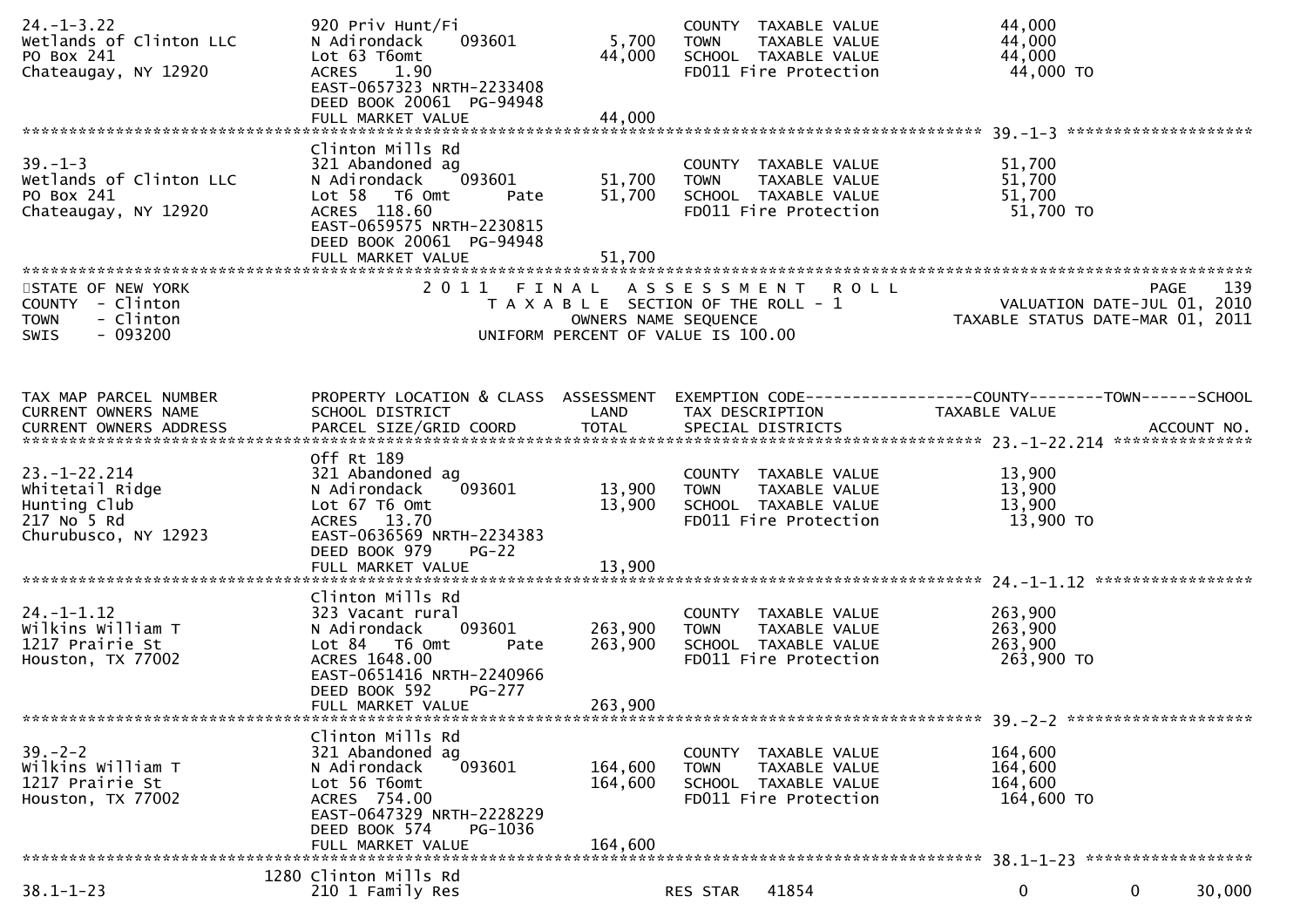```
24.-1-3.22                     920 Priv Hunt/Fi                       COUNTY  TAXABLE VALUE              44,000
Wetlands of Clinton LLC        N Adirondack    093601       5,700    TOWN    TAXABLE VALUE              44,000
PO Box 241                     Lot 63 T6omt                44,000    SCHOOL  TAXABLE VALUE              44,000
Chateaugay, NY 12920           ACRES    1.90                         FD011 Fire Protection              44,000 TO
                               EAST-0657323 NRTH-2233408
                               DEED BOOK 20061  PG-94948
                               FULL MARKET VALUE           44,000
******************************************************************************************************* 39.-1-3 *******************
                               Clinton Mills Rd
39.-1-3                        321 Abandoned ag                       COUNTY  TAXABLE VALUE              51,700
Wetlands of Clinton LLC        N Adirondack    093601      51,700    TOWN    TAXABLE VALUE              51,700
PO Box 241                     Lot 58   T6 Omt      Pate   51,700    SCHOOL  TAXABLE VALUE              51,700
Chateaugay, NY 12920           ACRES  118.60                         FD011 Fire Protection              51,700 TO
                               EAST-0659575 NRTH-2230815
                               DEED BOOK 20061  PG-94948
                               FULL MARKET VALUE           51,700
************************************************************************************************************************************
STATE OF NEW YORK                  2 0 1 1   F I N A L   A S S E S S M E N T   R O L L                                  PAGE    139
COUNTY  - Clinton                      T A X A B L E  SECTION OF THE ROLL - 1                          VALUATION DATE-JUL 01, 2010
TOWN    - Clinton                                OWNERS NAME SEQUENCE                               TAXABLE STATUS DATE-MAR 01, 2011
SWIS    - 093200                          UNIFORM PERCENT OF VALUE IS 100.00


TAX MAP PARCEL NUMBER          PROPERTY LOCATION & CLASS  ASSESSMENT  EXEMPTION CODE------------------COUNTY--------TOWN------SCHOOL
CURRENT OWNERS NAME            SCHOOL DISTRICT               LAND      TAX DESCRIPTION              TAXABLE VALUE
CURRENT OWNERS ADDRESS         PARCEL SIZE/GRID COORD        TOTAL     SPECIAL DISTRICTS                                  ACCOUNT NO.
******************************************************************************************************* 23.-1-22.214 ***************
                               Off Rt 189
23.-1-22.214                   321 Abandoned ag                       COUNTY  TAXABLE VALUE              13,900
Whitetail Ridge                N Adirondack    093601      13,900    TOWN    TAXABLE VALUE              13,900
Hunting Club                   Lot 67 T6 Omt               13,900    SCHOOL  TAXABLE VALUE              13,900
217 No 5 Rd                    ACRES   13.70                         FD011 Fire Protection              13,900 TO
Churubusco, NY 12923           EAST-0636569 NRTH-2234383
                               DEED BOOK 979    PG-22
                               FULL MARKET VALUE           13,900
******************************************************************************************************* 24.-1-1.12 *****************
                               Clinton Mills Rd
24.-1-1.12                     323 Vacant rural                       COUNTY  TAXABLE VALUE             263,900
Wilkins William T              N Adirondack    093601     263,900    TOWN    TAXABLE VALUE             263,900
1217 Prairie St                Lot 84   T6 Omt      Pate  263,900    SCHOOL  TAXABLE VALUE             263,900
Houston, TX 77002              ACRES 1648.00                         FD011 Fire Protection             263,900 TO
                               EAST-0651416 NRTH-2240966
                               DEED BOOK 592    PG-277
                               FULL MARKET VALUE          263,900
******************************************************************************************************* 39.-2-2 *******************
                               Clinton Mills Rd
39.-2-2                        321 Abandoned ag                       COUNTY  TAXABLE VALUE             164,600
Wilkins William T              N Adirondack    093601     164,600    TOWN    TAXABLE VALUE             164,600
1217 Prairie St                Lot 56 T6omt               164,600    SCHOOL  TAXABLE VALUE             164,600
Houston, TX 77002              ACRES  754.00                         FD011 Fire Protection             164,600 TO
                               EAST-0647329 NRTH-2228229
                               DEED BOOK 574    PG-1036
                               FULL MARKET VALUE          164,600
******************************************************************************************************* 38.1-1-23 *****************
                          1280 Clinton Mills Rd
38.1-1-23                      210 1 Family Res                       RES STAR    41854                  0            0      30,000
```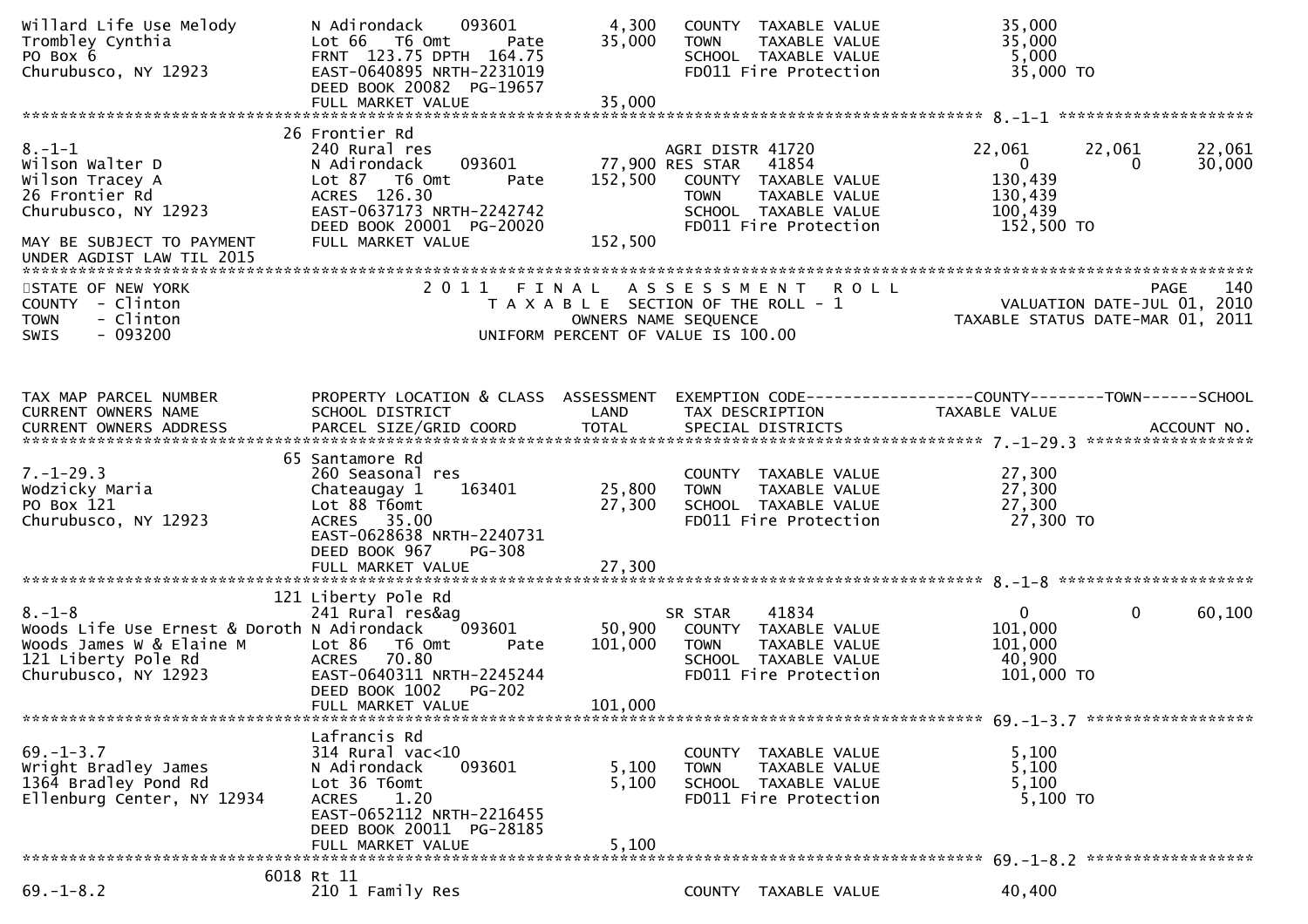```
Willard Life Use Melody        N Adirondack    093601         4,300   COUNTY  TAXABLE VALUE            35,000
Trombley Cynthia               Lot 66  T6 Omt      Pate      35,000   TOWN    TAXABLE VALUE            35,000
PO Box 6                       FRNT 123.75 DPTH 164.75                SCHOOL  TAXABLE VALUE             5,000
Churubusco, NY 12923           EAST-0640895 NRTH-2231019              FD011 Fire Protection            35,000 TO
                               DEED BOOK 20082  PG-19657
                               FULL MARKET VALUE             35,000
******************************************************************************************************* 8.-1-1 *********************
                            26 Frontier Rd
8.-1-1                         240 Rural res                          AGRI DISTR 41720                 22,061     22,061     22,061
Wilson Walter D                N Adirondack    093601        77,900 RES STAR   41854                        0          0     30,000
Wilson Tracey A                Lot 87  T6 Omt      Pate     152,500   COUNTY  TAXABLE VALUE           130,439
26 Frontier Rd                 ACRES 126.30                           TOWN    TAXABLE VALUE           130,439
Churubusco, NY 12923           EAST-0637173 NRTH-2242742              SCHOOL  TAXABLE VALUE           100,439
                               DEED BOOK 20001  PG-20020              FD011 Fire Protection           152,500 TO
MAY BE SUBJECT TO PAYMENT      FULL MARKET VALUE            152,500
UNDER AGDIST LAW TIL 2015
************************************************************************************************************************************
STATE OF NEW YORK                  2 0 1 1   F I N A L   A S S E S S M E N T   R O L L                                 PAGE    140
COUNTY  - Clinton                     T A X A B L E  SECTION OF THE ROLL - 1                        VALUATION DATE-JUL 01, 2010
TOWN    - Clinton                           OWNERS NAME SEQUENCE                               TAXABLE STATUS DATE-MAR 01, 2011
SWIS    - 093200                     UNIFORM PERCENT OF VALUE IS 100.00


TAX MAP PARCEL NUMBER          PROPERTY LOCATION & CLASS  ASSESSMENT  EXEMPTION CODE------------------COUNTY--------TOWN------SCHOOL
CURRENT OWNERS NAME            SCHOOL DISTRICT               LAND      TAX DESCRIPTION               TAXABLE VALUE
CURRENT OWNERS ADDRESS         PARCEL SIZE/GRID COORD        TOTAL     SPECIAL DISTRICTS                                 ACCOUNT NO.
******************************************************************************************************* 7.-1-29.3 ******************
                            65 Santamore Rd
7.-1-29.3                      260 Seasonal res                       COUNTY  TAXABLE VALUE            27,300
Wodzicky Maria                 Chateaugay 1    163401        25,800   TOWN    TAXABLE VALUE            27,300
PO Box 121                     Lot 88 T6omt                  27,300   SCHOOL  TAXABLE VALUE            27,300
Churubusco, NY 12923           ACRES  35.00                           FD011 Fire Protection            27,300 TO
                               EAST-0628638 NRTH-2240731
                               DEED BOOK 967    PG-308
                               FULL MARKET VALUE             27,300
******************************************************************************************************* 8.-1-8 *********************
                           121 Liberty Pole Rd
8.-1-8                         241 Rural res&ag                       SR STAR    41834                      0          0     60,100
Woods Life Use Ernest & Doroth N Adirondack    093601        50,900   COUNTY  TAXABLE VALUE           101,000
Woods James W & Elaine M       Lot 86  T6 Omt      Pate     101,000   TOWN    TAXABLE VALUE           101,000
121 Liberty Pole Rd            ACRES  70.80                           SCHOOL  TAXABLE VALUE            40,900
Churubusco, NY 12923           EAST-0640311 NRTH-2245244              FD011 Fire Protection           101,000 TO
                               DEED BOOK 1002   PG-202
                               FULL MARKET VALUE            101,000
******************************************************************************************************* 69.-1-3.7 ******************
                               Lafrancis Rd
69.-1-3.7                      314 Rural vac<10                       COUNTY  TAXABLE VALUE             5,100
Wright Bradley James           N Adirondack    093601         5,100   TOWN    TAXABLE VALUE             5,100
1364 Bradley Pond Rd           Lot 36 T6omt                   5,100   SCHOOL  TAXABLE VALUE             5,100
Ellenburg Center, NY 12934     ACRES   1.20                           FD011 Fire Protection             5,100 TO
                               EAST-0652112 NRTH-2216455
                               DEED BOOK 20011  PG-28185
                               FULL MARKET VALUE              5,100
******************************************************************************************************* 69.-1-8.2 ******************
                          6018 Rt 11
69.-1-8.2                      210 1 Family Res                       COUNTY  TAXABLE VALUE            40,400
```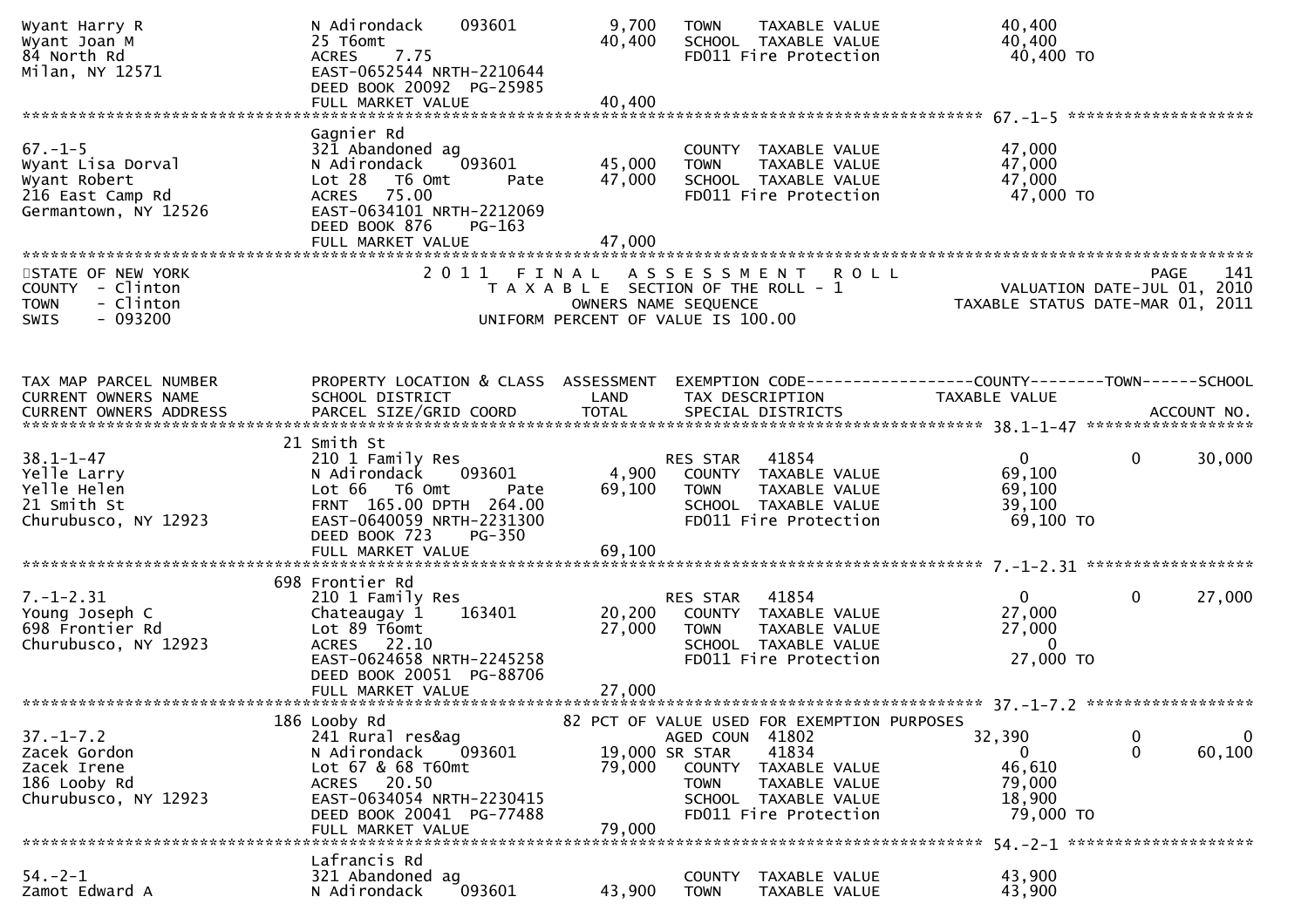```
Wyant Harry R                  N Adirondack    093601          9,700   TOWN    TAXABLE VALUE              40,400
Wyant Joan M                   25 T6omt                       40,400   SCHOOL  TAXABLE VALUE              40,400
84 North Rd                    ACRES    7.75                           FD011 Fire Protection               40,400 TO
Milan, NY 12571                EAST-0652544 NRTH-2210644
                               DEED BOOK 20092  PG-25985
                               FULL MARKET VALUE              40,400
******************************************************************************************************* 67.-1-5 ********************
                               Gagnier Rd
67.-1-5                        321 Abandoned ag                        COUNTY  TAXABLE VALUE              47,000
Wyant Lisa Dorval              N Adirondack    093601         45,000   TOWN    TAXABLE VALUE              47,000
Wyant Robert                   Lot 28   T6 Omt       Pate     47,000   SCHOOL  TAXABLE VALUE              47,000
216 East Camp Rd               ACRES   75.00                           FD011 Fire Protection               47,000 TO
Germantown, NY 12526           EAST-0634101 NRTH-2212069
                               DEED BOOK 876    PG-163
                               FULL MARKET VALUE              47,000
************************************************************************************************************************************
STATE OF NEW YORK                          2 0 1 1   F I N A L   A S S E S S M E N T   R O L L                                PAGE   141
COUNTY  - Clinton                            T A X A B L E  SECTION OF THE ROLL - 1                          VALUATION DATE-JUL 01, 2010
TOWN    - Clinton                                   OWNERS NAME SEQUENCE                                 TAXABLE STATUS DATE-MAR 01, 2011
SWIS    - 093200                            UNIFORM PERCENT OF VALUE IS 100.00


TAX MAP PARCEL NUMBER          PROPERTY LOCATION & CLASS  ASSESSMENT  EXEMPTION CODE------------------COUNTY--------TOWN------SCHOOL
CURRENT OWNERS NAME            SCHOOL DISTRICT               LAND      TAX DESCRIPTION            TAXABLE VALUE
CURRENT OWNERS ADDRESS         PARCEL SIZE/GRID COORD        TOTAL     SPECIAL DISTRICTS                                     ACCOUNT NO.
******************************************************************************************************* 38.1-1-47 ******************
                            21 Smith St
38.1-1-47                      210 1 Family Res                        RES STAR    41854                0            0        30,000
Yelle Larry                    N Adirondack    093601          4,900   COUNTY  TAXABLE VALUE              69,100
Yelle Helen                    Lot 66   T6 Omt       Pate     69,100   TOWN    TAXABLE VALUE              69,100
21 Smith St                    FRNT 165.00 DPTH 264.00                 SCHOOL  TAXABLE VALUE              39,100
Churubusco, NY 12923           EAST-0640059 NRTH-2231300               FD011 Fire Protection               69,100 TO
                               DEED BOOK 723    PG-350
                               FULL MARKET VALUE              69,100
******************************************************************************************************* 7.-1-2.31 ******************
                            698 Frontier Rd
7.-1-2.31                      210 1 Family Res                        RES STAR    41854                0            0        27,000
Young Joseph C                 Chateaugay 1    163401         20,200   COUNTY  TAXABLE VALUE              27,000
698 Frontier Rd                Lot 89 T6omt                   27,000   TOWN    TAXABLE VALUE              27,000
Churubusco, NY 12923           ACRES   22.10                           SCHOOL  TAXABLE VALUE                   0
                               EAST-0624658 NRTH-2245258               FD011 Fire Protection               27,000 TO
                               DEED BOOK 20051  PG-88706
                               FULL MARKET VALUE              27,000
******************************************************************************************************* 37.-1-7.2 ******************
                            186 Looby Rd                    82 PCT OF VALUE USED FOR EXEMPTION PURPOSES
37.-1-7.2                      241 Rural res&ag                        AGED COUN  41802              32,390            0             0
Zacek Gordon                   N Adirondack    093601         19,000 SR STAR     41834                   0            0        60,100
Zacek Irene                    Lot 67 & 68 T60mt              79,000   COUNTY  TAXABLE VALUE              46,610
186 Looby Rd                   ACRES   20.50                           TOWN    TAXABLE VALUE              79,000
Churubusco, NY 12923           EAST-0634054 NRTH-2230415               SCHOOL  TAXABLE VALUE              18,900
                               DEED BOOK 20041  PG-77488               FD011 Fire Protection               79,000 TO
                               FULL MARKET VALUE              79,000
******************************************************************************************************* 54.-2-1 ********************
                               Lafrancis Rd
54.-2-1                        321 Abandoned ag                        COUNTY  TAXABLE VALUE              43,900
Zamot Edward A                 N Adirondack    093601         43,900   TOWN    TAXABLE VALUE              43,900
```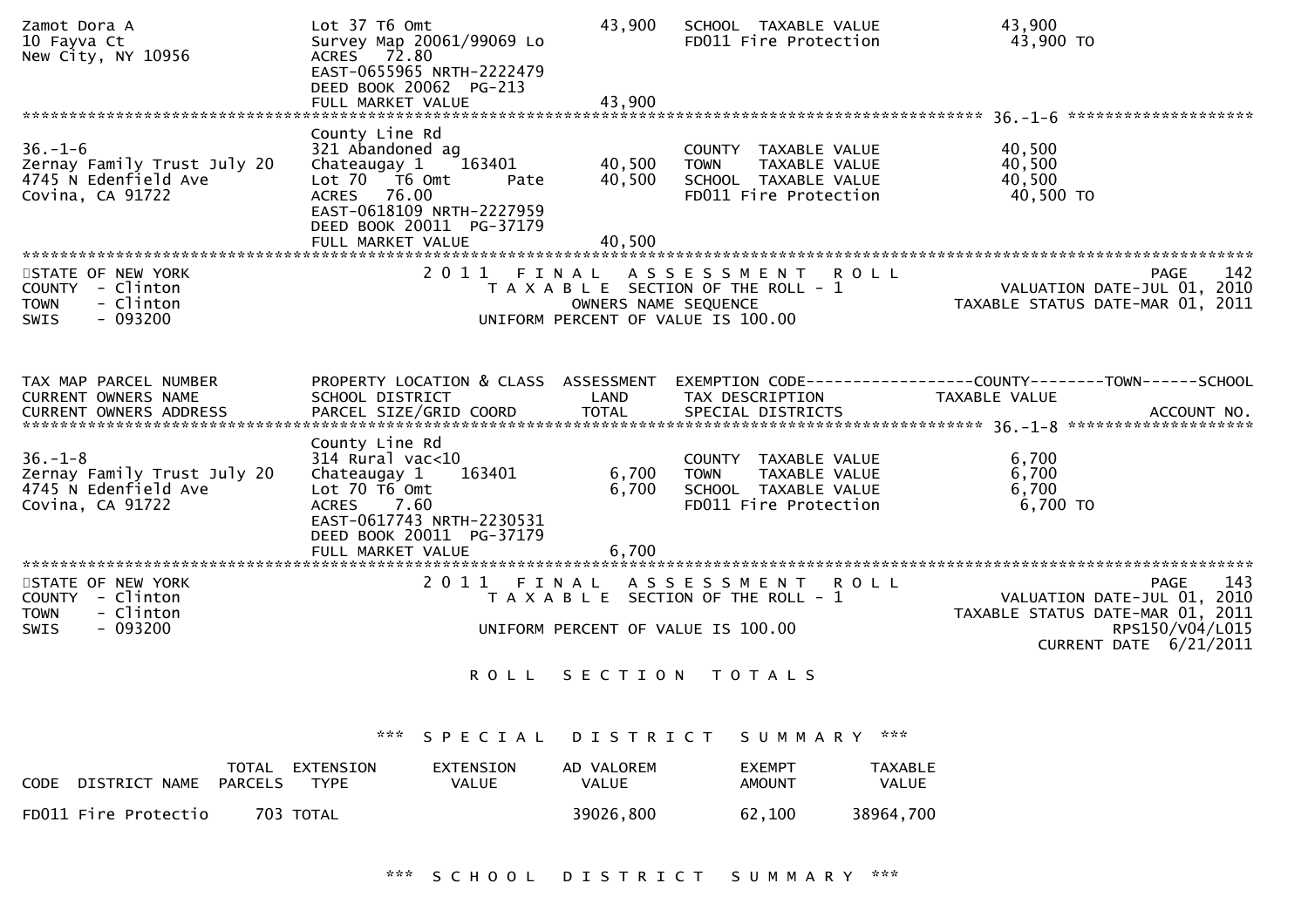```
Zamot Dora A                   Lot 37 T6 Omt                    43,900   SCHOOL  TAXABLE VALUE              43,900
10 Fayva Ct                    Survey Map 20061/99069 Lo                 FD011 Fire Protection               43,900 TO
New City, NY 10956             ACRES  72.80
                               EAST-0655965 NRTH-2222479
                               DEED BOOK 20062  PG-213
                               FULL MARKET VALUE                43,900
******************************************************************************************************* 36.-1-6 ********************
                               County Line Rd
36.-1-6                        321 Abandoned ag                          COUNTY  TAXABLE VALUE              40,500
Zernay Family Trust July 20    Chateaugay 1    163401           40,500   TOWN    TAXABLE VALUE              40,500
4745 N Edenfield Ave           Lot 70  T6 Omt        Pate       40,500   SCHOOL  TAXABLE VALUE              40,500
Covina, CA 91722               ACRES  76.00                              FD011 Fire Protection               40,500 TO
                               EAST-0618109 NRTH-2227959
                               DEED BOOK 20011  PG-37179
                               FULL MARKET VALUE                40,500
************************************************************************************************************************************
STATE OF NEW YORK                 2 0 1 1   F I N A L   A S S E S S M E N T   R O L L                                   PAGE   142
COUNTY  - Clinton                      T A X A B L E  SECTION OF THE ROLL - 1                          VALUATION DATE-JUL 01, 2010
TOWN    - Clinton                              OWNERS NAME SEQUENCE                              TAXABLE STATUS DATE-MAR 01, 2011
SWIS    - 093200                         UNIFORM PERCENT OF VALUE IS 100.00


TAX MAP PARCEL NUMBER          PROPERTY LOCATION & CLASS  ASSESSMENT  EXEMPTION CODE------------------COUNTY--------TOWN------SCHOOL
CURRENT OWNERS NAME            SCHOOL DISTRICT               LAND      TAX DESCRIPTION              TAXABLE VALUE
CURRENT OWNERS ADDRESS         PARCEL SIZE/GRID COORD        TOTAL     SPECIAL DISTRICTS                                 ACCOUNT NO.
******************************************************************************************************* 36.-1-8 ********************
                               County Line Rd
36.-1-8                        314 Rural vac<10                          COUNTY  TAXABLE VALUE               6,700
Zernay Family Trust July 20    Chateaugay 1    163401            6,700   TOWN    TAXABLE VALUE               6,700
4745 N Edenfield Ave           Lot 70 T6 Omt                     6,700   SCHOOL  TAXABLE VALUE               6,700
Covina, CA 91722               ACRES   7.60                              FD011 Fire Protection                6,700 TO
                               EAST-0617743 NRTH-2230531
                               DEED BOOK 20011  PG-37179
                               FULL MARKET VALUE                 6,700
************************************************************************************************************************************
STATE OF NEW YORK                 2 0 1 1   F I N A L   A S S E S S M E N T   R O L L                                   PAGE   143
COUNTY  - Clinton                      T A X A B L E  SECTION OF THE ROLL - 1                          VALUATION DATE-JUL 01, 2010
TOWN    - Clinton                                                                                TAXABLE STATUS DATE-MAR 01, 2011
SWIS    - 093200                         UNIFORM PERCENT OF VALUE IS 100.00                                        RPS150/V04/L015
                                                                                                            CURRENT DATE  6/21/2011

                                          R O L L   S E C T I O N   T O T A L S
```

*** S P E C I A L   D I S T R I C T   S U M M A R Y ***

| CODE DISTRICT NAME | TOTAL PARCELS | EXTENSION TYPE | EXTENSION VALUE | AD VALOREM VALUE | EXEMPT AMOUNT | TAXABLE VALUE |
|---|---|---|---|---|---|---|
| FD011 Fire Protectio | 703 | TOTAL | | 39026,800 | 62,100 | 38964,700 |

*** S C H O O L   D I S T R I C T   S U M M A R Y ***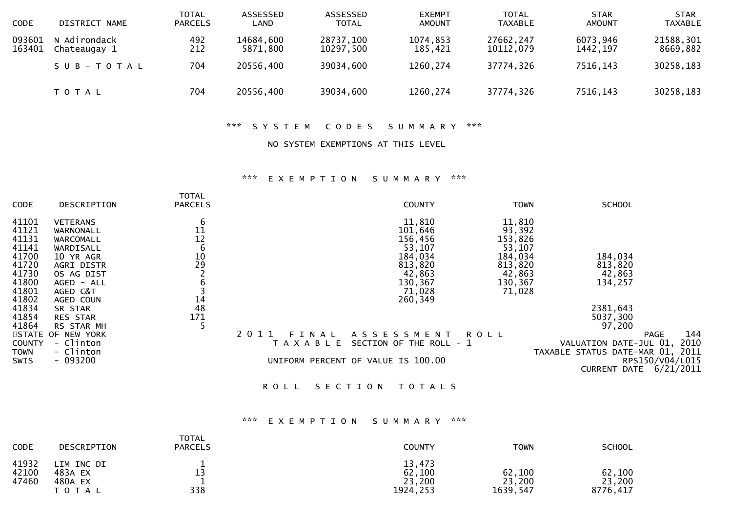| CODE | DISTRICT NAME | TOTAL PARCELS | ASSESSED LAND | ASSESSED TOTAL | EXEMPT AMOUNT | TOTAL TAXABLE | STAR AMOUNT | STAR TAXABLE |
|---|---|---|---|---|---|---|---|---|
| 093601 | N Adirondack | 492 | 14684,600 | 28737,100 | 1074,853 | 27662,247 | 6073,946 | 21588,301 |
| 163401 | Chateaugay 1 | 212 | 5871,800 | 10297,500 | 185,421 | 10112,079 | 1442,197 | 8669,882 |
| | S U B - T O T A L | 704 | 20556,400 | 39034,600 | 1260,274 | 37774,326 | 7516,143 | 30258,183 |
| | T O T A L | 704 | 20556,400 | 39034,600 | 1260,274 | 37774,326 | 7516,143 | 30258,183 |

*** S Y S T E M   C O D E S   S U M M A R Y ***

NO SYSTEM EXEMPTIONS AT THIS LEVEL

*** E X E M P T I O N   S U M M A R Y ***

| CODE | DESCRIPTION | TOTAL PARCELS | COUNTY | TOWN | SCHOOL |
|---|---|---|---|---|---|
| 41101 | VETERANS | 6 | 11,810 | 11,810 | |
| 41121 | WARNONALL | 11 | 101,646 | 93,392 | |
| 41131 | WARCOMALL | 12 | 156,456 | 153,826 | |
| 41141 | WARDISALL | 6 | 53,107 | 53,107 | |
| 41700 | 10 YR AGR | 10 | 184,034 | 184,034 | 184,034 |
| 41720 | AGRI DISTR | 29 | 813,820 | 813,820 | 813,820 |
| 41730 | OS AG DIST | 2 | 42,863 | 42,863 | 42,863 |
| 41800 | AGED - ALL | 6 | 130,367 | 130,367 | 134,257 |
| 41801 | AGED C&T | 3 | 71,028 | 71,028 | |
| 41802 | AGED COUN | 14 | 260,349 | | |
| 41834 | SR STAR | 48 | | | 2381,643 |
| 41854 | RES STAR | 171 | | | 5037,300 |
| 41864 | RS STAR MH | 5 | | | 97,200 |

STATE OF NEW YORK
COUNTY - Clinton
TOWN - Clinton
SWIS - 093200

2 0 1 1   F I N A L   A S S E S S M E N T   R O L L
T A X A B L E   SECTION OF THE ROLL - 1

UNIFORM PERCENT OF VALUE IS 100.00

PAGE 144
VALUATION DATE-JUL 01, 2010
TAXABLE STATUS DATE-MAR 01, 2011
RPS150/V04/L015
CURRENT DATE 6/21/2011

R O L L   S E C T I O N   T O T A L S

*** E X E M P T I O N   S U M M A R Y ***

| CODE | DESCRIPTION | TOTAL PARCELS | COUNTY | TOWN | SCHOOL |
|---|---|---|---|---|---|
| 41932 | LIM INC DI | 1 | 13,473 | | |
| 42100 | 483A EX | 13 | 62,100 | 62,100 | 62,100 |
| 47460 | 480A EX | 1 | 23,200 | 23,200 | 23,200 |
| | T O T A L | 338 | 1924,253 | 1639,547 | 8776,417 |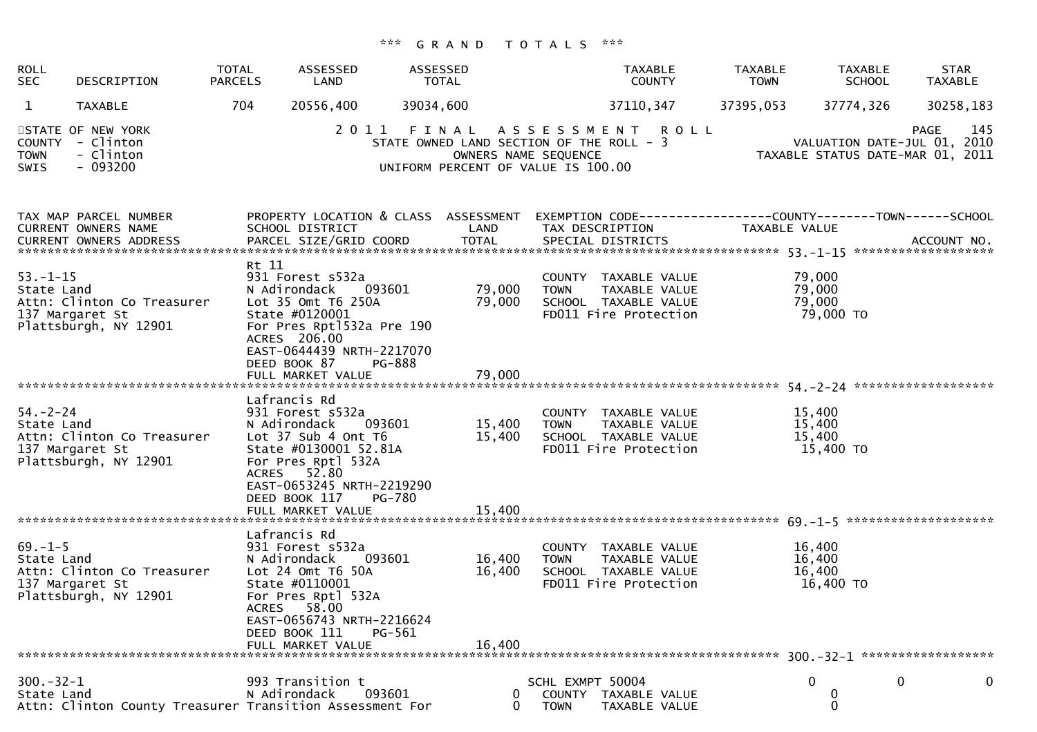*** G R A N D   T O T A L S ***

| ROLL SEC | DESCRIPTION | TOTAL PARCELS | ASSESSED LAND | ASSESSED TOTAL | TAXABLE COUNTY | TAXABLE TOWN | TAXABLE SCHOOL | STAR TAXABLE |
|---|---|---|---|---|---|---|---|---|
| 1 | TAXABLE | 704 | 20556,400 | 39034,600 | 37110,347 | 37395,053 | 37774,326 | 30258,183 |

STATE OF NEW YORK
COUNTY - Clinton
TOWN - Clinton
SWIS - 093200

2 0 1 1   F I N A L   A S S E S S M E N T   R O L L
STATE OWNED LAND SECTION OF THE ROLL - 3
OWNERS NAME SEQUENCE
UNIFORM PERCENT OF VALUE IS 100.00

PAGE 145
VALUATION DATE-JUL 01, 2010
TAXABLE STATUS DATE-MAR 01, 2011

```
TAX MAP PARCEL NUMBER          PROPERTY LOCATION & CLASS  ASSESSMENT  EXEMPTION CODE------------------COUNTY--------TOWN------SCHOOL
CURRENT OWNERS NAME            SCHOOL DISTRICT               LAND      TAX DESCRIPTION              TAXABLE VALUE
CURRENT OWNERS ADDRESS         PARCEL SIZE/GRID COORD        TOTAL     SPECIAL DISTRICTS                                        ACCOUNT NO.
******************************************************************************************************** 53.-1-15 *******************
                               Rt 11
53.-1-15                       931 Forest s532a                         COUNTY  TAXABLE VALUE            79,000
State Land                     N Adirondack     093601       79,000     TOWN    TAXABLE VALUE            79,000
Attn: Clinton Co Treasurer     Lot 35 Omt T6 250A            79,000     SCHOOL  TAXABLE VALUE            79,000
137 Margaret St                State #0120001                           FD011 Fire Protection             79,000 TO
Plattsburgh, NY 12901          For Pres Rptl532a Pre 190
                               ACRES 206.00
                               EAST-0644439 NRTH-2217070
                               DEED BOOK 87      PG-888
                               FULL MARKET VALUE             79,000
******************************************************************************************************** 54.-2-24 *******************
                               Lafrancis Rd
54.-2-24                       931 Forest s532a                         COUNTY  TAXABLE VALUE            15,400
State Land                     N Adirondack     093601       15,400     TOWN    TAXABLE VALUE            15,400
Attn: Clinton Co Treasurer     Lot 37 Sub 4 Ont T6           15,400     SCHOOL  TAXABLE VALUE            15,400
137 Margaret St                State #0130001 52.81A                    FD011 Fire Protection             15,400 TO
Plattsburgh, NY 12901          For Pres Rptl 532A
                               ACRES  52.80
                               EAST-0653245 NRTH-2219290
                               DEED BOOK 117     PG-780
                               FULL MARKET VALUE             15,400
******************************************************************************************************** 69.-1-5 ********************
                               Lafrancis Rd
69.-1-5                        931 Forest s532a                         COUNTY  TAXABLE VALUE            16,400
State Land                     N Adirondack     093601       16,400     TOWN    TAXABLE VALUE            16,400
Attn: Clinton Co Treasurer     Lot 24 Omt T6 50A             16,400     SCHOOL  TAXABLE VALUE            16,400
137 Margaret St                State #0110001                           FD011 Fire Protection             16,400 TO
Plattsburgh, NY 12901          For Pres Rptl 532A
                               ACRES  58.00
                               EAST-0656743 NRTH-2216624
                               DEED BOOK 111     PG-561
                               FULL MARKET VALUE             16,400
******************************************************************************************************** 300.-32-1 ******************
300.-32-1                      993 Transition t                        SCHL EXMPT 50004                0           0            0
State Land                     N Adirondack     093601            0     COUNTY  TAXABLE VALUE             0
Attn: Clinton County Treasurer Transition Assessment For          0     TOWN    TAXABLE VALUE             0
```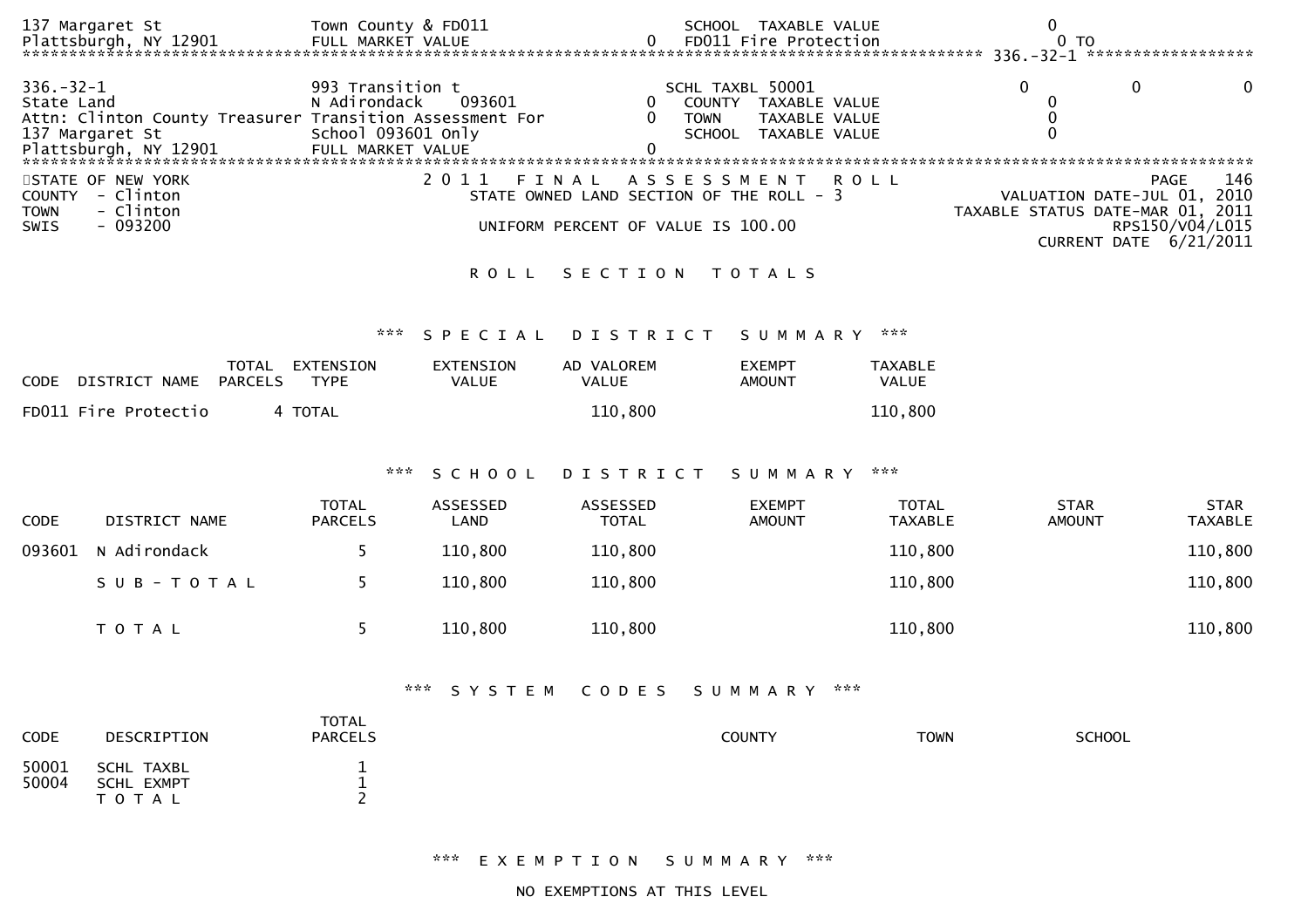```
137 Margaret St                 Town County & FD011                  SCHOOL  TAXABLE VALUE               0
Plattsburgh, NY 12901           FULL MARKET VALUE               0    FD011 Fire Protection               0 TO
******************************************************************************************** 336.-32-1 *****************
336.-32-1                       993 Transition t                     SCHL TAXBL 50001              0            0            0
State Land                      N Adirondack     093601         0    COUNTY  TAXABLE VALUE               0
Attn: Clinton County Treasurer Transition Assessment For        0    TOWN    TAXABLE VALUE               0
137 Margaret St                 School 093601 Only                   SCHOOL  TAXABLE VALUE               0
Plattsburgh, NY 12901           FULL MARKET VALUE               0
******************************************************************************************************************
```

STATE OF NEW YORK
COUNTY - Clinton
TOWN - Clinton
SWIS - 093200

2011 FINAL ASSESSMENT ROLL
STATE OWNED LAND SECTION OF THE ROLL - 3
UNIFORM PERCENT OF VALUE IS 100.00

VALUATION DATE-JUL 01, 2010
TAXABLE STATUS DATE-MAR 01, 2011
RPS150/V04/L015
CURRENT DATE 6/21/2011

ROLL SECTION TOTALS

*** SPECIAL DISTRICT SUMMARY ***

| CODE | DISTRICT NAME | TOTAL PARCELS | EXTENSION TYPE | EXTENSION VALUE | AD VALOREM VALUE | EXEMPT AMOUNT | TAXABLE VALUE |
|---|---|---|---|---|---|---|---|
| FD011 | Fire Protectio | 4 | TOTAL | | 110,800 | | 110,800 |

*** SCHOOL DISTRICT SUMMARY ***

| CODE | DISTRICT NAME | TOTAL PARCELS | ASSESSED LAND | ASSESSED TOTAL | EXEMPT AMOUNT | TOTAL TAXABLE | STAR AMOUNT | STAR TAXABLE |
|---|---|---|---|---|---|---|---|---|
| 093601 | N Adirondack | 5 | 110,800 | 110,800 | | 110,800 | | 110,800 |
| | SUB-TOTAL | 5 | 110,800 | 110,800 | | 110,800 | | 110,800 |
| | TOTAL | 5 | 110,800 | 110,800 | | 110,800 | | 110,800 |

*** SYSTEM CODES SUMMARY ***

| CODE | DESCRIPTION | TOTAL PARCELS | COUNTY | TOWN | SCHOOL |
|---|---|---|---|---|---|
| 50001 | SCHL TAXBL | 1 | | | |
| 50004 | SCHL EXMPT | 1 | | | |
| | TOTAL | 2 | | | |

*** EXEMPTION SUMMARY ***

NO EXEMPTIONS AT THIS LEVEL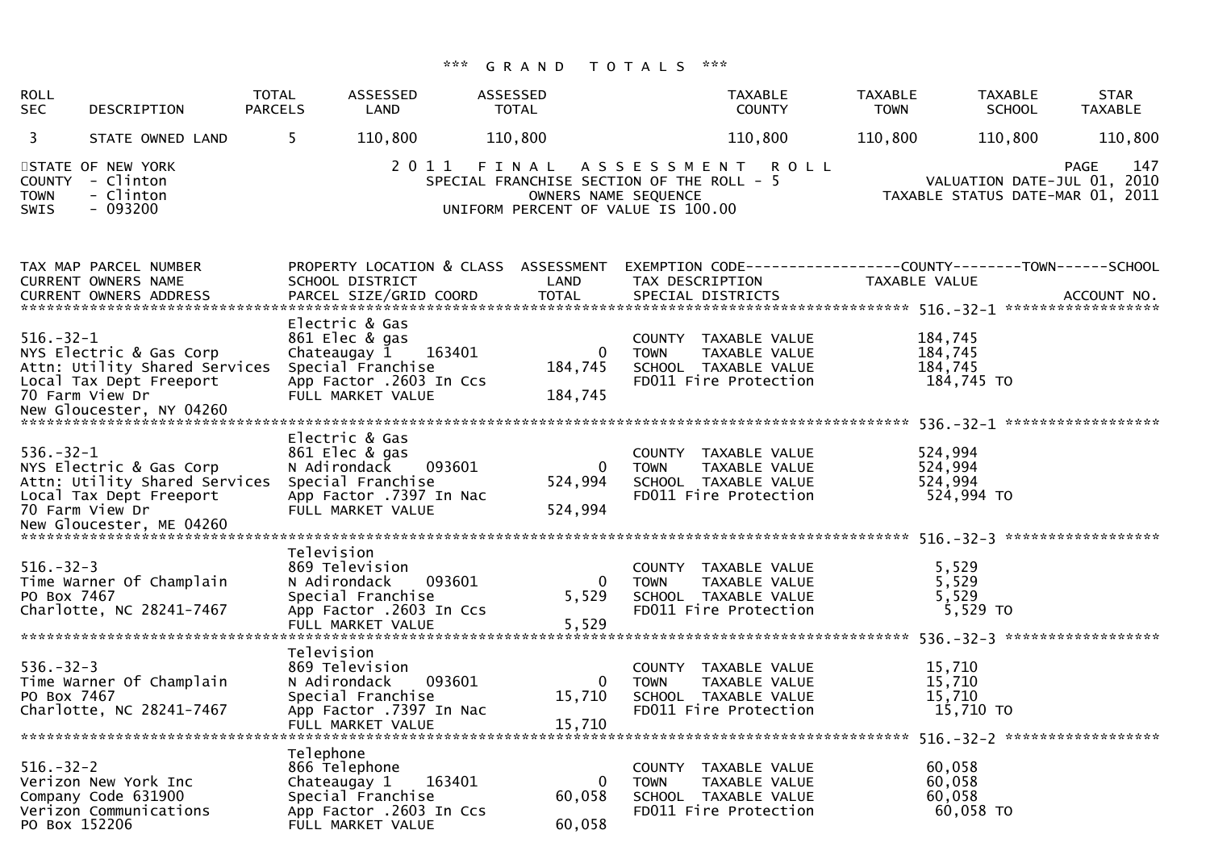*** G R A N D   T O T A L S ***

| ROLL SEC | DESCRIPTION | TOTAL PARCELS | ASSESSED LAND | ASSESSED TOTAL | TAXABLE COUNTY | TAXABLE TOWN | TAXABLE SCHOOL | STAR TAXABLE |
|---|---|---|---|---|---|---|---|---|
| 3 | STATE OWNED LAND | 5 | 110,800 | 110,800 | 110,800 | 110,800 | 110,800 | 110,800 |

STATE OF NEW YORK
COUNTY - Clinton
TOWN - Clinton
SWIS - 093200

2 0 1 1 F I N A L A S S E S S M E N T R O L L
SPECIAL FRANCHISE SECTION OF THE ROLL - 5
OWNERS NAME SEQUENCE
UNIFORM PERCENT OF VALUE IS 100.00

PAGE 147
VALUATION DATE-JUL 01, 2010
TAXABLE STATUS DATE-MAR 01, 2011

| TAX MAP PARCEL NUMBER / CURRENT OWNERS NAME / CURRENT OWNERS ADDRESS | PROPERTY LOCATION & CLASS / SCHOOL DISTRICT / PARCEL SIZE/GRID COORD | ASSESSMENT LAND / TOTAL | EXEMPTION CODE / TAX DESCRIPTION / SPECIAL DISTRICTS | COUNTY / TOWN / SCHOOL TAXABLE VALUE | ACCOUNT NO. |
|---|---|---|---|---|---|
| **516.-32-1** | Electric & Gas | | | | |
| 516.-32-1 | 861 Elec & gas | | COUNTY TAXABLE VALUE | 184,745 | |
| NYS Electric & Gas Corp | Chateaugay 1 163401 | 0 | TOWN TAXABLE VALUE | 184,745 | |
| Attn: Utility Shared Services | Special Franchise | 184,745 | SCHOOL TAXABLE VALUE | 184,745 | |
| Local Tax Dept Freeport | App Factor .2603 In Ccs | | FD011 Fire Protection | 184,745 TO | |
| 70 Farm View Dr | FULL MARKET VALUE | 184,745 | | | |
| New Gloucester, NY 04260 | | | | | |
| **536.-32-1** | Electric & Gas | | | | |
| 536.-32-1 | 861 Elec & gas | | COUNTY TAXABLE VALUE | 524,994 | |
| NYS Electric & Gas Corp | N Adirondack 093601 | 0 | TOWN TAXABLE VALUE | 524,994 | |
| Attn: Utility Shared Services | Special Franchise | 524,994 | SCHOOL TAXABLE VALUE | 524,994 | |
| Local Tax Dept Freeport | App Factor .7397 In Nac | | FD011 Fire Protection | 524,994 TO | |
| 70 Farm View Dr | FULL MARKET VALUE | 524,994 | | | |
| New Gloucester, ME 04260 | | | | | |
| **516.-32-3** | Television | | | | |
| 516.-32-3 | 869 Television | | COUNTY TAXABLE VALUE | 5,529 | |
| Time Warner Of Champlain | N Adirondack 093601 | 0 | TOWN TAXABLE VALUE | 5,529 | |
| PO Box 7467 | Special Franchise | 5,529 | SCHOOL TAXABLE VALUE | 5,529 | |
| Charlotte, NC 28241-7467 | App Factor .2603 In Ccs | | FD011 Fire Protection | 5,529 TO | |
| | FULL MARKET VALUE | 5,529 | | | |
| **536.-32-3** | Television | | | | |
| 536.-32-3 | 869 Television | | COUNTY TAXABLE VALUE | 15,710 | |
| Time Warner Of Champlain | N Adirondack 093601 | 0 | TOWN TAXABLE VALUE | 15,710 | |
| PO Box 7467 | Special Franchise | 15,710 | SCHOOL TAXABLE VALUE | 15,710 | |
| Charlotte, NC 28241-7467 | App Factor .7397 In Nac | | FD011 Fire Protection | 15,710 TO | |
| | FULL MARKET VALUE | 15,710 | | | |
| **516.-32-2** | Telephone | | | | |
| 516.-32-2 | 866 Telephone | | COUNTY TAXABLE VALUE | 60,058 | |
| Verizon New York Inc | Chateaugay 1 163401 | 0 | TOWN TAXABLE VALUE | 60,058 | |
| Company Code 631900 | Special Franchise | 60,058 | SCHOOL TAXABLE VALUE | 60,058 | |
| Verizon Communications | App Factor .2603 In Ccs | | FD011 Fire Protection | 60,058 TO | |
| PO Box 152206 | FULL MARKET VALUE | 60,058 | | | |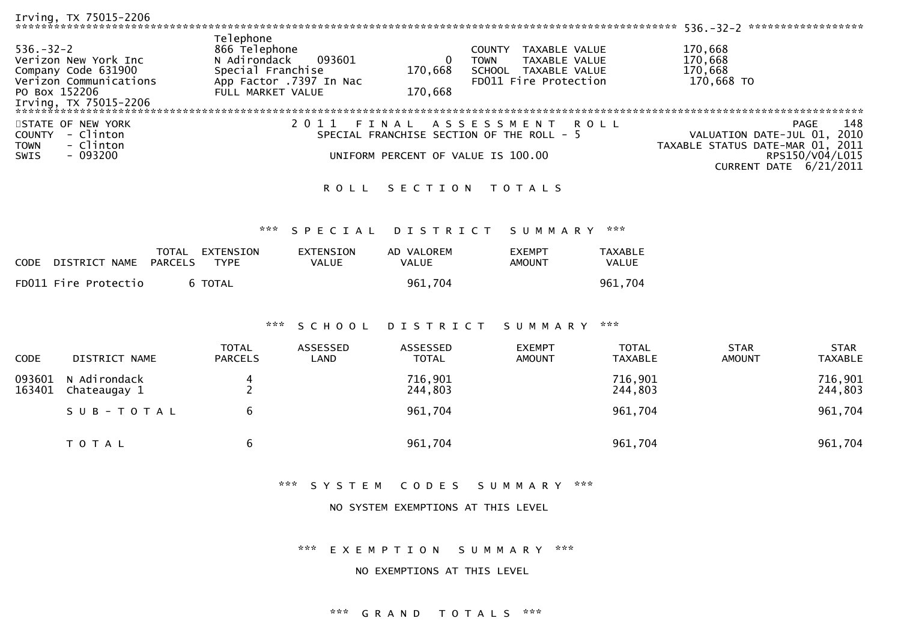Irving, TX 75015-2206

****************************************************************************************************** 536.-32-2 ******************

| | | | | |
|---|---|---|---|---|
| 536.-32-2 | Telephone<br>866 Telephone | | COUNTY TAXABLE VALUE | 170,668 |
| Verizon New York Inc | N Adirondack 093601 | 0 | TOWN TAXABLE VALUE | 170,668 |
| Company Code 631900 | Special Franchise | 170,668 | SCHOOL TAXABLE VALUE | 170,668 |
| Verizon Communications | App Factor .7397 In Nac | | FD011 Fire Protection | 170,668 TO |
| PO Box 152206 | FULL MARKET VALUE | 170,668 | | |
| Irving, TX 75015-2206 | | | | |

******************************************************************************************************************************

STATE OF NEW YORK
COUNTY - Clinton
TOWN - Clinton
SWIS - 093200

2011 FINAL ASSESSMENT ROLL
SPECIAL FRANCHISE SECTION OF THE ROLL - 5

UNIFORM PERCENT OF VALUE IS 100.00

PAGE 148
VALUATION DATE-JUL 01, 2010
TAXABLE STATUS DATE-MAR 01, 2011
RPS150/V04/L015
CURRENT DATE 6/21/2011

ROLL SECTION TOTALS

*** SPECIAL DISTRICT SUMMARY ***

| CODE | DISTRICT NAME | TOTAL PARCELS | EXTENSION TYPE | EXTENSION VALUE | AD VALOREM VALUE | EXEMPT AMOUNT | TAXABLE VALUE |
|---|---|---|---|---|---|---|---|
| FD011 | Fire Protectio | 6 | TOTAL | | 961,704 | | 961,704 |

*** SCHOOL DISTRICT SUMMARY ***

| CODE | DISTRICT NAME | TOTAL PARCELS | ASSESSED LAND | ASSESSED TOTAL | EXEMPT AMOUNT | TOTAL TAXABLE | STAR AMOUNT | STAR TAXABLE |
|---|---|---|---|---|---|---|---|---|
| 093601 | N Adirondack | 4 | | 716,901 | | 716,901 | | 716,901 |
| 163401 | Chateaugay 1 | 2 | | 244,803 | | 244,803 | | 244,803 |
| | SUB-TOTAL | 6 | | 961,704 | | 961,704 | | 961,704 |
| | TOTAL | 6 | | 961,704 | | 961,704 | | 961,704 |

*** SYSTEM CODES SUMMARY ***

NO SYSTEM EXEMPTIONS AT THIS LEVEL

*** EXEMPTION SUMMARY ***

NO EXEMPTIONS AT THIS LEVEL

*** GRAND TOTALS ***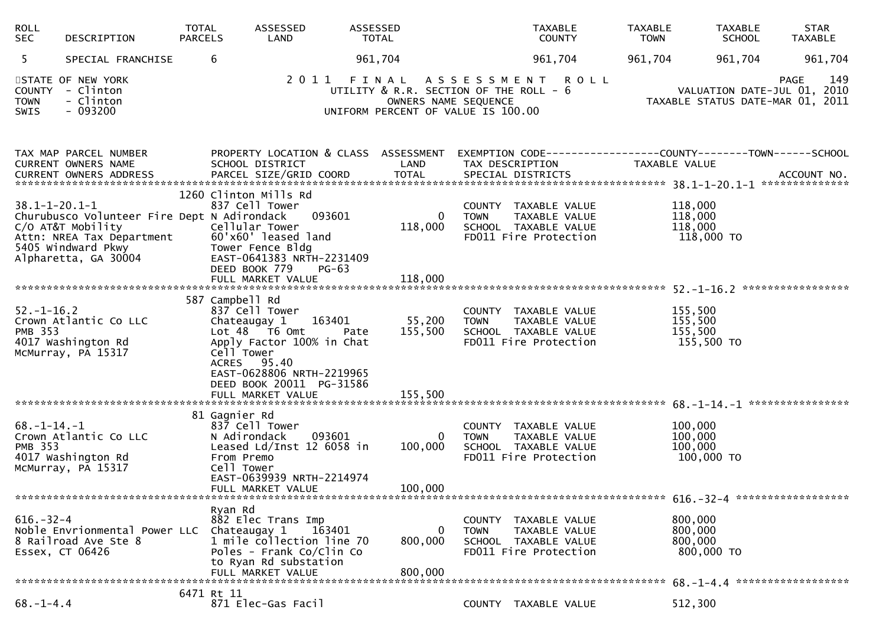| ROLL SEC | DESCRIPTION | TOTAL PARCELS | ASSESSED LAND | ASSESSED TOTAL | TAXABLE COUNTY | TAXABLE TOWN | TAXABLE SCHOOL | STAR TAXABLE |
|---|---|---|---|---|---|---|---|---|
| 5 | SPECIAL FRANCHISE | 6 | | 961,704 | 961,704 | 961,704 | 961,704 | 961,704 |

STATE OF NEW YORK
COUNTY - Clinton
TOWN - Clinton
SWIS - 093200

2 0 1 1 F I N A L A S S E S S M E N T R O L L
UTILITY & R.R. SECTION OF THE ROLL - 6
OWNERS NAME SEQUENCE
UNIFORM PERCENT OF VALUE IS 100.00

PAGE 149
VALUATION DATE-JUL 01, 2010
TAXABLE STATUS DATE-MAR 01, 2011

```
TAX MAP PARCEL NUMBER          PROPERTY LOCATION & CLASS  ASSESSMENT  EXEMPTION CODE------------------COUNTY--------TOWN------SCHOOL
CURRENT OWNERS NAME            SCHOOL DISTRICT               LAND     TAX DESCRIPTION                TAXABLE VALUE
CURRENT OWNERS ADDRESS         PARCEL SIZE/GRID COORD        TOTAL    SPECIAL DISTRICTS                                    ACCOUNT NO.
******************************************************************************************************* 38.1-1-20.1-1 **************
                          1260 Clinton Mills Rd
38.1-1-20.1-1                  837 Cell Tower                         COUNTY  TAXABLE VALUE           118,000
Churubusco Volunteer Fire Dept N Adirondack     093601          0     TOWN    TAXABLE VALUE           118,000
C/O AT&T Mobility              Cellular Tower              118,000    SCHOOL  TAXABLE VALUE           118,000
Attn: NREA Tax Department      60'x60' leased land                    FD011 Fire Protection            118,000 TO
5405 Windward Pkwy             Tower Fence Bldg
Alpharetta, GA 30004           EAST-0641383 NRTH-2231409
                               DEED BOOK 779    PG-63
                               FULL MARKET VALUE           118,000
******************************************************************************************************* 52.-1-16.2 *****************
                           587 Campbell Rd
52.-1-16.2                     837 Cell Tower                         COUNTY  TAXABLE VALUE           155,500
Crown Atlantic Co LLC          Chateaugay 1     163401     55,200     TOWN    TAXABLE VALUE           155,500
PMB 353                        Lot 48  T6 Omt        Pate 155,500     SCHOOL  TAXABLE VALUE           155,500
4017 Washington Rd             Apply Factor 100% in Chat              FD011 Fire Protection            155,500 TO
McMurray, PA 15317             Cell Tower
                               ACRES   95.40
                               EAST-0628806 NRTH-2219965
                               DEED BOOK 20011  PG-31586
                               FULL MARKET VALUE           155,500
******************************************************************************************************* 68.-1-14.-1 ****************
                            81 Gagnier Rd
68.-1-14.-1                    837 Cell Tower                         COUNTY  TAXABLE VALUE           100,000
Crown Atlantic Co LLC          N Adirondack     093601          0     TOWN    TAXABLE VALUE           100,000
PMB 353                        Leased Ld/Inst 12 6058 in   100,000    SCHOOL  TAXABLE VALUE           100,000
4017 Washington Rd             From Premo                             FD011 Fire Protection            100,000 TO
McMurray, PA 15317             Cell Tower
                               EAST-0639939 NRTH-2214974
                               FULL MARKET VALUE           100,000
******************************************************************************************************* 616.-32-4 ******************
                               Ryan Rd
616.-32-4                      882 Elec Trans Imp                     COUNTY  TAXABLE VALUE           800,000
Noble Envrionmental Power LLC  Chateaugay 1     163401          0     TOWN    TAXABLE VALUE           800,000
8 Railroad Ave Ste 8           1 mile collection line 70   800,000    SCHOOL  TAXABLE VALUE           800,000
Essex, CT 06426                Poles - Frank Co/Clin Co               FD011 Fire Protection            800,000 TO
                               to Ryan Rd substation
                               FULL MARKET VALUE           800,000
******************************************************************************************************* 68.-1-4.4 ******************
                          6471 Rt 11
68.-1-4.4                      871 Elec-Gas Facil                     COUNTY  TAXABLE VALUE           512,300
```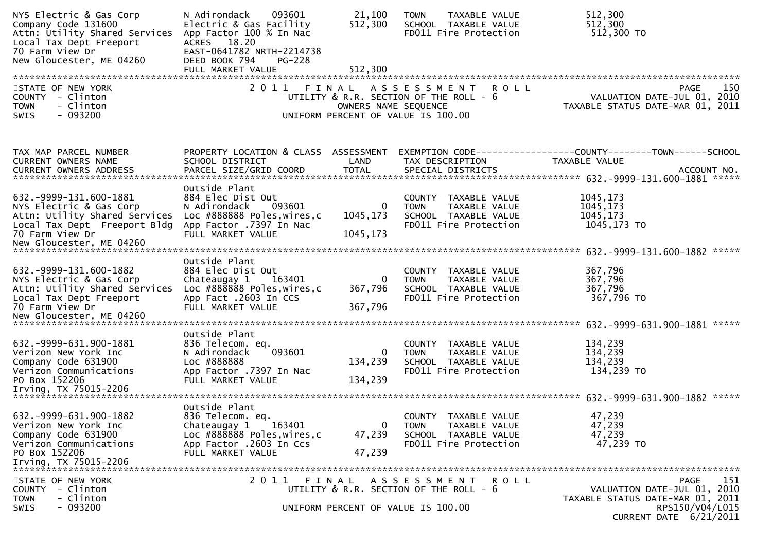```
NYS Electric & Gas Corp         N Adirondack    093601         21,100    TOWN     TAXABLE VALUE               512,300
Company Code 131600             Electric & Gas Facility       512,300    SCHOOL   TAXABLE VALUE               512,300
Attn: Utility Shared Services   App Factor 100 % In Nac                  FD011 Fire Protection                 512,300 TO
Local Tax Dept Freeport         ACRES   18.20
70 Farm View Dr                 EAST-0641782 NRTH-2214738
New Gloucester, ME 04260        DEED BOOK 794    PG-228
                                FULL MARKET VALUE             512,300
*********************************************************************************************************************************
STATE OF NEW YORK                      2 0 1 1   F I N A L   A S S E S S M E N T   R O L L                                 PAGE   150
COUNTY  - Clinton                          UTILITY & R.R. SECTION OF THE ROLL - 6                           VALUATION DATE-JUL 01, 2010
TOWN    - Clinton                                  OWNERS NAME SEQUENCE                                TAXABLE STATUS DATE-MAR 01, 2011
SWIS    - 093200                             UNIFORM PERCENT OF VALUE IS 100.00



TAX MAP PARCEL NUMBER           PROPERTY LOCATION & CLASS  ASSESSMENT  EXEMPTION CODE-----------------COUNTY--------TOWN------SCHOOL
CURRENT OWNERS NAME             SCHOOL DISTRICT               LAND     TAX DESCRIPTION              TAXABLE VALUE
CURRENT OWNERS ADDRESS          PARCEL SIZE/GRID COORD       TOTAL     SPECIAL DISTRICTS                                ACCOUNT NO.
******************************************************************************************************* 632.-9999-131.600-1881 *****
                                Outside Plant
632.-9999-131.600-1881          884 Elec Dist Out                        COUNTY   TAXABLE VALUE              1045,173
NYS Electric & Gas Corp         N Adirondack    093601              0    TOWN     TAXABLE VALUE              1045,173
Attn: Utility Shared Services   Loc #888888 Poles,wires,c    1045,173    SCHOOL   TAXABLE VALUE              1045,173
Local Tax Dept  Freeport Bldg   App Factor .7397 In Nac                  FD011 Fire Protection                1045,173 TO
70 Farm View Dr                 FULL MARKET VALUE            1045,173
New Gloucester, ME 04260
******************************************************************************************************* 632.-9999-131.600-1882 *****
                                Outside Plant
632.-9999-131.600-1882          884 Elec Dist Out                        COUNTY   TAXABLE VALUE               367,796
NYS Electric & Gas Corp         Chateaugay 1    163401              0    TOWN     TAXABLE VALUE               367,796
Attn: Utility Shared Services   Loc #888888 Poles,wires,c     367,796    SCHOOL   TAXABLE VALUE               367,796
Local Tax Dept Freeport         App Fact .2603 In CCS                    FD011 Fire Protection                 367,796 TO
70 Farm View Dr                 FULL MARKET VALUE             367,796
New Gloucester, ME 04260
******************************************************************************************************* 632.-9999-631.900-1881 *****
                                Outside Plant
632.-9999-631.900-1881          836 Telecom. eq.                         COUNTY   TAXABLE VALUE               134,239
Verizon New York Inc            N Adirondack    093601              0    TOWN     TAXABLE VALUE               134,239
Company Code 631900             Loc #888888                   134,239    SCHOOL   TAXABLE VALUE               134,239
Verizon Communications          App Factor .7397 In Nac                  FD011 Fire Protection                 134,239 TO
PO Box 152206                   FULL MARKET VALUE             134,239
Irving, TX 75015-2206
******************************************************************************************************* 632.-9999-631.900-1882 *****
                                Outside Plant
632.-9999-631.900-1882          836 Telecom. eq.                         COUNTY   TAXABLE VALUE                47,239
Verizon New York Inc            Chateaugay 1    163401              0    TOWN     TAXABLE VALUE                47,239
Company Code 631900             Loc #888888 Poles,wires,c      47,239    SCHOOL   TAXABLE VALUE                47,239
Verizon Communications          App Factor .2603 In Ccs                  FD011 Fire Protection                  47,239 TO
PO Box 152206                   FULL MARKET VALUE              47,239
Irving, TX 75015-2206
*********************************************************************************************************************************
STATE OF NEW YORK                      2 0 1 1   F I N A L   A S S E S S M E N T   R O L L                                 PAGE   151
COUNTY  - Clinton                          UTILITY & R.R. SECTION OF THE ROLL - 6                           VALUATION DATE-JUL 01, 2010
TOWN    - Clinton                                                                              TAXABLE STATUS DATE-MAR 01, 2011
SWIS    - 093200                             UNIFORM PERCENT OF VALUE IS 100.00                                        RPS150/V04/L015
                                                                                                                 CURRENT DATE 6/21/2011
```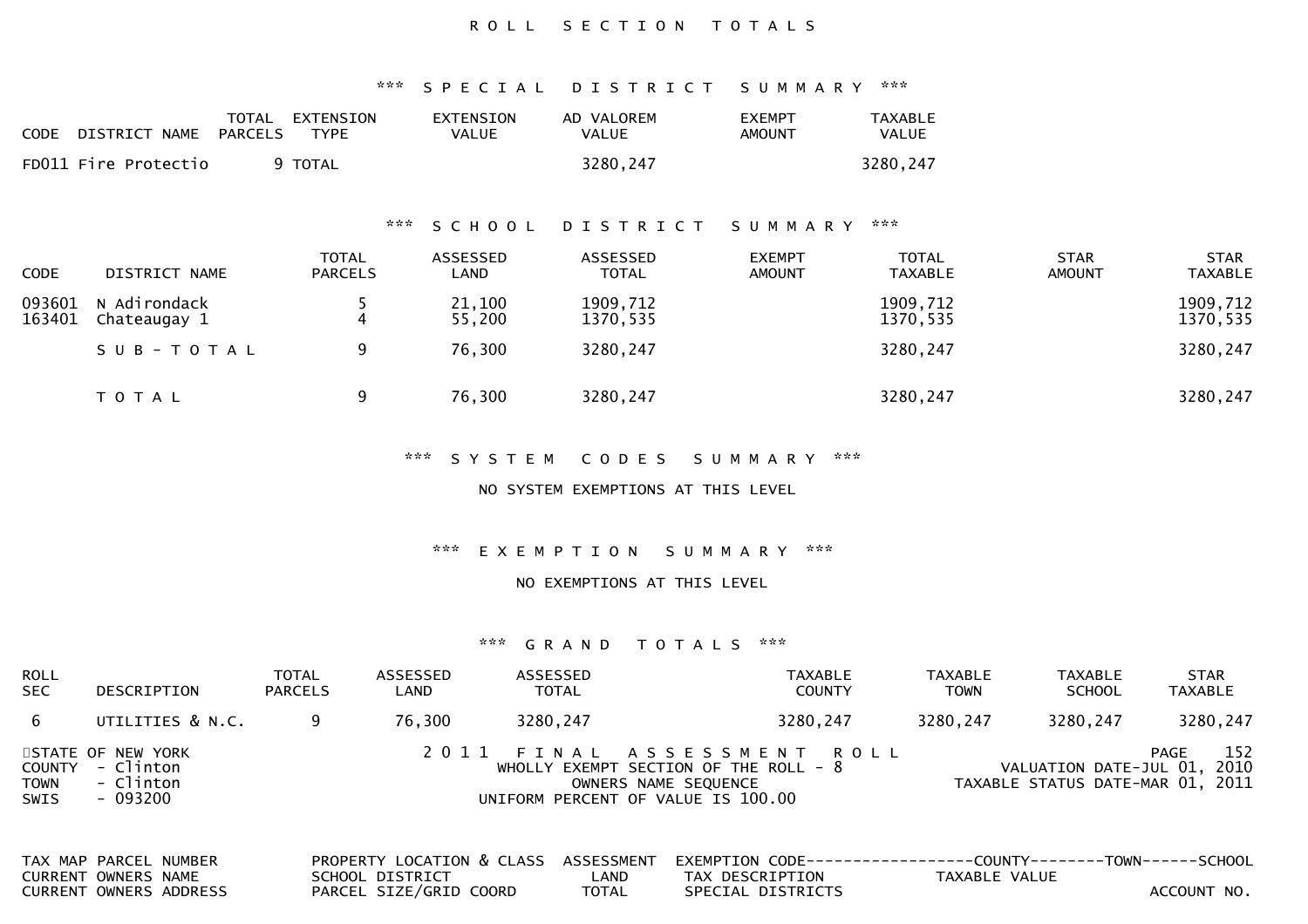# ROLL SECTION TOTALS

## *** SPECIAL DISTRICT SUMMARY ***

| CODE | DISTRICT NAME | TOTAL PARCELS | EXTENSION TYPE | EXTENSION VALUE | AD VALOREM VALUE | EXEMPT AMOUNT | TAXABLE VALUE |
|---|---|---|---|---|---|---|---|
| FD011 | Fire Protectio | 9 | TOTAL | | 3280,247 | | 3280,247 |

## *** SCHOOL DISTRICT SUMMARY ***

| CODE | DISTRICT NAME | TOTAL PARCELS | ASSESSED LAND | ASSESSED TOTAL | EXEMPT AMOUNT | TOTAL TAXABLE | STAR AMOUNT | STAR TAXABLE |
|---|---|---|---|---|---|---|---|---|
| 093601 | N Adirondack | 5 | 21,100 | 1909,712 | | 1909,712 | | 1909,712 |
| 163401 | Chateaugay 1 | 4 | 55,200 | 1370,535 | | 1370,535 | | 1370,535 |
| | S U B - T O T A L | 9 | 76,300 | 3280,247 | | 3280,247 | | 3280,247 |
| | T O T A L | 9 | 76,300 | 3280,247 | | 3280,247 | | 3280,247 |

## *** SYSTEM CODES SUMMARY ***

NO SYSTEM EXEMPTIONS AT THIS LEVEL

## *** EXEMPTION SUMMARY ***

NO EXEMPTIONS AT THIS LEVEL

## *** GRAND TOTALS ***

| ROLL SEC | DESCRIPTION | TOTAL PARCELS | ASSESSED LAND | ASSESSED TOTAL | TAXABLE COUNTY | TAXABLE TOWN | TAXABLE SCHOOL | STAR TAXABLE |
|---|---|---|---|---|---|---|---|---|
| 6 | UTILITIES & N.C. | 9 | 76,300 | 3280,247 | 3280,247 | 3280,247 | 3280,247 | 3280,247 |

STATE OF NEW YORK
COUNTY - Clinton
TOWN - Clinton
SWIS - 093200

2 0 1 1 F I N A L A S S E S S M E N T R O L L
WHOLLY EXEMPT SECTION OF THE ROLL - 8
OWNERS NAME SEQUENCE
UNIFORM PERCENT OF VALUE IS 100.00

PAGE 152
VALUATION DATE-JUL 01, 2010
TAXABLE STATUS DATE-MAR 01, 2011

| TAX MAP PARCEL NUMBER / CURRENT OWNERS NAME / CURRENT OWNERS ADDRESS | PROPERTY LOCATION & CLASS / SCHOOL DISTRICT / PARCEL SIZE/GRID COORD | ASSESSMENT / LAND / TOTAL | EXEMPTION CODE / TAX DESCRIPTION / SPECIAL DISTRICTS | COUNTY / TAXABLE VALUE | TOWN | SCHOOL / ACCOUNT NO. |
|---|---|---|---|---|---|---|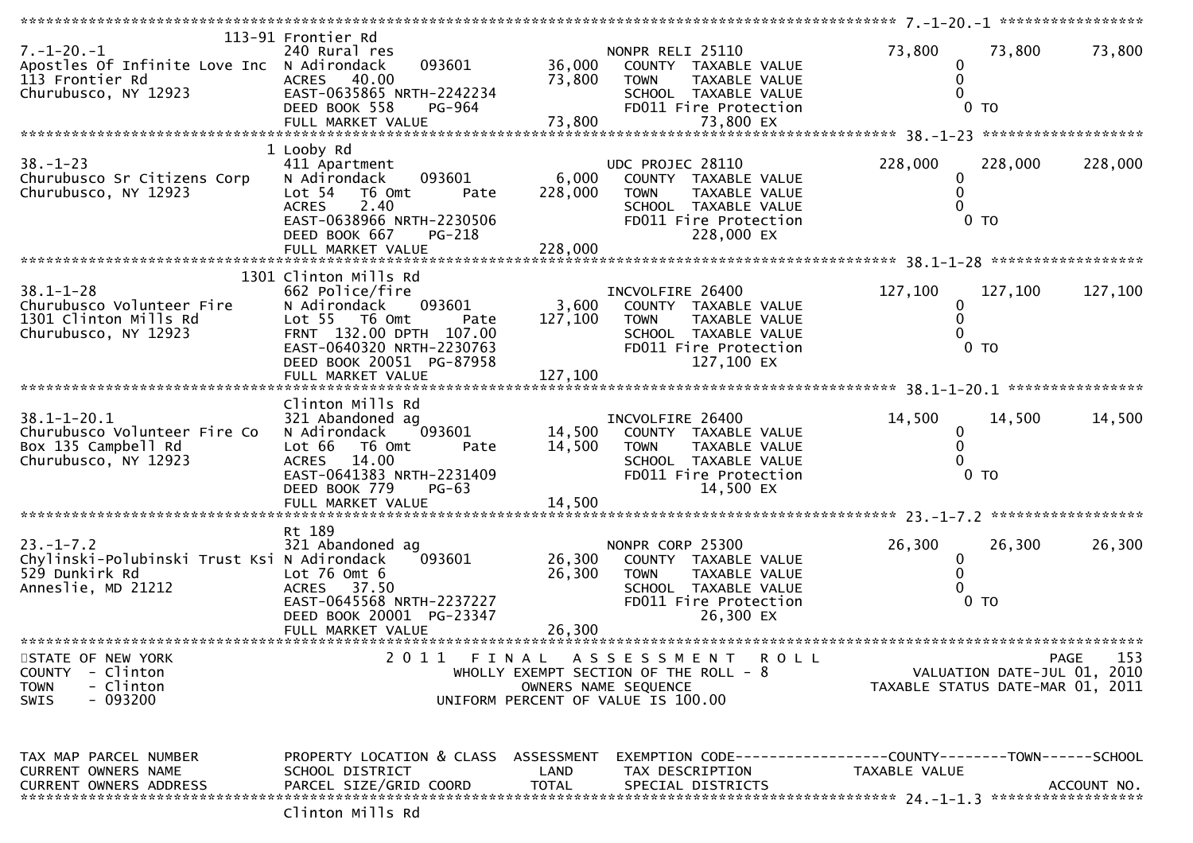```
******************************************************************************************************* 7.-1-20.-1 *****************
                    113-91 Frontier Rd
7.-1-20.-1                     240 Rural res                           NONPR RELI 25110              73,800      73,800      73,800
Apostles Of Infinite Love Inc  N Adirondack      093601          36,000   COUNTY  TAXABLE VALUE             0
113 Frontier Rd                ACRES   40.00                     73,800   TOWN    TAXABLE VALUE             0
Churubusco, NY 12923           EAST-0635865 NRTH-2242234                  SCHOOL  TAXABLE VALUE             0
                               DEED BOOK 558     PG-964                   FD011 Fire Protection               0 TO
                               FULL MARKET VALUE                 73,800           73,800 EX
******************************************************************************************************* 38.-1-23 *******************
                    1 Looby Rd
38.-1-23                       411 Apartment                           UDC PROJEC 28110             228,000     228,000     228,000
Churubusco Sr Citizens Corp    N Adirondack      093601           6,000   COUNTY  TAXABLE VALUE             0
Churubusco, NY 12923           Lot 54   T6 Omt        Pate      228,000   TOWN    TAXABLE VALUE             0
                               ACRES    2.40                              SCHOOL  TAXABLE VALUE             0
                               EAST-0638966 NRTH-2230506                  FD011 Fire Protection               0 TO
                               DEED BOOK 667     PG-218                          228,000 EX
                               FULL MARKET VALUE                228,000
******************************************************************************************************* 38.1-1-28 ******************
                    1301 Clinton Mills Rd
38.1-1-28                      662 Police/fire                         INCVOLFIRE 26400             127,100     127,100     127,100
Churubusco Volunteer Fire      N Adirondack      093601           3,600   COUNTY  TAXABLE VALUE             0
1301 Clinton Mills Rd          Lot 55   T6 Omt        Pate      127,100   TOWN    TAXABLE VALUE             0
Churubusco, NY 12923           FRNT 132.00 DPTH 107.00                    SCHOOL  TAXABLE VALUE             0
                               EAST-0640320 NRTH-2230763                  FD011 Fire Protection               0 TO
                               DEED BOOK 20051  PG-87958                         127,100 EX
                               FULL MARKET VALUE                127,100
******************************************************************************************************* 38.1-1-20.1 ****************
                    Clinton Mills Rd
38.1-1-20.1                    321 Abandoned ag                        INCVOLFIRE 26400              14,500      14,500      14,500
Churubusco Volunteer Fire Co   N Adirondack      093601          14,500   COUNTY  TAXABLE VALUE             0
Box 135 Campbell Rd            Lot 66   T6 Omt        Pate       14,500   TOWN    TAXABLE VALUE             0
Churubusco, NY 12923           ACRES   14.00                              SCHOOL  TAXABLE VALUE             0
                               EAST-0641383 NRTH-2231409                  FD011 Fire Protection               0 TO
                               DEED BOOK 779     PG-63                            14,500 EX
                               FULL MARKET VALUE                 14,500
******************************************************************************************************* 23.-1-7.2 ******************
                    Rt 189
23.-1-7.2                      321 Abandoned ag                        NONPR CORP 25300              26,300      26,300      26,300
Chylinski-Polubinski Trust Ksi N Adirondack      093601          26,300   COUNTY  TAXABLE VALUE             0
529 Dunkirk Rd                 Lot 76 Omt 6                      26,300   TOWN    TAXABLE VALUE             0
Anneslie, MD 21212             ACRES   37.50                              SCHOOL  TAXABLE VALUE             0
                               EAST-0645568 NRTH-2237227                  FD011 Fire Protection               0 TO
                               DEED BOOK 20001  PG-23347                          26,300 EX
                               FULL MARKET VALUE                 26,300
************************************************************************************************************************************
STATE OF NEW YORK                    2 0 1 1   F I N A L   A S S E S S M E N T   R O L L                            PAGE    153
COUNTY  - Clinton                        WHOLLY EXEMPT SECTION OF THE ROLL - 8                   VALUATION DATE-JUL 01, 2010
TOWN    - Clinton                             OWNERS NAME SEQUENCE                          TAXABLE STATUS DATE-MAR 01, 2011
SWIS    - 093200                        UNIFORM PERCENT OF VALUE IS 100.00


TAX MAP PARCEL NUMBER          PROPERTY LOCATION & CLASS  ASSESSMENT  EXEMPTION CODE------------------COUNTY--------TOWN------SCHOOL
CURRENT OWNERS NAME            SCHOOL DISTRICT               LAND      TAX DESCRIPTION              TAXABLE VALUE
CURRENT OWNERS ADDRESS         PARCEL SIZE/GRID COORD        TOTAL     SPECIAL DISTRICTS                                   ACCOUNT NO.
******************************************************************************************************* 24.-1-1.3 ******************
                               Clinton Mills Rd
```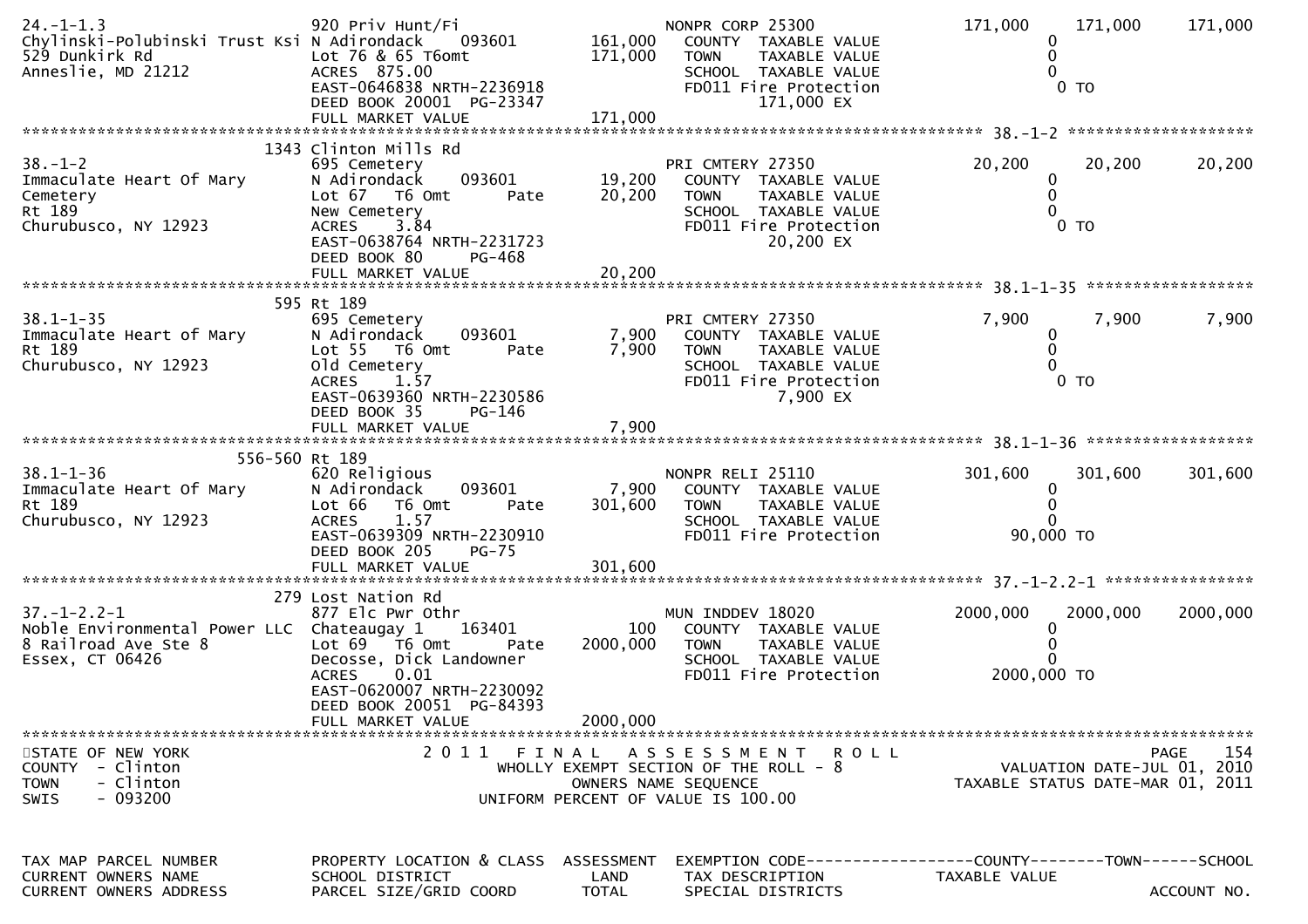| TAX MAP PARCEL NUMBER<br>CURRENT OWNERS NAME<br>CURRENT OWNERS ADDRESS | PROPERTY LOCATION & CLASS<br>SCHOOL DISTRICT<br>PARCEL SIZE/GRID COORD | ASSESSMENT<br>LAND<br>TOTAL | EXEMPTION CODE<br>TAX DESCRIPTION<br>SPECIAL DISTRICTS | COUNTY<br>TAXABLE VALUE | TOWN | SCHOOL<br>ACCOUNT NO. |
|---|---|---|---|---|---|---|
| 24.-1-1.3 | 920 Priv Hunt/Fi | | NONPR CORP 25300 | 171,000 | 171,000 | 171,000 |
| Chylinski-Polubinski Trust Ksi | N Adirondack 093601 | 161,000 | COUNTY TAXABLE VALUE | 0 | | |
| 529 Dunkirk Rd | Lot 76 & 65 T6omt | 171,000 | TOWN TAXABLE VALUE | 0 | | |
| Anneslie, MD 21212 | ACRES 875.00 | | SCHOOL TAXABLE VALUE | 0 | | |
| | EAST-0646838 NRTH-2236918 | | FD011 Fire Protection | 0 TO | | |
| | DEED BOOK 20001 PG-23347 | | 171,000 EX | | | |
| | FULL MARKET VALUE | 171,000 | | | | |
| **38.-1-2** | 1343 Clinton Mills Rd | | | | | |
| 38.-1-2 | 695 Cemetery | | PRI CMTERY 27350 | 20,200 | 20,200 | 20,200 |
| Immaculate Heart Of Mary | N Adirondack 093601 | 19,200 | COUNTY TAXABLE VALUE | 0 | | |
| Cemetery | Lot 67 T6 Omt Pate | 20,200 | TOWN TAXABLE VALUE | 0 | | |
| Rt 189 | New Cemetery | | SCHOOL TAXABLE VALUE | 0 | | |
| Churubusco, NY 12923 | ACRES 3.84 | | FD011 Fire Protection | 0 TO | | |
| | EAST-0638764 NRTH-2231723 | | 20,200 EX | | | |
| | DEED BOOK 80 PG-468 | | | | | |
| | FULL MARKET VALUE | 20,200 | | | | |
| **38.1-1-35** | 595 Rt 189 | | | | | |
| 38.1-1-35 | 695 Cemetery | | PRI CMTERY 27350 | 7,900 | 7,900 | 7,900 |
| Immaculate Heart of Mary | N Adirondack 093601 | 7,900 | COUNTY TAXABLE VALUE | 0 | | |
| Rt 189 | Lot 55 T6 Omt Pate | 7,900 | TOWN TAXABLE VALUE | 0 | | |
| Churubusco, NY 12923 | Old Cemetery | | SCHOOL TAXABLE VALUE | 0 | | |
| | ACRES 1.57 | | FD011 Fire Protection | 0 TO | | |
| | EAST-0639360 NRTH-2230586 | | 7,900 EX | | | |
| | DEED BOOK 35 PG-146 | | | | | |
| | FULL MARKET VALUE | 7,900 | | | | |
| **38.1-1-36** | 556-560 Rt 189 | | | | | |
| 38.1-1-36 | 620 Religious | | NONPR RELI 25110 | 301,600 | 301,600 | 301,600 |
| Immaculate Heart Of Mary | N Adirondack 093601 | 7,900 | COUNTY TAXABLE VALUE | 0 | | |
| Rt 189 | Lot 66 T6 Omt Pate | 301,600 | TOWN TAXABLE VALUE | 0 | | |
| Churubusco, NY 12923 | ACRES 1.57 | | SCHOOL TAXABLE VALUE | 0 | | |
| | EAST-0639309 NRTH-2230910 | | FD011 Fire Protection | 90,000 TO | | |
| | DEED BOOK 205 PG-75 | | | | | |
| | FULL MARKET VALUE | 301,600 | | | | |
| **37.-1-2.2-1** | 279 Lost Nation Rd | | | | | |
| 37.-1-2.2-1 | 877 Elc Pwr Othr | | MUN INDDEV 18020 | 2000,000 | 2000,000 | 2000,000 |
| Noble Environmental Power LLC | Chateaugay 1 163401 | 100 | COUNTY TAXABLE VALUE | 0 | | |
| 8 Railroad Ave Ste 8 | Lot 69 T6 Omt Pate | 2000,000 | TOWN TAXABLE VALUE | 0 | | |
| Essex, CT 06426 | Decosse, Dick Landowner | | SCHOOL TAXABLE VALUE | 0 | | |
| | ACRES 0.01 | | FD011 Fire Protection | 2000,000 TO | | |
| | EAST-0620007 NRTH-2230092 | | | | | |
| | DEED BOOK 20051 PG-84393 | | | | | |
| | FULL MARKET VALUE | 2000,000 | | | | |

STATE OF NEW YORK
COUNTY - Clinton
TOWN - Clinton
SWIS - 093200

2011 FINAL ASSESSMENT ROLL
WHOLLY EXEMPT SECTION OF THE ROLL - 8
OWNERS NAME SEQUENCE
UNIFORM PERCENT OF VALUE IS 100.00

PAGE 154
VALUATION DATE-JUL 01, 2010
TAXABLE STATUS DATE-MAR 01, 2011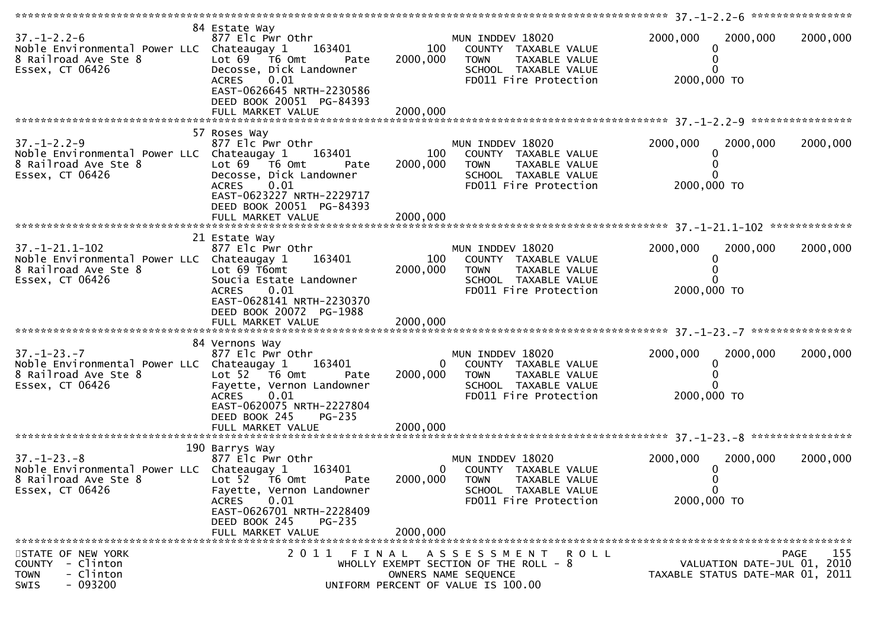```
******************************************************************************************************* 37.-1-2.2-6 ****************
                       84 Estate Way
37.-1-2.2-6            877 Elc Pwr Othr                     MUN INDDEV 18020          2000,000   2000,000   2000,000
Noble Environmental Power LLC  Chateaugay 1    163401     100   COUNTY  TAXABLE VALUE            0
8 Railroad Ave Ste 8   Lot 69  T6 Omt      Pate     2000,000   TOWN    TAXABLE VALUE            0
Essex, CT 06426        Decosse, Dick Landowner              SCHOOL  TAXABLE VALUE            0
                       ACRES     0.01                       FD011 Fire Protection       2000,000 TO
                       EAST-0626645 NRTH-2230586
                       DEED BOOK 20051  PG-84393
                       FULL MARKET VALUE              2000,000
******************************************************************************************************* 37.-1-2.2-9 ****************
                       57 Roses Way
37.-1-2.2-9            877 Elc Pwr Othr                     MUN INDDEV 18020          2000,000   2000,000   2000,000
Noble Environmental Power LLC  Chateaugay 1    163401     100   COUNTY  TAXABLE VALUE            0
8 Railroad Ave Ste 8   Lot 69  T6 Omt      Pate     2000,000   TOWN    TAXABLE VALUE            0
Essex, CT 06426        Decosse, Dick Landowner              SCHOOL  TAXABLE VALUE            0
                       ACRES     0.01                       FD011 Fire Protection       2000,000 TO
                       EAST-0623227 NRTH-2229717
                       DEED BOOK 20051  PG-84393
                       FULL MARKET VALUE              2000,000
******************************************************************************************************* 37.-1-21.1-102 *************
                       21 Estate Way
37.-1-21.1-102         877 Elc Pwr Othr                     MUN INDDEV 18020          2000,000   2000,000   2000,000
Noble Environmental Power LLC  Chateaugay 1    163401     100   COUNTY  TAXABLE VALUE            0
8 Railroad Ave Ste 8   Lot 69 T6omt                 2000,000   TOWN    TAXABLE VALUE            0
Essex, CT 06426        Soucia Estate Landowner              SCHOOL  TAXABLE VALUE            0
                       ACRES     0.01                       FD011 Fire Protection       2000,000 TO
                       EAST-0628141 NRTH-2230370
                       DEED BOOK 20072  PG-1988
                       FULL MARKET VALUE              2000,000
******************************************************************************************************* 37.-1-23.-7 ****************
                       84 Vernons Way
37.-1-23.-7            877 Elc Pwr Othr                     MUN INDDEV 18020          2000,000   2000,000   2000,000
Noble Environmental Power LLC  Chateaugay 1    163401       0   COUNTY  TAXABLE VALUE            0
8 Railroad Ave Ste 8   Lot 52  T6 Omt      Pate     2000,000   TOWN    TAXABLE VALUE            0
Essex, CT 06426        Fayette, Vernon Landowner            SCHOOL  TAXABLE VALUE            0
                       ACRES     0.01                       FD011 Fire Protection       2000,000 TO
                       EAST-0620075 NRTH-2227804
                       DEED BOOK 245     PG-235
                       FULL MARKET VALUE              2000,000
******************************************************************************************************* 37.-1-23.-8 ****************
                       190 Barrys Way
37.-1-23.-8            877 Elc Pwr Othr                     MUN INDDEV 18020          2000,000   2000,000   2000,000
Noble Environmental Power LLC  Chateaugay 1    163401       0   COUNTY  TAXABLE VALUE            0
8 Railroad Ave Ste 8   Lot 52  T6 Omt      Pate     2000,000   TOWN    TAXABLE VALUE            0
Essex, CT 06426        Fayette, Vernon Landowner            SCHOOL  TAXABLE VALUE            0
                       ACRES     0.01                       FD011 Fire Protection       2000,000 TO
                       EAST-0626701 NRTH-2228409
                       DEED BOOK 245     PG-235
                       FULL MARKET VALUE              2000,000
************************************************************************************************************************************
STATE OF NEW YORK              2 0 1 1   F I N A L   A S S E S S M E N T   R O L L                                 PAGE  155
COUNTY  - Clinton                 WHOLLY EXEMPT SECTION OF THE ROLL - 8                     VALUATION DATE-JUL 01, 2010
TOWN    - Clinton                       OWNERS NAME SEQUENCE                          TAXABLE STATUS DATE-MAR 01, 2011
SWIS    - 093200                   UNIFORM PERCENT OF VALUE IS 100.00
```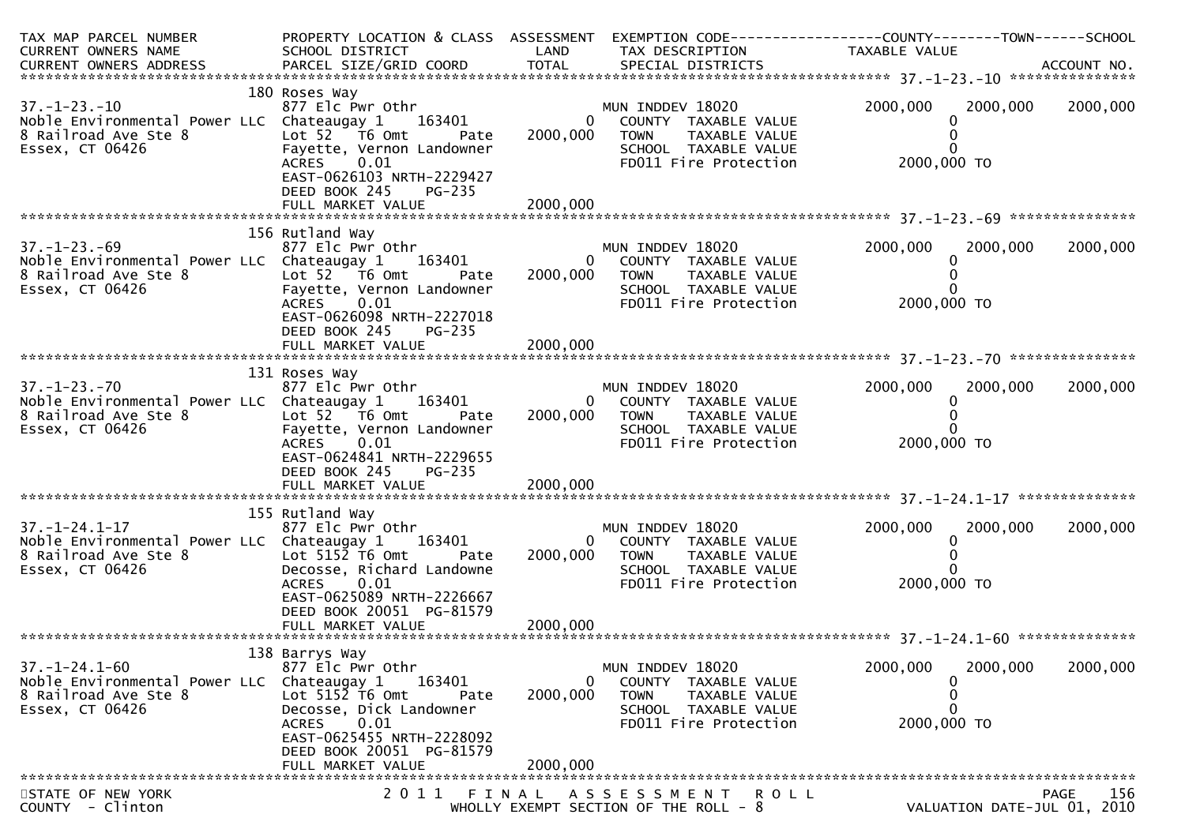| TAX MAP PARCEL NUMBER<br>CURRENT OWNERS NAME<br>CURRENT OWNERS ADDRESS | PROPERTY LOCATION & CLASS<br>SCHOOL DISTRICT<br>PARCEL SIZE/GRID COORD | ASSESSMENT<br>LAND<br>TOTAL | EXEMPTION CODE<br>TAX DESCRIPTION<br>SPECIAL DISTRICTS | COUNTY<br>TAXABLE VALUE | TOWN | SCHOOL<br><br>ACCOUNT NO. |
|---|---|---|---|---|---|---|
| **37.-1-23.-10** | 180 Roses Way | | | | | |
| 37.-1-23.-10 | 877 Elc Pwr Othr | | MUN INDDEV 18020 | 2000,000 | 2000,000 | 2000,000 |
| Noble Environmental Power LLC | Chateaugay 1 163401 | 0 | COUNTY TAXABLE VALUE | 0 | | |
| 8 Railroad Ave Ste 8 | Lot 52 T6 Omt Pate | 2000,000 | TOWN TAXABLE VALUE | 0 | | |
| Essex, CT 06426 | Fayette, Vernon Landowner | | SCHOOL TAXABLE VALUE | 0 | | |
| | ACRES 0.01 | | FD011 Fire Protection | 2000,000 TO | | |
| | EAST-0626103 NRTH-2229427 | | | | | |
| | DEED BOOK 245 PG-235 | | | | | |
| | FULL MARKET VALUE | 2000,000 | | | | |
| **37.-1-23.-69** | 156 Rutland Way | | | | | |
| 37.-1-23.-69 | 877 Elc Pwr Othr | | MUN INDDEV 18020 | 2000,000 | 2000,000 | 2000,000 |
| Noble Environmental Power LLC | Chateaugay 1 163401 | 0 | COUNTY TAXABLE VALUE | 0 | | |
| 8 Railroad Ave Ste 8 | Lot 52 T6 Omt Pate | 2000,000 | TOWN TAXABLE VALUE | 0 | | |
| Essex, CT 06426 | Fayette, Vernon Landowner | | SCHOOL TAXABLE VALUE | 0 | | |
| | ACRES 0.01 | | FD011 Fire Protection | 2000,000 TO | | |
| | EAST-0626098 NRTH-2227018 | | | | | |
| | DEED BOOK 245 PG-235 | | | | | |
| | FULL MARKET VALUE | 2000,000 | | | | |
| **37.-1-23.-70** | 131 Roses Way | | | | | |
| 37.-1-23.-70 | 877 Elc Pwr Othr | | MUN INDDEV 18020 | 2000,000 | 2000,000 | 2000,000 |
| Noble Environmental Power LLC | Chateaugay 1 163401 | 0 | COUNTY TAXABLE VALUE | 0 | | |
| 8 Railroad Ave Ste 8 | Lot 52 T6 Omt Pate | 2000,000 | TOWN TAXABLE VALUE | 0 | | |
| Essex, CT 06426 | Fayette, Vernon Landowner | | SCHOOL TAXABLE VALUE | 0 | | |
| | ACRES 0.01 | | FD011 Fire Protection | 2000,000 TO | | |
| | EAST-0624841 NRTH-2229655 | | | | | |
| | DEED BOOK 245 PG-235 | | | | | |
| | FULL MARKET VALUE | 2000,000 | | | | |
| **37.-1-24.1-17** | 155 Rutland Way | | | | | |
| 37.-1-24.1-17 | 877 Elc Pwr Othr | | MUN INDDEV 18020 | 2000,000 | 2000,000 | 2000,000 |
| Noble Environmental Power LLC | Chateaugay 1 163401 | 0 | COUNTY TAXABLE VALUE | 0 | | |
| 8 Railroad Ave Ste 8 | Lot 5152 T6 Omt Pate | 2000,000 | TOWN TAXABLE VALUE | 0 | | |
| Essex, CT 06426 | Decosse, Richard Landowne | | SCHOOL TAXABLE VALUE | 0 | | |
| | ACRES 0.01 | | FD011 Fire Protection | 2000,000 TO | | |
| | EAST-0625089 NRTH-2226667 | | | | | |
| | DEED BOOK 20051 PG-81579 | | | | | |
| | FULL MARKET VALUE | 2000,000 | | | | |
| **37.-1-24.1-60** | 138 Barrys Way | | | | | |
| 37.-1-24.1-60 | 877 Elc Pwr Othr | | MUN INDDEV 18020 | 2000,000 | 2000,000 | 2000,000 |
| Noble Environmental Power LLC | Chateaugay 1 163401 | 0 | COUNTY TAXABLE VALUE | 0 | | |
| 8 Railroad Ave Ste 8 | Lot 5152 T6 Omt Pate | 2000,000 | TOWN TAXABLE VALUE | 0 | | |
| Essex, CT 06426 | Decosse, Dick Landowner | | SCHOOL TAXABLE VALUE | 0 | | |
| | ACRES 0.01 | | FD011 Fire Protection | 2000,000 TO | | |
| | EAST-0625455 NRTH-2228092 | | | | | |
| | DEED BOOK 20051 PG-81579 | | | | | |
| | FULL MARKET VALUE | 2000,000 | | | | |

STATE OF NEW YORK
COUNTY - Clinton

2011 FINAL ASSESSMENT ROLL
WHOLLY EXEMPT SECTION OF THE ROLL - 8

VALUATION DATE-JUL 01, 2010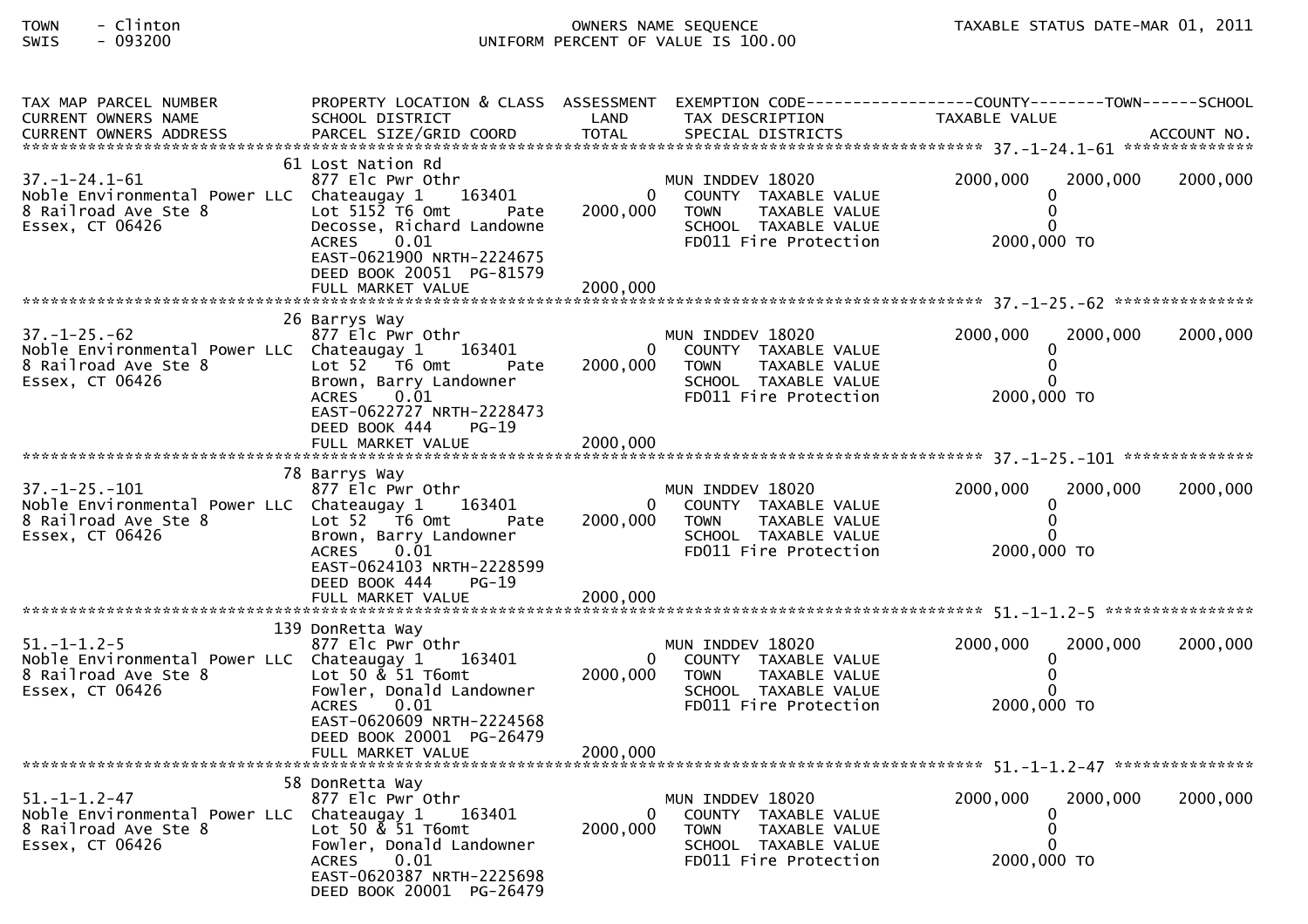TOWN - Clinton
SWIS - 093200

OWNERS NAME SEQUENCE
UNIFORM PERCENT OF VALUE IS 100.00

TAXABLE STATUS DATE-MAR 01, 2011

| TAX MAP PARCEL NUMBER / CURRENT OWNERS NAME / CURRENT OWNERS ADDRESS | PROPERTY LOCATION & CLASS / SCHOOL DISTRICT / PARCEL SIZE/GRID COORD | ASSESSMENT LAND / TOTAL | EXEMPTION CODE / TAX DESCRIPTION / SPECIAL DISTRICTS | COUNTY TAXABLE VALUE | TOWN | SCHOOL / ACCOUNT NO. |
|---|---|---|---|---|---|---|
| **37.-1-24.1-61** | 61 Lost Nation Rd | | | | | |
| 37.-1-24.1-61 | 877 Elc Pwr Othr | | MUN INDDEV 18020 | 2000,000 | 2000,000 | 2000,000 |
| Noble Environmental Power LLC | Chateaugay 1 163401 | 0 | COUNTY TAXABLE VALUE | 0 | | |
| 8 Railroad Ave Ste 8 | Lot 5152 T6 Omt Pate | 2000,000 | TOWN TAXABLE VALUE | 0 | | |
| Essex, CT 06426 | Decosse, Richard Landowne | | SCHOOL TAXABLE VALUE | 0 | | |
| | ACRES 0.01 | | FD011 Fire Protection | 2000,000 TO | | |
| | EAST-0621900 NRTH-2224675 | | | | | |
| | DEED BOOK 20051 PG-81579 | | | | | |
| | FULL MARKET VALUE | 2000,000 | | | | |
| **37.-1-25.-62** | 26 Barrys Way | | | | | |
| 37.-1-25.-62 | 877 Elc Pwr Othr | | MUN INDDEV 18020 | 2000,000 | 2000,000 | 2000,000 |
| Noble Environmental Power LLC | Chateaugay 1 163401 | 0 | COUNTY TAXABLE VALUE | 0 | | |
| 8 Railroad Ave Ste 8 | Lot 52 T6 Omt Pate | 2000,000 | TOWN TAXABLE VALUE | 0 | | |
| Essex, CT 06426 | Brown, Barry Landowner | | SCHOOL TAXABLE VALUE | 0 | | |
| | ACRES 0.01 | | FD011 Fire Protection | 2000,000 TO | | |
| | EAST-0622727 NRTH-2228473 | | | | | |
| | DEED BOOK 444 PG-19 | | | | | |
| | FULL MARKET VALUE | 2000,000 | | | | |
| **37.-1-25.-101** | 78 Barrys Way | | | | | |
| 37.-1-25.-101 | 877 Elc Pwr Othr | | MUN INDDEV 18020 | 2000,000 | 2000,000 | 2000,000 |
| Noble Environmental Power LLC | Chateaugay 1 163401 | 0 | COUNTY TAXABLE VALUE | 0 | | |
| 8 Railroad Ave Ste 8 | Lot 52 T6 Omt Pate | 2000,000 | TOWN TAXABLE VALUE | 0 | | |
| Essex, CT 06426 | Brown, Barry Landowner | | SCHOOL TAXABLE VALUE | 0 | | |
| | ACRES 0.01 | | FD011 Fire Protection | 2000,000 TO | | |
| | EAST-0624103 NRTH-2228599 | | | | | |
| | DEED BOOK 444 PG-19 | | | | | |
| | FULL MARKET VALUE | 2000,000 | | | | |
| **51.-1-1.2-5** | 139 DonRetta Way | | | | | |
| 51.-1-1.2-5 | 877 Elc Pwr Othr | | MUN INDDEV 18020 | 2000,000 | 2000,000 | 2000,000 |
| Noble Environmental Power LLC | Chateaugay 1 163401 | 0 | COUNTY TAXABLE VALUE | 0 | | |
| 8 Railroad Ave Ste 8 | Lot 50 & 51 T6omt | 2000,000 | TOWN TAXABLE VALUE | 0 | | |
| Essex, CT 06426 | Fowler, Donald Landowner | | SCHOOL TAXABLE VALUE | 0 | | |
| | ACRES 0.01 | | FD011 Fire Protection | 2000,000 TO | | |
| | EAST-0620609 NRTH-2224568 | | | | | |
| | DEED BOOK 20001 PG-26479 | | | | | |
| | FULL MARKET VALUE | 2000,000 | | | | |
| **51.-1-1.2-47** | 58 DonRetta Way | | | | | |
| 51.-1-1.2-47 | 877 Elc Pwr Othr | | MUN INDDEV 18020 | 2000,000 | 2000,000 | 2000,000 |
| Noble Environmental Power LLC | Chateaugay 1 163401 | 0 | COUNTY TAXABLE VALUE | 0 | | |
| 8 Railroad Ave Ste 8 | Lot 50 & 51 T6omt | 2000,000 | TOWN TAXABLE VALUE | 0 | | |
| Essex, CT 06426 | Fowler, Donald Landowner | | SCHOOL TAXABLE VALUE | 0 | | |
| | ACRES 0.01 | | FD011 Fire Protection | 2000,000 TO | | |
| | EAST-0620387 NRTH-2225698 | | | | | |
| | DEED BOOK 20001 PG-26479 | | | | | |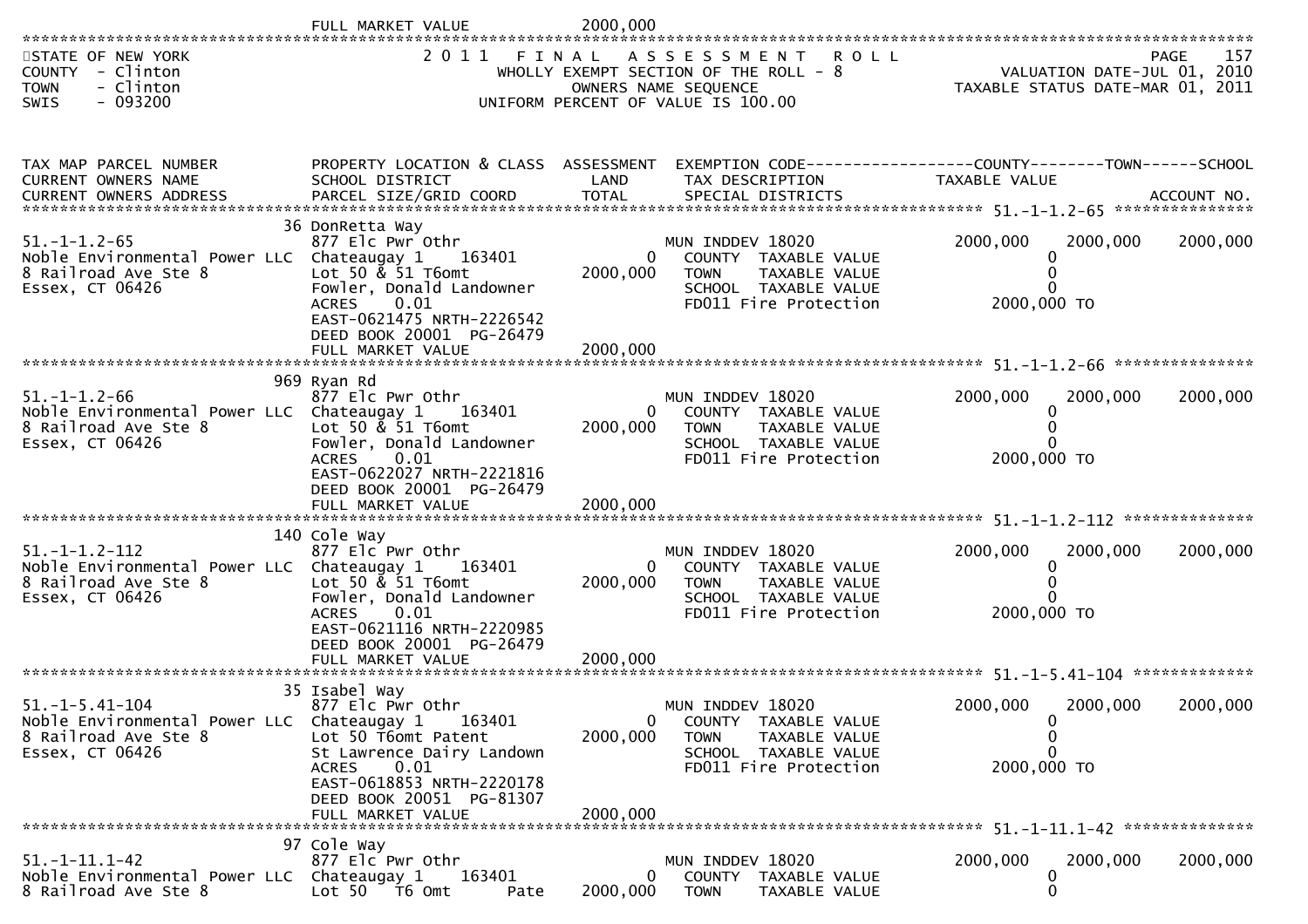FULL MARKET VALUE 2000,000

STATE OF NEW YORK
COUNTY - Clinton
TOWN - Clinton
SWIS - 093200

2011 FINAL ASSESSMENT ROLL
WHOLLY EXEMPT SECTION OF THE ROLL - 8
OWNERS NAME SEQUENCE
UNIFORM PERCENT OF VALUE IS 100.00

PAGE 157
VALUATION DATE-JUL 01, 2010
TAXABLE STATUS DATE-MAR 01, 2011

| TAX MAP PARCEL NUMBER / CURRENT OWNERS NAME / CURRENT OWNERS ADDRESS | PROPERTY LOCATION & CLASS / SCHOOL DISTRICT / PARCEL SIZE/GRID COORD | ASSESSMENT LAND / TOTAL | EXEMPTION CODE / TAX DESCRIPTION / SPECIAL DISTRICTS | COUNTY TAXABLE VALUE | TOWN | SCHOOL / ACCOUNT NO. |
|---|---|---|---|---|---|---|
| | 36 DonRetta Way | | | | | |
| 51.-1-1.2-65 | 877 Elc Pwr Othr | | MUN INDDEV 18020 | 2000,000 | 2000,000 | 2000,000 |
| Noble Environmental Power LLC | Chateaugay 1 163401 | 0 | COUNTY TAXABLE VALUE | 0 | | |
| 8 Railroad Ave Ste 8 | Lot 50 & 51 T6omt | 2000,000 | TOWN TAXABLE VALUE | 0 | | |
| Essex, CT 06426 | Fowler, Donald Landowner | | SCHOOL TAXABLE VALUE | 0 | | |
| | ACRES 0.01 | | FD011 Fire Protection | 2000,000 TO | | |
| | EAST-0621475 NRTH-2226542 | | | | | |
| | DEED BOOK 20001 PG-26479 | | | | | |
| | FULL MARKET VALUE | 2000,000 | | | | |
| | 969 Ryan Rd | | | | | |
| 51.-1-1.2-66 | 877 Elc Pwr Othr | | MUN INDDEV 18020 | 2000,000 | 2000,000 | 2000,000 |
| Noble Environmental Power LLC | Chateaugay 1 163401 | 0 | COUNTY TAXABLE VALUE | 0 | | |
| 8 Railroad Ave Ste 8 | Lot 50 & 51 T6omt | 2000,000 | TOWN TAXABLE VALUE | 0 | | |
| Essex, CT 06426 | Fowler, Donald Landowner | | SCHOOL TAXABLE VALUE | 0 | | |
| | ACRES 0.01 | | FD011 Fire Protection | 2000,000 TO | | |
| | EAST-0622027 NRTH-2221816 | | | | | |
| | DEED BOOK 20001 PG-26479 | | | | | |
| | FULL MARKET VALUE | 2000,000 | | | | |
| | 140 Cole Way | | | | | |
| 51.-1-1.2-112 | 877 Elc Pwr Othr | | MUN INDDEV 18020 | 2000,000 | 2000,000 | 2000,000 |
| Noble Environmental Power LLC | Chateaugay 1 163401 | 0 | COUNTY TAXABLE VALUE | 0 | | |
| 8 Railroad Ave Ste 8 | Lot 50 & 51 T6omt | 2000,000 | TOWN TAXABLE VALUE | 0 | | |
| Essex, CT 06426 | Fowler, Donald Landowner | | SCHOOL TAXABLE VALUE | 0 | | |
| | ACRES 0.01 | | FD011 Fire Protection | 2000,000 TO | | |
| | EAST-0621116 NRTH-2220985 | | | | | |
| | DEED BOOK 20001 PG-26479 | | | | | |
| | FULL MARKET VALUE | 2000,000 | | | | |
| | 35 Isabel Way | | | | | |
| 51.-1-5.41-104 | 877 Elc Pwr Othr | | MUN INDDEV 18020 | 2000,000 | 2000,000 | 2000,000 |
| Noble Environmental Power LLC | Chateaugay 1 163401 | 0 | COUNTY TAXABLE VALUE | 0 | | |
| 8 Railroad Ave Ste 8 | Lot 50 T6omt Patent | 2000,000 | TOWN TAXABLE VALUE | 0 | | |
| Essex, CT 06426 | St Lawrence Dairy Landown | | SCHOOL TAXABLE VALUE | 0 | | |
| | ACRES 0.01 | | FD011 Fire Protection | 2000,000 TO | | |
| | EAST-0618853 NRTH-2220178 | | | | | |
| | DEED BOOK 20051 PG-81307 | | | | | |
| | FULL MARKET VALUE | 2000,000 | | | | |
| | 97 Cole Way | | | | | |
| 51.-1-11.1-42 | 877 Elc Pwr Othr | | MUN INDDEV 18020 | 2000,000 | 2000,000 | 2000,000 |
| Noble Environmental Power LLC | Chateaugay 1 163401 | 0 | COUNTY TAXABLE VALUE | 0 | | |
| 8 Railroad Ave Ste 8 | Lot 50 T6 Omt Pate | 2000,000 | TOWN TAXABLE VALUE | 0 | | |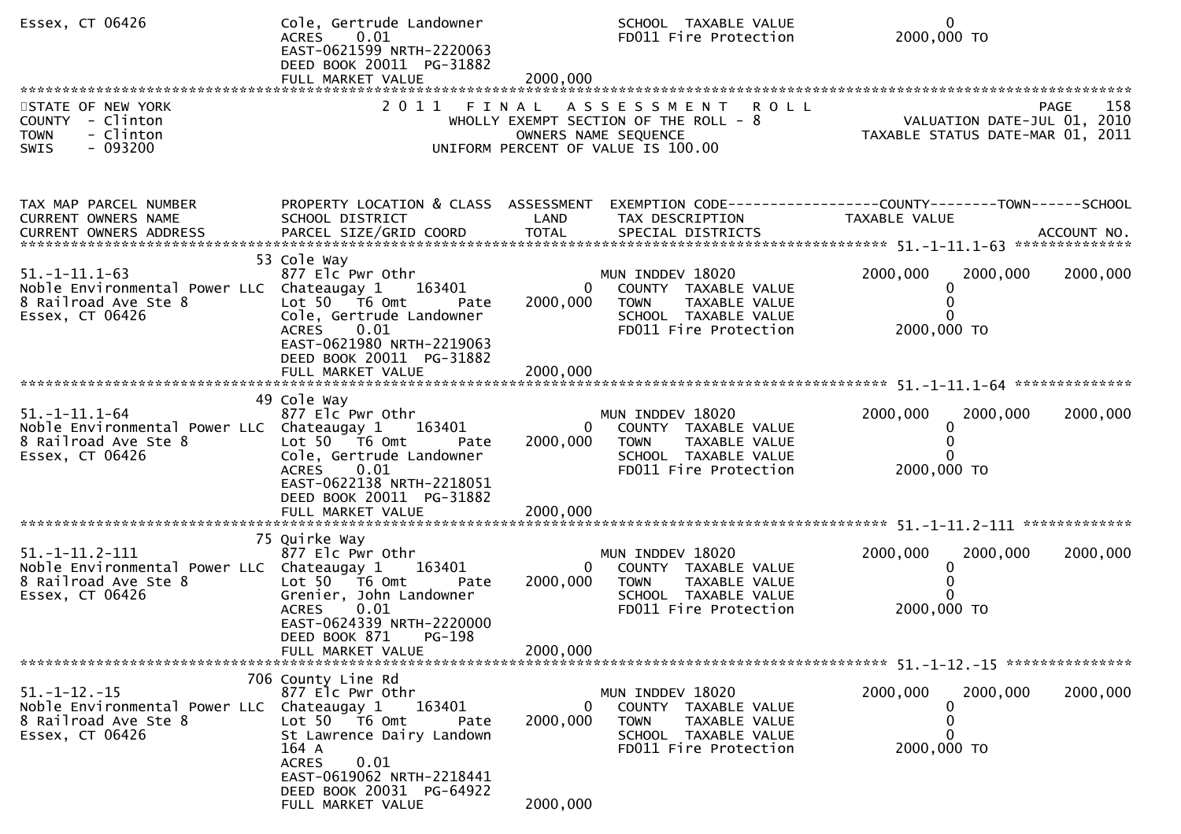Essex, CT 06426 | Cole, Gertrude Landowner | | SCHOOL TAXABLE VALUE | 0
ACRES 0.01 | | FD011 Fire Protection | 2000,000 TO
EAST-0621599 NRTH-2220063
DEED BOOK 20011 PG-31882
FULL MARKET VALUE 2000,000

STATE OF NEW YORK
COUNTY - Clinton
TOWN - Clinton
SWIS - 093200

2 0 1 1 F I N A L A S S E S S M E N T R O L L
WHOLLY EXEMPT SECTION OF THE ROLL - 8
OWNERS NAME SEQUENCE
UNIFORM PERCENT OF VALUE IS 100.00

PAGE 158
VALUATION DATE-JUL 01, 2010
TAXABLE STATUS DATE-MAR 01, 2011

| TAX MAP PARCEL NUMBER / CURRENT OWNERS NAME / CURRENT OWNERS ADDRESS | PROPERTY LOCATION & CLASS / SCHOOL DISTRICT / PARCEL SIZE/GRID COORD | ASSESSMENT LAND / TOTAL | EXEMPTION CODE / TAX DESCRIPTION / SPECIAL DISTRICTS | COUNTY TAXABLE VALUE | TOWN | SCHOOL / ACCOUNT NO. |
|---|---|---|---|---|---|---|
| **51.-1-11.1-63** | 53 Cole Way | | | | | |
| 51.-1-11.1-63 | 877 Elc Pwr Othr | | MUN INDDEV 18020 | 2000,000 | 2000,000 | 2000,000 |
| Noble Environmental Power LLC | Chateaugay 1 163401 | 0 | COUNTY TAXABLE VALUE | 0 | | |
| 8 Railroad Ave Ste 8 | Lot 50 T6 Omt Pate | 2000,000 | TOWN TAXABLE VALUE | 0 | | |
| Essex, CT 06426 | Cole, Gertrude Landowner | | SCHOOL TAXABLE VALUE | 0 | | |
| | ACRES 0.01 | | FD011 Fire Protection | 2000,000 TO | | |
| | EAST-0621980 NRTH-2219063 | | | | | |
| | DEED BOOK 20011 PG-31882 | | | | | |
| | FULL MARKET VALUE | 2000,000 | | | | |
| **51.-1-11.1-64** | 49 Cole Way | | | | | |
| 51.-1-11.1-64 | 877 Elc Pwr Othr | | MUN INDDEV 18020 | 2000,000 | 2000,000 | 2000,000 |
| Noble Environmental Power LLC | Chateaugay 1 163401 | 0 | COUNTY TAXABLE VALUE | 0 | | |
| 8 Railroad Ave Ste 8 | Lot 50 T6 Omt Pate | 2000,000 | TOWN TAXABLE VALUE | 0 | | |
| Essex, CT 06426 | Cole, Gertrude Landowner | | SCHOOL TAXABLE VALUE | 0 | | |
| | ACRES 0.01 | | FD011 Fire Protection | 2000,000 TO | | |
| | EAST-0622138 NRTH-2218051 | | | | | |
| | DEED BOOK 20011 PG-31882 | | | | | |
| | FULL MARKET VALUE | 2000,000 | | | | |
| **51.-1-11.2-111** | 75 Quirke Way | | | | | |
| 51.-1-11.2-111 | 877 Elc Pwr Othr | | MUN INDDEV 18020 | 2000,000 | 2000,000 | 2000,000 |
| Noble Environmental Power LLC | Chateaugay 1 163401 | 0 | COUNTY TAXABLE VALUE | 0 | | |
| 8 Railroad Ave Ste 8 | Lot 50 T6 Omt Pate | 2000,000 | TOWN TAXABLE VALUE | 0 | | |
| Essex, CT 06426 | Grenier, John Landowner | | SCHOOL TAXABLE VALUE | 0 | | |
| | ACRES 0.01 | | FD011 Fire Protection | 2000,000 TO | | |
| | EAST-0624339 NRTH-2220000 | | | | | |
| | DEED BOOK 871 PG-198 | | | | | |
| | FULL MARKET VALUE | 2000,000 | | | | |
| **51.-1-12.-15** | 706 County Line Rd | | | | | |
| 51.-1-12.-15 | 877 Elc Pwr Othr | | MUN INDDEV 18020 | 2000,000 | 2000,000 | 2000,000 |
| Noble Environmental Power LLC | Chateaugay 1 163401 | 0 | COUNTY TAXABLE VALUE | 0 | | |
| 8 Railroad Ave Ste 8 | Lot 50 T6 Omt Pate | 2000,000 | TOWN TAXABLE VALUE | 0 | | |
| Essex, CT 06426 | St Lawrence Dairy Landown | | SCHOOL TAXABLE VALUE | 0 | | |
| | 164 A | | FD011 Fire Protection | 2000,000 TO | | |
| | ACRES 0.01 | | | | | |
| | EAST-0619062 NRTH-2218441 | | | | | |
| | DEED BOOK 20031 PG-64922 | | | | | |
| | FULL MARKET VALUE | 2000,000 | | | | |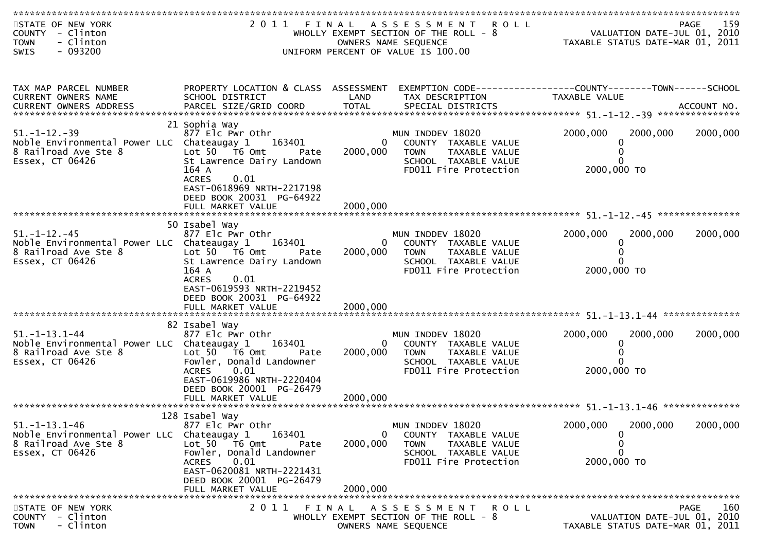```
TAX MAP PARCEL NUMBER          PROPERTY LOCATION & CLASS  ASSESSMENT  EXEMPTION CODE------------------COUNTY--------TOWN------SCHOOL
CURRENT OWNERS NAME            SCHOOL DISTRICT               LAND      TAX DESCRIPTION            TAXABLE VALUE
CURRENT OWNERS ADDRESS         PARCEL SIZE/GRID COORD       TOTAL      SPECIAL DISTRICTS                                    ACCOUNT NO.
******************************************************************************************************* 51.-1-12.-39 ***************
                               21 Sophia Way
51.-1-12.-39                   877 Elc Pwr Othr                         MUN INDDEV 18020            2000,000    2000,000    2000,000
Noble Environmental Power LLC  Chateaugay 1     163401           0        COUNTY  TAXABLE VALUE            0
8 Railroad Ave Ste 8           Lot 50   T6 Omt        Pate   2000,000     TOWN    TAXABLE VALUE            0
Essex, CT 06426                St Lawrence Dairy Landown                  SCHOOL  TAXABLE VALUE            0
                               164 A                                      FD011 Fire Protection       2000,000 TO
                               ACRES     0.01
                               EAST-0618969 NRTH-2217198
                               DEED BOOK 20031  PG-64922
                               FULL MARKET VALUE             2000,000
******************************************************************************************************* 51.-1-12.-45 ***************
                               50 Isabel Way
51.-1-12.-45                   877 Elc Pwr Othr                         MUN INDDEV 18020            2000,000    2000,000    2000,000
Noble Environmental Power LLC  Chateaugay 1     163401           0        COUNTY  TAXABLE VALUE            0
8 Railroad Ave Ste 8           Lot 50   T6 Omt        Pate   2000,000     TOWN    TAXABLE VALUE            0
Essex, CT 06426                St Lawrence Dairy Landown                  SCHOOL  TAXABLE VALUE            0
                               164 A                                      FD011 Fire Protection       2000,000 TO
                               ACRES     0.01
                               EAST-0619593 NRTH-2219452
                               DEED BOOK 20031  PG-64922
                               FULL MARKET VALUE             2000,000
******************************************************************************************************* 51.-1-13.1-44 **************
                               82 Isabel Way
51.-1-13.1-44                  877 Elc Pwr Othr                         MUN INDDEV 18020            2000,000    2000,000    2000,000
Noble Environmental Power LLC  Chateaugay 1     163401           0        COUNTY  TAXABLE VALUE            0
8 Railroad Ave Ste 8           Lot 50   T6 Omt        Pate   2000,000     TOWN    TAXABLE VALUE            0
Essex, CT 06426                Fowler, Donald Landowner                   SCHOOL  TAXABLE VALUE            0
                               ACRES     0.01                             FD011 Fire Protection       2000,000 TO
                               EAST-0619986 NRTH-2220404
                               DEED BOOK 20001  PG-26479
                               FULL MARKET VALUE             2000,000
******************************************************************************************************* 51.-1-13.1-46 **************
                               128 Isabel Way
51.-1-13.1-46                  877 Elc Pwr Othr                         MUN INDDEV 18020            2000,000    2000,000    2000,000
Noble Environmental Power LLC  Chateaugay 1     163401           0        COUNTY  TAXABLE VALUE            0
8 Railroad Ave Ste 8           Lot 50   T6 Omt        Pate   2000,000     TOWN    TAXABLE VALUE            0
Essex, CT 06426                Fowler, Donald Landowner                   SCHOOL  TAXABLE VALUE            0
                               ACRES     0.01                             FD011 Fire Protection       2000,000 TO
                               EAST-0620081 NRTH-2221431
                               DEED BOOK 20001  PG-26479
                               FULL MARKET VALUE             2000,000
************************************************************************************************************************************
```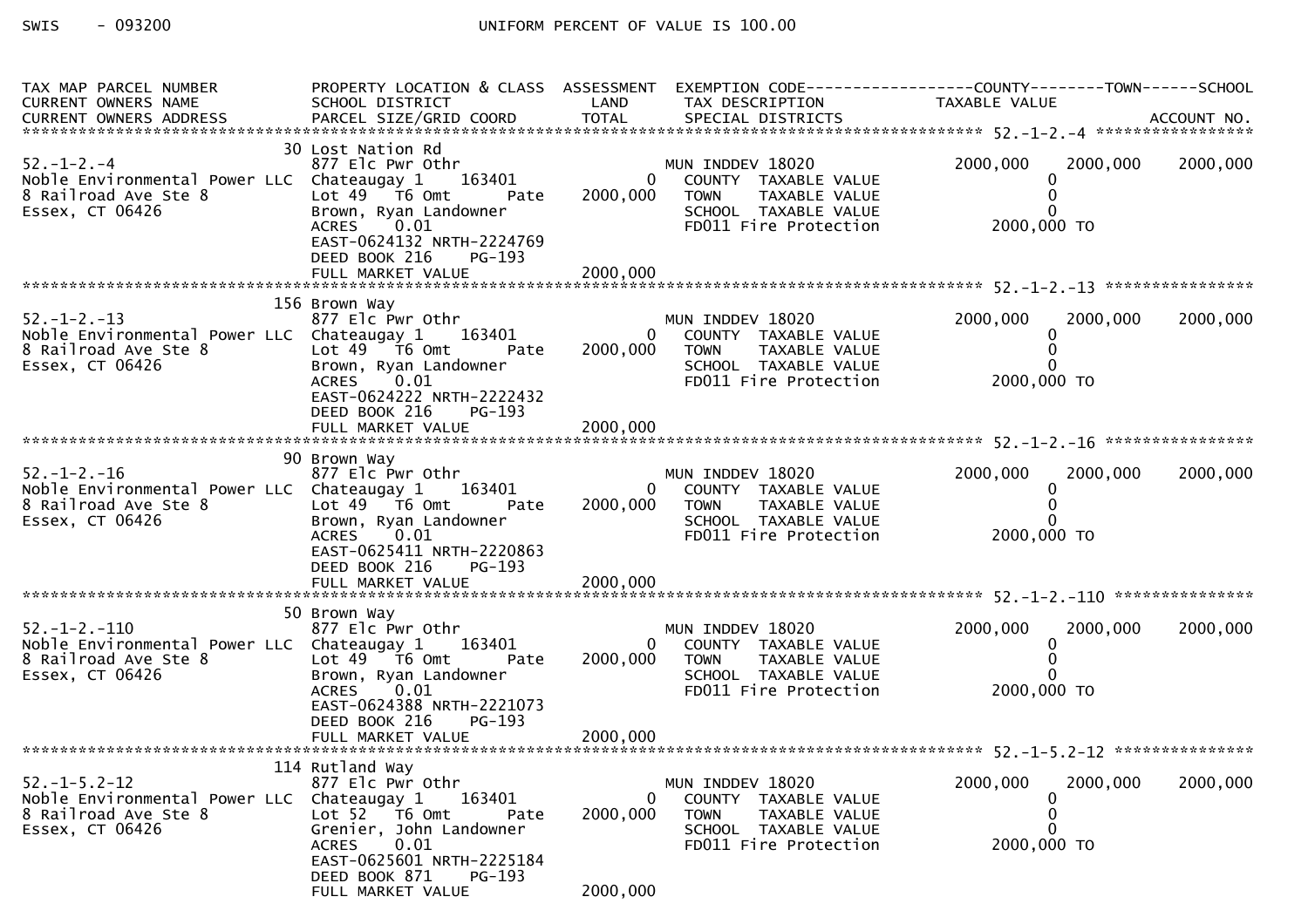SWIS - 093200 UNIFORM PERCENT OF VALUE IS 100.00

| TAX MAP PARCEL NUMBER<br>CURRENT OWNERS NAME<br>CURRENT OWNERS ADDRESS | PROPERTY LOCATION & CLASS<br>SCHOOL DISTRICT<br>PARCEL SIZE/GRID COORD | ASSESSMENT<br>LAND<br>TOTAL | EXEMPTION CODE<br>TAX DESCRIPTION<br>SPECIAL DISTRICTS | COUNTY<br>TAXABLE VALUE | TOWN | SCHOOL<br>ACCOUNT NO. |
|---|---|---|---|---|---|---|
| **52.-1-2.-4** | 30 Lost Nation Rd | | | | | |
| 52.-1-2.-4 | 877 Elc Pwr Othr | | MUN INDDEV 18020 | 2000,000 | 2000,000 | 2000,000 |
| Noble Environmental Power LLC | Chateaugay 1 163401 | 0 | COUNTY TAXABLE VALUE | 0 | | |
| 8 Railroad Ave Ste 8 | Lot 49 T6 Omt Pate | 2000,000 | TOWN TAXABLE VALUE | 0 | | |
| Essex, CT 06426 | Brown, Ryan Landowner | | SCHOOL TAXABLE VALUE | 0 | | |
| | ACRES 0.01 | | FD011 Fire Protection | 2000,000 TO | | |
| | EAST-0624132 NRTH-2224769 | | | | | |
| | DEED BOOK 216 PG-193 | | | | | |
| | FULL MARKET VALUE | 2000,000 | | | | |
| **52.-1-2.-13** | 156 Brown Way | | | | | |
| 52.-1-2.-13 | 877 Elc Pwr Othr | | MUN INDDEV 18020 | 2000,000 | 2000,000 | 2000,000 |
| Noble Environmental Power LLC | Chateaugay 1 163401 | 0 | COUNTY TAXABLE VALUE | 0 | | |
| 8 Railroad Ave Ste 8 | Lot 49 T6 Omt Pate | 2000,000 | TOWN TAXABLE VALUE | 0 | | |
| Essex, CT 06426 | Brown, Ryan Landowner | | SCHOOL TAXABLE VALUE | 0 | | |
| | ACRES 0.01 | | FD011 Fire Protection | 2000,000 TO | | |
| | EAST-0624222 NRTH-2222432 | | | | | |
| | DEED BOOK 216 PG-193 | | | | | |
| | FULL MARKET VALUE | 2000,000 | | | | |
| **52.-1-2.-16** | 90 Brown Way | | | | | |
| 52.-1-2.-16 | 877 Elc Pwr Othr | | MUN INDDEV 18020 | 2000,000 | 2000,000 | 2000,000 |
| Noble Environmental Power LLC | Chateaugay 1 163401 | 0 | COUNTY TAXABLE VALUE | 0 | | |
| 8 Railroad Ave Ste 8 | Lot 49 T6 Omt Pate | 2000,000 | TOWN TAXABLE VALUE | 0 | | |
| Essex, CT 06426 | Brown, Ryan Landowner | | SCHOOL TAXABLE VALUE | 0 | | |
| | ACRES 0.01 | | FD011 Fire Protection | 2000,000 TO | | |
| | EAST-0625411 NRTH-2220863 | | | | | |
| | DEED BOOK 216 PG-193 | | | | | |
| | FULL MARKET VALUE | 2000,000 | | | | |
| **52.-1-2.-110** | 50 Brown Way | | | | | |
| 52.-1-2.-110 | 877 Elc Pwr Othr | | MUN INDDEV 18020 | 2000,000 | 2000,000 | 2000,000 |
| Noble Environmental Power LLC | Chateaugay 1 163401 | 0 | COUNTY TAXABLE VALUE | 0 | | |
| 8 Railroad Ave Ste 8 | Lot 49 T6 Omt Pate | 2000,000 | TOWN TAXABLE VALUE | 0 | | |
| Essex, CT 06426 | Brown, Ryan Landowner | | SCHOOL TAXABLE VALUE | 0 | | |
| | ACRES 0.01 | | FD011 Fire Protection | 2000,000 TO | | |
| | EAST-0624388 NRTH-2221073 | | | | | |
| | DEED BOOK 216 PG-193 | | | | | |
| | FULL MARKET VALUE | 2000,000 | | | | |
| **52.-1-5.2-12** | 114 Rutland Way | | | | | |
| 52.-1-5.2-12 | 877 Elc Pwr Othr | | MUN INDDEV 18020 | 2000,000 | 2000,000 | 2000,000 |
| Noble Environmental Power LLC | Chateaugay 1 163401 | 0 | COUNTY TAXABLE VALUE | 0 | | |
| 8 Railroad Ave Ste 8 | Lot 52 T6 Omt Pate | 2000,000 | TOWN TAXABLE VALUE | 0 | | |
| Essex, CT 06426 | Grenier, John Landowner | | SCHOOL TAXABLE VALUE | 0 | | |
| | ACRES 0.01 | | FD011 Fire Protection | 2000,000 TO | | |
| | EAST-0625601 NRTH-2225184 | | | | | |
| | DEED BOOK 871 PG-193 | | | | | |
| | FULL MARKET VALUE | 2000,000 | | | | |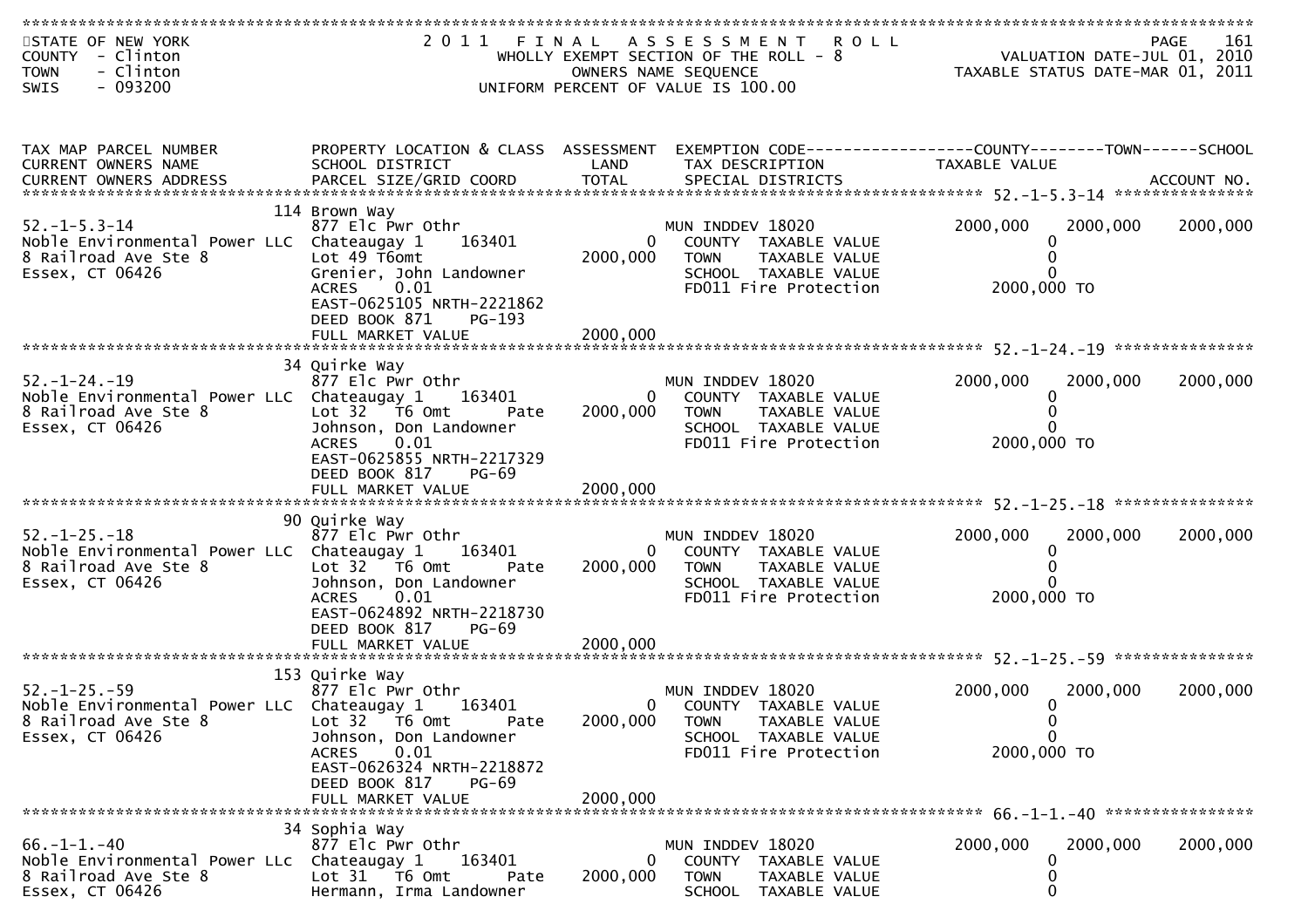STATE OF NEW YORK
COUNTY - Clinton
TOWN - Clinton
SWIS - 093200

2011 FINAL ASSESSMENT ROLL
WHOLLY EXEMPT SECTION OF THE ROLL - 8
OWNERS NAME SEQUENCE
UNIFORM PERCENT OF VALUE IS 100.00

VALUATION DATE-JUL 01, 2010
TAXABLE STATUS DATE-MAR 01, 2011

| TAX MAP PARCEL NUMBER / CURRENT OWNERS NAME / CURRENT OWNERS ADDRESS | PROPERTY LOCATION & CLASS / SCHOOL DISTRICT / PARCEL SIZE/GRID COORD | ASSESSMENT LAND / TOTAL | EXEMPTION CODE / TAX DESCRIPTION / SPECIAL DISTRICTS | COUNTY TAXABLE VALUE | TOWN | SCHOOL / ACCOUNT NO. |
|---|---|---|---|---|---|---|
| **52.-1-5.3-14** | 114 Brown Way | | | | | |
| 52.-1-5.3-14 | 877 Elc Pwr Othr | | MUN INDDEV 18020 | 2000,000 | 2000,000 | 2000,000 |
| Noble Environmental Power LLC | Chateaugay 1 163401 | 0 | COUNTY TAXABLE VALUE | 0 | | |
| 8 Railroad Ave Ste 8 | Lot 49 T6omt | 2000,000 | TOWN TAXABLE VALUE | 0 | | |
| Essex, CT 06426 | Grenier, John Landowner | | SCHOOL TAXABLE VALUE | 0 | | |
| | ACRES 0.01 | | FD011 Fire Protection | 2000,000 TO | | |
| | EAST-0625105 NRTH-2221862 | | | | | |
| | DEED BOOK 871 PG-193 | | | | | |
| | FULL MARKET VALUE | 2000,000 | | | | |
| **52.-1-24.-19** | 34 Quirke Way | | | | | |
| 52.-1-24.-19 | 877 Elc Pwr Othr | | MUN INDDEV 18020 | 2000,000 | 2000,000 | 2000,000 |
| Noble Environmental Power LLC | Chateaugay 1 163401 | 0 | COUNTY TAXABLE VALUE | 0 | | |
| 8 Railroad Ave Ste 8 | Lot 32 T6 Omt Pate | 2000,000 | TOWN TAXABLE VALUE | 0 | | |
| Essex, CT 06426 | Johnson, Don Landowner | | SCHOOL TAXABLE VALUE | 0 | | |
| | ACRES 0.01 | | FD011 Fire Protection | 2000,000 TO | | |
| | EAST-0625855 NRTH-2217329 | | | | | |
| | DEED BOOK 817 PG-69 | | | | | |
| | FULL MARKET VALUE | 2000,000 | | | | |
| **52.-1-25.-18** | 90 Quirke Way | | | | | |
| 52.-1-25.-18 | 877 Elc Pwr Othr | | MUN INDDEV 18020 | 2000,000 | 2000,000 | 2000,000 |
| Noble Environmental Power LLC | Chateaugay 1 163401 | 0 | COUNTY TAXABLE VALUE | 0 | | |
| 8 Railroad Ave Ste 8 | Lot 32 T6 Omt Pate | 2000,000 | TOWN TAXABLE VALUE | 0 | | |
| Essex, CT 06426 | Johnson, Don Landowner | | SCHOOL TAXABLE VALUE | 0 | | |
| | ACRES 0.01 | | FD011 Fire Protection | 2000,000 TO | | |
| | EAST-0624892 NRTH-2218730 | | | | | |
| | DEED BOOK 817 PG-69 | | | | | |
| | FULL MARKET VALUE | 2000,000 | | | | |
| **52.-1-25.-59** | 153 Quirke Way | | | | | |
| 52.-1-25.-59 | 877 Elc Pwr Othr | | MUN INDDEV 18020 | 2000,000 | 2000,000 | 2000,000 |
| Noble Environmental Power LLC | Chateaugay 1 163401 | 0 | COUNTY TAXABLE VALUE | 0 | | |
| 8 Railroad Ave Ste 8 | Lot 32 T6 Omt Pate | 2000,000 | TOWN TAXABLE VALUE | 0 | | |
| Essex, CT 06426 | Johnson, Don Landowner | | SCHOOL TAXABLE VALUE | 0 | | |
| | ACRES 0.01 | | FD011 Fire Protection | 2000,000 TO | | |
| | EAST-0626324 NRTH-2218872 | | | | | |
| | DEED BOOK 817 PG-69 | | | | | |
| | FULL MARKET VALUE | 2000,000 | | | | |
| **66.-1-1.-40** | 34 Sophia Way | | | | | |
| 66.-1-1.-40 | 877 Elc Pwr Othr | | MUN INDDEV 18020 | 2000,000 | 2000,000 | 2000,000 |
| Noble Environmental Power LLC | Chateaugay 1 163401 | 0 | COUNTY TAXABLE VALUE | 0 | | |
| 8 Railroad Ave Ste 8 | Lot 31 T6 Omt Pate | 2000,000 | TOWN TAXABLE VALUE | 0 | | |
| Essex, CT 06426 | Hermann, Irma Landowner | | SCHOOL TAXABLE VALUE | 0 | | |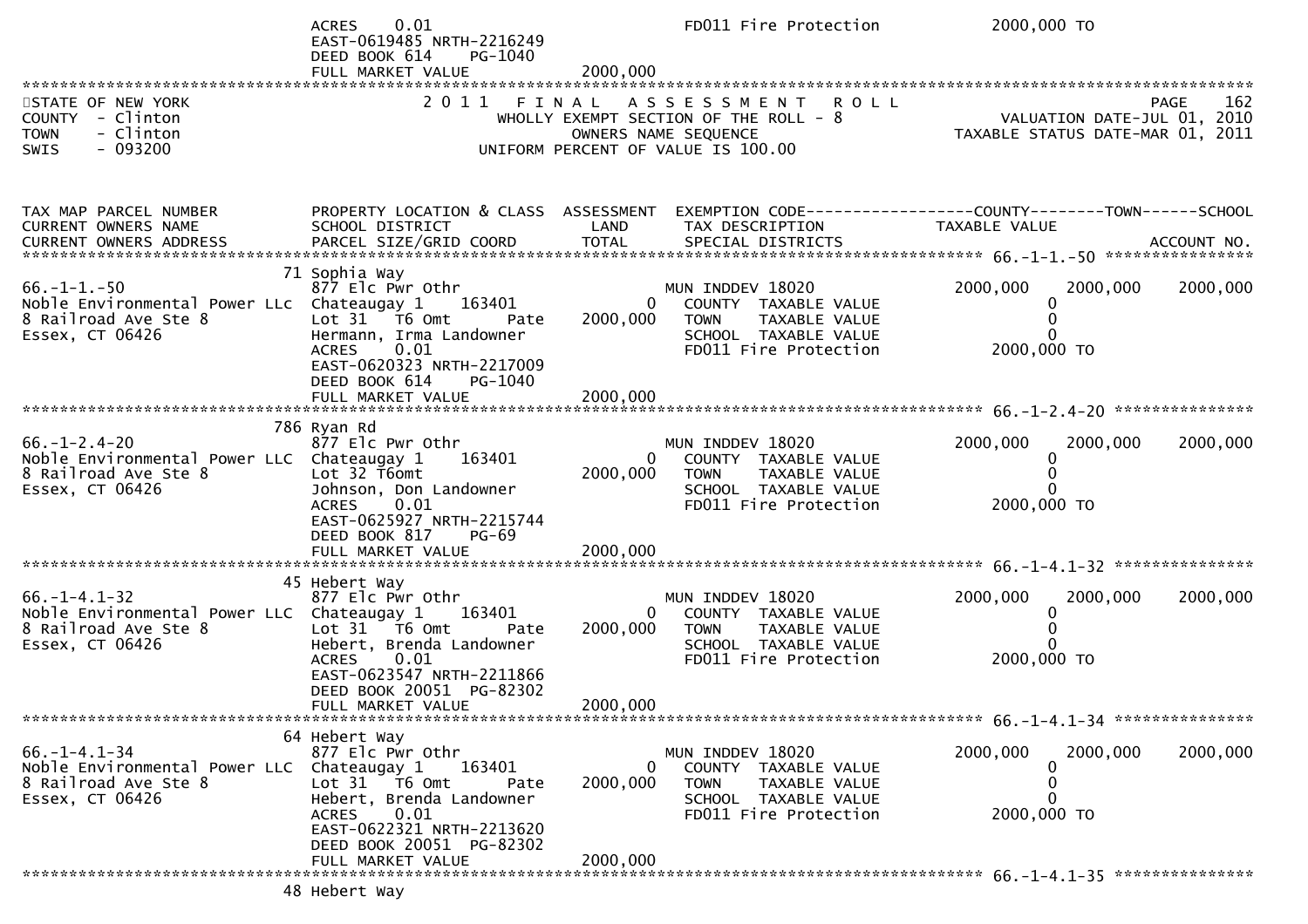```
                          ACRES     0.01                               FD011 Fire Protection          2000,000 TO
                          EAST-0619485 NRTH-2216249
                          DEED BOOK 614     PG-1040
                          FULL MARKET VALUE            2000,000
************************************************************************************************************************************
STATE OF NEW YORK                    2 0 1 1   F I N A L   A S S E S S M E N T   R O L L                                    PAGE    162
COUNTY  - Clinton                              WHOLLY EXEMPT SECTION OF THE ROLL - 8                    VALUATION DATE-JUL 01, 2010
TOWN    - Clinton                                   OWNERS NAME SEQUENCE                          TAXABLE STATUS DATE-MAR 01, 2011
SWIS    - 093200                              UNIFORM PERCENT OF VALUE IS 100.00


TAX MAP PARCEL NUMBER          PROPERTY LOCATION & CLASS  ASSESSMENT  EXEMPTION CODE------------------COUNTY--------TOWN------SCHOOL
CURRENT OWNERS NAME            SCHOOL DISTRICT               LAND      TAX DESCRIPTION            TAXABLE VALUE
CURRENT OWNERS ADDRESS         PARCEL SIZE/GRID COORD        TOTAL     SPECIAL DISTRICTS                                 ACCOUNT NO.
*********************************************************************************************** 66.-1-1.-50 ****************
                          71 Sophia Way
66.-1-1.-50               877 Elc Pwr Othr                          MUN INDDEV 18020              2000,000    2000,000    2000,000
Noble Environmental Power LLc  Chateaugay 1    163401            0    COUNTY  TAXABLE VALUE              0
8 Railroad Ave Ste 8      Lot 31   T6 Omt        Pate      2000,000   TOWN    TAXABLE VALUE              0
Essex, CT 06426           Hermann, Irma Landowner                   SCHOOL  TAXABLE VALUE              0
                          ACRES     0.01                             FD011 Fire Protection          2000,000 TO
                          EAST-0620323 NRTH-2217009
                          DEED BOOK 614     PG-1040
                          FULL MARKET VALUE            2000,000
*********************************************************************************************** 66.-1-2.4-20 ***************
                          786 Ryan Rd
66.-1-2.4-20              877 Elc Pwr Othr                          MUN INDDEV 18020              2000,000    2000,000    2000,000
Noble Environmental Power LLC  Chateaugay 1    163401            0    COUNTY  TAXABLE VALUE              0
8 Railroad Ave Ste 8      Lot 32 T6omt                     2000,000   TOWN    TAXABLE VALUE              0
Essex, CT 06426           Johnson, Don Landowner                    SCHOOL  TAXABLE VALUE              0
                          ACRES     0.01                             FD011 Fire Protection          2000,000 TO
                          EAST-0625927 NRTH-2215744
                          DEED BOOK 817     PG-69
                          FULL MARKET VALUE            2000,000
*********************************************************************************************** 66.-1-4.1-32 ***************
                          45 Hebert Way
66.-1-4.1-32              877 Elc Pwr Othr                          MUN INDDEV 18020              2000,000    2000,000    2000,000
Noble Environmental Power LLC  Chateaugay 1    163401            0    COUNTY  TAXABLE VALUE              0
8 Railroad Ave Ste 8      Lot 31   T6 Omt        Pate      2000,000   TOWN    TAXABLE VALUE              0
Essex, CT 06426           Hebert, Brenda Landowner                  SCHOOL  TAXABLE VALUE              0
                          ACRES     0.01                             FD011 Fire Protection          2000,000 TO
                          EAST-0623547 NRTH-2211866
                          DEED BOOK 20051  PG-82302
                          FULL MARKET VALUE            2000,000
*********************************************************************************************** 66.-1-4.1-34 ***************
                          64 Hebert Way
66.-1-4.1-34              877 Elc Pwr Othr                          MUN INDDEV 18020              2000,000    2000,000    2000,000
Noble Environmental Power LLC  Chateaugay 1    163401            0    COUNTY  TAXABLE VALUE              0
8 Railroad Ave Ste 8      Lot 31   T6 Omt        Pate      2000,000   TOWN    TAXABLE VALUE              0
Essex, CT 06426           Hebert, Brenda Landowner                  SCHOOL  TAXABLE VALUE              0
                          ACRES     0.01                             FD011 Fire Protection          2000,000 TO
                          EAST-0622321 NRTH-2213620
                          DEED BOOK 20051  PG-82302
                          FULL MARKET VALUE            2000,000
*********************************************************************************************** 66.-1-4.1-35 ***************
                          48 Hebert Way
```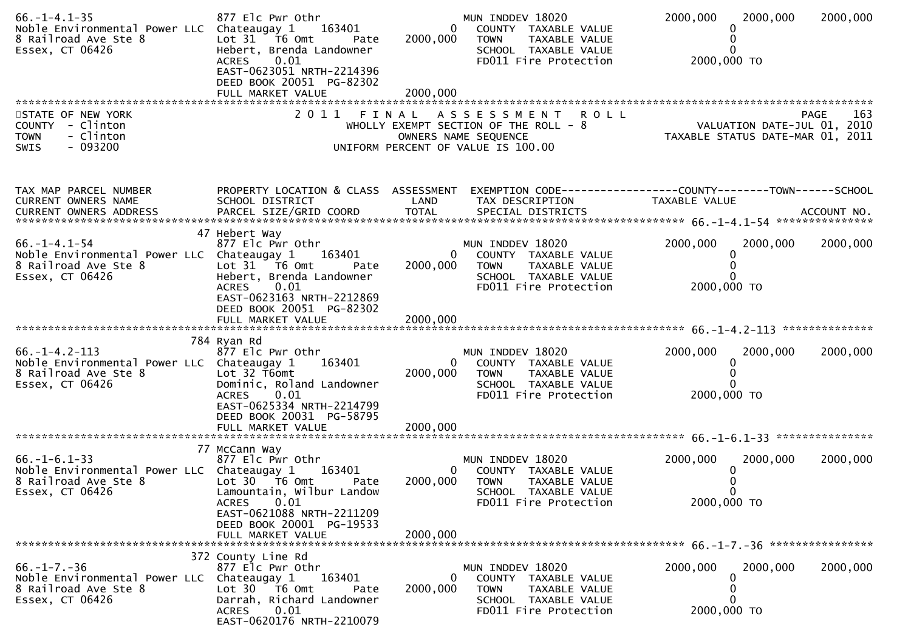```
66.-1-4.1-35                   877 Elc Pwr Othr                       MUN INDDEV 18020             2000,000    2000,000     2000,000
Noble Environmental Power LLC  Chateaugay 1     163401          0      COUNTY  TAXABLE VALUE              0
8 Railroad Ave Ste 8           Lot 31   T6 Omt        Pate   2000,000   TOWN    TAXABLE VALUE              0
Essex, CT 06426                Hebert, Brenda Landowner               SCHOOL  TAXABLE VALUE              0
                               ACRES     0.01                         FD011 Fire Protection          2000,000 TO
                               EAST-0623051 NRTH-2214396
                               DEED BOOK 20051  PG-82302
                               FULL MARKET VALUE              2000,000
************************************************************************************************************************************
```

STATE OF NEW YORK
COUNTY - Clinton
TOWN - Clinton
SWIS - 093200

2011 FINAL ASSESSMENT ROLL
WHOLLY EXEMPT SECTION OF THE ROLL - 8
OWNERS NAME SEQUENCE
UNIFORM PERCENT OF VALUE IS 100.00

PAGE 163
VALUATION DATE-JUL 01, 2010
TAXABLE STATUS DATE-MAR 01, 2011

```
TAX MAP PARCEL NUMBER          PROPERTY LOCATION & CLASS  ASSESSMENT  EXEMPTION CODE------------------COUNTY--------TOWN------SCHOOL
CURRENT OWNERS NAME            SCHOOL DISTRICT               LAND      TAX DESCRIPTION              TAXABLE VALUE
CURRENT OWNERS ADDRESS         PARCEL SIZE/GRID COORD        TOTAL     SPECIAL DISTRICTS                                  ACCOUNT NO.
******************************************************************************************************* 66.-1-4.1-54 ***************
                             47 Hebert Way
66.-1-4.1-54                   877 Elc Pwr Othr                       MUN INDDEV 18020             2000,000    2000,000     2000,000
Noble Environmental Power LLC  Chateaugay 1     163401          0      COUNTY  TAXABLE VALUE              0
8 Railroad Ave Ste 8           Lot 31   T6 Omt        Pate   2000,000   TOWN    TAXABLE VALUE              0
Essex, CT 06426                Hebert, Brenda Landowner               SCHOOL  TAXABLE VALUE              0
                               ACRES     0.01                         FD011 Fire Protection          2000,000 TO
                               EAST-0623163 NRTH-2212869
                               DEED BOOK 20051  PG-82302
                               FULL MARKET VALUE              2000,000
******************************************************************************************************* 66.-1-4.2-113 **************
                            784 Ryan Rd
66.-1-4.2-113                  877 Elc Pwr Othr                       MUN INDDEV 18020             2000,000    2000,000     2000,000
Noble Environmental Power LLC  Chateaugay 1     163401          0      COUNTY  TAXABLE VALUE              0
8 Railroad Ave Ste 8           Lot 32 T6omt                  2000,000   TOWN    TAXABLE VALUE              0
Essex, CT 06426                Dominic, Roland Landowner              SCHOOL  TAXABLE VALUE              0
                               ACRES     0.01                         FD011 Fire Protection          2000,000 TO
                               EAST-0625334 NRTH-2214799
                               DEED BOOK 20031  PG-58795
                               FULL MARKET VALUE              2000,000
******************************************************************************************************* 66.-1-6.1-33 ***************
                             77 McCann Way
66.-1-6.1-33                   877 Elc Pwr Othr                       MUN INDDEV 18020             2000,000    2000,000     2000,000
Noble Environmental Power LLC  Chateaugay 1     163401          0      COUNTY  TAXABLE VALUE              0
8 Railroad Ave Ste 8           Lot 30   T6 Omt        Pate   2000,000   TOWN    TAXABLE VALUE              0
Essex, CT 06426                Lamountain, Wilbur Landow              SCHOOL  TAXABLE VALUE              0
                               ACRES     0.01                         FD011 Fire Protection          2000,000 TO
                               EAST-0621088 NRTH-2211209
                               DEED BOOK 20001  PG-19533
                               FULL MARKET VALUE              2000,000
******************************************************************************************************* 66.-1-7.-36 ****************
                            372 County Line Rd
66.-1-7.-36                    877 Elc Pwr Othr                       MUN INDDEV 18020             2000,000    2000,000     2000,000
Noble Environmental Power LLC  Chateaugay 1     163401          0      COUNTY  TAXABLE VALUE              0
8 Railroad Ave Ste 8           Lot 30   T6 Omt        Pate   2000,000   TOWN    TAXABLE VALUE              0
Essex, CT 06426                Darrah, Richard Landowner              SCHOOL  TAXABLE VALUE              0
                               ACRES     0.01                         FD011 Fire Protection          2000,000 TO
                               EAST-0620176 NRTH-2210079
```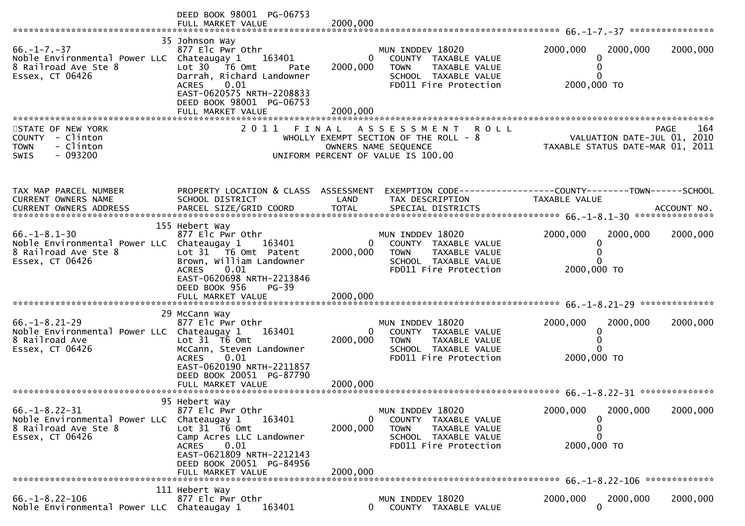DEED BOOK 98001 PG-06753
FULL MARKET VALUE 2000,000

******************************************************************************************************* 66.-1-7.-37 ****************

| | | | | | |
|---|---|---|---|---|---|
| 66.-1-7.-37 | 35 Johnson Way | | | | |
| Noble Environmental Power LLC | 877 Elc Pwr Othr | | MUN INDDEV 18020 | 2000,000 2000,000 | 2000,000 |
| 8 Railroad Ave Ste 8 | Chateaugay 1 163401 | 0 | COUNTY TAXABLE VALUE | 0 | |
| Essex, CT 06426 | Lot 30 T6 Omt Pate | 2000,000 | TOWN TAXABLE VALUE | 0 | |
| | Darrah, Richard Landowner | | SCHOOL TAXABLE VALUE | 0 | |
| | ACRES 0.01 | | FD011 Fire Protection | 2000,000 TO | |
| | EAST-0620575 NRTH-2208833 | | | | |
| | DEED BOOK 98001 PG-06753 | | | | |
| | FULL MARKET VALUE | 2000,000 | | | |

STATE OF NEW YORK
COUNTY - Clinton
TOWN - Clinton
SWIS - 093200

2011 FINAL ASSESSMENT ROLL
WHOLLY EXEMPT SECTION OF THE ROLL - 8
OWNERS NAME SEQUENCE
UNIFORM PERCENT OF VALUE IS 100.00

VALUATION DATE-JUL 01, 2010
TAXABLE STATUS DATE-MAR 01, 2011

| TAX MAP PARCEL NUMBER / CURRENT OWNERS NAME / CURRENT OWNERS ADDRESS | PROPERTY LOCATION & CLASS / SCHOOL DISTRICT / PARCEL SIZE/GRID COORD | ASSESSMENT LAND / TOTAL | EXEMPTION CODE / TAX DESCRIPTION / SPECIAL DISTRICTS | COUNTY--------TOWN / TAXABLE VALUE | SCHOOL / ACCOUNT NO. |
|---|---|---|---|---|---|
| **66.-1-8.1-30** | 155 Hebert Way | | | | |
| 66.-1-8.1-30 | 877 Elc Pwr Othr | | MUN INDDEV 18020 | 2000,000 2000,000 | 2000,000 |
| Noble Environmental Power LLC | Chateaugay 1 163401 | 0 | COUNTY TAXABLE VALUE | 0 | |
| 8 Railroad Ave Ste 8 | Lot 31 T6 Omt Patent | 2000,000 | TOWN TAXABLE VALUE | 0 | |
| Essex, CT 06426 | Brown, William Landowner | | SCHOOL TAXABLE VALUE | 0 | |
| | ACRES 0.01 | | FD011 Fire Protection | 2000,000 TO | |
| | EAST-0620698 NRTH-2213846 | | | | |
| | DEED BOOK 956 PG-39 | | | | |
| | FULL MARKET VALUE | 2000,000 | | | |
| **66.-1-8.21-29** | 29 McCann Way | | | | |
| 66.-1-8.21-29 | 877 Elc Pwr Othr | | MUN INDDEV 18020 | 2000,000 2000,000 | 2000,000 |
| Noble Environmental Power LLC | Chateaugay 1 163401 | 0 | COUNTY TAXABLE VALUE | 0 | |
| 8 Railroad Ave | Lot 31 T6 Omt | 2000,000 | TOWN TAXABLE VALUE | 0 | |
| Essex, CT 06426 | McCann, Steven Landowner | | SCHOOL TAXABLE VALUE | 0 | |
| | ACRES 0.01 | | FD011 Fire Protection | 2000,000 TO | |
| | EAST-0620190 NRTH-2211857 | | | | |
| | DEED BOOK 20051 PG-87790 | | | | |
| | FULL MARKET VALUE | 2000,000 | | | |
| **66.-1-8.22-31** | 95 Hebert Way | | | | |
| 66.-1-8.22-31 | 877 Elc Pwr Othr | | MUN INDDEV 18020 | 2000,000 2000,000 | 2000,000 |
| Noble Environmental Power LLC | Chateaugay 1 163401 | 0 | COUNTY TAXABLE VALUE | 0 | |
| 8 Railroad Ave Ste 8 | Lot 31 T6 Omt | 2000,000 | TOWN TAXABLE VALUE | 0 | |
| Essex, CT 06426 | Camp Acres LLC Landowner | | SCHOOL TAXABLE VALUE | 0 | |
| | ACRES 0.01 | | FD011 Fire Protection | 2000,000 TO | |
| | EAST-0621809 NRTH-2212143 | | | | |
| | DEED BOOK 20051 PG-84956 | | | | |
| | FULL MARKET VALUE | 2000,000 | | | |
| **66.-1-8.22-106** | 111 Hebert Way | | | | |
| 66.-1-8.22-106 | 877 Elc Pwr Othr | | MUN INDDEV 18020 | 2000,000 2000,000 | 2000,000 |
| Noble Environmental Power LLC | Chateaugay 1 163401 | 0 | COUNTY TAXABLE VALUE | 0 | |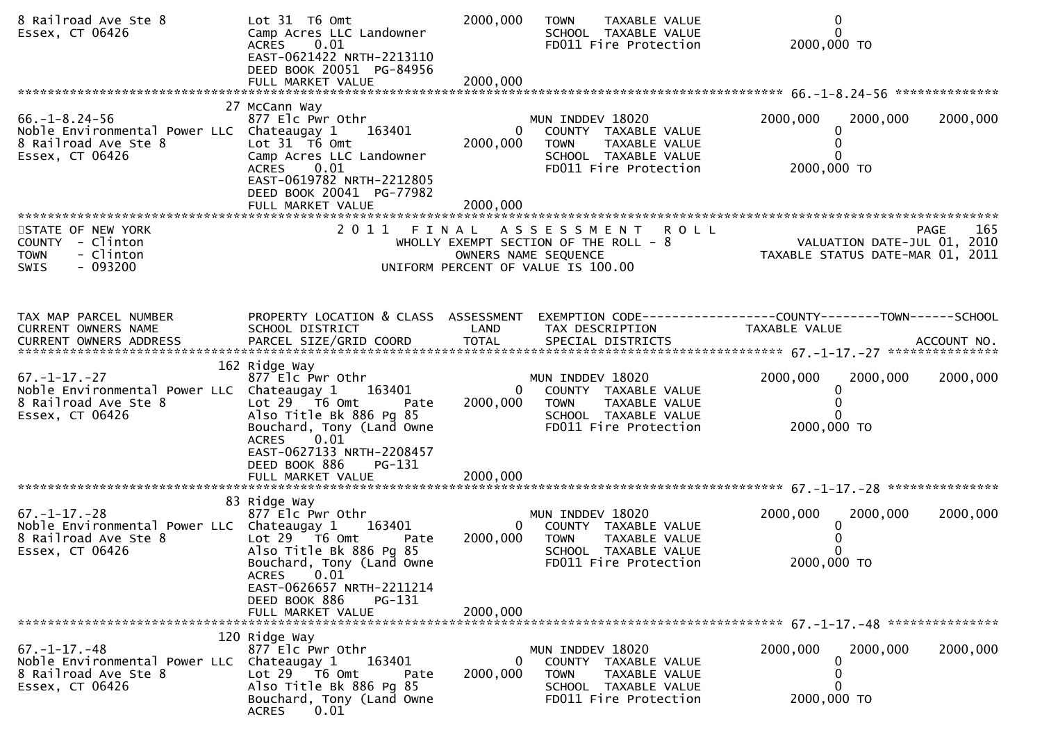```
8 Railroad Ave Ste 8           Lot 31  T6 Omt                   2000,000   TOWN    TAXABLE VALUE                    0
Essex, CT 06426                Camp Acres LLC Landowner                    SCHOOL  TAXABLE VALUE                    0
                               ACRES    0.01                               FD011 Fire Protection              2000,000 TO
                               EAST-0621422 NRTH-2213110
                               DEED BOOK 20051  PG-84956
                               FULL MARKET VALUE                2000,000
******************************************************************************************************* 66.-1-8.24-56 **************
                             27 McCann Way
66.-1-8.24-56                  877 Elc Pwr Othr                            MUN INDDEV 18020               2000,000    2000,000     2000,000
Noble Environmental Power LLC  Chateaugay 1     163401                 0     COUNTY  TAXABLE VALUE                 0
8 Railroad Ave Ste 8           Lot 31  T6 Omt                   2000,000     TOWN    TAXABLE VALUE                 0
Essex, CT 06426                Camp Acres LLC Landowner                      SCHOOL  TAXABLE VALUE                 0
                               ACRES    0.01                                 FD011 Fire Protection           2000,000 TO
                               EAST-0619782 NRTH-2212805
                               DEED BOOK 20041  PG-77982
                               FULL MARKET VALUE                2000,000
************************************************************************************************************************************
STATE OF NEW YORK                          2 0 1 1   F I N A L   A S S E S S M E N T   R O L L                            PAGE    165
COUNTY  - Clinton                             WHOLLY EXEMPT SECTION OF THE ROLL - 8                      VALUATION DATE-JUL 01, 2010
TOWN    - Clinton                                    OWNERS NAME SEQUENCE                            TAXABLE STATUS DATE-MAR 01, 2011
SWIS    - 093200                               UNIFORM PERCENT OF VALUE IS 100.00



TAX MAP PARCEL NUMBER          PROPERTY LOCATION & CLASS  ASSESSMENT  EXEMPTION CODE------------------COUNTY--------TOWN------SCHOOL
CURRENT OWNERS NAME            SCHOOL DISTRICT               LAND      TAX DESCRIPTION              TAXABLE VALUE
CURRENT OWNERS ADDRESS         PARCEL SIZE/GRID COORD        TOTAL     SPECIAL DISTRICTS                                    ACCOUNT NO.
******************************************************************************************************* 67.-1-17.-27 ***************
                            162 Ridge Way
67.-1-17.-27                   877 Elc Pwr Othr                            MUN INDDEV 18020               2000,000    2000,000     2000,000
Noble Environmental Power LLC  Chateaugay 1     163401                 0     COUNTY  TAXABLE VALUE                 0
8 Railroad Ave Ste 8           Lot 29   T6 Omt         Pate     2000,000     TOWN    TAXABLE VALUE                 0
Essex, CT 06426                Also Title Bk 886 Pg 85                       SCHOOL  TAXABLE VALUE                 0
                               Bouchard, Tony (Land Owne                     FD011 Fire Protection           2000,000 TO
                               ACRES    0.01
                               EAST-0627133 NRTH-2208457
                               DEED BOOK 886     PG-131
                               FULL MARKET VALUE                2000,000
******************************************************************************************************* 67.-1-17.-28 ***************
                             83 Ridge Way
67.-1-17.-28                   877 Elc Pwr Othr                            MUN INDDEV 18020               2000,000    2000,000     2000,000
Noble Environmental Power LLC  Chateaugay 1     163401                 0     COUNTY  TAXABLE VALUE                 0
8 Railroad Ave Ste 8           Lot 29   T6 Omt         Pate     2000,000     TOWN    TAXABLE VALUE                 0
Essex, CT 06426                Also Title Bk 886 Pg 85                       SCHOOL  TAXABLE VALUE                 0
                               Bouchard, Tony (Land Owne                     FD011 Fire Protection           2000,000 TO
                               ACRES    0.01
                               EAST-0626657 NRTH-2211214
                               DEED BOOK 886     PG-131
                               FULL MARKET VALUE                2000,000
******************************************************************************************************* 67.-1-17.-48 ***************
                            120 Ridge Way
67.-1-17.-48                   877 Elc Pwr Othr                            MUN INDDEV 18020               2000,000    2000,000     2000,000
Noble Environmental Power LLC  Chateaugay 1     163401                 0     COUNTY  TAXABLE VALUE                 0
8 Railroad Ave Ste 8           Lot 29   T6 Omt         Pate     2000,000     TOWN    TAXABLE VALUE                 0
Essex, CT 06426                Also Title Bk 886 Pg 85                       SCHOOL  TAXABLE VALUE                 0
                               Bouchard, Tony (Land Owne                     FD011 Fire Protection           2000,000 TO
                               ACRES    0.01
```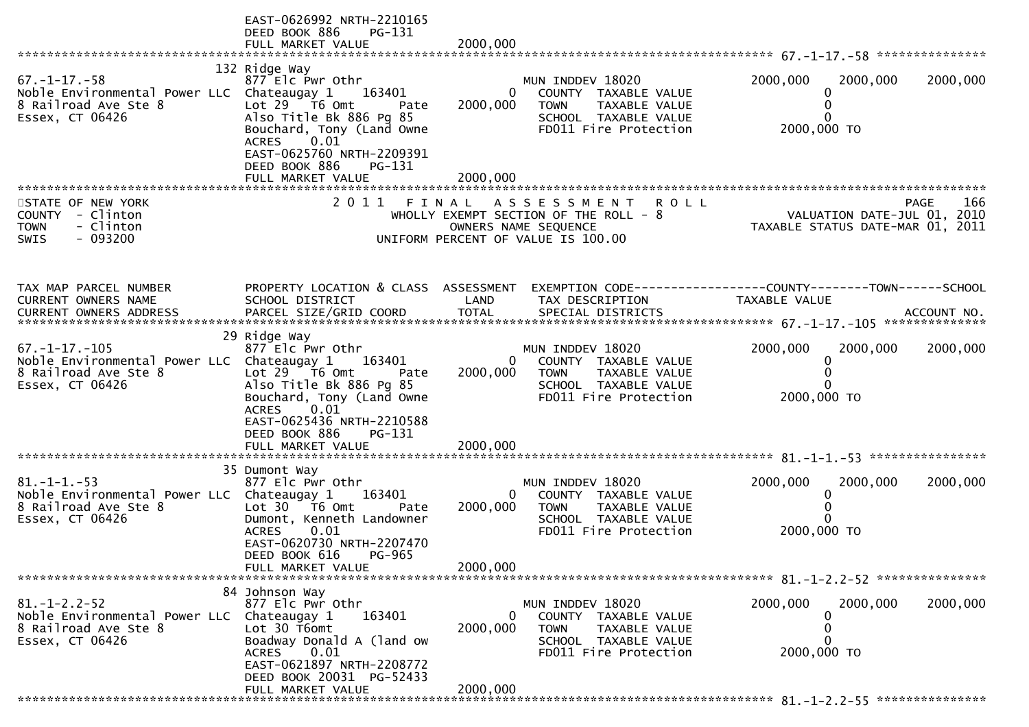```
                                   EAST-0626992 NRTH-2210165
                                   DEED BOOK 886     PG-131
                                   FULL MARKET VALUE              2000,000
******************************************************************************************************* 67.-1-17.-58 ***************
                                132 Ridge Way
67.-1-17.-58                     877 Elc Pwr Othr                          MUN INDDEV 18020                 2000,000     2000,000     2000,000
Noble Environmental Power LLC   Chateaugay 1     163401             0        COUNTY  TAXABLE VALUE                 0
8 Railroad Ave Ste 8            Lot 29   T6 Omt       Pate    2000,000       TOWN    TAXABLE VALUE                 0
Essex, CT 06426                 Also Title Bk 886 Pg 85                      SCHOOL  TAXABLE VALUE                 0
                                Bouchard, Tony (Land Owne                    FD011 Fire Protection            2000,000 TO
                                ACRES     0.01
                                EAST-0625760 NRTH-2209391
                                DEED BOOK 886     PG-131
                                FULL MARKET VALUE              2000,000
************************************************************************************************************************************
STATE OF NEW YORK                  2 0 1 1   F I N A L   A S S E S S M E N T   R O L L                                   PAGE    166
COUNTY  - Clinton                          WHOLLY EXEMPT SECTION OF THE ROLL - 8                        VALUATION DATE-JUL 01, 2010
TOWN    - Clinton                               OWNERS NAME SEQUENCE                               TAXABLE STATUS DATE-MAR 01, 2011
SWIS    - 093200                        UNIFORM PERCENT OF VALUE IS 100.00



TAX MAP PARCEL NUMBER            PROPERTY LOCATION & CLASS  ASSESSMENT  EXEMPTION CODE------------------COUNTY--------TOWN------SCHOOL
CURRENT OWNERS NAME              SCHOOL DISTRICT              LAND      TAX DESCRIPTION            TAXABLE VALUE
CURRENT OWNERS ADDRESS           PARCEL SIZE/GRID COORD       TOTAL     SPECIAL DISTRICTS                                   ACCOUNT NO.
******************************************************************************************************* 67.-1-17.-105 **************
                                 29 Ridge Way
67.-1-17.-105                    877 Elc Pwr Othr                          MUN INDDEV 18020                 2000,000     2000,000     2000,000
Noble Environmental Power LLC   Chateaugay 1     163401             0        COUNTY  TAXABLE VALUE                 0
8 Railroad Ave Ste 8            Lot 29   T6 Omt       Pate    2000,000       TOWN    TAXABLE VALUE                 0
Essex, CT 06426                 Also Title Bk 886 Pg 85                      SCHOOL  TAXABLE VALUE                 0
                                Bouchard, Tony (Land Owne                    FD011 Fire Protection            2000,000 TO
                                ACRES     0.01
                                EAST-0625436 NRTH-2210588
                                DEED BOOK 886     PG-131
                                FULL MARKET VALUE              2000,000
******************************************************************************************************* 81.-1-1.-53 ****************
                                 35 Dumont Way
81.-1-1.-53                      877 Elc Pwr Othr                          MUN INDDEV 18020                 2000,000     2000,000     2000,000
Noble Environmental Power LLC   Chateaugay 1     163401             0        COUNTY  TAXABLE VALUE                 0
8 Railroad Ave Ste 8            Lot 30   T6 Omt       Pate    2000,000       TOWN    TAXABLE VALUE                 0
Essex, CT 06426                 Dumont, Kenneth Landowner                    SCHOOL  TAXABLE VALUE                 0
                                ACRES     0.01                               FD011 Fire Protection            2000,000 TO
                                EAST-0620730 NRTH-2207470
                                DEED BOOK 616     PG-965
                                FULL MARKET VALUE              2000,000
******************************************************************************************************* 81.-1-2.2-52 ***************
                                 84 Johnson Way
81.-1-2.2-52                     877 Elc Pwr Othr                          MUN INDDEV 18020                 2000,000     2000,000     2000,000
Noble Environmental Power LLC   Chateaugay 1     163401             0        COUNTY  TAXABLE VALUE                 0
8 Railroad Ave Ste 8            Lot 30 T6omt                  2000,000       TOWN    TAXABLE VALUE                 0
Essex, CT 06426                 Boadway Donald A (land ow                    SCHOOL  TAXABLE VALUE                 0
                                ACRES     0.01                               FD011 Fire Protection            2000,000 TO
                                EAST-0621897 NRTH-2208772
                                DEED BOOK 20031  PG-52433
                                FULL MARKET VALUE              2000,000
******************************************************************************************************* 81.-1-2.2-55 ***************
```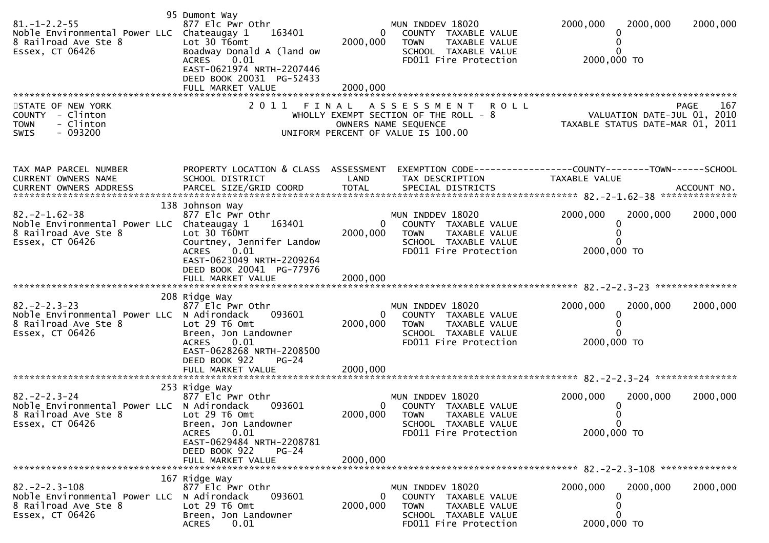```
                          95 Dumont Way
81.-1-2.2-55                   877 Elc Pwr Othr                          MUN INDDEV 18020               2000,000     2000,000     2000,000
Noble Environmental Power LLC  Chateaugay 1    163401            0        COUNTY  TAXABLE VALUE                0
8 Railroad Ave Ste 8           Lot 30 T6omt                2000,000      TOWN    TAXABLE VALUE                0
Essex, CT 06426                Boadway Donald A (land ow                SCHOOL  TAXABLE VALUE                0
                               ACRES     0.01                            FD011 Fire Protection          2000,000 TO
                               EAST-0621974 NRTH-2207446
                               DEED BOOK 20031  PG-52433
                               FULL MARKET VALUE           2000,000
```

STATE OF NEW YORK — 2011 FINAL ASSESSMENT ROLL — PAGE 167
COUNTY - Clinton — WHOLLY EXEMPT SECTION OF THE ROLL - 8 — VALUATION DATE-JUL 01, 2010
TOWN - Clinton — OWNERS NAME SEQUENCE — TAXABLE STATUS DATE-MAR 01, 2011
SWIS - 093200 — UNIFORM PERCENT OF VALUE IS 100.00

```
TAX MAP PARCEL NUMBER          PROPERTY LOCATION & CLASS  ASSESSMENT  EXEMPTION CODE------------------COUNTY--------TOWN------SCHOOL
CURRENT OWNERS NAME            SCHOOL DISTRICT               LAND      TAX DESCRIPTION              TAXABLE VALUE
CURRENT OWNERS ADDRESS         PARCEL SIZE/GRID COORD        TOTAL     SPECIAL DISTRICTS                                    ACCOUNT NO.
*********************************************************************************************** 82.-2-1.62-38 ***************
                         138 Johnson Way
82.-2-1.62-38                  877 Elc Pwr Othr                          MUN INDDEV 18020               2000,000     2000,000     2000,000
Noble Environmental Power LLC  Chateaugay 1    163401            0        COUNTY  TAXABLE VALUE                0
8 Railroad Ave Ste 8           Lot 30 T60MT                2000,000      TOWN    TAXABLE VALUE                0
Essex, CT 06426                Courtney, Jennifer Landow                SCHOOL  TAXABLE VALUE                0
                               ACRES     0.01                            FD011 Fire Protection          2000,000 TO
                               EAST-0623049 NRTH-2209264
                               DEED BOOK 20041  PG-77976
                               FULL MARKET VALUE           2000,000
*********************************************************************************************** 82.-2-2.3-23 ***************
                         208 Ridge Way
82.-2-2.3-23                   877 Elc Pwr Othr                          MUN INDDEV 18020               2000,000     2000,000     2000,000
Noble Environmental Power LLC  N Adirondack    093601            0        COUNTY  TAXABLE VALUE                0
8 Railroad Ave Ste 8           Lot 29 T6 Omt               2000,000      TOWN    TAXABLE VALUE                0
Essex, CT 06426                Breen, Jon Landowner                     SCHOOL  TAXABLE VALUE                0
                               ACRES     0.01                            FD011 Fire Protection          2000,000 TO
                               EAST-0628268 NRTH-2208500
                               DEED BOOK 922    PG-24
                               FULL MARKET VALUE           2000,000
*********************************************************************************************** 82.-2-2.3-24 ***************
                         253 Ridge Way
82.-2-2.3-24                   877 Elc Pwr Othr                          MUN INDDEV 18020               2000,000     2000,000     2000,000
Noble Environmental Power LLC  N Adirondack    093601            0        COUNTY  TAXABLE VALUE                0
8 Railroad Ave Ste 8           Lot 29 T6 Omt               2000,000      TOWN    TAXABLE VALUE                0
Essex, CT 06426                Breen, Jon Landowner                     SCHOOL  TAXABLE VALUE                0
                               ACRES     0.01                            FD011 Fire Protection          2000,000 TO
                               EAST-0629484 NRTH-2208781
                               DEED BOOK 922    PG-24
                               FULL MARKET VALUE           2000,000
*********************************************************************************************** 82.-2-2.3-108 **************
                         167 Ridge Way
82.-2-2.3-108                  877 Elc Pwr Othr                          MUN INDDEV 18020               2000,000     2000,000     2000,000
Noble Environmental Power LLC  N Adirondack    093601            0        COUNTY  TAXABLE VALUE                0
8 Railroad Ave Ste 8           Lot 29 T6 Omt               2000,000      TOWN    TAXABLE VALUE                0
Essex, CT 06426                Breen, Jon Landowner                     SCHOOL  TAXABLE VALUE                0
                               ACRES     0.01                            FD011 Fire Protection          2000,000 TO
```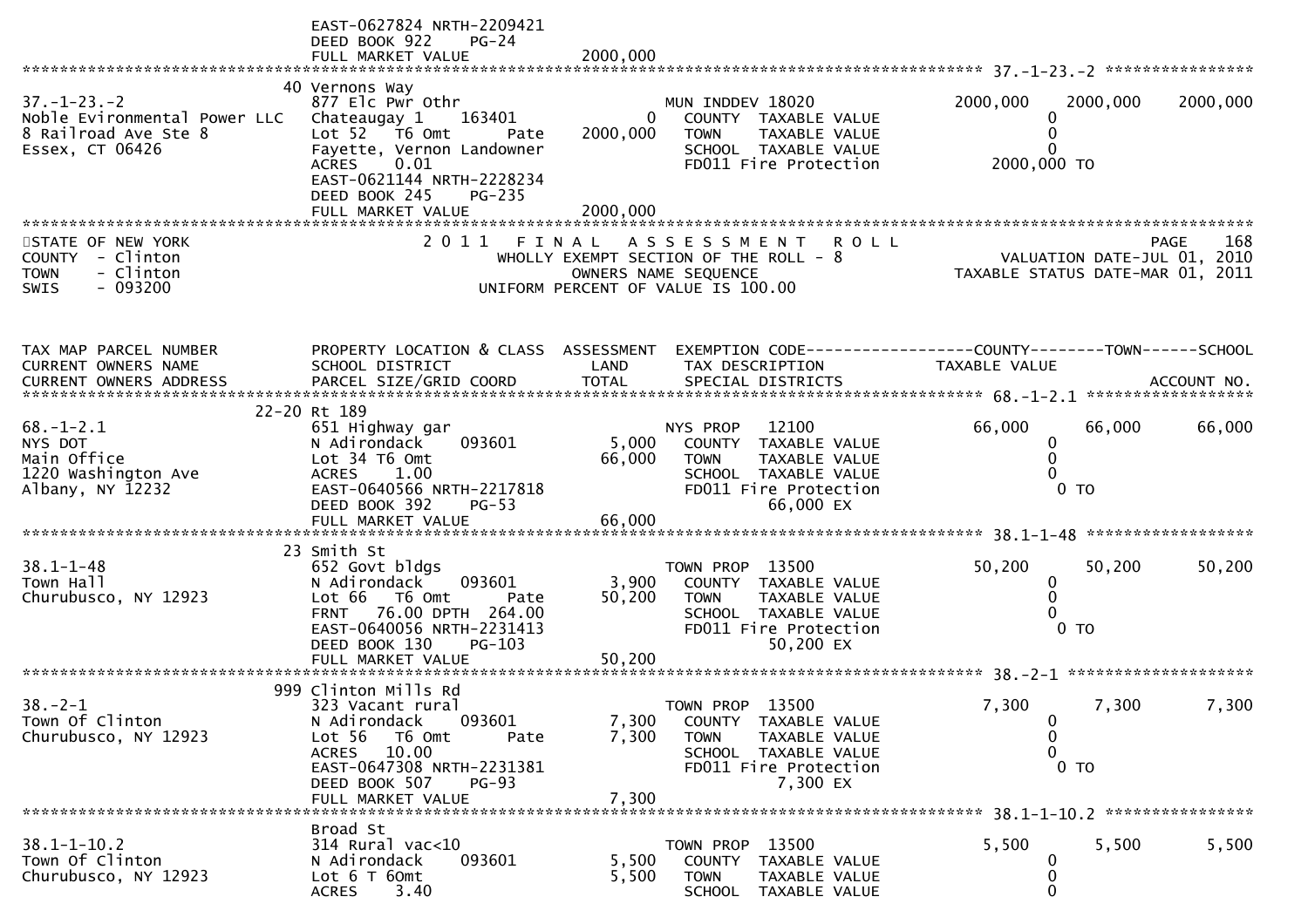```
                            EAST-0627824 NRTH-2209421
                            DEED BOOK 922    PG-24
                            FULL MARKET VALUE            2000,000
******************************************************************************************************* 37.-1-23.-2 ****************
                         40 Vernons Way
37.-1-23.-2                 877 Elc Pwr Othr                     MUN INDDEV 18020             2000,000    2000,000    2000,000
Noble Evironmental Power LLC Chateaugay 1    163401          0    COUNTY  TAXABLE VALUE              0
8 Railroad Ave Ste 8        Lot 52   T6 Omt        Pate   2000,000    TOWN    TAXABLE VALUE              0
Essex, CT 06426             Fayette, Vernon Landowner             SCHOOL  TAXABLE VALUE              0
                            ACRES     0.01                        FD011 Fire Protection           2000,000 TO
                            EAST-0621144 NRTH-2228234
                            DEED BOOK 245    PG-235
                            FULL MARKET VALUE            2000,000
*****************************************************************************************************************************
STATE OF NEW YORK                   2 0 1 1   F I N A L   A S S E S S M E N T   R O L L                                PAGE   168
COUNTY  - Clinton                        WHOLLY EXEMPT SECTION OF THE ROLL - 8                          VALUATION DATE-JUL 01, 2010
TOWN    - Clinton                                OWNERS NAME SEQUENCE                                TAXABLE STATUS DATE-MAR 01, 2011
SWIS    - 093200                          UNIFORM PERCENT OF VALUE IS 100.00



TAX MAP PARCEL NUMBER          PROPERTY LOCATION & CLASS  ASSESSMENT  EXEMPTION CODE------------------COUNTY--------TOWN------SCHOOL
CURRENT OWNERS NAME            SCHOOL DISTRICT               LAND      TAX DESCRIPTION            TAXABLE VALUE
CURRENT OWNERS ADDRESS         PARCEL SIZE/GRID COORD        TOTAL     SPECIAL DISTRICTS                                  ACCOUNT NO.
******************************************************************************************************* 68.-1-2.1 ******************
                      22-20 Rt 189
68.-1-2.1                   651 Highway gar                      NYS PROP   12100               66,000      66,000      66,000
NYS DOT                     N Adirondack    093601        5,000    COUNTY  TAXABLE VALUE              0
Main Office                 Lot 34 T6 Omt                66,000    TOWN    TAXABLE VALUE              0
1220 Washington Ave         ACRES     1.00                        SCHOOL  TAXABLE VALUE              0
Albany, NY 12232            EAST-0640566 NRTH-2217818             FD011 Fire Protection              0 TO
                            DEED BOOK 392    PG-53                          66,000 EX
                            FULL MARKET VALUE              66,000
******************************************************************************************************* 38.1-1-48 ******************
                         23 Smith St
38.1-1-48                   652 Govt bldgs                       TOWN PROP  13500               50,200      50,200      50,200
Town Hall                   N Adirondack    093601        3,900    COUNTY  TAXABLE VALUE              0
Churubusco, NY 12923        Lot 66   T6 Omt        Pate    50,200    TOWN    TAXABLE VALUE              0
                            FRNT   76.00 DPTH  264.00             SCHOOL  TAXABLE VALUE              0
                            EAST-0640056 NRTH-2231413             FD011 Fire Protection              0 TO
                            DEED BOOK 130    PG-103                         50,200 EX
                            FULL MARKET VALUE              50,200
******************************************************************************************************* 38.-2-1 ********************
                        999 Clinton Mills Rd
38.-2-1                     323 Vacant rural                     TOWN PROP  13500                7,300       7,300       7,300
Town Of Clinton             N Adirondack    093601        7,300    COUNTY  TAXABLE VALUE              0
Churubusco, NY 12923        Lot 56   T6 Omt        Pate     7,300    TOWN    TAXABLE VALUE              0
                            ACRES    10.00                        SCHOOL  TAXABLE VALUE              0
                            EAST-0647308 NRTH-2231381             FD011 Fire Protection              0 TO
                            DEED BOOK 507    PG-93                           7,300 EX
                            FULL MARKET VALUE               7,300
******************************************************************************************************* 38.1-1-10.2 ****************
                            Broad St
38.1-1-10.2                 314 Rural vac<10                     TOWN PROP  13500                5,500       5,500       5,500
Town Of Clinton             N Adirondack    093601        5,500    COUNTY  TAXABLE VALUE              0
Churubusco, NY 12923        Lot 6 T 6Omt                  5,500    TOWN    TAXABLE VALUE              0
                            ACRES     3.40                        SCHOOL  TAXABLE VALUE              0
```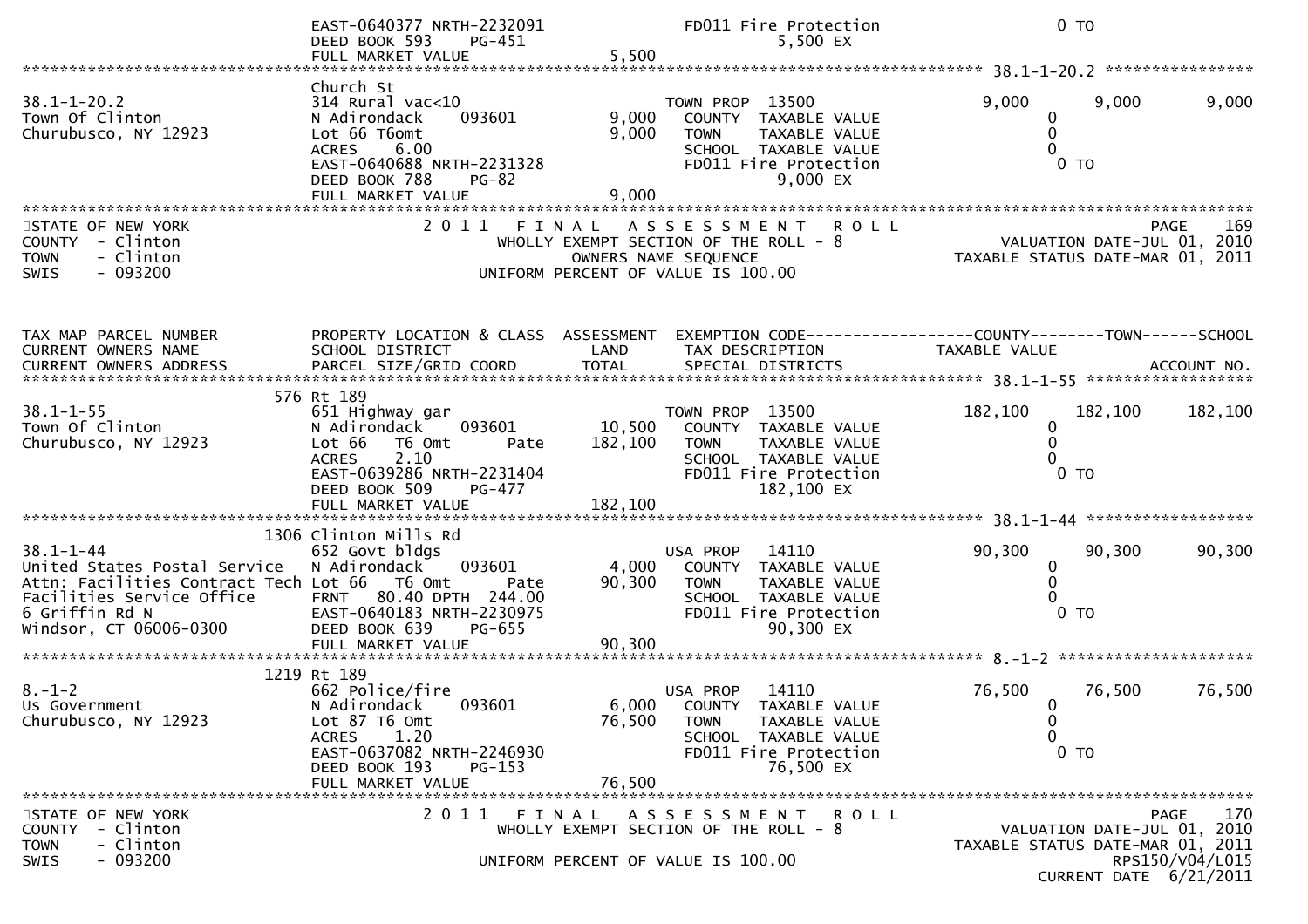```
                              EAST-0640377 NRTH-2232091          FD011 Fire Protection                 0 TO
                              DEED BOOK 593    PG-451                    5,500 EX
                              FULL MARKET VALUE              5,500
******************************************************************************************************* 38.1-1-20.2 ****************
                              Church St
38.1-1-20.2                   314 Rural vac<10                   TOWN PROP  13500                9,000       9,000       9,000
Town Of Clinton               N Adirondack      093601       9,000   COUNTY  TAXABLE VALUE               0
Churubusco, NY 12923          Lot 66 T6omt                   9,000   TOWN    TAXABLE VALUE               0
                              ACRES     6.00                         SCHOOL  TAXABLE VALUE               0
                              EAST-0640688 NRTH-2231328              FD011 Fire Protection                 0 TO
                              DEED BOOK 788    PG-82                         9,000 EX
                              FULL MARKET VALUE              9,000
************************************************************************************************************************************
STATE OF NEW YORK                 2 0 1 1   F I N A L   A S S E S S M E N T   R O L L                                  PAGE    169
COUNTY  - Clinton                       WHOLLY EXEMPT SECTION OF THE ROLL - 8                      VALUATION DATE-JUL 01, 2010
TOWN    - Clinton                             OWNERS NAME SEQUENCE                          TAXABLE STATUS DATE-MAR 01, 2011
SWIS    - 093200                       UNIFORM PERCENT OF VALUE IS 100.00



TAX MAP PARCEL NUMBER         PROPERTY LOCATION & CLASS  ASSESSMENT  EXEMPTION CODE------------------COUNTY--------TOWN------SCHOOL
CURRENT OWNERS NAME           SCHOOL DISTRICT               LAND      TAX DESCRIPTION              TAXABLE VALUE
CURRENT OWNERS ADDRESS        PARCEL SIZE/GRID COORD        TOTAL     SPECIAL DISTRICTS                                 ACCOUNT NO.
******************************************************************************************************* 38.1-1-55 *******************
                          576 Rt 189
38.1-1-55                     651 Highway gar                    TOWN PROP  13500              182,100     182,100     182,100
Town Of Clinton               N Adirondack      093601      10,500   COUNTY  TAXABLE VALUE               0
Churubusco, NY 12923          Lot 66   T6 Omt       Pate   182,100   TOWN    TAXABLE VALUE               0
                              ACRES     2.10                         SCHOOL  TAXABLE VALUE               0
                              EAST-0639286 NRTH-2231404              FD011 Fire Protection                 0 TO
                              DEED BOOK 509    PG-477                      182,100 EX
                              FULL MARKET VALUE            182,100
******************************************************************************************************* 38.1-1-44 *******************
                         1306 Clinton Mills Rd
38.1-1-44                     652 Govt bldgs                     USA PROP   14110               90,300      90,300      90,300
United States Postal Service  N Adirondack      093601       4,000   COUNTY  TAXABLE VALUE               0
Attn: Facilities Contract Tech Lot 66   T6 Omt       Pate    90,300   TOWN    TAXABLE VALUE               0
Facilities Service Office     FRNT   80.40 DPTH 244.00               SCHOOL  TAXABLE VALUE               0
6 Griffin Rd N                EAST-0640183 NRTH-2230975              FD011 Fire Protection                 0 TO
Windsor, CT 06006-0300        DEED BOOK 639    PG-655                       90,300 EX
                              FULL MARKET VALUE             90,300
******************************************************************************************************* 8.-1-2 **********************
                         1219 Rt 189
8.-1-2                        662 Police/fire                    USA PROP   14110               76,500      76,500      76,500
Us Government                 N Adirondack      093601       6,000   COUNTY  TAXABLE VALUE               0
Churubusco, NY 12923          Lot 87 T6 Omt                 76,500   TOWN    TAXABLE VALUE               0
                              ACRES     1.20                         SCHOOL  TAXABLE VALUE               0
                              EAST-0637082 NRTH-2246930              FD011 Fire Protection                 0 TO
                              DEED BOOK 193    PG-153                       76,500 EX
                              FULL MARKET VALUE             76,500
************************************************************************************************************************************
STATE OF NEW YORK                 2 0 1 1   F I N A L   A S S E S S M E N T   R O L L                                  PAGE    170
COUNTY  - Clinton                       WHOLLY EXEMPT SECTION OF THE ROLL - 8                      VALUATION DATE-JUL 01, 2010
TOWN    - Clinton                                                                           TAXABLE STATUS DATE-MAR 01, 2011
SWIS    - 093200                       UNIFORM PERCENT OF VALUE IS 100.00                                       RPS150/V04/L015
                                                                                                           CURRENT DATE 6/21/2011
```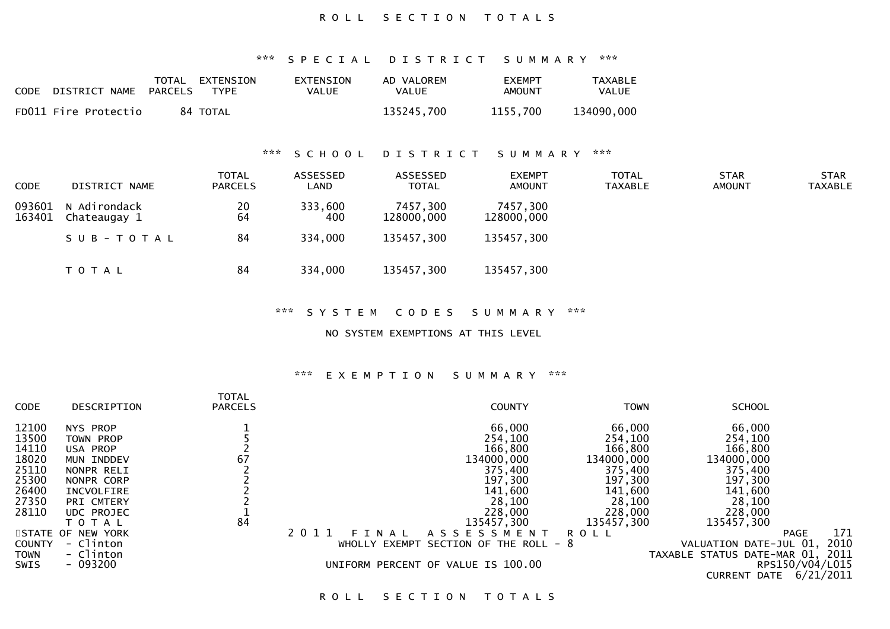# ROLL SECTION TOTALS

## *** SPECIAL DISTRICT SUMMARY ***

| CODE | DISTRICT NAME | TOTAL PARCELS | EXTENSION TYPE | EXTENSION VALUE | AD VALOREM VALUE | EXEMPT AMOUNT | TAXABLE VALUE |
|---|---|---|---|---|---|---|---|
| FD011 | Fire Protectio | 84 | TOTAL | | 135245,700 | 1155,700 | 134090,000 |

## *** SCHOOL DISTRICT SUMMARY ***

| CODE | DISTRICT NAME | TOTAL PARCELS | ASSESSED LAND | ASSESSED TOTAL | EXEMPT AMOUNT | TOTAL TAXABLE | STAR AMOUNT | STAR TAXABLE |
|---|---|---|---|---|---|---|---|---|
| 093601 | N Adirondack | 20 | 333,600 | 7457,300 | 7457,300 | | | |
| 163401 | Chateaugay 1 | 64 | 400 | 128000,000 | 128000,000 | | | |
| | SUB-TOTAL | 84 | 334,000 | 135457,300 | 135457,300 | | | |
| | TOTAL | 84 | 334,000 | 135457,300 | 135457,300 | | | |

## *** SYSTEM CODES SUMMARY ***

NO SYSTEM EXEMPTIONS AT THIS LEVEL

## *** EXEMPTION SUMMARY ***

| CODE | DESCRIPTION | TOTAL PARCELS | COUNTY | TOWN | SCHOOL |
|---|---|---|---|---|---|
| 12100 | NYS PROP | 1 | 66,000 | 66,000 | 66,000 |
| 13500 | TOWN PROP | 5 | 254,100 | 254,100 | 254,100 |
| 14110 | USA PROP | 2 | 166,800 | 166,800 | 166,800 |
| 18020 | MUN INDDEV | 67 | 134000,000 | 134000,000 | 134000,000 |
| 25110 | NONPR RELI | 2 | 375,400 | 375,400 | 375,400 |
| 25300 | NONPR CORP | 2 | 197,300 | 197,300 | 197,300 |
| 26400 | INCVOLFIRE | 2 | 141,600 | 141,600 | 141,600 |
| 27350 | PRI CMTERY | 2 | 28,100 | 28,100 | 28,100 |
| 28110 | UDC PROJEC | 1 | 228,000 | 228,000 | 228,000 |
| | TOTAL | 84 | 135457,300 | 135457,300 | 135457,300 |

STATE OF NEW YORK
COUNTY - Clinton
TOWN - Clinton
SWIS - 093200

2011 FINAL ASSESSMENT ROLL
WHOLLY EXEMPT SECTION OF THE ROLL - 8
UNIFORM PERCENT OF VALUE IS 100.00

PAGE 171
VALUATION DATE-JUL 01, 2010
TAXABLE STATUS DATE-MAR 01, 2011
RPS150/V04/L015
CURRENT DATE 6/21/2011

# ROLL SECTION TOTALS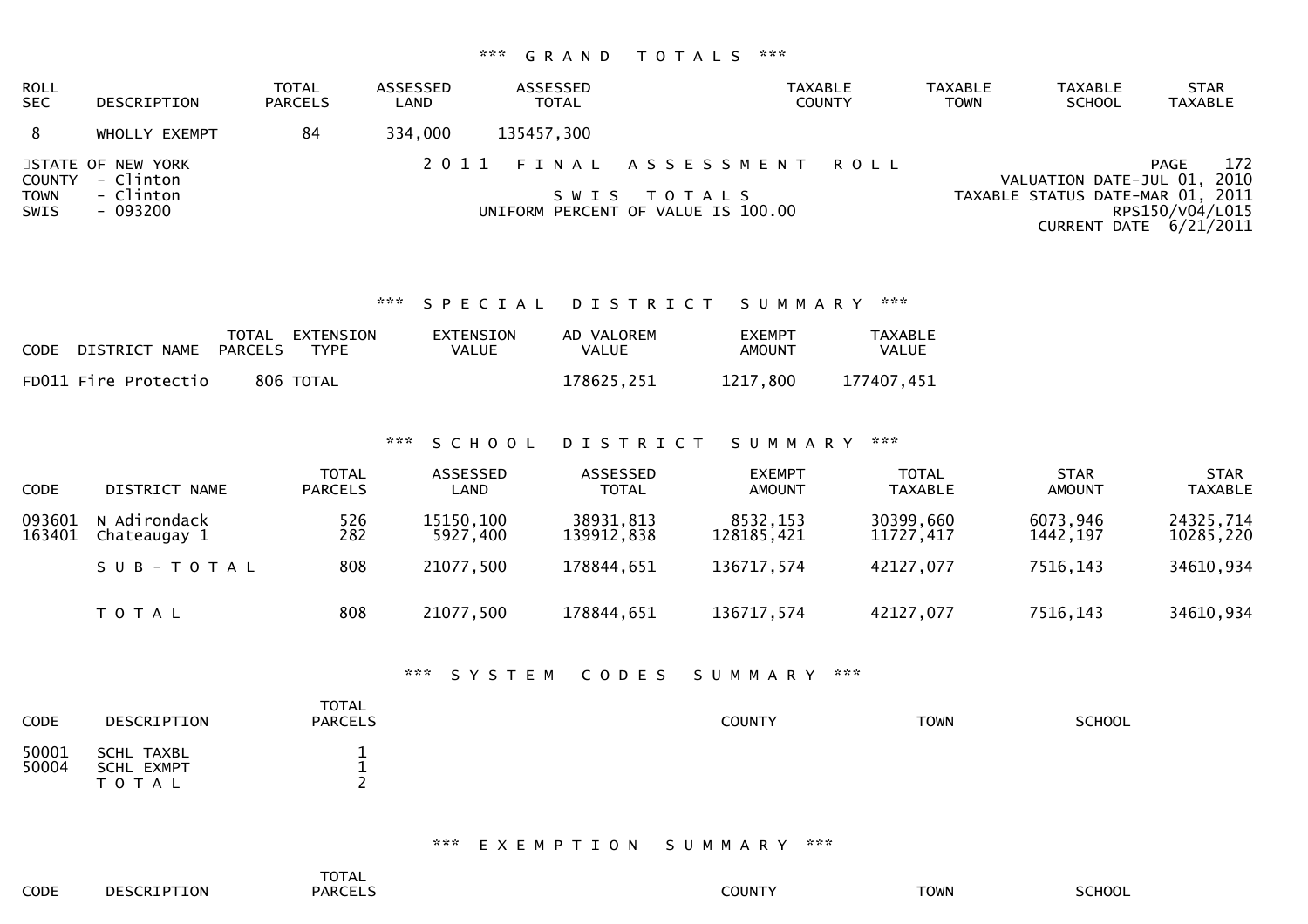*** GRAND TOTALS ***

| ROLL SEC | DESCRIPTION | TOTAL PARCELS | ASSESSED LAND | ASSESSED TOTAL | TAXABLE COUNTY | TAXABLE TOWN | TAXABLE SCHOOL | STAR TAXABLE |
|---|---|---|---|---|---|---|---|---|
| 8 | WHOLLY EXEMPT | 84 | 334,000 | 135457,300 | | | | |

STATE OF NEW YORK
COUNTY - Clinton
TOWN - Clinton
SWIS - 093200

2011 FINAL ASSESSMENT ROLL

SWIS TOTALS

UNIFORM PERCENT OF VALUE IS 100.00

PAGE 172
VALUATION DATE-JUL 01, 2010
TAXABLE STATUS DATE-MAR 01, 2011
RPS150/V04/L015
CURRENT DATE 6/21/2011

*** SPECIAL DISTRICT SUMMARY ***

| CODE | DISTRICT NAME | TOTAL PARCELS | EXTENSION TYPE | EXTENSION VALUE | AD VALOREM VALUE | EXEMPT AMOUNT | TAXABLE VALUE |
|---|---|---|---|---|---|---|---|
| FD011 | Fire Protectio | 806 | TOTAL | | 178625,251 | 1217,800 | 177407,451 |

*** SCHOOL DISTRICT SUMMARY ***

| CODE | DISTRICT NAME | TOTAL PARCELS | ASSESSED LAND | ASSESSED TOTAL | EXEMPT AMOUNT | TOTAL TAXABLE | STAR AMOUNT | STAR TAXABLE |
|---|---|---|---|---|---|---|---|---|
| 093601 | N Adirondack | 526 | 15150,100 | 38931,813 | 8532,153 | 30399,660 | 6073,946 | 24325,714 |
| 163401 | Chateaugay 1 | 282 | 5927,400 | 139912,838 | 128185,421 | 11727,417 | 1442,197 | 10285,220 |
| | SUB-TOTAL | 808 | 21077,500 | 178844,651 | 136717,574 | 42127,077 | 7516,143 | 34610,934 |
| | TOTAL | 808 | 21077,500 | 178844,651 | 136717,574 | 42127,077 | 7516,143 | 34610,934 |

*** SYSTEM CODES SUMMARY ***

| CODE | DESCRIPTION | TOTAL PARCELS | COUNTY | TOWN | SCHOOL |
|---|---|---|---|---|---|
| 50001 | SCHL TAXBL | 1 | | | |
| 50004 | SCHL EXMPT | 1 | | | |
| | TOTAL | 2 | | | |

*** EXEMPTION SUMMARY ***

| CODE | DESCRIPTION | TOTAL PARCELS | COUNTY | TOWN | SCHOOL |
|---|---|---|---|---|---|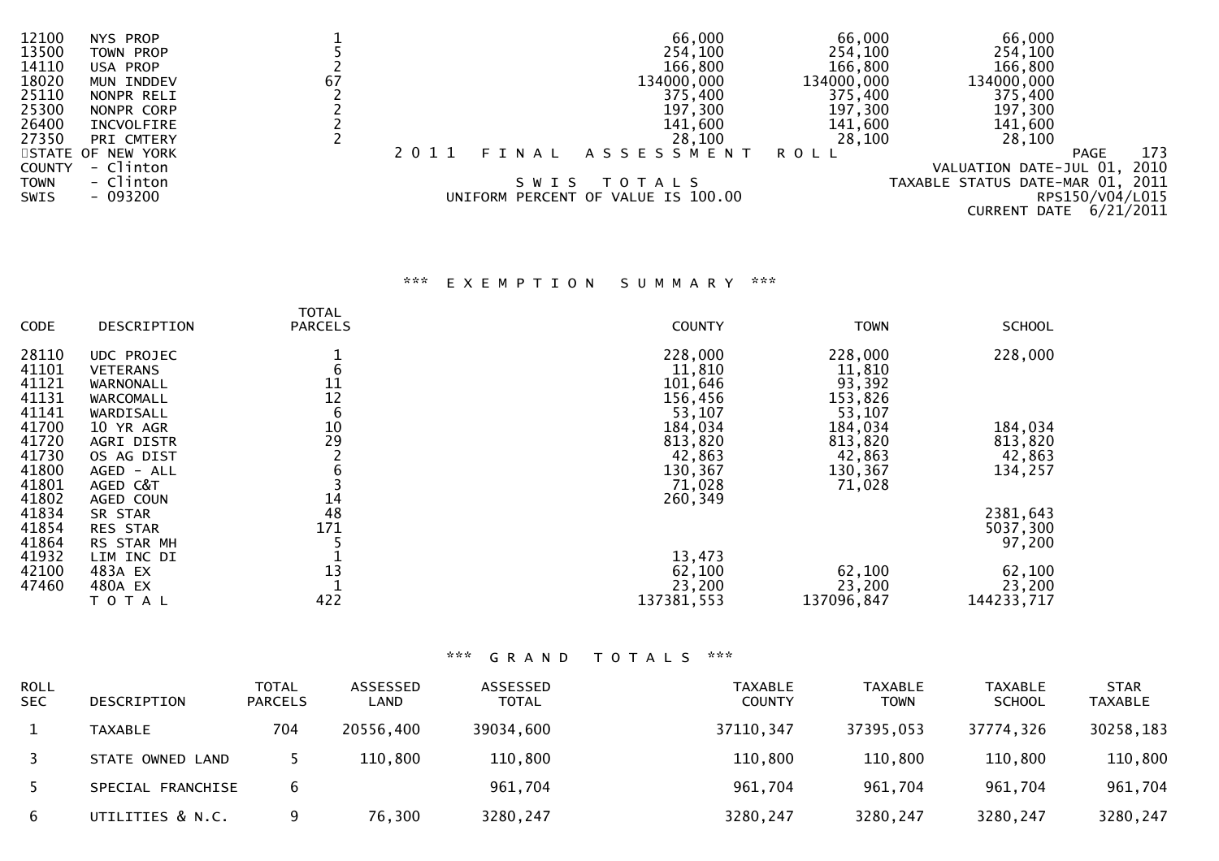| CODE | DESCRIPTION | TOTAL PARCELS | COUNTY | TOWN | SCHOOL |
|---|---|---|---|---|---|
| 12100 | NYS PROP | 1 | 66,000 | 66,000 | 66,000 |
| 13500 | TOWN PROP | 5 | 254,100 | 254,100 | 254,100 |
| 14110 | USA PROP | 2 | 166,800 | 166,800 | 166,800 |
| 18020 | MUN INDDEV | 67 | 134000,000 | 134000,000 | 134000,000 |
| 25110 | NONPR RELI | 2 | 375,400 | 375,400 | 375,400 |
| 25300 | NONPR CORP | 2 | 197,300 | 197,300 | 197,300 |
| 26400 | INCVOLFIRE | 2 | 141,600 | 141,600 | 141,600 |
| 27350 | PRI CMTERY | 2 | 28,100 | 28,100 | 28,100 |

STATE OF NEW YORK
COUNTY - Clinton
TOWN - Clinton
SWIS - 093200

2 0 1 1 F I N A L A S S E S S M E N T R O L L

S W I S T O T A L S

UNIFORM PERCENT OF VALUE IS 100.00

VALUATION DATE-JUL 01, 2010
TAXABLE STATUS DATE-MAR 01, 2011
RPS150/V04/L015
CURRENT DATE 6/21/2011

### *** E X E M P T I O N S U M M A R Y ***

| CODE | DESCRIPTION | TOTAL PARCELS | COUNTY | TOWN | SCHOOL |
|---|---|---|---|---|---|
| 28110 | UDC PROJEC | 1 | 228,000 | 228,000 | 228,000 |
| 41101 | VETERANS | 6 | 11,810 | 11,810 | |
| 41121 | WARNONALL | 11 | 101,646 | 93,392 | |
| 41131 | WARCOMALL | 12 | 156,456 | 153,826 | |
| 41141 | WARDISALL | 6 | 53,107 | 53,107 | |
| 41700 | 10 YR AGR | 10 | 184,034 | 184,034 | 184,034 |
| 41720 | AGRI DISTR | 29 | 813,820 | 813,820 | 813,820 |
| 41730 | OS AG DIST | 2 | 42,863 | 42,863 | 42,863 |
| 41800 | AGED - ALL | 6 | 130,367 | 130,367 | 134,257 |
| 41801 | AGED C&T | 3 | 71,028 | 71,028 | |
| 41802 | AGED COUN | 14 | 260,349 | | |
| 41834 | SR STAR | 48 | | | 2381,643 |
| 41854 | RES STAR | 171 | | | 5037,300 |
| 41864 | RS STAR MH | 5 | | | 97,200 |
| 41932 | LIM INC DI | 1 | 13,473 | | |
| 42100 | 483A EX | 13 | 62,100 | 62,100 | 62,100 |
| 47460 | 480A EX | 1 | 23,200 | 23,200 | 23,200 |
| | T O T A L | 422 | 137381,553 | 137096,847 | 144233,717 |

### *** G R A N D T O T A L S ***

| ROLL SEC | DESCRIPTION | TOTAL PARCELS | ASSESSED LAND | ASSESSED TOTAL | TAXABLE COUNTY | TAXABLE TOWN | TAXABLE SCHOOL | STAR TAXABLE |
|---|---|---|---|---|---|---|---|---|
| 1 | TAXABLE | 704 | 20556,400 | 39034,600 | 37110,347 | 37395,053 | 37774,326 | 30258,183 |
| 3 | STATE OWNED LAND | 5 | 110,800 | 110,800 | 110,800 | 110,800 | 110,800 | 110,800 |
| 5 | SPECIAL FRANCHISE | 6 | | 961,704 | 961,704 | 961,704 | 961,704 | 961,704 |
| 6 | UTILITIES & N.C. | 9 | 76,300 | 3280,247 | 3280,247 | 3280,247 | 3280,247 | 3280,247 |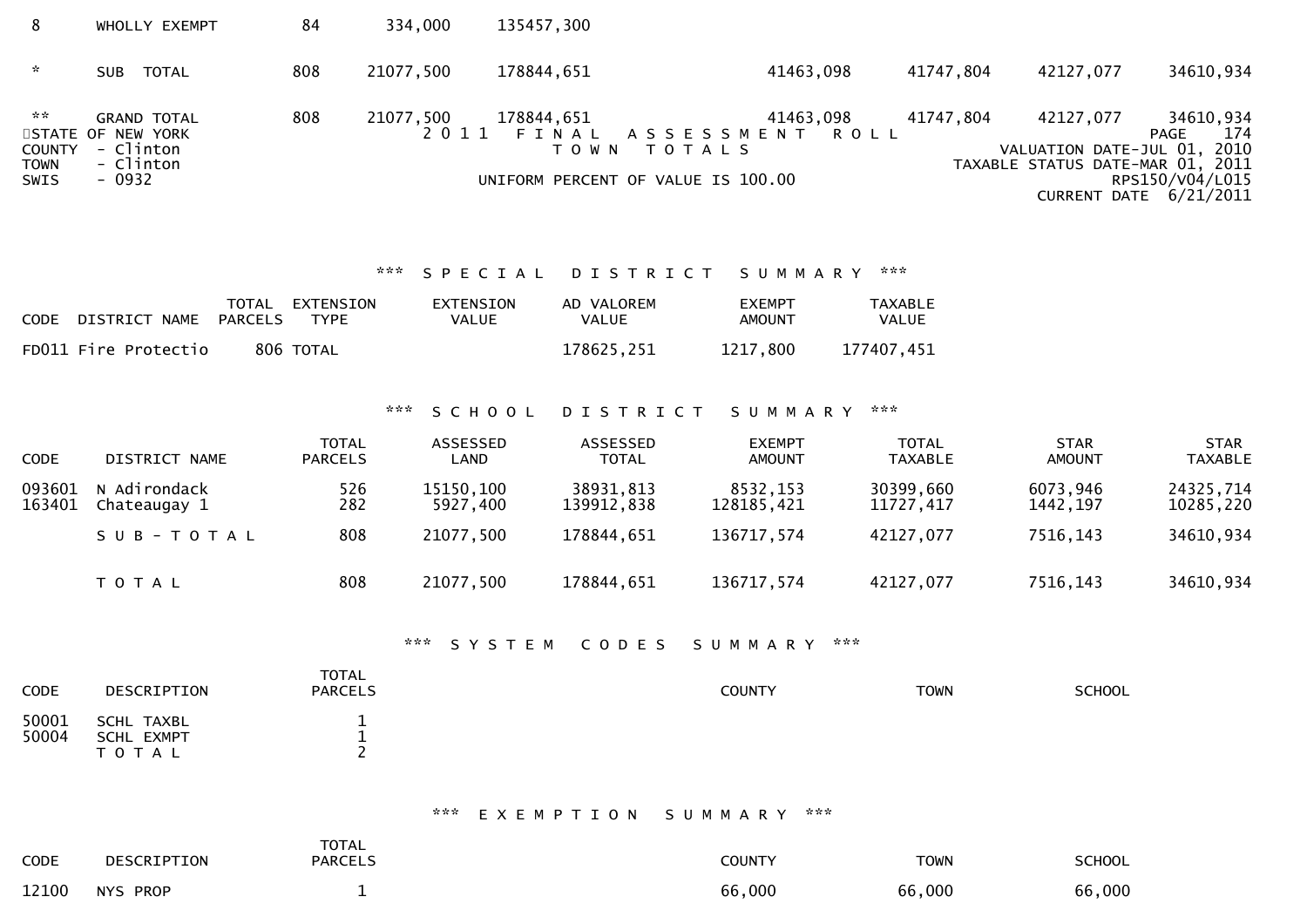| | | | | | | | | |
|---|---|---|---|---|---|---|---|---|
| 8 | WHOLLY EXEMPT | 84 | 334,000 | 135457,300 | | | | |
| * | SUB TOTAL | 808 | 21077,500 | 178844,651 | 41463,098 | 41747,804 | 42127,077 | 34610,934 |
| ** | GRAND TOTAL | 808 | 21077,500 | 178844,651 | 41463,098 | 41747,804 | 42127,077 | 34610,934 |

STATE OF NEW YORK
COUNTY - Clinton
TOWN - Clinton
SWIS - 0932

2 0 1 1 F I N A L A S S E S S M E N T R O L L
T O W N T O T A L S

UNIFORM PERCENT OF VALUE IS 100.00

PAGE 174
VALUATION DATE-JUL 01, 2010
TAXABLE STATUS DATE-MAR 01, 2011
RPS150/V04/L015
CURRENT DATE 6/21/2011

### *** S P E C I A L D I S T R I C T S U M M A R Y ***

| CODE DISTRICT NAME | TOTAL PARCELS | EXTENSION TYPE | EXTENSION VALUE | AD VALOREM VALUE | EXEMPT AMOUNT | TAXABLE VALUE |
|---|---|---|---|---|---|---|
| FD011 Fire Protectio | 806 | TOTAL | | 178625,251 | 1217,800 | 177407,451 |

### *** S C H O O L D I S T R I C T S U M M A R Y ***

| CODE | DISTRICT NAME | TOTAL PARCELS | ASSESSED LAND | ASSESSED TOTAL | EXEMPT AMOUNT | TOTAL TAXABLE | STAR AMOUNT | STAR TAXABLE |
|---|---|---|---|---|---|---|---|---|
| 093601 | N Adirondack | 526 | 15150,100 | 38931,813 | 8532,153 | 30399,660 | 6073,946 | 24325,714 |
| 163401 | Chateaugay 1 | 282 | 5927,400 | 139912,838 | 128185,421 | 11727,417 | 1442,197 | 10285,220 |
| | S U B - T O T A L | 808 | 21077,500 | 178844,651 | 136717,574 | 42127,077 | 7516,143 | 34610,934 |
| | T O T A L | 808 | 21077,500 | 178844,651 | 136717,574 | 42127,077 | 7516,143 | 34610,934 |

### *** S Y S T E M C O D E S S U M M A R Y ***

| CODE | DESCRIPTION | TOTAL PARCELS | COUNTY | TOWN | SCHOOL |
|---|---|---|---|---|---|
| 50001 | SCHL TAXBL | 1 | | | |
| 50004 | SCHL EXMPT | 1 | | | |
| | T O T A L | 2 | | | |

### *** E X E M P T I O N S U M M A R Y ***

| CODE | DESCRIPTION | TOTAL PARCELS | COUNTY | TOWN | SCHOOL |
|---|---|---|---|---|---|
| 12100 | NYS PROP | 1 | 66,000 | 66,000 | 66,000 |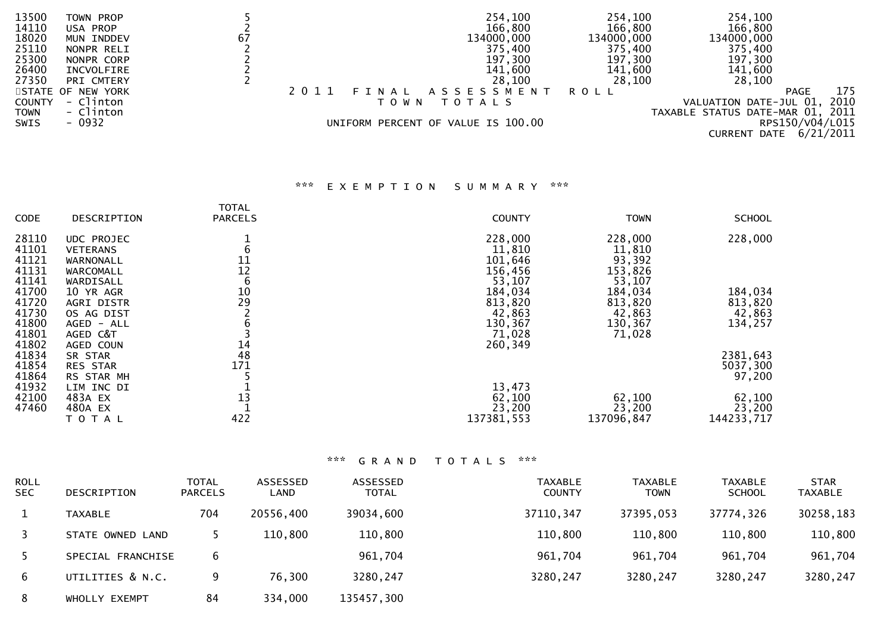| CODE | DESCRIPTION | TOTAL PARCELS | COUNTY | TOWN | SCHOOL |
|---|---|---|---|---|---|
| 13500 | TOWN PROP | 5 | 254,100 | 254,100 | 254,100 |
| 14110 | USA PROP | 2 | 166,800 | 166,800 | 166,800 |
| 18020 | MUN INDDEV | 67 | 134000,000 | 134000,000 | 134000,000 |
| 25110 | NONPR RELI | 2 | 375,400 | 375,400 | 375,400 |
| 25300 | NONPR CORP | 2 | 197,300 | 197,300 | 197,300 |
| 26400 | INCVOLFIRE | 2 | 141,600 | 141,600 | 141,600 |
| 27350 | PRI CMTERY | 2 | 28,100 | 28,100 | 28,100 |

STATE OF NEW YORK
COUNTY - Clinton
TOWN - Clinton
SWIS - 0932

2 0 1 1 F I N A L A S S E S S M E N T R O L L
T O W N T O T A L S

UNIFORM PERCENT OF VALUE IS 100.00

VALUATION DATE-JUL 01, 2010
TAXABLE STATUS DATE-MAR 01, 2011
RPS150/V04/L015
CURRENT DATE 6/21/2011

## \*\*\* E X E M P T I O N S U M M A R Y \*\*\*

| CODE | DESCRIPTION | TOTAL PARCELS | COUNTY | TOWN | SCHOOL |
|---|---|---|---|---|---|
| 28110 | UDC PROJEC | 1 | 228,000 | 228,000 | 228,000 |
| 41101 | VETERANS | 6 | 11,810 | 11,810 | |
| 41121 | WARNONALL | 11 | 101,646 | 93,392 | |
| 41131 | WARCOMALL | 12 | 156,456 | 153,826 | |
| 41141 | WARDISALL | 6 | 53,107 | 53,107 | |
| 41700 | 10 YR AGR | 10 | 184,034 | 184,034 | 184,034 |
| 41720 | AGRI DISTR | 29 | 813,820 | 813,820 | 813,820 |
| 41730 | OS AG DIST | 2 | 42,863 | 42,863 | 42,863 |
| 41800 | AGED - ALL | 6 | 130,367 | 130,367 | 134,257 |
| 41801 | AGED C&T | 3 | 71,028 | 71,028 | |
| 41802 | AGED COUN | 14 | 260,349 | | |
| 41834 | SR STAR | 48 | | | 2381,643 |
| 41854 | RES STAR | 171 | | | 5037,300 |
| 41864 | RS STAR MH | 5 | | | 97,200 |
| 41932 | LIM INC DI | 1 | 13,473 | | |
| 42100 | 483A EX | 13 | 62,100 | 62,100 | 62,100 |
| 47460 | 480A EX | 1 | 23,200 | 23,200 | 23,200 |
| | T O T A L | 422 | 137381,553 | 137096,847 | 144233,717 |

## \*\*\* G R A N D T O T A L S \*\*\*

| ROLL SEC | DESCRIPTION | TOTAL PARCELS | ASSESSED LAND | ASSESSED TOTAL | TAXABLE COUNTY | TAXABLE TOWN | TAXABLE SCHOOL | STAR TAXABLE |
|---|---|---|---|---|---|---|---|---|
| 1 | TAXABLE | 704 | 20556,400 | 39034,600 | 37110,347 | 37395,053 | 37774,326 | 30258,183 |
| 3 | STATE OWNED LAND | 5 | 110,800 | 110,800 | 110,800 | 110,800 | 110,800 | 110,800 |
| 5 | SPECIAL FRANCHISE | 6 | | 961,704 | 961,704 | 961,704 | 961,704 | 961,704 |
| 6 | UTILITIES & N.C. | 9 | 76,300 | 3280,247 | 3280,247 | 3280,247 | 3280,247 | 3280,247 |
| 8 | WHOLLY EXEMPT | 84 | 334,000 | 135457,300 | | | | |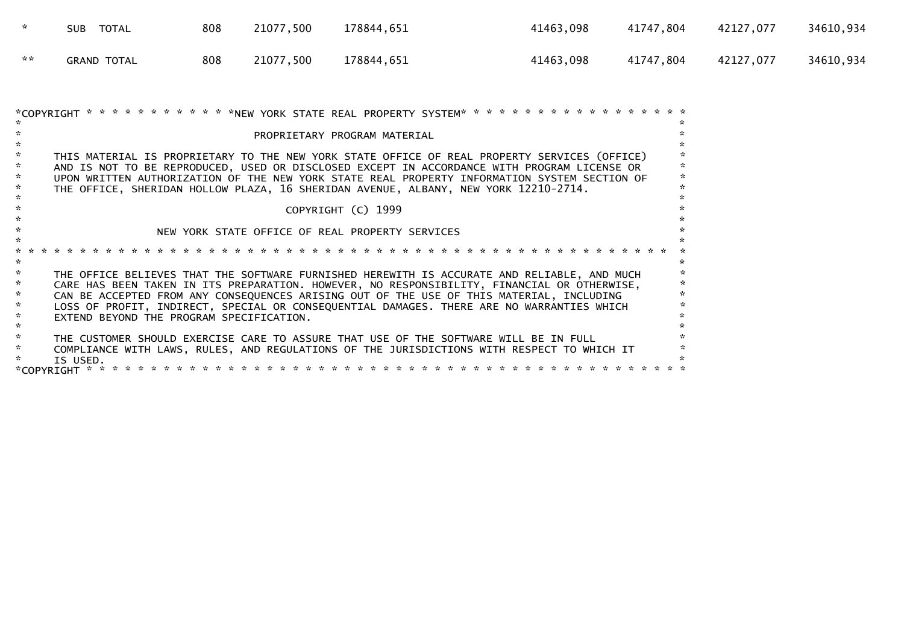| | | | | | | | | | |
|---|---|---|---|---|---|---|---|---|---|
| * | SUB TOTAL | 808 | 21077,500 | 178844,651 | | 41463,098 | 41747,804 | 42127,077 | 34610,934 |
| ** | GRAND TOTAL | 808 | 21077,500 | 178844,651 | | 41463,098 | 41747,804 | 42127,077 | 34610,934 |

```
*COPYRIGHT * * * * * * * * * * * *NEW YORK STATE REAL PROPERTY SYSTEM* * * * * * * * * * * * * * * * * *
*                                                                                                       *
*                                     PROPRIETARY PROGRAM MATERIAL                                      *
*                                                                                                       *
*     THIS MATERIAL IS PROPRIETARY TO THE NEW YORK STATE OFFICE OF REAL PROPERTY SERVICES (OFFICE)      *
*     AND IS NOT TO BE REPRODUCED, USED OR DISCLOSED EXCEPT IN ACCORDANCE WITH PROGRAM LICENSE OR       *
*     UPON WRITTEN AUTHORIZATION OF THE NEW YORK STATE REAL PROPERTY INFORMATION SYSTEM SECTION OF      *
*     THE OFFICE, SHERIDAN HOLLOW PLAZA, 16 SHERIDAN AVENUE, ALBANY, NEW YORK 12210-2714.               *
*                                                                                                       *
*                                          COPYRIGHT (C) 1999                                           *
*                                                                                                       *
*                        NEW YORK STATE OFFICE OF REAL PROPERTY SERVICES                                *
*                                                                                                       *
* * * * * * * * * * * * * * * * * * * * * * * * * * * * * * * * * * * * * * * * * * * * * * * * * * *
*                                                                                                       *
*     THE OFFICE BELIEVES THAT THE SOFTWARE FURNISHED HEREWITH IS ACCURATE AND RELIABLE, AND MUCH        *
*     CARE HAS BEEN TAKEN IN ITS PREPARATION. HOWEVER, NO RESPONSIBILITY, FINANCIAL OR OTHERWISE,       *
*     CAN BE ACCEPTED FROM ANY CONSEQUENCES ARISING OUT OF THE USE OF THIS MATERIAL, INCLUDING          *
*     LOSS OF PROFIT, INDIRECT, SPECIAL OR CONSEQUENTIAL DAMAGES. THERE ARE NO WARRANTIES WHICH         *
*     EXTEND BEYOND THE PROGRAM SPECIFICATION.                                                          *
*                                                                                                       *
*     THE CUSTOMER SHOULD EXERCISE CARE TO ASSURE THAT USE OF THE SOFTWARE WILL BE IN FULL              *
*     COMPLIANCE WITH LAWS, RULES, AND REGULATIONS OF THE JURISDICTIONS WITH RESPECT TO WHICH IT        *
*     IS USED.                                                                                          *
*COPYRIGHT * * * * * * * * * * * * * * * * * * * * * * * * * * * * * * * * * * * * * * * * * * * * *
```